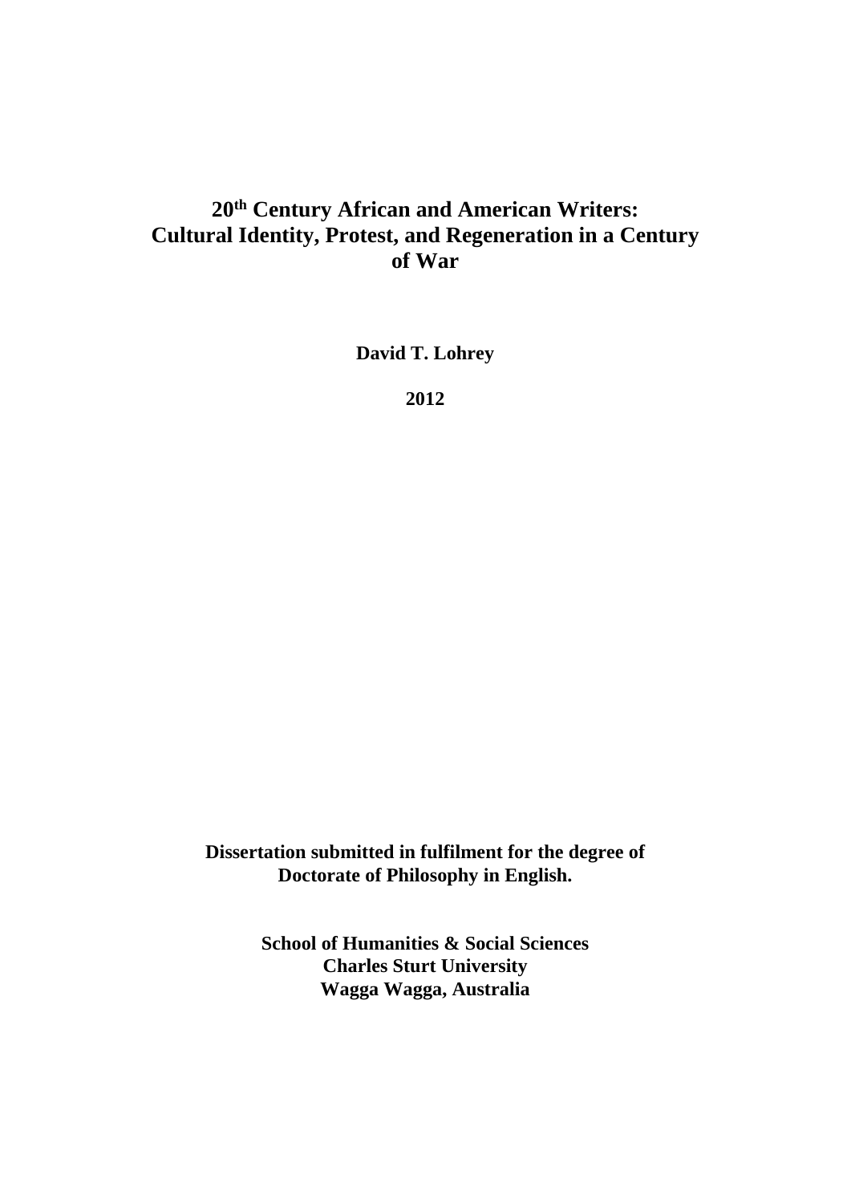# 20th Century African and American Writers: Cultural Identity, Protest, and Regeneration in a Century of War

**David T. Lohrey**

**2012**

**Dissertation submitted in fulfilment for the degree of Doctorate of Philosophy in English.**

**School of Humanities & Social Sciences**
**Charles Sturt University**
**Wagga Wagga, Australia**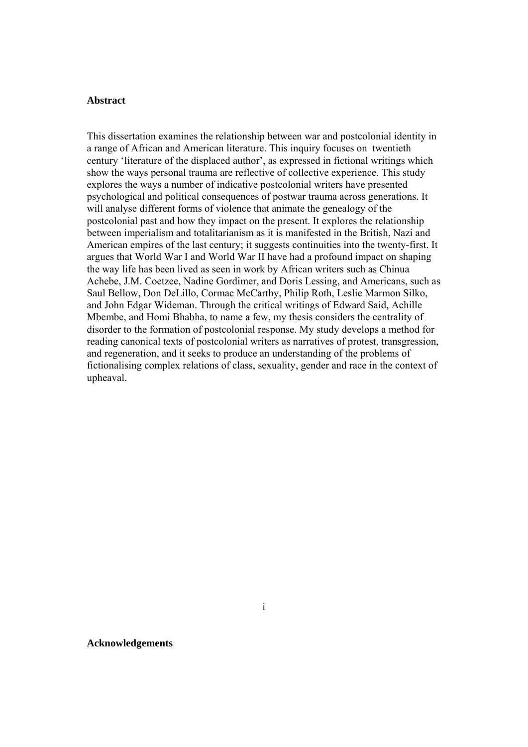## Abstract

This dissertation examines the relationship between war and postcolonial identity in a range of African and American literature. This inquiry focuses on twentieth century 'literature of the displaced author', as expressed in fictional writings which show the ways personal trauma are reflective of collective experience. This study explores the ways a number of indicative postcolonial writers have presented psychological and political consequences of postwar trauma across generations. It will analyse different forms of violence that animate the genealogy of the postcolonial past and how they impact on the present. It explores the relationship between imperialism and totalitarianism as it is manifested in the British, Nazi and American empires of the last century; it suggests continuities into the twenty-first. It argues that World War I and World War II have had a profound impact on shaping the way life has been lived as seen in work by African writers such as Chinua Achebe, J.M. Coetzee, Nadine Gordimer, and Doris Lessing, and Americans, such as Saul Bellow, Don DeLillo, Cormac McCarthy, Philip Roth, Leslie Marmon Silko, and John Edgar Wideman. Through the critical writings of Edward Said, Achille Mbembe, and Homi Bhabha, to name a few, my thesis considers the centrality of disorder to the formation of postcolonial response. My study develops a method for reading canonical texts of postcolonial writers as narratives of protest, transgression, and regeneration, and it seeks to produce an understanding of the problems of fictionalising complex relations of class, sexuality, gender and race in the context of upheaval.

## Acknowledgements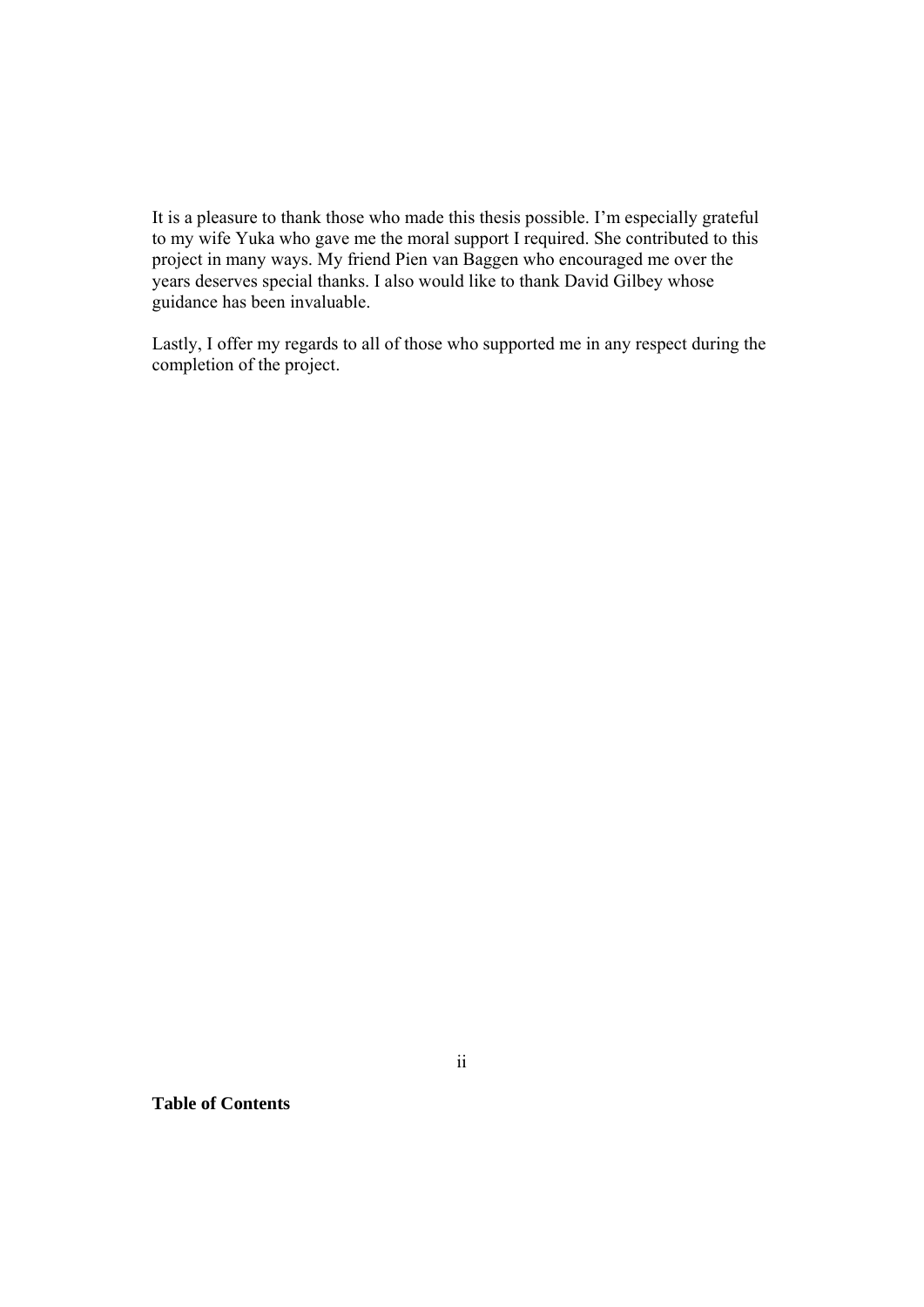It is a pleasure to thank those who made this thesis possible. I'm especially grateful to my wife Yuka who gave me the moral support I required. She contributed to this project in many ways. My friend Pien van Baggen who encouraged me over the years deserves special thanks. I also would like to thank David Gilbey whose guidance has been invaluable.

Lastly, I offer my regards to all of those who supported me in any respect during the completion of the project.

**Table of Contents**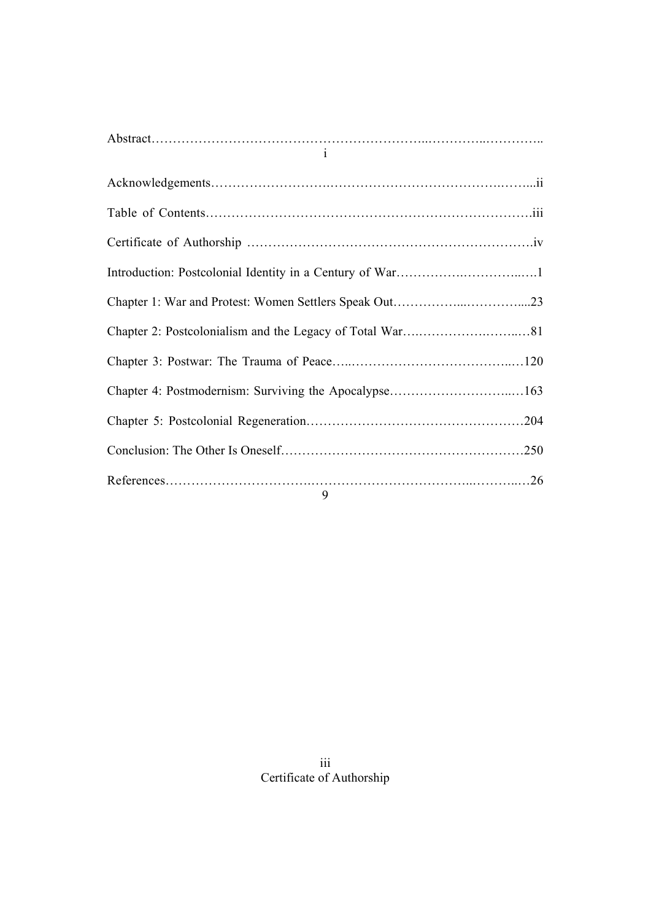Abstract…………………………………………………………..…………..………….. i

Acknowledgements…………………….……………………………….……...ii

Table of Contents………………………………………………………………….iii

Certificate of Authorship ……………………………………………………….iv

Introduction: Postcolonial Identity in a Century of War…………….…………..….1

Chapter 1: War and Protest: Women Settlers Speak Out……………...…………...23

Chapter 2: Postcolonialism and the Legacy of Total War….…………….……..…81

Chapter 3: Postwar: The Trauma of Peace…..…………………………………..…120

Chapter 4: Postmodernism: Surviving the Apocalypse…………………………..…163

Chapter 5: Postcolonial Regeneration……………………………………………204

Conclusion: The Other Is Oneself………………………………………………250

References…………………………….……………………………..………..…269

Certificate of Authorship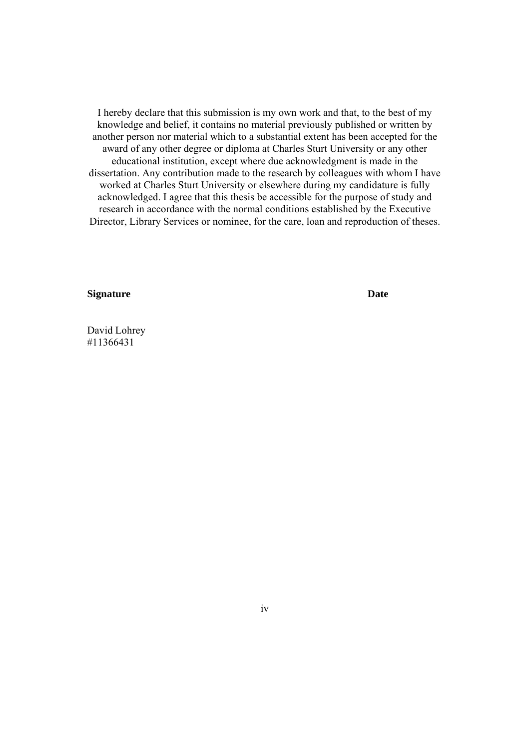I hereby declare that this submission is my own work and that, to the best of my knowledge and belief, it contains no material previously published or written by another person nor material which to a substantial extent has been accepted for the award of any other degree or diploma at Charles Sturt University or any other educational institution, except where due acknowledgment is made in the dissertation. Any contribution made to the research by colleagues with whom I have worked at Charles Sturt University or elsewhere during my candidature is fully acknowledged. I agree that this thesis be accessible for the purpose of study and research in accordance with the normal conditions established by the Executive Director, Library Services or nominee, for the care, loan and reproduction of theses.

**Signature** **Date**

David Lohrey
#11366431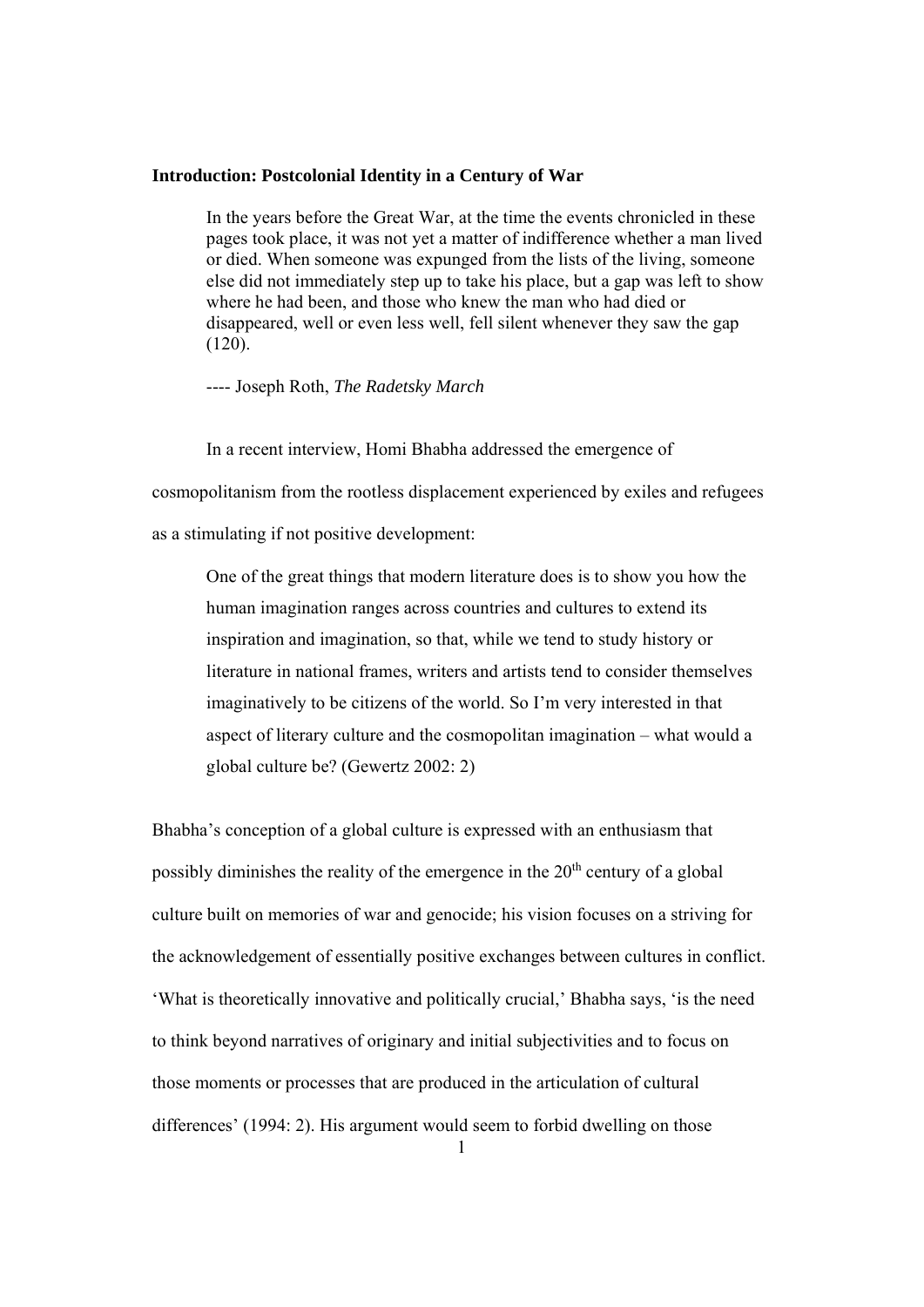**Introduction: Postcolonial Identity in a Century of War**

> In the years before the Great War, at the time the events chronicled in these pages took place, it was not yet a matter of indifference whether a man lived or died. When someone was expunged from the lists of the living, someone else did not immediately step up to take his place, but a gap was left to show where he had been, and those who knew the man who had died or disappeared, well or even less well, fell silent whenever they saw the gap (120).
>
> ---- Joseph Roth, *The Radetsky March*

In a recent interview, Homi Bhabha addressed the emergence of cosmopolitanism from the rootless displacement experienced by exiles and refugees as a stimulating if not positive development:

> One of the great things that modern literature does is to show you how the human imagination ranges across countries and cultures to extend its inspiration and imagination, so that, while we tend to study history or literature in national frames, writers and artists tend to consider themselves imaginatively to be citizens of the world. So I'm very interested in that aspect of literary culture and the cosmopolitan imagination – what would a global culture be? (Gewertz 2002: 2)

Bhabha's conception of a global culture is expressed with an enthusiasm that possibly diminishes the reality of the emergence in the 20th century of a global culture built on memories of war and genocide; his vision focuses on a striving for the acknowledgement of essentially positive exchanges between cultures in conflict. 'What is theoretically innovative and politically crucial,' Bhabha says, 'is the need to think beyond narratives of originary and initial subjectivities and to focus on those moments or processes that are produced in the articulation of cultural differences' (1994: 2). His argument would seem to forbid dwelling on those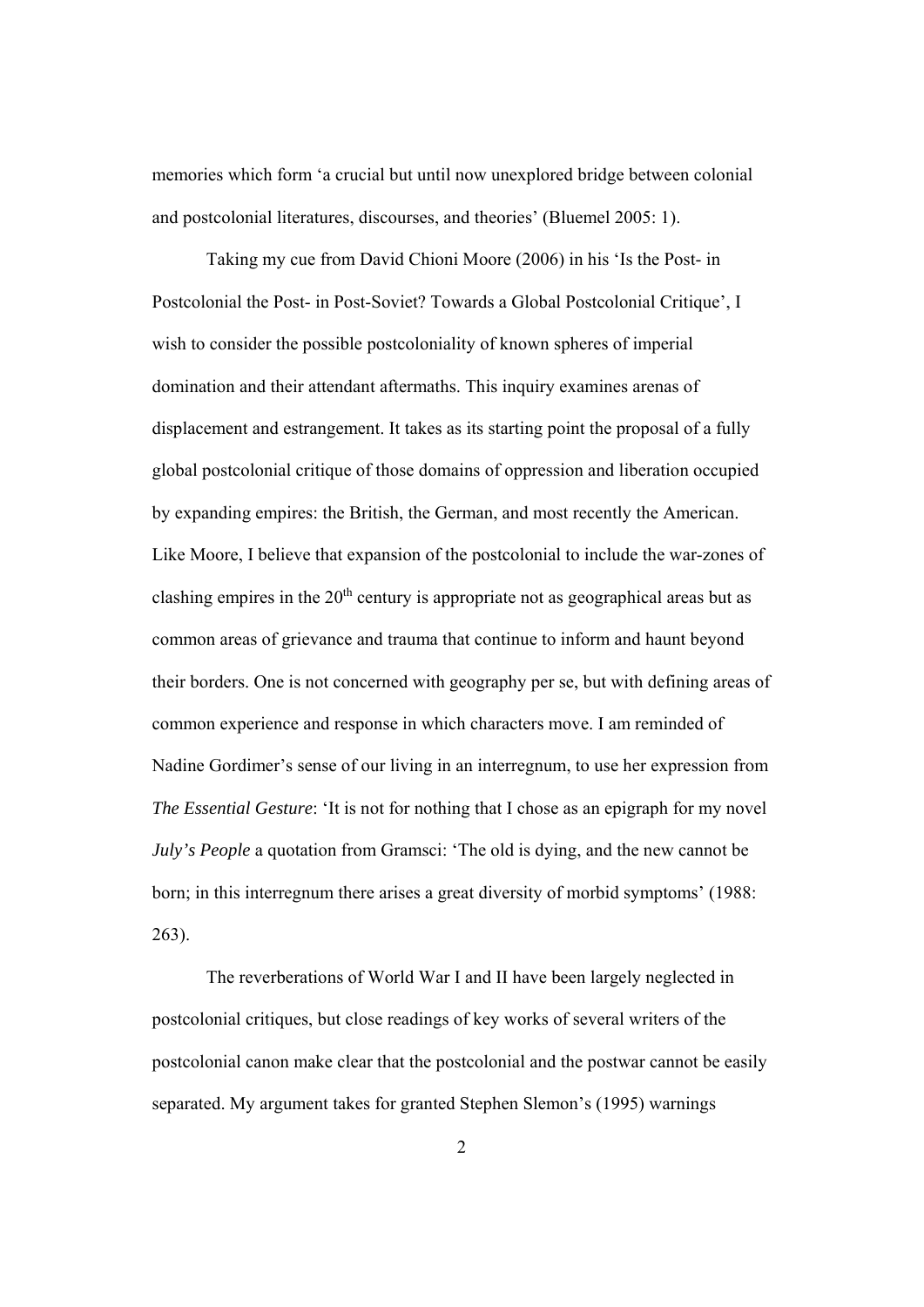memories which form 'a crucial but until now unexplored bridge between colonial and postcolonial literatures, discourses, and theories' (Bluemel 2005: 1).

Taking my cue from David Chioni Moore (2006) in his 'Is the Post- in Postcolonial the Post- in Post-Soviet? Towards a Global Postcolonial Critique', I wish to consider the possible postcoloniality of known spheres of imperial domination and their attendant aftermaths. This inquiry examines arenas of displacement and estrangement. It takes as its starting point the proposal of a fully global postcolonial critique of those domains of oppression and liberation occupied by expanding empires: the British, the German, and most recently the American. Like Moore, I believe that expansion of the postcolonial to include the war-zones of clashing empires in the 20th century is appropriate not as geographical areas but as common areas of grievance and trauma that continue to inform and haunt beyond their borders. One is not concerned with geography per se, but with defining areas of common experience and response in which characters move. I am reminded of Nadine Gordimer's sense of our living in an interregnum, to use her expression from *The Essential Gesture*: 'It is not for nothing that I chose as an epigraph for my novel *July's People* a quotation from Gramsci: 'The old is dying, and the new cannot be born; in this interregnum there arises a great diversity of morbid symptoms' (1988: 263).

The reverberations of World War I and II have been largely neglected in postcolonial critiques, but close readings of key works of several writers of the postcolonial canon make clear that the postcolonial and the postwar cannot be easily separated. My argument takes for granted Stephen Slemon's (1995) warnings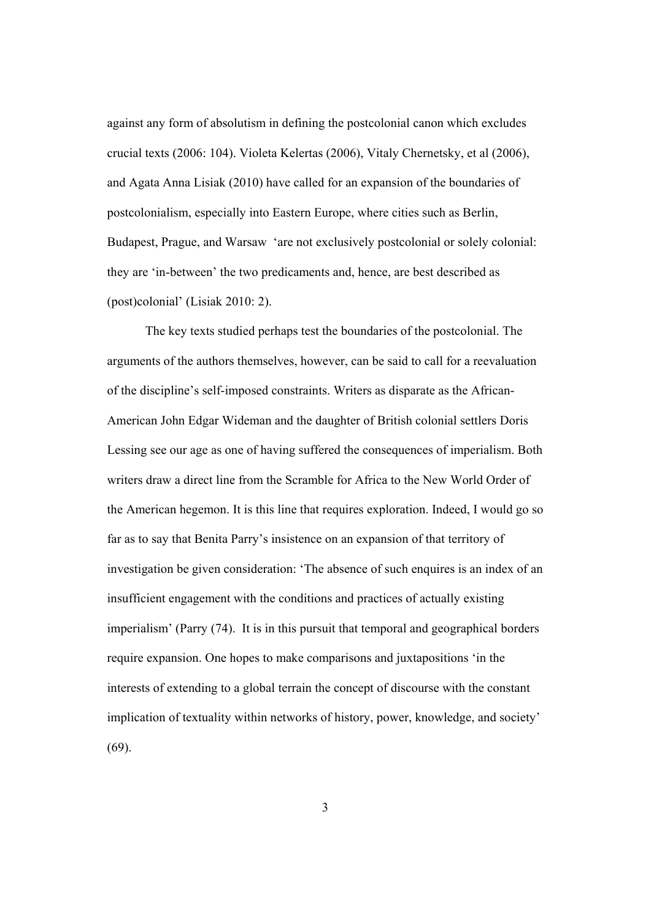against any form of absolutism in defining the postcolonial canon which excludes crucial texts (2006: 104). Violeta Kelertas (2006), Vitaly Chernetsky, et al (2006), and Agata Anna Lisiak (2010) have called for an expansion of the boundaries of postcolonialism, especially into Eastern Europe, where cities such as Berlin, Budapest, Prague, and Warsaw 'are not exclusively postcolonial or solely colonial: they are 'in-between' the two predicaments and, hence, are best described as (post)colonial' (Lisiak 2010: 2).

The key texts studied perhaps test the boundaries of the postcolonial. The arguments of the authors themselves, however, can be said to call for a reevaluation of the discipline's self-imposed constraints. Writers as disparate as the African-American John Edgar Wideman and the daughter of British colonial settlers Doris Lessing see our age as one of having suffered the consequences of imperialism. Both writers draw a direct line from the Scramble for Africa to the New World Order of the American hegemon. It is this line that requires exploration. Indeed, I would go so far as to say that Benita Parry's insistence on an expansion of that territory of investigation be given consideration: 'The absence of such enquires is an index of an insufficient engagement with the conditions and practices of actually existing imperialism' (Parry (74). It is in this pursuit that temporal and geographical borders require expansion. One hopes to make comparisons and juxtapositions 'in the interests of extending to a global terrain the concept of discourse with the constant implication of textuality within networks of history, power, knowledge, and society' (69).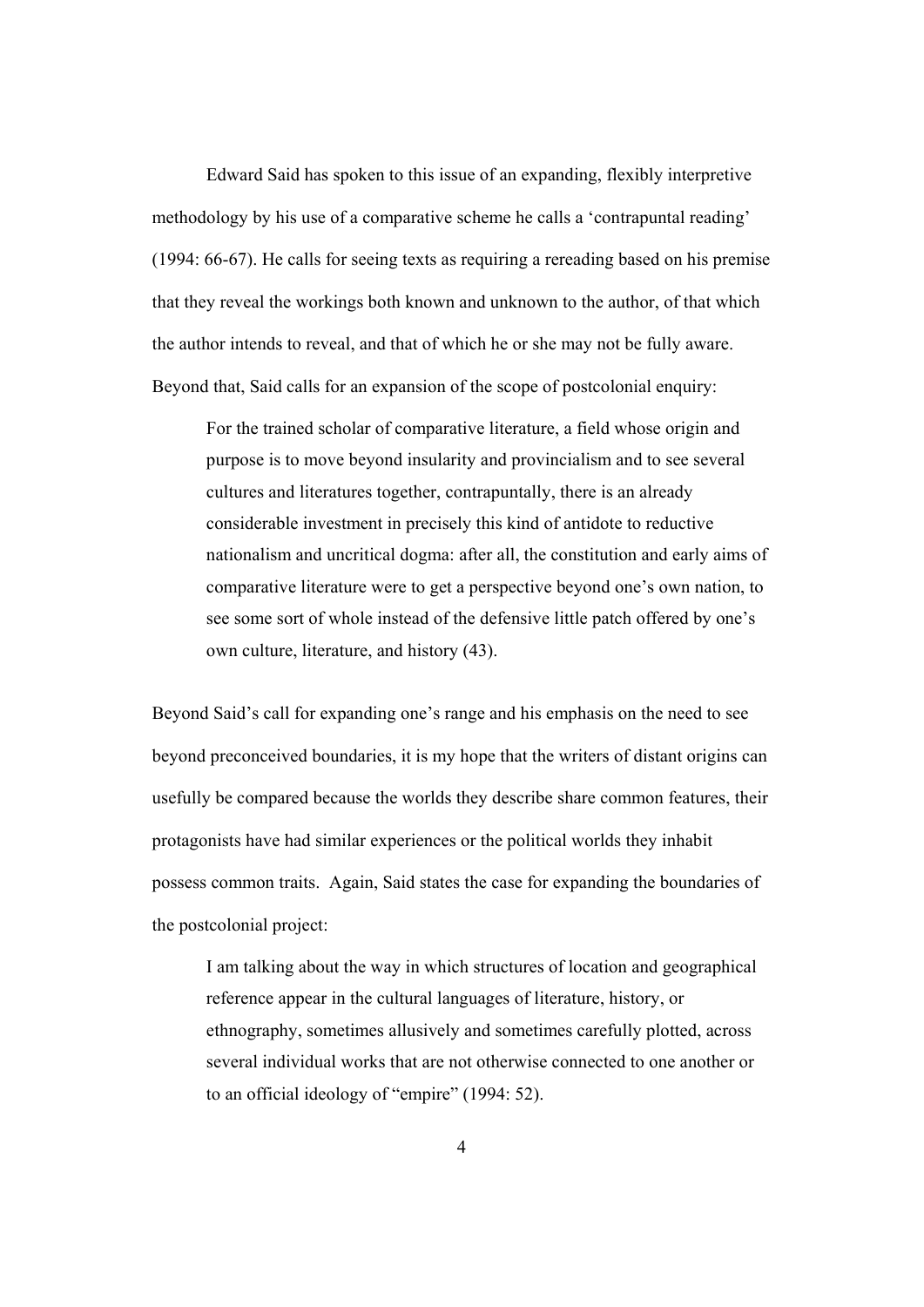Edward Said has spoken to this issue of an expanding, flexibly interpretive methodology by his use of a comparative scheme he calls a 'contrapuntal reading' (1994: 66-67). He calls for seeing texts as requiring a rereading based on his premise that they reveal the workings both known and unknown to the author, of that which the author intends to reveal, and that of which he or she may not be fully aware. Beyond that, Said calls for an expansion of the scope of postcolonial enquiry:

> For the trained scholar of comparative literature, a field whose origin and purpose is to move beyond insularity and provincialism and to see several cultures and literatures together, contrapuntally, there is an already considerable investment in precisely this kind of antidote to reductive nationalism and uncritical dogma: after all, the constitution and early aims of comparative literature were to get a perspective beyond one's own nation, to see some sort of whole instead of the defensive little patch offered by one's own culture, literature, and history (43).

Beyond Said's call for expanding one's range and his emphasis on the need to see beyond preconceived boundaries, it is my hope that the writers of distant origins can usefully be compared because the worlds they describe share common features, their protagonists have had similar experiences or the political worlds they inhabit possess common traits. Again, Said states the case for expanding the boundaries of the postcolonial project:

> I am talking about the way in which structures of location and geographical reference appear in the cultural languages of literature, history, or ethnography, sometimes allusively and sometimes carefully plotted, across several individual works that are not otherwise connected to one another or to an official ideology of "empire" (1994: 52).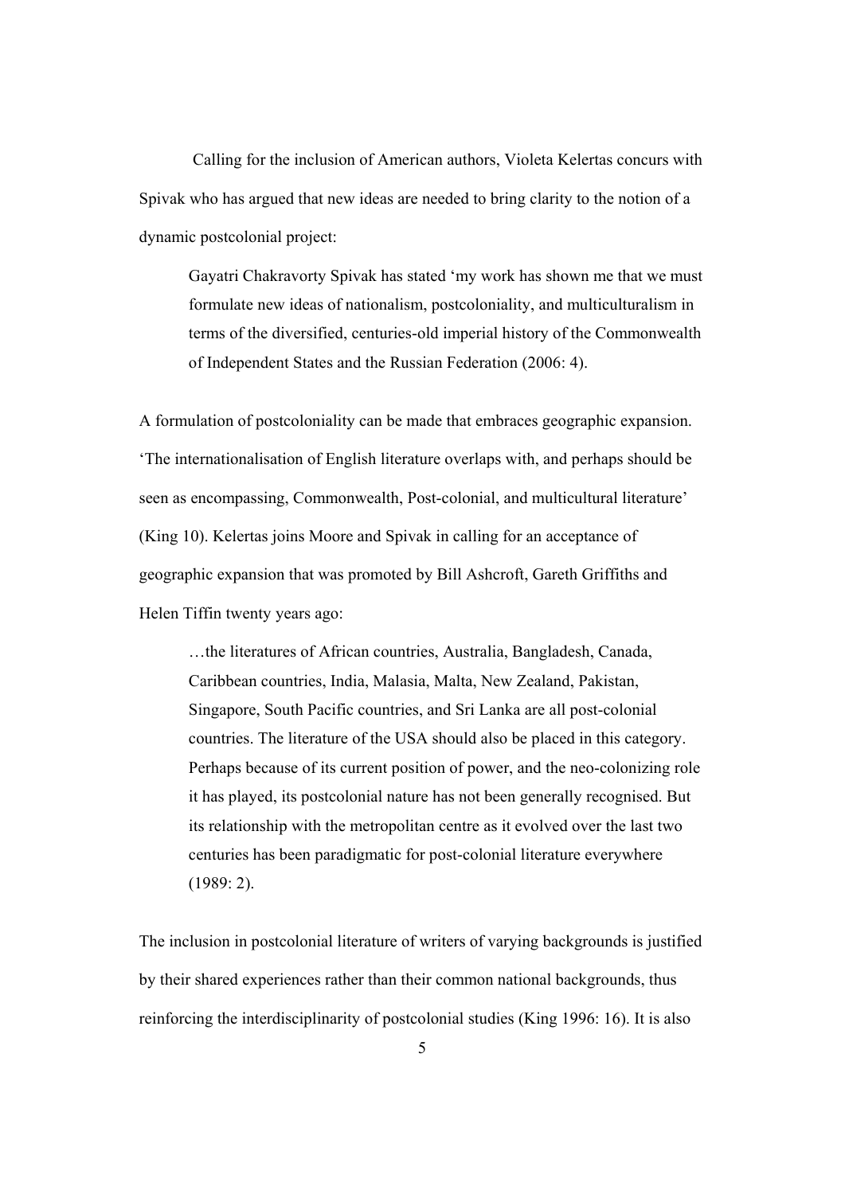Calling for the inclusion of American authors, Violeta Kelertas concurs with Spivak who has argued that new ideas are needed to bring clarity to the notion of a dynamic postcolonial project:

> Gayatri Chakravorty Spivak has stated 'my work has shown me that we must formulate new ideas of nationalism, postcoloniality, and multiculturalism in terms of the diversified, centuries-old imperial history of the Commonwealth of Independent States and the Russian Federation (2006: 4).

A formulation of postcoloniality can be made that embraces geographic expansion. 'The internationalisation of English literature overlaps with, and perhaps should be seen as encompassing, Commonwealth, Post-colonial, and multicultural literature' (King 10). Kelertas joins Moore and Spivak in calling for an acceptance of geographic expansion that was promoted by Bill Ashcroft, Gareth Griffiths and Helen Tiffin twenty years ago:

> …the literatures of African countries, Australia, Bangladesh, Canada, Caribbean countries, India, Malasia, Malta, New Zealand, Pakistan, Singapore, South Pacific countries, and Sri Lanka are all post-colonial countries. The literature of the USA should also be placed in this category. Perhaps because of its current position of power, and the neo-colonizing role it has played, its postcolonial nature has not been generally recognised. But its relationship with the metropolitan centre as it evolved over the last two centuries has been paradigmatic for post-colonial literature everywhere (1989: 2).

The inclusion in postcolonial literature of writers of varying backgrounds is justified by their shared experiences rather than their common national backgrounds, thus reinforcing the interdisciplinarity of postcolonial studies (King 1996: 16). It is also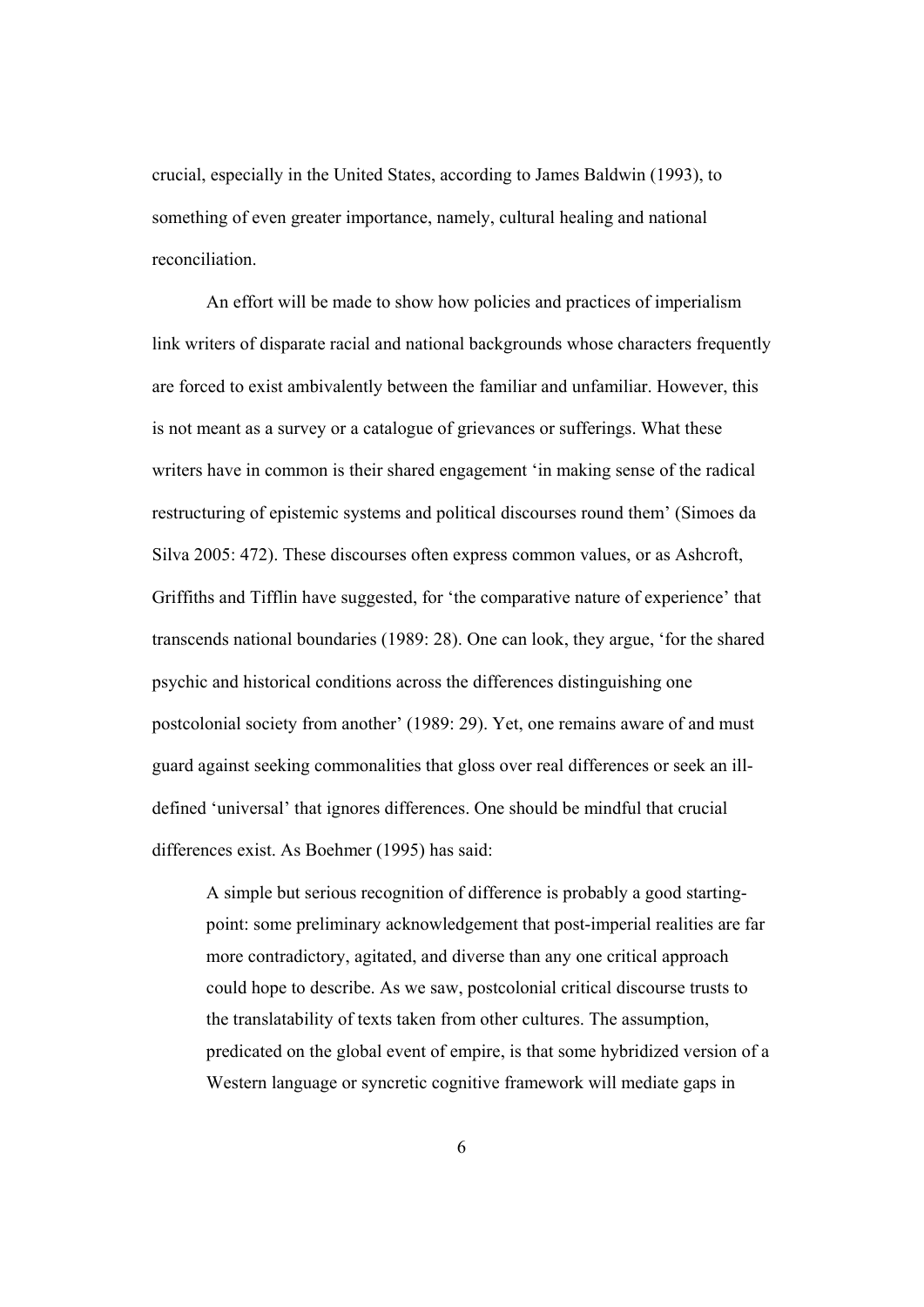crucial, especially in the United States, according to James Baldwin (1993), to something of even greater importance, namely, cultural healing and national reconciliation.

An effort will be made to show how policies and practices of imperialism link writers of disparate racial and national backgrounds whose characters frequently are forced to exist ambivalently between the familiar and unfamiliar. However, this is not meant as a survey or a catalogue of grievances or sufferings. What these writers have in common is their shared engagement 'in making sense of the radical restructuring of epistemic systems and political discourses round them' (Simoes da Silva 2005: 472). These discourses often express common values, or as Ashcroft, Griffiths and Tifflin have suggested, for 'the comparative nature of experience' that transcends national boundaries (1989: 28). One can look, they argue, 'for the shared psychic and historical conditions across the differences distinguishing one postcolonial society from another' (1989: 29). Yet, one remains aware of and must guard against seeking commonalities that gloss over real differences or seek an ill-defined 'universal' that ignores differences. One should be mindful that crucial differences exist. As Boehmer (1995) has said:

> A simple but serious recognition of difference is probably a good starting-point: some preliminary acknowledgement that post-imperial realities are far more contradictory, agitated, and diverse than any one critical approach could hope to describe. As we saw, postcolonial critical discourse trusts to the translatability of texts taken from other cultures. The assumption, predicated on the global event of empire, is that some hybridized version of a Western language or syncretic cognitive framework will mediate gaps in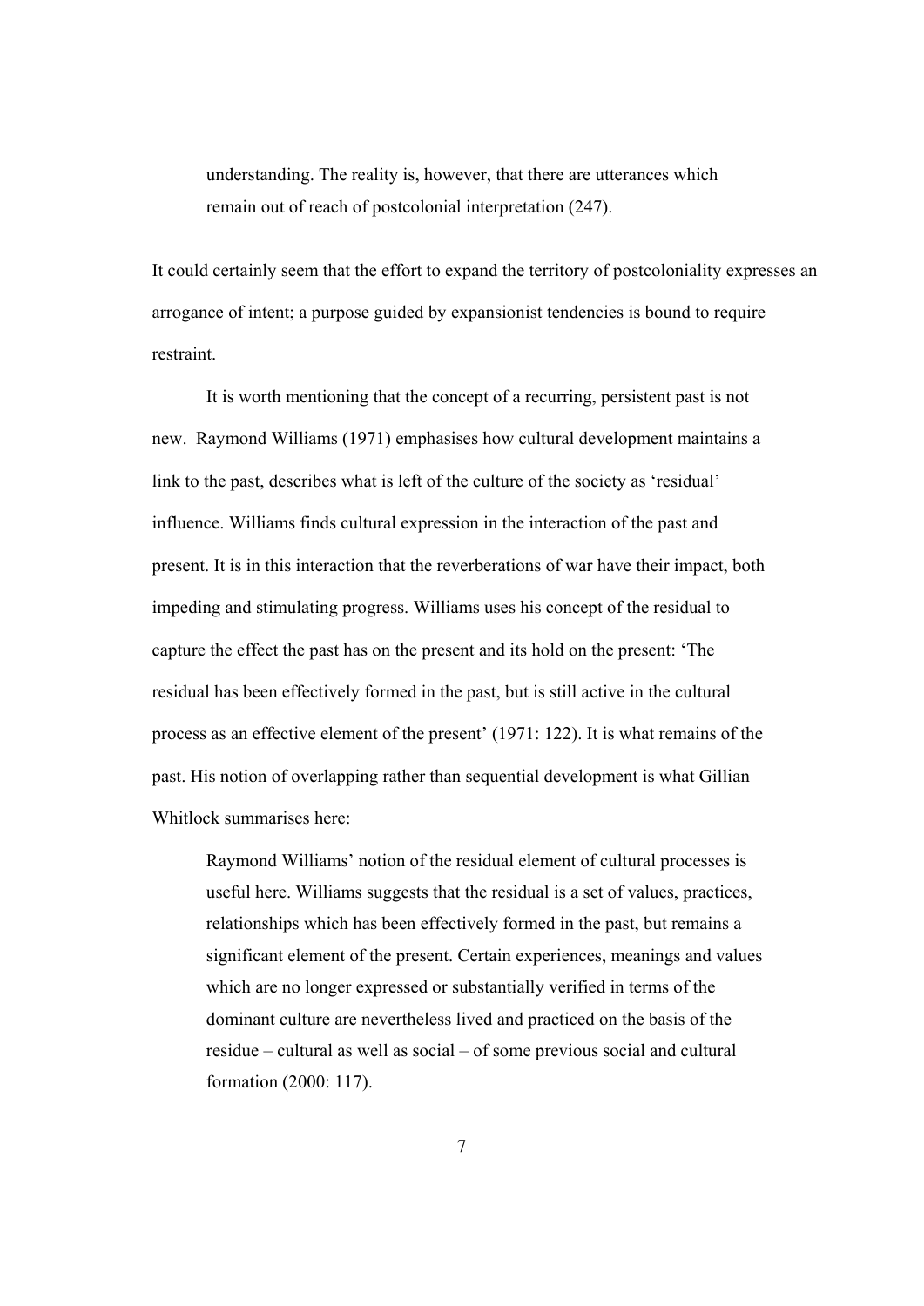> understanding. The reality is, however, that there are utterances which remain out of reach of postcolonial interpretation (247).

It could certainly seem that the effort to expand the territory of postcoloniality expresses an arrogance of intent; a purpose guided by expansionist tendencies is bound to require restraint.

It is worth mentioning that the concept of a recurring, persistent past is not new. Raymond Williams (1971) emphasises how cultural development maintains a link to the past, describes what is left of the culture of the society as 'residual' influence. Williams finds cultural expression in the interaction of the past and present. It is in this interaction that the reverberations of war have their impact, both impeding and stimulating progress. Williams uses his concept of the residual to capture the effect the past has on the present and its hold on the present: 'The residual has been effectively formed in the past, but is still active in the cultural process as an effective element of the present' (1971: 122). It is what remains of the past. His notion of overlapping rather than sequential development is what Gillian Whitlock summarises here:

> Raymond Williams' notion of the residual element of cultural processes is useful here. Williams suggests that the residual is a set of values, practices, relationships which has been effectively formed in the past, but remains a significant element of the present. Certain experiences, meanings and values which are no longer expressed or substantially verified in terms of the dominant culture are nevertheless lived and practiced on the basis of the residue – cultural as well as social – of some previous social and cultural formation (2000: 117).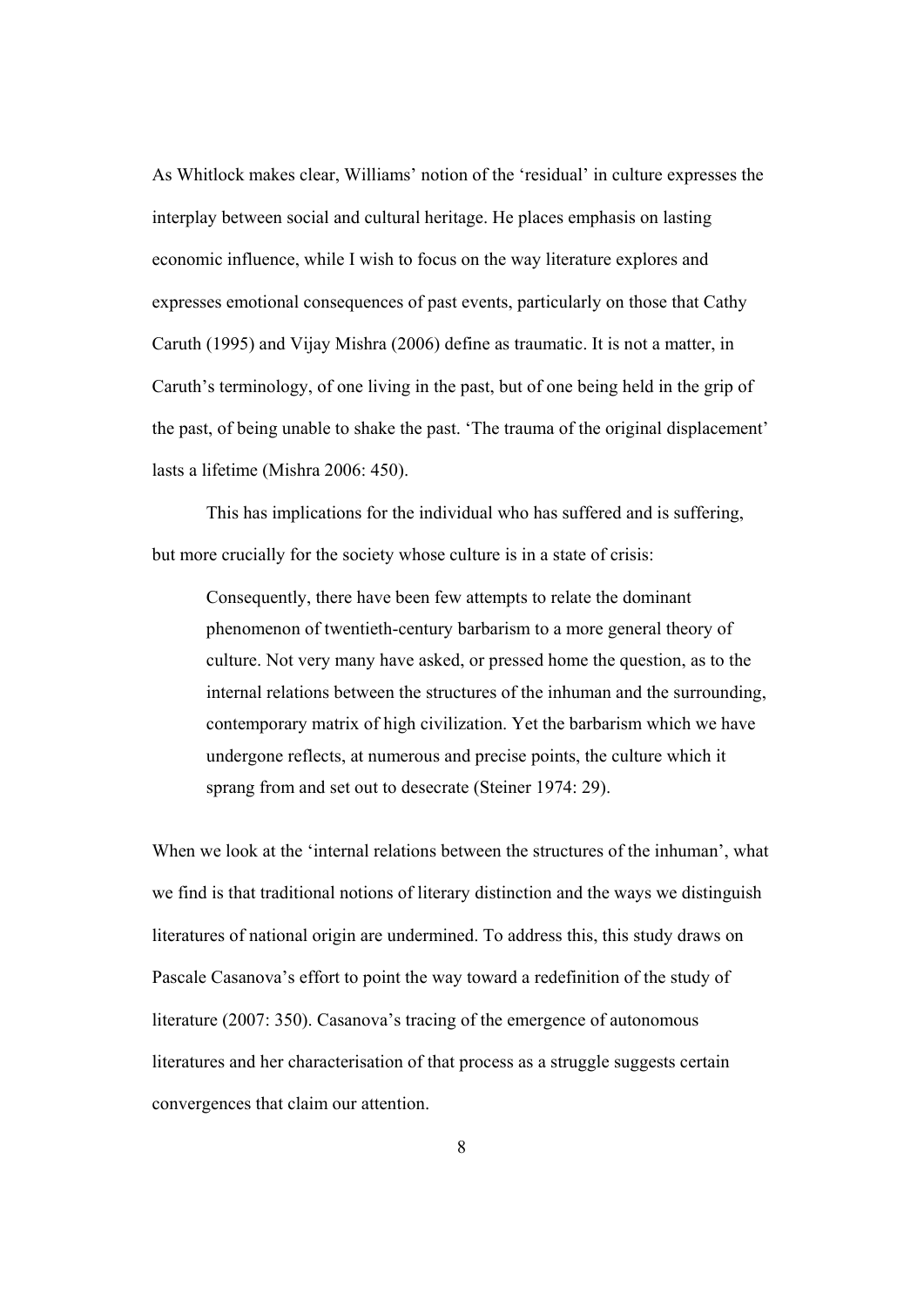As Whitlock makes clear, Williams' notion of the 'residual' in culture expresses the interplay between social and cultural heritage. He places emphasis on lasting economic influence, while I wish to focus on the way literature explores and expresses emotional consequences of past events, particularly on those that Cathy Caruth (1995) and Vijay Mishra (2006) define as traumatic. It is not a matter, in Caruth's terminology, of one living in the past, but of one being held in the grip of the past, of being unable to shake the past. 'The trauma of the original displacement' lasts a lifetime (Mishra 2006: 450).

This has implications for the individual who has suffered and is suffering, but more crucially for the society whose culture is in a state of crisis:

> Consequently, there have been few attempts to relate the dominant phenomenon of twentieth-century barbarism to a more general theory of culture. Not very many have asked, or pressed home the question, as to the internal relations between the structures of the inhuman and the surrounding, contemporary matrix of high civilization. Yet the barbarism which we have undergone reflects, at numerous and precise points, the culture which it sprang from and set out to desecrate (Steiner 1974: 29).

When we look at the 'internal relations between the structures of the inhuman', what we find is that traditional notions of literary distinction and the ways we distinguish literatures of national origin are undermined. To address this, this study draws on Pascale Casanova's effort to point the way toward a redefinition of the study of literature (2007: 350). Casanova's tracing of the emergence of autonomous literatures and her characterisation of that process as a struggle suggests certain convergences that claim our attention.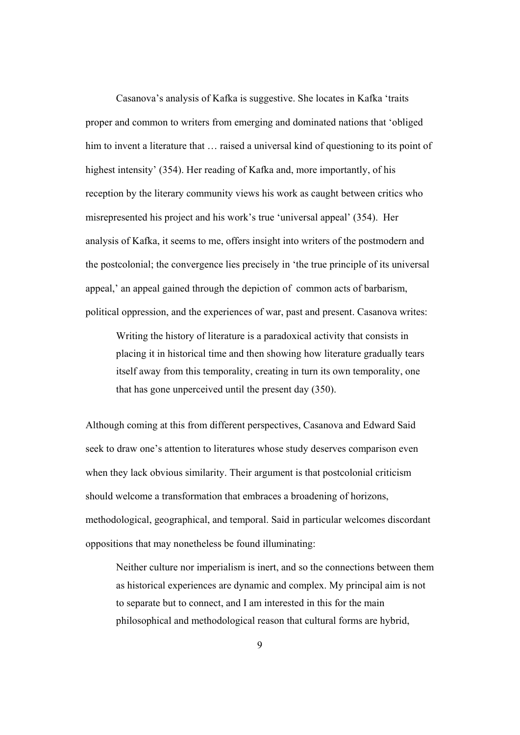Casanova's analysis of Kafka is suggestive. She locates in Kafka 'traits proper and common to writers from emerging and dominated nations that 'obliged him to invent a literature that … raised a universal kind of questioning to its point of highest intensity' (354). Her reading of Kafka and, more importantly, of his reception by the literary community views his work as caught between critics who misrepresented his project and his work's true 'universal appeal' (354). Her analysis of Kafka, it seems to me, offers insight into writers of the postmodern and the postcolonial; the convergence lies precisely in 'the true principle of its universal appeal,' an appeal gained through the depiction of common acts of barbarism, political oppression, and the experiences of war, past and present. Casanova writes:

> Writing the history of literature is a paradoxical activity that consists in placing it in historical time and then showing how literature gradually tears itself away from this temporality, creating in turn its own temporality, one that has gone unperceived until the present day (350).

Although coming at this from different perspectives, Casanova and Edward Said seek to draw one's attention to literatures whose study deserves comparison even when they lack obvious similarity. Their argument is that postcolonial criticism should welcome a transformation that embraces a broadening of horizons, methodological, geographical, and temporal. Said in particular welcomes discordant oppositions that may nonetheless be found illuminating:

> Neither culture nor imperialism is inert, and so the connections between them as historical experiences are dynamic and complex. My principal aim is not to separate but to connect, and I am interested in this for the main philosophical and methodological reason that cultural forms are hybrid,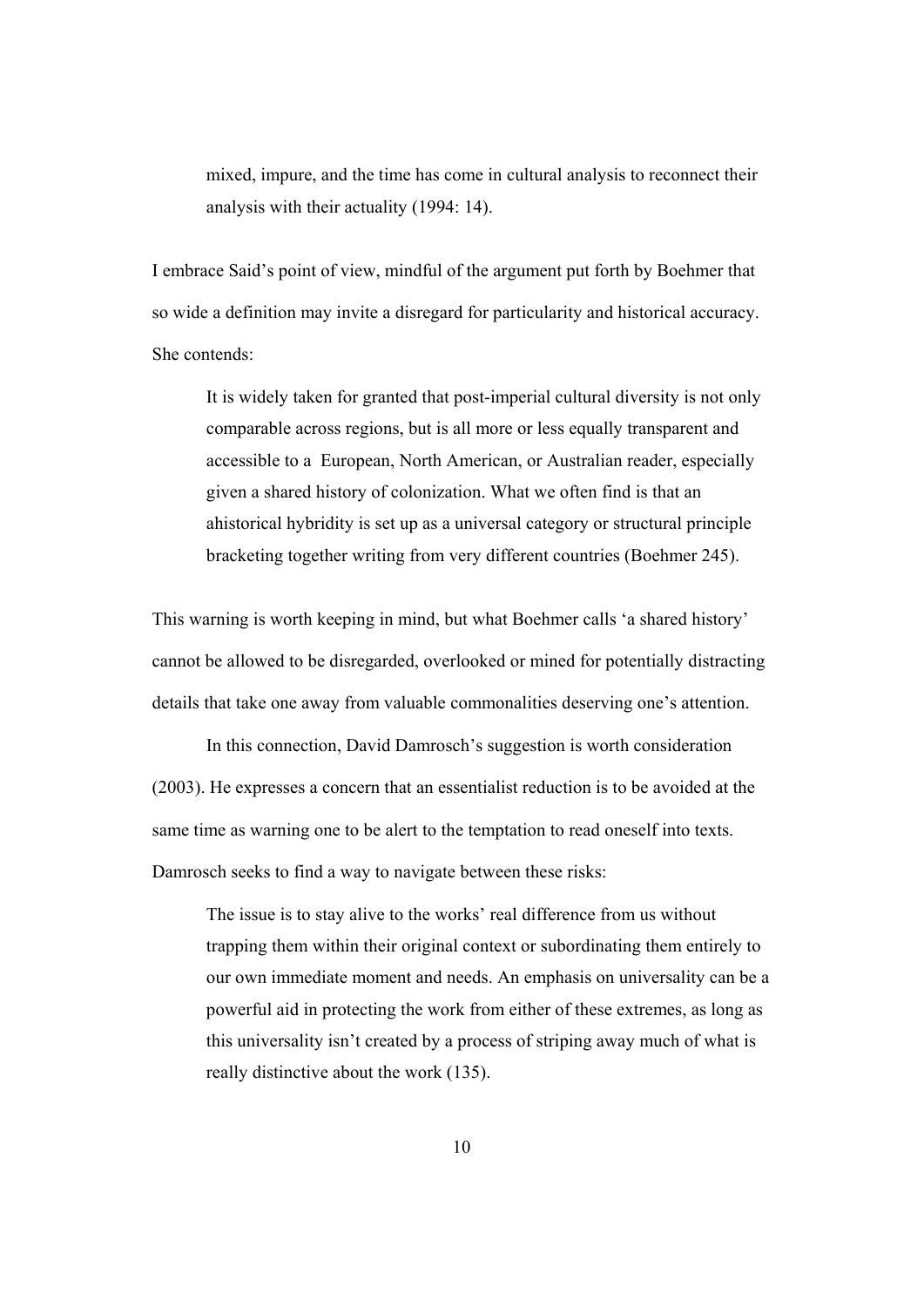> mixed, impure, and the time has come in cultural analysis to reconnect their analysis with their actuality (1994: 14).

I embrace Said's point of view, mindful of the argument put forth by Boehmer that so wide a definition may invite a disregard for particularity and historical accuracy. She contends:

> It is widely taken for granted that post-imperial cultural diversity is not only comparable across regions, but is all more or less equally transparent and accessible to a European, North American, or Australian reader, especially given a shared history of colonization. What we often find is that an ahistorical hybridity is set up as a universal category or structural principle bracketing together writing from very different countries (Boehmer 245).

This warning is worth keeping in mind, but what Boehmer calls 'a shared history' cannot be allowed to be disregarded, overlooked or mined for potentially distracting details that take one away from valuable commonalities deserving one's attention.

In this connection, David Damrosch's suggestion is worth consideration (2003). He expresses a concern that an essentialist reduction is to be avoided at the same time as warning one to be alert to the temptation to read oneself into texts. Damrosch seeks to find a way to navigate between these risks:

> The issue is to stay alive to the works' real difference from us without trapping them within their original context or subordinating them entirely to our own immediate moment and needs. An emphasis on universality can be a powerful aid in protecting the work from either of these extremes, as long as this universality isn't created by a process of striping away much of what is really distinctive about the work (135).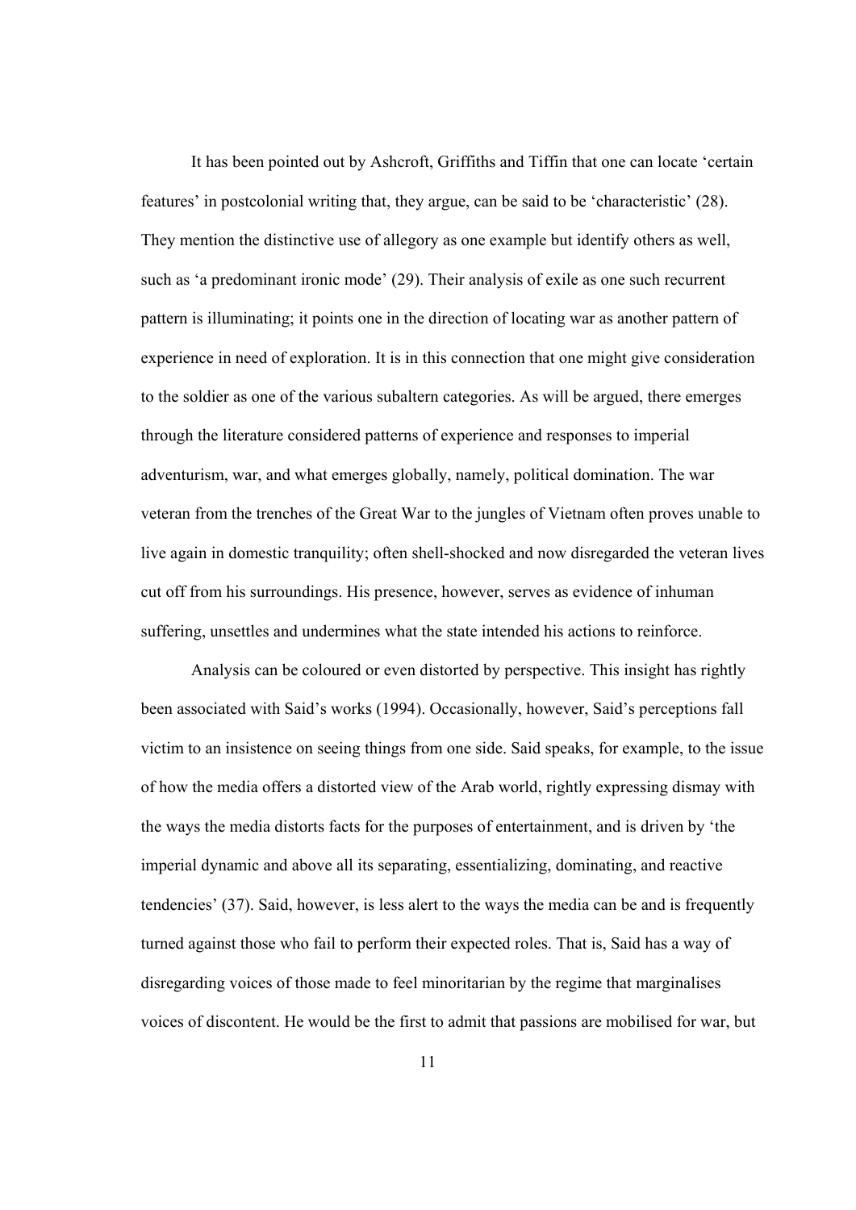It has been pointed out by Ashcroft, Griffiths and Tiffin that one can locate 'certain features' in postcolonial writing that, they argue, can be said to be 'characteristic' (28). They mention the distinctive use of allegory as one example but identify others as well, such as 'a predominant ironic mode' (29). Their analysis of exile as one such recurrent pattern is illuminating; it points one in the direction of locating war as another pattern of experience in need of exploration. It is in this connection that one might give consideration to the soldier as one of the various subaltern categories. As will be argued, there emerges through the literature considered patterns of experience and responses to imperial adventurism, war, and what emerges globally, namely, political domination. The war veteran from the trenches of the Great War to the jungles of Vietnam often proves unable to live again in domestic tranquility; often shell-shocked and now disregarded the veteran lives cut off from his surroundings. His presence, however, serves as evidence of inhuman suffering, unsettles and undermines what the state intended his actions to reinforce.

Analysis can be coloured or even distorted by perspective. This insight has rightly been associated with Said's works (1994). Occasionally, however, Said's perceptions fall victim to an insistence on seeing things from one side. Said speaks, for example, to the issue of how the media offers a distorted view of the Arab world, rightly expressing dismay with the ways the media distorts facts for the purposes of entertainment, and is driven by 'the imperial dynamic and above all its separating, essentializing, dominating, and reactive tendencies' (37). Said, however, is less alert to the ways the media can be and is frequently turned against those who fail to perform their expected roles. That is, Said has a way of disregarding voices of those made to feel minoritarian by the regime that marginalises voices of discontent. He would be the first to admit that passions are mobilised for war, but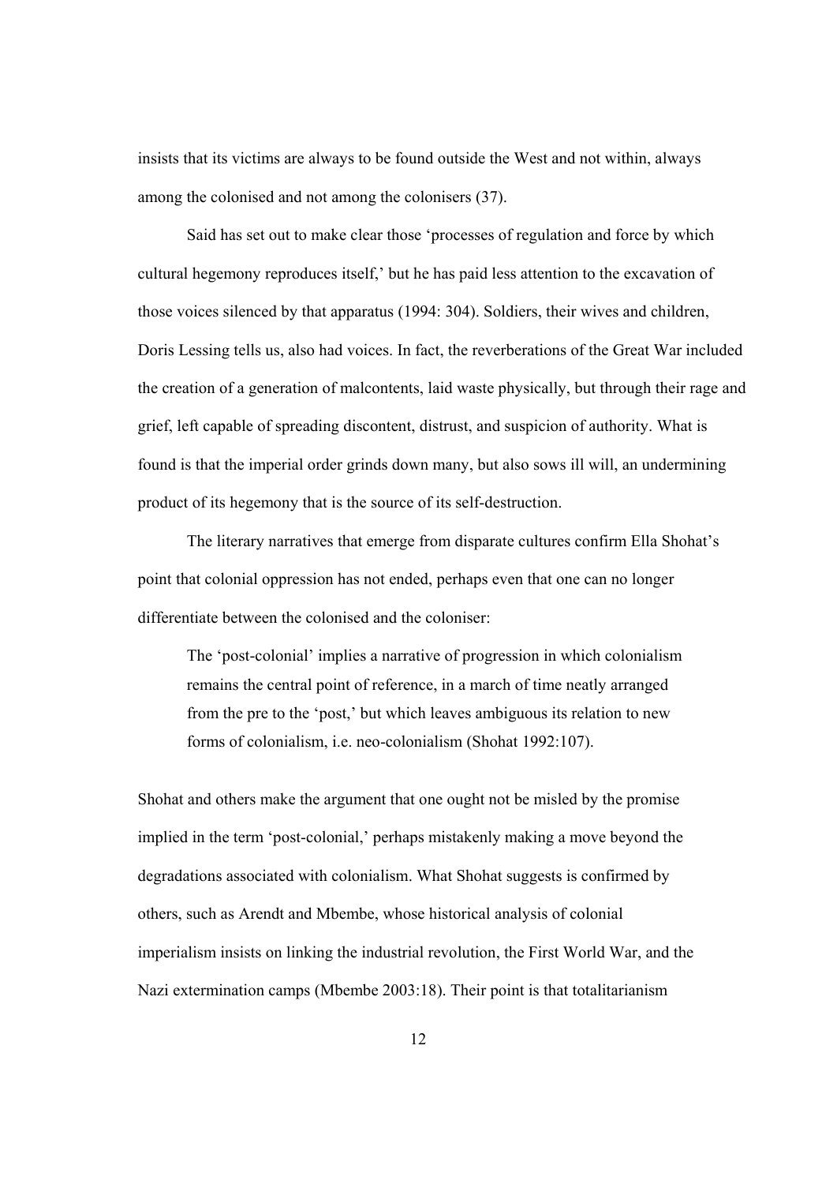insists that its victims are always to be found outside the West and not within, always among the colonised and not among the colonisers (37).

Said has set out to make clear those 'processes of regulation and force by which cultural hegemony reproduces itself,' but he has paid less attention to the excavation of those voices silenced by that apparatus (1994: 304). Soldiers, their wives and children, Doris Lessing tells us, also had voices. In fact, the reverberations of the Great War included the creation of a generation of malcontents, laid waste physically, but through their rage and grief, left capable of spreading discontent, distrust, and suspicion of authority. What is found is that the imperial order grinds down many, but also sows ill will, an undermining product of its hegemony that is the source of its self-destruction.

The literary narratives that emerge from disparate cultures confirm Ella Shohat's point that colonial oppression has not ended, perhaps even that one can no longer differentiate between the colonised and the coloniser:

> The 'post-colonial' implies a narrative of progression in which colonialism remains the central point of reference, in a march of time neatly arranged from the pre to the 'post,' but which leaves ambiguous its relation to new forms of colonialism, i.e. neo-colonialism (Shohat 1992:107).

Shohat and others make the argument that one ought not be misled by the promise implied in the term 'post-colonial,' perhaps mistakenly making a move beyond the degradations associated with colonialism. What Shohat suggests is confirmed by others, such as Arendt and Mbembe, whose historical analysis of colonial imperialism insists on linking the industrial revolution, the First World War, and the Nazi extermination camps (Mbembe 2003:18). Their point is that totalitarianism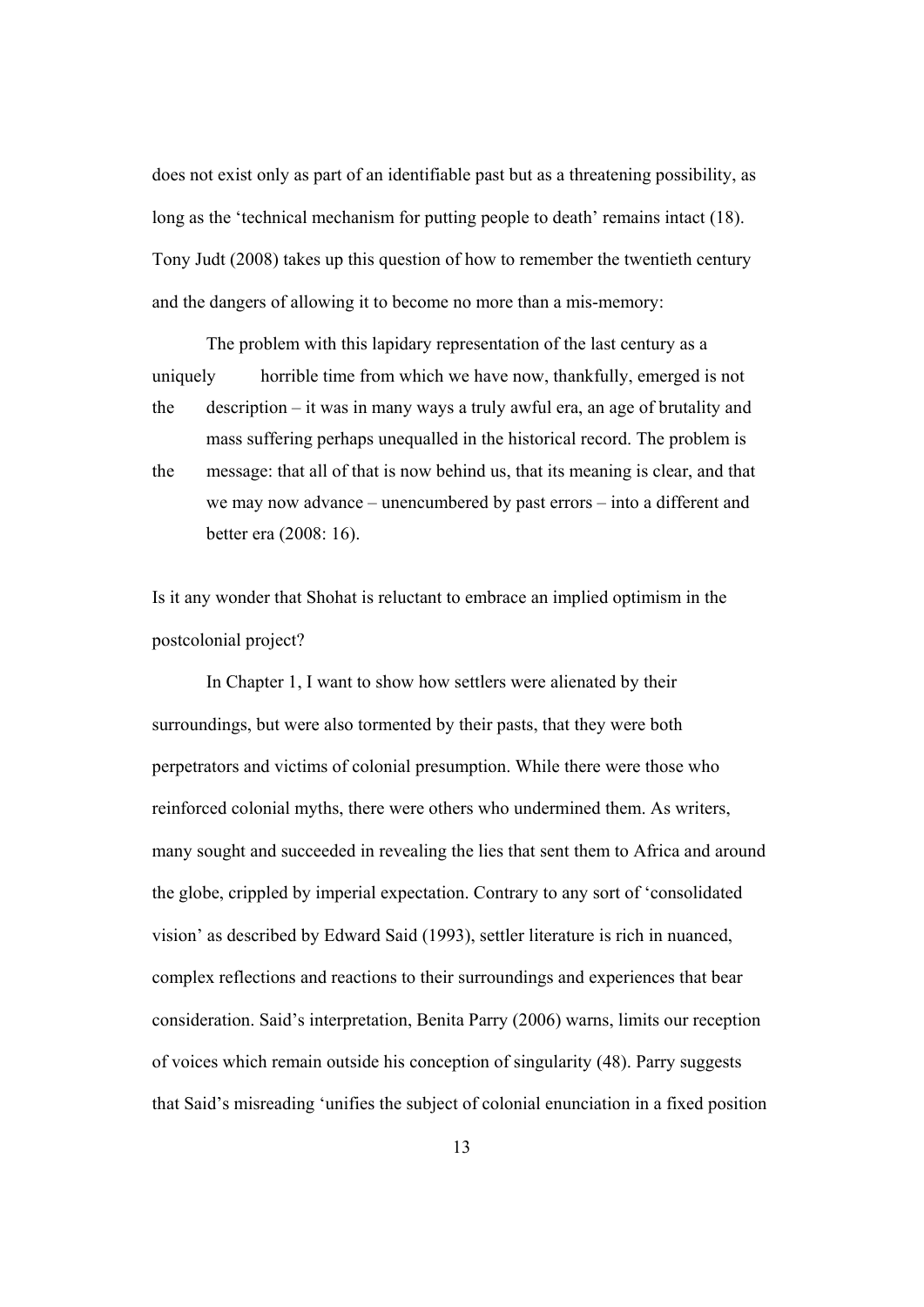does not exist only as part of an identifiable past but as a threatening possibility, as long as the 'technical mechanism for putting people to death' remains intact (18). Tony Judt (2008) takes up this question of how to remember the twentieth century and the dangers of allowing it to become no more than a mis-memory:

> The problem with this lapidary representation of the last century as a uniquely horrible time from which we have now, thankfully, emerged is not the description – it was in many ways a truly awful era, an age of brutality and mass suffering perhaps unequalled in the historical record. The problem is the message: that all of that is now behind us, that its meaning is clear, and that we may now advance – unencumbered by past errors – into a different and better era (2008: 16).

Is it any wonder that Shohat is reluctant to embrace an implied optimism in the postcolonial project?

In Chapter 1, I want to show how settlers were alienated by their surroundings, but were also tormented by their pasts, that they were both perpetrators and victims of colonial presumption. While there were those who reinforced colonial myths, there were others who undermined them. As writers, many sought and succeeded in revealing the lies that sent them to Africa and around the globe, crippled by imperial expectation. Contrary to any sort of 'consolidated vision' as described by Edward Said (1993), settler literature is rich in nuanced, complex reflections and reactions to their surroundings and experiences that bear consideration. Said's interpretation, Benita Parry (2006) warns, limits our reception of voices which remain outside his conception of singularity (48). Parry suggests that Said's misreading 'unifies the subject of colonial enunciation in a fixed position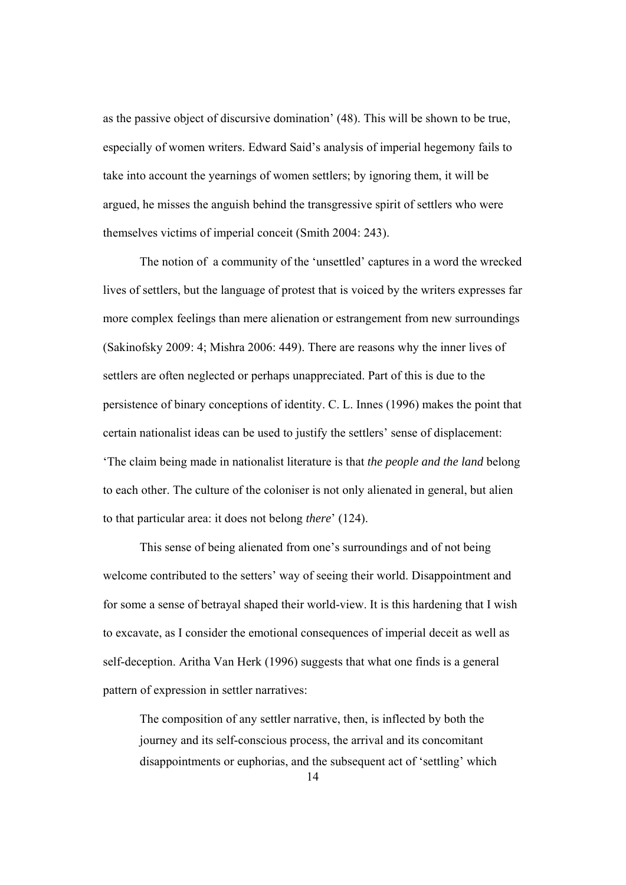as the passive object of discursive domination' (48). This will be shown to be true, especially of women writers. Edward Said's analysis of imperial hegemony fails to take into account the yearnings of women settlers; by ignoring them, it will be argued, he misses the anguish behind the transgressive spirit of settlers who were themselves victims of imperial conceit (Smith 2004: 243).

The notion of a community of the 'unsettled' captures in a word the wrecked lives of settlers, but the language of protest that is voiced by the writers expresses far more complex feelings than mere alienation or estrangement from new surroundings (Sakinofsky 2009: 4; Mishra 2006: 449). There are reasons why the inner lives of settlers are often neglected or perhaps unappreciated. Part of this is due to the persistence of binary conceptions of identity. C. L. Innes (1996) makes the point that certain nationalist ideas can be used to justify the settlers' sense of displacement: 'The claim being made in nationalist literature is that *the people and the land* belong to each other. The culture of the coloniser is not only alienated in general, but alien to that particular area: it does not belong *there*' (124).

This sense of being alienated from one's surroundings and of not being welcome contributed to the setters' way of seeing their world. Disappointment and for some a sense of betrayal shaped their world-view. It is this hardening that I wish to excavate, as I consider the emotional consequences of imperial deceit as well as self-deception. Aritha Van Herk (1996) suggests that what one finds is a general pattern of expression in settler narratives:

> The composition of any settler narrative, then, is inflected by both the journey and its self-conscious process, the arrival and its concomitant disappointments or euphorias, and the subsequent act of 'settling' which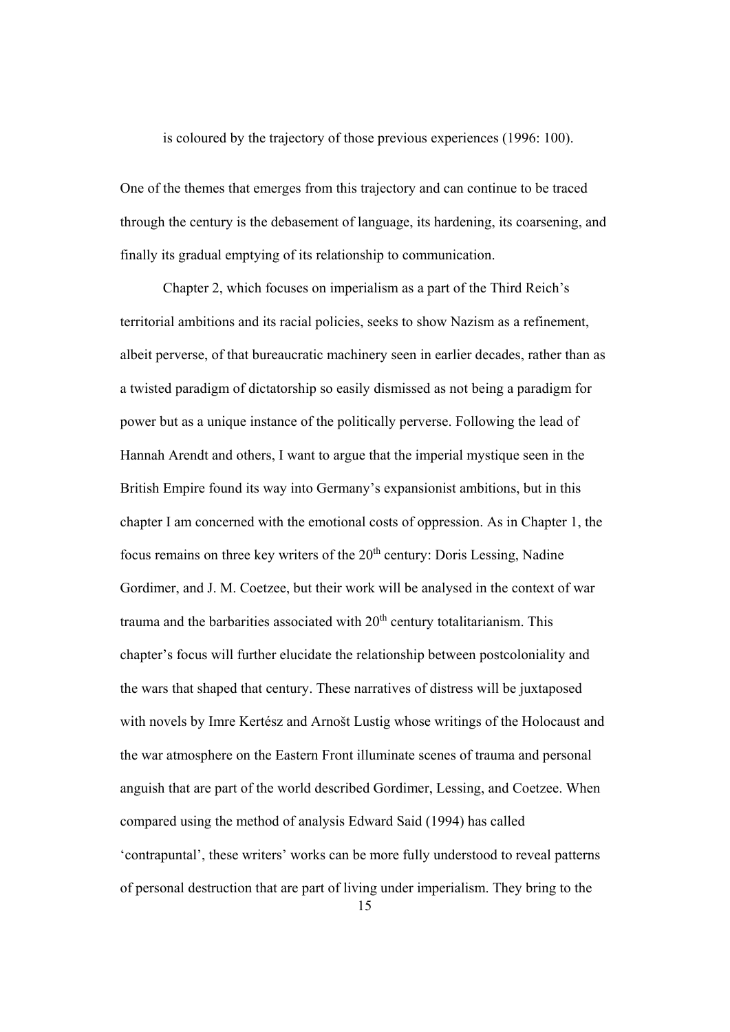is coloured by the trajectory of those previous experiences (1996: 100).

One of the themes that emerges from this trajectory and can continue to be traced through the century is the debasement of language, its hardening, its coarsening, and finally its gradual emptying of its relationship to communication.

Chapter 2, which focuses on imperialism as a part of the Third Reich's territorial ambitions and its racial policies, seeks to show Nazism as a refinement, albeit perverse, of that bureaucratic machinery seen in earlier decades, rather than as a twisted paradigm of dictatorship so easily dismissed as not being a paradigm for power but as a unique instance of the politically perverse. Following the lead of Hannah Arendt and others, I want to argue that the imperial mystique seen in the British Empire found its way into Germany's expansionist ambitions, but in this chapter I am concerned with the emotional costs of oppression. As in Chapter 1, the focus remains on three key writers of the 20th century: Doris Lessing, Nadine Gordimer, and J. M. Coetzee, but their work will be analysed in the context of war trauma and the barbarities associated with 20th century totalitarianism. This chapter's focus will further elucidate the relationship between postcoloniality and the wars that shaped that century. These narratives of distress will be juxtaposed with novels by Imre Kertész and Arnošt Lustig whose writings of the Holocaust and the war atmosphere on the Eastern Front illuminate scenes of trauma and personal anguish that are part of the world described Gordimer, Lessing, and Coetzee. When compared using the method of analysis Edward Said (1994) has called 'contrapuntal', these writers' works can be more fully understood to reveal patterns of personal destruction that are part of living under imperialism. They bring to the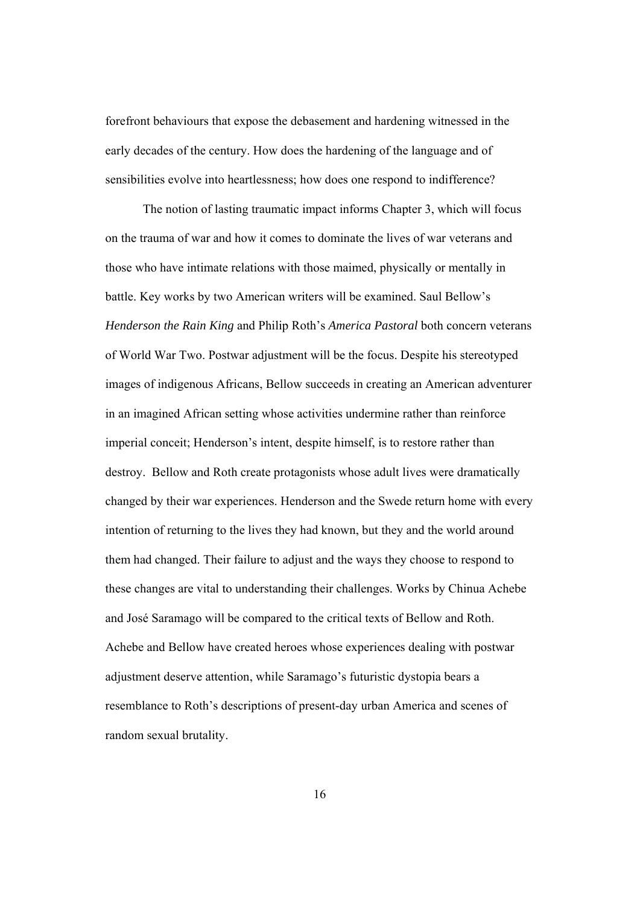forefront behaviours that expose the debasement and hardening witnessed in the early decades of the century. How does the hardening of the language and of sensibilities evolve into heartlessness; how does one respond to indifference?

The notion of lasting traumatic impact informs Chapter 3, which will focus on the trauma of war and how it comes to dominate the lives of war veterans and those who have intimate relations with those maimed, physically or mentally in battle. Key works by two American writers will be examined. Saul Bellow's *Henderson the Rain King* and Philip Roth's *America Pastoral* both concern veterans of World War Two. Postwar adjustment will be the focus. Despite his stereotyped images of indigenous Africans, Bellow succeeds in creating an American adventurer in an imagined African setting whose activities undermine rather than reinforce imperial conceit; Henderson's intent, despite himself, is to restore rather than destroy. Bellow and Roth create protagonists whose adult lives were dramatically changed by their war experiences. Henderson and the Swede return home with every intention of returning to the lives they had known, but they and the world around them had changed. Their failure to adjust and the ways they choose to respond to these changes are vital to understanding their challenges. Works by Chinua Achebe and José Saramago will be compared to the critical texts of Bellow and Roth. Achebe and Bellow have created heroes whose experiences dealing with postwar adjustment deserve attention, while Saramago's futuristic dystopia bears a resemblance to Roth's descriptions of present-day urban America and scenes of random sexual brutality.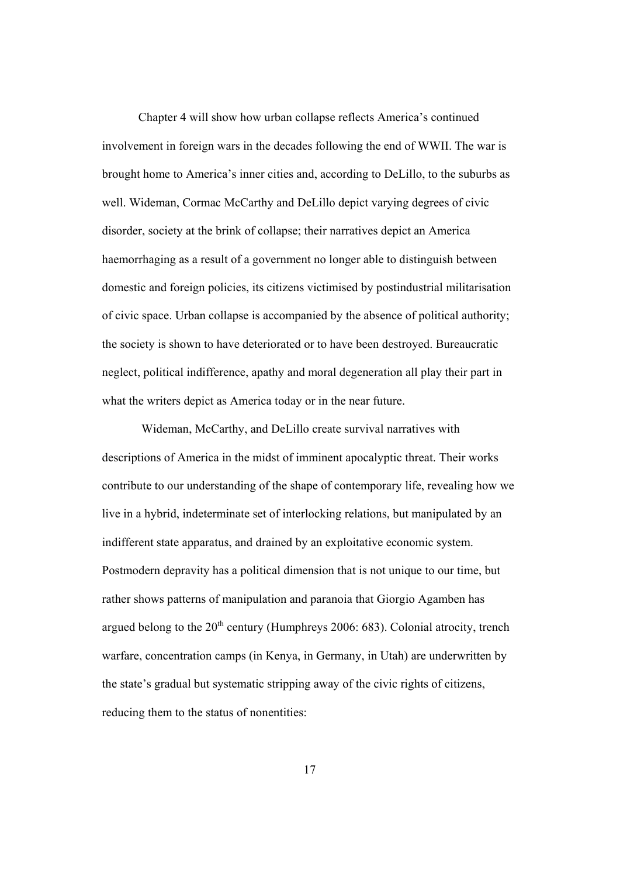Chapter 4 will show how urban collapse reflects America's continued involvement in foreign wars in the decades following the end of WWII. The war is brought home to America's inner cities and, according to DeLillo, to the suburbs as well. Wideman, Cormac McCarthy and DeLillo depict varying degrees of civic disorder, society at the brink of collapse; their narratives depict an America haemorrhaging as a result of a government no longer able to distinguish between domestic and foreign policies, its citizens victimised by postindustrial militarisation of civic space. Urban collapse is accompanied by the absence of political authority; the society is shown to have deteriorated or to have been destroyed. Bureaucratic neglect, political indifference, apathy and moral degeneration all play their part in what the writers depict as America today or in the near future.

Wideman, McCarthy, and DeLillo create survival narratives with descriptions of America in the midst of imminent apocalyptic threat. Their works contribute to our understanding of the shape of contemporary life, revealing how we live in a hybrid, indeterminate set of interlocking relations, but manipulated by an indifferent state apparatus, and drained by an exploitative economic system. Postmodern depravity has a political dimension that is not unique to our time, but rather shows patterns of manipulation and paranoia that Giorgio Agamben has argued belong to the 20th century (Humphreys 2006: 683). Colonial atrocity, trench warfare, concentration camps (in Kenya, in Germany, in Utah) are underwritten by the state's gradual but systematic stripping away of the civic rights of citizens, reducing them to the status of nonentities: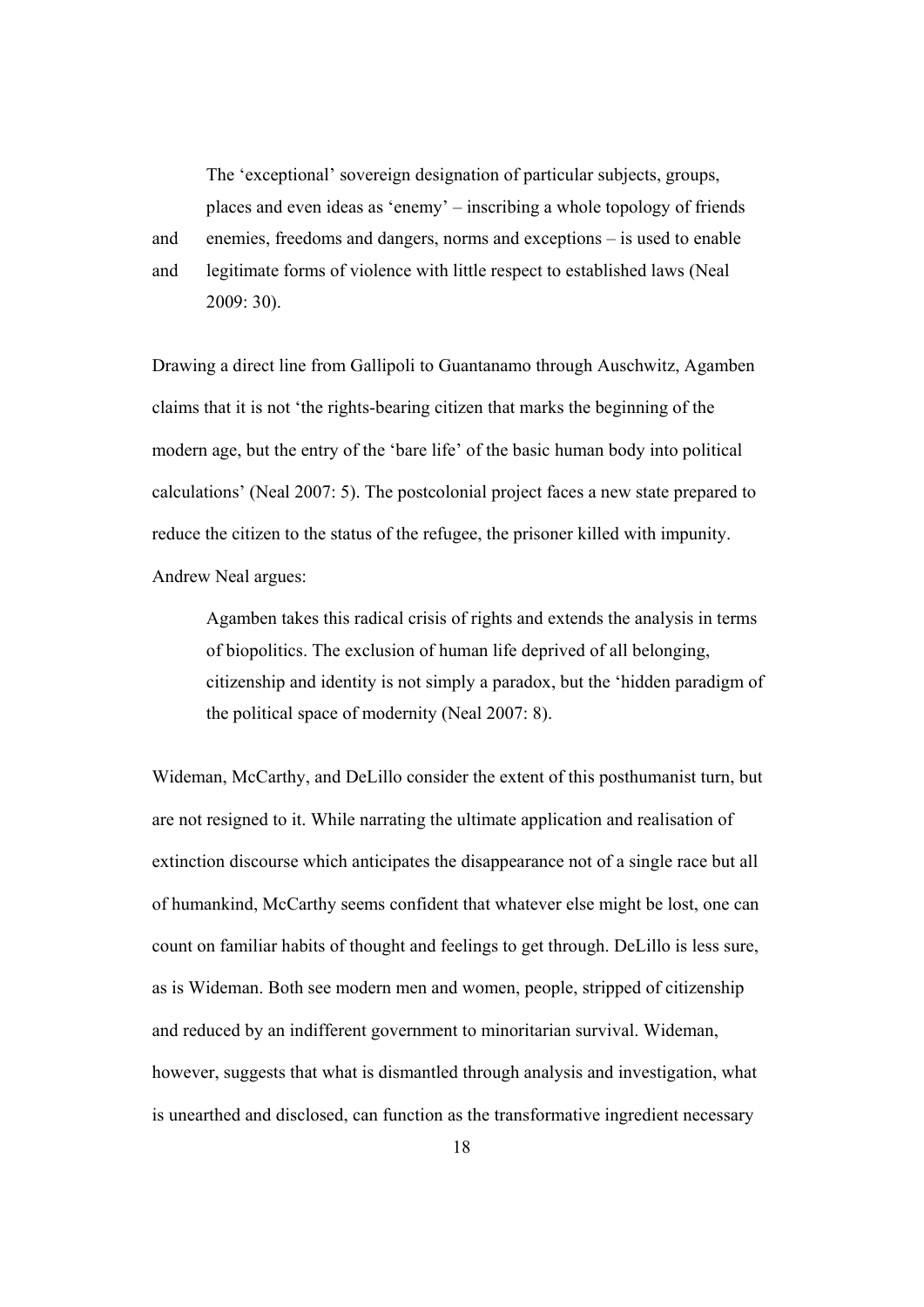> The 'exceptional' sovereign designation of particular subjects, groups, places and even ideas as 'enemy' – inscribing a whole topology of friends and enemies, freedoms and dangers, norms and exceptions – is used to enable and legitimate forms of violence with little respect to established laws (Neal 2009: 30).

Drawing a direct line from Gallipoli to Guantanamo through Auschwitz, Agamben claims that it is not 'the rights-bearing citizen that marks the beginning of the modern age, but the entry of the 'bare life' of the basic human body into political calculations' (Neal 2007: 5). The postcolonial project faces a new state prepared to reduce the citizen to the status of the refugee, the prisoner killed with impunity. Andrew Neal argues:

> Agamben takes this radical crisis of rights and extends the analysis in terms of biopolitics. The exclusion of human life deprived of all belonging, citizenship and identity is not simply a paradox, but the 'hidden paradigm of the political space of modernity (Neal 2007: 8).

Wideman, McCarthy, and DeLillo consider the extent of this posthumanist turn, but are not resigned to it. While narrating the ultimate application and realisation of extinction discourse which anticipates the disappearance not of a single race but all of humankind, McCarthy seems confident that whatever else might be lost, one can count on familiar habits of thought and feelings to get through. DeLillo is less sure, as is Wideman. Both see modern men and women, people, stripped of citizenship and reduced by an indifferent government to minoritarian survival. Wideman, however, suggests that what is dismantled through analysis and investigation, what is unearthed and disclosed, can function as the transformative ingredient necessary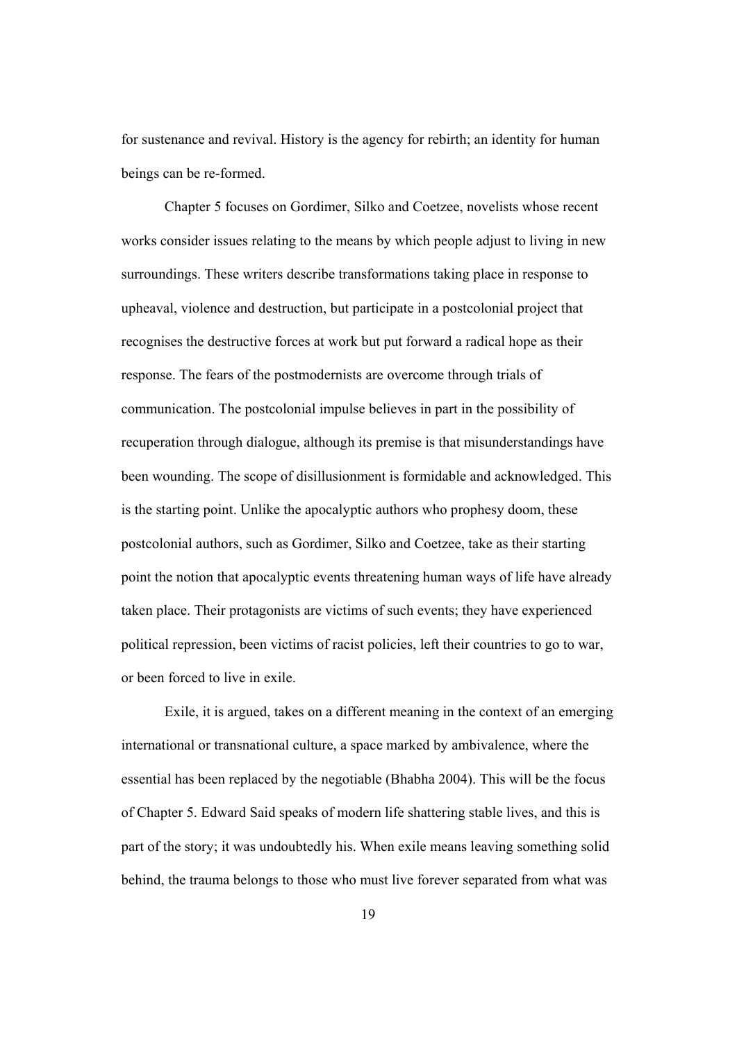for sustenance and revival. History is the agency for rebirth; an identity for human beings can be re-formed.

Chapter 5 focuses on Gordimer, Silko and Coetzee, novelists whose recent works consider issues relating to the means by which people adjust to living in new surroundings. These writers describe transformations taking place in response to upheaval, violence and destruction, but participate in a postcolonial project that recognises the destructive forces at work but put forward a radical hope as their response. The fears of the postmodernists are overcome through trials of communication. The postcolonial impulse believes in part in the possibility of recuperation through dialogue, although its premise is that misunderstandings have been wounding. The scope of disillusionment is formidable and acknowledged. This is the starting point. Unlike the apocalyptic authors who prophesy doom, these postcolonial authors, such as Gordimer, Silko and Coetzee, take as their starting point the notion that apocalyptic events threatening human ways of life have already taken place. Their protagonists are victims of such events; they have experienced political repression, been victims of racist policies, left their countries to go to war, or been forced to live in exile.

Exile, it is argued, takes on a different meaning in the context of an emerging international or transnational culture, a space marked by ambivalence, where the essential has been replaced by the negotiable (Bhabha 2004). This will be the focus of Chapter 5. Edward Said speaks of modern life shattering stable lives, and this is part of the story; it was undoubtedly his. When exile means leaving something solid behind, the trauma belongs to those who must live forever separated from what was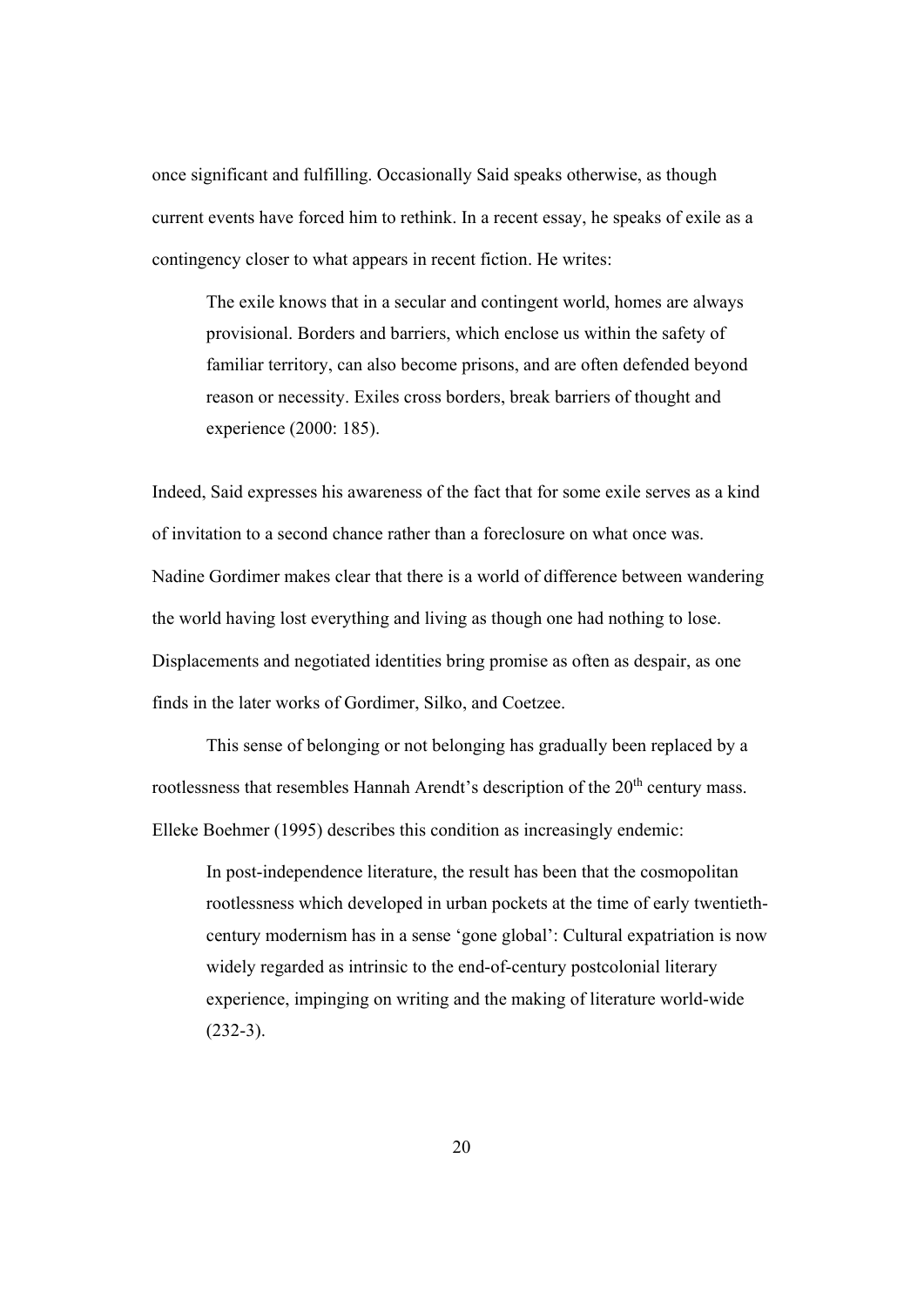once significant and fulfilling. Occasionally Said speaks otherwise, as though current events have forced him to rethink. In a recent essay, he speaks of exile as a contingency closer to what appears in recent fiction. He writes:

> The exile knows that in a secular and contingent world, homes are always provisional. Borders and barriers, which enclose us within the safety of familiar territory, can also become prisons, and are often defended beyond reason or necessity. Exiles cross borders, break barriers of thought and experience (2000: 185).

Indeed, Said expresses his awareness of the fact that for some exile serves as a kind of invitation to a second chance rather than a foreclosure on what once was. Nadine Gordimer makes clear that there is a world of difference between wandering the world having lost everything and living as though one had nothing to lose. Displacements and negotiated identities bring promise as often as despair, as one finds in the later works of Gordimer, Silko, and Coetzee.

This sense of belonging or not belonging has gradually been replaced by a rootlessness that resembles Hannah Arendt's description of the 20th century mass. Elleke Boehmer (1995) describes this condition as increasingly endemic:

> In post-independence literature, the result has been that the cosmopolitan rootlessness which developed in urban pockets at the time of early twentieth-century modernism has in a sense 'gone global': Cultural expatriation is now widely regarded as intrinsic to the end-of-century postcolonial literary experience, impinging on writing and the making of literature world-wide (232-3).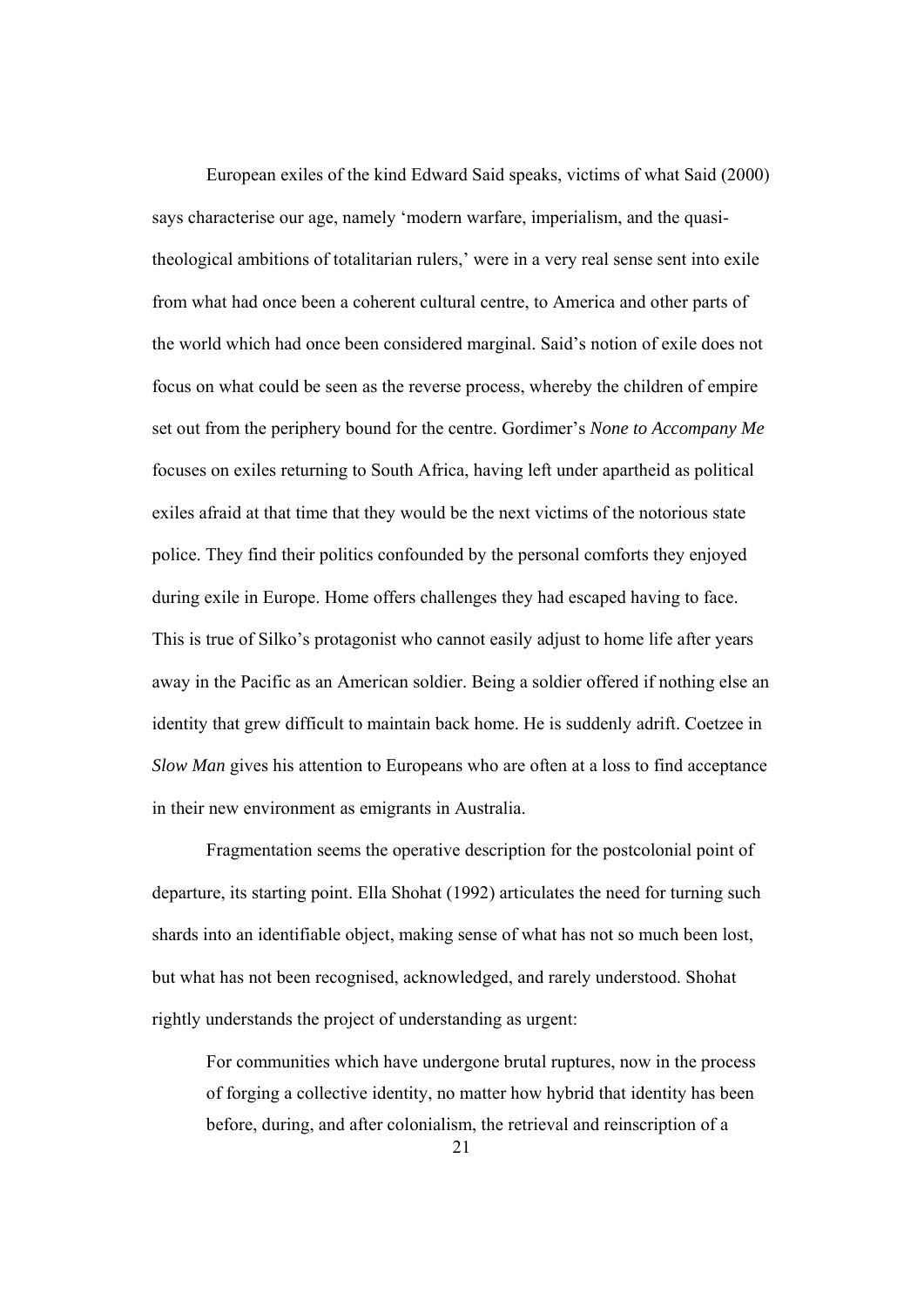European exiles of the kind Edward Said speaks, victims of what Said (2000) says characterise our age, namely 'modern warfare, imperialism, and the quasi-theological ambitions of totalitarian rulers,' were in a very real sense sent into exile from what had once been a coherent cultural centre, to America and other parts of the world which had once been considered marginal. Said's notion of exile does not focus on what could be seen as the reverse process, whereby the children of empire set out from the periphery bound for the centre. Gordimer's *None to Accompany Me* focuses on exiles returning to South Africa, having left under apartheid as political exiles afraid at that time that they would be the next victims of the notorious state police. They find their politics confounded by the personal comforts they enjoyed during exile in Europe. Home offers challenges they had escaped having to face. This is true of Silko's protagonist who cannot easily adjust to home life after years away in the Pacific as an American soldier. Being a soldier offered if nothing else an identity that grew difficult to maintain back home. He is suddenly adrift. Coetzee in *Slow Man* gives his attention to Europeans who are often at a loss to find acceptance in their new environment as emigrants in Australia.

Fragmentation seems the operative description for the postcolonial point of departure, its starting point. Ella Shohat (1992) articulates the need for turning such shards into an identifiable object, making sense of what has not so much been lost, but what has not been recognised, acknowledged, and rarely understood. Shohat rightly understands the project of understanding as urgent:

> For communities which have undergone brutal ruptures, now in the process of forging a collective identity, no matter how hybrid that identity has been before, during, and after colonialism, the retrieval and reinscription of a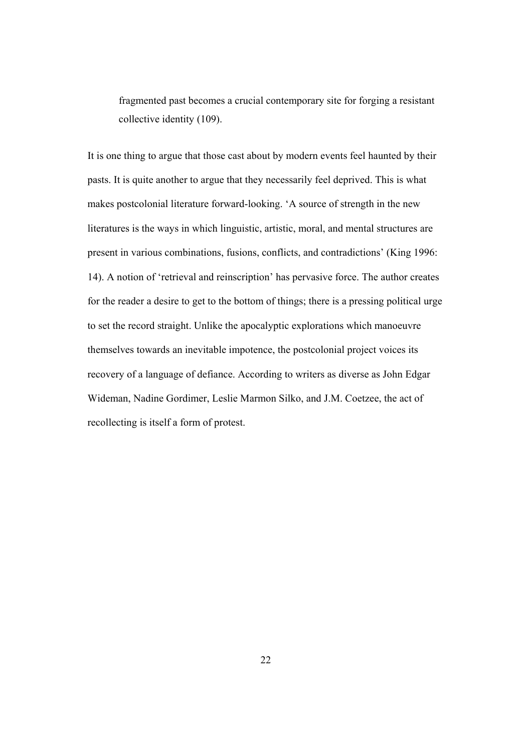> fragmented past becomes a crucial contemporary site for forging a resistant collective identity (109).

It is one thing to argue that those cast about by modern events feel haunted by their pasts. It is quite another to argue that they necessarily feel deprived. This is what makes postcolonial literature forward-looking. 'A source of strength in the new literatures is the ways in which linguistic, artistic, moral, and mental structures are present in various combinations, fusions, conflicts, and contradictions' (King 1996: 14). A notion of 'retrieval and reinscription' has pervasive force. The author creates for the reader a desire to get to the bottom of things; there is a pressing political urge to set the record straight. Unlike the apocalyptic explorations which manoeuvre themselves towards an inevitable impotence, the postcolonial project voices its recovery of a language of defiance. According to writers as diverse as John Edgar Wideman, Nadine Gordimer, Leslie Marmon Silko, and J.M. Coetzee, the act of recollecting is itself a form of protest.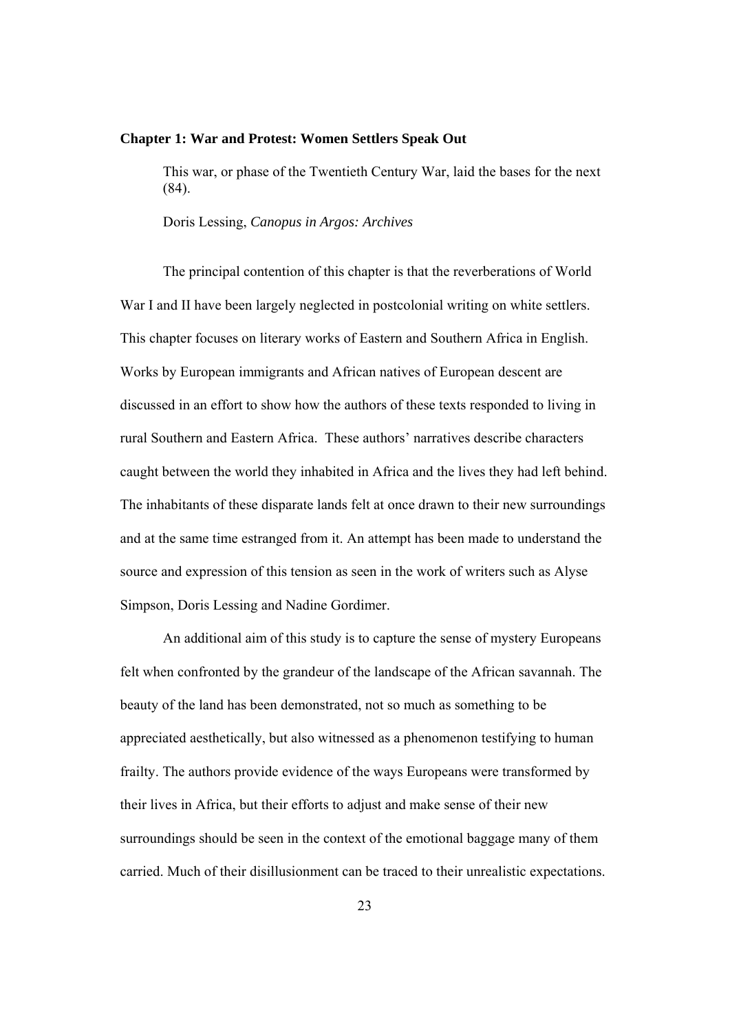## Chapter 1: War and Protest: Women Settlers Speak Out

> This war, or phase of the Twentieth Century War, laid the bases for the next (84).
>
> Doris Lessing, *Canopus in Argos: Archives*

The principal contention of this chapter is that the reverberations of World War I and II have been largely neglected in postcolonial writing on white settlers. This chapter focuses on literary works of Eastern and Southern Africa in English. Works by European immigrants and African natives of European descent are discussed in an effort to show how the authors of these texts responded to living in rural Southern and Eastern Africa. These authors' narratives describe characters caught between the world they inhabited in Africa and the lives they had left behind. The inhabitants of these disparate lands felt at once drawn to their new surroundings and at the same time estranged from it. An attempt has been made to understand the source and expression of this tension as seen in the work of writers such as Alyse Simpson, Doris Lessing and Nadine Gordimer.

An additional aim of this study is to capture the sense of mystery Europeans felt when confronted by the grandeur of the landscape of the African savannah. The beauty of the land has been demonstrated, not so much as something to be appreciated aesthetically, but also witnessed as a phenomenon testifying to human frailty. The authors provide evidence of the ways Europeans were transformed by their lives in Africa, but their efforts to adjust and make sense of their new surroundings should be seen in the context of the emotional baggage many of them carried. Much of their disillusionment can be traced to their unrealistic expectations.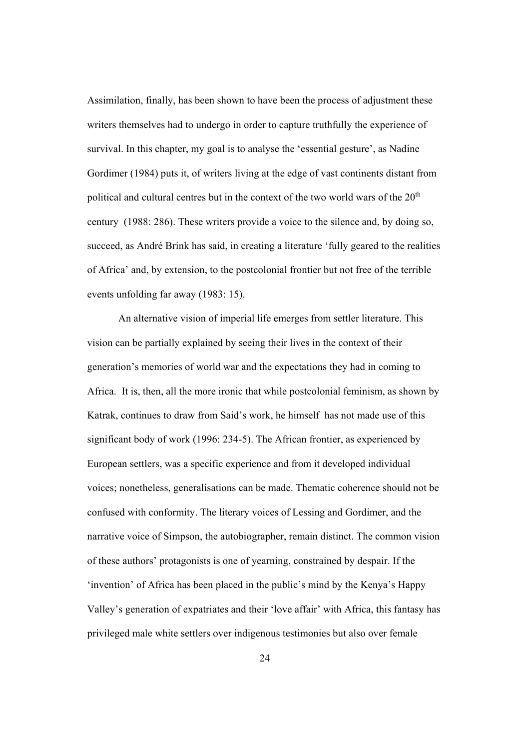Assimilation, finally, has been shown to have been the process of adjustment these writers themselves had to undergo in order to capture truthfully the experience of survival. In this chapter, my goal is to analyse the 'essential gesture', as Nadine Gordimer (1984) puts it, of writers living at the edge of vast continents distant from political and cultural centres but in the context of the two world wars of the 20th century (1988: 286). These writers provide a voice to the silence and, by doing so, succeed, as André Brink has said, in creating a literature 'fully geared to the realities of Africa' and, by extension, to the postcolonial frontier but not free of the terrible events unfolding far away (1983: 15).

An alternative vision of imperial life emerges from settler literature. This vision can be partially explained by seeing their lives in the context of their generation's memories of world war and the expectations they had in coming to Africa. It is, then, all the more ironic that while postcolonial feminism, as shown by Katrak, continues to draw from Said's work, he himself has not made use of this significant body of work (1996: 234-5). The African frontier, as experienced by European settlers, was a specific experience and from it developed individual voices; nonetheless, generalisations can be made. Thematic coherence should not be confused with conformity. The literary voices of Lessing and Gordimer, and the narrative voice of Simpson, the autobiographer, remain distinct. The common vision of these authors' protagonists is one of yearning, constrained by despair. If the 'invention' of Africa has been placed in the public's mind by the Kenya's Happy Valley's generation of expatriates and their 'love affair' with Africa, this fantasy has privileged male white settlers over indigenous testimonies but also over female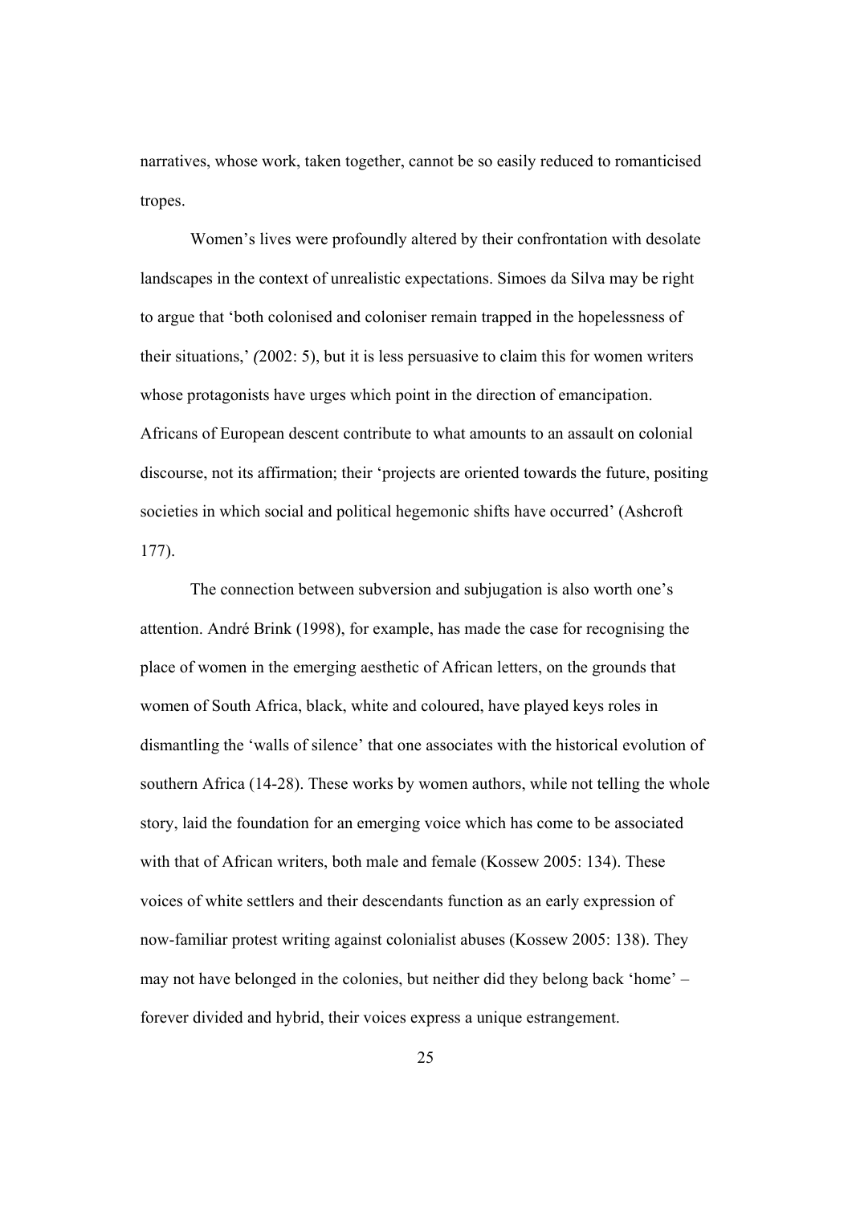narratives, whose work, taken together, cannot be so easily reduced to romanticised tropes.

Women's lives were profoundly altered by their confrontation with desolate landscapes in the context of unrealistic expectations. Simoes da Silva may be right to argue that 'both colonised and coloniser remain trapped in the hopelessness of their situations,' *(*2002: 5), but it is less persuasive to claim this for women writers whose protagonists have urges which point in the direction of emancipation. Africans of European descent contribute to what amounts to an assault on colonial discourse, not its affirmation; their 'projects are oriented towards the future, positing societies in which social and political hegemonic shifts have occurred' (Ashcroft 177).

The connection between subversion and subjugation is also worth one's attention. André Brink (1998), for example, has made the case for recognising the place of women in the emerging aesthetic of African letters, on the grounds that women of South Africa, black, white and coloured, have played keys roles in dismantling the 'walls of silence' that one associates with the historical evolution of southern Africa (14-28). These works by women authors, while not telling the whole story, laid the foundation for an emerging voice which has come to be associated with that of African writers, both male and female (Kossew 2005: 134). These voices of white settlers and their descendants function as an early expression of now-familiar protest writing against colonialist abuses (Kossew 2005: 138). They may not have belonged in the colonies, but neither did they belong back 'home' – forever divided and hybrid, their voices express a unique estrangement.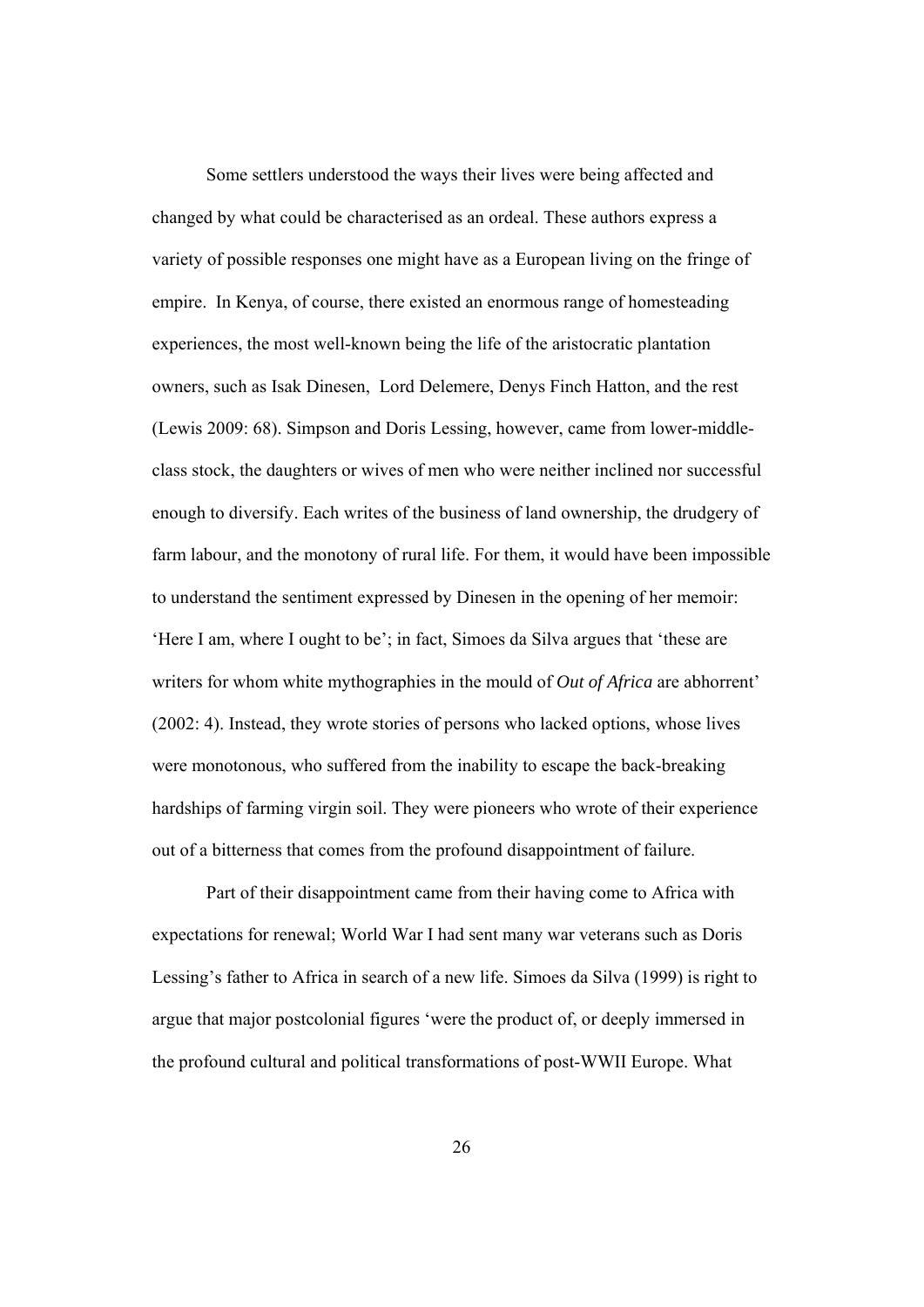Some settlers understood the ways their lives were being affected and changed by what could be characterised as an ordeal. These authors express a variety of possible responses one might have as a European living on the fringe of empire. In Kenya, of course, there existed an enormous range of homesteading experiences, the most well-known being the life of the aristocratic plantation owners, such as Isak Dinesen, Lord Delemere, Denys Finch Hatton, and the rest (Lewis 2009: 68). Simpson and Doris Lessing, however, came from lower-middle-class stock, the daughters or wives of men who were neither inclined nor successful enough to diversify. Each writes of the business of land ownership, the drudgery of farm labour, and the monotony of rural life. For them, it would have been impossible to understand the sentiment expressed by Dinesen in the opening of her memoir: 'Here I am, where I ought to be'; in fact, Simoes da Silva argues that 'these are writers for whom white mythographies in the mould of *Out of Africa* are abhorrent' (2002: 4). Instead, they wrote stories of persons who lacked options, whose lives were monotonous, who suffered from the inability to escape the back-breaking hardships of farming virgin soil. They were pioneers who wrote of their experience out of a bitterness that comes from the profound disappointment of failure.

Part of their disappointment came from their having come to Africa with expectations for renewal; World War I had sent many war veterans such as Doris Lessing's father to Africa in search of a new life. Simoes da Silva (1999) is right to argue that major postcolonial figures 'were the product of, or deeply immersed in the profound cultural and political transformations of post-WWII Europe. What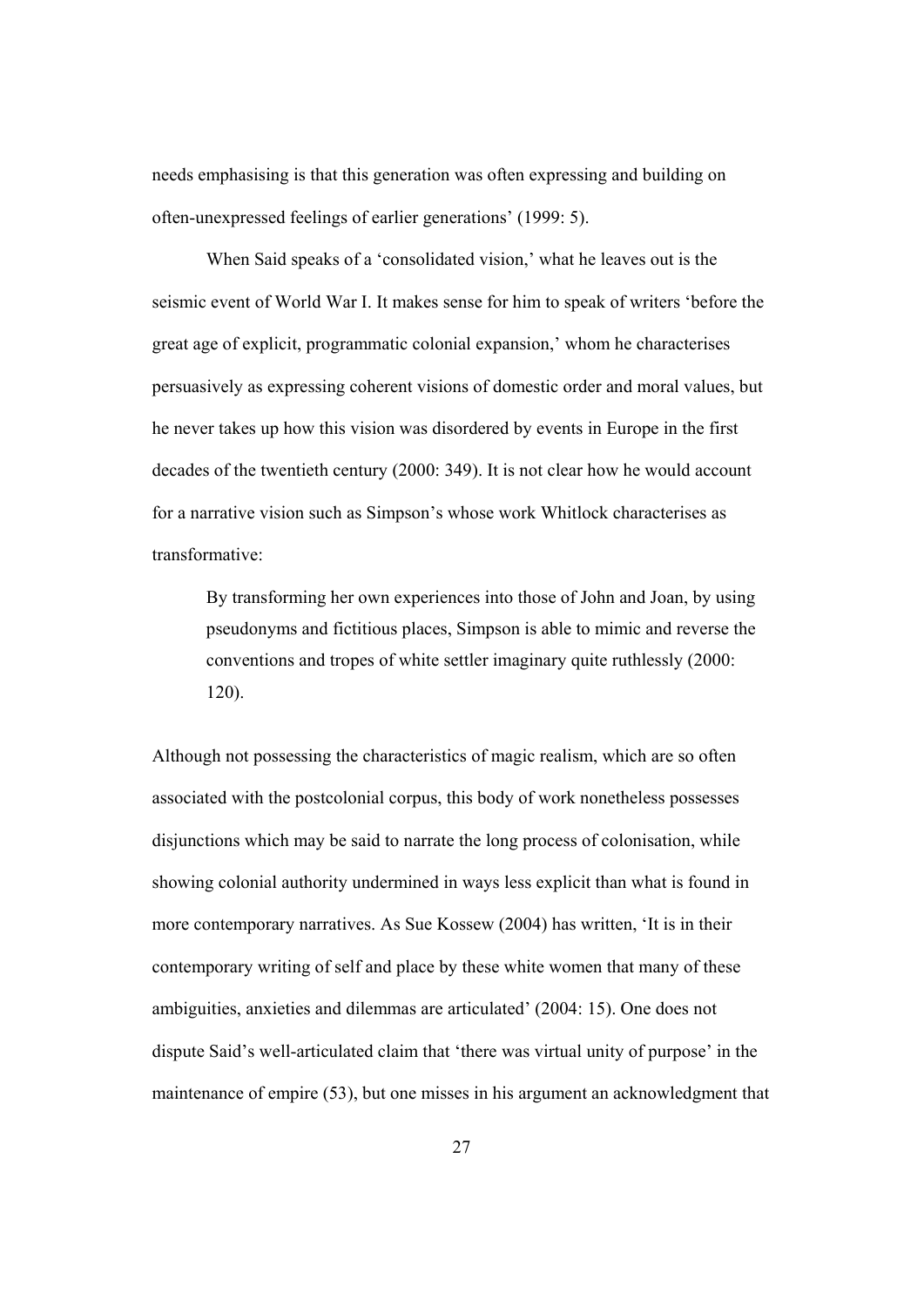needs emphasising is that this generation was often expressing and building on often-unexpressed feelings of earlier generations' (1999: 5).

When Said speaks of a 'consolidated vision,' what he leaves out is the seismic event of World War I. It makes sense for him to speak of writers 'before the great age of explicit, programmatic colonial expansion,' whom he characterises persuasively as expressing coherent visions of domestic order and moral values, but he never takes up how this vision was disordered by events in Europe in the first decades of the twentieth century (2000: 349). It is not clear how he would account for a narrative vision such as Simpson's whose work Whitlock characterises as transformative:

> By transforming her own experiences into those of John and Joan, by using pseudonyms and fictitious places, Simpson is able to mimic and reverse the conventions and tropes of white settler imaginary quite ruthlessly (2000: 120).

Although not possessing the characteristics of magic realism, which are so often associated with the postcolonial corpus, this body of work nonetheless possesses disjunctions which may be said to narrate the long process of colonisation, while showing colonial authority undermined in ways less explicit than what is found in more contemporary narratives. As Sue Kossew (2004) has written, 'It is in their contemporary writing of self and place by these white women that many of these ambiguities, anxieties and dilemmas are articulated' (2004: 15). One does not dispute Said's well-articulated claim that 'there was virtual unity of purpose' in the maintenance of empire (53), but one misses in his argument an acknowledgment that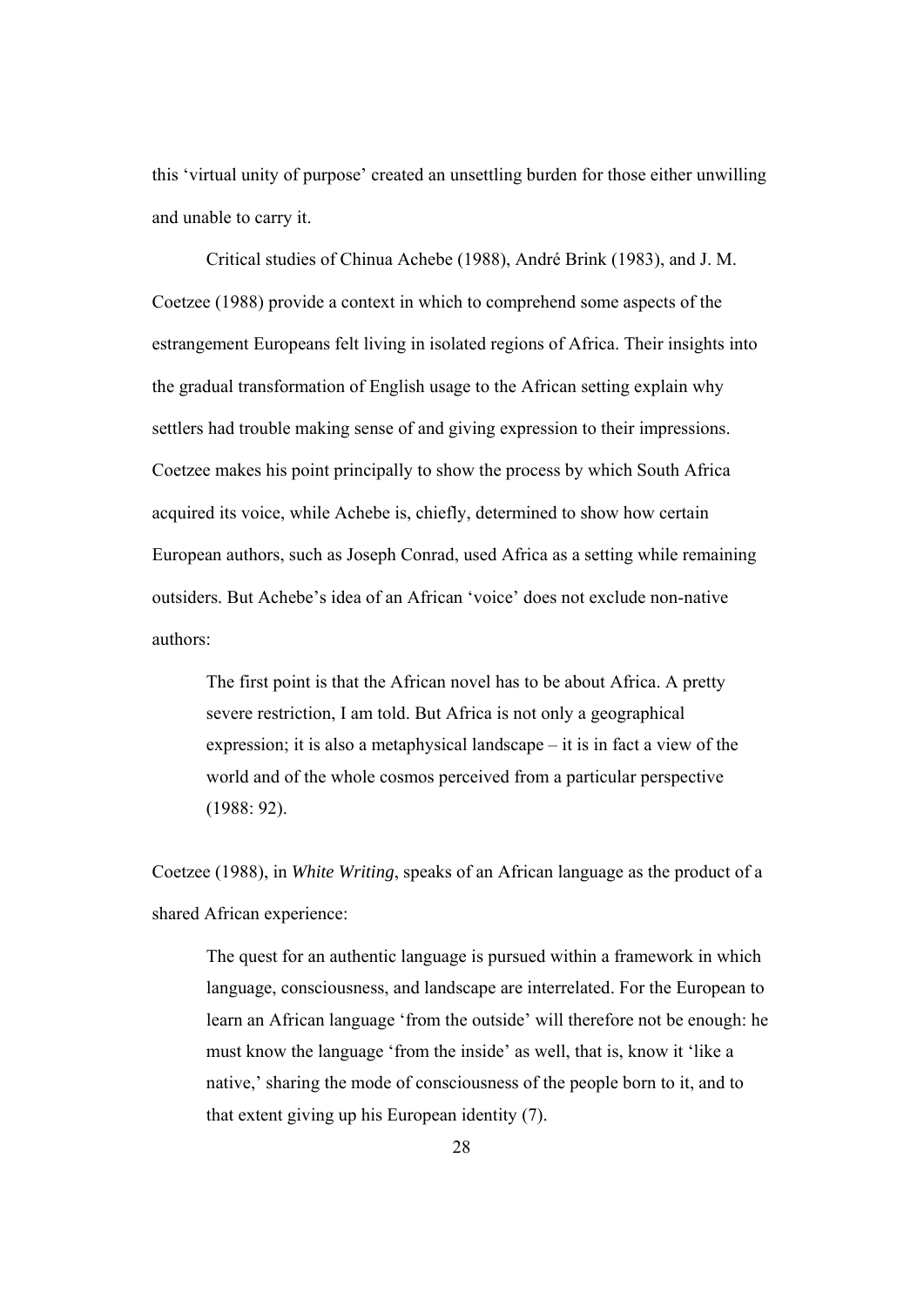this 'virtual unity of purpose' created an unsettling burden for those either unwilling and unable to carry it.

Critical studies of Chinua Achebe (1988), André Brink (1983), and J. M. Coetzee (1988) provide a context in which to comprehend some aspects of the estrangement Europeans felt living in isolated regions of Africa. Their insights into the gradual transformation of English usage to the African setting explain why settlers had trouble making sense of and giving expression to their impressions. Coetzee makes his point principally to show the process by which South Africa acquired its voice, while Achebe is, chiefly, determined to show how certain European authors, such as Joseph Conrad, used Africa as a setting while remaining outsiders. But Achebe's idea of an African 'voice' does not exclude non-native authors:

> The first point is that the African novel has to be about Africa. A pretty severe restriction, I am told. But Africa is not only a geographical expression; it is also a metaphysical landscape – it is in fact a view of the world and of the whole cosmos perceived from a particular perspective (1988: 92).

Coetzee (1988), in *White Writing*, speaks of an African language as the product of a shared African experience:

> The quest for an authentic language is pursued within a framework in which language, consciousness, and landscape are interrelated. For the European to learn an African language 'from the outside' will therefore not be enough: he must know the language 'from the inside' as well, that is, know it 'like a native,' sharing the mode of consciousness of the people born to it, and to that extent giving up his European identity (7).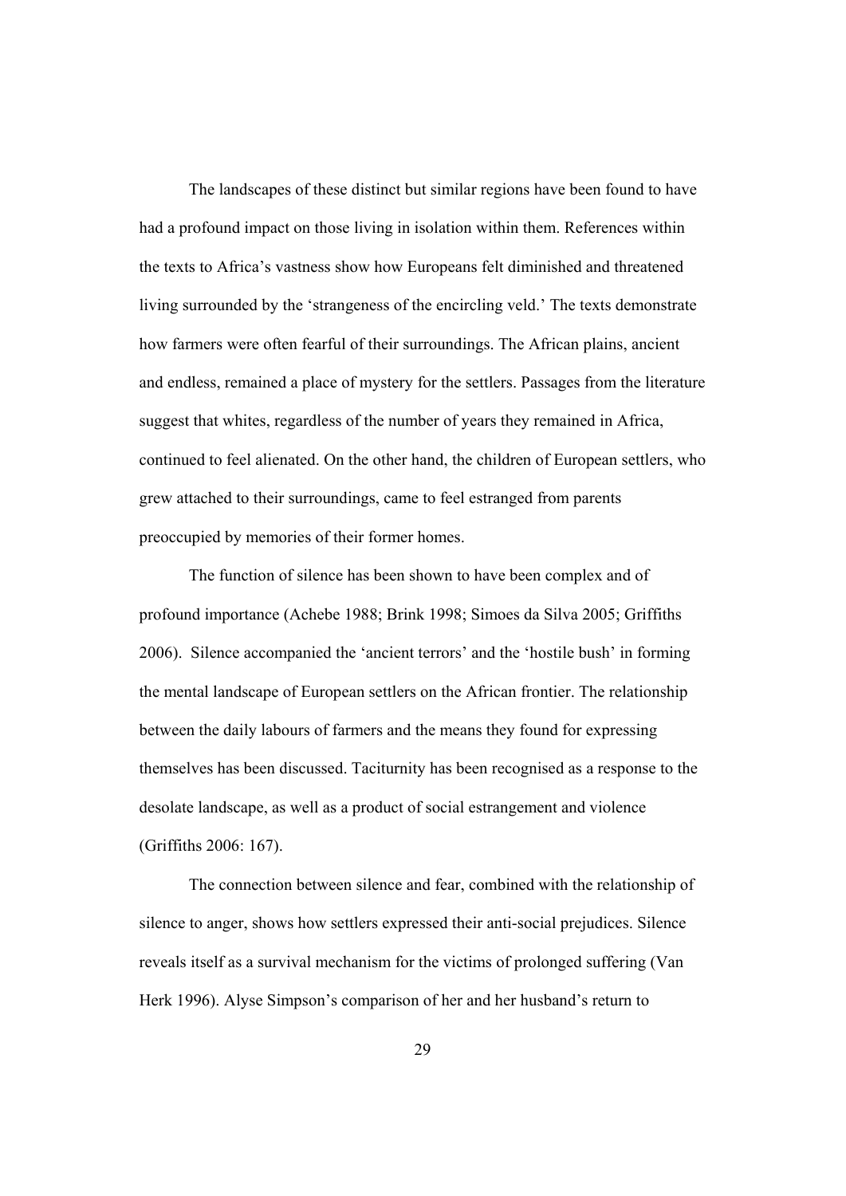The landscapes of these distinct but similar regions have been found to have had a profound impact on those living in isolation within them. References within the texts to Africa's vastness show how Europeans felt diminished and threatened living surrounded by the 'strangeness of the encircling veld.' The texts demonstrate how farmers were often fearful of their surroundings. The African plains, ancient and endless, remained a place of mystery for the settlers. Passages from the literature suggest that whites, regardless of the number of years they remained in Africa, continued to feel alienated. On the other hand, the children of European settlers, who grew attached to their surroundings, came to feel estranged from parents preoccupied by memories of their former homes.

The function of silence has been shown to have been complex and of profound importance (Achebe 1988; Brink 1998; Simoes da Silva 2005; Griffiths 2006). Silence accompanied the 'ancient terrors' and the 'hostile bush' in forming the mental landscape of European settlers on the African frontier. The relationship between the daily labours of farmers and the means they found for expressing themselves has been discussed. Taciturnity has been recognised as a response to the desolate landscape, as well as a product of social estrangement and violence (Griffiths 2006: 167).

The connection between silence and fear, combined with the relationship of silence to anger, shows how settlers expressed their anti-social prejudices. Silence reveals itself as a survival mechanism for the victims of prolonged suffering (Van Herk 1996). Alyse Simpson's comparison of her and her husband's return to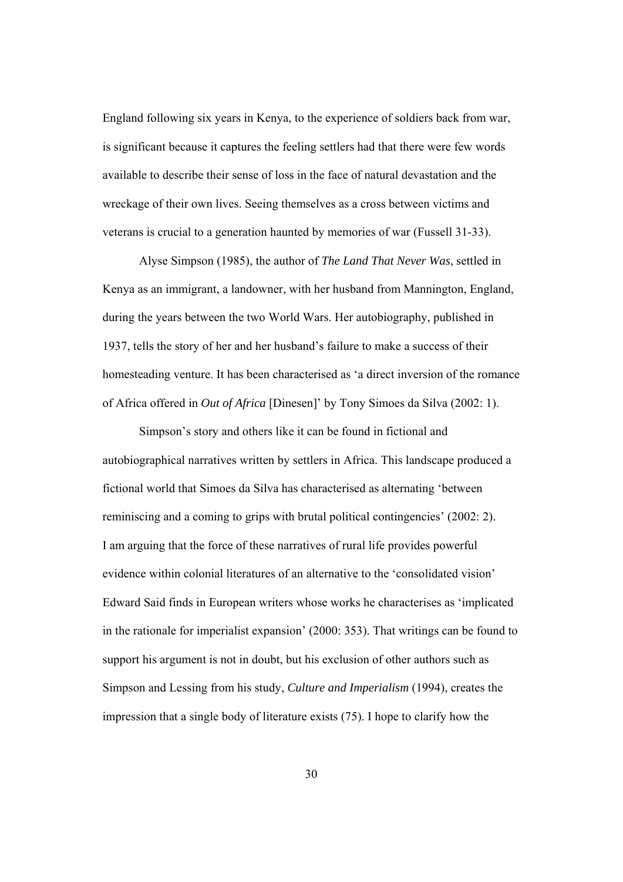England following six years in Kenya, to the experience of soldiers back from war, is significant because it captures the feeling settlers had that there were few words available to describe their sense of loss in the face of natural devastation and the wreckage of their own lives. Seeing themselves as a cross between victims and veterans is crucial to a generation haunted by memories of war (Fussell 31-33).

Alyse Simpson (1985), the author of *The Land That Never Was*, settled in Kenya as an immigrant, a landowner, with her husband from Mannington, England, during the years between the two World Wars. Her autobiography, published in 1937, tells the story of her and her husband's failure to make a success of their homesteading venture. It has been characterised as 'a direct inversion of the romance of Africa offered in *Out of Africa* [Dinesen]' by Tony Simoes da Silva (2002: 1).

Simpson's story and others like it can be found in fictional and autobiographical narratives written by settlers in Africa. This landscape produced a fictional world that Simoes da Silva has characterised as alternating 'between reminiscing and a coming to grips with brutal political contingencies' (2002: 2). I am arguing that the force of these narratives of rural life provides powerful evidence within colonial literatures of an alternative to the 'consolidated vision' Edward Said finds in European writers whose works he characterises as 'implicated in the rationale for imperialist expansion' (2000: 353). That writings can be found to support his argument is not in doubt, but his exclusion of other authors such as Simpson and Lessing from his study, *Culture and Imperialism* (1994), creates the impression that a single body of literature exists (75). I hope to clarify how the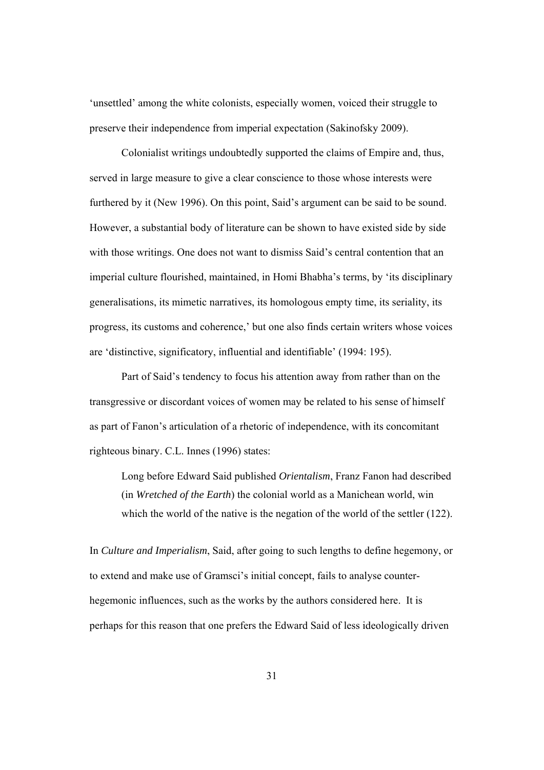'unsettled' among the white colonists, especially women, voiced their struggle to preserve their independence from imperial expectation (Sakinofsky 2009).

Colonialist writings undoubtedly supported the claims of Empire and, thus, served in large measure to give a clear conscience to those whose interests were furthered by it (New 1996). On this point, Said's argument can be said to be sound. However, a substantial body of literature can be shown to have existed side by side with those writings. One does not want to dismiss Said's central contention that an imperial culture flourished, maintained, in Homi Bhabha's terms, by 'its disciplinary generalisations, its mimetic narratives, its homologous empty time, its seriality, its progress, its customs and coherence,' but one also finds certain writers whose voices are 'distinctive, significatory, influential and identifiable' (1994: 195).

Part of Said's tendency to focus his attention away from rather than on the transgressive or discordant voices of women may be related to his sense of himself as part of Fanon's articulation of a rhetoric of independence, with its concomitant righteous binary. C.L. Innes (1996) states:

> Long before Edward Said published *Orientalism*, Franz Fanon had described (in *Wretched of the Earth*) the colonial world as a Manichean world, win which the world of the native is the negation of the world of the settler (122).

In *Culture and Imperialism*, Said, after going to such lengths to define hegemony, or to extend and make use of Gramsci's initial concept, fails to analyse counter-hegemonic influences, such as the works by the authors considered here. It is perhaps for this reason that one prefers the Edward Said of less ideologically driven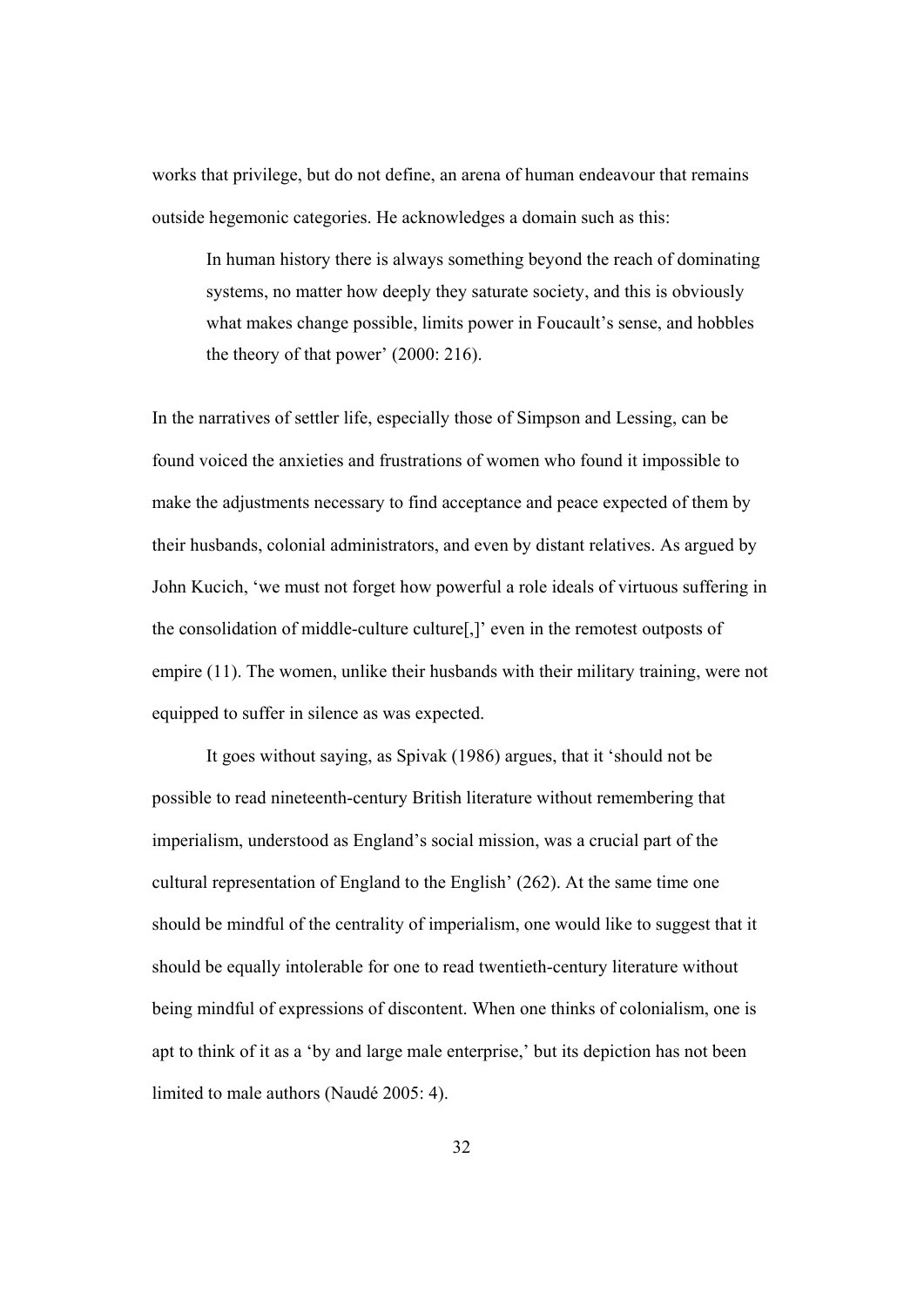works that privilege, but do not define, an arena of human endeavour that remains outside hegemonic categories. He acknowledges a domain such as this:

> In human history there is always something beyond the reach of dominating systems, no matter how deeply they saturate society, and this is obviously what makes change possible, limits power in Foucault's sense, and hobbles the theory of that power' (2000: 216).

In the narratives of settler life, especially those of Simpson and Lessing, can be found voiced the anxieties and frustrations of women who found it impossible to make the adjustments necessary to find acceptance and peace expected of them by their husbands, colonial administrators, and even by distant relatives. As argued by John Kucich, 'we must not forget how powerful a role ideals of virtuous suffering in the consolidation of middle-culture culture[,]' even in the remotest outposts of empire (11). The women, unlike their husbands with their military training, were not equipped to suffer in silence as was expected.

It goes without saying, as Spivak (1986) argues, that it 'should not be possible to read nineteenth-century British literature without remembering that imperialism, understood as England's social mission, was a crucial part of the cultural representation of England to the English' (262). At the same time one should be mindful of the centrality of imperialism, one would like to suggest that it should be equally intolerable for one to read twentieth-century literature without being mindful of expressions of discontent. When one thinks of colonialism, one is apt to think of it as a 'by and large male enterprise,' but its depiction has not been limited to male authors (Naudé 2005: 4).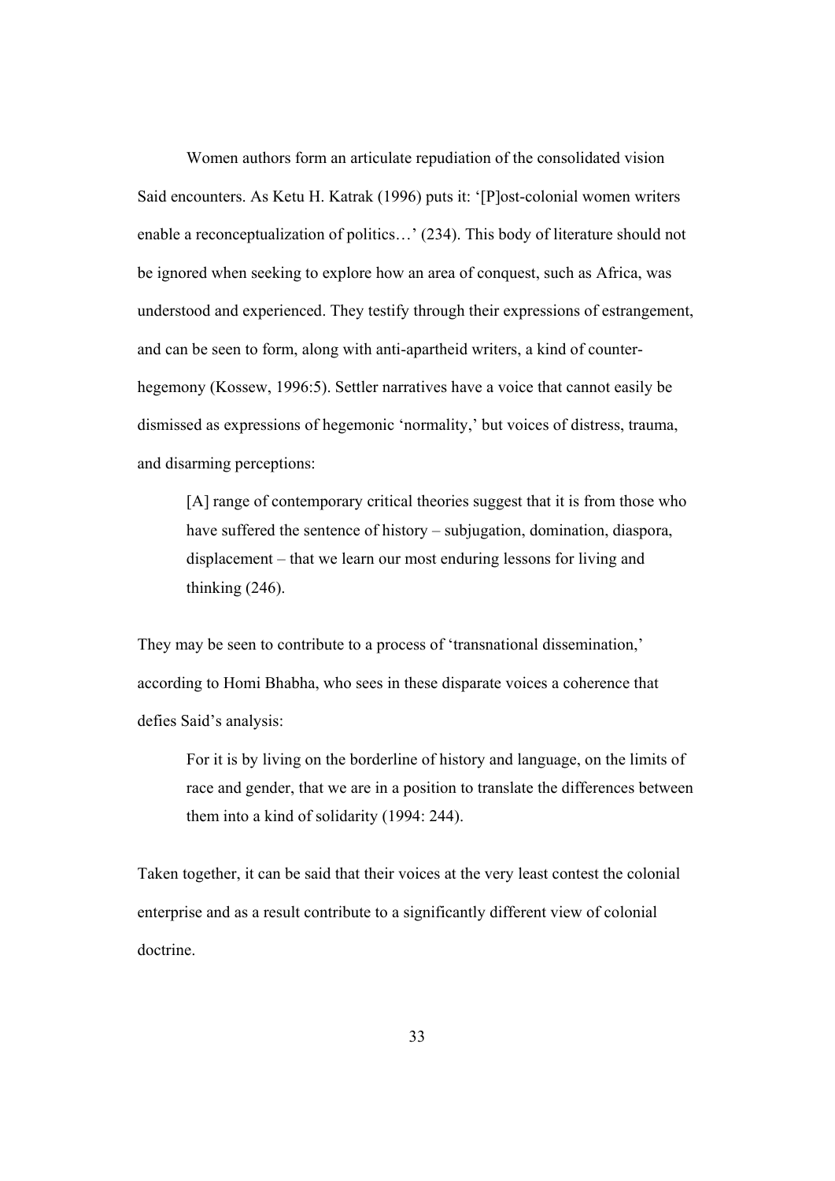Women authors form an articulate repudiation of the consolidated vision Said encounters. As Ketu H. Katrak (1996) puts it: '[P]ost-colonial women writers enable a reconceptualization of politics…' (234). This body of literature should not be ignored when seeking to explore how an area of conquest, such as Africa, was understood and experienced. They testify through their expressions of estrangement, and can be seen to form, along with anti-apartheid writers, a kind of counter-hegemony (Kossew, 1996:5). Settler narratives have a voice that cannot easily be dismissed as expressions of hegemonic 'normality,' but voices of distress, trauma, and disarming perceptions:

> [A] range of contemporary critical theories suggest that it is from those who have suffered the sentence of history – subjugation, domination, diaspora, displacement – that we learn our most enduring lessons for living and thinking (246).

They may be seen to contribute to a process of 'transnational dissemination,' according to Homi Bhabha, who sees in these disparate voices a coherence that defies Said's analysis:

> For it is by living on the borderline of history and language, on the limits of race and gender, that we are in a position to translate the differences between them into a kind of solidarity (1994: 244).

Taken together, it can be said that their voices at the very least contest the colonial enterprise and as a result contribute to a significantly different view of colonial doctrine.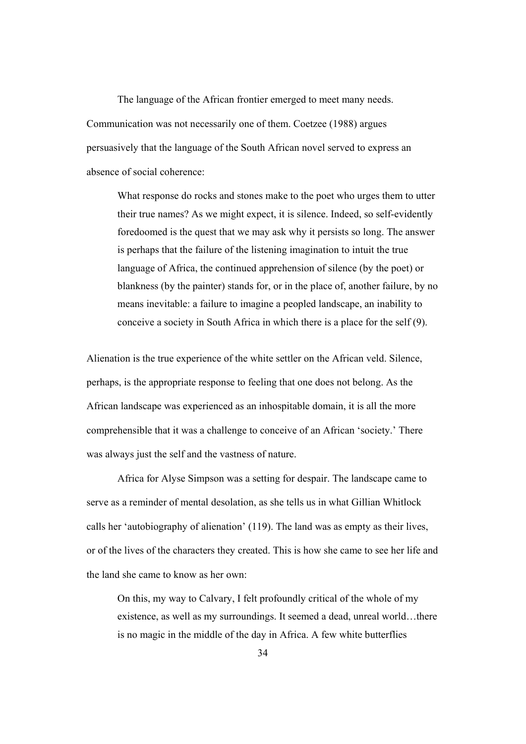The language of the African frontier emerged to meet many needs. Communication was not necessarily one of them. Coetzee (1988) argues persuasively that the language of the South African novel served to express an absence of social coherence:

> What response do rocks and stones make to the poet who urges them to utter their true names? As we might expect, it is silence. Indeed, so self-evidently foredoomed is the quest that we may ask why it persists so long. The answer is perhaps that the failure of the listening imagination to intuit the true language of Africa, the continued apprehension of silence (by the poet) or blankness (by the painter) stands for, or in the place of, another failure, by no means inevitable: a failure to imagine a peopled landscape, an inability to conceive a society in South Africa in which there is a place for the self (9).

Alienation is the true experience of the white settler on the African veld. Silence, perhaps, is the appropriate response to feeling that one does not belong. As the African landscape was experienced as an inhospitable domain, it is all the more comprehensible that it was a challenge to conceive of an African 'society.' There was always just the self and the vastness of nature.

Africa for Alyse Simpson was a setting for despair. The landscape came to serve as a reminder of mental desolation, as she tells us in what Gillian Whitlock calls her 'autobiography of alienation' (119). The land was as empty as their lives, or of the lives of the characters they created. This is how she came to see her life and the land she came to know as her own:

> On this, my way to Calvary, I felt profoundly critical of the whole of my existence, as well as my surroundings. It seemed a dead, unreal world…there is no magic in the middle of the day in Africa. A few white butterflies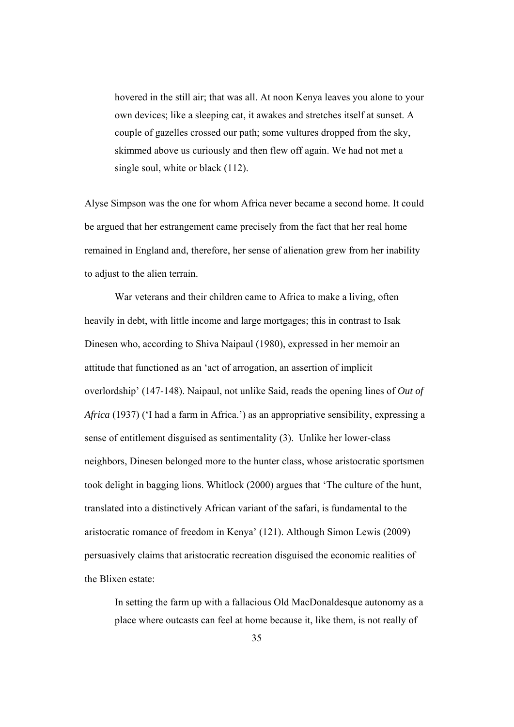> hovered in the still air; that was all. At noon Kenya leaves you alone to your own devices; like a sleeping cat, it awakes and stretches itself at sunset. A couple of gazelles crossed our path; some vultures dropped from the sky, skimmed above us curiously and then flew off again. We had not met a single soul, white or black (112).

Alyse Simpson was the one for whom Africa never became a second home. It could be argued that her estrangement came precisely from the fact that her real home remained in England and, therefore, her sense of alienation grew from her inability to adjust to the alien terrain.

War veterans and their children came to Africa to make a living, often heavily in debt, with little income and large mortgages; this in contrast to Isak Dinesen who, according to Shiva Naipaul (1980), expressed in her memoir an attitude that functioned as an 'act of arrogation, an assertion of implicit overlordship' (147-148). Naipaul, not unlike Said, reads the opening lines of *Out of Africa* (1937) ('I had a farm in Africa.') as an appropriative sensibility, expressing a sense of entitlement disguised as sentimentality (3). Unlike her lower-class neighbors, Dinesen belonged more to the hunter class, whose aristocratic sportsmen took delight in bagging lions. Whitlock (2000) argues that 'The culture of the hunt, translated into a distinctively African variant of the safari, is fundamental to the aristocratic romance of freedom in Kenya' (121). Although Simon Lewis (2009) persuasively claims that aristocratic recreation disguised the economic realities of the Blixen estate:

> In setting the farm up with a fallacious Old MacDonaldesque autonomy as a place where outcasts can feel at home because it, like them, is not really of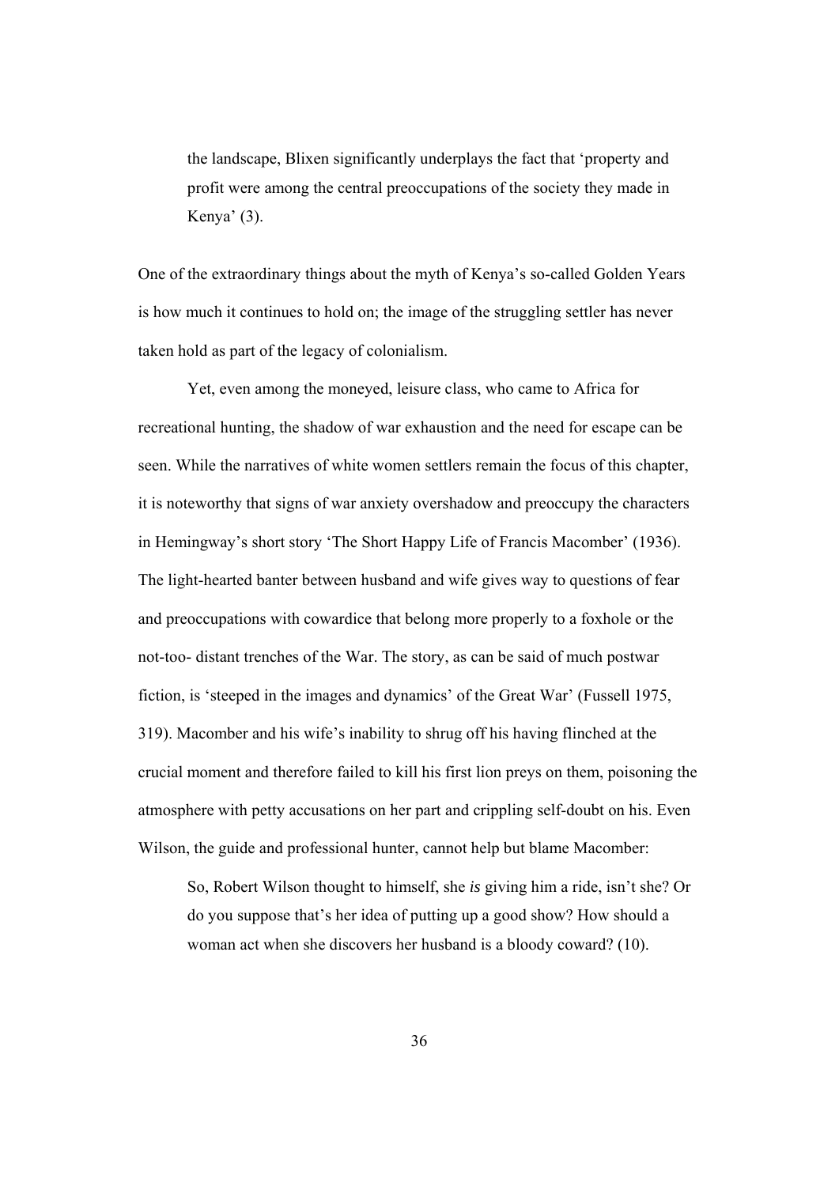> the landscape, Blixen significantly underplays the fact that 'property and profit were among the central preoccupations of the society they made in Kenya' (3).

One of the extraordinary things about the myth of Kenya's so-called Golden Years is how much it continues to hold on; the image of the struggling settler has never taken hold as part of the legacy of colonialism.

Yet, even among the moneyed, leisure class, who came to Africa for recreational hunting, the shadow of war exhaustion and the need for escape can be seen. While the narratives of white women settlers remain the focus of this chapter, it is noteworthy that signs of war anxiety overshadow and preoccupy the characters in Hemingway's short story 'The Short Happy Life of Francis Macomber' (1936). The light-hearted banter between husband and wife gives way to questions of fear and preoccupations with cowardice that belong more properly to a foxhole or the not-too- distant trenches of the War. The story, as can be said of much postwar fiction, is 'steeped in the images and dynamics' of the Great War' (Fussell 1975, 319). Macomber and his wife's inability to shrug off his having flinched at the crucial moment and therefore failed to kill his first lion preys on them, poisoning the atmosphere with petty accusations on her part and crippling self-doubt on his. Even Wilson, the guide and professional hunter, cannot help but blame Macomber:

> So, Robert Wilson thought to himself, she *is* giving him a ride, isn't she? Or do you suppose that's her idea of putting up a good show? How should a woman act when she discovers her husband is a bloody coward? (10).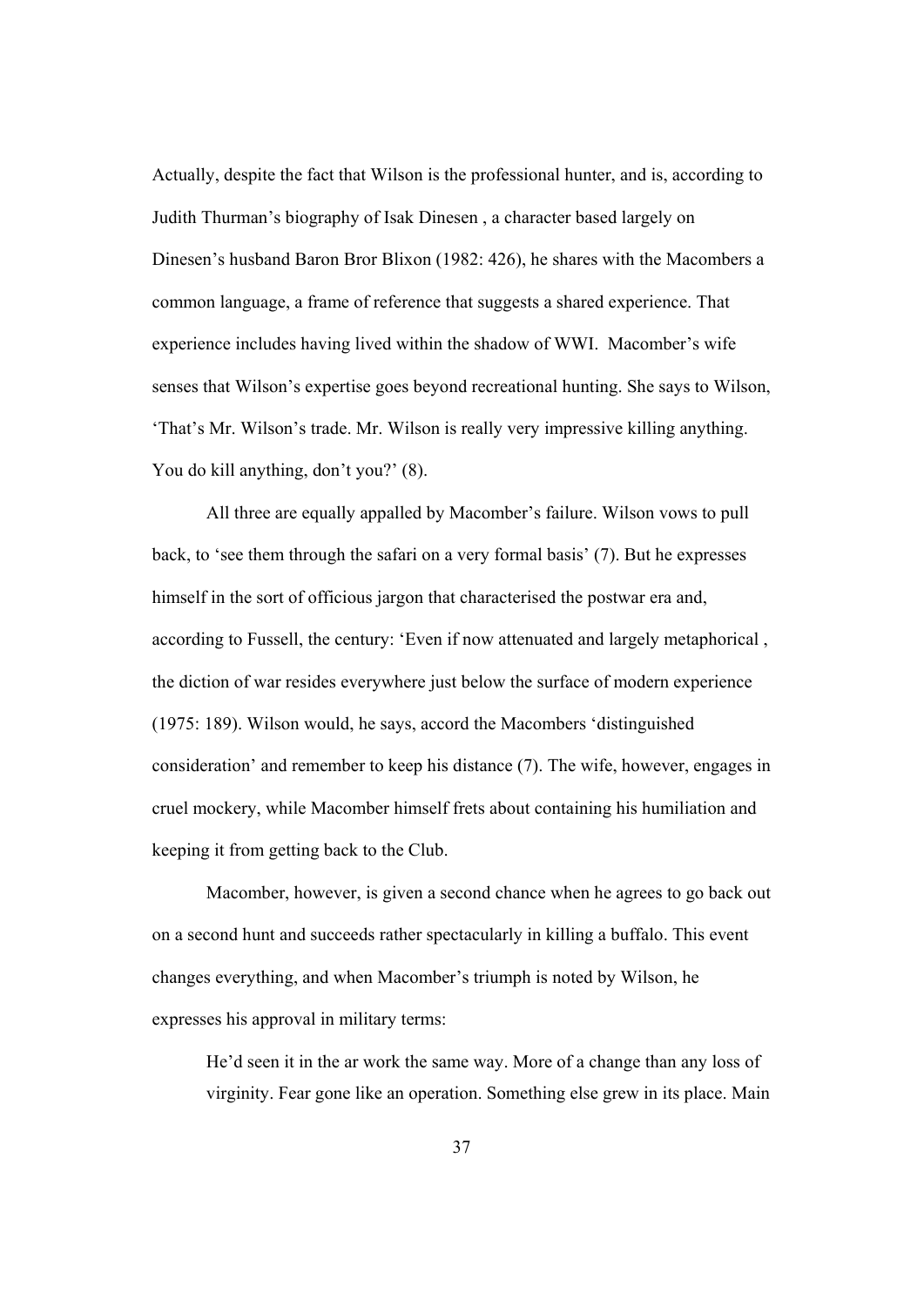Actually, despite the fact that Wilson is the professional hunter, and is, according to Judith Thurman's biography of Isak Dinesen , a character based largely on Dinesen's husband Baron Bror Blixon (1982: 426), he shares with the Macombers a common language, a frame of reference that suggests a shared experience. That experience includes having lived within the shadow of WWI.  Macomber's wife senses that Wilson's expertise goes beyond recreational hunting. She says to Wilson, 'That's Mr. Wilson's trade. Mr. Wilson is really very impressive killing anything. You do kill anything, don't you?' (8).

All three are equally appalled by Macomber's failure. Wilson vows to pull back, to 'see them through the safari on a very formal basis' (7). But he expresses himself in the sort of officious jargon that characterised the postwar era and, according to Fussell, the century: 'Even if now attenuated and largely metaphorical , the diction of war resides everywhere just below the surface of modern experience (1975: 189). Wilson would, he says, accord the Macombers 'distinguished consideration' and remember to keep his distance (7). The wife, however, engages in cruel mockery, while Macomber himself frets about containing his humiliation and keeping it from getting back to the Club.

Macomber, however, is given a second chance when he agrees to go back out on a second hunt and succeeds rather spectacularly in killing a buffalo. This event changes everything, and when Macomber's triumph is noted by Wilson, he expresses his approval in military terms:

> He'd seen it in the ar work the same way. More of a change than any loss of virginity. Fear gone like an operation. Something else grew in its place. Main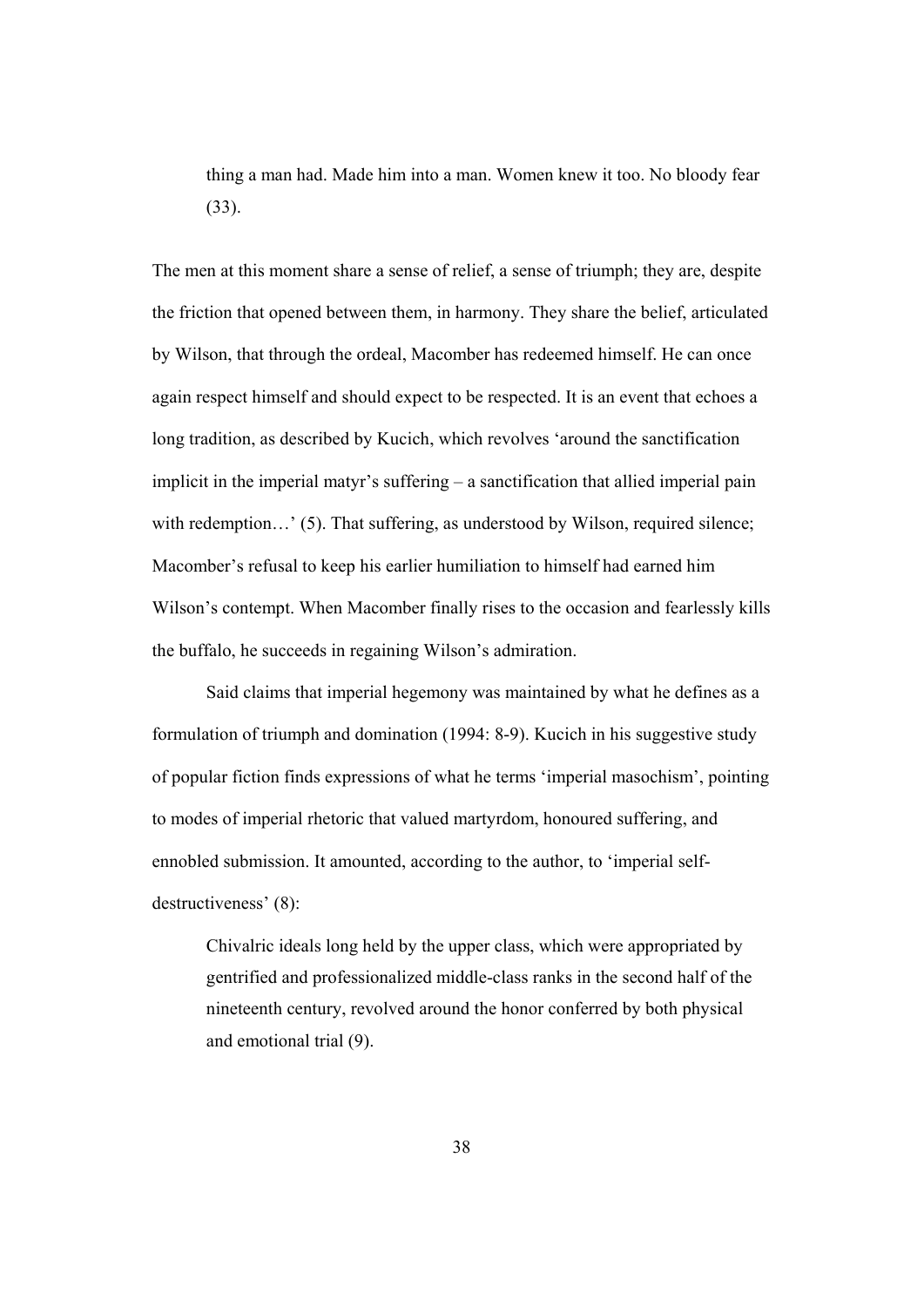> thing a man had. Made him into a man. Women knew it too. No bloody fear (33).

The men at this moment share a sense of relief, a sense of triumph; they are, despite the friction that opened between them, in harmony. They share the belief, articulated by Wilson, that through the ordeal, Macomber has redeemed himself. He can once again respect himself and should expect to be respected. It is an event that echoes a long tradition, as described by Kucich, which revolves 'around the sanctification implicit in the imperial matyr's suffering – a sanctification that allied imperial pain with redemption…' (5). That suffering, as understood by Wilson, required silence; Macomber's refusal to keep his earlier humiliation to himself had earned him Wilson's contempt. When Macomber finally rises to the occasion and fearlessly kills the buffalo, he succeeds in regaining Wilson's admiration.

Said claims that imperial hegemony was maintained by what he defines as a formulation of triumph and domination (1994: 8-9). Kucich in his suggestive study of popular fiction finds expressions of what he terms 'imperial masochism', pointing to modes of imperial rhetoric that valued martyrdom, honoured suffering, and ennobled submission. It amounted, according to the author, to 'imperial self-destructiveness' (8):

> Chivalric ideals long held by the upper class, which were appropriated by gentrified and professionalized middle-class ranks in the second half of the nineteenth century, revolved around the honor conferred by both physical and emotional trial (9).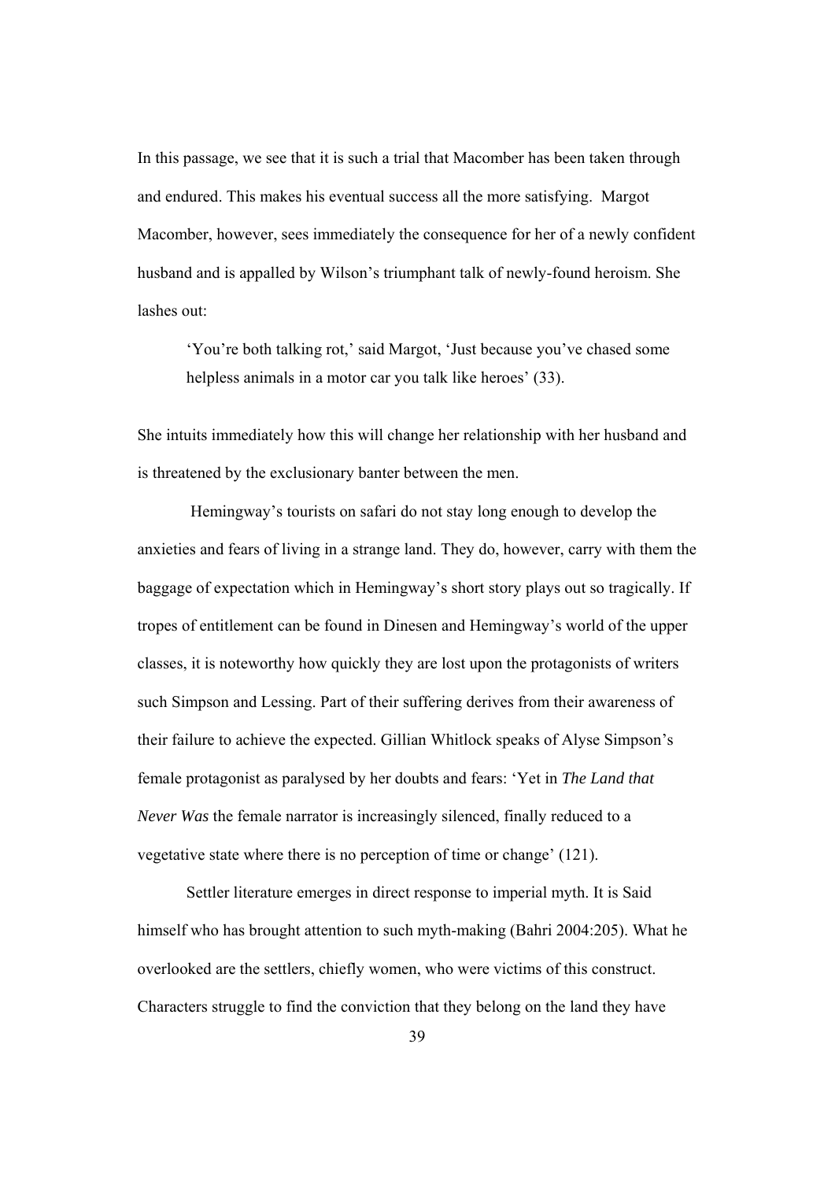In this passage, we see that it is such a trial that Macomber has been taken through and endured. This makes his eventual success all the more satisfying. Margot Macomber, however, sees immediately the consequence for her of a newly confident husband and is appalled by Wilson's triumphant talk of newly-found heroism. She lashes out:

> 'You're both talking rot,' said Margot, 'Just because you've chased some helpless animals in a motor car you talk like heroes' (33).

She intuits immediately how this will change her relationship with her husband and is threatened by the exclusionary banter between the men.

Hemingway's tourists on safari do not stay long enough to develop the anxieties and fears of living in a strange land. They do, however, carry with them the baggage of expectation which in Hemingway's short story plays out so tragically. If tropes of entitlement can be found in Dinesen and Hemingway's world of the upper classes, it is noteworthy how quickly they are lost upon the protagonists of writers such Simpson and Lessing. Part of their suffering derives from their awareness of their failure to achieve the expected. Gillian Whitlock speaks of Alyse Simpson's female protagonist as paralysed by her doubts and fears: 'Yet in *The Land that Never Was* the female narrator is increasingly silenced, finally reduced to a vegetative state where there is no perception of time or change' (121).

Settler literature emerges in direct response to imperial myth. It is Said himself who has brought attention to such myth-making (Bahri 2004:205). What he overlooked are the settlers, chiefly women, who were victims of this construct. Characters struggle to find the conviction that they belong on the land they have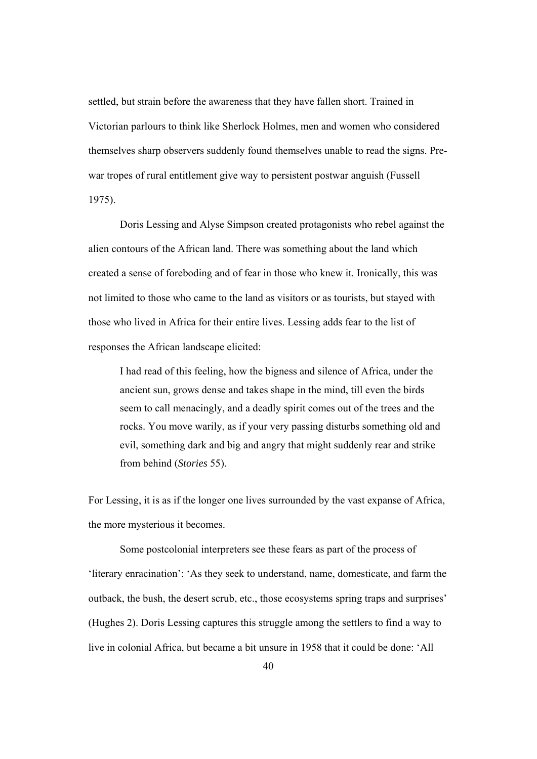settled, but strain before the awareness that they have fallen short. Trained in Victorian parlours to think like Sherlock Holmes, men and women who considered themselves sharp observers suddenly found themselves unable to read the signs. Pre-war tropes of rural entitlement give way to persistent postwar anguish (Fussell 1975).

Doris Lessing and Alyse Simpson created protagonists who rebel against the alien contours of the African land. There was something about the land which created a sense of foreboding and of fear in those who knew it. Ironically, this was not limited to those who came to the land as visitors or as tourists, but stayed with those who lived in Africa for their entire lives. Lessing adds fear to the list of responses the African landscape elicited:

> I had read of this feeling, how the bigness and silence of Africa, under the ancient sun, grows dense and takes shape in the mind, till even the birds seem to call menacingly, and a deadly spirit comes out of the trees and the rocks. You move warily, as if your very passing disturbs something old and evil, something dark and big and angry that might suddenly rear and strike from behind (*Stories* 55).

For Lessing, it is as if the longer one lives surrounded by the vast expanse of Africa, the more mysterious it becomes.

Some postcolonial interpreters see these fears as part of the process of 'literary enracination': 'As they seek to understand, name, domesticate, and farm the outback, the bush, the desert scrub, etc., those ecosystems spring traps and surprises' (Hughes 2). Doris Lessing captures this struggle among the settlers to find a way to live in colonial Africa, but became a bit unsure in 1958 that it could be done: 'All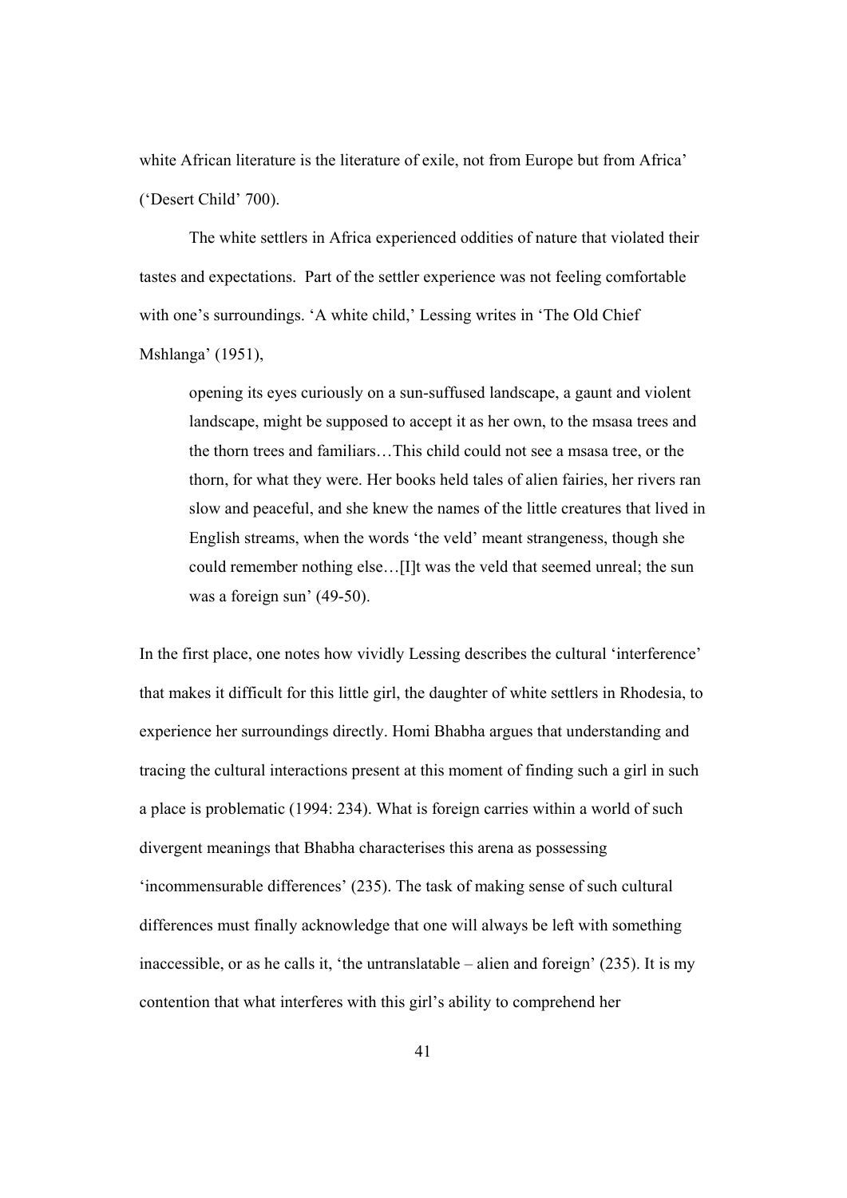white African literature is the literature of exile, not from Europe but from Africa' ('Desert Child' 700).

The white settlers in Africa experienced oddities of nature that violated their tastes and expectations. Part of the settler experience was not feeling comfortable with one's surroundings. 'A white child,' Lessing writes in 'The Old Chief Mshlanga' (1951),

> opening its eyes curiously on a sun-suffused landscape, a gaunt and violent landscape, might be supposed to accept it as her own, to the msasa trees and the thorn trees and familiars…This child could not see a msasa tree, or the thorn, for what they were. Her books held tales of alien fairies, her rivers ran slow and peaceful, and she knew the names of the little creatures that lived in English streams, when the words 'the veld' meant strangeness, though she could remember nothing else…[I]t was the veld that seemed unreal; the sun was a foreign sun' (49-50).

In the first place, one notes how vividly Lessing describes the cultural 'interference' that makes it difficult for this little girl, the daughter of white settlers in Rhodesia, to experience her surroundings directly. Homi Bhabha argues that understanding and tracing the cultural interactions present at this moment of finding such a girl in such a place is problematic (1994: 234). What is foreign carries within a world of such divergent meanings that Bhabha characterises this arena as possessing 'incommensurable differences' (235). The task of making sense of such cultural differences must finally acknowledge that one will always be left with something inaccessible, or as he calls it, 'the untranslatable – alien and foreign' (235). It is my contention that what interferes with this girl's ability to comprehend her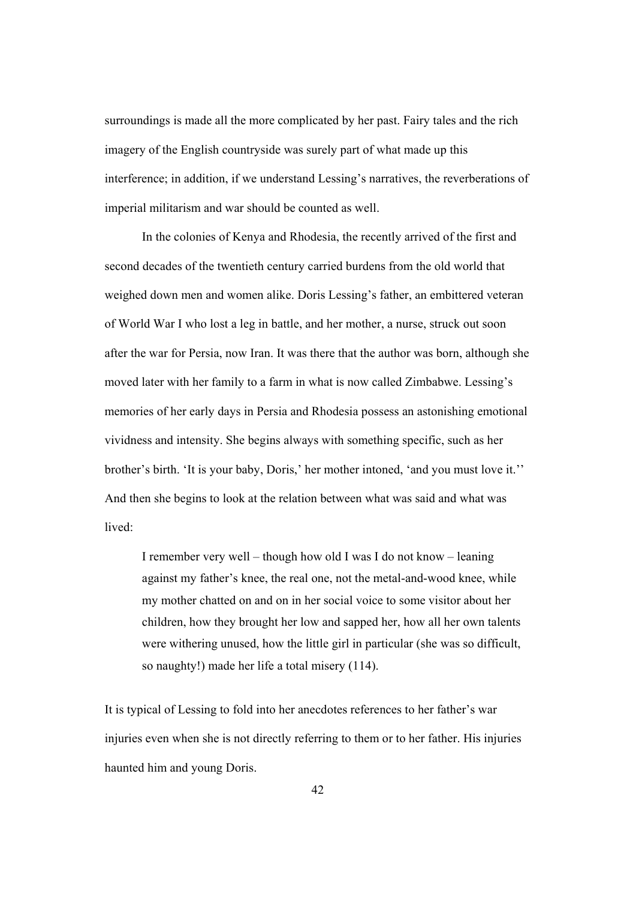surroundings is made all the more complicated by her past. Fairy tales and the rich imagery of the English countryside was surely part of what made up this interference; in addition, if we understand Lessing's narratives, the reverberations of imperial militarism and war should be counted as well.

In the colonies of Kenya and Rhodesia, the recently arrived of the first and second decades of the twentieth century carried burdens from the old world that weighed down men and women alike. Doris Lessing's father, an embittered veteran of World War I who lost a leg in battle, and her mother, a nurse, struck out soon after the war for Persia, now Iran. It was there that the author was born, although she moved later with her family to a farm in what is now called Zimbabwe. Lessing's memories of her early days in Persia and Rhodesia possess an astonishing emotional vividness and intensity. She begins always with something specific, such as her brother's birth. 'It is your baby, Doris,' her mother intoned, 'and you must love it.'' And then she begins to look at the relation between what was said and what was lived:

> I remember very well – though how old I was I do not know – leaning against my father's knee, the real one, not the metal-and-wood knee, while my mother chatted on and on in her social voice to some visitor about her children, how they brought her low and sapped her, how all her own talents were withering unused, how the little girl in particular (she was so difficult, so naughty!) made her life a total misery (114).

It is typical of Lessing to fold into her anecdotes references to her father's war injuries even when she is not directly referring to them or to her father. His injuries haunted him and young Doris.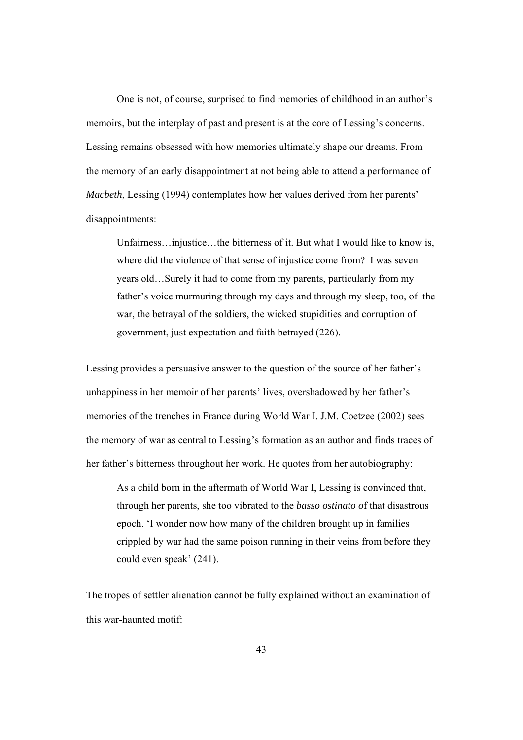One is not, of course, surprised to find memories of childhood in an author's memoirs, but the interplay of past and present is at the core of Lessing's concerns. Lessing remains obsessed with how memories ultimately shape our dreams. From the memory of an early disappointment at not being able to attend a performance of *Macbeth*, Lessing (1994) contemplates how her values derived from her parents' disappointments:

> Unfairness…injustice…the bitterness of it. But what I would like to know is, where did the violence of that sense of injustice come from? I was seven years old…Surely it had to come from my parents, particularly from my father's voice murmuring through my days and through my sleep, too, of the war, the betrayal of the soldiers, the wicked stupidities and corruption of government, just expectation and faith betrayed (226).

Lessing provides a persuasive answer to the question of the source of her father's unhappiness in her memoir of her parents' lives, overshadowed by her father's memories of the trenches in France during World War I. J.M. Coetzee (2002) sees the memory of war as central to Lessing's formation as an author and finds traces of her father's bitterness throughout her work. He quotes from her autobiography:

> As a child born in the aftermath of World War I, Lessing is convinced that, through her parents, she too vibrated to the *basso ostinato o*f that disastrous epoch. 'I wonder now how many of the children brought up in families crippled by war had the same poison running in their veins from before they could even speak' (241).

The tropes of settler alienation cannot be fully explained without an examination of this war-haunted motif: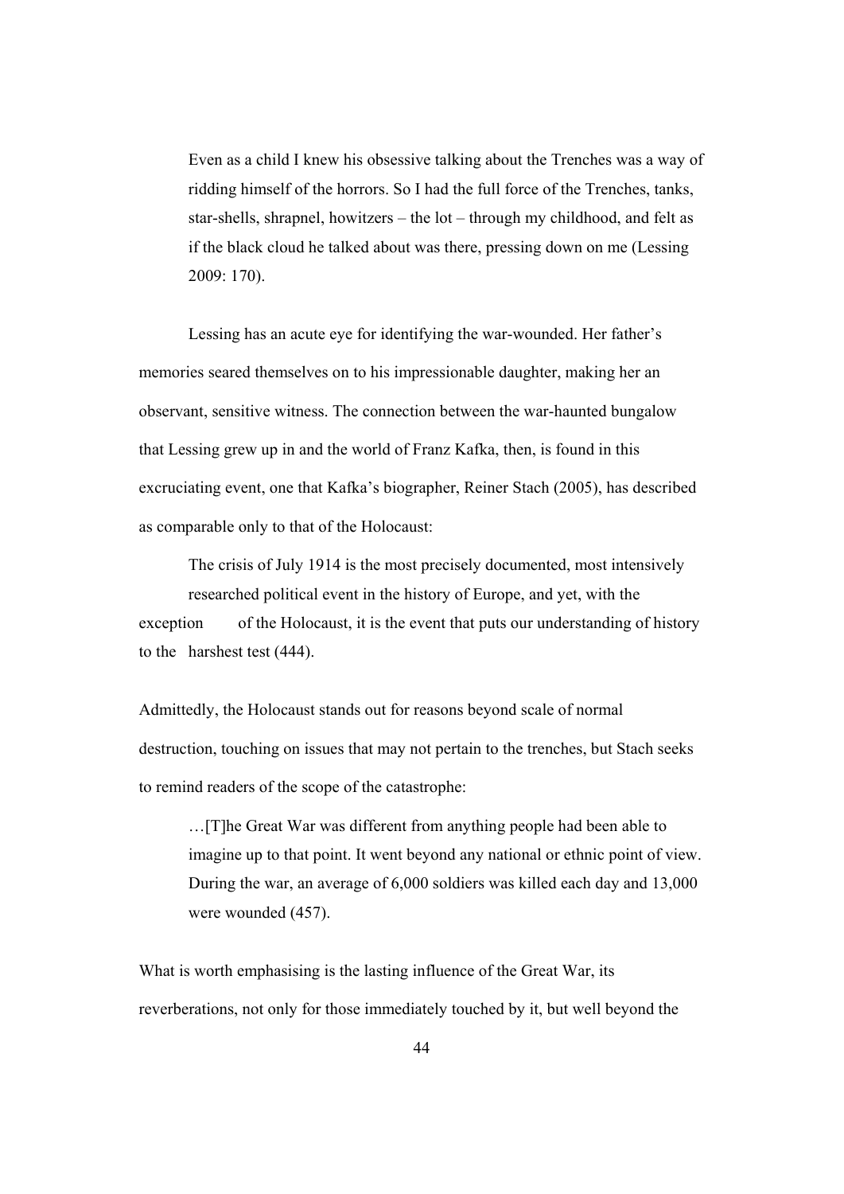> Even as a child I knew his obsessive talking about the Trenches was a way of ridding himself of the horrors. So I had the full force of the Trenches, tanks, star-shells, shrapnel, howitzers – the lot – through my childhood, and felt as if the black cloud he talked about was there, pressing down on me (Lessing 2009: 170).

Lessing has an acute eye for identifying the war-wounded. Her father's memories seared themselves on to his impressionable daughter, making her an observant, sensitive witness. The connection between the war-haunted bungalow that Lessing grew up in and the world of Franz Kafka, then, is found in this excruciating event, one that Kafka's biographer, Reiner Stach (2005), has described as comparable only to that of the Holocaust:

> The crisis of July 1914 is the most precisely documented, most intensively researched political event in the history of Europe, and yet, with the exception of the Holocaust, it is the event that puts our understanding of history to the harshest test (444).

Admittedly, the Holocaust stands out for reasons beyond scale of normal destruction, touching on issues that may not pertain to the trenches, but Stach seeks to remind readers of the scope of the catastrophe:

> …[T]he Great War was different from anything people had been able to imagine up to that point. It went beyond any national or ethnic point of view. During the war, an average of 6,000 soldiers was killed each day and 13,000 were wounded (457).

What is worth emphasising is the lasting influence of the Great War, its reverberations, not only for those immediately touched by it, but well beyond the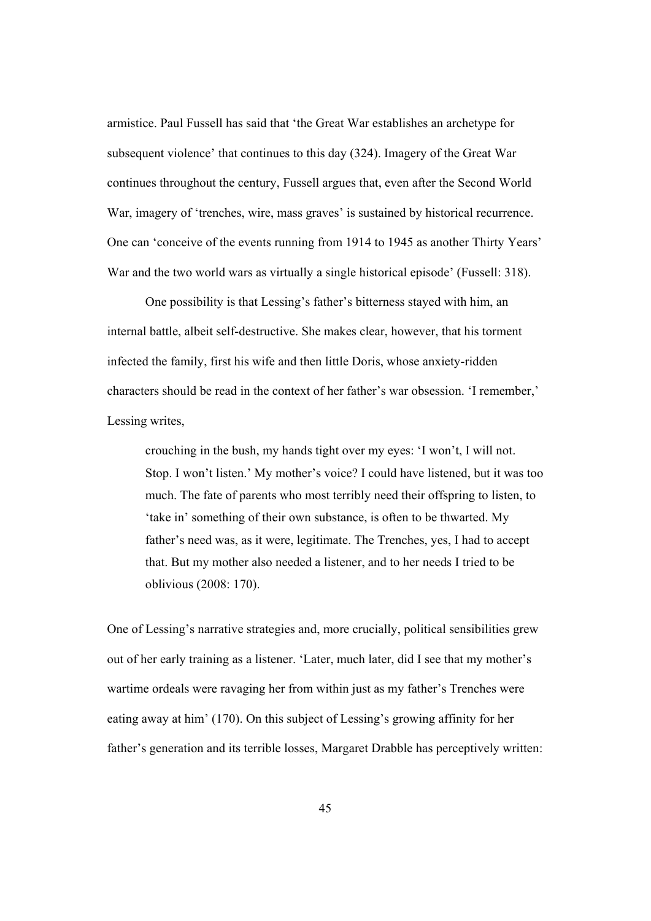armistice. Paul Fussell has said that 'the Great War establishes an archetype for subsequent violence' that continues to this day (324). Imagery of the Great War continues throughout the century, Fussell argues that, even after the Second World War, imagery of 'trenches, wire, mass graves' is sustained by historical recurrence. One can 'conceive of the events running from 1914 to 1945 as another Thirty Years' War and the two world wars as virtually a single historical episode' (Fussell: 318).

One possibility is that Lessing's father's bitterness stayed with him, an internal battle, albeit self-destructive. She makes clear, however, that his torment infected the family, first his wife and then little Doris, whose anxiety-ridden characters should be read in the context of her father's war obsession. 'I remember,' Lessing writes,

> crouching in the bush, my hands tight over my eyes: 'I won't, I will not. Stop. I won't listen.' My mother's voice? I could have listened, but it was too much. The fate of parents who most terribly need their offspring to listen, to 'take in' something of their own substance, is often to be thwarted. My father's need was, as it were, legitimate. The Trenches, yes, I had to accept that. But my mother also needed a listener, and to her needs I tried to be oblivious (2008: 170).

One of Lessing's narrative strategies and, more crucially, political sensibilities grew out of her early training as a listener. 'Later, much later, did I see that my mother's wartime ordeals were ravaging her from within just as my father's Trenches were eating away at him' (170). On this subject of Lessing's growing affinity for her father's generation and its terrible losses, Margaret Drabble has perceptively written: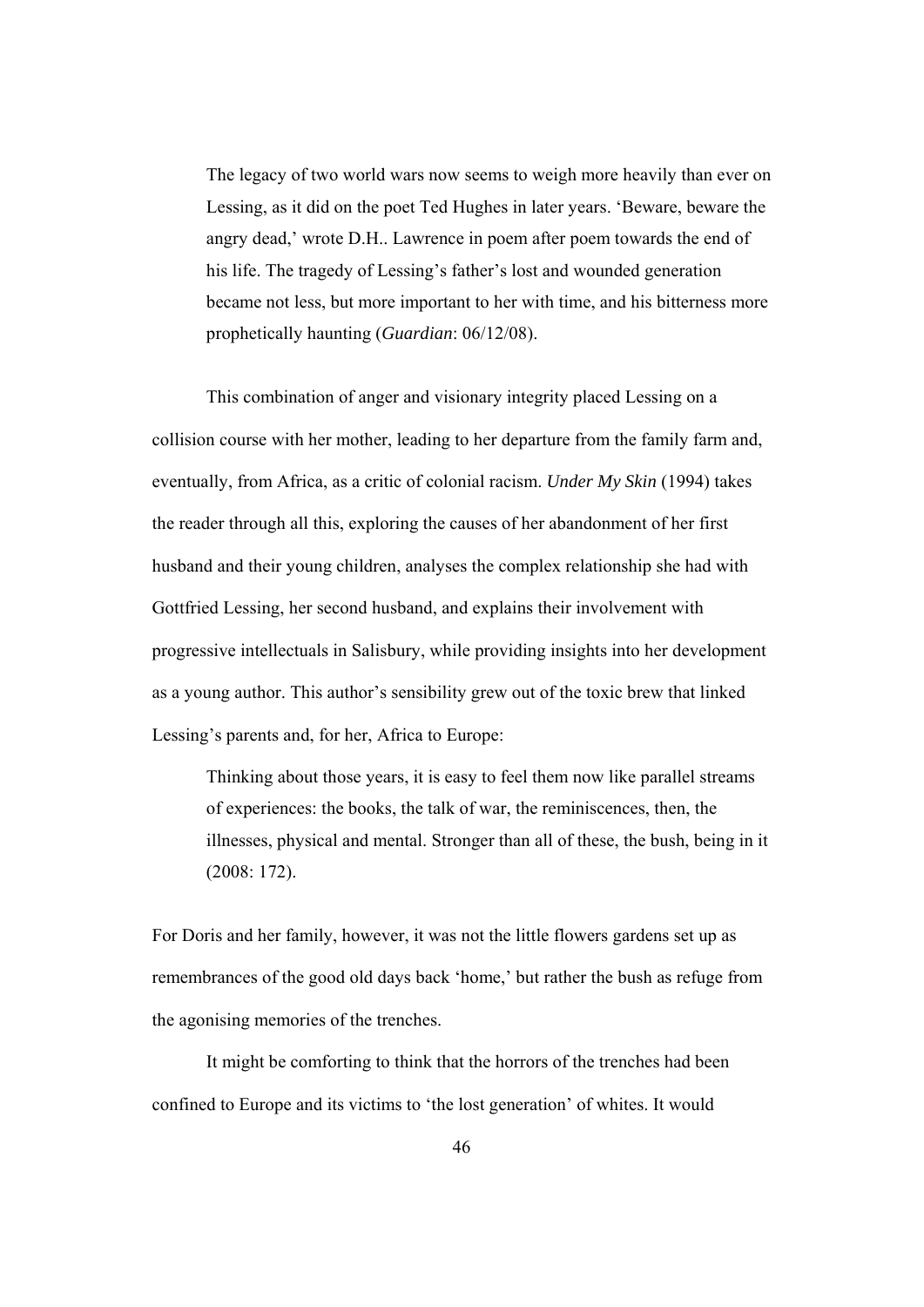> The legacy of two world wars now seems to weigh more heavily than ever on Lessing, as it did on the poet Ted Hughes in later years. 'Beware, beware the angry dead,' wrote D.H.. Lawrence in poem after poem towards the end of his life. The tragedy of Lessing's father's lost and wounded generation became not less, but more important to her with time, and his bitterness more prophetically haunting (*Guardian*: 06/12/08).

This combination of anger and visionary integrity placed Lessing on a collision course with her mother, leading to her departure from the family farm and, eventually, from Africa, as a critic of colonial racism. *Under My Skin* (1994) takes the reader through all this, exploring the causes of her abandonment of her first husband and their young children, analyses the complex relationship she had with Gottfried Lessing, her second husband, and explains their involvement with progressive intellectuals in Salisbury, while providing insights into her development as a young author. This author's sensibility grew out of the toxic brew that linked Lessing's parents and, for her, Africa to Europe:

> Thinking about those years, it is easy to feel them now like parallel streams of experiences: the books, the talk of war, the reminiscences, then, the illnesses, physical and mental. Stronger than all of these, the bush, being in it (2008: 172).

For Doris and her family, however, it was not the little flowers gardens set up as remembrances of the good old days back 'home,' but rather the bush as refuge from the agonising memories of the trenches.

It might be comforting to think that the horrors of the trenches had been confined to Europe and its victims to 'the lost generation' of whites. It would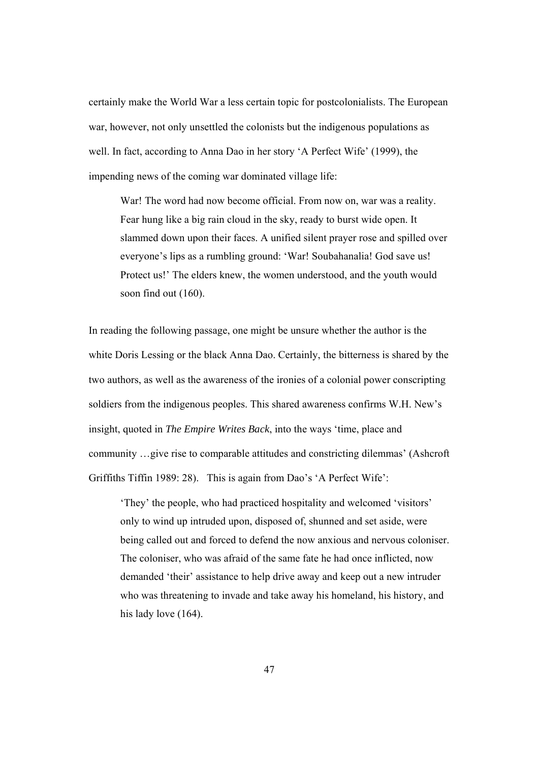certainly make the World War a less certain topic for postcolonialists. The European war, however, not only unsettled the colonists but the indigenous populations as well. In fact, according to Anna Dao in her story 'A Perfect Wife' (1999), the impending news of the coming war dominated village life:

> War! The word had now become official. From now on, war was a reality. Fear hung like a big rain cloud in the sky, ready to burst wide open. It slammed down upon their faces. A unified silent prayer rose and spilled over everyone's lips as a rumbling ground: 'War! Soubahanalia! God save us! Protect us!' The elders knew, the women understood, and the youth would soon find out (160).

In reading the following passage, one might be unsure whether the author is the white Doris Lessing or the black Anna Dao. Certainly, the bitterness is shared by the two authors, as well as the awareness of the ironies of a colonial power conscripting soldiers from the indigenous peoples. This shared awareness confirms W.H. New's insight, quoted in *The Empire Writes Back*, into the ways 'time, place and community …give rise to comparable attitudes and constricting dilemmas' (Ashcroft Griffiths Tiffin 1989: 28). This is again from Dao's 'A Perfect Wife':

> 'They' the people, who had practiced hospitality and welcomed 'visitors' only to wind up intruded upon, disposed of, shunned and set aside, were being called out and forced to defend the now anxious and nervous coloniser. The coloniser, who was afraid of the same fate he had once inflicted, now demanded 'their' assistance to help drive away and keep out a new intruder who was threatening to invade and take away his homeland, his history, and his lady love (164).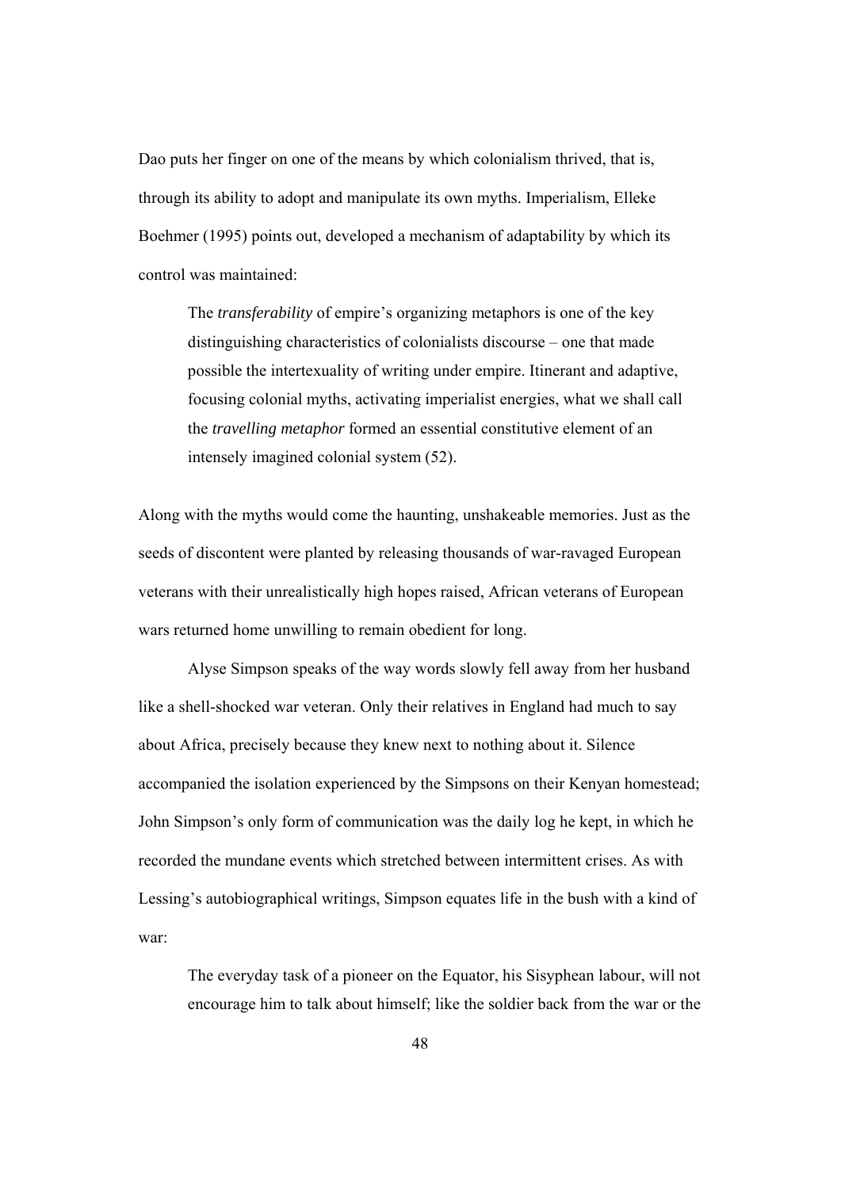Dao puts her finger on one of the means by which colonialism thrived, that is, through its ability to adopt and manipulate its own myths. Imperialism, Elleke Boehmer (1995) points out, developed a mechanism of adaptability by which its control was maintained:

> The *transferability* of empire's organizing metaphors is one of the key distinguishing characteristics of colonialists discourse – one that made possible the intertexuality of writing under empire. Itinerant and adaptive, focusing colonial myths, activating imperialist energies, what we shall call the *travelling metaphor* formed an essential constitutive element of an intensely imagined colonial system (52).

Along with the myths would come the haunting, unshakeable memories. Just as the seeds of discontent were planted by releasing thousands of war-ravaged European veterans with their unrealistically high hopes raised, African veterans of European wars returned home unwilling to remain obedient for long.

Alyse Simpson speaks of the way words slowly fell away from her husband like a shell-shocked war veteran. Only their relatives in England had much to say about Africa, precisely because they knew next to nothing about it. Silence accompanied the isolation experienced by the Simpsons on their Kenyan homestead; John Simpson's only form of communication was the daily log he kept, in which he recorded the mundane events which stretched between intermittent crises. As with Lessing's autobiographical writings, Simpson equates life in the bush with a kind of war:

> The everyday task of a pioneer on the Equator, his Sisyphean labour, will not encourage him to talk about himself; like the soldier back from the war or the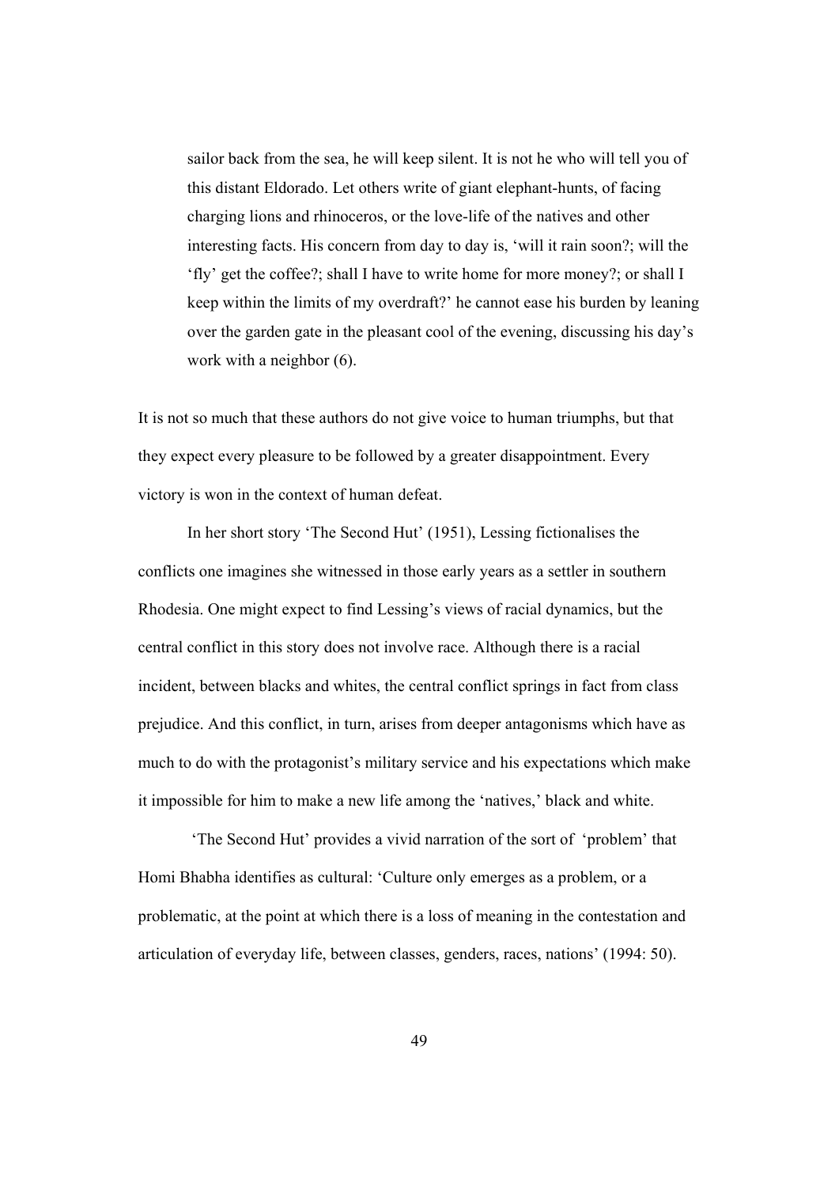> sailor back from the sea, he will keep silent. It is not he who will tell you of this distant Eldorado. Let others write of giant elephant-hunts, of facing charging lions and rhinoceros, or the love-life of the natives and other interesting facts. His concern from day to day is, 'will it rain soon?; will the 'fly' get the coffee?; shall I have to write home for more money?; or shall I keep within the limits of my overdraft?' he cannot ease his burden by leaning over the garden gate in the pleasant cool of the evening, discussing his day's work with a neighbor (6).

It is not so much that these authors do not give voice to human triumphs, but that they expect every pleasure to be followed by a greater disappointment. Every victory is won in the context of human defeat.

In her short story 'The Second Hut' (1951), Lessing fictionalises the conflicts one imagines she witnessed in those early years as a settler in southern Rhodesia. One might expect to find Lessing's views of racial dynamics, but the central conflict in this story does not involve race. Although there is a racial incident, between blacks and whites, the central conflict springs in fact from class prejudice. And this conflict, in turn, arises from deeper antagonisms which have as much to do with the protagonist's military service and his expectations which make it impossible for him to make a new life among the 'natives,' black and white.

'The Second Hut' provides a vivid narration of the sort of 'problem' that Homi Bhabha identifies as cultural: 'Culture only emerges as a problem, or a problematic, at the point at which there is a loss of meaning in the contestation and articulation of everyday life, between classes, genders, races, nations' (1994: 50).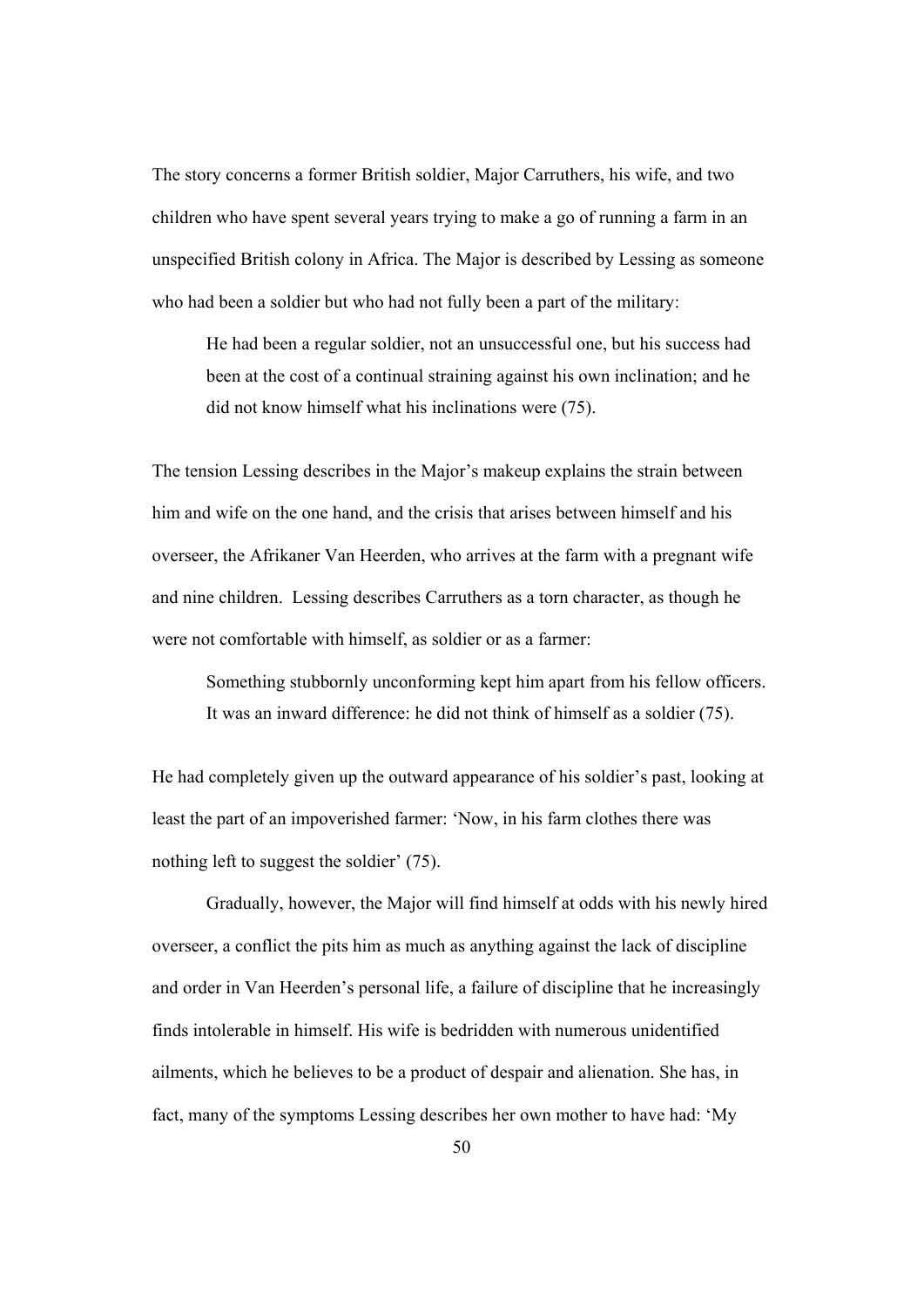The story concerns a former British soldier, Major Carruthers, his wife, and two children who have spent several years trying to make a go of running a farm in an unspecified British colony in Africa. The Major is described by Lessing as someone who had been a soldier but who had not fully been a part of the military:

> He had been a regular soldier, not an unsuccessful one, but his success had been at the cost of a continual straining against his own inclination; and he did not know himself what his inclinations were (75).

The tension Lessing describes in the Major's makeup explains the strain between him and wife on the one hand, and the crisis that arises between himself and his overseer, the Afrikaner Van Heerden, who arrives at the farm with a pregnant wife and nine children. Lessing describes Carruthers as a torn character, as though he were not comfortable with himself, as soldier or as a farmer:

> Something stubbornly unconforming kept him apart from his fellow officers. It was an inward difference: he did not think of himself as a soldier (75).

He had completely given up the outward appearance of his soldier's past, looking at least the part of an impoverished farmer: 'Now, in his farm clothes there was nothing left to suggest the soldier' (75).

Gradually, however, the Major will find himself at odds with his newly hired overseer, a conflict the pits him as much as anything against the lack of discipline and order in Van Heerden's personal life, a failure of discipline that he increasingly finds intolerable in himself. His wife is bedridden with numerous unidentified ailments, which he believes to be a product of despair and alienation. She has, in fact, many of the symptoms Lessing describes her own mother to have had: 'My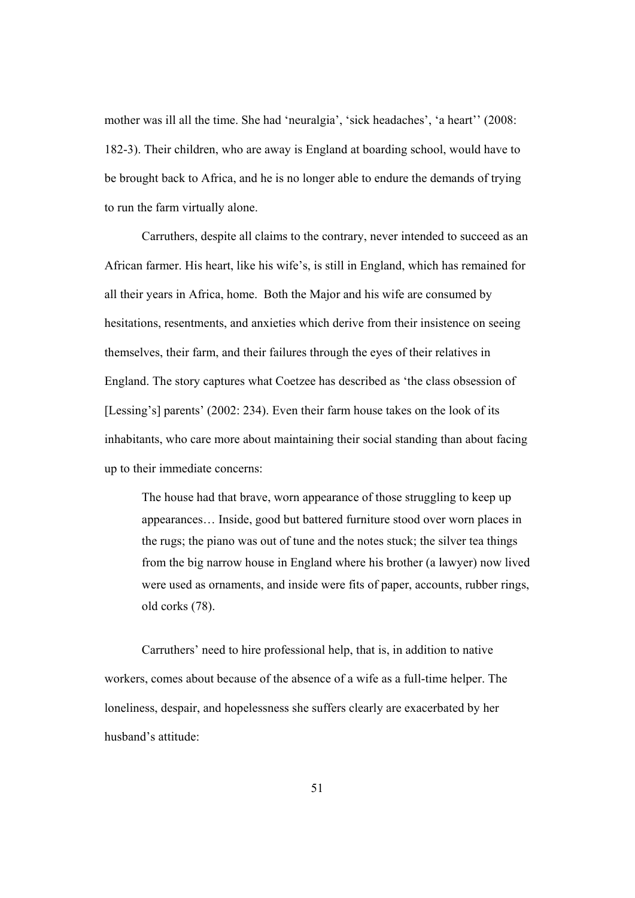mother was ill all the time. She had 'neuralgia', 'sick headaches', 'a heart'' (2008: 182-3). Their children, who are away is England at boarding school, would have to be brought back to Africa, and he is no longer able to endure the demands of trying to run the farm virtually alone.

Carruthers, despite all claims to the contrary, never intended to succeed as an African farmer. His heart, like his wife's, is still in England, which has remained for all their years in Africa, home. Both the Major and his wife are consumed by hesitations, resentments, and anxieties which derive from their insistence on seeing themselves, their farm, and their failures through the eyes of their relatives in England. The story captures what Coetzee has described as 'the class obsession of [Lessing's] parents' (2002: 234). Even their farm house takes on the look of its inhabitants, who care more about maintaining their social standing than about facing up to their immediate concerns:

> The house had that brave, worn appearance of those struggling to keep up appearances… Inside, good but battered furniture stood over worn places in the rugs; the piano was out of tune and the notes stuck; the silver tea things from the big narrow house in England where his brother (a lawyer) now lived were used as ornaments, and inside were fits of paper, accounts, rubber rings, old corks (78).

Carruthers' need to hire professional help, that is, in addition to native workers, comes about because of the absence of a wife as a full-time helper. The loneliness, despair, and hopelessness she suffers clearly are exacerbated by her husband's attitude: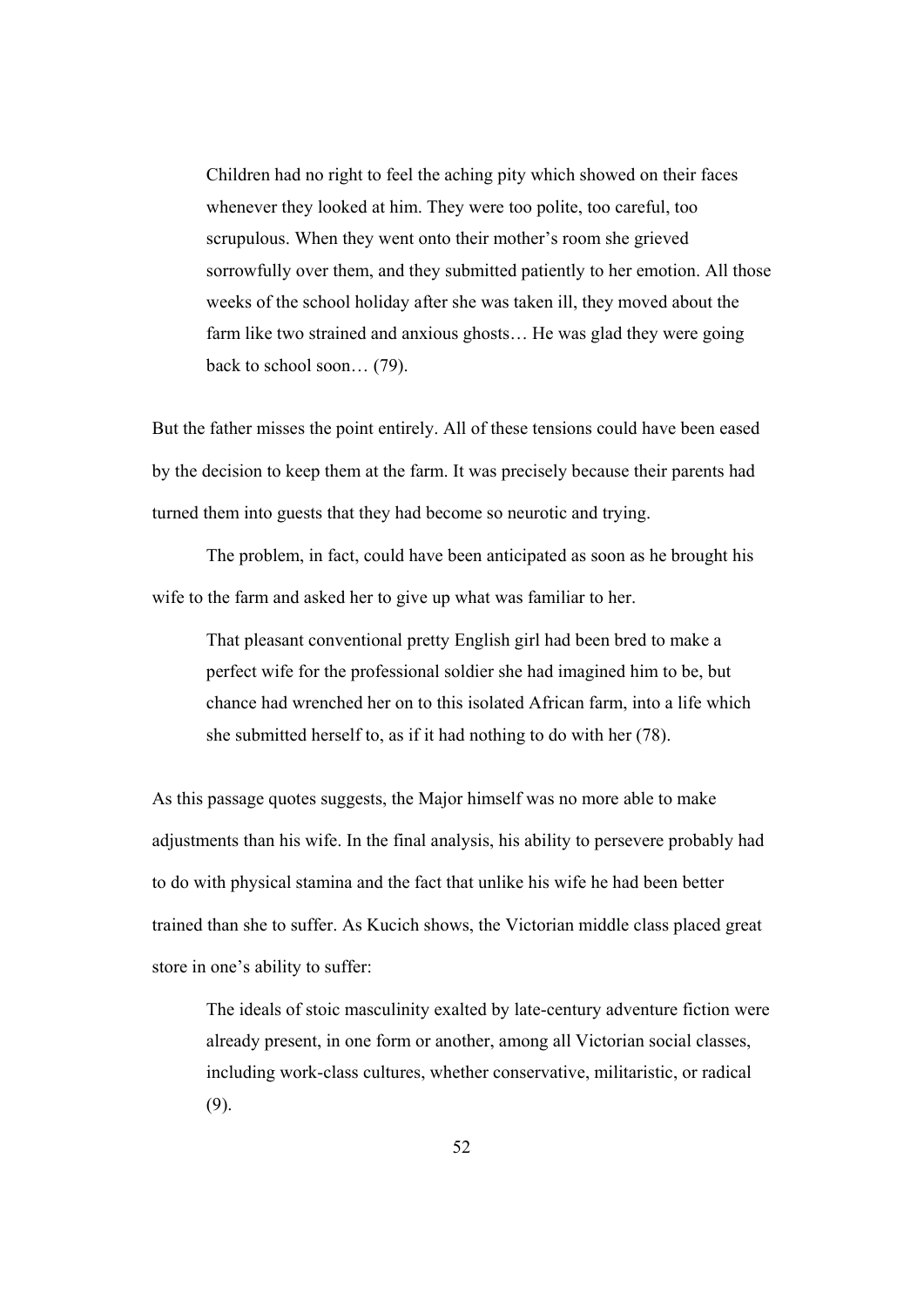> Children had no right to feel the aching pity which showed on their faces whenever they looked at him. They were too polite, too careful, too scrupulous. When they went onto their mother's room she grieved sorrowfully over them, and they submitted patiently to her emotion. All those weeks of the school holiday after she was taken ill, they moved about the farm like two strained and anxious ghosts… He was glad they were going back to school soon… (79).

But the father misses the point entirely. All of these tensions could have been eased by the decision to keep them at the farm. It was precisely because their parents had turned them into guests that they had become so neurotic and trying.

The problem, in fact, could have been anticipated as soon as he brought his wife to the farm and asked her to give up what was familiar to her.

> That pleasant conventional pretty English girl had been bred to make a perfect wife for the professional soldier she had imagined him to be, but chance had wrenched her on to this isolated African farm, into a life which she submitted herself to, as if it had nothing to do with her (78).

As this passage quotes suggests, the Major himself was no more able to make adjustments than his wife. In the final analysis, his ability to persevere probably had to do with physical stamina and the fact that unlike his wife he had been better trained than she to suffer. As Kucich shows, the Victorian middle class placed great store in one's ability to suffer:

> The ideals of stoic masculinity exalted by late-century adventure fiction were already present, in one form or another, among all Victorian social classes, including work-class cultures, whether conservative, militaristic, or radical (9).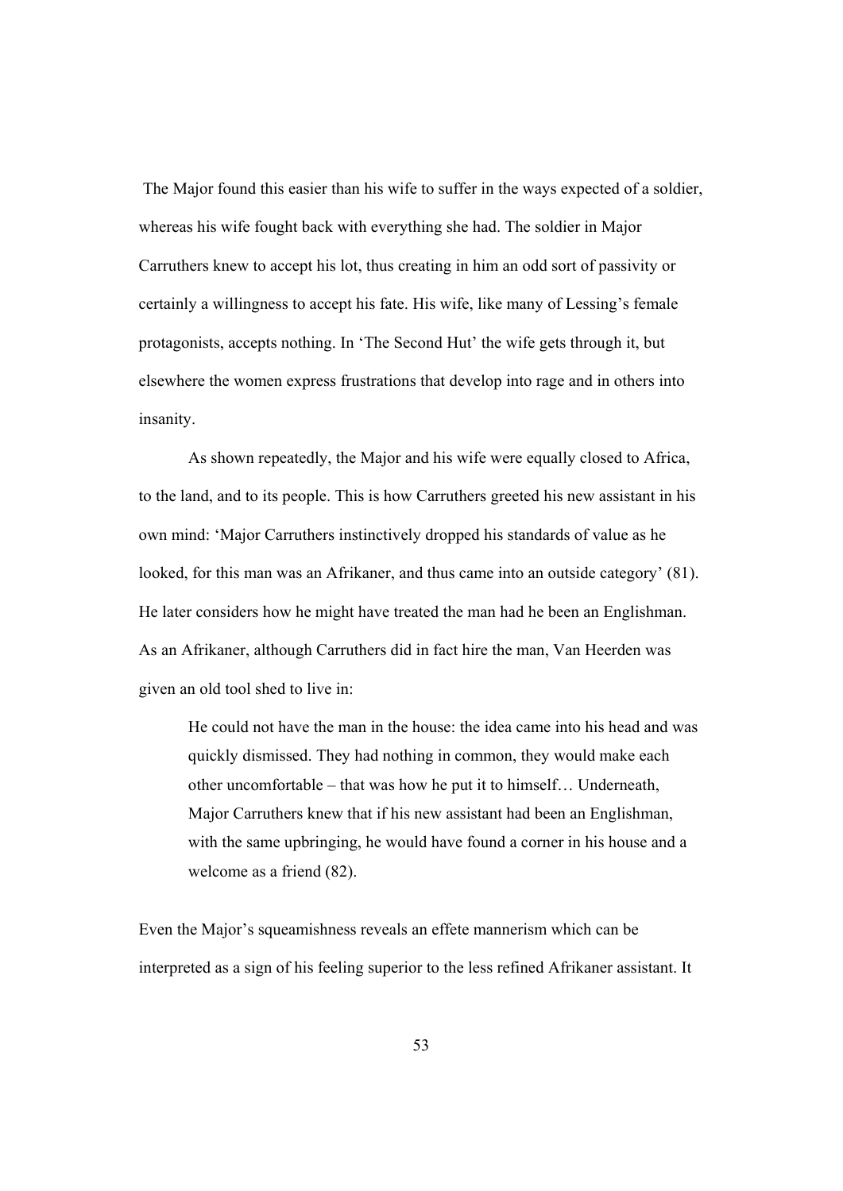The Major found this easier than his wife to suffer in the ways expected of a soldier, whereas his wife fought back with everything she had. The soldier in Major Carruthers knew to accept his lot, thus creating in him an odd sort of passivity or certainly a willingness to accept his fate. His wife, like many of Lessing's female protagonists, accepts nothing. In 'The Second Hut' the wife gets through it, but elsewhere the women express frustrations that develop into rage and in others into insanity.

As shown repeatedly, the Major and his wife were equally closed to Africa, to the land, and to its people. This is how Carruthers greeted his new assistant in his own mind: 'Major Carruthers instinctively dropped his standards of value as he looked, for this man was an Afrikaner, and thus came into an outside category' (81). He later considers how he might have treated the man had he been an Englishman. As an Afrikaner, although Carruthers did in fact hire the man, Van Heerden was given an old tool shed to live in:

> He could not have the man in the house: the idea came into his head and was quickly dismissed. They had nothing in common, they would make each other uncomfortable – that was how he put it to himself… Underneath, Major Carruthers knew that if his new assistant had been an Englishman, with the same upbringing, he would have found a corner in his house and a welcome as a friend (82).

Even the Major's squeamishness reveals an effete mannerism which can be interpreted as a sign of his feeling superior to the less refined Afrikaner assistant. It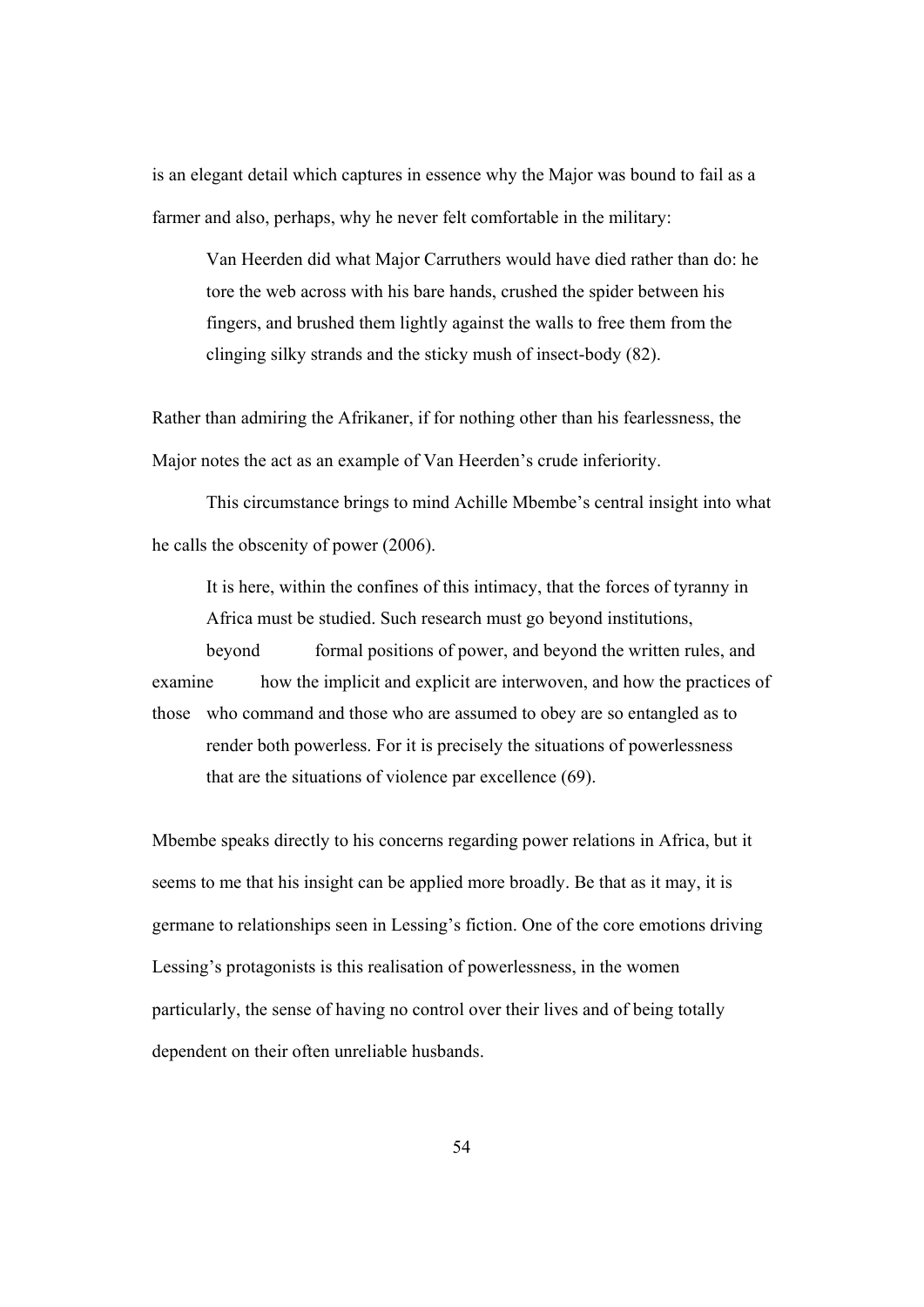is an elegant detail which captures in essence why the Major was bound to fail as a farmer and also, perhaps, why he never felt comfortable in the military:

> Van Heerden did what Major Carruthers would have died rather than do: he tore the web across with his bare hands, crushed the spider between his fingers, and brushed them lightly against the walls to free them from the clinging silky strands and the sticky mush of insect-body (82).

Rather than admiring the Afrikaner, if for nothing other than his fearlessness, the Major notes the act as an example of Van Heerden's crude inferiority.

This circumstance brings to mind Achille Mbembe's central insight into what he calls the obscenity of power (2006).

> It is here, within the confines of this intimacy, that the forces of tyranny in Africa must be studied. Such research must go beyond institutions, beyond formal positions of power, and beyond the written rules, and examine how the implicit and explicit are interwoven, and how the practices of those who command and those who are assumed to obey are so entangled as to render both powerless. For it is precisely the situations of powerlessness that are the situations of violence par excellence (69).

Mbembe speaks directly to his concerns regarding power relations in Africa, but it seems to me that his insight can be applied more broadly. Be that as it may, it is germane to relationships seen in Lessing's fiction. One of the core emotions driving Lessing's protagonists is this realisation of powerlessness, in the women particularly, the sense of having no control over their lives and of being totally dependent on their often unreliable husbands.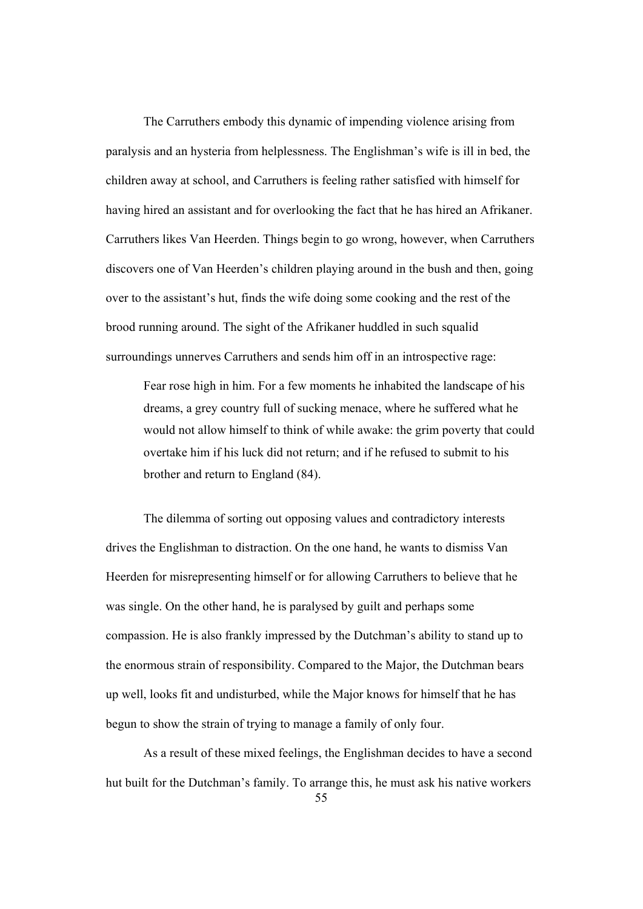The Carruthers embody this dynamic of impending violence arising from paralysis and an hysteria from helplessness. The Englishman's wife is ill in bed, the children away at school, and Carruthers is feeling rather satisfied with himself for having hired an assistant and for overlooking the fact that he has hired an Afrikaner. Carruthers likes Van Heerden. Things begin to go wrong, however, when Carruthers discovers one of Van Heerden's children playing around in the bush and then, going over to the assistant's hut, finds the wife doing some cooking and the rest of the brood running around. The sight of the Afrikaner huddled in such squalid surroundings unnerves Carruthers and sends him off in an introspective rage:

> Fear rose high in him. For a few moments he inhabited the landscape of his dreams, a grey country full of sucking menace, where he suffered what he would not allow himself to think of while awake: the grim poverty that could overtake him if his luck did not return; and if he refused to submit to his brother and return to England (84).

The dilemma of sorting out opposing values and contradictory interests drives the Englishman to distraction. On the one hand, he wants to dismiss Van Heerden for misrepresenting himself or for allowing Carruthers to believe that he was single. On the other hand, he is paralysed by guilt and perhaps some compassion. He is also frankly impressed by the Dutchman's ability to stand up to the enormous strain of responsibility. Compared to the Major, the Dutchman bears up well, looks fit and undisturbed, while the Major knows for himself that he has begun to show the strain of trying to manage a family of only four.

As a result of these mixed feelings, the Englishman decides to have a second hut built for the Dutchman's family. To arrange this, he must ask his native workers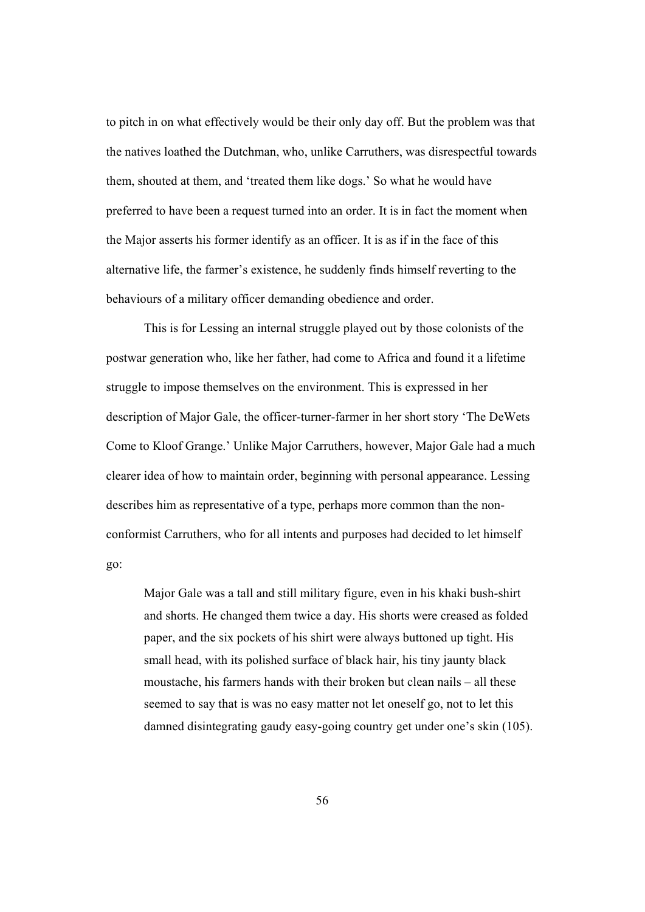to pitch in on what effectively would be their only day off. But the problem was that the natives loathed the Dutchman, who, unlike Carruthers, was disrespectful towards them, shouted at them, and 'treated them like dogs.' So what he would have preferred to have been a request turned into an order. It is in fact the moment when the Major asserts his former identify as an officer. It is as if in the face of this alternative life, the farmer's existence, he suddenly finds himself reverting to the behaviours of a military officer demanding obedience and order.

This is for Lessing an internal struggle played out by those colonists of the postwar generation who, like her father, had come to Africa and found it a lifetime struggle to impose themselves on the environment. This is expressed in her description of Major Gale, the officer-turner-farmer in her short story 'The DeWets Come to Kloof Grange.' Unlike Major Carruthers, however, Major Gale had a much clearer idea of how to maintain order, beginning with personal appearance. Lessing describes him as representative of a type, perhaps more common than the non-conformist Carruthers, who for all intents and purposes had decided to let himself go:

> Major Gale was a tall and still military figure, even in his khaki bush-shirt and shorts. He changed them twice a day. His shorts were creased as folded paper, and the six pockets of his shirt were always buttoned up tight. His small head, with its polished surface of black hair, his tiny jaunty black moustache, his farmers hands with their broken but clean nails – all these seemed to say that is was no easy matter not let oneself go, not to let this damned disintegrating gaudy easy-going country get under one's skin (105).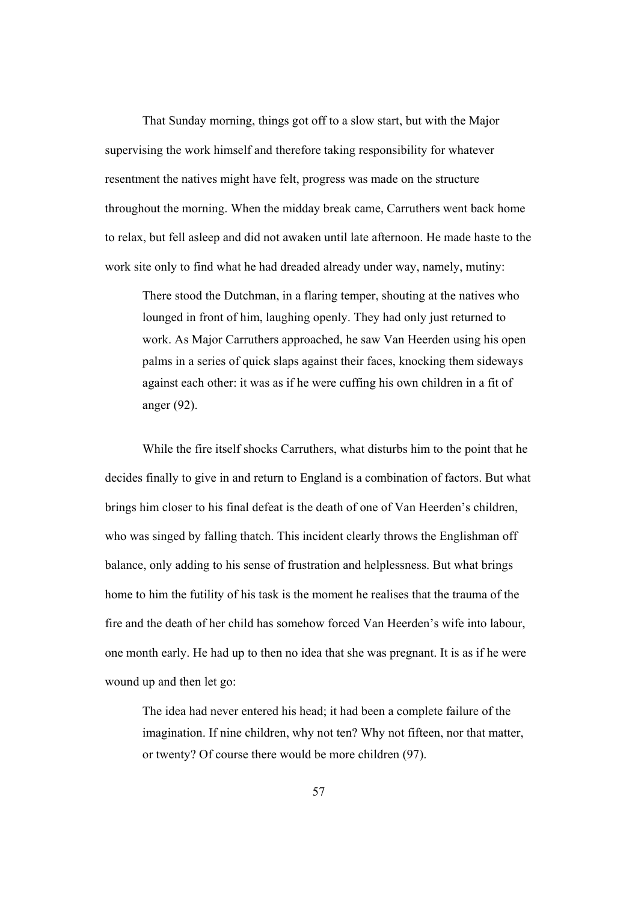That Sunday morning, things got off to a slow start, but with the Major supervising the work himself and therefore taking responsibility for whatever resentment the natives might have felt, progress was made on the structure throughout the morning. When the midday break came, Carruthers went back home to relax, but fell asleep and did not awaken until late afternoon. He made haste to the work site only to find what he had dreaded already under way, namely, mutiny:

> There stood the Dutchman, in a flaring temper, shouting at the natives who lounged in front of him, laughing openly. They had only just returned to work. As Major Carruthers approached, he saw Van Heerden using his open palms in a series of quick slaps against their faces, knocking them sideways against each other: it was as if he were cuffing his own children in a fit of anger (92).

While the fire itself shocks Carruthers, what disturbs him to the point that he decides finally to give in and return to England is a combination of factors. But what brings him closer to his final defeat is the death of one of Van Heerden's children, who was singed by falling thatch. This incident clearly throws the Englishman off balance, only adding to his sense of frustration and helplessness. But what brings home to him the futility of his task is the moment he realises that the trauma of the fire and the death of her child has somehow forced Van Heerden's wife into labour, one month early. He had up to then no idea that she was pregnant. It is as if he were wound up and then let go:

> The idea had never entered his head; it had been a complete failure of the imagination. If nine children, why not ten? Why not fifteen, nor that matter, or twenty? Of course there would be more children (97).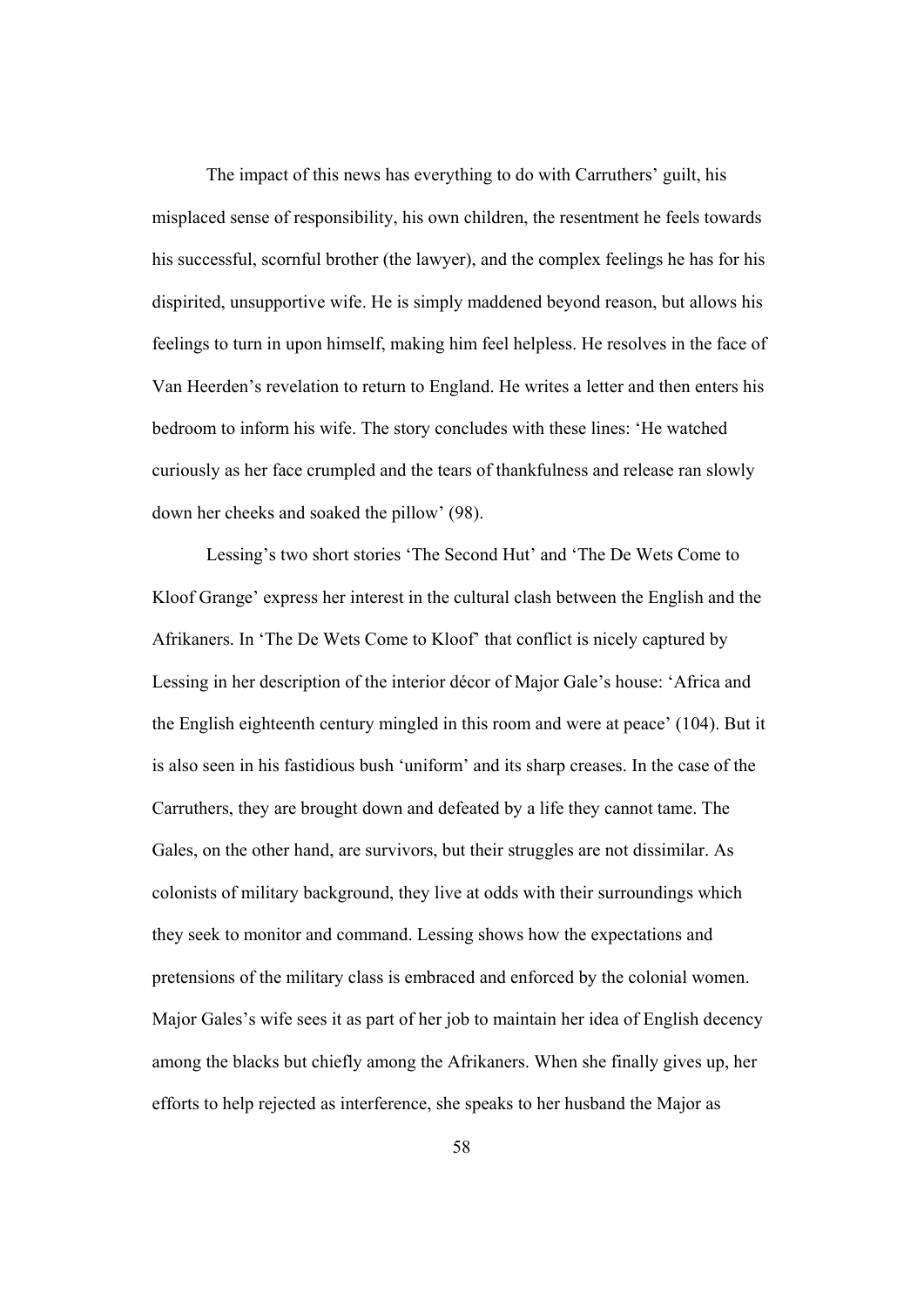The impact of this news has everything to do with Carruthers' guilt, his misplaced sense of responsibility, his own children, the resentment he feels towards his successful, scornful brother (the lawyer), and the complex feelings he has for his dispirited, unsupportive wife. He is simply maddened beyond reason, but allows his feelings to turn in upon himself, making him feel helpless. He resolves in the face of Van Heerden's revelation to return to England. He writes a letter and then enters his bedroom to inform his wife. The story concludes with these lines: 'He watched curiously as her face crumpled and the tears of thankfulness and release ran slowly down her cheeks and soaked the pillow' (98).

Lessing's two short stories 'The Second Hut' and 'The De Wets Come to Kloof Grange' express her interest in the cultural clash between the English and the Afrikaners. In 'The De Wets Come to Kloof' that conflict is nicely captured by Lessing in her description of the interior décor of Major Gale's house: 'Africa and the English eighteenth century mingled in this room and were at peace' (104). But it is also seen in his fastidious bush 'uniform' and its sharp creases. In the case of the Carruthers, they are brought down and defeated by a life they cannot tame. The Gales, on the other hand, are survivors, but their struggles are not dissimilar. As colonists of military background, they live at odds with their surroundings which they seek to monitor and command. Lessing shows how the expectations and pretensions of the military class is embraced and enforced by the colonial women. Major Gales's wife sees it as part of her job to maintain her idea of English decency among the blacks but chiefly among the Afrikaners. When she finally gives up, her efforts to help rejected as interference, she speaks to her husband the Major as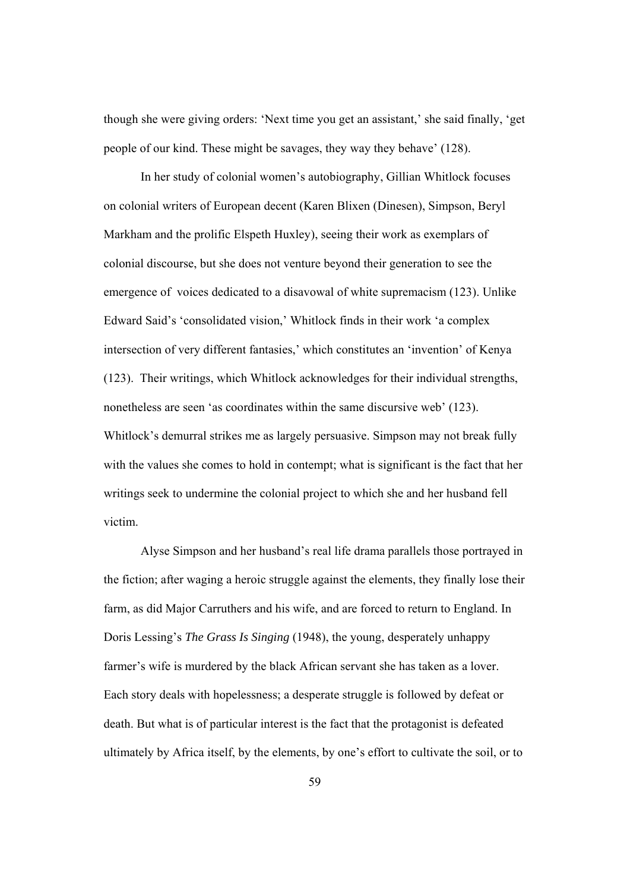though she were giving orders: 'Next time you get an assistant,' she said finally, 'get people of our kind. These might be savages, they way they behave' (128).

In her study of colonial women's autobiography, Gillian Whitlock focuses on colonial writers of European decent (Karen Blixen (Dinesen), Simpson, Beryl Markham and the prolific Elspeth Huxley), seeing their work as exemplars of colonial discourse, but she does not venture beyond their generation to see the emergence of voices dedicated to a disavowal of white supremacism (123). Unlike Edward Said's 'consolidated vision,' Whitlock finds in their work 'a complex intersection of very different fantasies,' which constitutes an 'invention' of Kenya (123). Their writings, which Whitlock acknowledges for their individual strengths, nonetheless are seen 'as coordinates within the same discursive web' (123). Whitlock's demurral strikes me as largely persuasive. Simpson may not break fully with the values she comes to hold in contempt; what is significant is the fact that her writings seek to undermine the colonial project to which she and her husband fell victim.

Alyse Simpson and her husband's real life drama parallels those portrayed in the fiction; after waging a heroic struggle against the elements, they finally lose their farm, as did Major Carruthers and his wife, and are forced to return to England. In Doris Lessing's *The Grass Is Singing* (1948), the young, desperately unhappy farmer's wife is murdered by the black African servant she has taken as a lover. Each story deals with hopelessness; a desperate struggle is followed by defeat or death. But what is of particular interest is the fact that the protagonist is defeated ultimately by Africa itself, by the elements, by one's effort to cultivate the soil, or to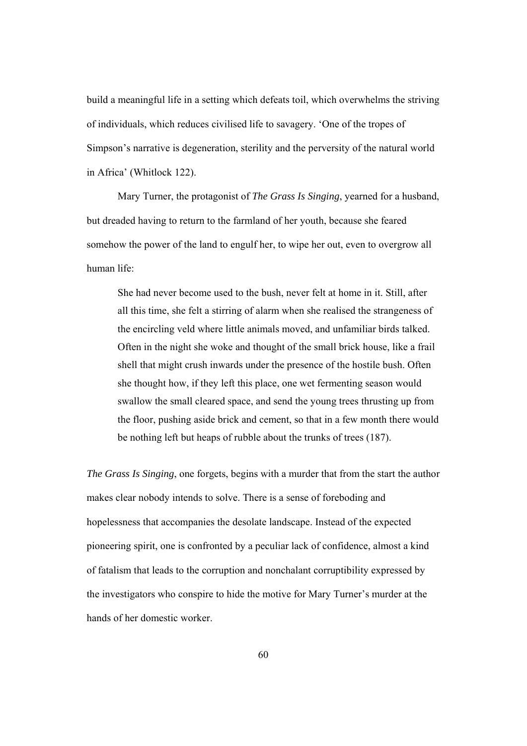build a meaningful life in a setting which defeats toil, which overwhelms the striving of individuals, which reduces civilised life to savagery. 'One of the tropes of Simpson's narrative is degeneration, sterility and the perversity of the natural world in Africa' (Whitlock 122).

Mary Turner, the protagonist of *The Grass Is Singing*, yearned for a husband, but dreaded having to return to the farmland of her youth, because she feared somehow the power of the land to engulf her, to wipe her out, even to overgrow all human life:

> She had never become used to the bush, never felt at home in it. Still, after all this time, she felt a stirring of alarm when she realised the strangeness of the encircling veld where little animals moved, and unfamiliar birds talked. Often in the night she woke and thought of the small brick house, like a frail shell that might crush inwards under the presence of the hostile bush. Often she thought how, if they left this place, one wet fermenting season would swallow the small cleared space, and send the young trees thrusting up from the floor, pushing aside brick and cement, so that in a few month there would be nothing left but heaps of rubble about the trunks of trees (187).

*The Grass Is Singing*, one forgets, begins with a murder that from the start the author makes clear nobody intends to solve. There is a sense of foreboding and hopelessness that accompanies the desolate landscape. Instead of the expected pioneering spirit, one is confronted by a peculiar lack of confidence, almost a kind of fatalism that leads to the corruption and nonchalant corruptibility expressed by the investigators who conspire to hide the motive for Mary Turner's murder at the hands of her domestic worker.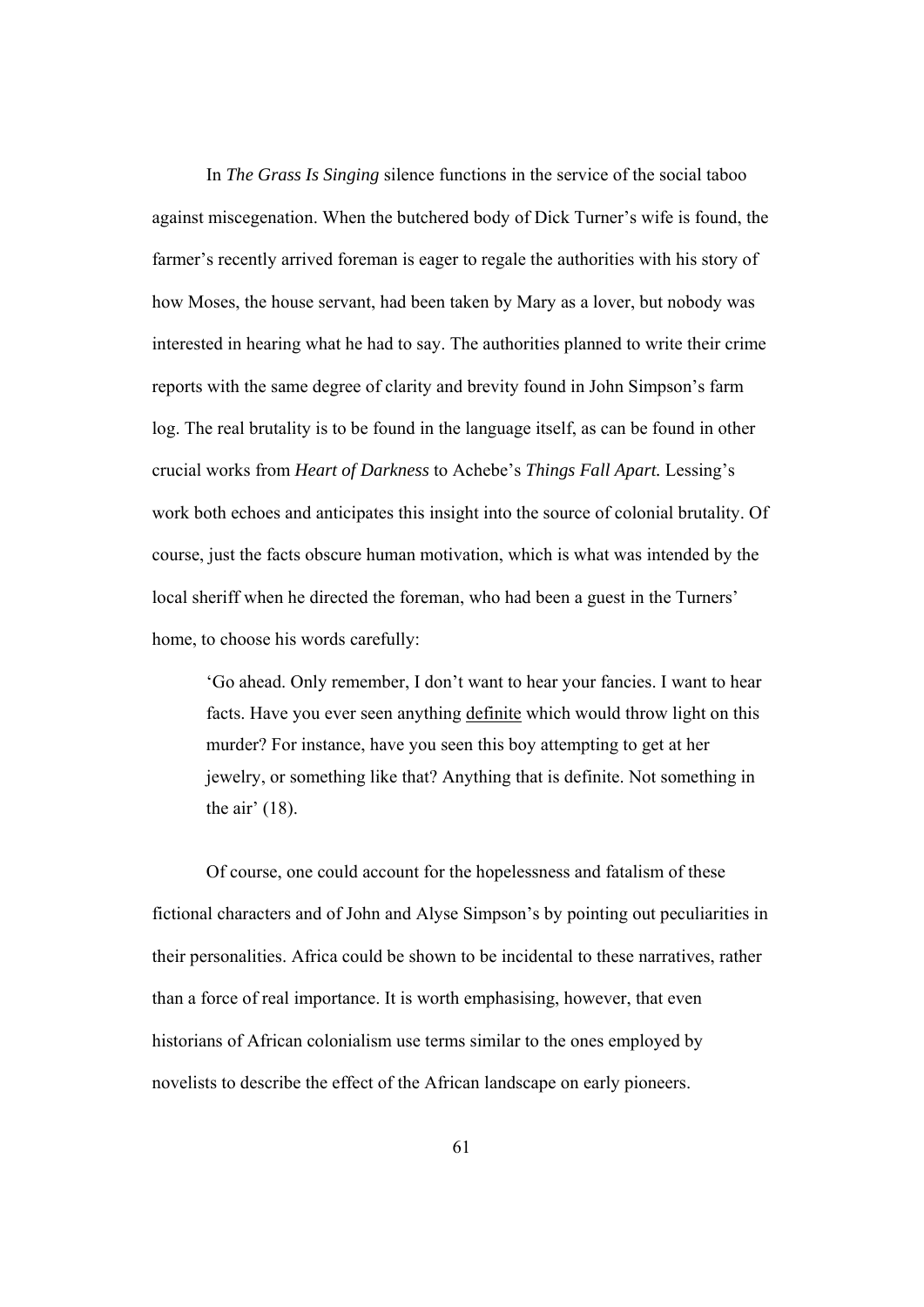In *The Grass Is Singing* silence functions in the service of the social taboo against miscegenation. When the butchered body of Dick Turner's wife is found, the farmer's recently arrived foreman is eager to regale the authorities with his story of how Moses, the house servant, had been taken by Mary as a lover, but nobody was interested in hearing what he had to say. The authorities planned to write their crime reports with the same degree of clarity and brevity found in John Simpson's farm log. The real brutality is to be found in the language itself, as can be found in other crucial works from *Heart of Darkness* to Achebe's *Things Fall Apart.* Lessing's work both echoes and anticipates this insight into the source of colonial brutality. Of course, just the facts obscure human motivation, which is what was intended by the local sheriff when he directed the foreman, who had been a guest in the Turners' home, to choose his words carefully:

> 'Go ahead. Only remember, I don't want to hear your fancies. I want to hear facts. Have you ever seen anything <u>definite</u> which would throw light on this murder? For instance, have you seen this boy attempting to get at her jewelry, or something like that? Anything that is definite. Not something in the air' (18).

Of course, one could account for the hopelessness and fatalism of these fictional characters and of John and Alyse Simpson's by pointing out peculiarities in their personalities. Africa could be shown to be incidental to these narratives, rather than a force of real importance. It is worth emphasising, however, that even historians of African colonialism use terms similar to the ones employed by novelists to describe the effect of the African landscape on early pioneers.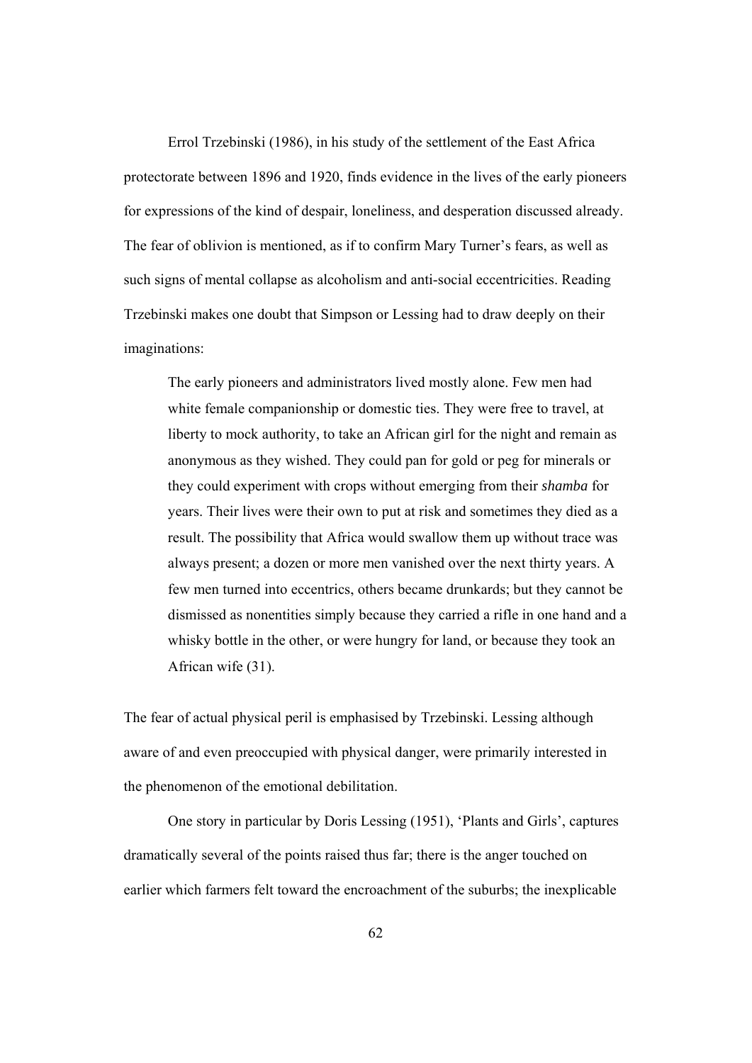Errol Trzebinski (1986), in his study of the settlement of the East Africa protectorate between 1896 and 1920, finds evidence in the lives of the early pioneers for expressions of the kind of despair, loneliness, and desperation discussed already. The fear of oblivion is mentioned, as if to confirm Mary Turner's fears, as well as such signs of mental collapse as alcoholism and anti-social eccentricities. Reading Trzebinski makes one doubt that Simpson or Lessing had to draw deeply on their imaginations:

> The early pioneers and administrators lived mostly alone. Few men had white female companionship or domestic ties. They were free to travel, at liberty to mock authority, to take an African girl for the night and remain as anonymous as they wished. They could pan for gold or peg for minerals or they could experiment with crops without emerging from their *shamba* for years. Their lives were their own to put at risk and sometimes they died as a result. The possibility that Africa would swallow them up without trace was always present; a dozen or more men vanished over the next thirty years. A few men turned into eccentrics, others became drunkards; but they cannot be dismissed as nonentities simply because they carried a rifle in one hand and a whisky bottle in the other, or were hungry for land, or because they took an African wife (31).

The fear of actual physical peril is emphasised by Trzebinski. Lessing although aware of and even preoccupied with physical danger, were primarily interested in the phenomenon of the emotional debilitation.

One story in particular by Doris Lessing (1951), 'Plants and Girls', captures dramatically several of the points raised thus far; there is the anger touched on earlier which farmers felt toward the encroachment of the suburbs; the inexplicable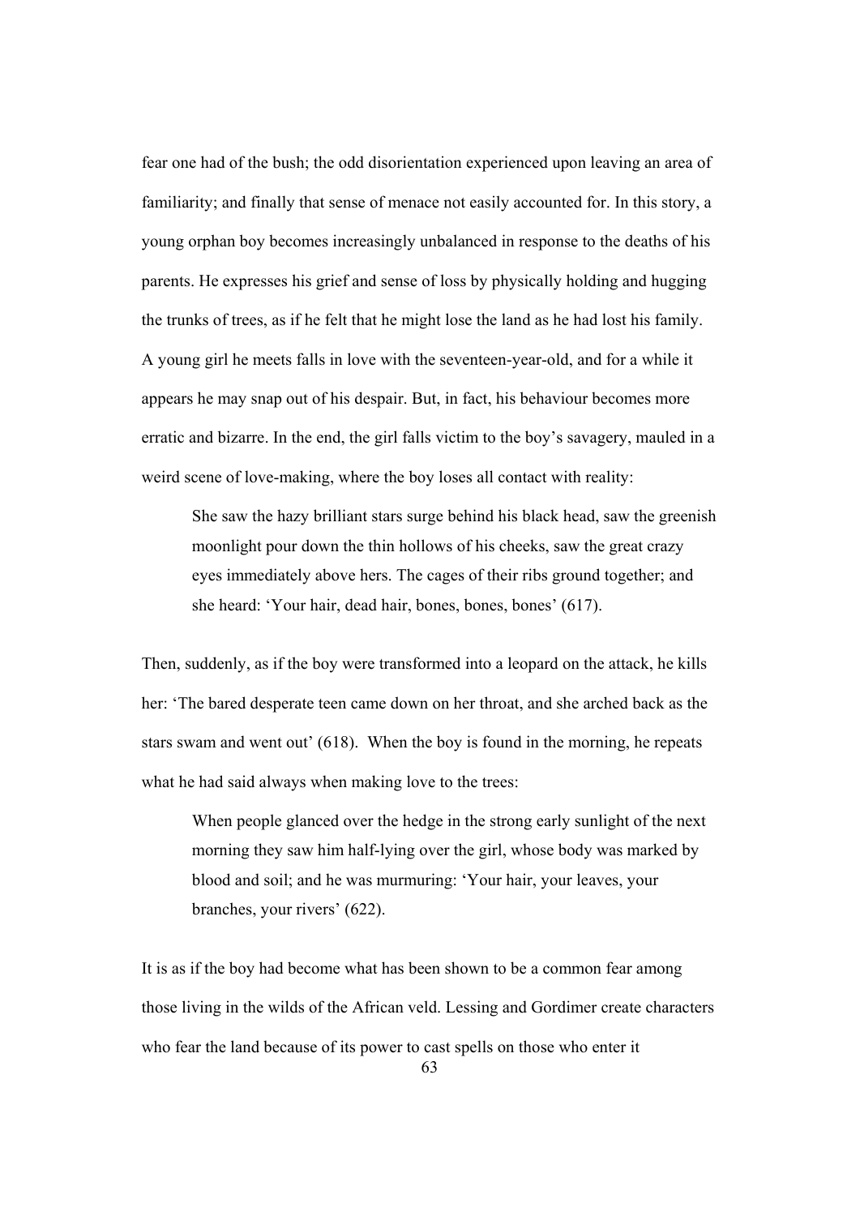fear one had of the bush; the odd disorientation experienced upon leaving an area of familiarity; and finally that sense of menace not easily accounted for. In this story, a young orphan boy becomes increasingly unbalanced in response to the deaths of his parents. He expresses his grief and sense of loss by physically holding and hugging the trunks of trees, as if he felt that he might lose the land as he had lost his family. A young girl he meets falls in love with the seventeen-year-old, and for a while it appears he may snap out of his despair. But, in fact, his behaviour becomes more erratic and bizarre. In the end, the girl falls victim to the boy's savagery, mauled in a weird scene of love-making, where the boy loses all contact with reality:

> She saw the hazy brilliant stars surge behind his black head, saw the greenish moonlight pour down the thin hollows of his cheeks, saw the great crazy eyes immediately above hers. The cages of their ribs ground together; and she heard: 'Your hair, dead hair, bones, bones, bones' (617).

Then, suddenly, as if the boy were transformed into a leopard on the attack, he kills her: 'The bared desperate teen came down on her throat, and she arched back as the stars swam and went out' (618). When the boy is found in the morning, he repeats what he had said always when making love to the trees:

> When people glanced over the hedge in the strong early sunlight of the next morning they saw him half-lying over the girl, whose body was marked by blood and soil; and he was murmuring: 'Your hair, your leaves, your branches, your rivers' (622).

It is as if the boy had become what has been shown to be a common fear among those living in the wilds of the African veld. Lessing and Gordimer create characters who fear the land because of its power to cast spells on those who enter it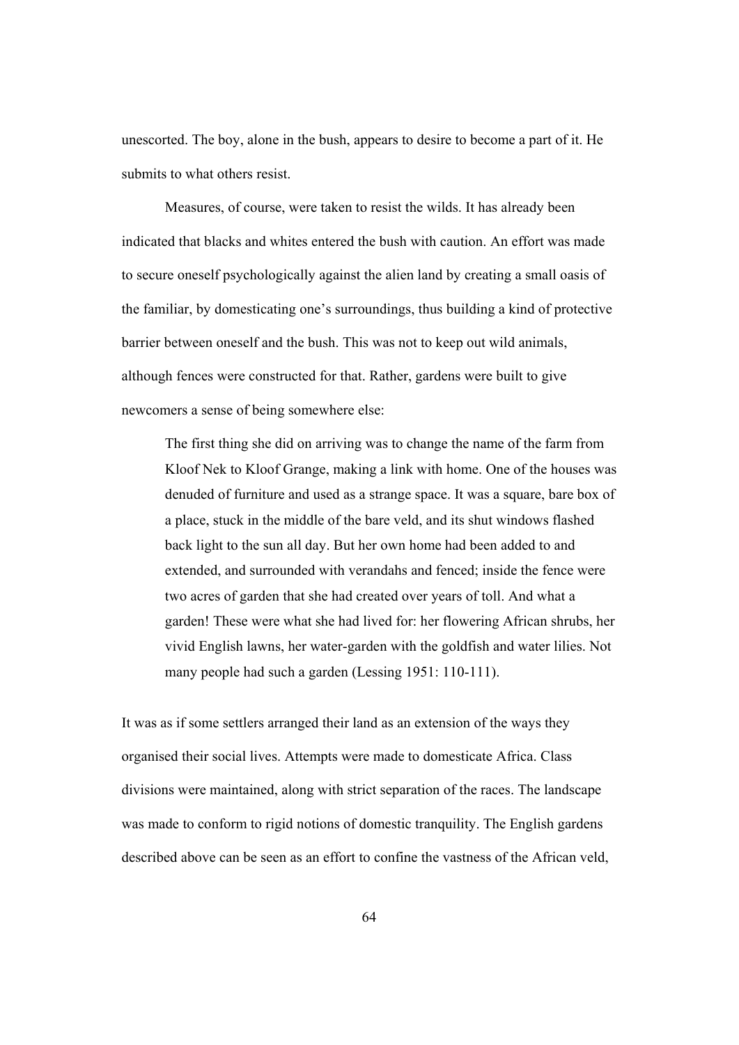unescorted. The boy, alone in the bush, appears to desire to become a part of it. He submits to what others resist.

Measures, of course, were taken to resist the wilds. It has already been indicated that blacks and whites entered the bush with caution. An effort was made to secure oneself psychologically against the alien land by creating a small oasis of the familiar, by domesticating one's surroundings, thus building a kind of protective barrier between oneself and the bush. This was not to keep out wild animals, although fences were constructed for that. Rather, gardens were built to give newcomers a sense of being somewhere else:

> The first thing she did on arriving was to change the name of the farm from Kloof Nek to Kloof Grange, making a link with home. One of the houses was denuded of furniture and used as a strange space. It was a square, bare box of a place, stuck in the middle of the bare veld, and its shut windows flashed back light to the sun all day. But her own home had been added to and extended, and surrounded with verandahs and fenced; inside the fence were two acres of garden that she had created over years of toll. And what a garden! These were what she had lived for: her flowering African shrubs, her vivid English lawns, her water-garden with the goldfish and water lilies. Not many people had such a garden (Lessing 1951: 110-111).

It was as if some settlers arranged their land as an extension of the ways they organised their social lives. Attempts were made to domesticate Africa. Class divisions were maintained, along with strict separation of the races. The landscape was made to conform to rigid notions of domestic tranquility. The English gardens described above can be seen as an effort to confine the vastness of the African veld,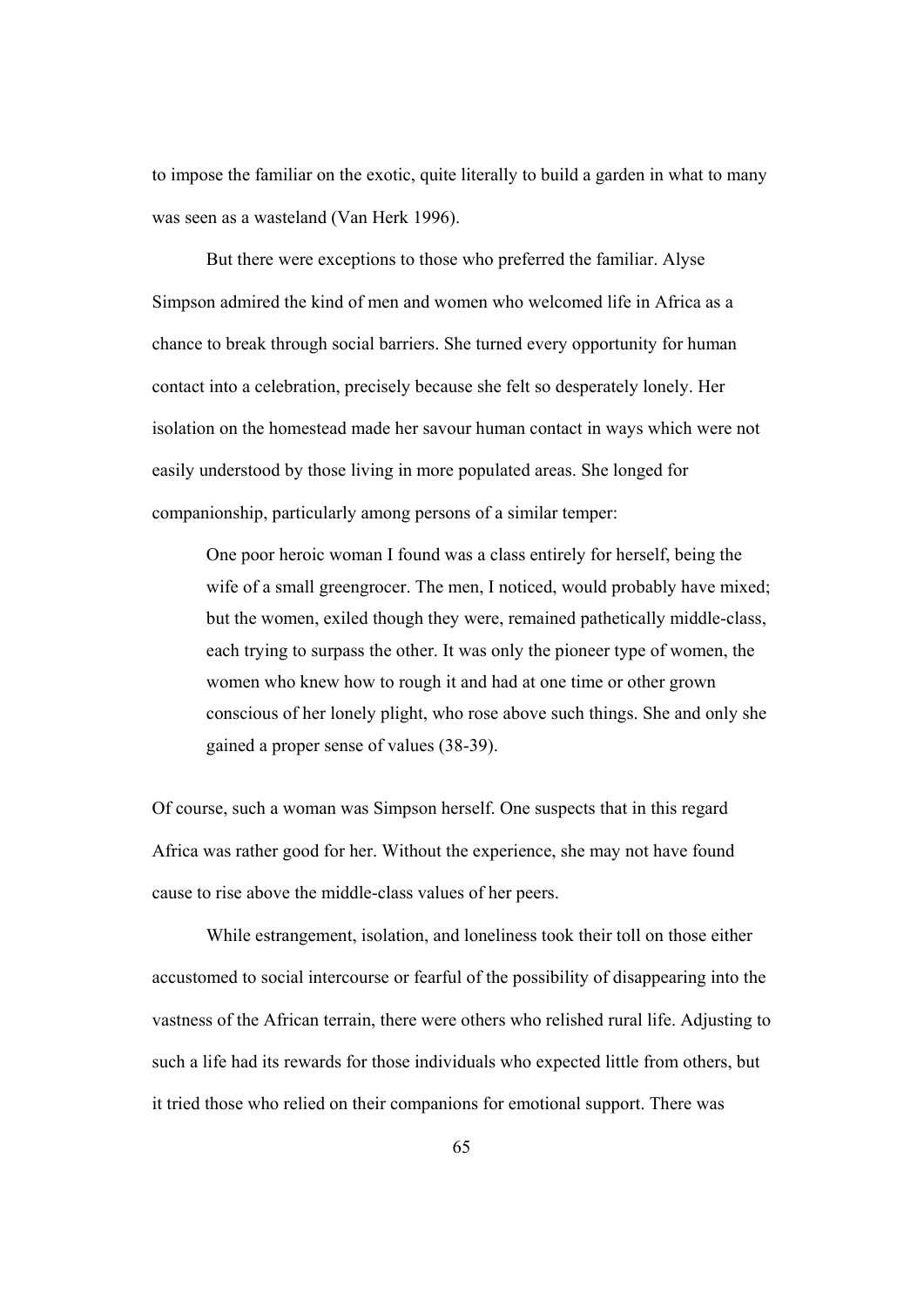to impose the familiar on the exotic, quite literally to build a garden in what to many was seen as a wasteland (Van Herk 1996).

But there were exceptions to those who preferred the familiar. Alyse Simpson admired the kind of men and women who welcomed life in Africa as a chance to break through social barriers. She turned every opportunity for human contact into a celebration, precisely because she felt so desperately lonely. Her isolation on the homestead made her savour human contact in ways which were not easily understood by those living in more populated areas. She longed for companionship, particularly among persons of a similar temper:

> One poor heroic woman I found was a class entirely for herself, being the wife of a small greengrocer. The men, I noticed, would probably have mixed; but the women, exiled though they were, remained pathetically middle-class, each trying to surpass the other. It was only the pioneer type of women, the women who knew how to rough it and had at one time or other grown conscious of her lonely plight, who rose above such things. She and only she gained a proper sense of values (38-39).

Of course, such a woman was Simpson herself. One suspects that in this regard Africa was rather good for her. Without the experience, she may not have found cause to rise above the middle-class values of her peers.

While estrangement, isolation, and loneliness took their toll on those either accustomed to social intercourse or fearful of the possibility of disappearing into the vastness of the African terrain, there were others who relished rural life. Adjusting to such a life had its rewards for those individuals who expected little from others, but it tried those who relied on their companions for emotional support. There was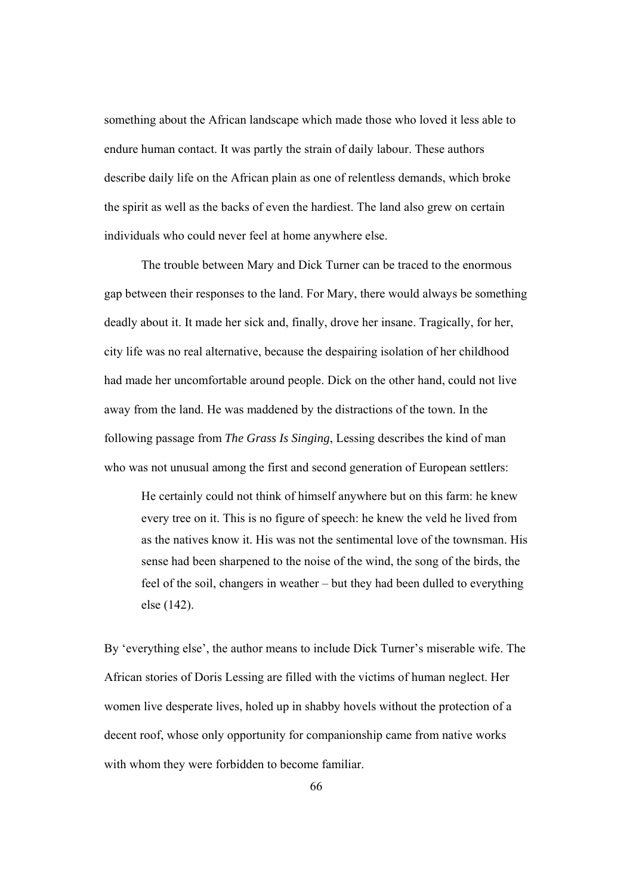something about the African landscape which made those who loved it less able to endure human contact. It was partly the strain of daily labour. These authors describe daily life on the African plain as one of relentless demands, which broke the spirit as well as the backs of even the hardiest. The land also grew on certain individuals who could never feel at home anywhere else.

The trouble between Mary and Dick Turner can be traced to the enormous gap between their responses to the land. For Mary, there would always be something deadly about it. It made her sick and, finally, drove her insane. Tragically, for her, city life was no real alternative, because the despairing isolation of her childhood had made her uncomfortable around people. Dick on the other hand, could not live away from the land. He was maddened by the distractions of the town. In the following passage from *The Grass Is Singing*, Lessing describes the kind of man who was not unusual among the first and second generation of European settlers:

> He certainly could not think of himself anywhere but on this farm: he knew every tree on it. This is no figure of speech: he knew the veld he lived from as the natives know it. His was not the sentimental love of the townsman. His sense had been sharpened to the noise of the wind, the song of the birds, the feel of the soil, changers in weather – but they had been dulled to everything else (142).

By 'everything else', the author means to include Dick Turner's miserable wife. The African stories of Doris Lessing are filled with the victims of human neglect. Her women live desperate lives, holed up in shabby hovels without the protection of a decent roof, whose only opportunity for companionship came from native works with whom they were forbidden to become familiar.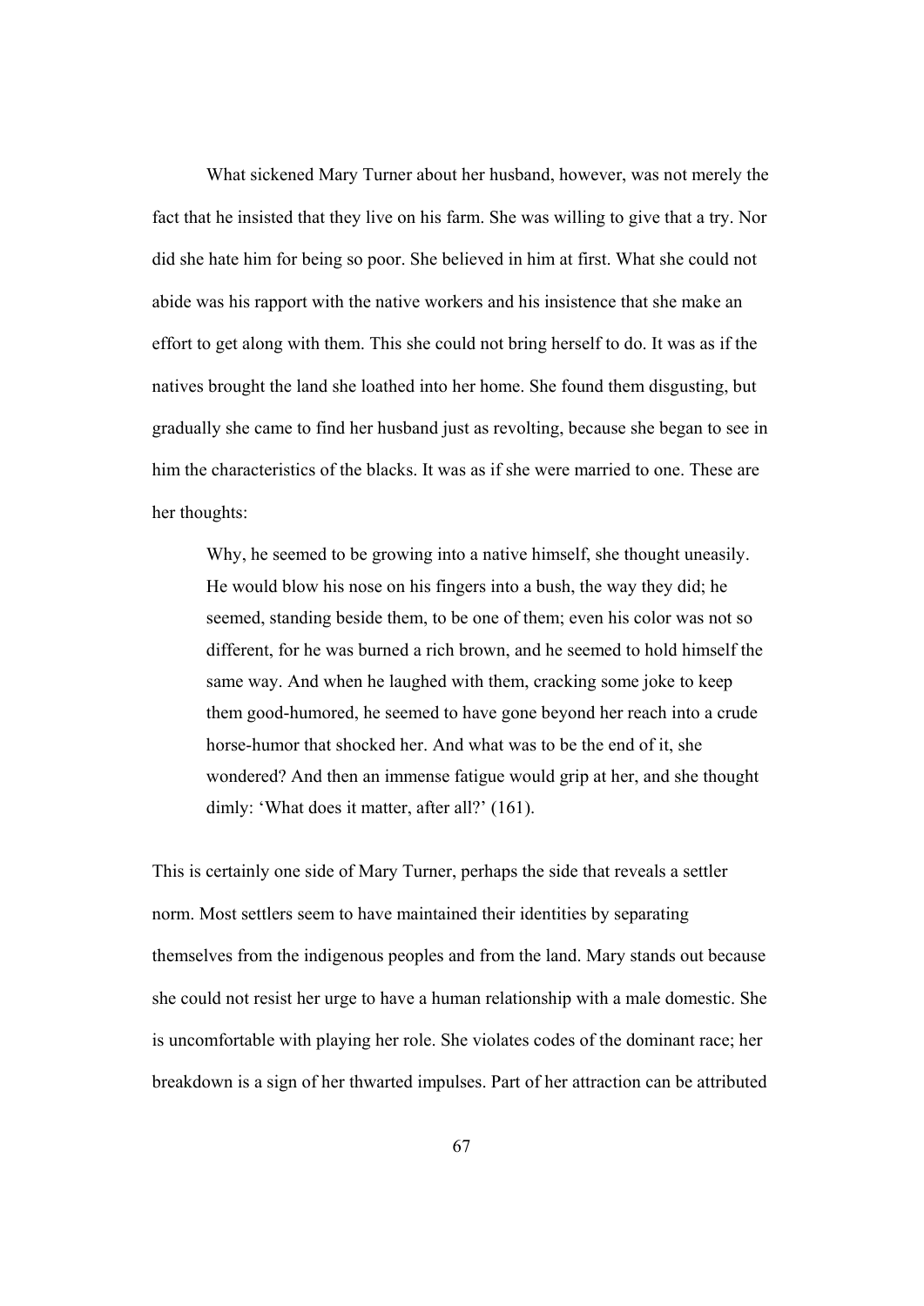What sickened Mary Turner about her husband, however, was not merely the fact that he insisted that they live on his farm. She was willing to give that a try. Nor did she hate him for being so poor. She believed in him at first. What she could not abide was his rapport with the native workers and his insistence that she make an effort to get along with them. This she could not bring herself to do. It was as if the natives brought the land she loathed into her home. She found them disgusting, but gradually she came to find her husband just as revolting, because she began to see in him the characteristics of the blacks. It was as if she were married to one. These are her thoughts:

> Why, he seemed to be growing into a native himself, she thought uneasily. He would blow his nose on his fingers into a bush, the way they did; he seemed, standing beside them, to be one of them; even his color was not so different, for he was burned a rich brown, and he seemed to hold himself the same way. And when he laughed with them, cracking some joke to keep them good-humored, he seemed to have gone beyond her reach into a crude horse-humor that shocked her. And what was to be the end of it, she wondered? And then an immense fatigue would grip at her, and she thought dimly: 'What does it matter, after all?' (161).

This is certainly one side of Mary Turner, perhaps the side that reveals a settler norm. Most settlers seem to have maintained their identities by separating themselves from the indigenous peoples and from the land. Mary stands out because she could not resist her urge to have a human relationship with a male domestic. She is uncomfortable with playing her role. She violates codes of the dominant race; her breakdown is a sign of her thwarted impulses. Part of her attraction can be attributed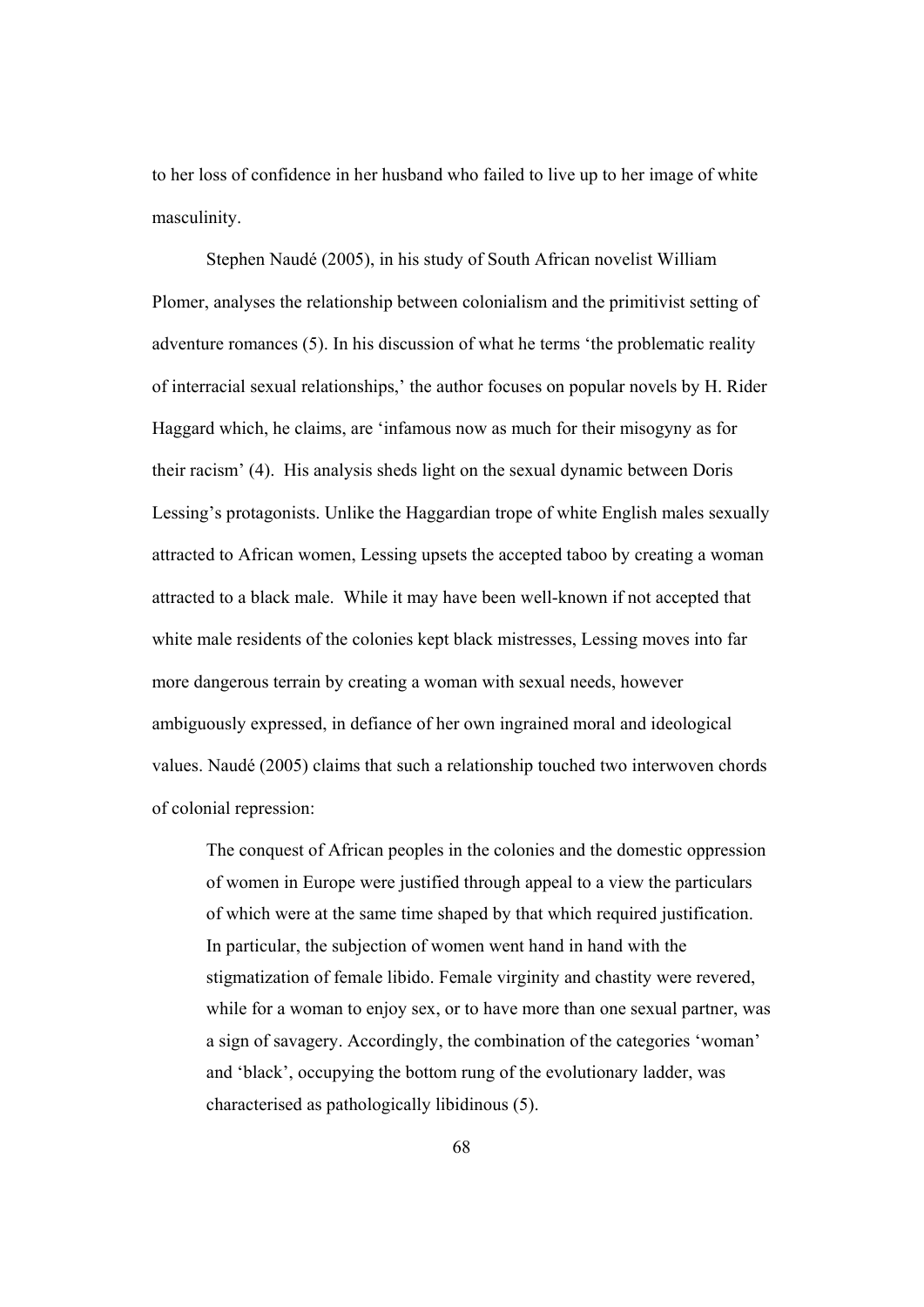to her loss of confidence in her husband who failed to live up to her image of white masculinity.

Stephen Naudé (2005), in his study of South African novelist William Plomer, analyses the relationship between colonialism and the primitivist setting of adventure romances (5). In his discussion of what he terms 'the problematic reality of interracial sexual relationships,' the author focuses on popular novels by H. Rider Haggard which, he claims, are 'infamous now as much for their misogyny as for their racism' (4). His analysis sheds light on the sexual dynamic between Doris Lessing's protagonists. Unlike the Haggardian trope of white English males sexually attracted to African women, Lessing upsets the accepted taboo by creating a woman attracted to a black male. While it may have been well-known if not accepted that white male residents of the colonies kept black mistresses, Lessing moves into far more dangerous terrain by creating a woman with sexual needs, however ambiguously expressed, in defiance of her own ingrained moral and ideological values. Naudé (2005) claims that such a relationship touched two interwoven chords of colonial repression:

> The conquest of African peoples in the colonies and the domestic oppression of women in Europe were justified through appeal to a view the particulars of which were at the same time shaped by that which required justification. In particular, the subjection of women went hand in hand with the stigmatization of female libido. Female virginity and chastity were revered, while for a woman to enjoy sex, or to have more than one sexual partner, was a sign of savagery. Accordingly, the combination of the categories 'woman' and 'black', occupying the bottom rung of the evolutionary ladder, was characterised as pathologically libidinous (5).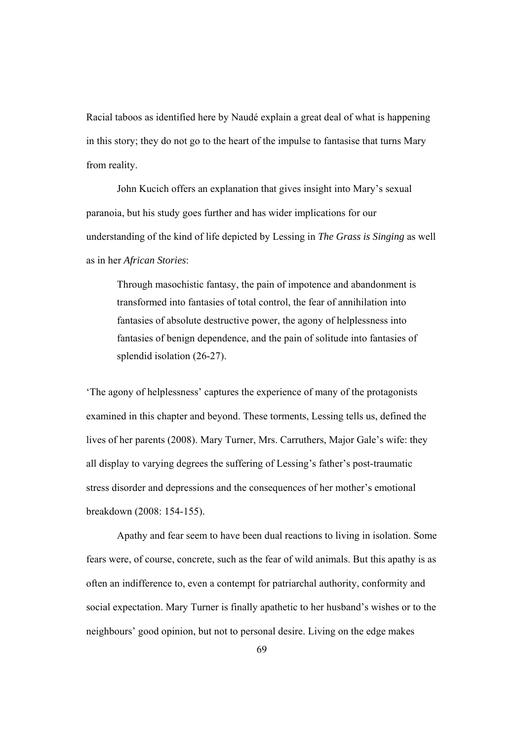Racial taboos as identified here by Naudé explain a great deal of what is happening in this story; they do not go to the heart of the impulse to fantasise that turns Mary from reality.

John Kucich offers an explanation that gives insight into Mary's sexual paranoia, but his study goes further and has wider implications for our understanding of the kind of life depicted by Lessing in *The Grass is Singing* as well as in her *African Stories*:

> Through masochistic fantasy, the pain of impotence and abandonment is transformed into fantasies of total control, the fear of annihilation into fantasies of absolute destructive power, the agony of helplessness into fantasies of benign dependence, and the pain of solitude into fantasies of splendid isolation (26-27).

'The agony of helplessness' captures the experience of many of the protagonists examined in this chapter and beyond. These torments, Lessing tells us, defined the lives of her parents (2008). Mary Turner, Mrs. Carruthers, Major Gale's wife: they all display to varying degrees the suffering of Lessing's father's post-traumatic stress disorder and depressions and the consequences of her mother's emotional breakdown (2008: 154-155).

Apathy and fear seem to have been dual reactions to living in isolation. Some fears were, of course, concrete, such as the fear of wild animals. But this apathy is as often an indifference to, even a contempt for patriarchal authority, conformity and social expectation. Mary Turner is finally apathetic to her husband's wishes or to the neighbours' good opinion, but not to personal desire. Living on the edge makes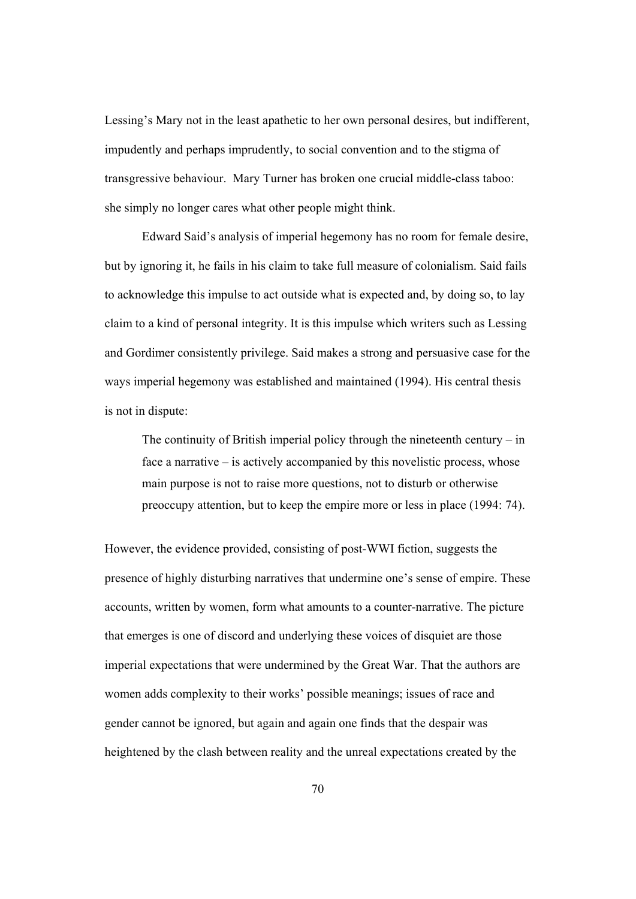Lessing's Mary not in the least apathetic to her own personal desires, but indifferent, impudently and perhaps imprudently, to social convention and to the stigma of transgressive behaviour. Mary Turner has broken one crucial middle-class taboo: she simply no longer cares what other people might think.

Edward Said's analysis of imperial hegemony has no room for female desire, but by ignoring it, he fails in his claim to take full measure of colonialism. Said fails to acknowledge this impulse to act outside what is expected and, by doing so, to lay claim to a kind of personal integrity. It is this impulse which writers such as Lessing and Gordimer consistently privilege. Said makes a strong and persuasive case for the ways imperial hegemony was established and maintained (1994). His central thesis is not in dispute:

> The continuity of British imperial policy through the nineteenth century – in face a narrative – is actively accompanied by this novelistic process, whose main purpose is not to raise more questions, not to disturb or otherwise preoccupy attention, but to keep the empire more or less in place (1994: 74).

However, the evidence provided, consisting of post-WWI fiction, suggests the presence of highly disturbing narratives that undermine one's sense of empire. These accounts, written by women, form what amounts to a counter-narrative. The picture that emerges is one of discord and underlying these voices of disquiet are those imperial expectations that were undermined by the Great War. That the authors are women adds complexity to their works' possible meanings; issues of race and gender cannot be ignored, but again and again one finds that the despair was heightened by the clash between reality and the unreal expectations created by the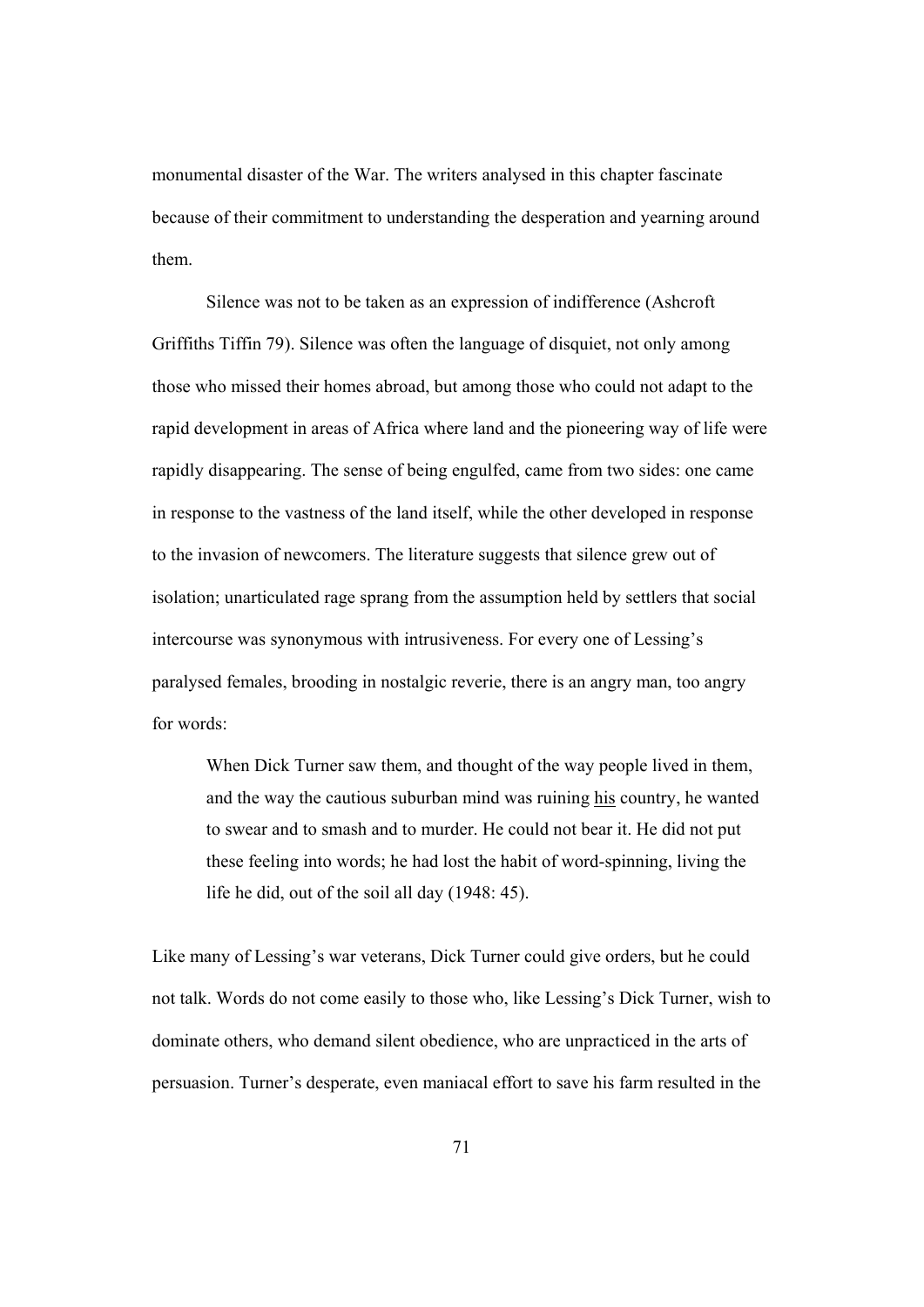monumental disaster of the War. The writers analysed in this chapter fascinate because of their commitment to understanding the desperation and yearning around them.

Silence was not to be taken as an expression of indifference (Ashcroft Griffiths Tiffin 79). Silence was often the language of disquiet, not only among those who missed their homes abroad, but among those who could not adapt to the rapid development in areas of Africa where land and the pioneering way of life were rapidly disappearing. The sense of being engulfed, came from two sides: one came in response to the vastness of the land itself, while the other developed in response to the invasion of newcomers. The literature suggests that silence grew out of isolation; unarticulated rage sprang from the assumption held by settlers that social intercourse was synonymous with intrusiveness. For every one of Lessing's paralysed females, brooding in nostalgic reverie, there is an angry man, too angry for words:

> When Dick Turner saw them, and thought of the way people lived in them, and the way the cautious suburban mind was ruining <u>his</u> country, he wanted to swear and to smash and to murder. He could not bear it. He did not put these feeling into words; he had lost the habit of word-spinning, living the life he did, out of the soil all day (1948: 45).

Like many of Lessing's war veterans, Dick Turner could give orders, but he could not talk. Words do not come easily to those who, like Lessing's Dick Turner, wish to dominate others, who demand silent obedience, who are unpracticed in the arts of persuasion. Turner's desperate, even maniacal effort to save his farm resulted in the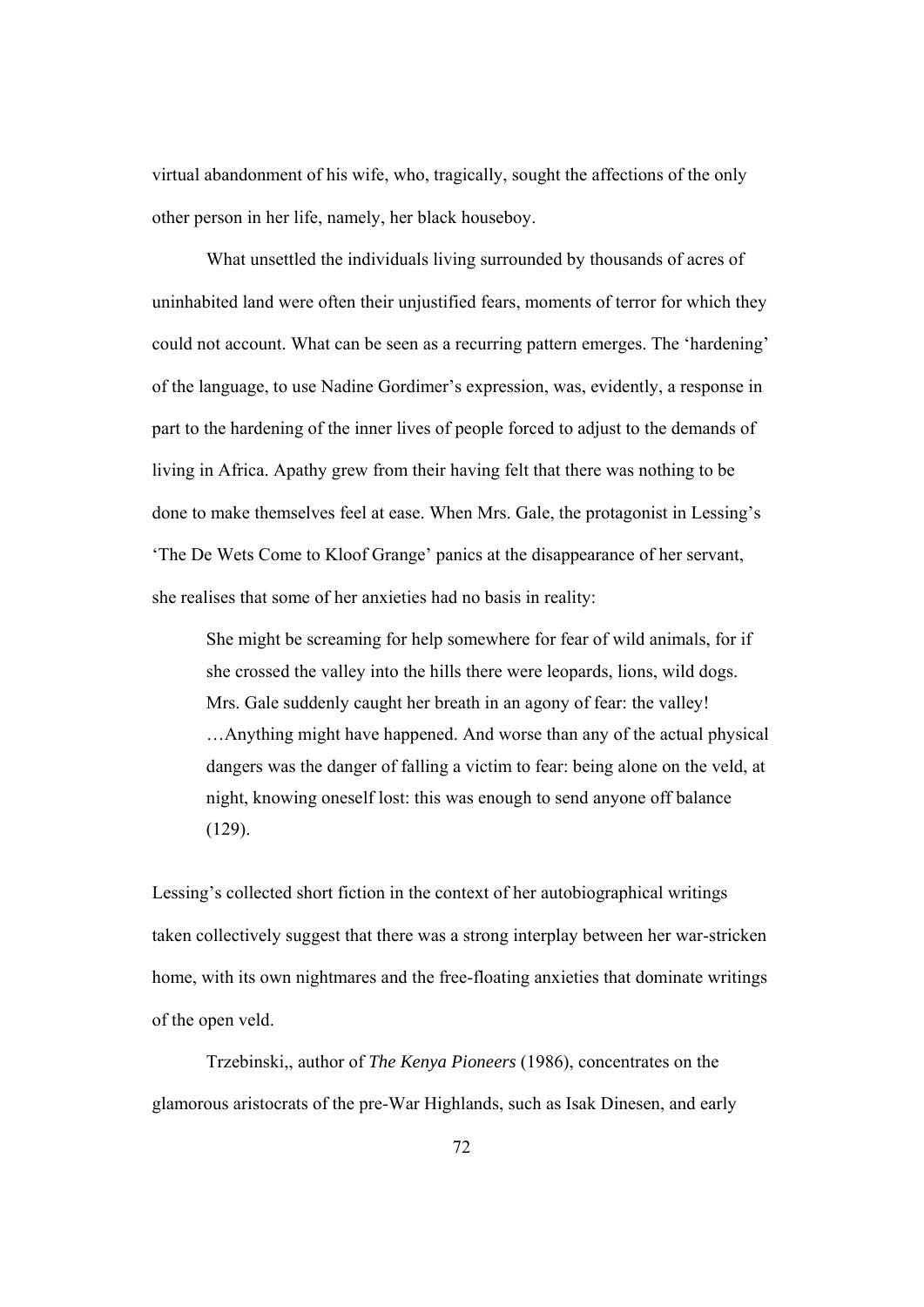virtual abandonment of his wife, who, tragically, sought the affections of the only other person in her life, namely, her black houseboy.

What unsettled the individuals living surrounded by thousands of acres of uninhabited land were often their unjustified fears, moments of terror for which they could not account. What can be seen as a recurring pattern emerges. The 'hardening' of the language, to use Nadine Gordimer's expression, was, evidently, a response in part to the hardening of the inner lives of people forced to adjust to the demands of living in Africa. Apathy grew from their having felt that there was nothing to be done to make themselves feel at ease. When Mrs. Gale, the protagonist in Lessing's 'The De Wets Come to Kloof Grange' panics at the disappearance of her servant, she realises that some of her anxieties had no basis in reality:

> She might be screaming for help somewhere for fear of wild animals, for if she crossed the valley into the hills there were leopards, lions, wild dogs. Mrs. Gale suddenly caught her breath in an agony of fear: the valley! …Anything might have happened. And worse than any of the actual physical dangers was the danger of falling a victim to fear: being alone on the veld, at night, knowing oneself lost: this was enough to send anyone off balance (129).

Lessing's collected short fiction in the context of her autobiographical writings taken collectively suggest that there was a strong interplay between her war-stricken home, with its own nightmares and the free-floating anxieties that dominate writings of the open veld.

Trzebinski,, author of *The Kenya Pioneers* (1986), concentrates on the glamorous aristocrats of the pre-War Highlands, such as Isak Dinesen, and early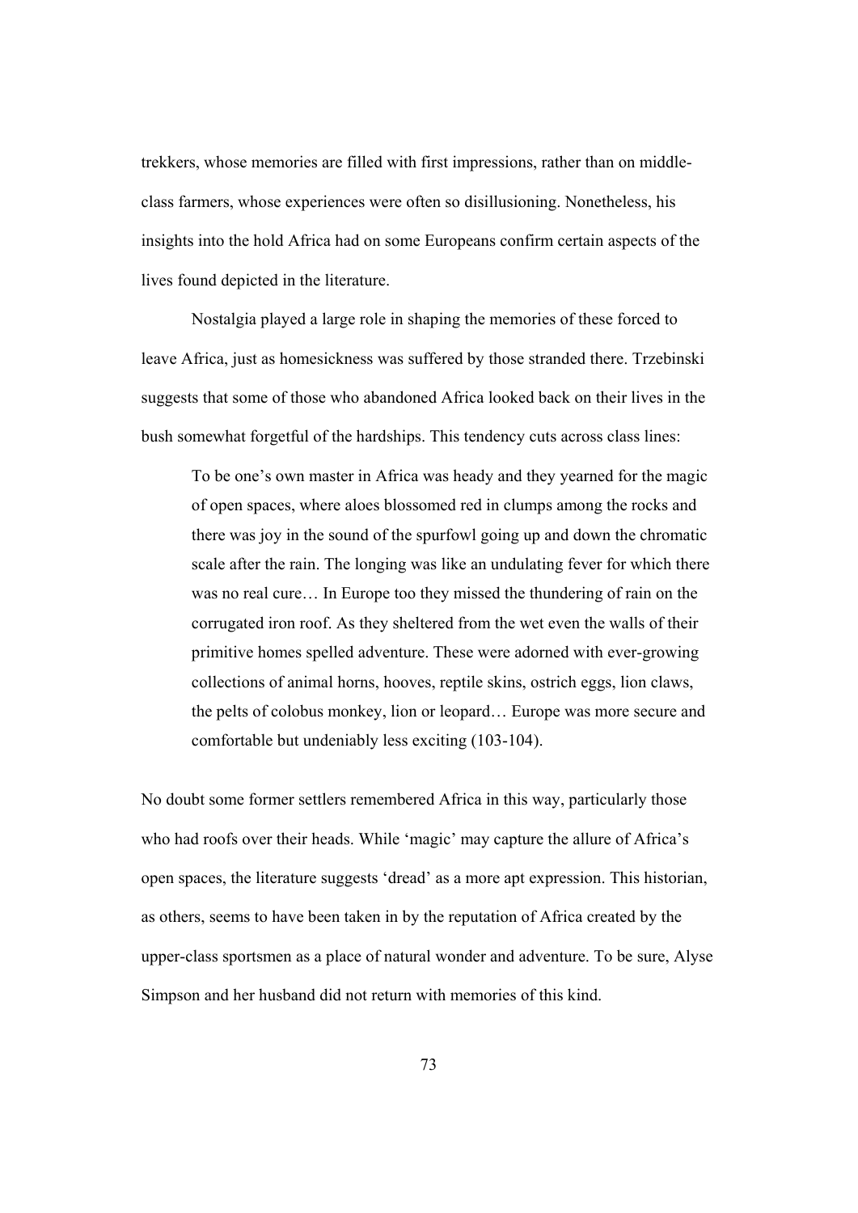trekkers, whose memories are filled with first impressions, rather than on middle-class farmers, whose experiences were often so disillusioning. Nonetheless, his insights into the hold Africa had on some Europeans confirm certain aspects of the lives found depicted in the literature.

Nostalgia played a large role in shaping the memories of these forced to leave Africa, just as homesickness was suffered by those stranded there. Trzebinski suggests that some of those who abandoned Africa looked back on their lives in the bush somewhat forgetful of the hardships. This tendency cuts across class lines:

> To be one's own master in Africa was heady and they yearned for the magic of open spaces, where aloes blossomed red in clumps among the rocks and there was joy in the sound of the spurfowl going up and down the chromatic scale after the rain. The longing was like an undulating fever for which there was no real cure… In Europe too they missed the thundering of rain on the corrugated iron roof. As they sheltered from the wet even the walls of their primitive homes spelled adventure. These were adorned with ever-growing collections of animal horns, hooves, reptile skins, ostrich eggs, lion claws, the pelts of colobus monkey, lion or leopard… Europe was more secure and comfortable but undeniably less exciting (103-104).

No doubt some former settlers remembered Africa in this way, particularly those who had roofs over their heads. While 'magic' may capture the allure of Africa's open spaces, the literature suggests 'dread' as a more apt expression. This historian, as others, seems to have been taken in by the reputation of Africa created by the upper-class sportsmen as a place of natural wonder and adventure. To be sure, Alyse Simpson and her husband did not return with memories of this kind.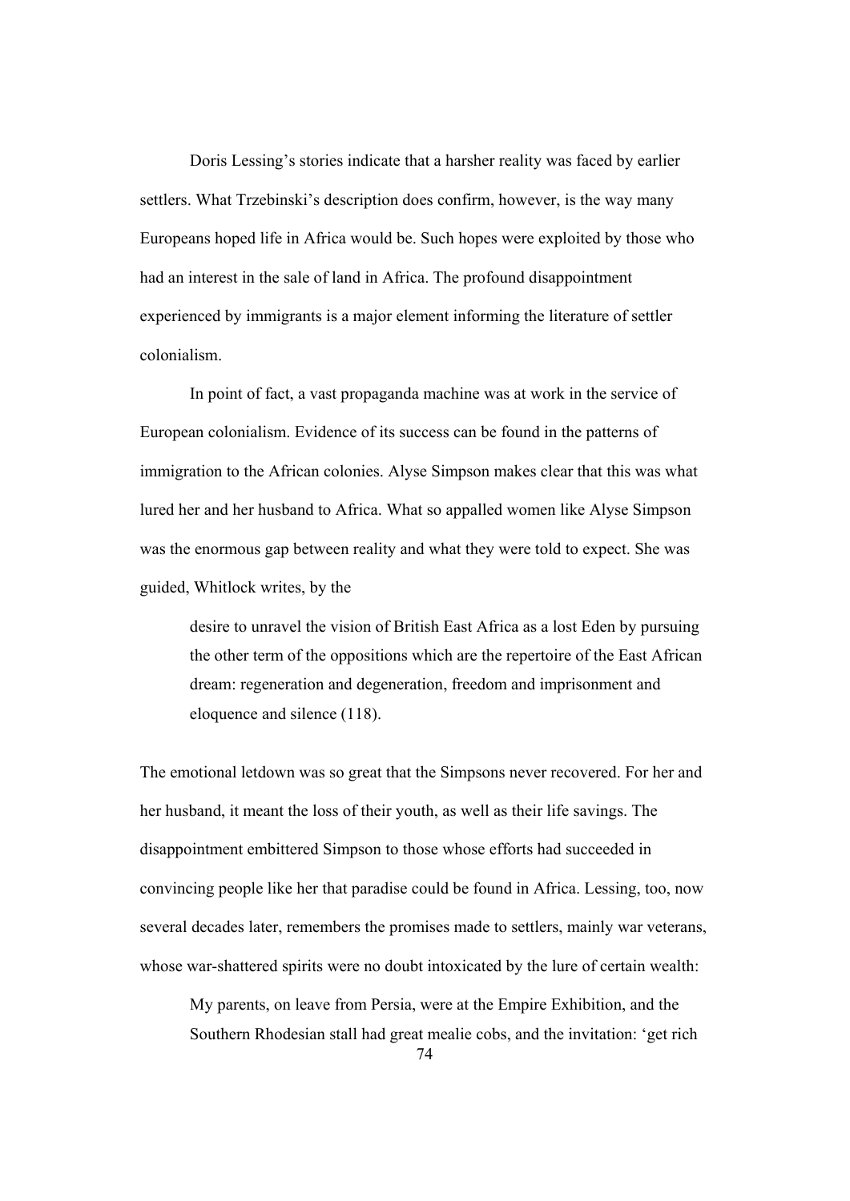Doris Lessing's stories indicate that a harsher reality was faced by earlier settlers. What Trzebinski's description does confirm, however, is the way many Europeans hoped life in Africa would be. Such hopes were exploited by those who had an interest in the sale of land in Africa. The profound disappointment experienced by immigrants is a major element informing the literature of settler colonialism.

In point of fact, a vast propaganda machine was at work in the service of European colonialism. Evidence of its success can be found in the patterns of immigration to the African colonies. Alyse Simpson makes clear that this was what lured her and her husband to Africa. What so appalled women like Alyse Simpson was the enormous gap between reality and what they were told to expect. She was guided, Whitlock writes, by the

> desire to unravel the vision of British East Africa as a lost Eden by pursuing the other term of the oppositions which are the repertoire of the East African dream: regeneration and degeneration, freedom and imprisonment and eloquence and silence (118).

The emotional letdown was so great that the Simpsons never recovered. For her and her husband, it meant the loss of their youth, as well as their life savings. The disappointment embittered Simpson to those whose efforts had succeeded in convincing people like her that paradise could be found in Africa. Lessing, too, now several decades later, remembers the promises made to settlers, mainly war veterans, whose war-shattered spirits were no doubt intoxicated by the lure of certain wealth:

> My parents, on leave from Persia, were at the Empire Exhibition, and the Southern Rhodesian stall had great mealie cobs, and the invitation: 'get rich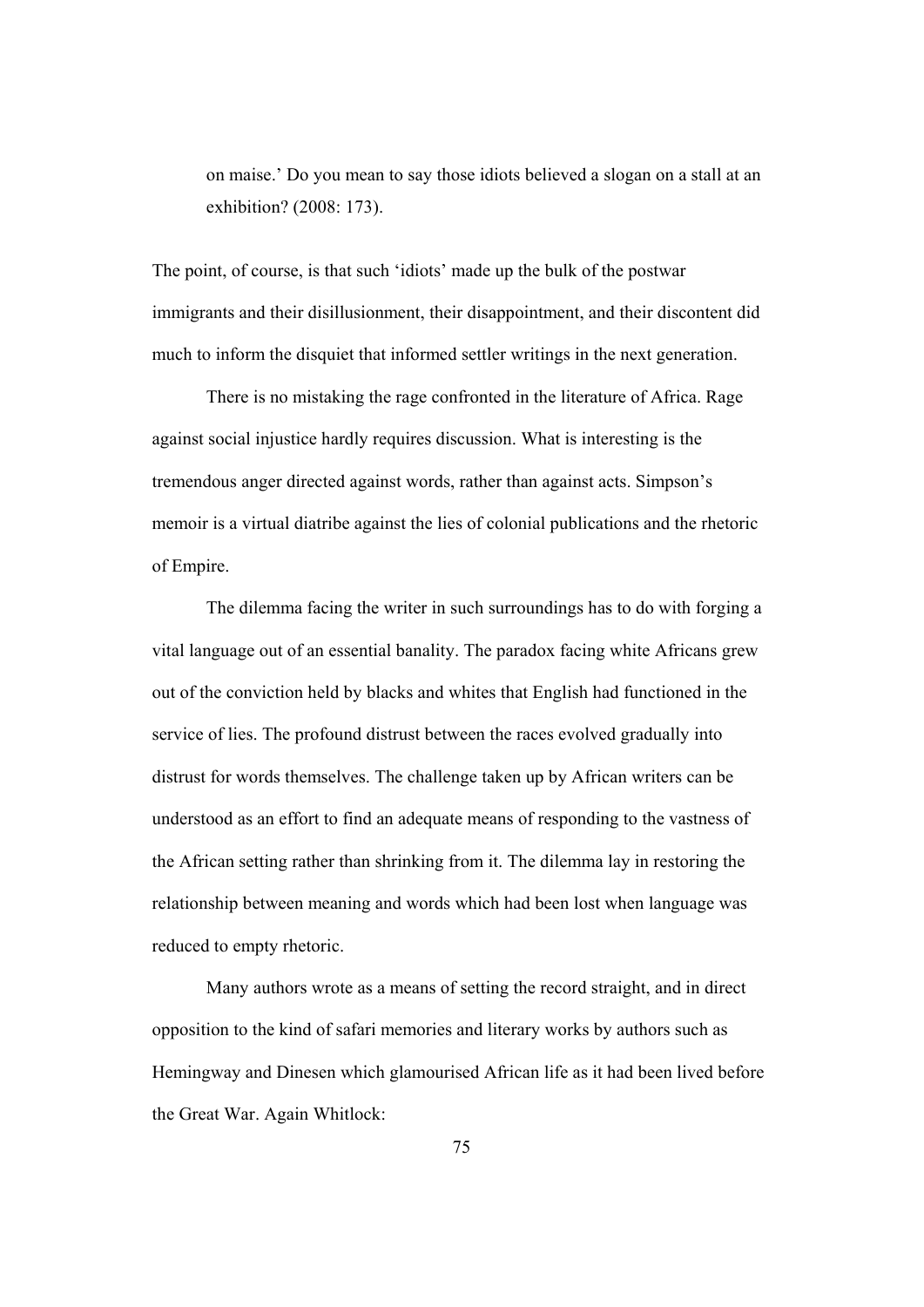on maise.' Do you mean to say those idiots believed a slogan on a stall at an exhibition? (2008: 173).

The point, of course, is that such 'idiots' made up the bulk of the postwar immigrants and their disillusionment, their disappointment, and their discontent did much to inform the disquiet that informed settler writings in the next generation.

There is no mistaking the rage confronted in the literature of Africa. Rage against social injustice hardly requires discussion. What is interesting is the tremendous anger directed against words, rather than against acts. Simpson's memoir is a virtual diatribe against the lies of colonial publications and the rhetoric of Empire.

The dilemma facing the writer in such surroundings has to do with forging a vital language out of an essential banality. The paradox facing white Africans grew out of the conviction held by blacks and whites that English had functioned in the service of lies. The profound distrust between the races evolved gradually into distrust for words themselves. The challenge taken up by African writers can be understood as an effort to find an adequate means of responding to the vastness of the African setting rather than shrinking from it. The dilemma lay in restoring the relationship between meaning and words which had been lost when language was reduced to empty rhetoric.

Many authors wrote as a means of setting the record straight, and in direct opposition to the kind of safari memories and literary works by authors such as Hemingway and Dinesen which glamourised African life as it had been lived before the Great War. Again Whitlock: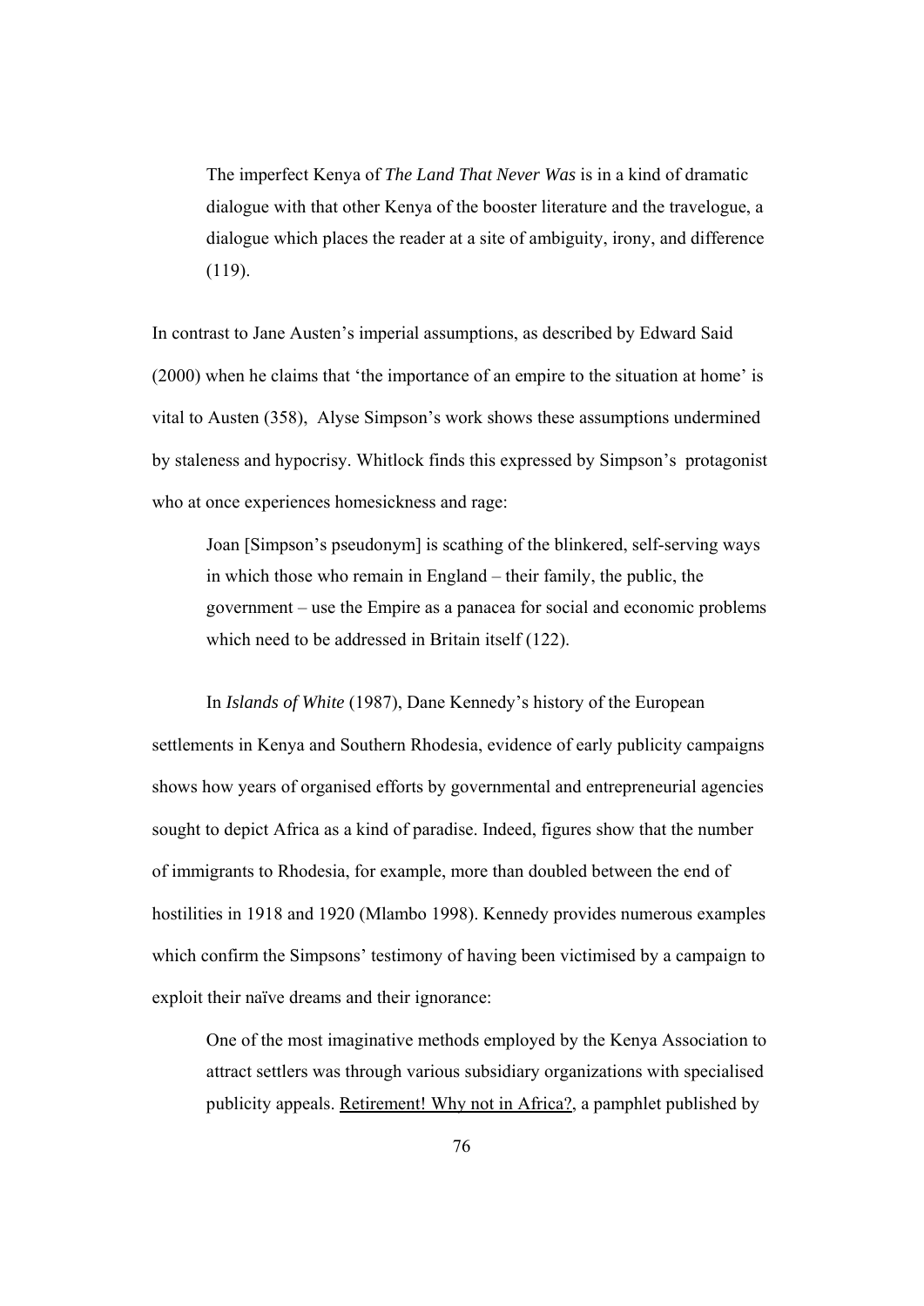> The imperfect Kenya of *The Land That Never Was* is in a kind of dramatic dialogue with that other Kenya of the booster literature and the travelogue, a dialogue which places the reader at a site of ambiguity, irony, and difference (119).

In contrast to Jane Austen's imperial assumptions, as described by Edward Said (2000) when he claims that 'the importance of an empire to the situation at home' is vital to Austen (358), Alyse Simpson's work shows these assumptions undermined by staleness and hypocrisy. Whitlock finds this expressed by Simpson's protagonist who at once experiences homesickness and rage:

> Joan [Simpson's pseudonym] is scathing of the blinkered, self-serving ways in which those who remain in England – their family, the public, the government – use the Empire as a panacea for social and economic problems which need to be addressed in Britain itself (122).

In *Islands of White* (1987), Dane Kennedy's history of the European settlements in Kenya and Southern Rhodesia, evidence of early publicity campaigns shows how years of organised efforts by governmental and entrepreneurial agencies sought to depict Africa as a kind of paradise. Indeed, figures show that the number of immigrants to Rhodesia, for example, more than doubled between the end of hostilities in 1918 and 1920 (Mlambo 1998). Kennedy provides numerous examples which confirm the Simpsons' testimony of having been victimised by a campaign to exploit their naïve dreams and their ignorance:

> One of the most imaginative methods employed by the Kenya Association to attract settlers was through various subsidiary organizations with specialised publicity appeals. <u>Retirement! Why not in Africa?</u>, a pamphlet published by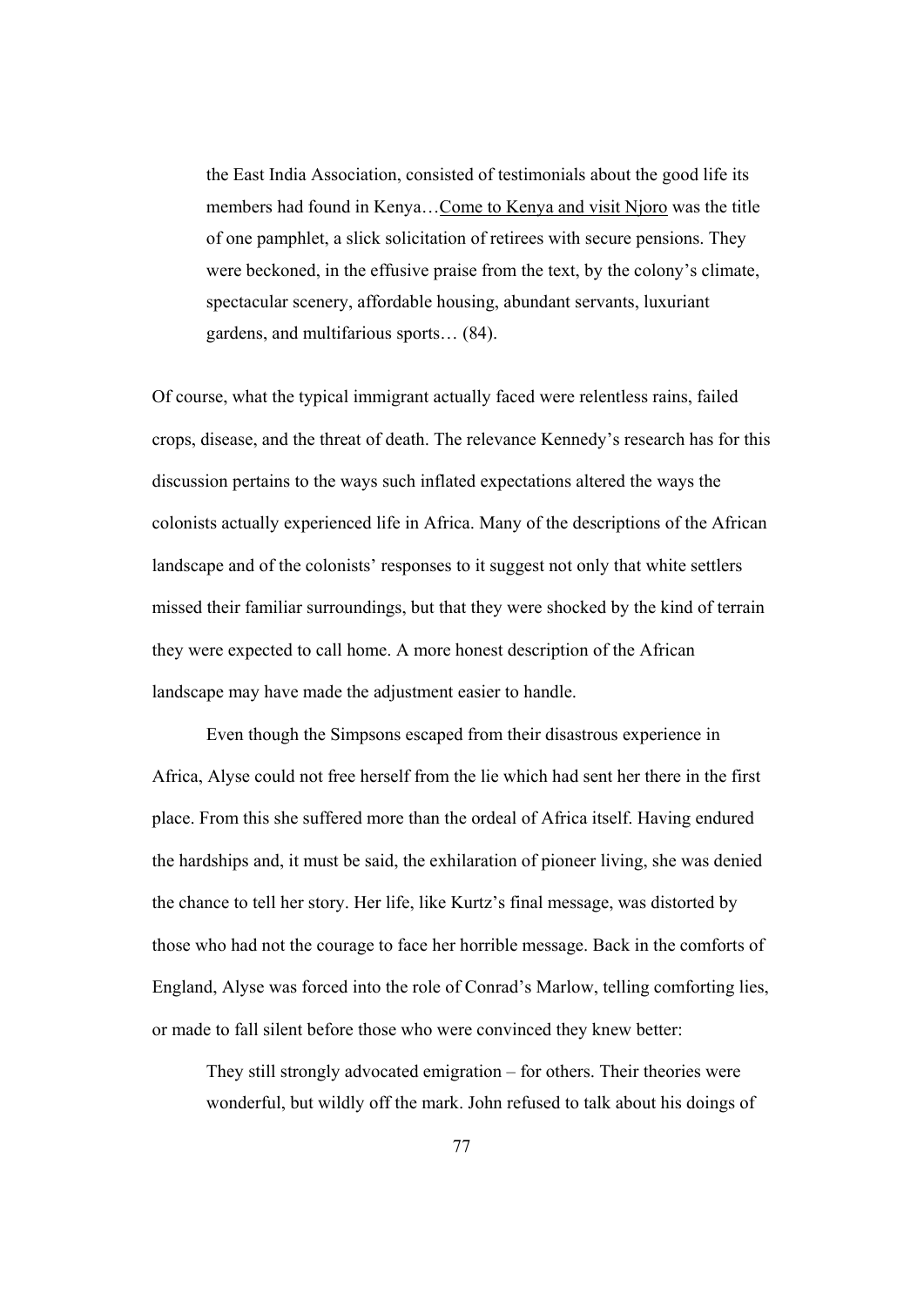> the East India Association, consisted of testimonials about the good life its members had found in Kenya…Come to Kenya and visit Njoro was the title of one pamphlet, a slick solicitation of retirees with secure pensions. They were beckoned, in the effusive praise from the text, by the colony's climate, spectacular scenery, affordable housing, abundant servants, luxuriant gardens, and multifarious sports… (84).

Of course, what the typical immigrant actually faced were relentless rains, failed crops, disease, and the threat of death. The relevance Kennedy's research has for this discussion pertains to the ways such inflated expectations altered the ways the colonists actually experienced life in Africa. Many of the descriptions of the African landscape and of the colonists' responses to it suggest not only that white settlers missed their familiar surroundings, but that they were shocked by the kind of terrain they were expected to call home. A more honest description of the African landscape may have made the adjustment easier to handle.

Even though the Simpsons escaped from their disastrous experience in Africa, Alyse could not free herself from the lie which had sent her there in the first place. From this she suffered more than the ordeal of Africa itself. Having endured the hardships and, it must be said, the exhilaration of pioneer living, she was denied the chance to tell her story. Her life, like Kurtz's final message, was distorted by those who had not the courage to face her horrible message. Back in the comforts of England, Alyse was forced into the role of Conrad's Marlow, telling comforting lies, or made to fall silent before those who were convinced they knew better:

> They still strongly advocated emigration – for others. Their theories were wonderful, but wildly off the mark. John refused to talk about his doings of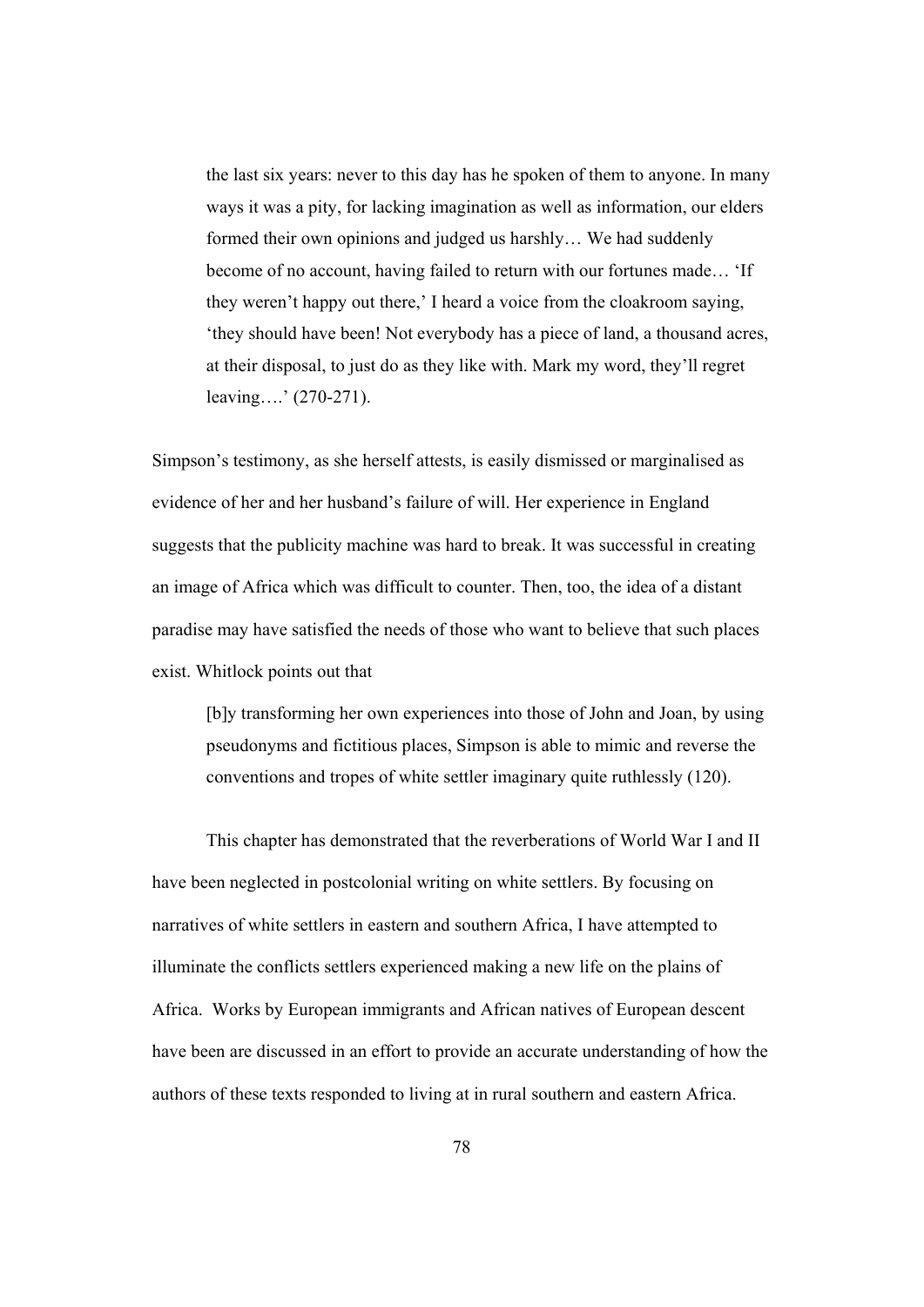> the last six years: never to this day has he spoken of them to anyone. In many ways it was a pity, for lacking imagination as well as information, our elders formed their own opinions and judged us harshly… We had suddenly become of no account, having failed to return with our fortunes made… 'If they weren't happy out there,' I heard a voice from the cloakroom saying, 'they should have been! Not everybody has a piece of land, a thousand acres, at their disposal, to just do as they like with. Mark my word, they'll regret leaving….' (270-271).

Simpson's testimony, as she herself attests, is easily dismissed or marginalised as evidence of her and her husband's failure of will. Her experience in England suggests that the publicity machine was hard to break. It was successful in creating an image of Africa which was difficult to counter. Then, too, the idea of a distant paradise may have satisfied the needs of those who want to believe that such places exist. Whitlock points out that

> [b]y transforming her own experiences into those of John and Joan, by using pseudonyms and fictitious places, Simpson is able to mimic and reverse the conventions and tropes of white settler imaginary quite ruthlessly (120).

This chapter has demonstrated that the reverberations of World War I and II have been neglected in postcolonial writing on white settlers. By focusing on narratives of white settlers in eastern and southern Africa, I have attempted to illuminate the conflicts settlers experienced making a new life on the plains of Africa. Works by European immigrants and African natives of European descent have been are discussed in an effort to provide an accurate understanding of how the authors of these texts responded to living at in rural southern and eastern Africa.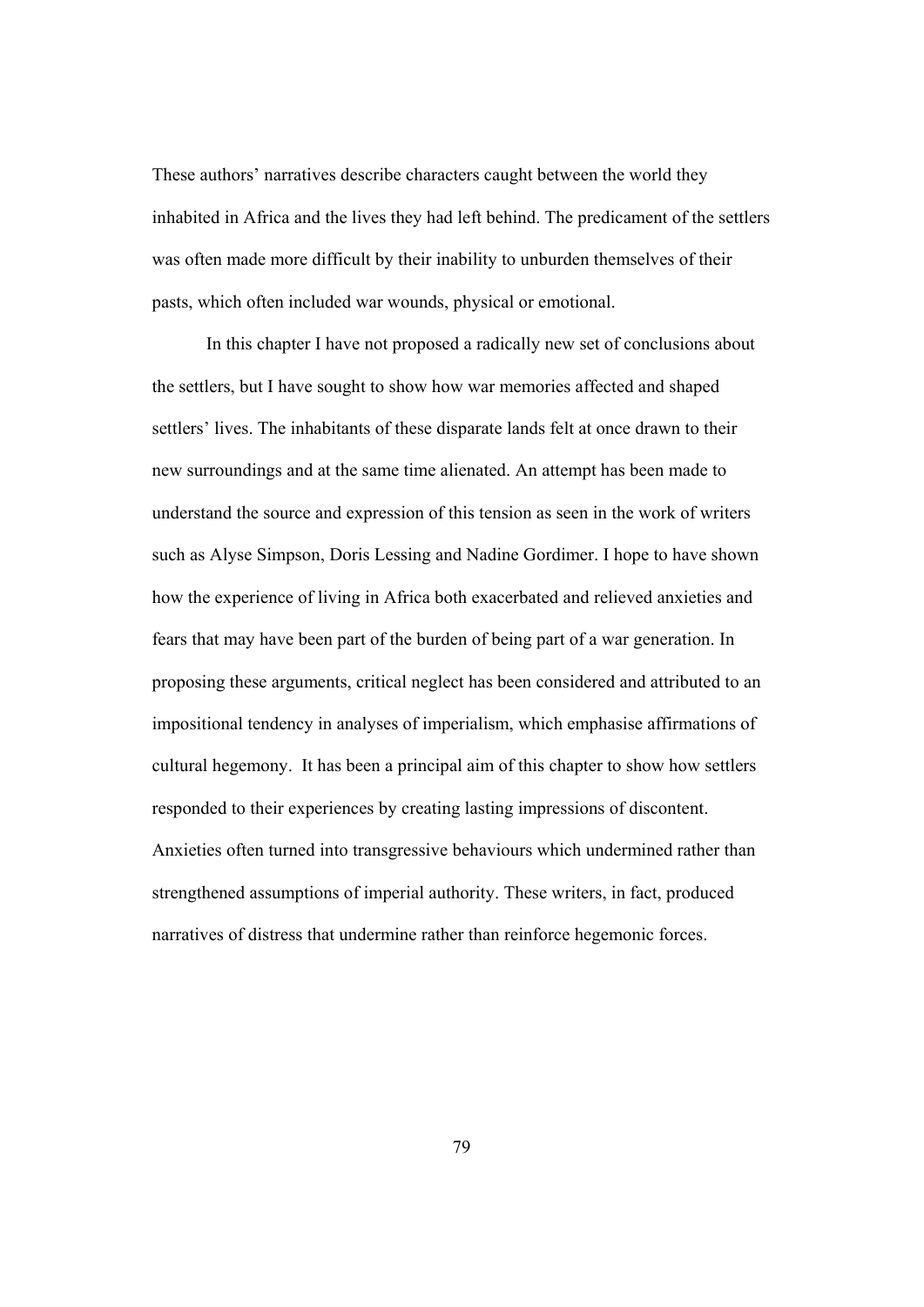These authors' narratives describe characters caught between the world they inhabited in Africa and the lives they had left behind. The predicament of the settlers was often made more difficult by their inability to unburden themselves of their pasts, which often included war wounds, physical or emotional.

In this chapter I have not proposed a radically new set of conclusions about the settlers, but I have sought to show how war memories affected and shaped settlers' lives. The inhabitants of these disparate lands felt at once drawn to their new surroundings and at the same time alienated. An attempt has been made to understand the source and expression of this tension as seen in the work of writers such as Alyse Simpson, Doris Lessing and Nadine Gordimer. I hope to have shown how the experience of living in Africa both exacerbated and relieved anxieties and fears that may have been part of the burden of being part of a war generation. In proposing these arguments, critical neglect has been considered and attributed to an impositional tendency in analyses of imperialism, which emphasise affirmations of cultural hegemony. It has been a principal aim of this chapter to show how settlers responded to their experiences by creating lasting impressions of discontent. Anxieties often turned into transgressive behaviours which undermined rather than strengthened assumptions of imperial authority. These writers, in fact, produced narratives of distress that undermine rather than reinforce hegemonic forces.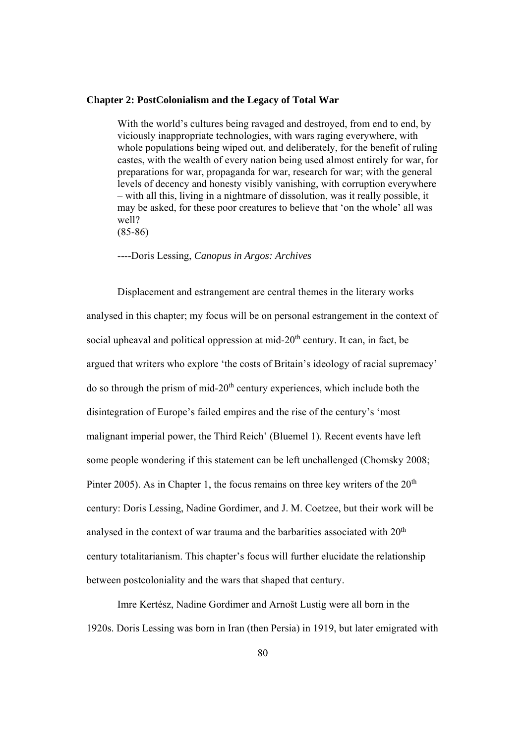## Chapter 2: PostColonialism and the Legacy of Total War

> With the world's cultures being ravaged and destroyed, from end to end, by viciously inappropriate technologies, with wars raging everywhere, with whole populations being wiped out, and deliberately, for the benefit of ruling castes, with the wealth of every nation being used almost entirely for war, for preparations for war, propaganda for war, research for war; with the general levels of decency and honesty visibly vanishing, with corruption everywhere – with all this, living in a nightmare of dissolution, was it really possible, it may be asked, for these poor creatures to believe that 'on the whole' all was well?
> (85-86)
>
> ----Doris Lessing, *Canopus in Argos: Archives*

Displacement and estrangement are central themes in the literary works analysed in this chapter; my focus will be on personal estrangement in the context of social upheaval and political oppression at mid-20th century. It can, in fact, be argued that writers who explore 'the costs of Britain's ideology of racial supremacy' do so through the prism of mid-20th century experiences, which include both the disintegration of Europe's failed empires and the rise of the century's 'most malignant imperial power, the Third Reich' (Bluemel 1). Recent events have left some people wondering if this statement can be left unchallenged (Chomsky 2008; Pinter 2005). As in Chapter 1, the focus remains on three key writers of the 20th century: Doris Lessing, Nadine Gordimer, and J. M. Coetzee, but their work will be analysed in the context of war trauma and the barbarities associated with 20th century totalitarianism. This chapter's focus will further elucidate the relationship between postcoloniality and the wars that shaped that century.

Imre Kertész, Nadine Gordimer and Arnošt Lustig were all born in the 1920s. Doris Lessing was born in Iran (then Persia) in 1919, but later emigrated with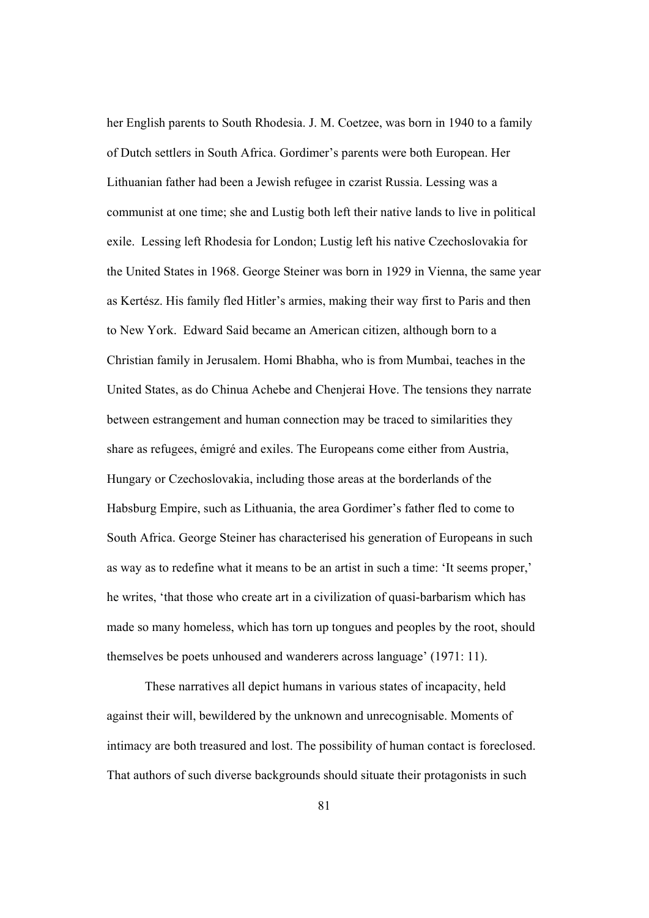her English parents to South Rhodesia. J. M. Coetzee, was born in 1940 to a family of Dutch settlers in South Africa. Gordimer's parents were both European. Her Lithuanian father had been a Jewish refugee in czarist Russia. Lessing was a communist at one time; she and Lustig both left their native lands to live in political exile. Lessing left Rhodesia for London; Lustig left his native Czechoslovakia for the United States in 1968. George Steiner was born in 1929 in Vienna, the same year as Kertész. His family fled Hitler's armies, making their way first to Paris and then to New York. Edward Said became an American citizen, although born to a Christian family in Jerusalem. Homi Bhabha, who is from Mumbai, teaches in the United States, as do Chinua Achebe and Chenjerai Hove. The tensions they narrate between estrangement and human connection may be traced to similarities they share as refugees, émigré and exiles. The Europeans come either from Austria, Hungary or Czechoslovakia, including those areas at the borderlands of the Habsburg Empire, such as Lithuania, the area Gordimer's father fled to come to South Africa. George Steiner has characterised his generation of Europeans in such as way as to redefine what it means to be an artist in such a time: 'It seems proper,' he writes, 'that those who create art in a civilization of quasi-barbarism which has made so many homeless, which has torn up tongues and peoples by the root, should themselves be poets unhoused and wanderers across language' (1971: 11).

These narratives all depict humans in various states of incapacity, held against their will, bewildered by the unknown and unrecognisable. Moments of intimacy are both treasured and lost. The possibility of human contact is foreclosed. That authors of such diverse backgrounds should situate their protagonists in such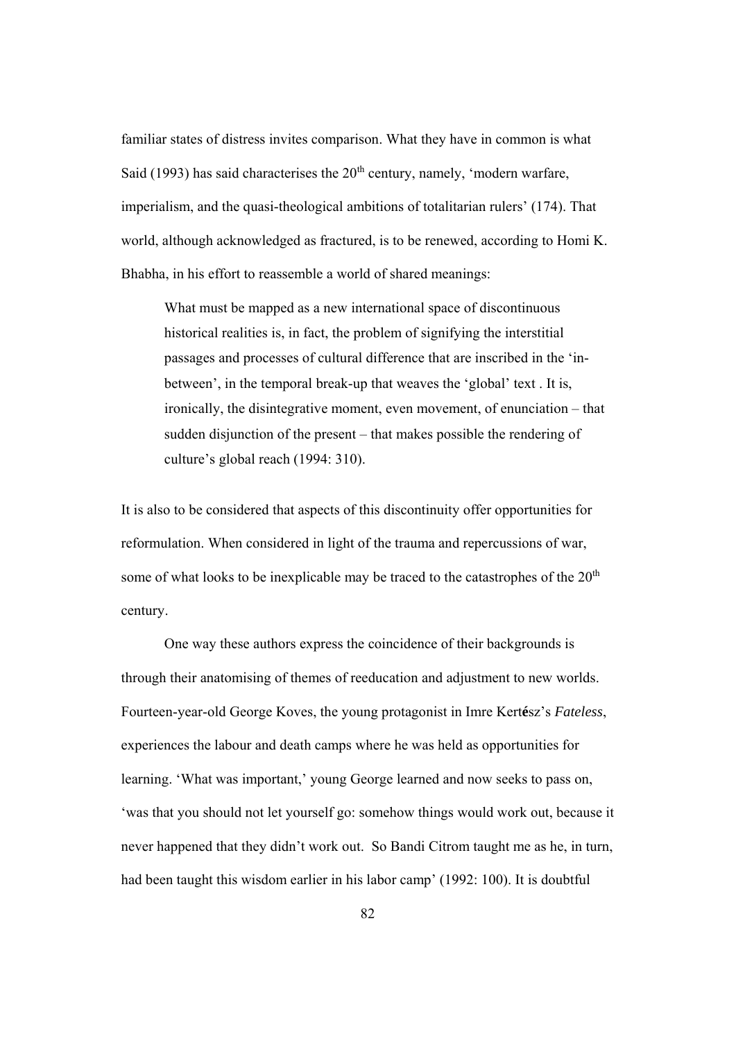familiar states of distress invites comparison. What they have in common is what Said (1993) has said characterises the 20th century, namely, 'modern warfare, imperialism, and the quasi-theological ambitions of totalitarian rulers' (174). That world, although acknowledged as fractured, is to be renewed, according to Homi K. Bhabha, in his effort to reassemble a world of shared meanings:

> What must be mapped as a new international space of discontinuous historical realities is, in fact, the problem of signifying the interstitial passages and processes of cultural difference that are inscribed in the 'in-between', in the temporal break-up that weaves the 'global' text . It is, ironically, the disintegrative moment, even movement, of enunciation – that sudden disjunction of the present – that makes possible the rendering of culture's global reach (1994: 310).

It is also to be considered that aspects of this discontinuity offer opportunities for reformulation. When considered in light of the trauma and repercussions of war, some of what looks to be inexplicable may be traced to the catastrophes of the 20th century.

One way these authors express the coincidence of their backgrounds is through their anatomising of themes of reeducation and adjustment to new worlds. Fourteen-year-old George Koves, the young protagonist in Imre Kertész's *Fateless*, experiences the labour and death camps where he was held as opportunities for learning. 'What was important,' young George learned and now seeks to pass on, 'was that you should not let yourself go: somehow things would work out, because it never happened that they didn't work out. So Bandi Citrom taught me as he, in turn, had been taught this wisdom earlier in his labor camp' (1992: 100). It is doubtful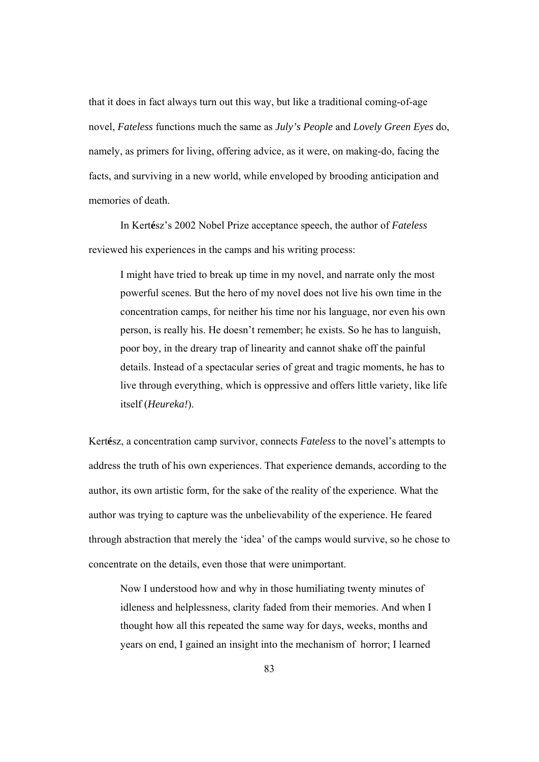that it does in fact always turn out this way, but like a traditional coming-of-age novel, *Fateless* functions much the same as *July's People* and *Lovely Green Eyes* do, namely, as primers for living, offering advice, as it were, on making-do, facing the facts, and surviving in a new world, while enveloped by brooding anticipation and memories of death.

In Kertész's 2002 Nobel Prize acceptance speech, the author of *Fateless* reviewed his experiences in the camps and his writing process:

> I might have tried to break up time in my novel, and narrate only the most powerful scenes. But the hero of my novel does not live his own time in the concentration camps, for neither his time nor his language, nor even his own person, is really his. He doesn't remember; he exists. So he has to languish, poor boy, in the dreary trap of linearity and cannot shake off the painful details. Instead of a spectacular series of great and tragic moments, he has to live through everything, which is oppressive and offers little variety, like life itself (*Heureka!*).

Kertész, a concentration camp survivor, connects *Fateless* to the novel's attempts to address the truth of his own experiences. That experience demands, according to the author, its own artistic form, for the sake of the reality of the experience. What the author was trying to capture was the unbelievability of the experience. He feared through abstraction that merely the 'idea' of the camps would survive, so he chose to concentrate on the details, even those that were unimportant.

> Now I understood how and why in those humiliating twenty minutes of idleness and helplessness, clarity faded from their memories. And when I thought how all this repeated the same way for days, weeks, months and years on end, I gained an insight into the mechanism of horror; I learned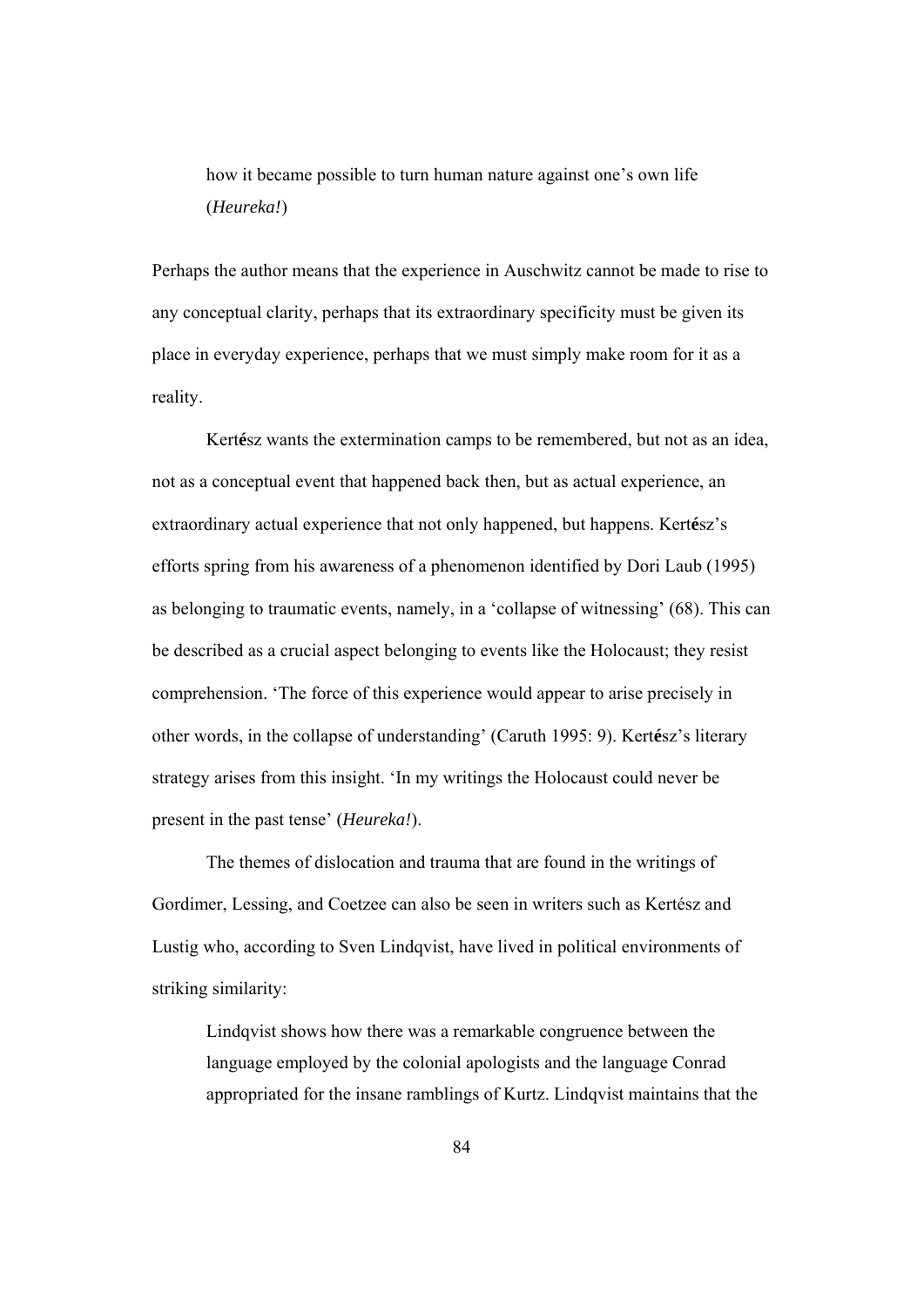> how it became possible to turn human nature against one's own life (*Heureka!*)

Perhaps the author means that the experience in Auschwitz cannot be made to rise to any conceptual clarity, perhaps that its extraordinary specificity must be given its place in everyday experience, perhaps that we must simply make room for it as a reality.

Kertész wants the extermination camps to be remembered, but not as an idea, not as a conceptual event that happened back then, but as actual experience, an extraordinary actual experience that not only happened, but happens. Kertész's efforts spring from his awareness of a phenomenon identified by Dori Laub (1995) as belonging to traumatic events, namely, in a 'collapse of witnessing' (68). This can be described as a crucial aspect belonging to events like the Holocaust; they resist comprehension. 'The force of this experience would appear to arise precisely in other words, in the collapse of understanding' (Caruth 1995: 9). Kertész's literary strategy arises from this insight. 'In my writings the Holocaust could never be present in the past tense' (*Heureka!*).

The themes of dislocation and trauma that are found in the writings of Gordimer, Lessing, and Coetzee can also be seen in writers such as Kertész and Lustig who, according to Sven Lindqvist, have lived in political environments of striking similarity:

> Lindqvist shows how there was a remarkable congruence between the language employed by the colonial apologists and the language Conrad appropriated for the insane ramblings of Kurtz. Lindqvist maintains that the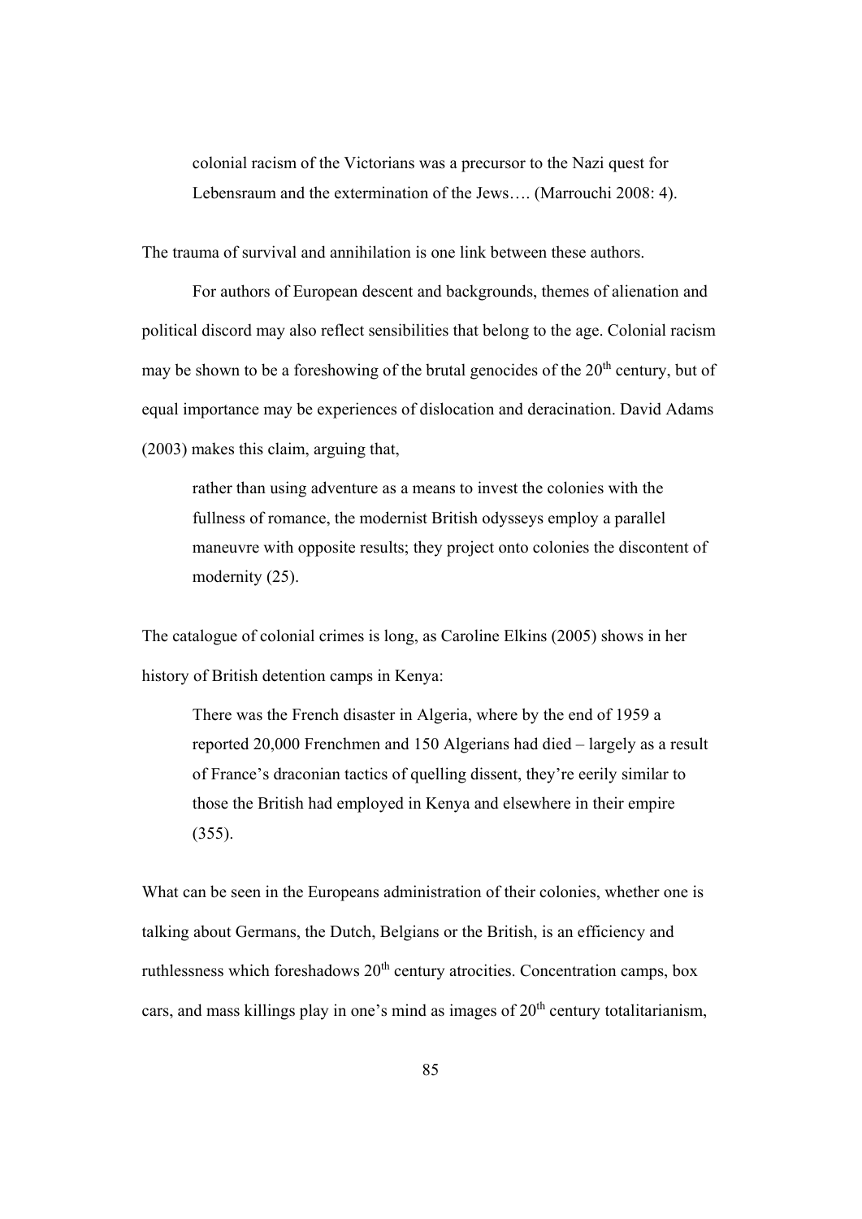> colonial racism of the Victorians was a precursor to the Nazi quest for Lebensraum and the extermination of the Jews…. (Marrouchi 2008: 4).

The trauma of survival and annihilation is one link between these authors.

For authors of European descent and backgrounds, themes of alienation and political discord may also reflect sensibilities that belong to the age. Colonial racism may be shown to be a foreshowing of the brutal genocides of the 20th century, but of equal importance may be experiences of dislocation and deracination. David Adams (2003) makes this claim, arguing that,

> rather than using adventure as a means to invest the colonies with the fullness of romance, the modernist British odysseys employ a parallel maneuvre with opposite results; they project onto colonies the discontent of modernity (25).

The catalogue of colonial crimes is long, as Caroline Elkins (2005) shows in her history of British detention camps in Kenya:

> There was the French disaster in Algeria, where by the end of 1959 a reported 20,000 Frenchmen and 150 Algerians had died – largely as a result of France's draconian tactics of quelling dissent, they're eerily similar to those the British had employed in Kenya and elsewhere in their empire (355).

What can be seen in the Europeans administration of their colonies, whether one is talking about Germans, the Dutch, Belgians or the British, is an efficiency and ruthlessness which foreshadows 20th century atrocities. Concentration camps, box cars, and mass killings play in one's mind as images of 20th century totalitarianism,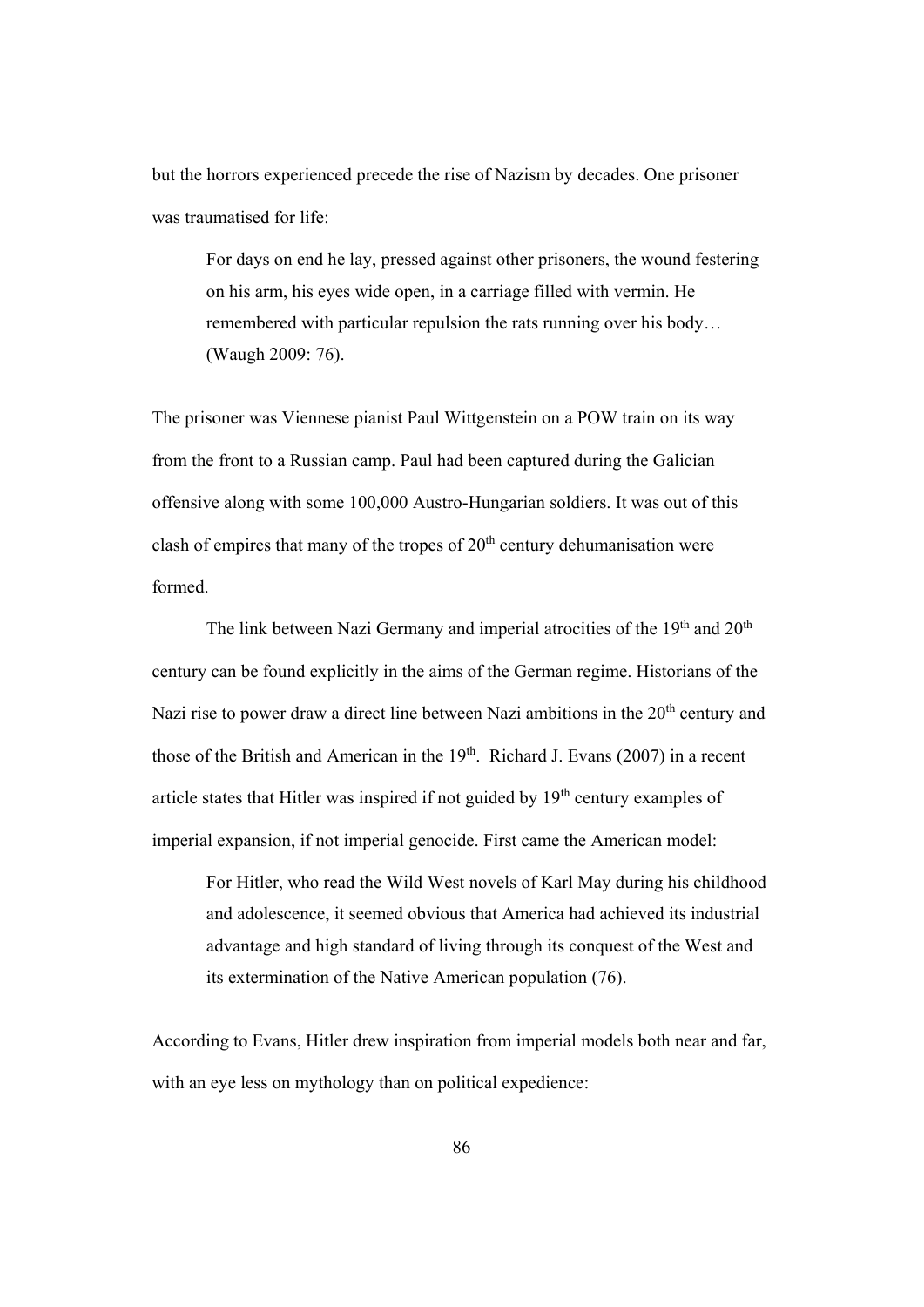but the horrors experienced precede the rise of Nazism by decades. One prisoner was traumatised for life:

> For days on end he lay, pressed against other prisoners, the wound festering on his arm, his eyes wide open, in a carriage filled with vermin. He remembered with particular repulsion the rats running over his body… (Waugh 2009: 76).

The prisoner was Viennese pianist Paul Wittgenstein on a POW train on its way from the front to a Russian camp. Paul had been captured during the Galician offensive along with some 100,000 Austro-Hungarian soldiers. It was out of this clash of empires that many of the tropes of 20th century dehumanisation were formed.

The link between Nazi Germany and imperial atrocities of the 19th and 20th century can be found explicitly in the aims of the German regime. Historians of the Nazi rise to power draw a direct line between Nazi ambitions in the 20th century and those of the British and American in the 19th. Richard J. Evans (2007) in a recent article states that Hitler was inspired if not guided by 19th century examples of imperial expansion, if not imperial genocide. First came the American model:

> For Hitler, who read the Wild West novels of Karl May during his childhood and adolescence, it seemed obvious that America had achieved its industrial advantage and high standard of living through its conquest of the West and its extermination of the Native American population (76).

According to Evans, Hitler drew inspiration from imperial models both near and far, with an eye less on mythology than on political expedience: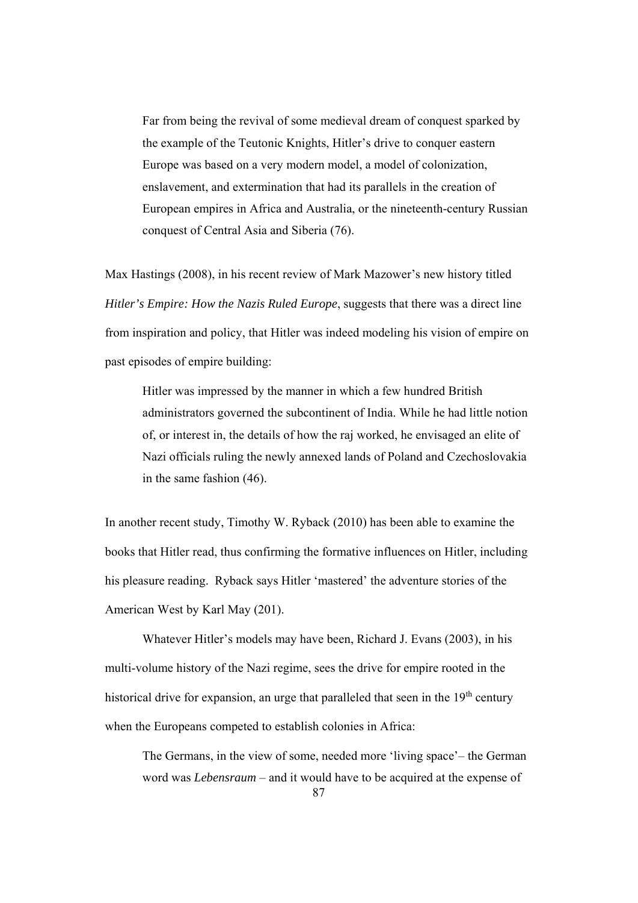> Far from being the revival of some medieval dream of conquest sparked by the example of the Teutonic Knights, Hitler's drive to conquer eastern Europe was based on a very modern model, a model of colonization, enslavement, and extermination that had its parallels in the creation of European empires in Africa and Australia, or the nineteenth-century Russian conquest of Central Asia and Siberia (76).

Max Hastings (2008), in his recent review of Mark Mazower's new history titled *Hitler's Empire: How the Nazis Ruled Europe*, suggests that there was a direct line from inspiration and policy, that Hitler was indeed modeling his vision of empire on past episodes of empire building:

> Hitler was impressed by the manner in which a few hundred British administrators governed the subcontinent of India. While he had little notion of, or interest in, the details of how the raj worked, he envisaged an elite of Nazi officials ruling the newly annexed lands of Poland and Czechoslovakia in the same fashion (46).

In another recent study, Timothy W. Ryback (2010) has been able to examine the books that Hitler read, thus confirming the formative influences on Hitler, including his pleasure reading. Ryback says Hitler 'mastered' the adventure stories of the American West by Karl May (201).

Whatever Hitler's models may have been, Richard J. Evans (2003), in his multi-volume history of the Nazi regime, sees the drive for empire rooted in the historical drive for expansion, an urge that paralleled that seen in the 19th century when the Europeans competed to establish colonies in Africa:

> The Germans, in the view of some, needed more 'living space'– the German word was *Lebensraum* – and it would have to be acquired at the expense of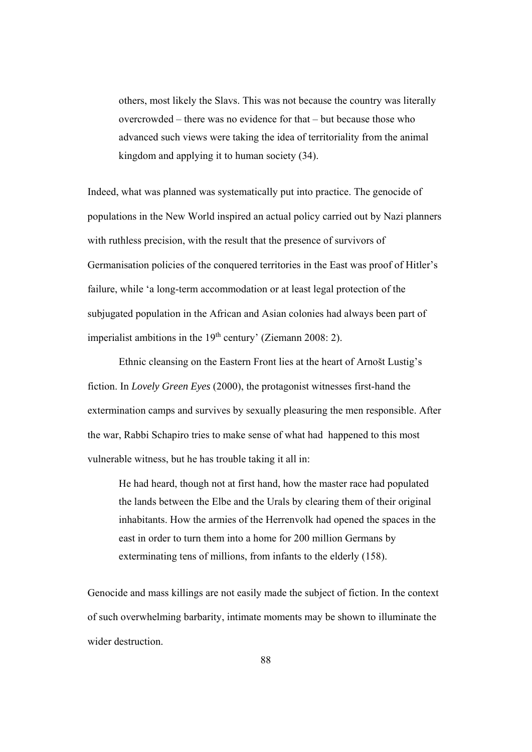> others, most likely the Slavs. This was not because the country was literally overcrowded – there was no evidence for that – but because those who advanced such views were taking the idea of territoriality from the animal kingdom and applying it to human society (34).

Indeed, what was planned was systematically put into practice. The genocide of populations in the New World inspired an actual policy carried out by Nazi planners with ruthless precision, with the result that the presence of survivors of Germanisation policies of the conquered territories in the East was proof of Hitler's failure, while 'a long-term accommodation or at least legal protection of the subjugated population in the African and Asian colonies had always been part of imperialist ambitions in the 19th century' (Ziemann 2008: 2).

Ethnic cleansing on the Eastern Front lies at the heart of Arnošt Lustig's fiction. In *Lovely Green Eyes* (2000), the protagonist witnesses first-hand the extermination camps and survives by sexually pleasuring the men responsible. After the war, Rabbi Schapiro tries to make sense of what had happened to this most vulnerable witness, but he has trouble taking it all in:

> He had heard, though not at first hand, how the master race had populated the lands between the Elbe and the Urals by clearing them of their original inhabitants. How the armies of the Herrenvolk had opened the spaces in the east in order to turn them into a home for 200 million Germans by exterminating tens of millions, from infants to the elderly (158).

Genocide and mass killings are not easily made the subject of fiction. In the context of such overwhelming barbarity, intimate moments may be shown to illuminate the wider destruction.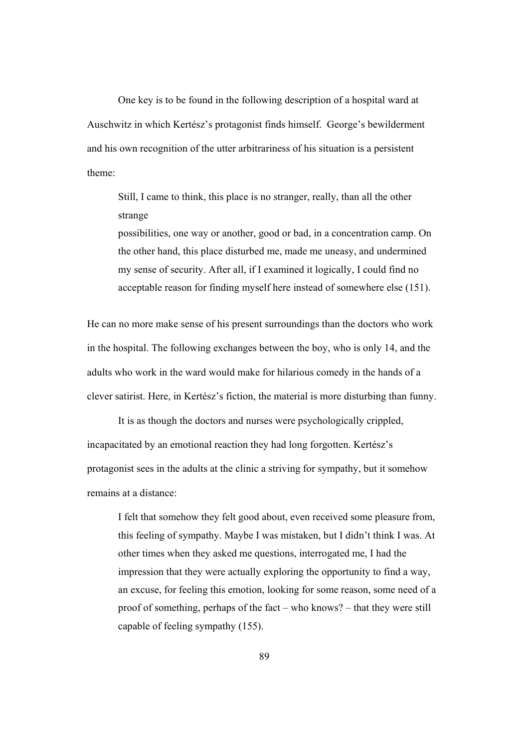One key is to be found in the following description of a hospital ward at Auschwitz in which Kertész's protagonist finds himself. George's bewilderment and his own recognition of the utter arbitrariness of his situation is a persistent theme:

> Still, I came to think, this place is no stranger, really, than all the other strange possibilities, one way or another, good or bad, in a concentration camp. On the other hand, this place disturbed me, made me uneasy, and undermined my sense of security. After all, if I examined it logically, I could find no acceptable reason for finding myself here instead of somewhere else (151).

He can no more make sense of his present surroundings than the doctors who work in the hospital. The following exchanges between the boy, who is only 14, and the adults who work in the ward would make for hilarious comedy in the hands of a clever satirist. Here, in Kertész's fiction, the material is more disturbing than funny.

It is as though the doctors and nurses were psychologically crippled, incapacitated by an emotional reaction they had long forgotten. Kertész's protagonist sees in the adults at the clinic a striving for sympathy, but it somehow remains at a distance:

> I felt that somehow they felt good about, even received some pleasure from, this feeling of sympathy. Maybe I was mistaken, but I didn't think I was. At other times when they asked me questions, interrogated me, I had the impression that they were actually exploring the opportunity to find a way, an excuse, for feeling this emotion, looking for some reason, some need of a proof of something, perhaps of the fact – who knows? – that they were still capable of feeling sympathy (155).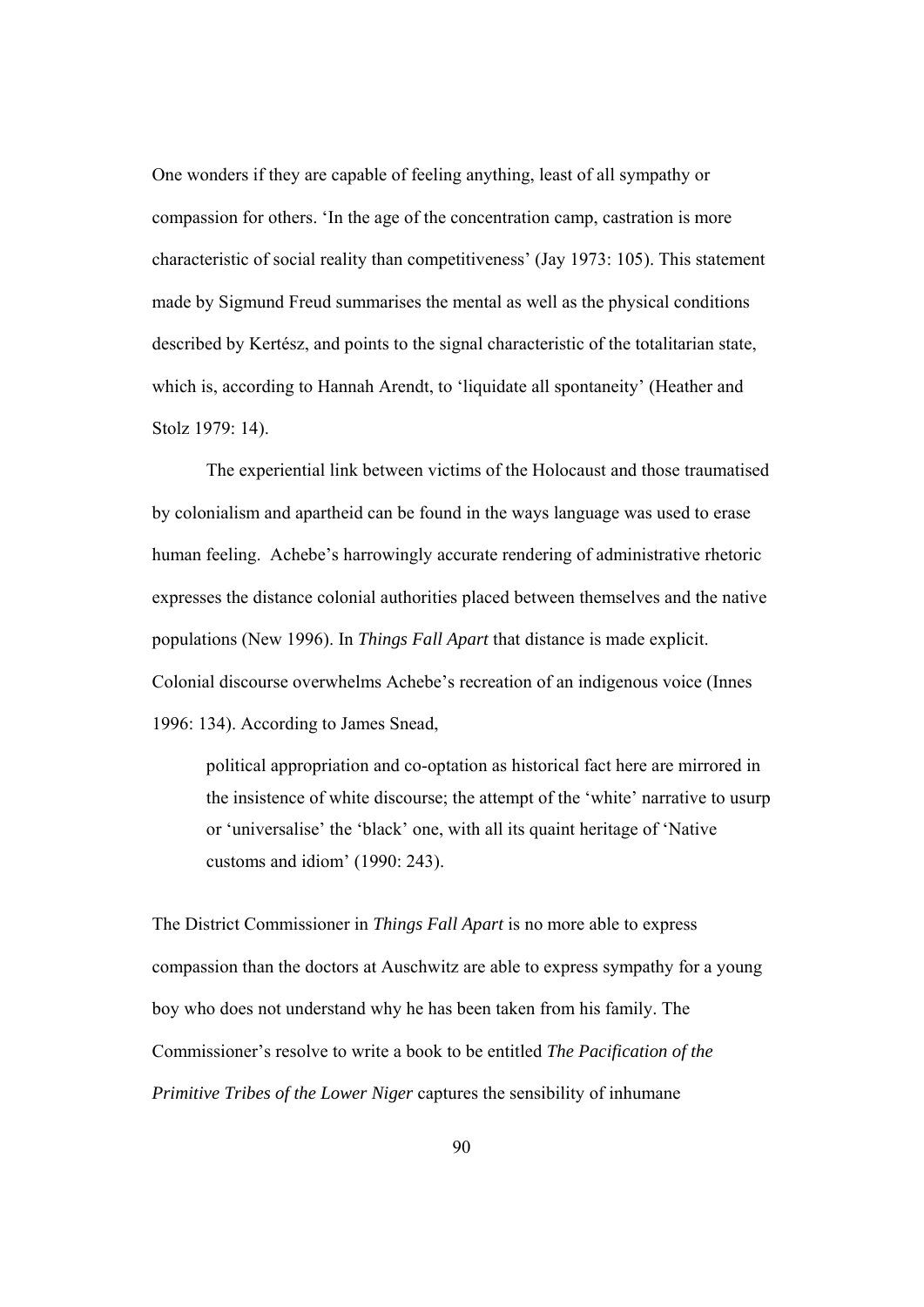One wonders if they are capable of feeling anything, least of all sympathy or compassion for others. 'In the age of the concentration camp, castration is more characteristic of social reality than competitiveness' (Jay 1973: 105). This statement made by Sigmund Freud summarises the mental as well as the physical conditions described by Kertész, and points to the signal characteristic of the totalitarian state, which is, according to Hannah Arendt, to 'liquidate all spontaneity' (Heather and Stolz 1979: 14).

The experiential link between victims of the Holocaust and those traumatised by colonialism and apartheid can be found in the ways language was used to erase human feeling. Achebe's harrowingly accurate rendering of administrative rhetoric expresses the distance colonial authorities placed between themselves and the native populations (New 1996). In *Things Fall Apart* that distance is made explicit. Colonial discourse overwhelms Achebe's recreation of an indigenous voice (Innes 1996: 134). According to James Snead,

> political appropriation and co-optation as historical fact here are mirrored in the insistence of white discourse; the attempt of the 'white' narrative to usurp or 'universalise' the 'black' one, with all its quaint heritage of 'Native customs and idiom' (1990: 243).

The District Commissioner in *Things Fall Apart* is no more able to express compassion than the doctors at Auschwitz are able to express sympathy for a young boy who does not understand why he has been taken from his family. The Commissioner's resolve to write a book to be entitled *The Pacification of the Primitive Tribes of the Lower Niger* captures the sensibility of inhumane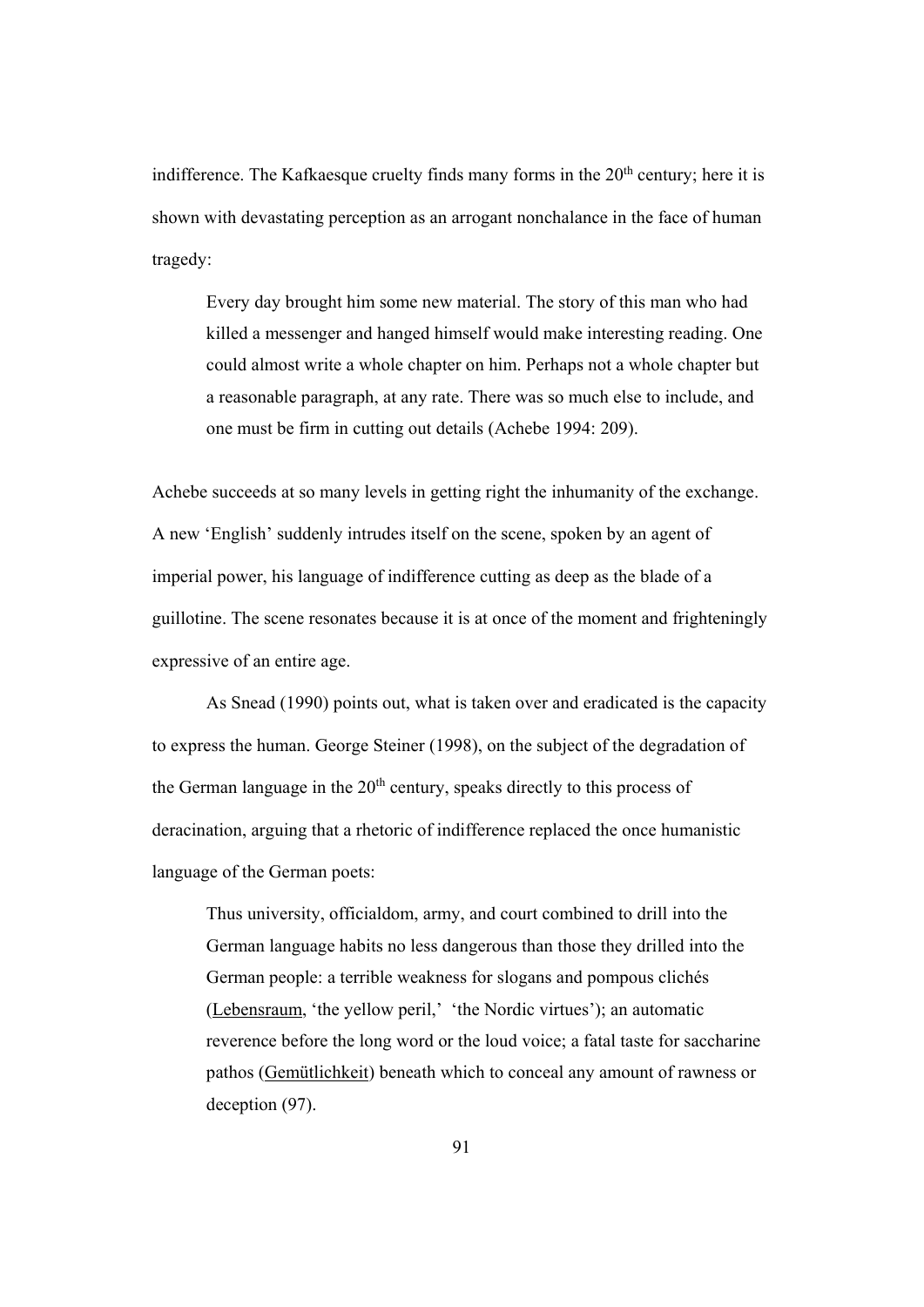indifference. The Kafkaesque cruelty finds many forms in the 20th century; here it is shown with devastating perception as an arrogant nonchalance in the face of human tragedy:

> Every day brought him some new material. The story of this man who had killed a messenger and hanged himself would make interesting reading. One could almost write a whole chapter on him. Perhaps not a whole chapter but a reasonable paragraph, at any rate. There was so much else to include, and one must be firm in cutting out details (Achebe 1994: 209).

Achebe succeeds at so many levels in getting right the inhumanity of the exchange. A new 'English' suddenly intrudes itself on the scene, spoken by an agent of imperial power, his language of indifference cutting as deep as the blade of a guillotine. The scene resonates because it is at once of the moment and frighteningly expressive of an entire age.

As Snead (1990) points out, what is taken over and eradicated is the capacity to express the human. George Steiner (1998), on the subject of the degradation of the German language in the 20th century, speaks directly to this process of deracination, arguing that a rhetoric of indifference replaced the once humanistic language of the German poets:

> Thus university, officialdom, army, and court combined to drill into the German language habits no less dangerous than those they drilled into the German people: a terrible weakness for slogans and pompous clichés (<u>Lebensraum</u>, 'the yellow peril,' 'the Nordic virtues'); an automatic reverence before the long word or the loud voice; a fatal taste for saccharine pathos (<u>Gemütlichkeit</u>) beneath which to conceal any amount of rawness or deception (97).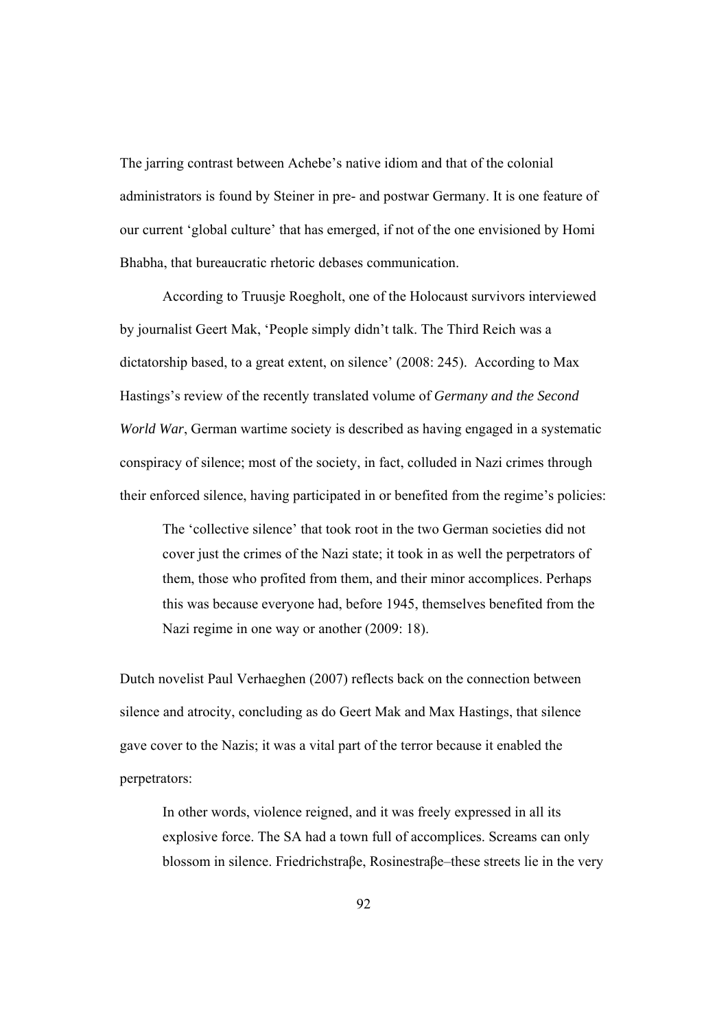The jarring contrast between Achebe's native idiom and that of the colonial administrators is found by Steiner in pre- and postwar Germany. It is one feature of our current 'global culture' that has emerged, if not of the one envisioned by Homi Bhabha, that bureaucratic rhetoric debases communication.

According to Truusje Roegholt, one of the Holocaust survivors interviewed by journalist Geert Mak, 'People simply didn't talk. The Third Reich was a dictatorship based, to a great extent, on silence' (2008: 245). According to Max Hastings's review of the recently translated volume of *Germany and the Second World War*, German wartime society is described as having engaged in a systematic conspiracy of silence; most of the society, in fact, colluded in Nazi crimes through their enforced silence, having participated in or benefited from the regime's policies:

> The 'collective silence' that took root in the two German societies did not cover just the crimes of the Nazi state; it took in as well the perpetrators of them, those who profited from them, and their minor accomplices. Perhaps this was because everyone had, before 1945, themselves benefited from the Nazi regime in one way or another (2009: 18).

Dutch novelist Paul Verhaeghen (2007) reflects back on the connection between silence and atrocity, concluding as do Geert Mak and Max Hastings, that silence gave cover to the Nazis; it was a vital part of the terror because it enabled the perpetrators:

> In other words, violence reigned, and it was freely expressed in all its explosive force. The SA had a town full of accomplices. Screams can only blossom in silence. Friedrichstraβe, Rosinestraβe–these streets lie in the very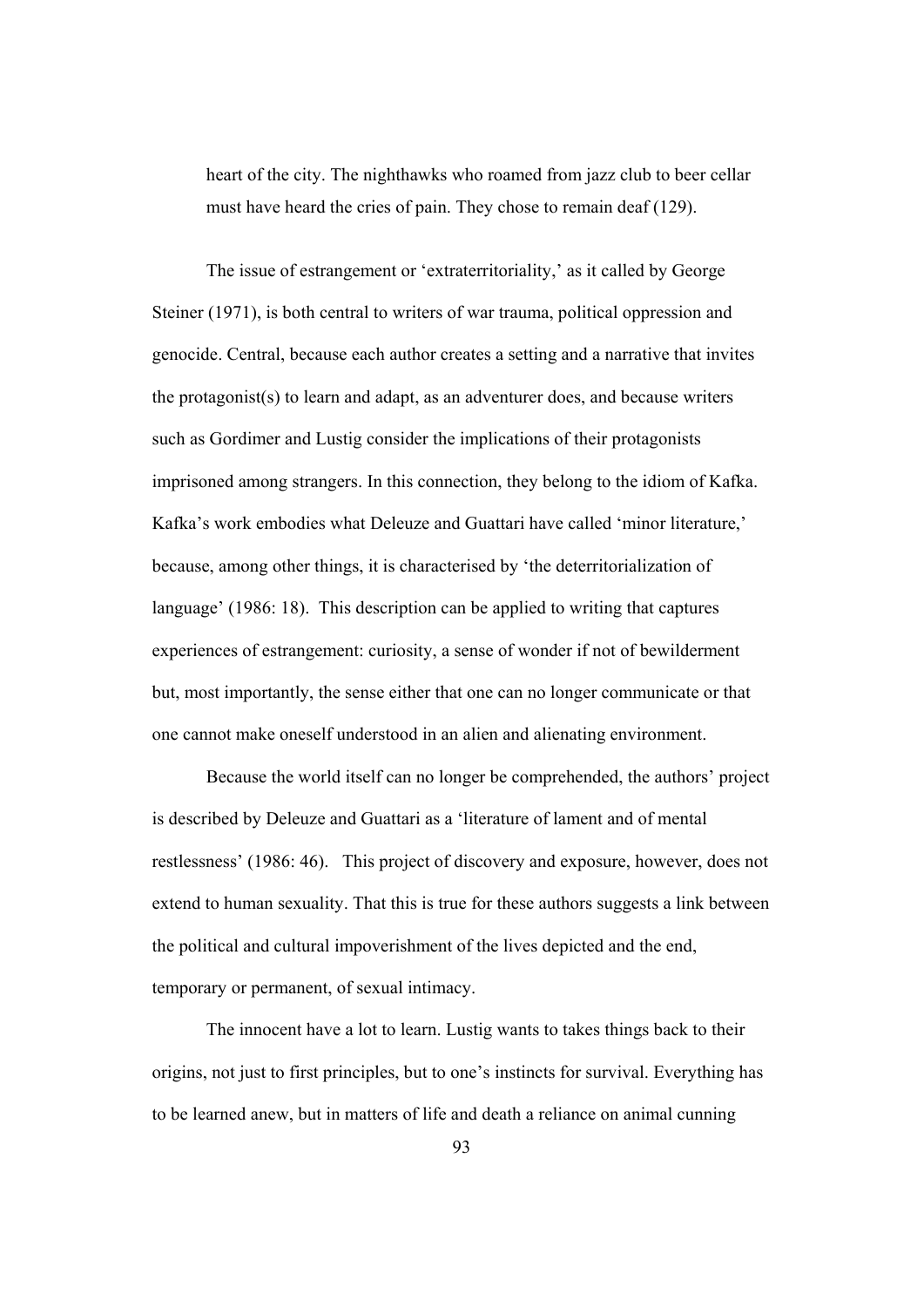heart of the city. The nighthawks who roamed from jazz club to beer cellar must have heard the cries of pain. They chose to remain deaf (129).

The issue of estrangement or 'extraterritoriality,' as it called by George Steiner (1971), is both central to writers of war trauma, political oppression and genocide. Central, because each author creates a setting and a narrative that invites the protagonist(s) to learn and adapt, as an adventurer does, and because writers such as Gordimer and Lustig consider the implications of their protagonists imprisoned among strangers. In this connection, they belong to the idiom of Kafka. Kafka's work embodies what Deleuze and Guattari have called 'minor literature,' because, among other things, it is characterised by 'the deterritorialization of language' (1986: 18). This description can be applied to writing that captures experiences of estrangement: curiosity, a sense of wonder if not of bewilderment but, most importantly, the sense either that one can no longer communicate or that one cannot make oneself understood in an alien and alienating environment.

Because the world itself can no longer be comprehended, the authors' project is described by Deleuze and Guattari as a 'literature of lament and of mental restlessness' (1986: 46). This project of discovery and exposure, however, does not extend to human sexuality. That this is true for these authors suggests a link between the political and cultural impoverishment of the lives depicted and the end, temporary or permanent, of sexual intimacy.

The innocent have a lot to learn. Lustig wants to takes things back to their origins, not just to first principles, but to one's instincts for survival. Everything has to be learned anew, but in matters of life and death a reliance on animal cunning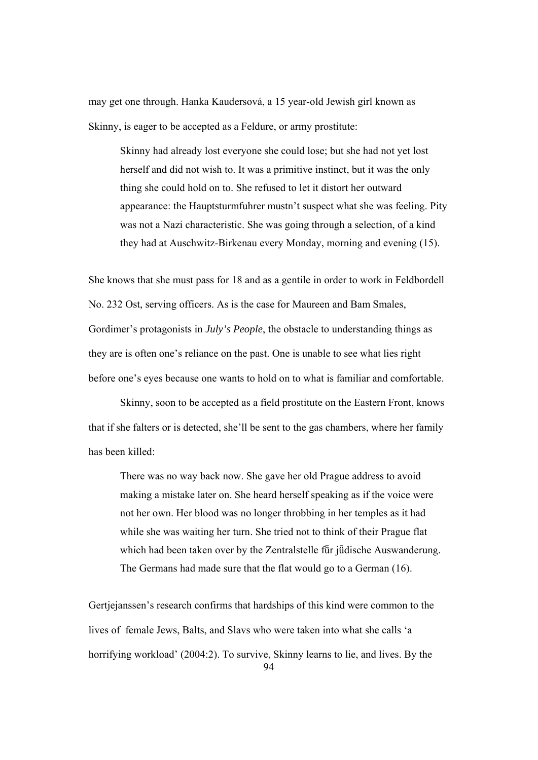may get one through. Hanka Kaudersová, a 15 year-old Jewish girl known as Skinny, is eager to be accepted as a Feldure, or army prostitute:

> Skinny had already lost everyone she could lose; but she had not yet lost herself and did not wish to. It was a primitive instinct, but it was the only thing she could hold on to. She refused to let it distort her outward appearance: the Hauptsturmfuhrer mustn't suspect what she was feeling. Pity was not a Nazi characteristic. She was going through a selection, of a kind they had at Auschwitz-Birkenau every Monday, morning and evening (15).

She knows that she must pass for 18 and as a gentile in order to work in Feldbordell No. 232 Ost, serving officers. As is the case for Maureen and Bam Smales, Gordimer's protagonists in *July's People*, the obstacle to understanding things as they are is often one's reliance on the past. One is unable to see what lies right before one's eyes because one wants to hold on to what is familiar and comfortable.

Skinny, soon to be accepted as a field prostitute on the Eastern Front, knows that if she falters or is detected, she'll be sent to the gas chambers, where her family has been killed:

> There was no way back now. She gave her old Prague address to avoid making a mistake later on. She heard herself speaking as if the voice were not her own. Her blood was no longer throbbing in her temples as it had while she was waiting her turn. She tried not to think of their Prague flat which had been taken over by the Zentralstelle für jüdische Auswanderung. The Germans had made sure that the flat would go to a German (16).

Gertjejanssen's research confirms that hardships of this kind were common to the lives of female Jews, Balts, and Slavs who were taken into what she calls 'a horrifying workload' (2004:2). To survive, Skinny learns to lie, and lives. By the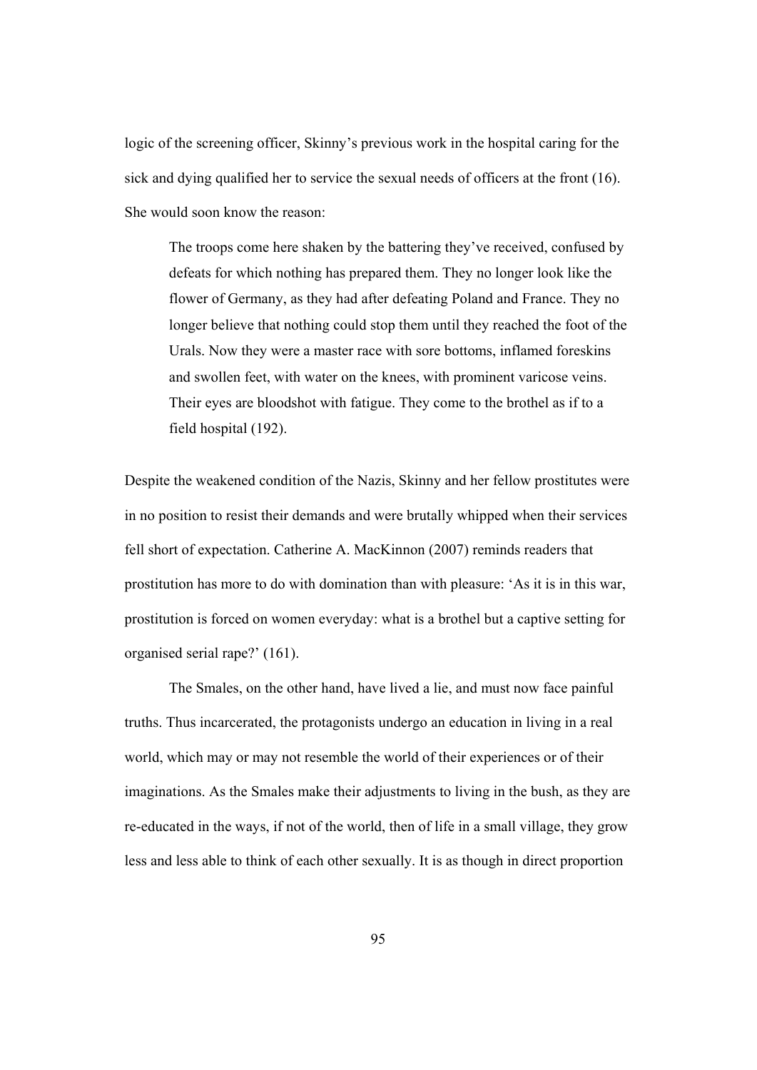logic of the screening officer, Skinny's previous work in the hospital caring for the sick and dying qualified her to service the sexual needs of officers at the front (16). She would soon know the reason:

> The troops come here shaken by the battering they've received, confused by defeats for which nothing has prepared them. They no longer look like the flower of Germany, as they had after defeating Poland and France. They no longer believe that nothing could stop them until they reached the foot of the Urals. Now they were a master race with sore bottoms, inflamed foreskins and swollen feet, with water on the knees, with prominent varicose veins. Their eyes are bloodshot with fatigue. They come to the brothel as if to a field hospital (192).

Despite the weakened condition of the Nazis, Skinny and her fellow prostitutes were in no position to resist their demands and were brutally whipped when their services fell short of expectation. Catherine A. MacKinnon (2007) reminds readers that prostitution has more to do with domination than with pleasure: 'As it is in this war, prostitution is forced on women everyday: what is a brothel but a captive setting for organised serial rape?' (161).

The Smales, on the other hand, have lived a lie, and must now face painful truths. Thus incarcerated, the protagonists undergo an education in living in a real world, which may or may not resemble the world of their experiences or of their imaginations. As the Smales make their adjustments to living in the bush, as they are re-educated in the ways, if not of the world, then of life in a small village, they grow less and less able to think of each other sexually. It is as though in direct proportion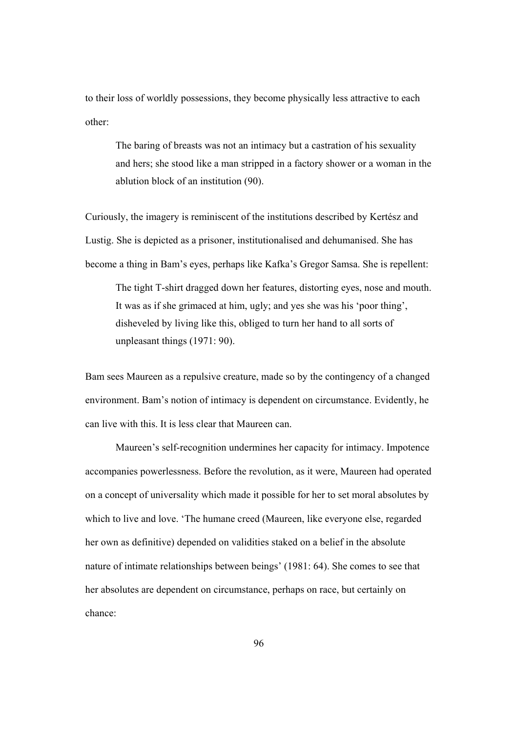to their loss of worldly possessions, they become physically less attractive to each other:

> The baring of breasts was not an intimacy but a castration of his sexuality and hers; she stood like a man stripped in a factory shower or a woman in the ablution block of an institution (90).

Curiously, the imagery is reminiscent of the institutions described by Kertész and Lustig. She is depicted as a prisoner, institutionalised and dehumanised. She has become a thing in Bam's eyes, perhaps like Kafka's Gregor Samsa. She is repellent:

> The tight T-shirt dragged down her features, distorting eyes, nose and mouth. It was as if she grimaced at him, ugly; and yes she was his 'poor thing', disheveled by living like this, obliged to turn her hand to all sorts of unpleasant things (1971: 90).

Bam sees Maureen as a repulsive creature, made so by the contingency of a changed environment. Bam's notion of intimacy is dependent on circumstance. Evidently, he can live with this. It is less clear that Maureen can.

Maureen's self-recognition undermines her capacity for intimacy. Impotence accompanies powerlessness. Before the revolution, as it were, Maureen had operated on a concept of universality which made it possible for her to set moral absolutes by which to live and love. 'The humane creed (Maureen, like everyone else, regarded her own as definitive) depended on validities staked on a belief in the absolute nature of intimate relationships between beings' (1981: 64). She comes to see that her absolutes are dependent on circumstance, perhaps on race, but certainly on chance: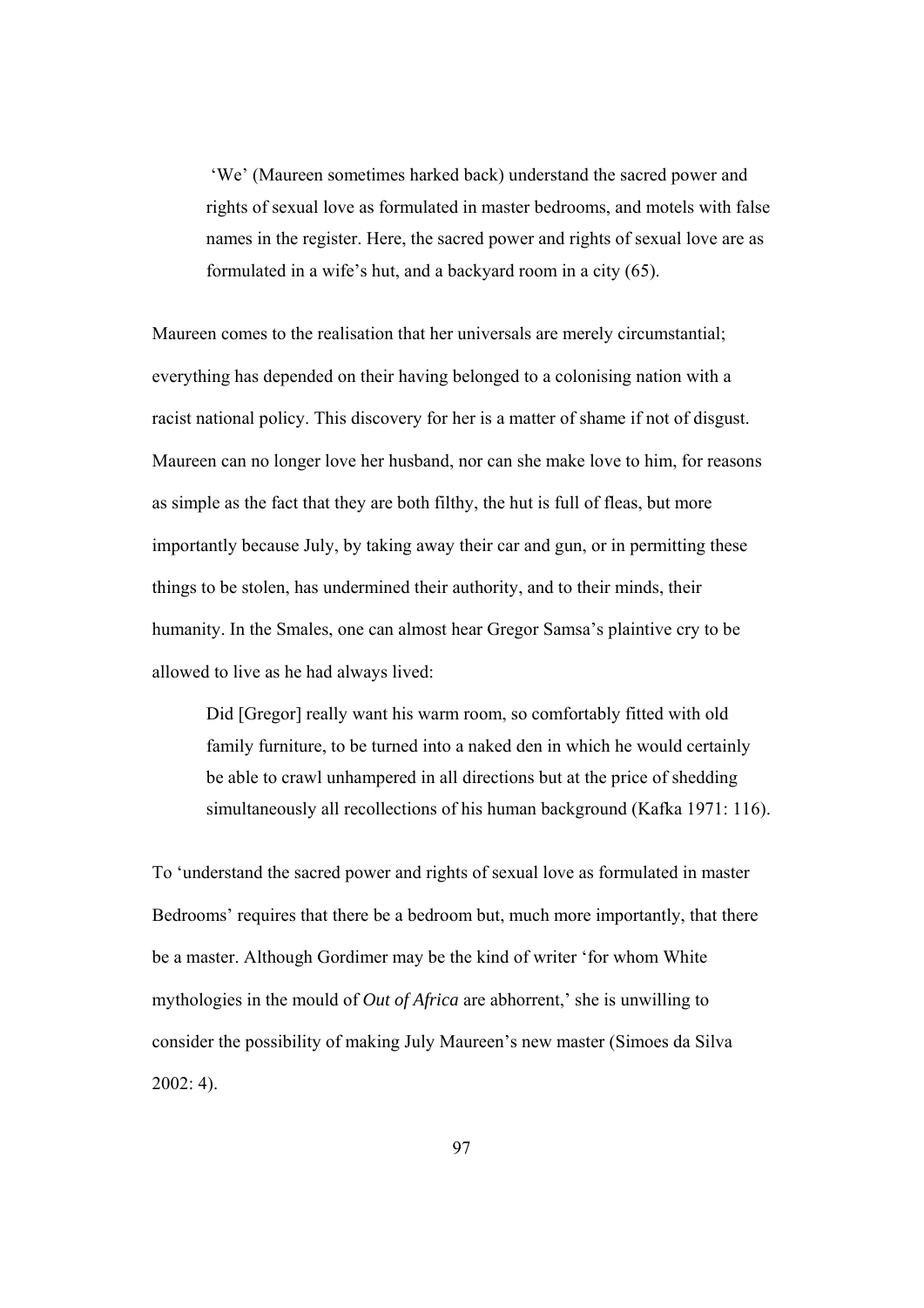> 'We' (Maureen sometimes harked back) understand the sacred power and rights of sexual love as formulated in master bedrooms, and motels with false names in the register. Here, the sacred power and rights of sexual love are as formulated in a wife's hut, and a backyard room in a city (65).

Maureen comes to the realisation that her universals are merely circumstantial; everything has depended on their having belonged to a colonising nation with a racist national policy. This discovery for her is a matter of shame if not of disgust. Maureen can no longer love her husband, nor can she make love to him, for reasons as simple as the fact that they are both filthy, the hut is full of fleas, but more importantly because July, by taking away their car and gun, or in permitting these things to be stolen, has undermined their authority, and to their minds, their humanity. In the Smales, one can almost hear Gregor Samsa's plaintive cry to be allowed to live as he had always lived:

> Did [Gregor] really want his warm room, so comfortably fitted with old family furniture, to be turned into a naked den in which he would certainly be able to crawl unhampered in all directions but at the price of shedding simultaneously all recollections of his human background (Kafka 1971: 116).

To 'understand the sacred power and rights of sexual love as formulated in master Bedrooms' requires that there be a bedroom but, much more importantly, that there be a master. Although Gordimer may be the kind of writer 'for whom White mythologies in the mould of *Out of Africa* are abhorrent,' she is unwilling to consider the possibility of making July Maureen's new master (Simoes da Silva 2002: 4).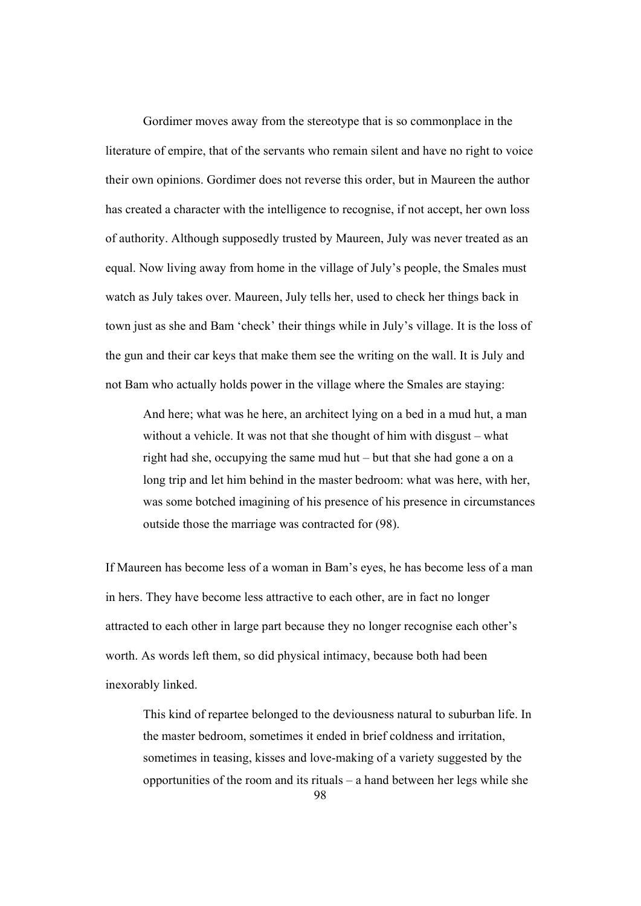Gordimer moves away from the stereotype that is so commonplace in the literature of empire, that of the servants who remain silent and have no right to voice their own opinions. Gordimer does not reverse this order, but in Maureen the author has created a character with the intelligence to recognise, if not accept, her own loss of authority. Although supposedly trusted by Maureen, July was never treated as an equal. Now living away from home in the village of July's people, the Smales must watch as July takes over. Maureen, July tells her, used to check her things back in town just as she and Bam 'check' their things while in July's village. It is the loss of the gun and their car keys that make them see the writing on the wall. It is July and not Bam who actually holds power in the village where the Smales are staying:

> And here; what was he here, an architect lying on a bed in a mud hut, a man without a vehicle. It was not that she thought of him with disgust – what right had she, occupying the same mud hut – but that she had gone a on a long trip and let him behind in the master bedroom: what was here, with her, was some botched imagining of his presence of his presence in circumstances outside those the marriage was contracted for (98).

If Maureen has become less of a woman in Bam's eyes, he has become less of a man in hers. They have become less attractive to each other, are in fact no longer attracted to each other in large part because they no longer recognise each other's worth. As words left them, so did physical intimacy, because both had been inexorably linked.

> This kind of repartee belonged to the deviousness natural to suburban life. In the master bedroom, sometimes it ended in brief coldness and irritation, sometimes in teasing, kisses and love-making of a variety suggested by the opportunities of the room and its rituals – a hand between her legs while she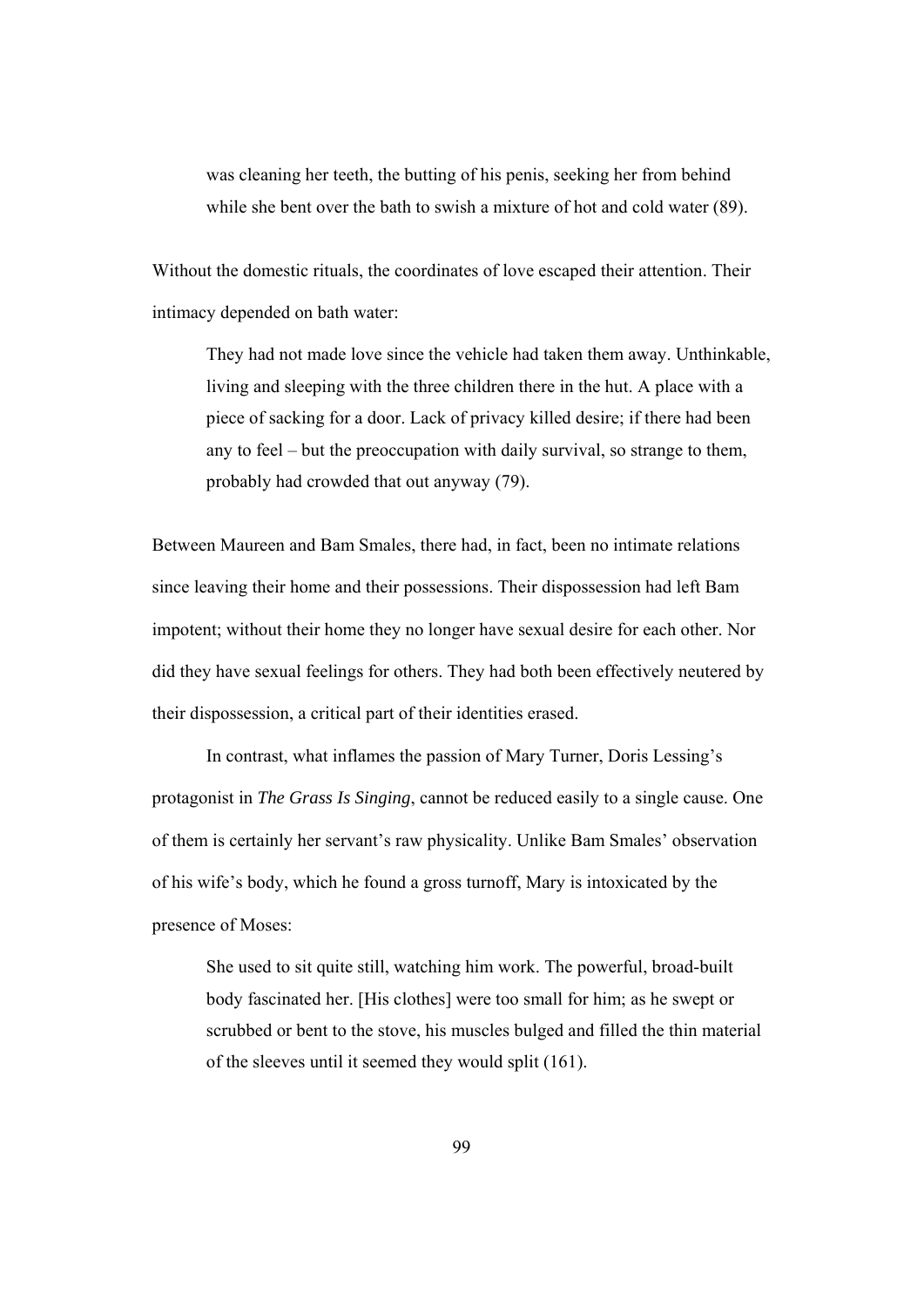> was cleaning her teeth, the butting of his penis, seeking her from behind while she bent over the bath to swish a mixture of hot and cold water (89).

Without the domestic rituals, the coordinates of love escaped their attention. Their intimacy depended on bath water:

> They had not made love since the vehicle had taken them away. Unthinkable, living and sleeping with the three children there in the hut. A place with a piece of sacking for a door. Lack of privacy killed desire; if there had been any to feel – but the preoccupation with daily survival, so strange to them, probably had crowded that out anyway (79).

Between Maureen and Bam Smales, there had, in fact, been no intimate relations since leaving their home and their possessions. Their dispossession had left Bam impotent; without their home they no longer have sexual desire for each other. Nor did they have sexual feelings for others. They had both been effectively neutered by their dispossession, a critical part of their identities erased.

In contrast, what inflames the passion of Mary Turner, Doris Lessing's protagonist in *The Grass Is Singing*, cannot be reduced easily to a single cause. One of them is certainly her servant's raw physicality. Unlike Bam Smales' observation of his wife's body, which he found a gross turnoff, Mary is intoxicated by the presence of Moses:

> She used to sit quite still, watching him work. The powerful, broad-built body fascinated her. [His clothes] were too small for him; as he swept or scrubbed or bent to the stove, his muscles bulged and filled the thin material of the sleeves until it seemed they would split (161).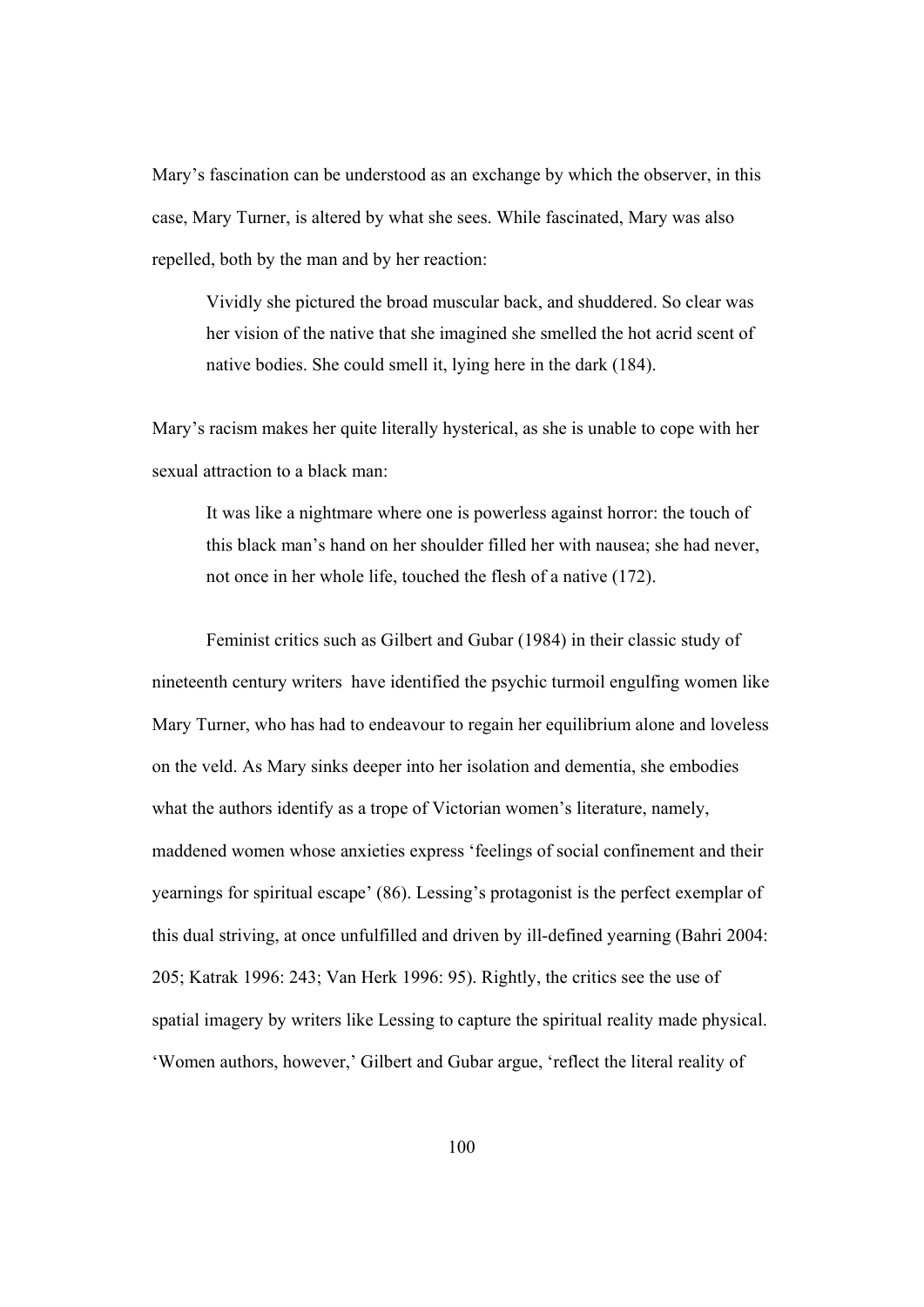Mary's fascination can be understood as an exchange by which the observer, in this case, Mary Turner, is altered by what she sees. While fascinated, Mary was also repelled, both by the man and by her reaction:

> Vividly she pictured the broad muscular back, and shuddered. So clear was her vision of the native that she imagined she smelled the hot acrid scent of native bodies. She could smell it, lying here in the dark (184).

Mary's racism makes her quite literally hysterical, as she is unable to cope with her sexual attraction to a black man:

> It was like a nightmare where one is powerless against horror: the touch of this black man's hand on her shoulder filled her with nausea; she had never, not once in her whole life, touched the flesh of a native (172).

Feminist critics such as Gilbert and Gubar (1984) in their classic study of nineteenth century writers have identified the psychic turmoil engulfing women like Mary Turner, who has had to endeavour to regain her equilibrium alone and loveless on the veld. As Mary sinks deeper into her isolation and dementia, she embodies what the authors identify as a trope of Victorian women's literature, namely, maddened women whose anxieties express 'feelings of social confinement and their yearnings for spiritual escape' (86). Lessing's protagonist is the perfect exemplar of this dual striving, at once unfulfilled and driven by ill-defined yearning (Bahri 2004: 205; Katrak 1996: 243; Van Herk 1996: 95). Rightly, the critics see the use of spatial imagery by writers like Lessing to capture the spiritual reality made physical. 'Women authors, however,' Gilbert and Gubar argue, 'reflect the literal reality of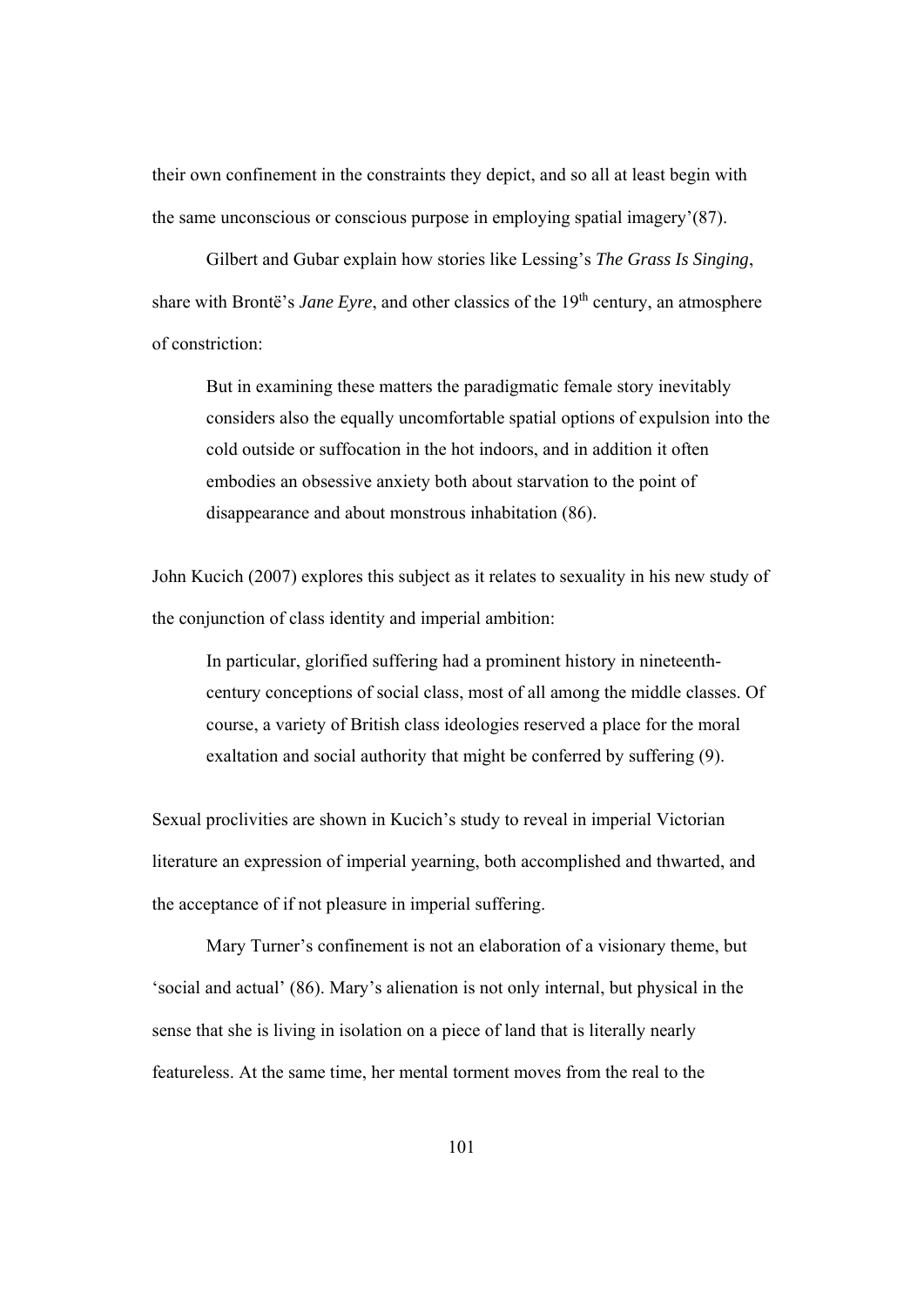their own confinement in the constraints they depict, and so all at least begin with the same unconscious or conscious purpose in employing spatial imagery'(87).

Gilbert and Gubar explain how stories like Lessing's *The Grass Is Singing*, share with Brontë's *Jane Eyre*, and other classics of the 19th century, an atmosphere of constriction:

> But in examining these matters the paradigmatic female story inevitably considers also the equally uncomfortable spatial options of expulsion into the cold outside or suffocation in the hot indoors, and in addition it often embodies an obsessive anxiety both about starvation to the point of disappearance and about monstrous inhabitation (86).

John Kucich (2007) explores this subject as it relates to sexuality in his new study of the conjunction of class identity and imperial ambition:

> In particular, glorified suffering had a prominent history in nineteenth-century conceptions of social class, most of all among the middle classes. Of course, a variety of British class ideologies reserved a place for the moral exaltation and social authority that might be conferred by suffering (9).

Sexual proclivities are shown in Kucich's study to reveal in imperial Victorian literature an expression of imperial yearning, both accomplished and thwarted, and the acceptance of if not pleasure in imperial suffering.

Mary Turner's confinement is not an elaboration of a visionary theme, but 'social and actual' (86). Mary's alienation is not only internal, but physical in the sense that she is living in isolation on a piece of land that is literally nearly featureless. At the same time, her mental torment moves from the real to the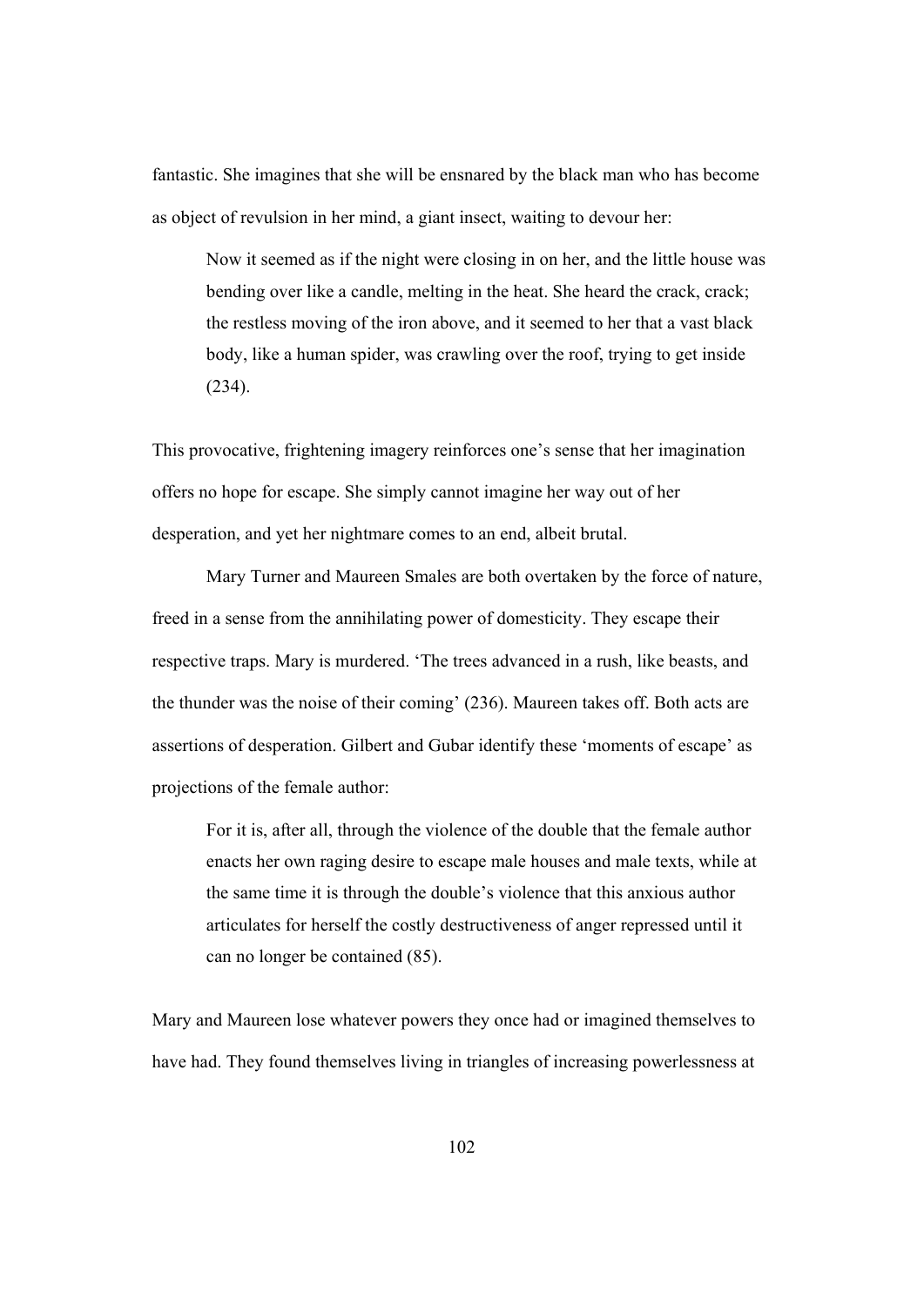fantastic. She imagines that she will be ensnared by the black man who has become as object of revulsion in her mind, a giant insect, waiting to devour her:

> Now it seemed as if the night were closing in on her, and the little house was bending over like a candle, melting in the heat. She heard the crack, crack; the restless moving of the iron above, and it seemed to her that a vast black body, like a human spider, was crawling over the roof, trying to get inside (234).

This provocative, frightening imagery reinforces one's sense that her imagination offers no hope for escape. She simply cannot imagine her way out of her desperation, and yet her nightmare comes to an end, albeit brutal.

Mary Turner and Maureen Smales are both overtaken by the force of nature, freed in a sense from the annihilating power of domesticity. They escape their respective traps. Mary is murdered. 'The trees advanced in a rush, like beasts, and the thunder was the noise of their coming' (236). Maureen takes off. Both acts are assertions of desperation. Gilbert and Gubar identify these 'moments of escape' as projections of the female author:

> For it is, after all, through the violence of the double that the female author enacts her own raging desire to escape male houses and male texts, while at the same time it is through the double's violence that this anxious author articulates for herself the costly destructiveness of anger repressed until it can no longer be contained (85).

Mary and Maureen lose whatever powers they once had or imagined themselves to have had. They found themselves living in triangles of increasing powerlessness at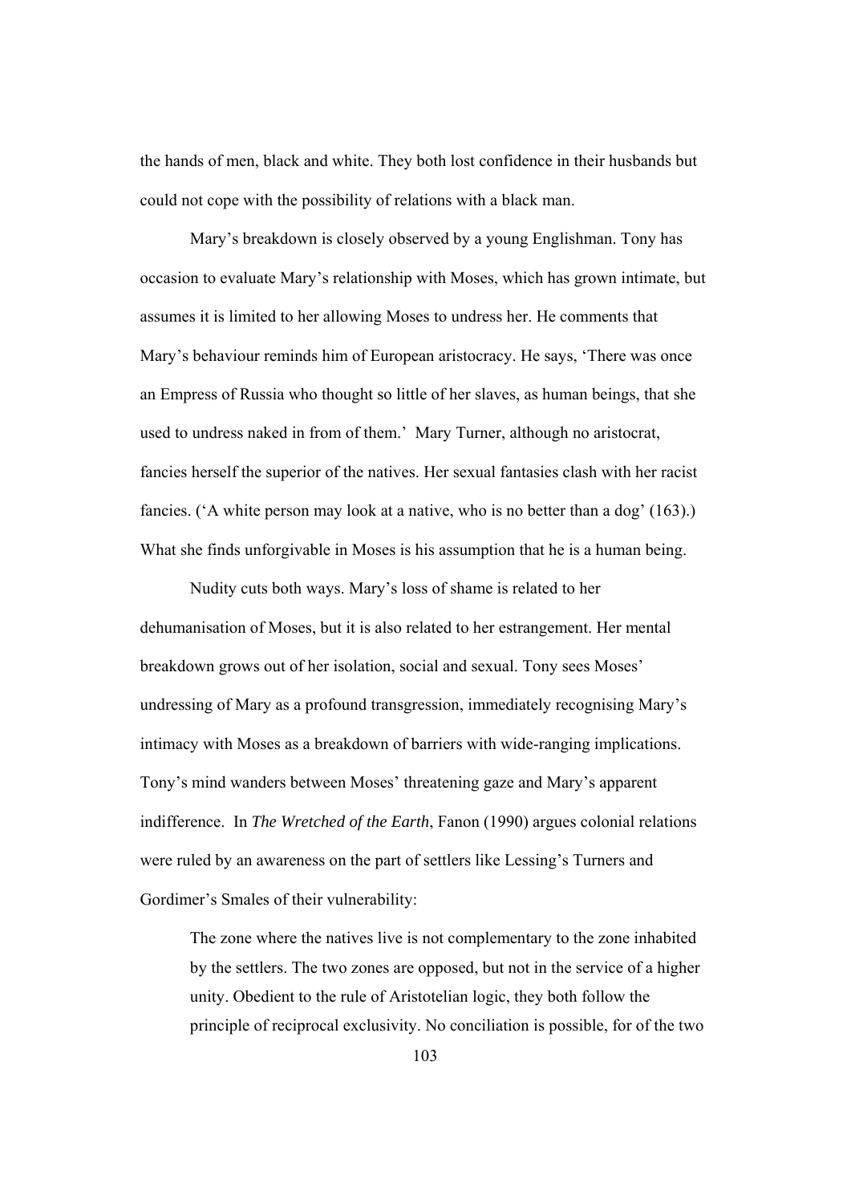the hands of men, black and white. They both lost confidence in their husbands but could not cope with the possibility of relations with a black man.

Mary's breakdown is closely observed by a young Englishman. Tony has occasion to evaluate Mary's relationship with Moses, which has grown intimate, but assumes it is limited to her allowing Moses to undress her. He comments that Mary's behaviour reminds him of European aristocracy. He says, 'There was once an Empress of Russia who thought so little of her slaves, as human beings, that she used to undress naked in from of them.' Mary Turner, although no aristocrat, fancies herself the superior of the natives. Her sexual fantasies clash with her racist fancies. ('A white person may look at a native, who is no better than a dog' (163).) What she finds unforgivable in Moses is his assumption that he is a human being.

Nudity cuts both ways. Mary's loss of shame is related to her dehumanisation of Moses, but it is also related to her estrangement. Her mental breakdown grows out of her isolation, social and sexual. Tony sees Moses' undressing of Mary as a profound transgression, immediately recognising Mary's intimacy with Moses as a breakdown of barriers with wide-ranging implications. Tony's mind wanders between Moses' threatening gaze and Mary's apparent indifference. In *The Wretched of the Earth*, Fanon (1990) argues colonial relations were ruled by an awareness on the part of settlers like Lessing's Turners and Gordimer's Smales of their vulnerability:

> The zone where the natives live is not complementary to the zone inhabited by the settlers. The two zones are opposed, but not in the service of a higher unity. Obedient to the rule of Aristotelian logic, they both follow the principle of reciprocal exclusivity. No conciliation is possible, for of the two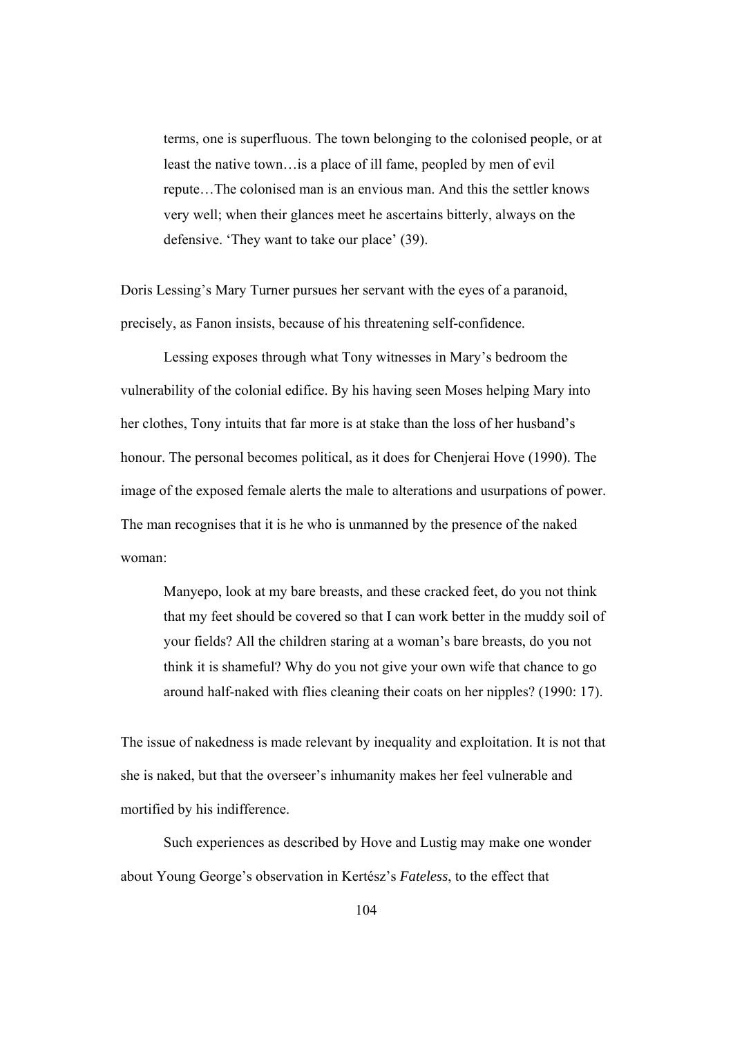> terms, one is superfluous. The town belonging to the colonised people, or at least the native town…is a place of ill fame, peopled by men of evil repute…The colonised man is an envious man. And this the settler knows very well; when their glances meet he ascertains bitterly, always on the defensive. 'They want to take our place' (39).

Doris Lessing's Mary Turner pursues her servant with the eyes of a paranoid, precisely, as Fanon insists, because of his threatening self-confidence.

Lessing exposes through what Tony witnesses in Mary's bedroom the vulnerability of the colonial edifice. By his having seen Moses helping Mary into her clothes, Tony intuits that far more is at stake than the loss of her husband's honour. The personal becomes political, as it does for Chenjerai Hove (1990). The image of the exposed female alerts the male to alterations and usurpations of power. The man recognises that it is he who is unmanned by the presence of the naked woman:

> Manyepo, look at my bare breasts, and these cracked feet, do you not think that my feet should be covered so that I can work better in the muddy soil of your fields? All the children staring at a woman's bare breasts, do you not think it is shameful? Why do you not give your own wife that chance to go around half-naked with flies cleaning their coats on her nipples? (1990: 17).

The issue of nakedness is made relevant by inequality and exploitation. It is not that she is naked, but that the overseer's inhumanity makes her feel vulnerable and mortified by his indifference.

Such experiences as described by Hove and Lustig may make one wonder about Young George's observation in Kertész's *Fateless*, to the effect that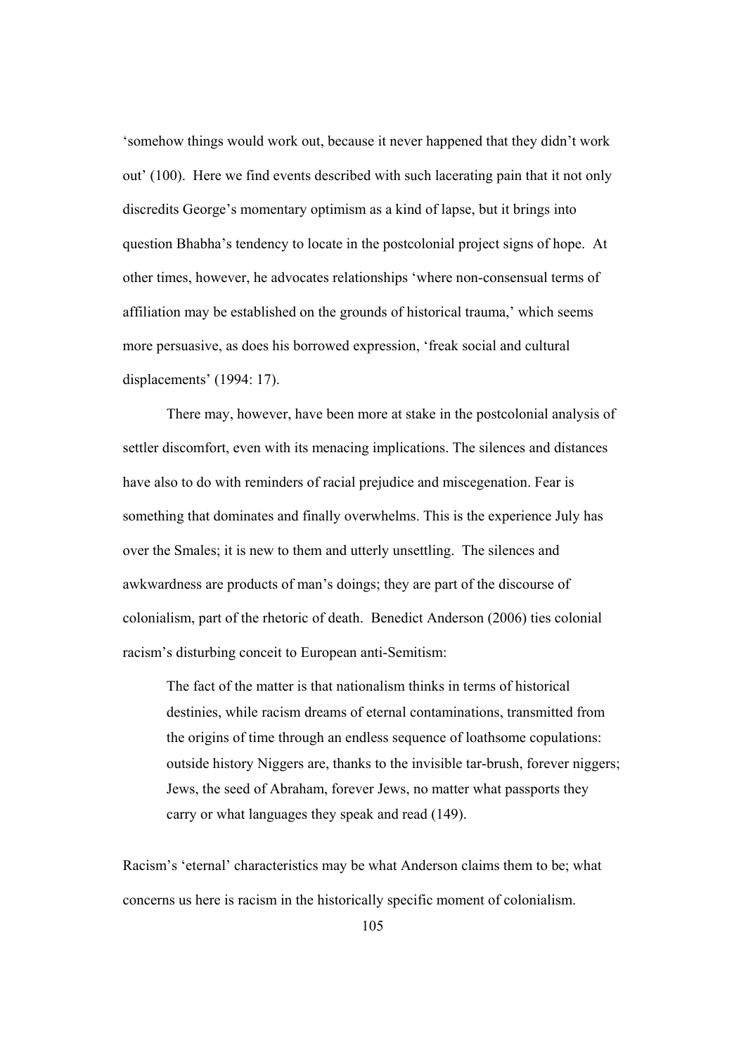'somehow things would work out, because it never happened that they didn't work out' (100). Here we find events described with such lacerating pain that it not only discredits George's momentary optimism as a kind of lapse, but it brings into question Bhabha's tendency to locate in the postcolonial project signs of hope. At other times, however, he advocates relationships 'where non-consensual terms of affiliation may be established on the grounds of historical trauma,' which seems more persuasive, as does his borrowed expression, 'freak social and cultural displacements' (1994: 17).

There may, however, have been more at stake in the postcolonial analysis of settler discomfort, even with its menacing implications. The silences and distances have also to do with reminders of racial prejudice and miscegenation. Fear is something that dominates and finally overwhelms. This is the experience July has over the Smales; it is new to them and utterly unsettling. The silences and awkwardness are products of man's doings; they are part of the discourse of colonialism, part of the rhetoric of death. Benedict Anderson (2006) ties colonial racism's disturbing conceit to European anti-Semitism:

> The fact of the matter is that nationalism thinks in terms of historical destinies, while racism dreams of eternal contaminations, transmitted from the origins of time through an endless sequence of loathsome copulations: outside history Niggers are, thanks to the invisible tar-brush, forever niggers; Jews, the seed of Abraham, forever Jews, no matter what passports they carry or what languages they speak and read (149).

Racism's 'eternal' characteristics may be what Anderson claims them to be; what concerns us here is racism in the historically specific moment of colonialism.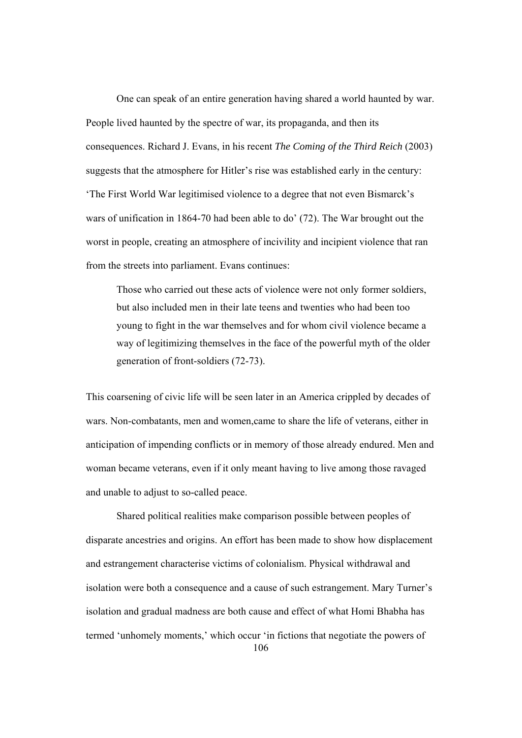One can speak of an entire generation having shared a world haunted by war. People lived haunted by the spectre of war, its propaganda, and then its consequences. Richard J. Evans, in his recent *The Coming of the Third Reich* (2003) suggests that the atmosphere for Hitler's rise was established early in the century: 'The First World War legitimised violence to a degree that not even Bismarck's wars of unification in 1864-70 had been able to do' (72). The War brought out the worst in people, creating an atmosphere of incivility and incipient violence that ran from the streets into parliament. Evans continues:

> Those who carried out these acts of violence were not only former soldiers, but also included men in their late teens and twenties who had been too young to fight in the war themselves and for whom civil violence became a way of legitimizing themselves in the face of the powerful myth of the older generation of front-soldiers (72-73).

This coarsening of civic life will be seen later in an America crippled by decades of wars. Non-combatants, men and women,came to share the life of veterans, either in anticipation of impending conflicts or in memory of those already endured. Men and woman became veterans, even if it only meant having to live among those ravaged and unable to adjust to so-called peace.

Shared political realities make comparison possible between peoples of disparate ancestries and origins. An effort has been made to show how displacement and estrangement characterise victims of colonialism. Physical withdrawal and isolation were both a consequence and a cause of such estrangement. Mary Turner's isolation and gradual madness are both cause and effect of what Homi Bhabha has termed 'unhomely moments,' which occur 'in fictions that negotiate the powers of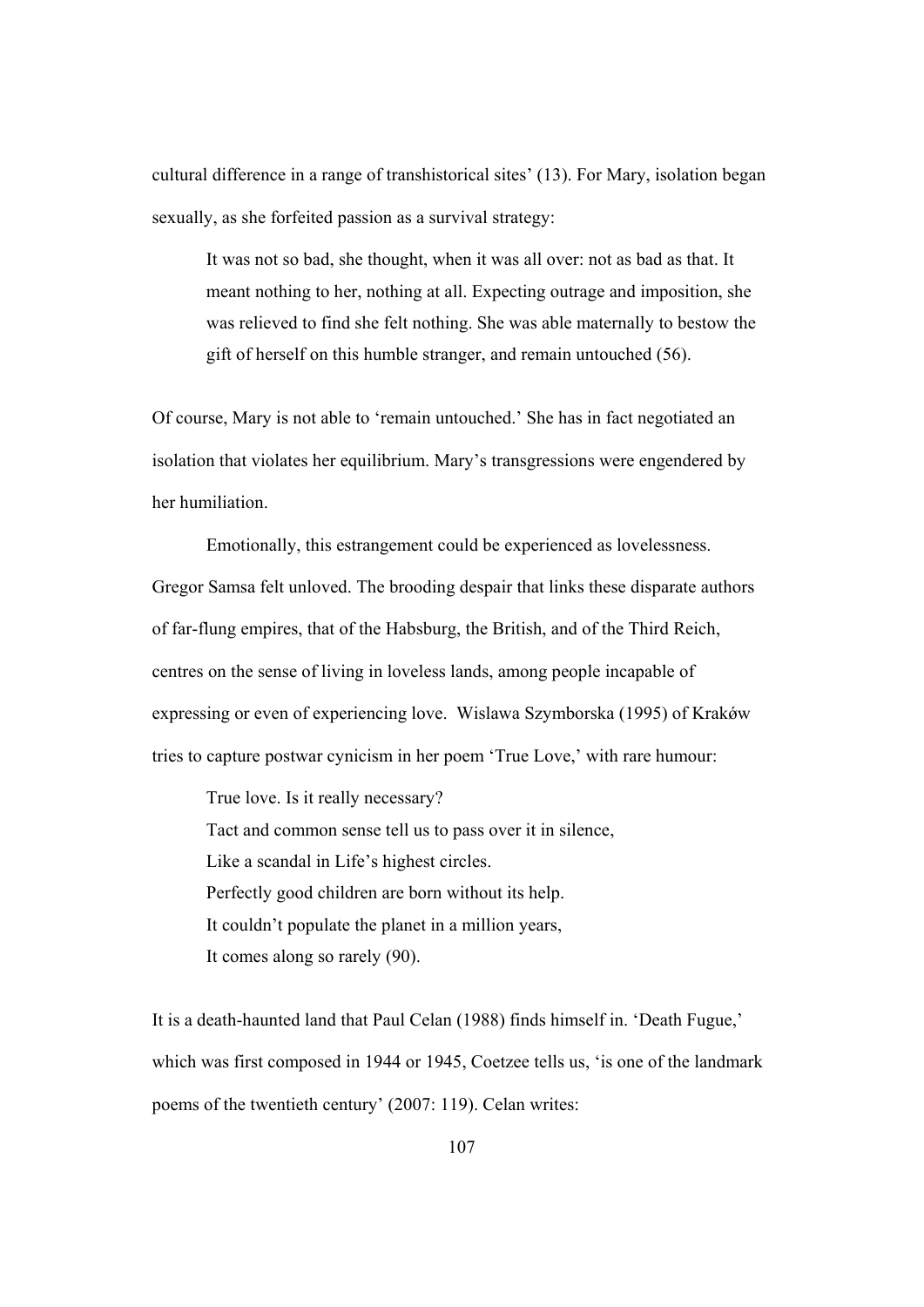cultural difference in a range of transhistorical sites' (13). For Mary, isolation began sexually, as she forfeited passion as a survival strategy:

> It was not so bad, she thought, when it was all over: not as bad as that. It meant nothing to her, nothing at all. Expecting outrage and imposition, she was relieved to find she felt nothing. She was able maternally to bestow the gift of herself on this humble stranger, and remain untouched (56).

Of course, Mary is not able to 'remain untouched.' She has in fact negotiated an isolation that violates her equilibrium. Mary's transgressions were engendered by her humiliation.

Emotionally, this estrangement could be experienced as lovelessness. Gregor Samsa felt unloved. The brooding despair that links these disparate authors of far-flung empires, that of the Habsburg, the British, and of the Third Reich, centres on the sense of living in loveless lands, among people incapable of expressing or even of experiencing love. Wislawa Szymborska (1995) of Kraków tries to capture postwar cynicism in her poem 'True Love,' with rare humour:

> True love. Is it really necessary?
> Tact and common sense tell us to pass over it in silence,
> Like a scandal in Life's highest circles.
> Perfectly good children are born without its help.
> It couldn't populate the planet in a million years,
> It comes along so rarely (90).

It is a death-haunted land that Paul Celan (1988) finds himself in. 'Death Fugue,' which was first composed in 1944 or 1945, Coetzee tells us, 'is one of the landmark poems of the twentieth century' (2007: 119). Celan writes: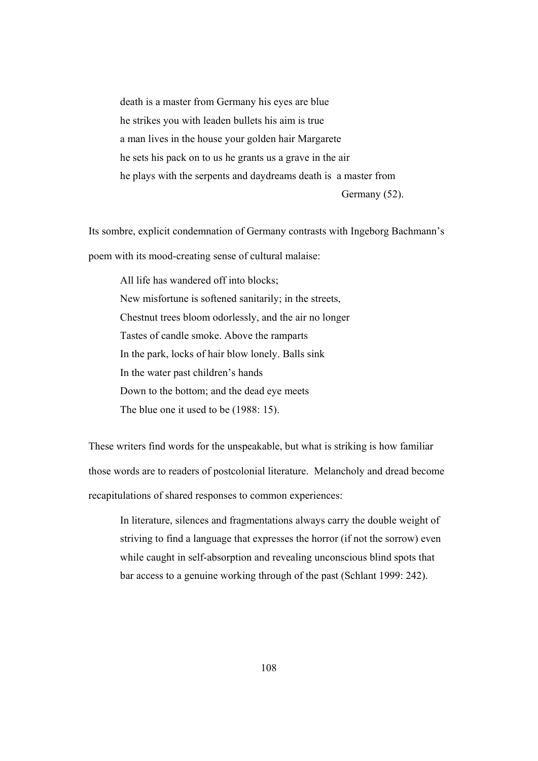> death is a master from Germany his eyes are blue
> he strikes you with leaden bullets his aim is true
> a man lives in the house your golden hair Margarete
> he sets his pack on to us he grants us a grave in the air
> he plays with the serpents and daydreams death is a master from
> Germany (52).

Its sombre, explicit condemnation of Germany contrasts with Ingeborg Bachmann's poem with its mood-creating sense of cultural malaise:

> All life has wandered off into blocks;
> New misfortune is softened sanitarily; in the streets,
> Chestnut trees bloom odorlessly, and the air no longer
> Tastes of candle smoke. Above the ramparts
> In the park, locks of hair blow lonely. Balls sink
> In the water past children's hands
> Down to the bottom; and the dead eye meets
> The blue one it used to be (1988: 15).

These writers find words for the unspeakable, but what is striking is how familiar those words are to readers of postcolonial literature. Melancholy and dread become recapitulations of shared responses to common experiences:

> In literature, silences and fragmentations always carry the double weight of striving to find a language that expresses the horror (if not the sorrow) even while caught in self-absorption and revealing unconscious blind spots that bar access to a genuine working through of the past (Schlant 1999: 242).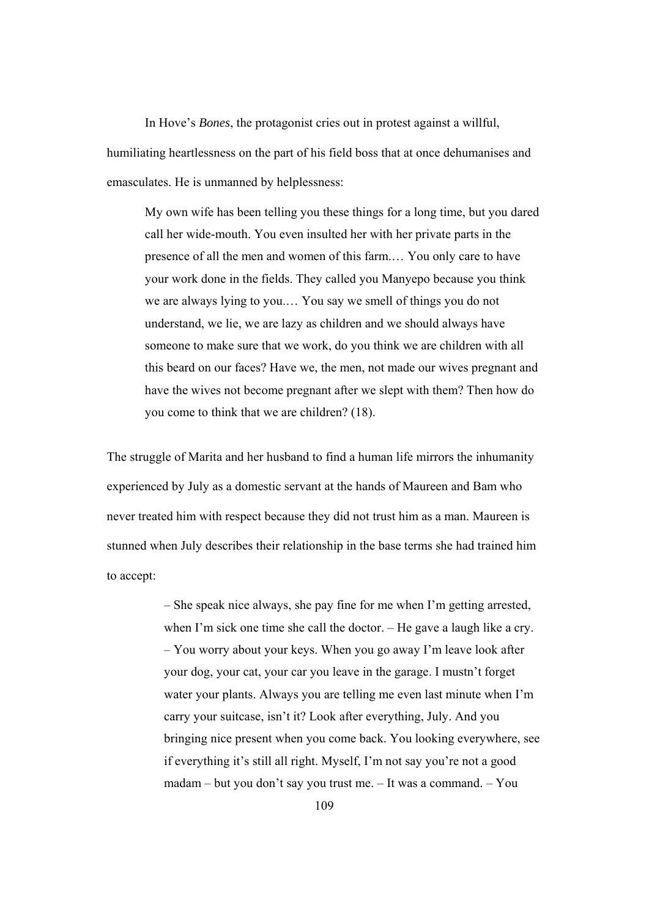In Hove's *Bones*, the protagonist cries out in protest against a willful, humiliating heartlessness on the part of his field boss that at once dehumanises and emasculates. He is unmanned by helplessness:

> My own wife has been telling you these things for a long time, but you dared call her wide-mouth. You even insulted her with her private parts in the presence of all the men and women of this farm.… You only care to have your work done in the fields. They called you Manyepo because you think we are always lying to you.… You say we smell of things you do not understand, we lie, we are lazy as children and we should always have someone to make sure that we work, do you think we are children with all this beard on our faces? Have we, the men, not made our wives pregnant and have the wives not become pregnant after we slept with them? Then how do you come to think that we are children? (18).

The struggle of Marita and her husband to find a human life mirrors the inhumanity experienced by July as a domestic servant at the hands of Maureen and Bam who never treated him with respect because they did not trust him as a man. Maureen is stunned when July describes their relationship in the base terms she had trained him to accept:

> – She speak nice always, she pay fine for me when I'm getting arrested, when I'm sick one time she call the doctor. – He gave a laugh like a cry. – You worry about your keys. When you go away I'm leave look after your dog, your cat, your car you leave in the garage. I mustn't forget water your plants. Always you are telling me even last minute when I'm carry your suitcase, isn't it? Look after everything, July. And you bringing nice present when you come back. You looking everywhere, see if everything it's still all right. Myself, I'm not say you're not a good madam – but you don't say you trust me. – It was a command. – You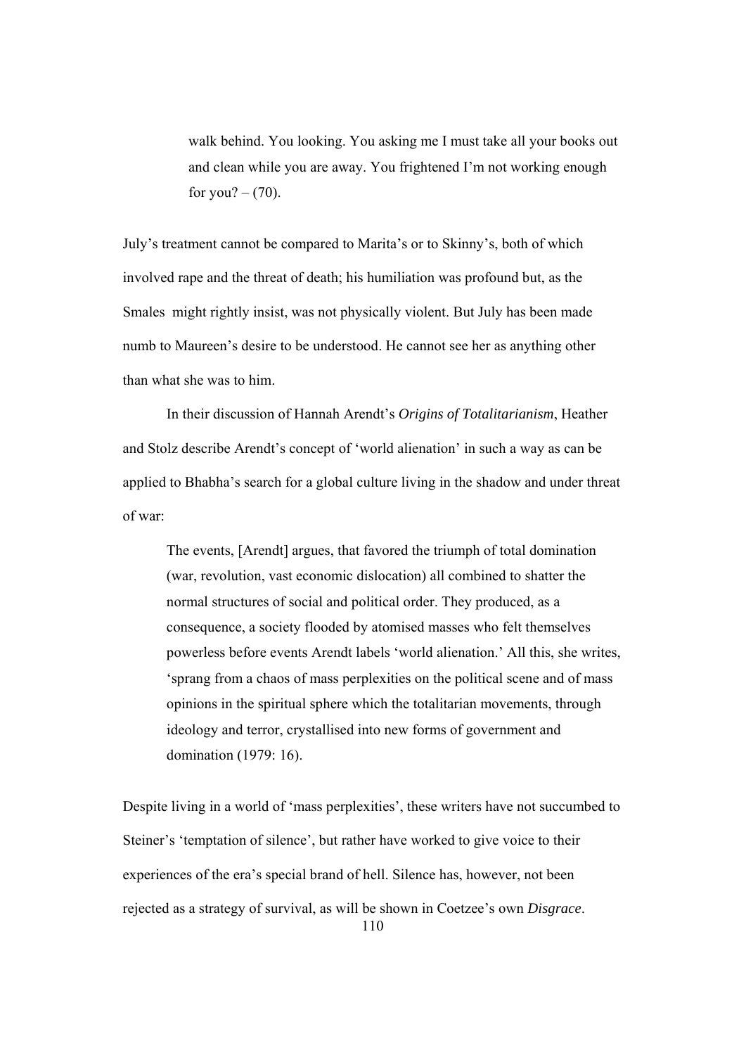> walk behind. You looking. You asking me I must take all your books out and clean while you are away. You frightened I'm not working enough for you? – (70).

July's treatment cannot be compared to Marita's or to Skinny's, both of which involved rape and the threat of death; his humiliation was profound but, as the Smales might rightly insist, was not physically violent. But July has been made numb to Maureen's desire to be understood. He cannot see her as anything other than what she was to him.

In their discussion of Hannah Arendt's *Origins of Totalitarianism*, Heather and Stolz describe Arendt's concept of 'world alienation' in such a way as can be applied to Bhabha's search for a global culture living in the shadow and under threat of war:

> The events, [Arendt] argues, that favored the triumph of total domination (war, revolution, vast economic dislocation) all combined to shatter the normal structures of social and political order. They produced, as a consequence, a society flooded by atomised masses who felt themselves powerless before events Arendt labels 'world alienation.' All this, she writes, 'sprang from a chaos of mass perplexities on the political scene and of mass opinions in the spiritual sphere which the totalitarian movements, through ideology and terror, crystallised into new forms of government and domination (1979: 16).

Despite living in a world of 'mass perplexities', these writers have not succumbed to Steiner's 'temptation of silence', but rather have worked to give voice to their experiences of the era's special brand of hell. Silence has, however, not been rejected as a strategy of survival, as will be shown in Coetzee's own *Disgrace*.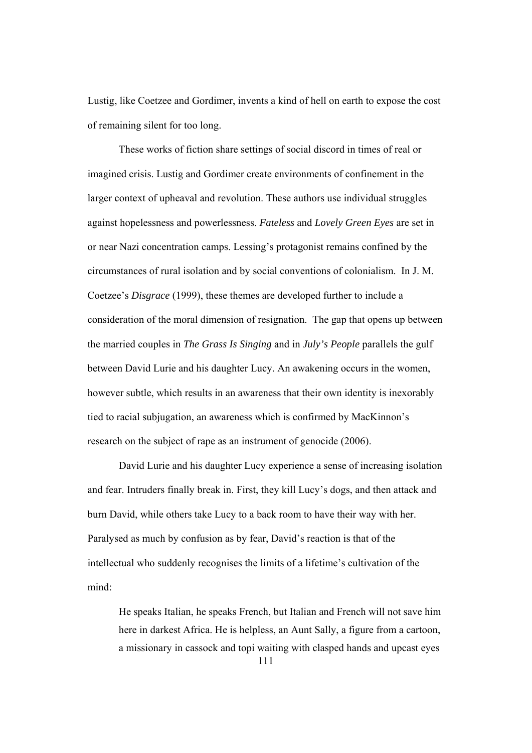Lustig, like Coetzee and Gordimer, invents a kind of hell on earth to expose the cost of remaining silent for too long.

These works of fiction share settings of social discord in times of real or imagined crisis. Lustig and Gordimer create environments of confinement in the larger context of upheaval and revolution. These authors use individual struggles against hopelessness and powerlessness. *Fateless* and *Lovely Green Eyes* are set in or near Nazi concentration camps. Lessing's protagonist remains confined by the circumstances of rural isolation and by social conventions of colonialism. In J. M. Coetzee's *Disgrace* (1999), these themes are developed further to include a consideration of the moral dimension of resignation. The gap that opens up between the married couples in *The Grass Is Singing* and in *July's People* parallels the gulf between David Lurie and his daughter Lucy. An awakening occurs in the women, however subtle, which results in an awareness that their own identity is inexorably tied to racial subjugation, an awareness which is confirmed by MacKinnon's research on the subject of rape as an instrument of genocide (2006).

David Lurie and his daughter Lucy experience a sense of increasing isolation and fear. Intruders finally break in. First, they kill Lucy's dogs, and then attack and burn David, while others take Lucy to a back room to have their way with her. Paralysed as much by confusion as by fear, David's reaction is that of the intellectual who suddenly recognises the limits of a lifetime's cultivation of the mind:

> He speaks Italian, he speaks French, but Italian and French will not save him here in darkest Africa. He is helpless, an Aunt Sally, a figure from a cartoon, a missionary in cassock and topi waiting with clasped hands and upcast eyes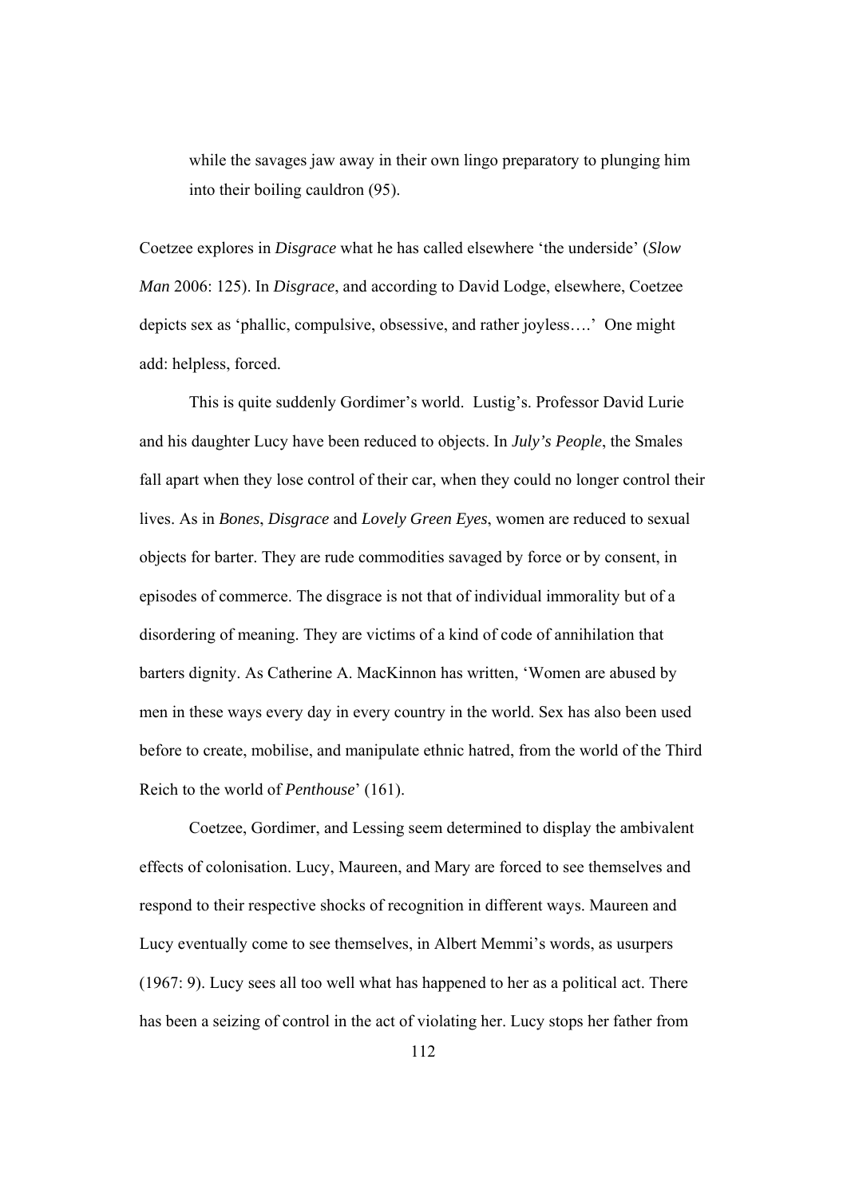while the savages jaw away in their own lingo preparatory to plunging him into their boiling cauldron (95).

Coetzee explores in *Disgrace* what he has called elsewhere 'the underside' (*Slow Man* 2006: 125). In *Disgrace*, and according to David Lodge, elsewhere, Coetzee depicts sex as 'phallic, compulsive, obsessive, and rather joyless….' One might add: helpless, forced.

This is quite suddenly Gordimer's world. Lustig's. Professor David Lurie and his daughter Lucy have been reduced to objects. In *July's People*, the Smales fall apart when they lose control of their car, when they could no longer control their lives. As in *Bones*, *Disgrace* and *Lovely Green Eyes*, women are reduced to sexual objects for barter. They are rude commodities savaged by force or by consent, in episodes of commerce. The disgrace is not that of individual immorality but of a disordering of meaning. They are victims of a kind of code of annihilation that barters dignity. As Catherine A. MacKinnon has written, 'Women are abused by men in these ways every day in every country in the world. Sex has also been used before to create, mobilise, and manipulate ethnic hatred, from the world of the Third Reich to the world of *Penthouse*' (161).

Coetzee, Gordimer, and Lessing seem determined to display the ambivalent effects of colonisation. Lucy, Maureen, and Mary are forced to see themselves and respond to their respective shocks of recognition in different ways. Maureen and Lucy eventually come to see themselves, in Albert Memmi's words, as usurpers (1967: 9). Lucy sees all too well what has happened to her as a political act. There has been a seizing of control in the act of violating her. Lucy stops her father from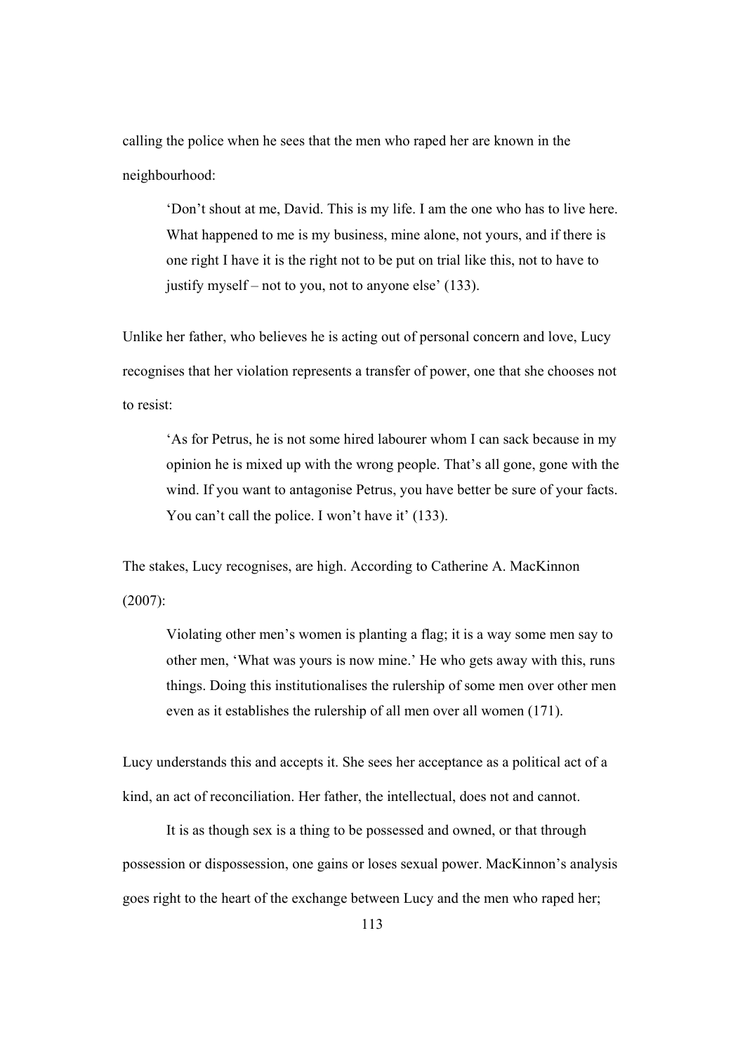calling the police when he sees that the men who raped her are known in the neighbourhood:

> 'Don't shout at me, David. This is my life. I am the one who has to live here. What happened to me is my business, mine alone, not yours, and if there is one right I have it is the right not to be put on trial like this, not to have to justify myself – not to you, not to anyone else' (133).

Unlike her father, who believes he is acting out of personal concern and love, Lucy recognises that her violation represents a transfer of power, one that she chooses not to resist:

> 'As for Petrus, he is not some hired labourer whom I can sack because in my opinion he is mixed up with the wrong people. That's all gone, gone with the wind. If you want to antagonise Petrus, you have better be sure of your facts. You can't call the police. I won't have it' (133).

The stakes, Lucy recognises, are high. According to Catherine A. MacKinnon (2007):

> Violating other men's women is planting a flag; it is a way some men say to other men, 'What was yours is now mine.' He who gets away with this, runs things. Doing this institutionalises the rulership of some men over other men even as it establishes the rulership of all men over all women (171).

Lucy understands this and accepts it. She sees her acceptance as a political act of a kind, an act of reconciliation. Her father, the intellectual, does not and cannot.

It is as though sex is a thing to be possessed and owned, or that through possession or dispossession, one gains or loses sexual power. MacKinnon's analysis goes right to the heart of the exchange between Lucy and the men who raped her;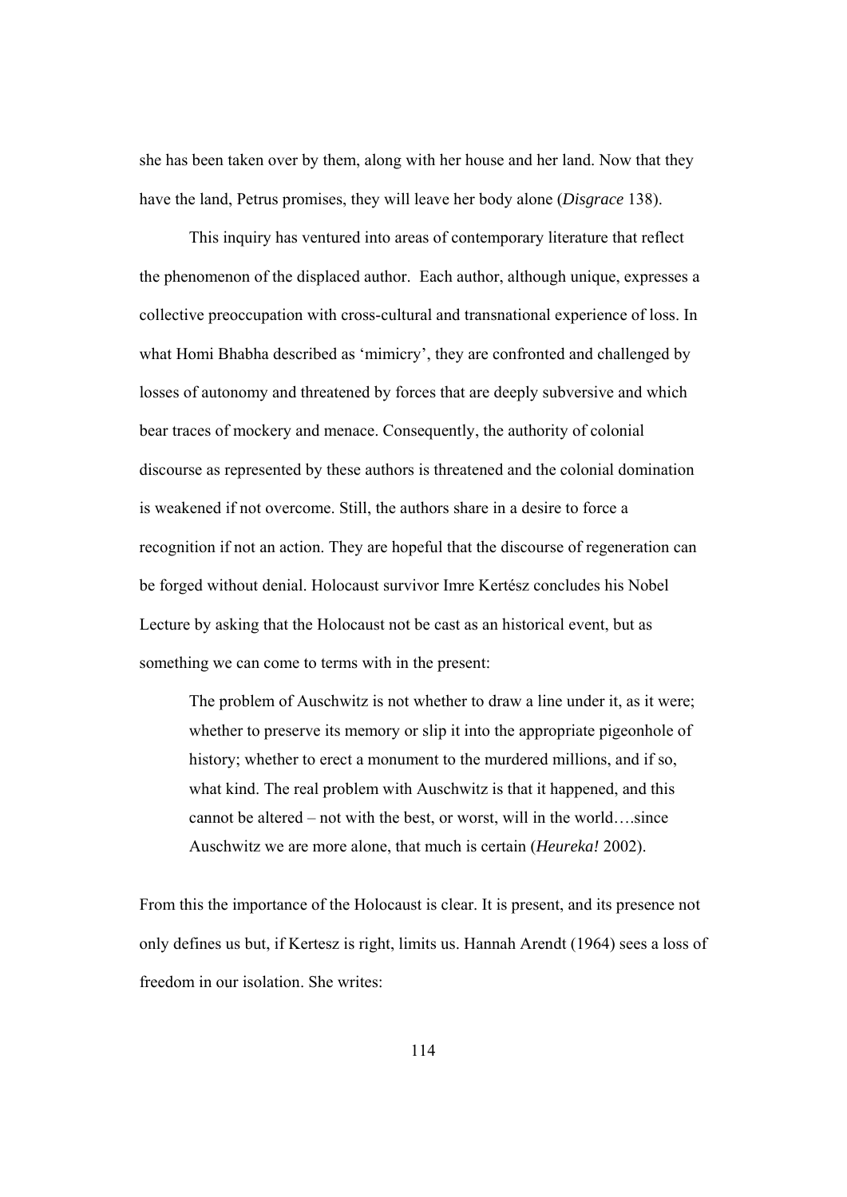she has been taken over by them, along with her house and her land. Now that they have the land, Petrus promises, they will leave her body alone (*Disgrace* 138).

This inquiry has ventured into areas of contemporary literature that reflect the phenomenon of the displaced author. Each author, although unique, expresses a collective preoccupation with cross-cultural and transnational experience of loss. In what Homi Bhabha described as 'mimicry', they are confronted and challenged by losses of autonomy and threatened by forces that are deeply subversive and which bear traces of mockery and menace. Consequently, the authority of colonial discourse as represented by these authors is threatened and the colonial domination is weakened if not overcome. Still, the authors share in a desire to force a recognition if not an action. They are hopeful that the discourse of regeneration can be forged without denial. Holocaust survivor Imre Kertész concludes his Nobel Lecture by asking that the Holocaust not be cast as an historical event, but as something we can come to terms with in the present:

> The problem of Auschwitz is not whether to draw a line under it, as it were; whether to preserve its memory or slip it into the appropriate pigeonhole of history; whether to erect a monument to the murdered millions, and if so, what kind. The real problem with Auschwitz is that it happened, and this cannot be altered – not with the best, or worst, will in the world….since Auschwitz we are more alone, that much is certain (*Heureka!* 2002).

From this the importance of the Holocaust is clear. It is present, and its presence not only defines us but, if Kertesz is right, limits us. Hannah Arendt (1964) sees a loss of freedom in our isolation. She writes: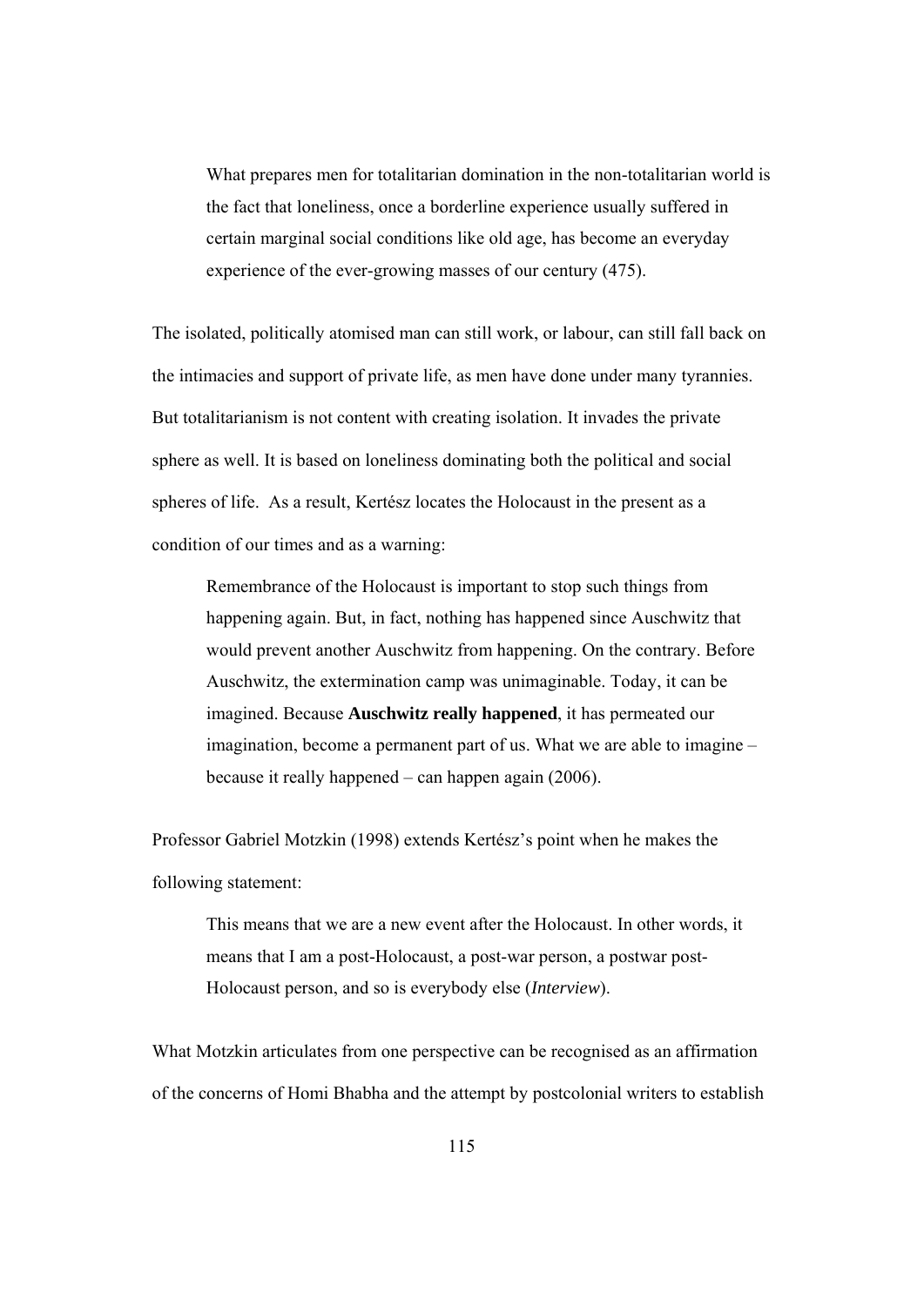> What prepares men for totalitarian domination in the non-totalitarian world is the fact that loneliness, once a borderline experience usually suffered in certain marginal social conditions like old age, has become an everyday experience of the ever-growing masses of our century (475).

The isolated, politically atomised man can still work, or labour, can still fall back on the intimacies and support of private life, as men have done under many tyrannies. But totalitarianism is not content with creating isolation. It invades the private sphere as well. It is based on loneliness dominating both the political and social spheres of life. As a result, Kertész locates the Holocaust in the present as a condition of our times and as a warning:

> Remembrance of the Holocaust is important to stop such things from happening again. But, in fact, nothing has happened since Auschwitz that would prevent another Auschwitz from happening. On the contrary. Before Auschwitz, the extermination camp was unimaginable. Today, it can be imagined. Because **Auschwitz really happened**, it has permeated our imagination, become a permanent part of us. What we are able to imagine – because it really happened – can happen again (2006).

Professor Gabriel Motzkin (1998) extends Kertész's point when he makes the following statement:

> This means that we are a new event after the Holocaust. In other words, it means that I am a post-Holocaust, a post-war person, a postwar post-Holocaust person, and so is everybody else (*Interview*).

What Motzkin articulates from one perspective can be recognised as an affirmation of the concerns of Homi Bhabha and the attempt by postcolonial writers to establish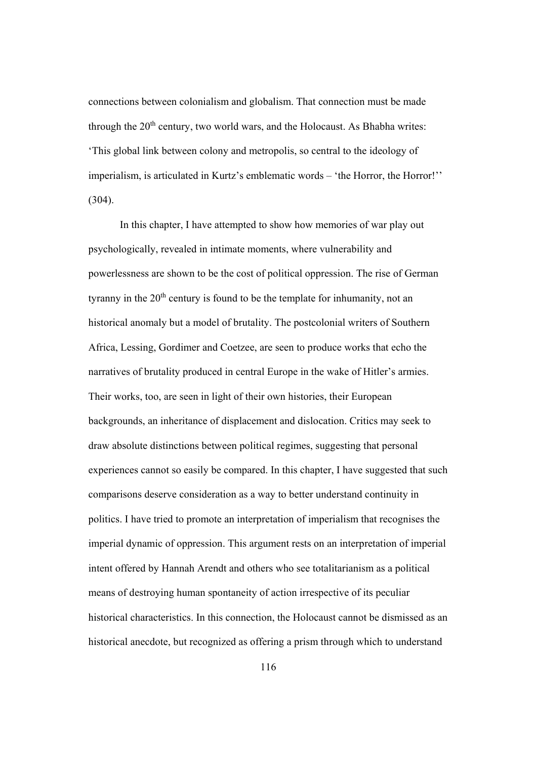connections between colonialism and globalism. That connection must be made through the 20th century, two world wars, and the Holocaust. As Bhabha writes: 'This global link between colony and metropolis, so central to the ideology of imperialism, is articulated in Kurtz's emblematic words – 'the Horror, the Horror!'' (304).

In this chapter, I have attempted to show how memories of war play out psychologically, revealed in intimate moments, where vulnerability and powerlessness are shown to be the cost of political oppression. The rise of German tyranny in the 20th century is found to be the template for inhumanity, not an historical anomaly but a model of brutality. The postcolonial writers of Southern Africa, Lessing, Gordimer and Coetzee, are seen to produce works that echo the narratives of brutality produced in central Europe in the wake of Hitler's armies. Their works, too, are seen in light of their own histories, their European backgrounds, an inheritance of displacement and dislocation. Critics may seek to draw absolute distinctions between political regimes, suggesting that personal experiences cannot so easily be compared. In this chapter, I have suggested that such comparisons deserve consideration as a way to better understand continuity in politics. I have tried to promote an interpretation of imperialism that recognises the imperial dynamic of oppression. This argument rests on an interpretation of imperial intent offered by Hannah Arendt and others who see totalitarianism as a political means of destroying human spontaneity of action irrespective of its peculiar historical characteristics. In this connection, the Holocaust cannot be dismissed as an historical anecdote, but recognized as offering a prism through which to understand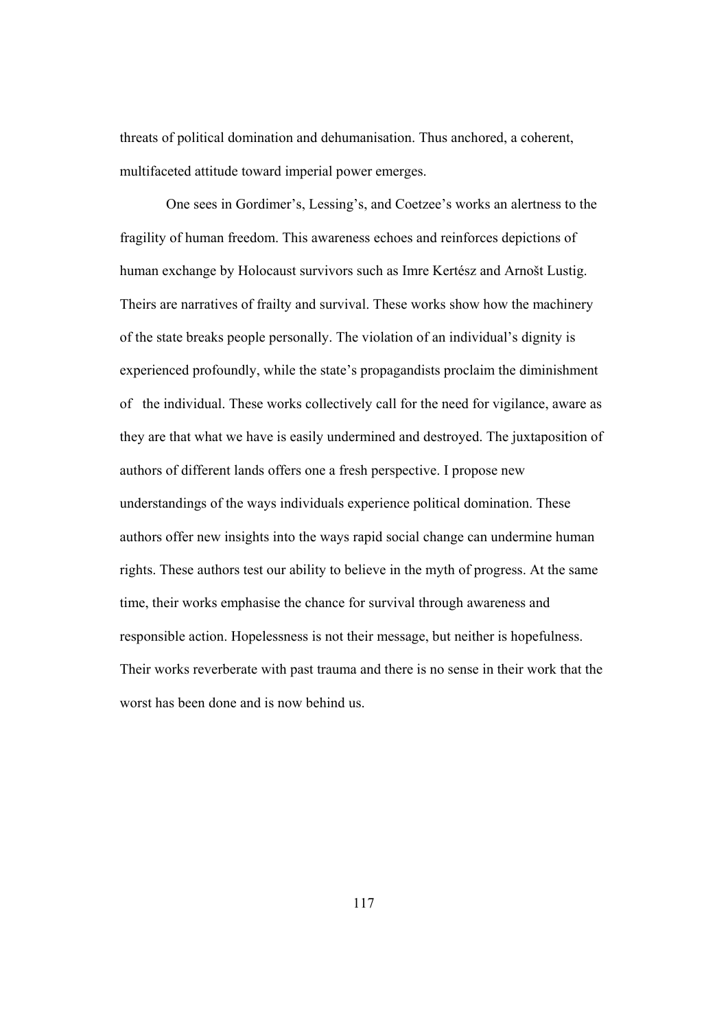threats of political domination and dehumanisation. Thus anchored, a coherent, multifaceted attitude toward imperial power emerges.

One sees in Gordimer's, Lessing's, and Coetzee's works an alertness to the fragility of human freedom. This awareness echoes and reinforces depictions of human exchange by Holocaust survivors such as Imre Kertész and Arnošt Lustig. Theirs are narratives of frailty and survival. These works show how the machinery of the state breaks people personally. The violation of an individual's dignity is experienced profoundly, while the state's propagandists proclaim the diminishment of the individual. These works collectively call for the need for vigilance, aware as they are that what we have is easily undermined and destroyed. The juxtaposition of authors of different lands offers one a fresh perspective. I propose new understandings of the ways individuals experience political domination. These authors offer new insights into the ways rapid social change can undermine human rights. These authors test our ability to believe in the myth of progress. At the same time, their works emphasise the chance for survival through awareness and responsible action. Hopelessness is not their message, but neither is hopefulness. Their works reverberate with past trauma and there is no sense in their work that the worst has been done and is now behind us.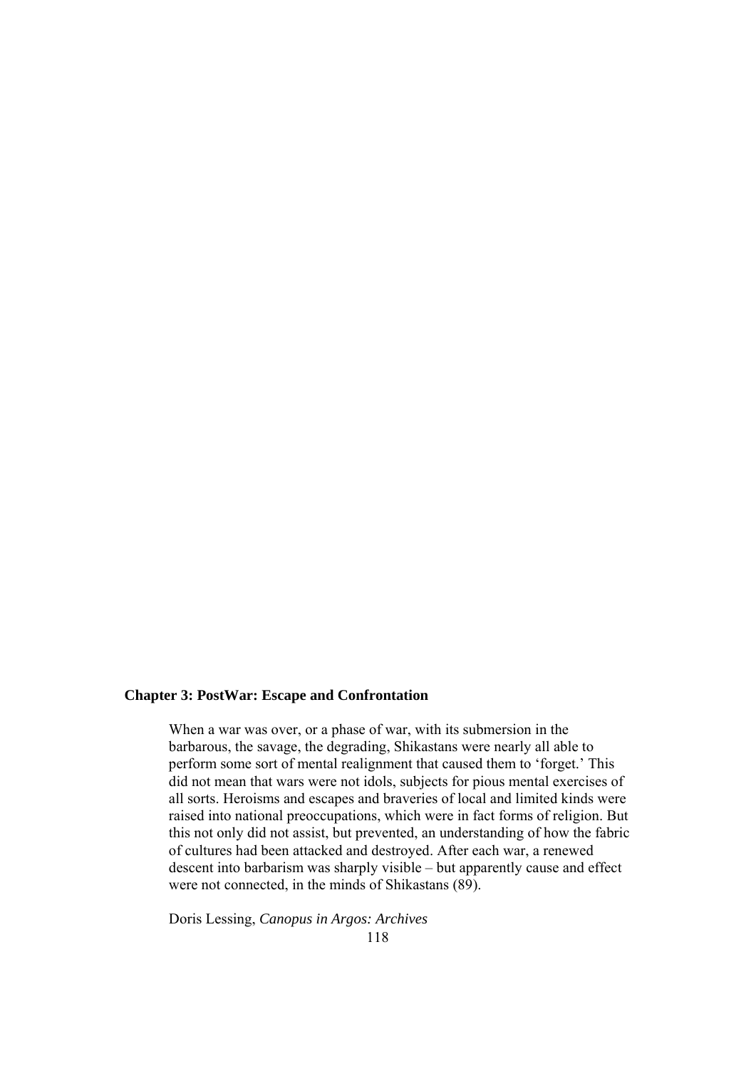## Chapter 3: PostWar: Escape and Confrontation

> When a war was over, or a phase of war, with its submersion in the barbarous, the savage, the degrading, Shikastans were nearly all able to perform some sort of mental realignment that caused them to 'forget.' This did not mean that wars were not idols, subjects for pious mental exercises of all sorts. Heroisms and escapes and braveries of local and limited kinds were raised into national preoccupations, which were in fact forms of religion. But this not only did not assist, but prevented, an understanding of how the fabric of cultures had been attacked and destroyed. After each war, a renewed descent into barbarism was sharply visible – but apparently cause and effect were not connected, in the minds of Shikastans (89).
>
> Doris Lessing, *Canopus in Argos: Archives*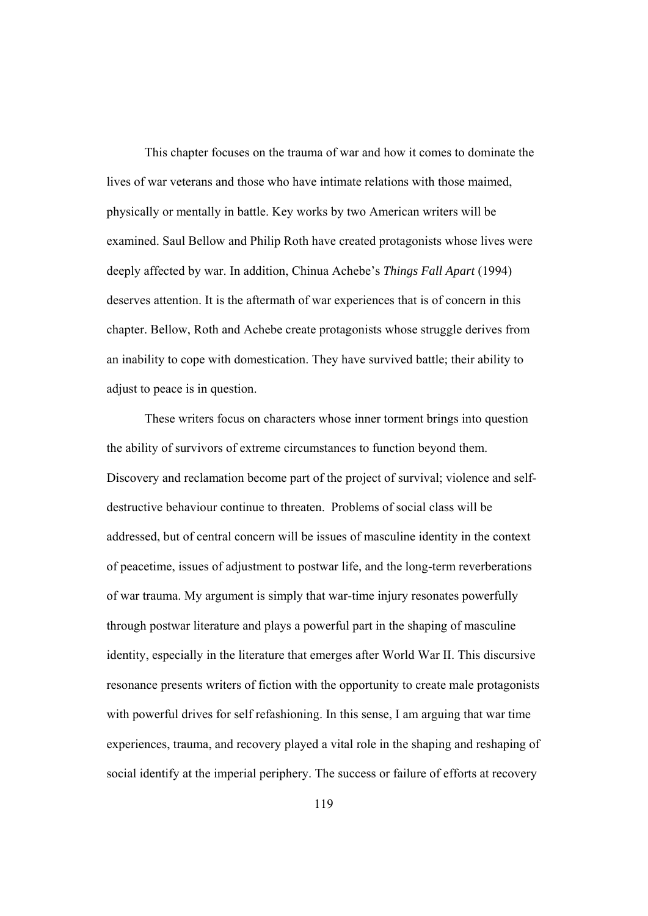This chapter focuses on the trauma of war and how it comes to dominate the lives of war veterans and those who have intimate relations with those maimed, physically or mentally in battle. Key works by two American writers will be examined. Saul Bellow and Philip Roth have created protagonists whose lives were deeply affected by war. In addition, Chinua Achebe's *Things Fall Apart* (1994) deserves attention. It is the aftermath of war experiences that is of concern in this chapter. Bellow, Roth and Achebe create protagonists whose struggle derives from an inability to cope with domestication. They have survived battle; their ability to adjust to peace is in question.

These writers focus on characters whose inner torment brings into question the ability of survivors of extreme circumstances to function beyond them. Discovery and reclamation become part of the project of survival; violence and self-destructive behaviour continue to threaten. Problems of social class will be addressed, but of central concern will be issues of masculine identity in the context of peacetime, issues of adjustment to postwar life, and the long-term reverberations of war trauma. My argument is simply that war-time injury resonates powerfully through postwar literature and plays a powerful part in the shaping of masculine identity, especially in the literature that emerges after World War II. This discursive resonance presents writers of fiction with the opportunity to create male protagonists with powerful drives for self refashioning. In this sense, I am arguing that war time experiences, trauma, and recovery played a vital role in the shaping and reshaping of social identify at the imperial periphery. The success or failure of efforts at recovery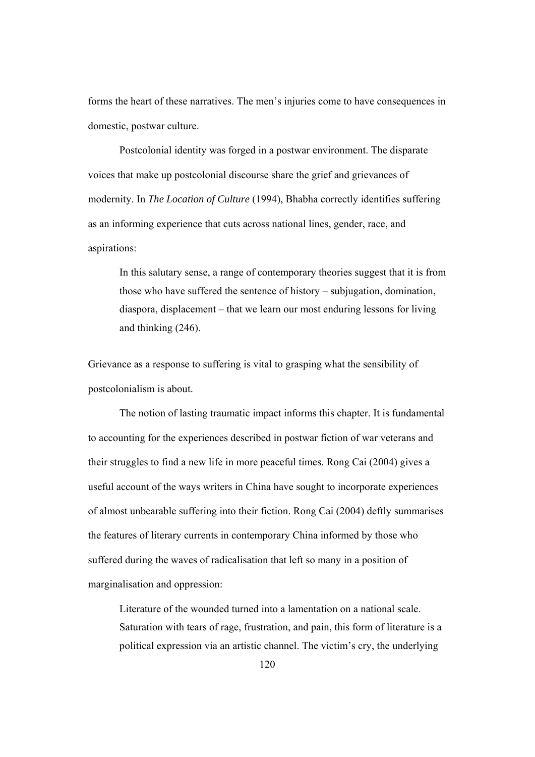forms the heart of these narratives. The men's injuries come to have consequences in domestic, postwar culture.

Postcolonial identity was forged in a postwar environment. The disparate voices that make up postcolonial discourse share the grief and grievances of modernity. In *The Location of Culture* (1994), Bhabha correctly identifies suffering as an informing experience that cuts across national lines, gender, race, and aspirations:

> In this salutary sense, a range of contemporary theories suggest that it is from those who have suffered the sentence of history – subjugation, domination, diaspora, displacement – that we learn our most enduring lessons for living and thinking (246).

Grievance as a response to suffering is vital to grasping what the sensibility of postcolonialism is about.

The notion of lasting traumatic impact informs this chapter. It is fundamental to accounting for the experiences described in postwar fiction of war veterans and their struggles to find a new life in more peaceful times. Rong Cai (2004) gives a useful account of the ways writers in China have sought to incorporate experiences of almost unbearable suffering into their fiction. Rong Cai (2004) deftly summarises the features of literary currents in contemporary China informed by those who suffered during the waves of radicalisation that left so many in a position of marginalisation and oppression:

> Literature of the wounded turned into a lamentation on a national scale. Saturation with tears of rage, frustration, and pain, this form of literature is a political expression via an artistic channel. The victim's cry, the underlying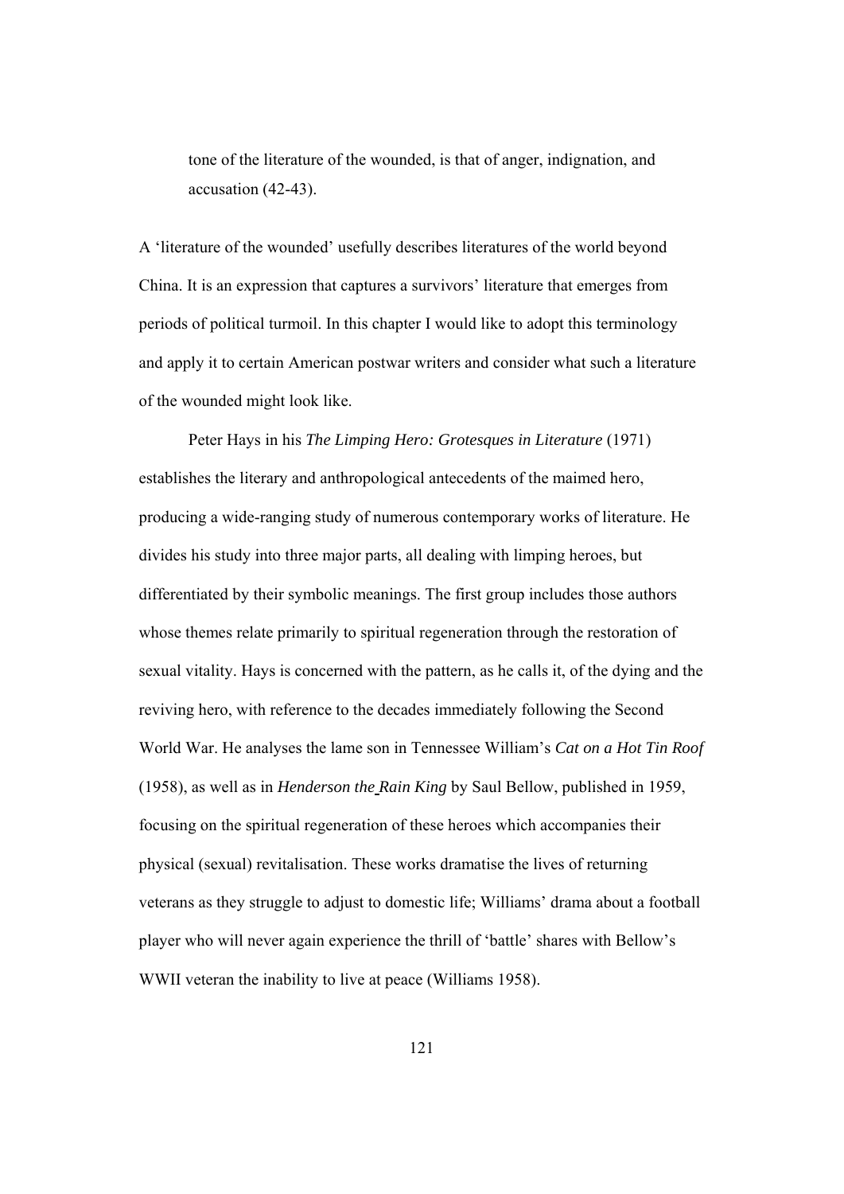tone of the literature of the wounded, is that of anger, indignation, and accusation (42-43).

A 'literature of the wounded' usefully describes literatures of the world beyond China. It is an expression that captures a survivors' literature that emerges from periods of political turmoil. In this chapter I would like to adopt this terminology and apply it to certain American postwar writers and consider what such a literature of the wounded might look like.

Peter Hays in his *The Limping Hero: Grotesques in Literature* (1971) establishes the literary and anthropological antecedents of the maimed hero, producing a wide-ranging study of numerous contemporary works of literature. He divides his study into three major parts, all dealing with limping heroes, but differentiated by their symbolic meanings. The first group includes those authors whose themes relate primarily to spiritual regeneration through the restoration of sexual vitality. Hays is concerned with the pattern, as he calls it, of the dying and the reviving hero, with reference to the decades immediately following the Second World War. He analyses the lame son in Tennessee William's *Cat on a Hot Tin Roof* (1958), as well as in *Henderson the Rain King* by Saul Bellow, published in 1959, focusing on the spiritual regeneration of these heroes which accompanies their physical (sexual) revitalisation. These works dramatise the lives of returning veterans as they struggle to adjust to domestic life; Williams' drama about a football player who will never again experience the thrill of 'battle' shares with Bellow's WWII veteran the inability to live at peace (Williams 1958).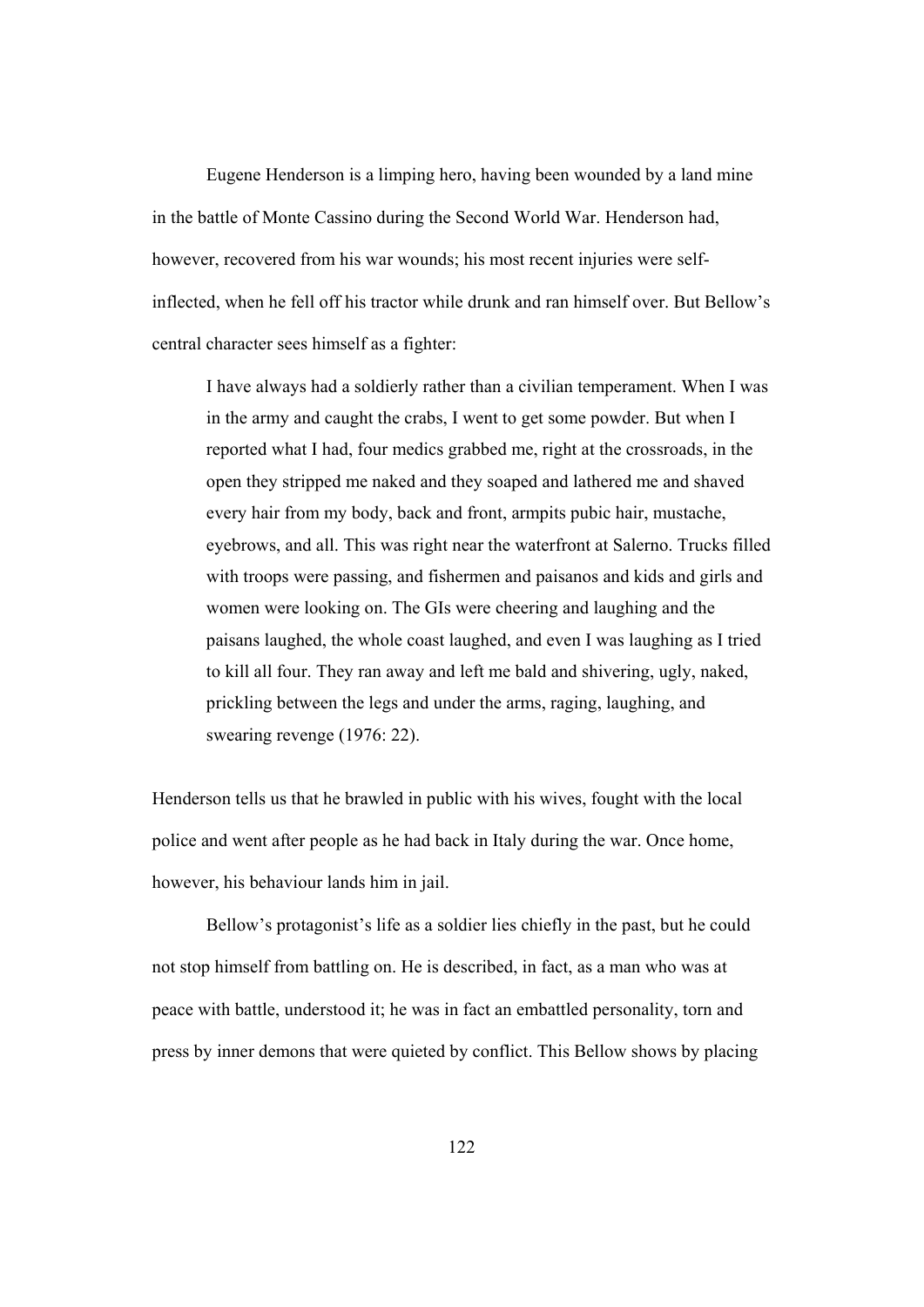Eugene Henderson is a limping hero, having been wounded by a land mine in the battle of Monte Cassino during the Second World War. Henderson had, however, recovered from his war wounds; his most recent injuries were self-inflicted, when he fell off his tractor while drunk and ran himself over. But Bellow's central character sees himself as a fighter:

> I have always had a soldierly rather than a civilian temperament. When I was in the army and caught the crabs, I went to get some powder. But when I reported what I had, four medics grabbed me, right at the crossroads, in the open they stripped me naked and they soaped and lathered me and shaved every hair from my body, back and front, armpits pubic hair, mustache, eyebrows, and all. This was right near the waterfront at Salerno. Trucks filled with troops were passing, and fishermen and paisanos and kids and girls and women were looking on. The GIs were cheering and laughing and the paisans laughed, the whole coast laughed, and even I was laughing as I tried to kill all four. They ran away and left me bald and shivering, ugly, naked, prickling between the legs and under the arms, raging, laughing, and swearing revenge (1976: 22).

Henderson tells us that he brawled in public with his wives, fought with the local police and went after people as he had back in Italy during the war. Once home, however, his behaviour lands him in jail.

Bellow's protagonist's life as a soldier lies chiefly in the past, but he could not stop himself from battling on. He is described, in fact, as a man who was at peace with battle, understood it; he was in fact an embattled personality, torn and press by inner demons that were quieted by conflict. This Bellow shows by placing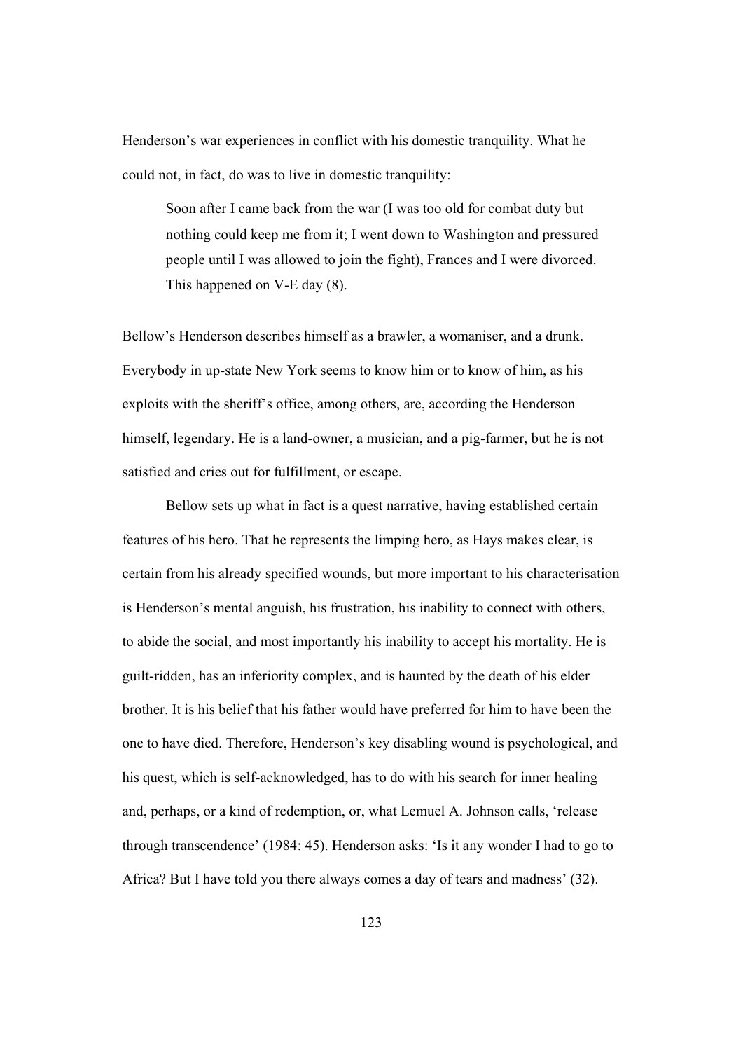Henderson's war experiences in conflict with his domestic tranquility. What he could not, in fact, do was to live in domestic tranquility:

> Soon after I came back from the war (I was too old for combat duty but nothing could keep me from it; I went down to Washington and pressured people until I was allowed to join the fight), Frances and I were divorced. This happened on V-E day (8).

Bellow's Henderson describes himself as a brawler, a womaniser, and a drunk. Everybody in up-state New York seems to know him or to know of him, as his exploits with the sheriff's office, among others, are, according the Henderson himself, legendary. He is a land-owner, a musician, and a pig-farmer, but he is not satisfied and cries out for fulfillment, or escape.

Bellow sets up what in fact is a quest narrative, having established certain features of his hero. That he represents the limping hero, as Hays makes clear, is certain from his already specified wounds, but more important to his characterisation is Henderson's mental anguish, his frustration, his inability to connect with others, to abide the social, and most importantly his inability to accept his mortality. He is guilt-ridden, has an inferiority complex, and is haunted by the death of his elder brother. It is his belief that his father would have preferred for him to have been the one to have died. Therefore, Henderson's key disabling wound is psychological, and his quest, which is self-acknowledged, has to do with his search for inner healing and, perhaps, or a kind of redemption, or, what Lemuel A. Johnson calls, 'release through transcendence' (1984: 45). Henderson asks: 'Is it any wonder I had to go to Africa? But I have told you there always comes a day of tears and madness' (32).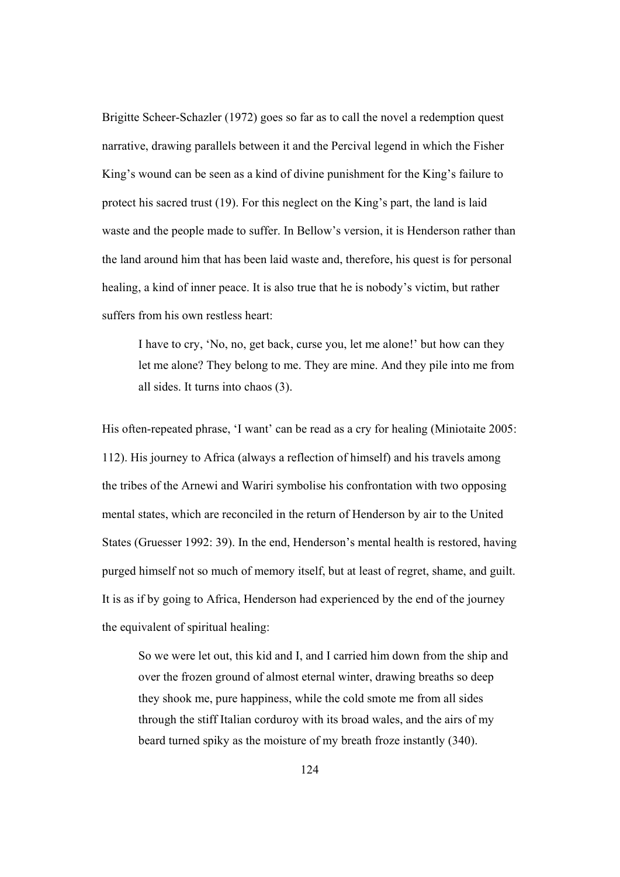Brigitte Scheer-Schazler (1972) goes so far as to call the novel a redemption quest narrative, drawing parallels between it and the Percival legend in which the Fisher King's wound can be seen as a kind of divine punishment for the King's failure to protect his sacred trust (19). For this neglect on the King's part, the land is laid waste and the people made to suffer. In Bellow's version, it is Henderson rather than the land around him that has been laid waste and, therefore, his quest is for personal healing, a kind of inner peace. It is also true that he is nobody's victim, but rather suffers from his own restless heart:

> I have to cry, 'No, no, get back, curse you, let me alone!' but how can they let me alone? They belong to me. They are mine. And they pile into me from all sides. It turns into chaos (3).

His often-repeated phrase, 'I want' can be read as a cry for healing (Miniotaite 2005: 112). His journey to Africa (always a reflection of himself) and his travels among the tribes of the Arnewi and Wariri symbolise his confrontation with two opposing mental states, which are reconciled in the return of Henderson by air to the United States (Gruesser 1992: 39). In the end, Henderson's mental health is restored, having purged himself not so much of memory itself, but at least of regret, shame, and guilt. It is as if by going to Africa, Henderson had experienced by the end of the journey the equivalent of spiritual healing:

> So we were let out, this kid and I, and I carried him down from the ship and over the frozen ground of almost eternal winter, drawing breaths so deep they shook me, pure happiness, while the cold smote me from all sides through the stiff Italian corduroy with its broad wales, and the airs of my beard turned spiky as the moisture of my breath froze instantly (340).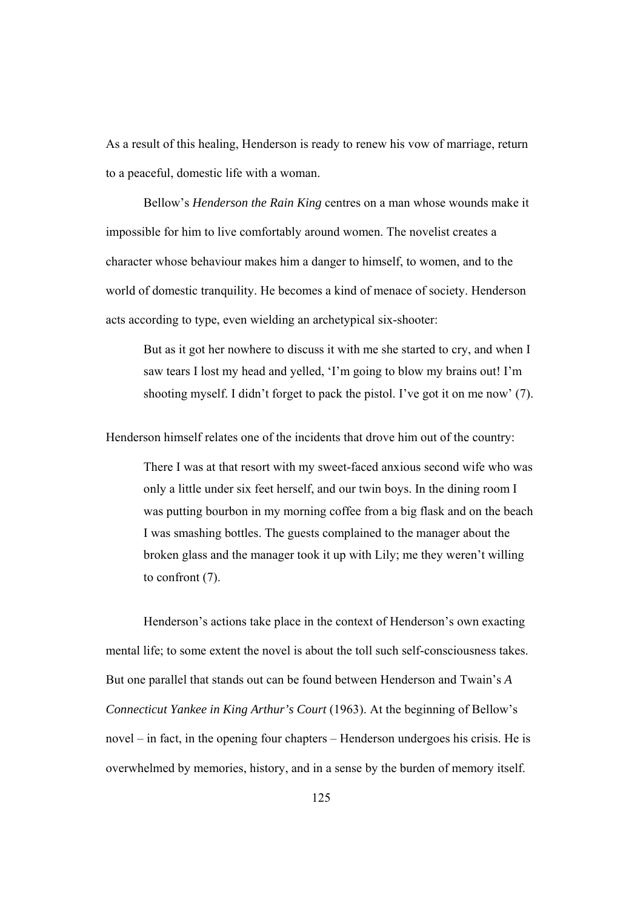As a result of this healing, Henderson is ready to renew his vow of marriage, return to a peaceful, domestic life with a woman.

Bellow's *Henderson the Rain King* centres on a man whose wounds make it impossible for him to live comfortably around women. The novelist creates a character whose behaviour makes him a danger to himself, to women, and to the world of domestic tranquility. He becomes a kind of menace of society. Henderson acts according to type, even wielding an archetypical six-shooter:

> But as it got her nowhere to discuss it with me she started to cry, and when I saw tears I lost my head and yelled, 'I'm going to blow my brains out! I'm shooting myself. I didn't forget to pack the pistol. I've got it on me now' (7).

Henderson himself relates one of the incidents that drove him out of the country:

> There I was at that resort with my sweet-faced anxious second wife who was only a little under six feet herself, and our twin boys. In the dining room I was putting bourbon in my morning coffee from a big flask and on the beach I was smashing bottles. The guests complained to the manager about the broken glass and the manager took it up with Lily; me they weren't willing to confront (7).

Henderson's actions take place in the context of Henderson's own exacting mental life; to some extent the novel is about the toll such self-consciousness takes. But one parallel that stands out can be found between Henderson and Twain's *A Connecticut Yankee in King Arthur's Court* (1963). At the beginning of Bellow's novel – in fact, in the opening four chapters – Henderson undergoes his crisis. He is overwhelmed by memories, history, and in a sense by the burden of memory itself.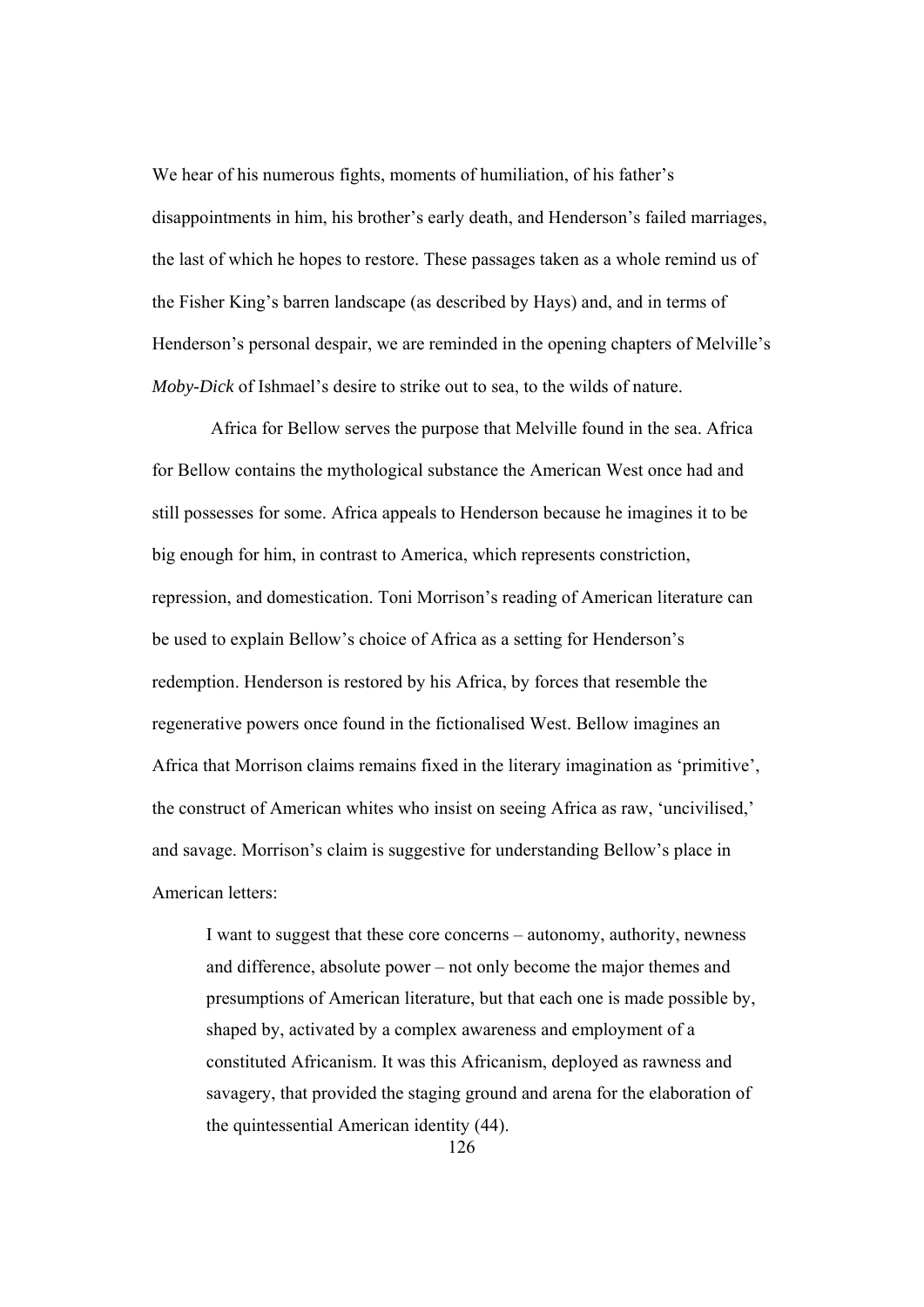We hear of his numerous fights, moments of humiliation, of his father's disappointments in him, his brother's early death, and Henderson's failed marriages, the last of which he hopes to restore. These passages taken as a whole remind us of the Fisher King's barren landscape (as described by Hays) and, and in terms of Henderson's personal despair, we are reminded in the opening chapters of Melville's *Moby-Dick* of Ishmael's desire to strike out to sea, to the wilds of nature.

Africa for Bellow serves the purpose that Melville found in the sea. Africa for Bellow contains the mythological substance the American West once had and still possesses for some. Africa appeals to Henderson because he imagines it to be big enough for him, in contrast to America, which represents constriction, repression, and domestication. Toni Morrison's reading of American literature can be used to explain Bellow's choice of Africa as a setting for Henderson's redemption. Henderson is restored by his Africa, by forces that resemble the regenerative powers once found in the fictionalised West. Bellow imagines an Africa that Morrison claims remains fixed in the literary imagination as 'primitive', the construct of American whites who insist on seeing Africa as raw, 'uncivilised,' and savage. Morrison's claim is suggestive for understanding Bellow's place in American letters:

> I want to suggest that these core concerns – autonomy, authority, newness and difference, absolute power – not only become the major themes and presumptions of American literature, but that each one is made possible by, shaped by, activated by a complex awareness and employment of a constituted Africanism. It was this Africanism, deployed as rawness and savagery, that provided the staging ground and arena for the elaboration of the quintessential American identity (44).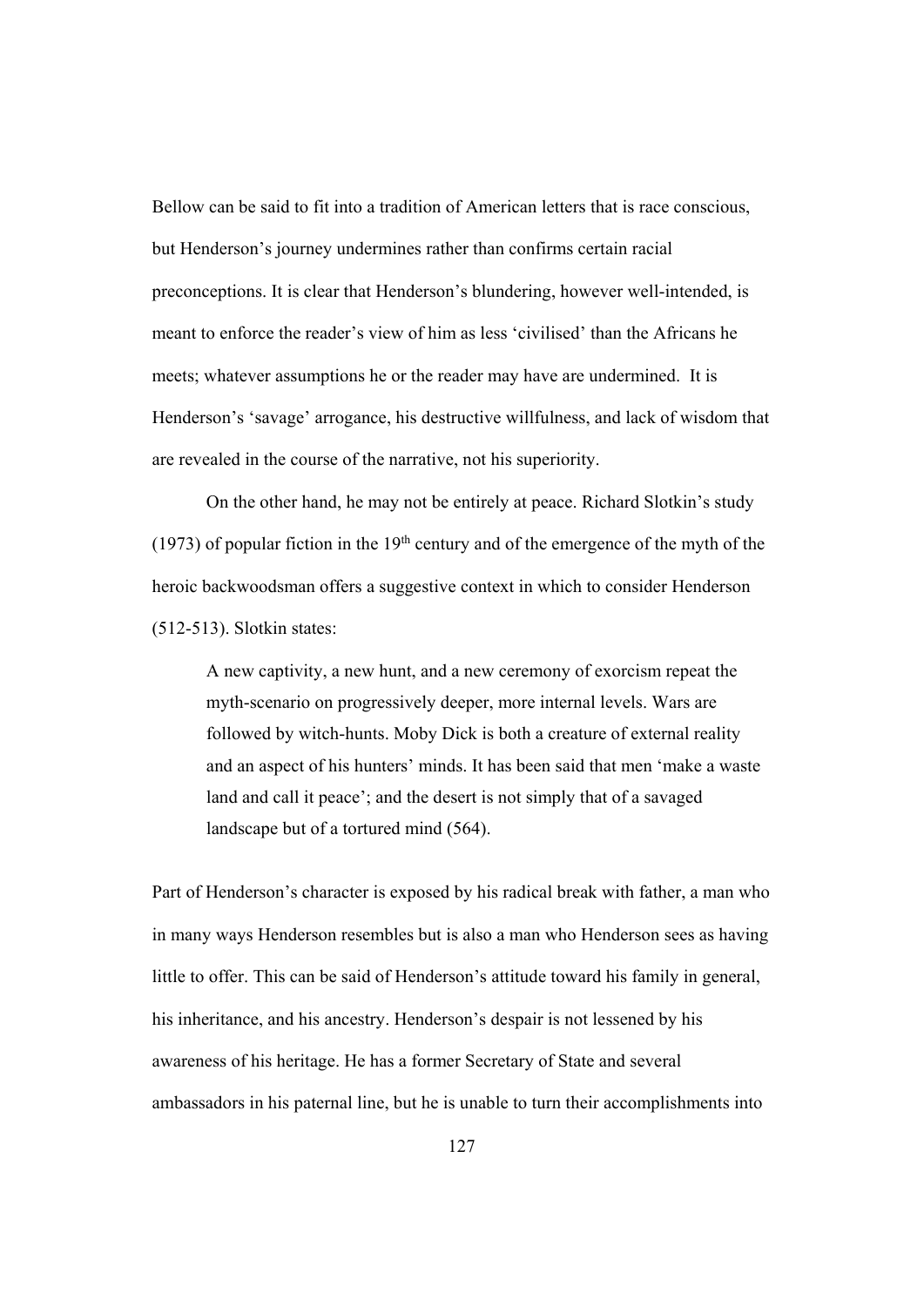Bellow can be said to fit into a tradition of American letters that is race conscious, but Henderson's journey undermines rather than confirms certain racial preconceptions. It is clear that Henderson's blundering, however well-intended, is meant to enforce the reader's view of him as less 'civilised' than the Africans he meets; whatever assumptions he or the reader may have are undermined. It is Henderson's 'savage' arrogance, his destructive willfulness, and lack of wisdom that are revealed in the course of the narrative, not his superiority.

On the other hand, he may not be entirely at peace. Richard Slotkin's study (1973) of popular fiction in the 19th century and of the emergence of the myth of the heroic backwoodsman offers a suggestive context in which to consider Henderson (512-513). Slotkin states:

> A new captivity, a new hunt, and a new ceremony of exorcism repeat the myth-scenario on progressively deeper, more internal levels. Wars are followed by witch-hunts. Moby Dick is both a creature of external reality and an aspect of his hunters' minds. It has been said that men 'make a waste land and call it peace'; and the desert is not simply that of a savaged landscape but of a tortured mind (564).

Part of Henderson's character is exposed by his radical break with father, a man who in many ways Henderson resembles but is also a man who Henderson sees as having little to offer. This can be said of Henderson's attitude toward his family in general, his inheritance, and his ancestry. Henderson's despair is not lessened by his awareness of his heritage. He has a former Secretary of State and several ambassadors in his paternal line, but he is unable to turn their accomplishments into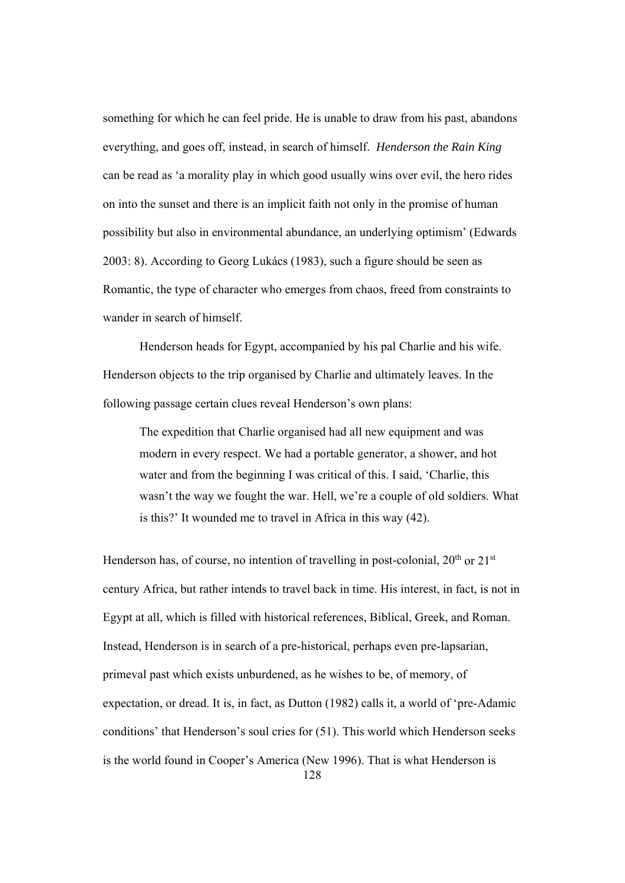something for which he can feel pride. He is unable to draw from his past, abandons everything, and goes off, instead, in search of himself. *Henderson the Rain King* can be read as 'a morality play in which good usually wins over evil, the hero rides on into the sunset and there is an implicit faith not only in the promise of human possibility but also in environmental abundance, an underlying optimism' (Edwards 2003: 8). According to Georg Lukács (1983), such a figure should be seen as Romantic, the type of character who emerges from chaos, freed from constraints to wander in search of himself.

Henderson heads for Egypt, accompanied by his pal Charlie and his wife. Henderson objects to the trip organised by Charlie and ultimately leaves. In the following passage certain clues reveal Henderson's own plans:

> The expedition that Charlie organised had all new equipment and was modern in every respect. We had a portable generator, a shower, and hot water and from the beginning I was critical of this. I said, 'Charlie, this wasn't the way we fought the war. Hell, we're a couple of old soldiers. What is this?' It wounded me to travel in Africa in this way (42).

Henderson has, of course, no intention of travelling in post-colonial, 20th or 21st century Africa, but rather intends to travel back in time. His interest, in fact, is not in Egypt at all, which is filled with historical references, Biblical, Greek, and Roman. Instead, Henderson is in search of a pre-historical, perhaps even pre-lapsarian, primeval past which exists unburdened, as he wishes to be, of memory, of expectation, or dread. It is, in fact, as Dutton (1982) calls it, a world of 'pre-Adamic conditions' that Henderson's soul cries for (51). This world which Henderson seeks is the world found in Cooper's America (New 1996). That is what Henderson is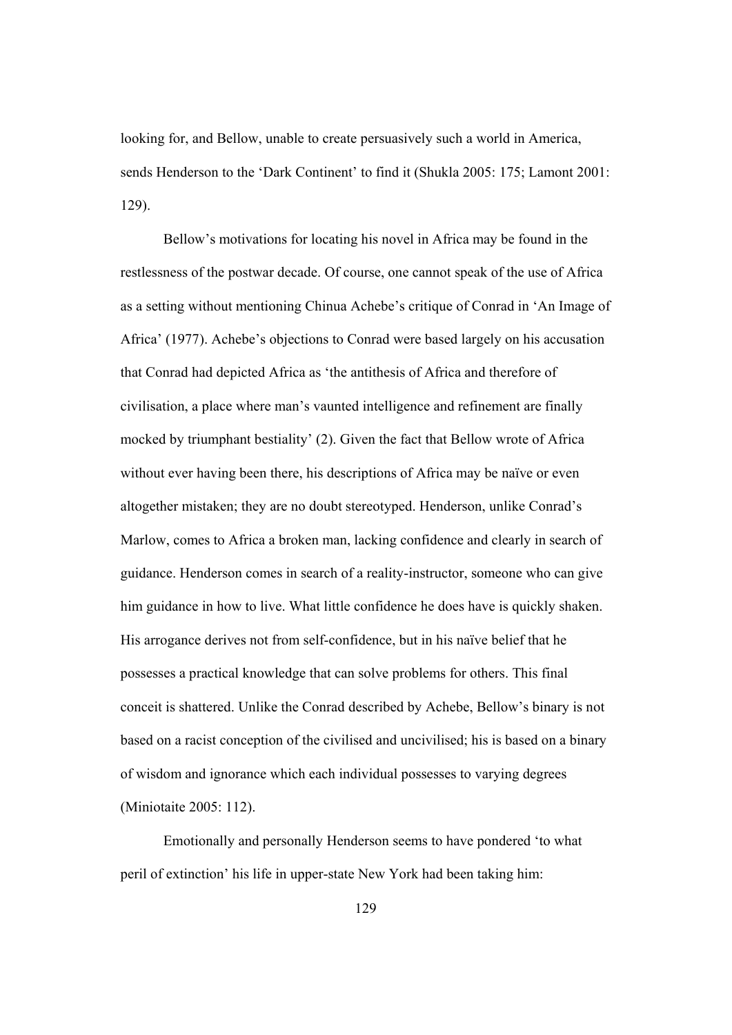looking for, and Bellow, unable to create persuasively such a world in America, sends Henderson to the 'Dark Continent' to find it (Shukla 2005: 175; Lamont 2001: 129).

Bellow's motivations for locating his novel in Africa may be found in the restlessness of the postwar decade. Of course, one cannot speak of the use of Africa as a setting without mentioning Chinua Achebe's critique of Conrad in 'An Image of Africa' (1977). Achebe's objections to Conrad were based largely on his accusation that Conrad had depicted Africa as 'the antithesis of Africa and therefore of civilisation, a place where man's vaunted intelligence and refinement are finally mocked by triumphant bestiality' (2). Given the fact that Bellow wrote of Africa without ever having been there, his descriptions of Africa may be naïve or even altogether mistaken; they are no doubt stereotyped. Henderson, unlike Conrad's Marlow, comes to Africa a broken man, lacking confidence and clearly in search of guidance. Henderson comes in search of a reality-instructor, someone who can give him guidance in how to live. What little confidence he does have is quickly shaken. His arrogance derives not from self-confidence, but in his naïve belief that he possesses a practical knowledge that can solve problems for others. This final conceit is shattered. Unlike the Conrad described by Achebe, Bellow's binary is not based on a racist conception of the civilised and uncivilised; his is based on a binary of wisdom and ignorance which each individual possesses to varying degrees (Miniotaite 2005: 112).

Emotionally and personally Henderson seems to have pondered 'to what peril of extinction' his life in upper-state New York had been taking him: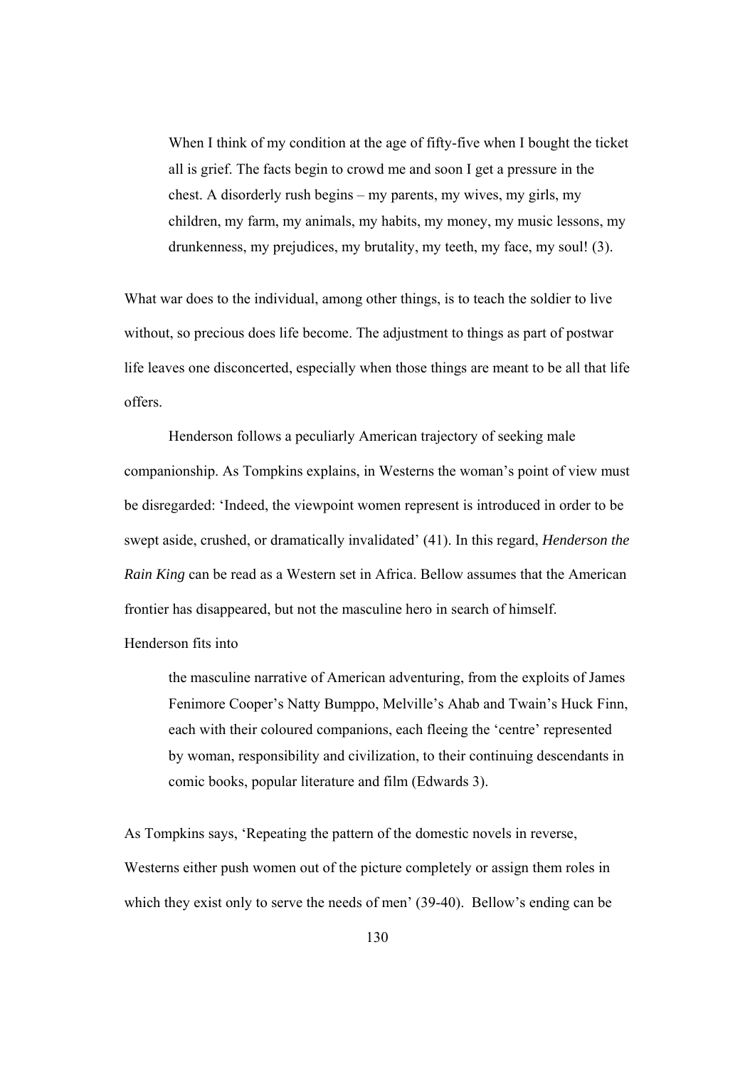> When I think of my condition at the age of fifty-five when I bought the ticket all is grief. The facts begin to crowd me and soon I get a pressure in the chest. A disorderly rush begins – my parents, my wives, my girls, my children, my farm, my animals, my habits, my money, my music lessons, my drunkenness, my prejudices, my brutality, my teeth, my face, my soul! (3).

What war does to the individual, among other things, is to teach the soldier to live without, so precious does life become. The adjustment to things as part of postwar life leaves one disconcerted, especially when those things are meant to be all that life offers.

Henderson follows a peculiarly American trajectory of seeking male companionship. As Tompkins explains, in Westerns the woman's point of view must be disregarded: 'Indeed, the viewpoint women represent is introduced in order to be swept aside, crushed, or dramatically invalidated' (41). In this regard, *Henderson the Rain King* can be read as a Western set in Africa. Bellow assumes that the American frontier has disappeared, but not the masculine hero in search of himself. Henderson fits into

> the masculine narrative of American adventuring, from the exploits of James Fenimore Cooper's Natty Bumppo, Melville's Ahab and Twain's Huck Finn, each with their coloured companions, each fleeing the 'centre' represented by woman, responsibility and civilization, to their continuing descendants in comic books, popular literature and film (Edwards 3).

As Tompkins says, 'Repeating the pattern of the domestic novels in reverse, Westerns either push women out of the picture completely or assign them roles in which they exist only to serve the needs of men' (39-40). Bellow's ending can be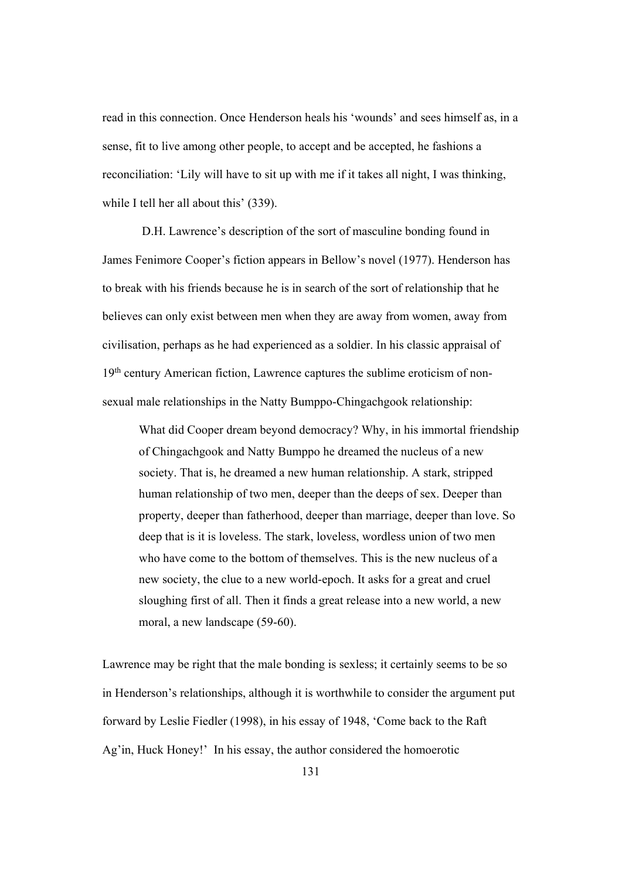read in this connection. Once Henderson heals his 'wounds' and sees himself as, in a sense, fit to live among other people, to accept and be accepted, he fashions a reconciliation: 'Lily will have to sit up with me if it takes all night, I was thinking, while I tell her all about this' (339).

D.H. Lawrence's description of the sort of masculine bonding found in James Fenimore Cooper's fiction appears in Bellow's novel (1977). Henderson has to break with his friends because he is in search of the sort of relationship that he believes can only exist between men when they are away from women, away from civilisation, perhaps as he had experienced as a soldier. In his classic appraisal of 19th century American fiction, Lawrence captures the sublime eroticism of non-sexual male relationships in the Natty Bumppo-Chingachgook relationship:

> What did Cooper dream beyond democracy? Why, in his immortal friendship of Chingachgook and Natty Bumppo he dreamed the nucleus of a new society. That is, he dreamed a new human relationship. A stark, stripped human relationship of two men, deeper than the deeps of sex. Deeper than property, deeper than fatherhood, deeper than marriage, deeper than love. So deep that is it is loveless. The stark, loveless, wordless union of two men who have come to the bottom of themselves. This is the new nucleus of a new society, the clue to a new world-epoch. It asks for a great and cruel sloughing first of all. Then it finds a great release into a new world, a new moral, a new landscape (59-60).

Lawrence may be right that the male bonding is sexless; it certainly seems to be so in Henderson's relationships, although it is worthwhile to consider the argument put forward by Leslie Fiedler (1998), in his essay of 1948, 'Come back to the Raft Ag'in, Huck Honey!' In his essay, the author considered the homoerotic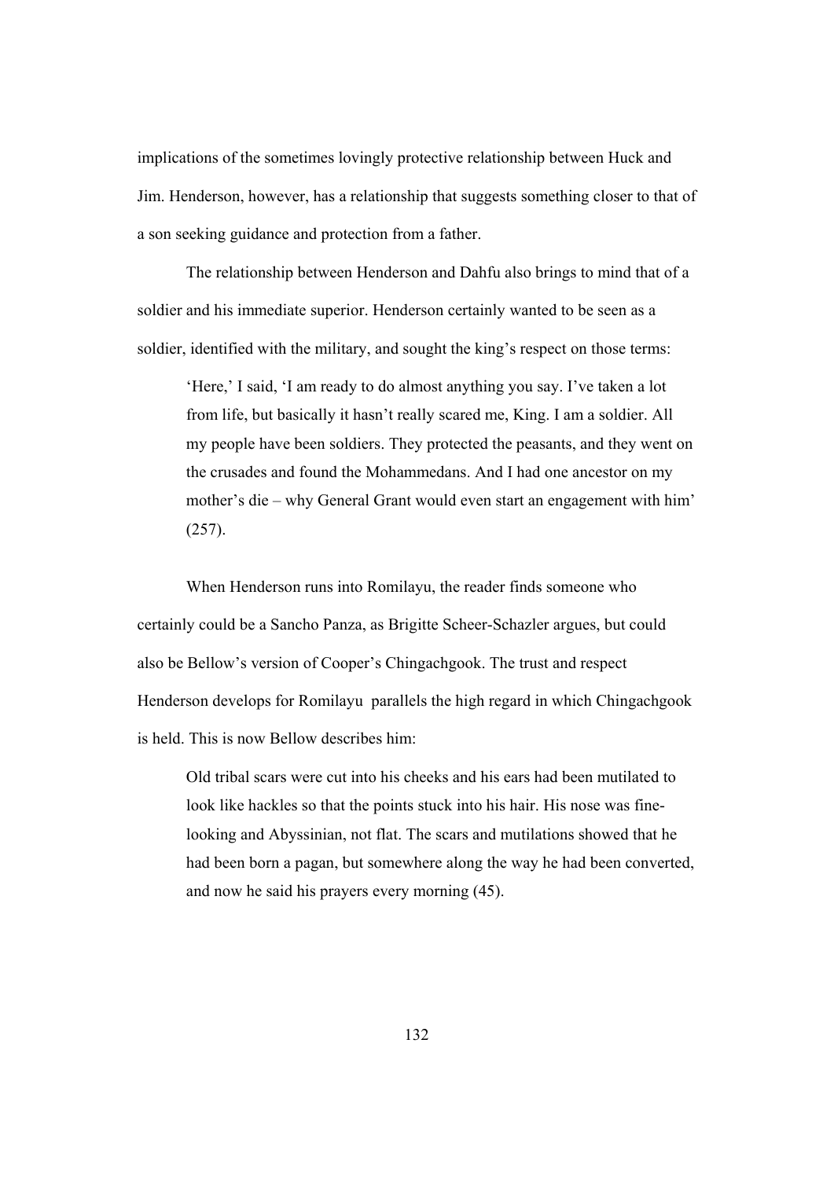implications of the sometimes lovingly protective relationship between Huck and Jim. Henderson, however, has a relationship that suggests something closer to that of a son seeking guidance and protection from a father.

The relationship between Henderson and Dahfu also brings to mind that of a soldier and his immediate superior. Henderson certainly wanted to be seen as a soldier, identified with the military, and sought the king's respect on those terms:

> 'Here,' I said, 'I am ready to do almost anything you say. I've taken a lot from life, but basically it hasn't really scared me, King. I am a soldier. All my people have been soldiers. They protected the peasants, and they went on the crusades and found the Mohammedans. And I had one ancestor on my mother's die – why General Grant would even start an engagement with him' (257).

When Henderson runs into Romilayu, the reader finds someone who certainly could be a Sancho Panza, as Brigitte Scheer-Schazler argues, but could also be Bellow's version of Cooper's Chingachgook. The trust and respect Henderson develops for Romilayu parallels the high regard in which Chingachgook is held. This is now Bellow describes him:

> Old tribal scars were cut into his cheeks and his ears had been mutilated to look like hackles so that the points stuck into his hair. His nose was fine-looking and Abyssinian, not flat. The scars and mutilations showed that he had been born a pagan, but somewhere along the way he had been converted, and now he said his prayers every morning (45).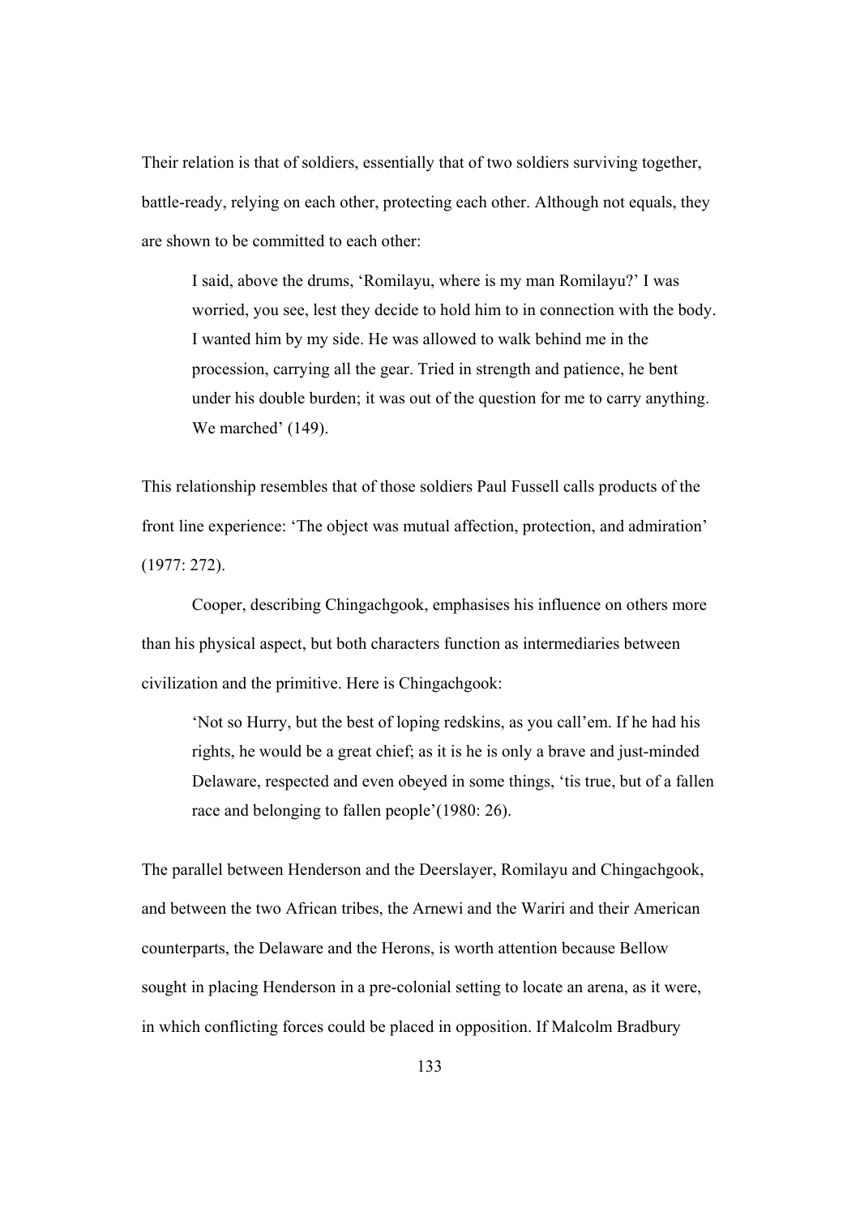Their relation is that of soldiers, essentially that of two soldiers surviving together, battle-ready, relying on each other, protecting each other. Although not equals, they are shown to be committed to each other:

> I said, above the drums, 'Romilayu, where is my man Romilayu?' I was worried, you see, lest they decide to hold him to in connection with the body. I wanted him by my side. He was allowed to walk behind me in the procession, carrying all the gear. Tried in strength and patience, he bent under his double burden; it was out of the question for me to carry anything. We marched' (149).

This relationship resembles that of those soldiers Paul Fussell calls products of the front line experience: 'The object was mutual affection, protection, and admiration' (1977: 272).

Cooper, describing Chingachgook, emphasises his influence on others more than his physical aspect, but both characters function as intermediaries between civilization and the primitive. Here is Chingachgook:

> 'Not so Hurry, but the best of loping redskins, as you call'em. If he had his rights, he would be a great chief; as it is he is only a brave and just-minded Delaware, respected and even obeyed in some things, 'tis true, but of a fallen race and belonging to fallen people'(1980: 26).

The parallel between Henderson and the Deerslayer, Romilayu and Chingachgook, and between the two African tribes, the Arnewi and the Wariri and their American counterparts, the Delaware and the Herons, is worth attention because Bellow sought in placing Henderson in a pre-colonial setting to locate an arena, as it were, in which conflicting forces could be placed in opposition. If Malcolm Bradbury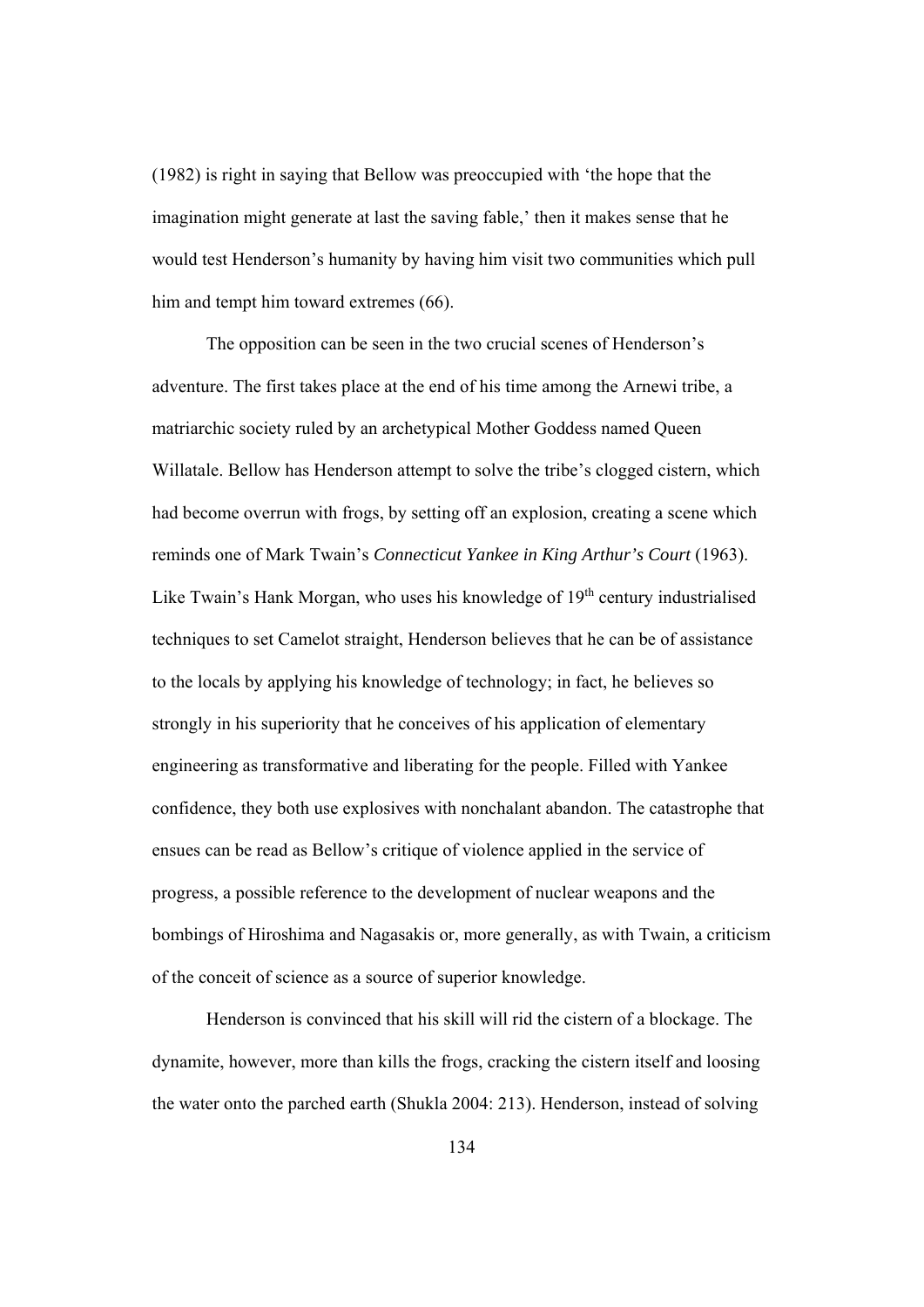(1982) is right in saying that Bellow was preoccupied with 'the hope that the imagination might generate at last the saving fable,' then it makes sense that he would test Henderson's humanity by having him visit two communities which pull him and tempt him toward extremes (66).

The opposition can be seen in the two crucial scenes of Henderson's adventure. The first takes place at the end of his time among the Arnewi tribe, a matriarchic society ruled by an archetypical Mother Goddess named Queen Willatale. Bellow has Henderson attempt to solve the tribe's clogged cistern, which had become overrun with frogs, by setting off an explosion, creating a scene which reminds one of Mark Twain's *Connecticut Yankee in King Arthur's Court* (1963). Like Twain's Hank Morgan, who uses his knowledge of 19th century industrialised techniques to set Camelot straight, Henderson believes that he can be of assistance to the locals by applying his knowledge of technology; in fact, he believes so strongly in his superiority that he conceives of his application of elementary engineering as transformative and liberating for the people. Filled with Yankee confidence, they both use explosives with nonchalant abandon. The catastrophe that ensues can be read as Bellow's critique of violence applied in the service of progress, a possible reference to the development of nuclear weapons and the bombings of Hiroshima and Nagasakis or, more generally, as with Twain, a criticism of the conceit of science as a source of superior knowledge.

Henderson is convinced that his skill will rid the cistern of a blockage. The dynamite, however, more than kills the frogs, cracking the cistern itself and loosing the water onto the parched earth (Shukla 2004: 213). Henderson, instead of solving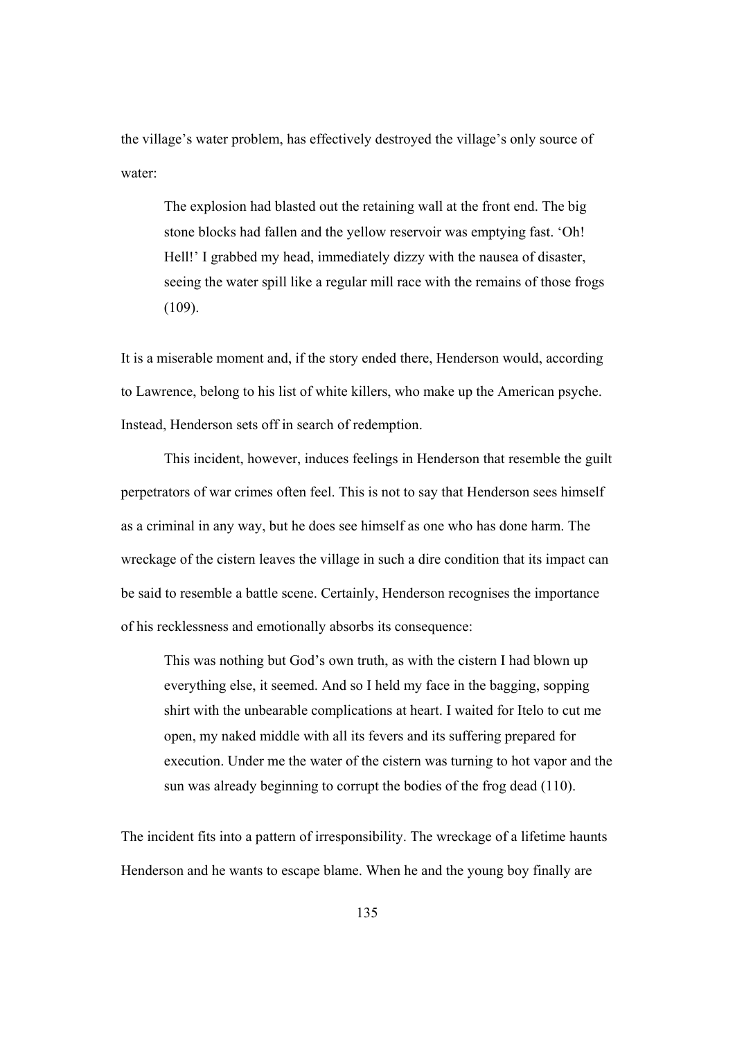the village's water problem, has effectively destroyed the village's only source of water:

> The explosion had blasted out the retaining wall at the front end. The big stone blocks had fallen and the yellow reservoir was emptying fast. 'Oh! Hell!' I grabbed my head, immediately dizzy with the nausea of disaster, seeing the water spill like a regular mill race with the remains of those frogs (109).

It is a miserable moment and, if the story ended there, Henderson would, according to Lawrence, belong to his list of white killers, who make up the American psyche. Instead, Henderson sets off in search of redemption.

This incident, however, induces feelings in Henderson that resemble the guilt perpetrators of war crimes often feel. This is not to say that Henderson sees himself as a criminal in any way, but he does see himself as one who has done harm. The wreckage of the cistern leaves the village in such a dire condition that its impact can be said to resemble a battle scene. Certainly, Henderson recognises the importance of his recklessness and emotionally absorbs its consequence:

> This was nothing but God's own truth, as with the cistern I had blown up everything else, it seemed. And so I held my face in the bagging, sopping shirt with the unbearable complications at heart. I waited for Itelo to cut me open, my naked middle with all its fevers and its suffering prepared for execution. Under me the water of the cistern was turning to hot vapor and the sun was already beginning to corrupt the bodies of the frog dead (110).

The incident fits into a pattern of irresponsibility. The wreckage of a lifetime haunts Henderson and he wants to escape blame. When he and the young boy finally are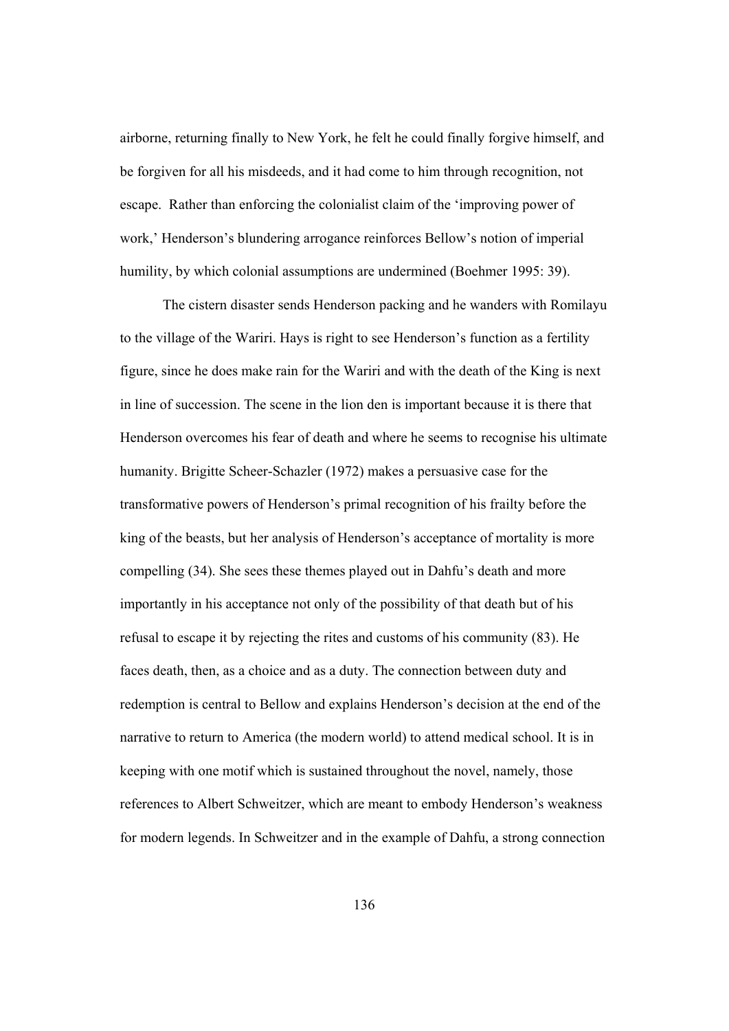airborne, returning finally to New York, he felt he could finally forgive himself, and be forgiven for all his misdeeds, and it had come to him through recognition, not escape. Rather than enforcing the colonialist claim of the 'improving power of work,' Henderson's blundering arrogance reinforces Bellow's notion of imperial humility, by which colonial assumptions are undermined (Boehmer 1995: 39).

The cistern disaster sends Henderson packing and he wanders with Romilayu to the village of the Wariri. Hays is right to see Henderson's function as a fertility figure, since he does make rain for the Wariri and with the death of the King is next in line of succession. The scene in the lion den is important because it is there that Henderson overcomes his fear of death and where he seems to recognise his ultimate humanity. Brigitte Scheer-Schazler (1972) makes a persuasive case for the transformative powers of Henderson's primal recognition of his frailty before the king of the beasts, but her analysis of Henderson's acceptance of mortality is more compelling (34). She sees these themes played out in Dahfu's death and more importantly in his acceptance not only of the possibility of that death but of his refusal to escape it by rejecting the rites and customs of his community (83). He faces death, then, as a choice and as a duty. The connection between duty and redemption is central to Bellow and explains Henderson's decision at the end of the narrative to return to America (the modern world) to attend medical school. It is in keeping with one motif which is sustained throughout the novel, namely, those references to Albert Schweitzer, which are meant to embody Henderson's weakness for modern legends. In Schweitzer and in the example of Dahfu, a strong connection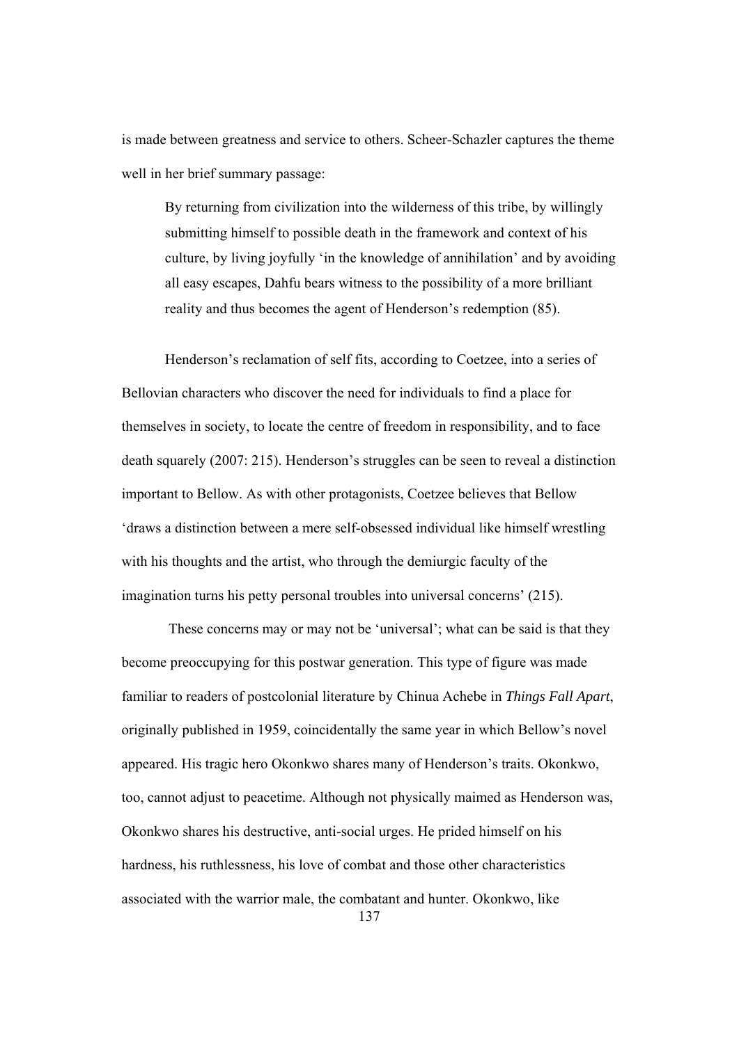is made between greatness and service to others. Scheer-Schazler captures the theme well in her brief summary passage:

> By returning from civilization into the wilderness of this tribe, by willingly submitting himself to possible death in the framework and context of his culture, by living joyfully 'in the knowledge of annihilation' and by avoiding all easy escapes, Dahfu bears witness to the possibility of a more brilliant reality and thus becomes the agent of Henderson's redemption (85).

Henderson's reclamation of self fits, according to Coetzee, into a series of Bellovian characters who discover the need for individuals to find a place for themselves in society, to locate the centre of freedom in responsibility, and to face death squarely (2007: 215). Henderson's struggles can be seen to reveal a distinction important to Bellow. As with other protagonists, Coetzee believes that Bellow 'draws a distinction between a mere self-obsessed individual like himself wrestling with his thoughts and the artist, who through the demiurgic faculty of the imagination turns his petty personal troubles into universal concerns' (215).

These concerns may or may not be 'universal'; what can be said is that they become preoccupying for this postwar generation. This type of figure was made familiar to readers of postcolonial literature by Chinua Achebe in *Things Fall Apart*, originally published in 1959, coincidentally the same year in which Bellow's novel appeared. His tragic hero Okonkwo shares many of Henderson's traits. Okonkwo, too, cannot adjust to peacetime. Although not physically maimed as Henderson was, Okonkwo shares his destructive, anti-social urges. He prided himself on his hardness, his ruthlessness, his love of combat and those other characteristics associated with the warrior male, the combatant and hunter. Okonkwo, like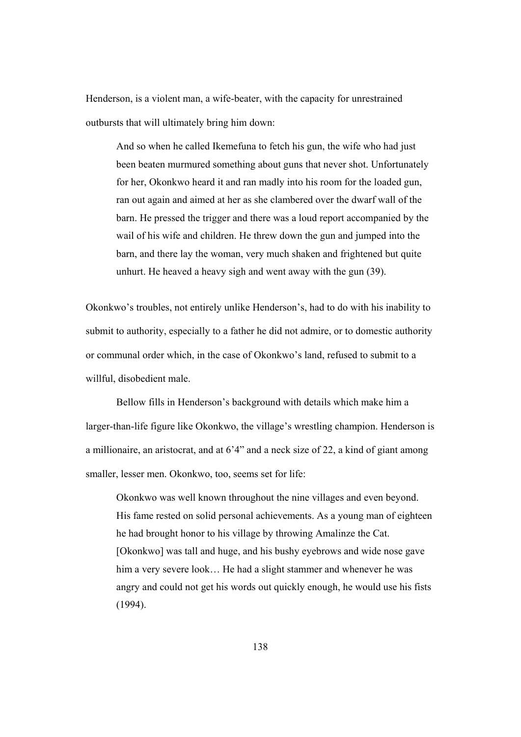Henderson, is a violent man, a wife-beater, with the capacity for unrestrained outbursts that will ultimately bring him down:

> And so when he called Ikemefuna to fetch his gun, the wife who had just been beaten murmured something about guns that never shot. Unfortunately for her, Okonkwo heard it and ran madly into his room for the loaded gun, ran out again and aimed at her as she clambered over the dwarf wall of the barn. He pressed the trigger and there was a loud report accompanied by the wail of his wife and children. He threw down the gun and jumped into the barn, and there lay the woman, very much shaken and frightened but quite unhurt. He heaved a heavy sigh and went away with the gun (39).

Okonkwo's troubles, not entirely unlike Henderson's, had to do with his inability to submit to authority, especially to a father he did not admire, or to domestic authority or communal order which, in the case of Okonkwo's land, refused to submit to a willful, disobedient male.

Bellow fills in Henderson's background with details which make him a larger-than-life figure like Okonkwo, the village's wrestling champion. Henderson is a millionaire, an aristocrat, and at 6'4" and a neck size of 22, a kind of giant among smaller, lesser men. Okonkwo, too, seems set for life:

> Okonkwo was well known throughout the nine villages and even beyond. His fame rested on solid personal achievements. As a young man of eighteen he had brought honor to his village by throwing Amalinze the Cat. [Okonkwo] was tall and huge, and his bushy eyebrows and wide nose gave him a very severe look… He had a slight stammer and whenever he was angry and could not get his words out quickly enough, he would use his fists (1994).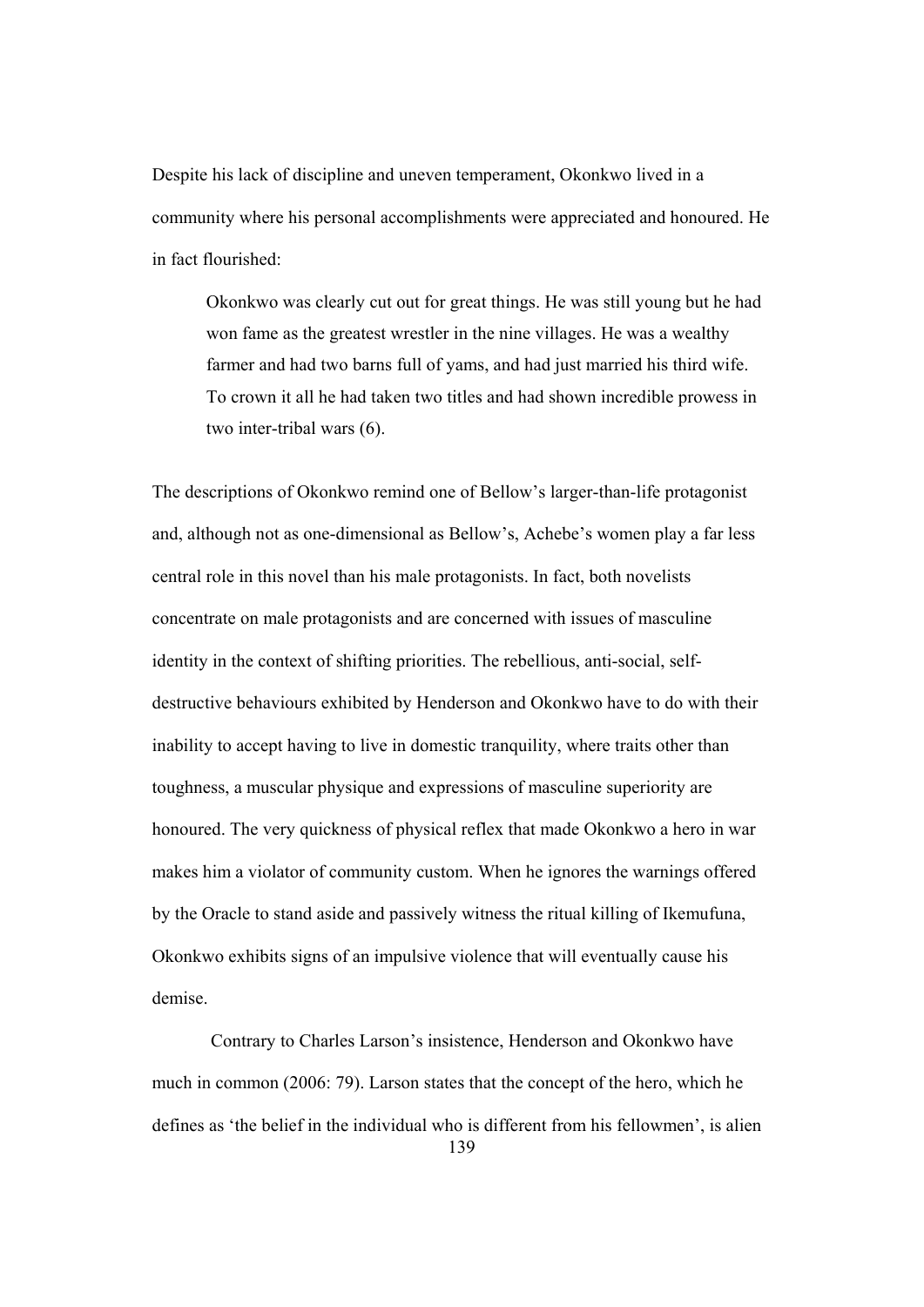Despite his lack of discipline and uneven temperament, Okonkwo lived in a community where his personal accomplishments were appreciated and honoured. He in fact flourished:

> Okonkwo was clearly cut out for great things. He was still young but he had won fame as the greatest wrestler in the nine villages. He was a wealthy farmer and had two barns full of yams, and had just married his third wife. To crown it all he had taken two titles and had shown incredible prowess in two inter-tribal wars (6).

The descriptions of Okonkwo remind one of Bellow's larger-than-life protagonist and, although not as one-dimensional as Bellow's, Achebe's women play a far less central role in this novel than his male protagonists. In fact, both novelists concentrate on male protagonists and are concerned with issues of masculine identity in the context of shifting priorities. The rebellious, anti-social, self-destructive behaviours exhibited by Henderson and Okonkwo have to do with their inability to accept having to live in domestic tranquility, where traits other than toughness, a muscular physique and expressions of masculine superiority are honoured. The very quickness of physical reflex that made Okonkwo a hero in war makes him a violator of community custom. When he ignores the warnings offered by the Oracle to stand aside and passively witness the ritual killing of Ikemufuna, Okonkwo exhibits signs of an impulsive violence that will eventually cause his demise.

Contrary to Charles Larson's insistence, Henderson and Okonkwo have much in common (2006: 79). Larson states that the concept of the hero, which he defines as 'the belief in the individual who is different from his fellowmen', is alien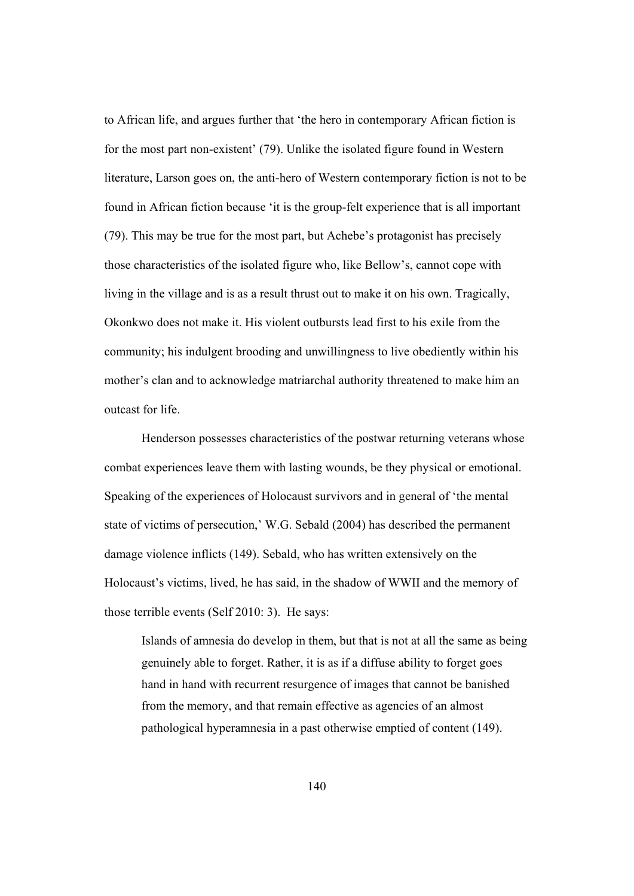to African life, and argues further that 'the hero in contemporary African fiction is for the most part non-existent' (79). Unlike the isolated figure found in Western literature, Larson goes on, the anti-hero of Western contemporary fiction is not to be found in African fiction because 'it is the group-felt experience that is all important (79). This may be true for the most part, but Achebe's protagonist has precisely those characteristics of the isolated figure who, like Bellow's, cannot cope with living in the village and is as a result thrust out to make it on his own. Tragically, Okonkwo does not make it. His violent outbursts lead first to his exile from the community; his indulgent brooding and unwillingness to live obediently within his mother's clan and to acknowledge matriarchal authority threatened to make him an outcast for life.

Henderson possesses characteristics of the postwar returning veterans whose combat experiences leave them with lasting wounds, be they physical or emotional. Speaking of the experiences of Holocaust survivors and in general of 'the mental state of victims of persecution,' W.G. Sebald (2004) has described the permanent damage violence inflicts (149). Sebald, who has written extensively on the Holocaust's victims, lived, he has said, in the shadow of WWII and the memory of those terrible events (Self 2010: 3). He says:

> Islands of amnesia do develop in them, but that is not at all the same as being genuinely able to forget. Rather, it is as if a diffuse ability to forget goes hand in hand with recurrent resurgence of images that cannot be banished from the memory, and that remain effective as agencies of an almost pathological hyperamnesia in a past otherwise emptied of content (149).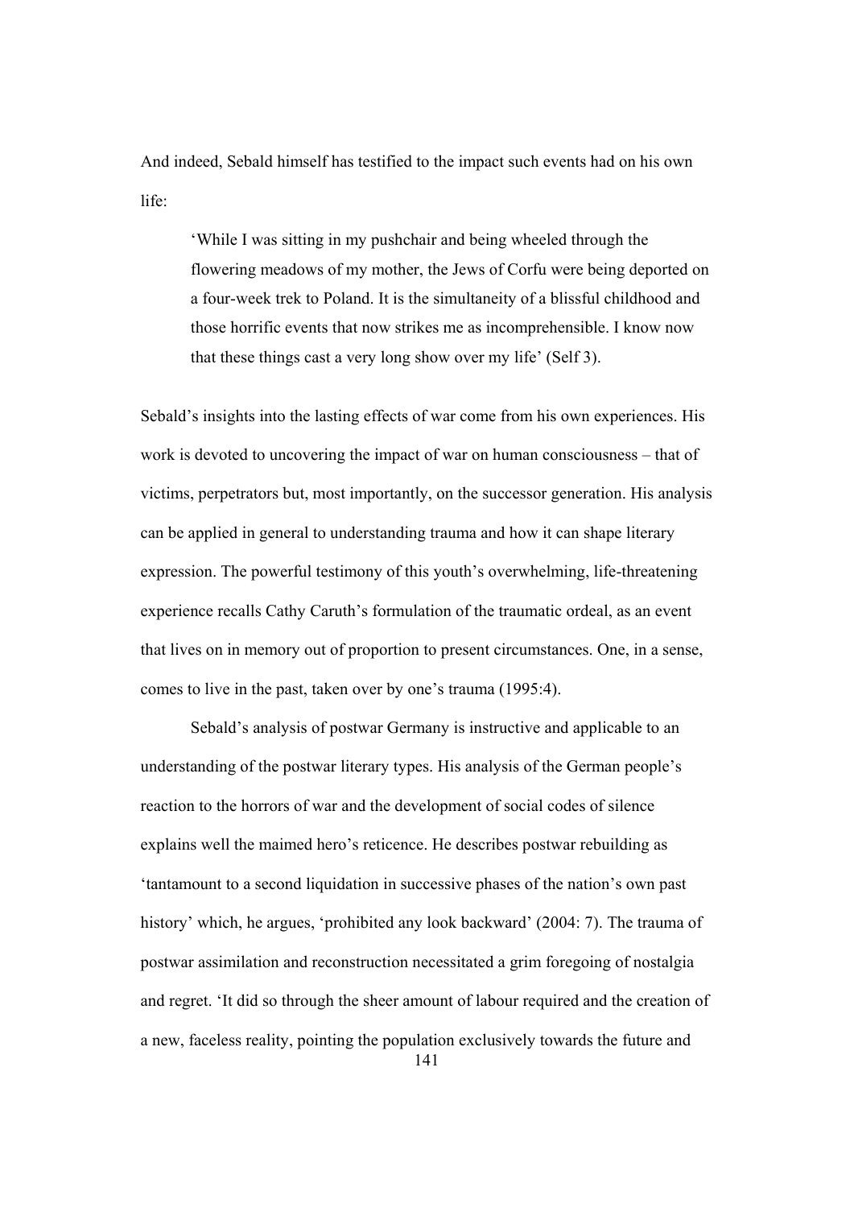And indeed, Sebald himself has testified to the impact such events had on his own life:

> 'While I was sitting in my pushchair and being wheeled through the flowering meadows of my mother, the Jews of Corfu were being deported on a four-week trek to Poland. It is the simultaneity of a blissful childhood and those horrific events that now strikes me as incomprehensible. I know now that these things cast a very long show over my life' (Self 3).

Sebald's insights into the lasting effects of war come from his own experiences. His work is devoted to uncovering the impact of war on human consciousness – that of victims, perpetrators but, most importantly, on the successor generation. His analysis can be applied in general to understanding trauma and how it can shape literary expression. The powerful testimony of this youth's overwhelming, life-threatening experience recalls Cathy Caruth's formulation of the traumatic ordeal, as an event that lives on in memory out of proportion to present circumstances. One, in a sense, comes to live in the past, taken over by one's trauma (1995:4).

Sebald's analysis of postwar Germany is instructive and applicable to an understanding of the postwar literary types. His analysis of the German people's reaction to the horrors of war and the development of social codes of silence explains well the maimed hero's reticence. He describes postwar rebuilding as 'tantamount to a second liquidation in successive phases of the nation's own past history' which, he argues, 'prohibited any look backward' (2004: 7). The trauma of postwar assimilation and reconstruction necessitated a grim foregoing of nostalgia and regret. 'It did so through the sheer amount of labour required and the creation of a new, faceless reality, pointing the population exclusively towards the future and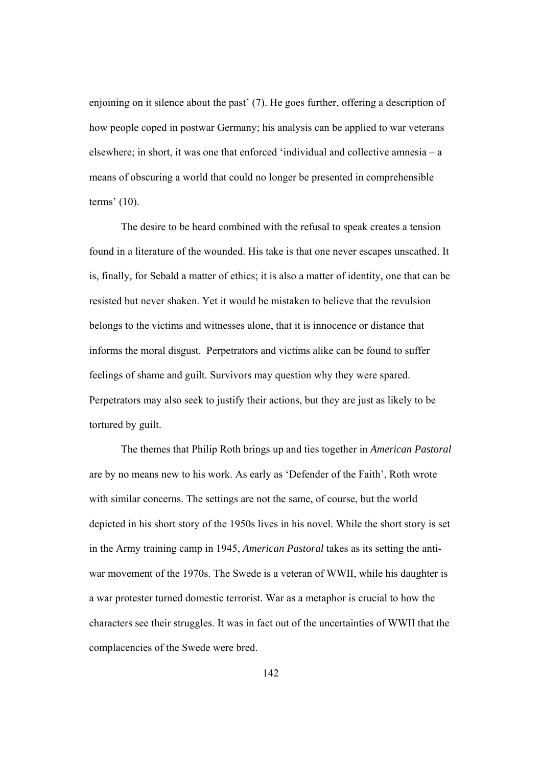enjoining on it silence about the past' (7). He goes further, offering a description of how people coped in postwar Germany; his analysis can be applied to war veterans elsewhere; in short, it was one that enforced 'individual and collective amnesia – a means of obscuring a world that could no longer be presented in comprehensible terms' (10).

The desire to be heard combined with the refusal to speak creates a tension found in a literature of the wounded. His take is that one never escapes unscathed. It is, finally, for Sebald a matter of ethics; it is also a matter of identity, one that can be resisted but never shaken. Yet it would be mistaken to believe that the revulsion belongs to the victims and witnesses alone, that it is innocence or distance that informs the moral disgust. Perpetrators and victims alike can be found to suffer feelings of shame and guilt. Survivors may question why they were spared. Perpetrators may also seek to justify their actions, but they are just as likely to be tortured by guilt.

The themes that Philip Roth brings up and ties together in *American Pastoral* are by no means new to his work. As early as 'Defender of the Faith', Roth wrote with similar concerns. The settings are not the same, of course, but the world depicted in his short story of the 1950s lives in his novel. While the short story is set in the Army training camp in 1945, *American Pastoral* takes as its setting the anti-war movement of the 1970s. The Swede is a veteran of WWII, while his daughter is a war protester turned domestic terrorist. War as a metaphor is crucial to how the characters see their struggles. It was in fact out of the uncertainties of WWII that the complacencies of the Swede were bred.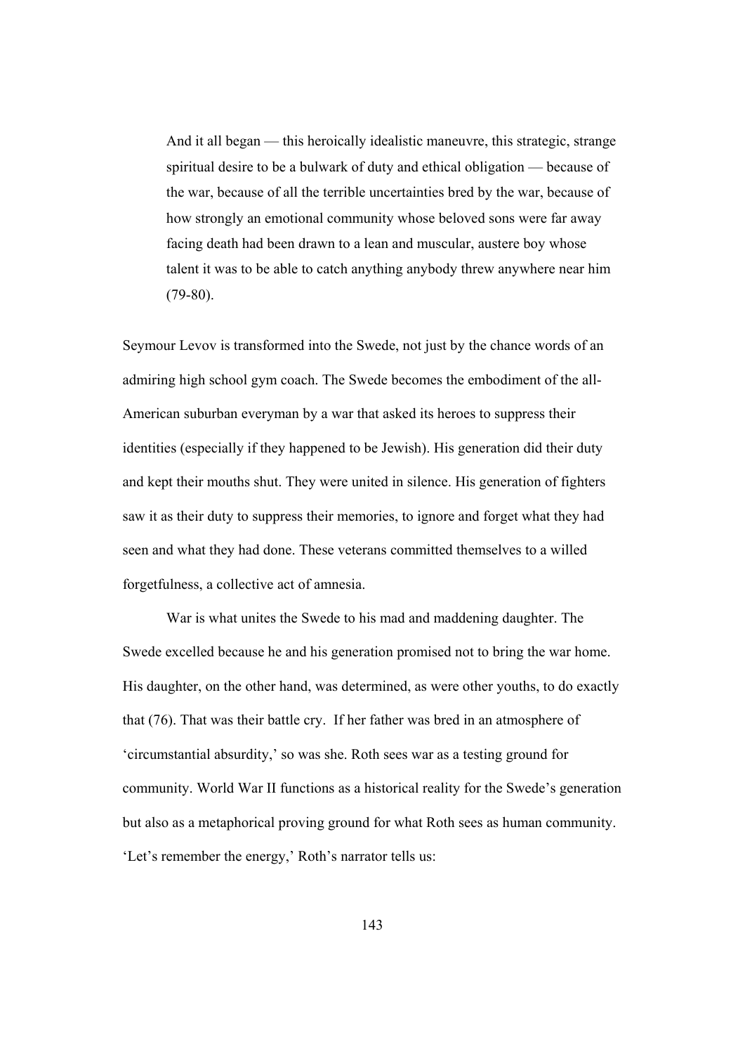> And it all began — this heroically idealistic maneuvre, this strategic, strange spiritual desire to be a bulwark of duty and ethical obligation — because of the war, because of all the terrible uncertainties bred by the war, because of how strongly an emotional community whose beloved sons were far away facing death had been drawn to a lean and muscular, austere boy whose talent it was to be able to catch anything anybody threw anywhere near him (79-80).

Seymour Levov is transformed into the Swede, not just by the chance words of an admiring high school gym coach. The Swede becomes the embodiment of the all-American suburban everyman by a war that asked its heroes to suppress their identities (especially if they happened to be Jewish). His generation did their duty and kept their mouths shut. They were united in silence. His generation of fighters saw it as their duty to suppress their memories, to ignore and forget what they had seen and what they had done. These veterans committed themselves to a willed forgetfulness, a collective act of amnesia.

War is what unites the Swede to his mad and maddening daughter. The Swede excelled because he and his generation promised not to bring the war home. His daughter, on the other hand, was determined, as were other youths, to do exactly that (76). That was their battle cry. If her father was bred in an atmosphere of 'circumstantial absurdity,' so was she. Roth sees war as a testing ground for community. World War II functions as a historical reality for the Swede's generation but also as a metaphorical proving ground for what Roth sees as human community. 'Let's remember the energy,' Roth's narrator tells us: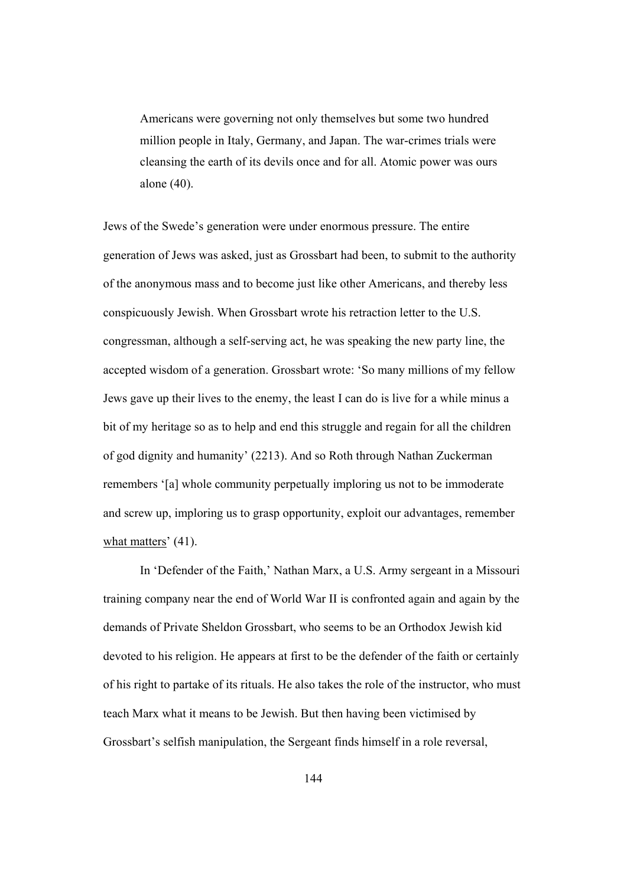> Americans were governing not only themselves but some two hundred million people in Italy, Germany, and Japan. The war-crimes trials were cleansing the earth of its devils once and for all. Atomic power was ours alone (40).

Jews of the Swede's generation were under enormous pressure. The entire generation of Jews was asked, just as Grossbart had been, to submit to the authority of the anonymous mass and to become just like other Americans, and thereby less conspicuously Jewish. When Grossbart wrote his retraction letter to the U.S. congressman, although a self-serving act, he was speaking the new party line, the accepted wisdom of a generation. Grossbart wrote: 'So many millions of my fellow Jews gave up their lives to the enemy, the least I can do is live for a while minus a bit of my heritage so as to help and end this struggle and regain for all the children of god dignity and humanity' (2213). And so Roth through Nathan Zuckerman remembers '[a] whole community perpetually imploring us not to be immoderate and screw up, imploring us to grasp opportunity, exploit our advantages, remember <u>what matters</u>' (41).

In 'Defender of the Faith,' Nathan Marx, a U.S. Army sergeant in a Missouri training company near the end of World War II is confronted again and again by the demands of Private Sheldon Grossbart, who seems to be an Orthodox Jewish kid devoted to his religion. He appears at first to be the defender of the faith or certainly of his right to partake of its rituals. He also takes the role of the instructor, who must teach Marx what it means to be Jewish. But then having been victimised by Grossbart's selfish manipulation, the Sergeant finds himself in a role reversal,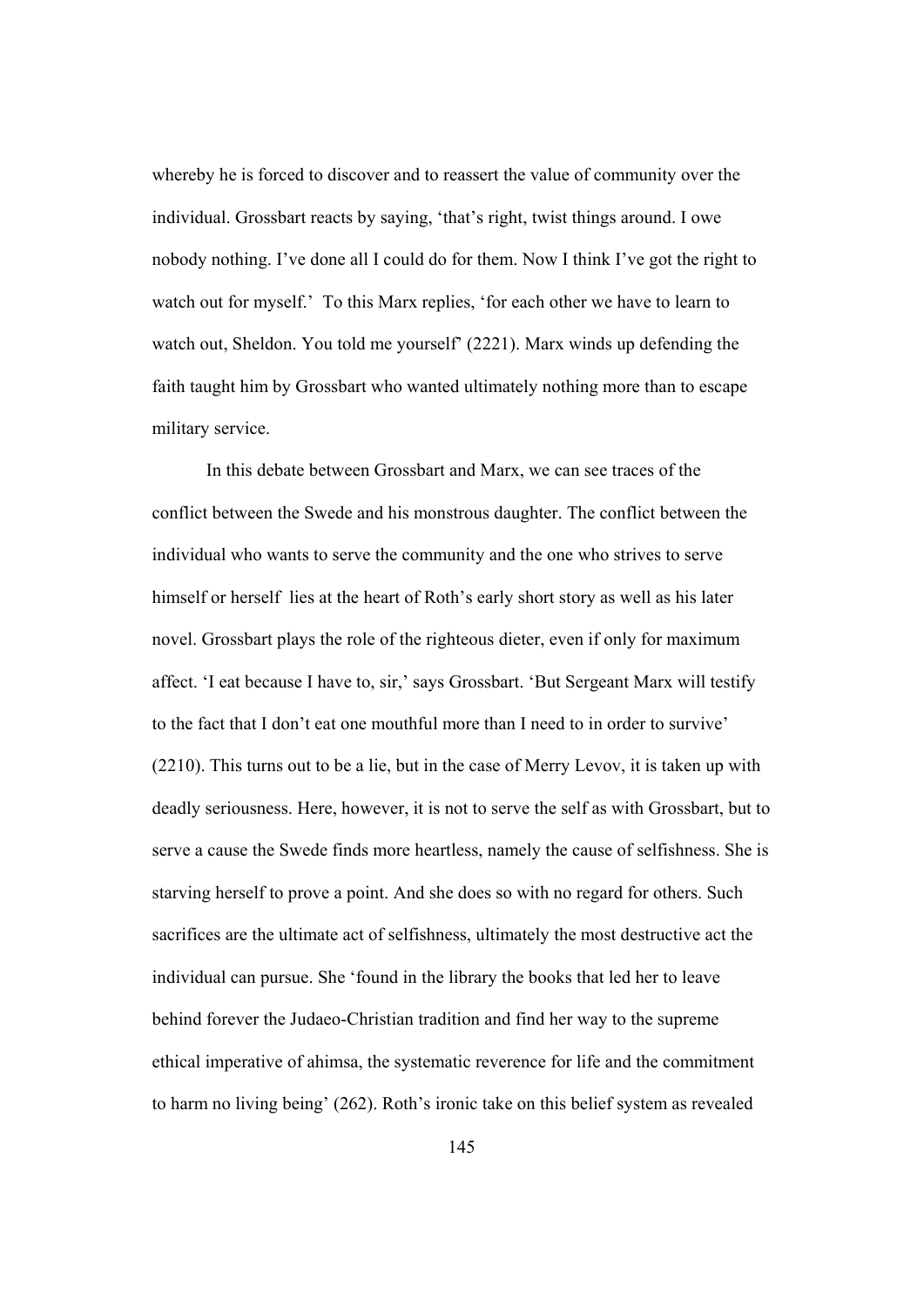whereby he is forced to discover and to reassert the value of community over the individual. Grossbart reacts by saying, 'that's right, twist things around. I owe nobody nothing. I've done all I could do for them. Now I think I've got the right to watch out for myself.' To this Marx replies, 'for each other we have to learn to watch out, Sheldon. You told me yourself' (2221). Marx winds up defending the faith taught him by Grossbart who wanted ultimately nothing more than to escape military service.

In this debate between Grossbart and Marx, we can see traces of the conflict between the Swede and his monstrous daughter. The conflict between the individual who wants to serve the community and the one who strives to serve himself or herself lies at the heart of Roth's early short story as well as his later novel. Grossbart plays the role of the righteous dieter, even if only for maximum affect. 'I eat because I have to, sir,' says Grossbart. 'But Sergeant Marx will testify to the fact that I don't eat one mouthful more than I need to in order to survive' (2210). This turns out to be a lie, but in the case of Merry Levov, it is taken up with deadly seriousness. Here, however, it is not to serve the self as with Grossbart, but to serve a cause the Swede finds more heartless, namely the cause of selfishness. She is starving herself to prove a point. And she does so with no regard for others. Such sacrifices are the ultimate act of selfishness, ultimately the most destructive act the individual can pursue. She 'found in the library the books that led her to leave behind forever the Judaeo-Christian tradition and find her way to the supreme ethical imperative of ahimsa, the systematic reverence for life and the commitment to harm no living being' (262). Roth's ironic take on this belief system as revealed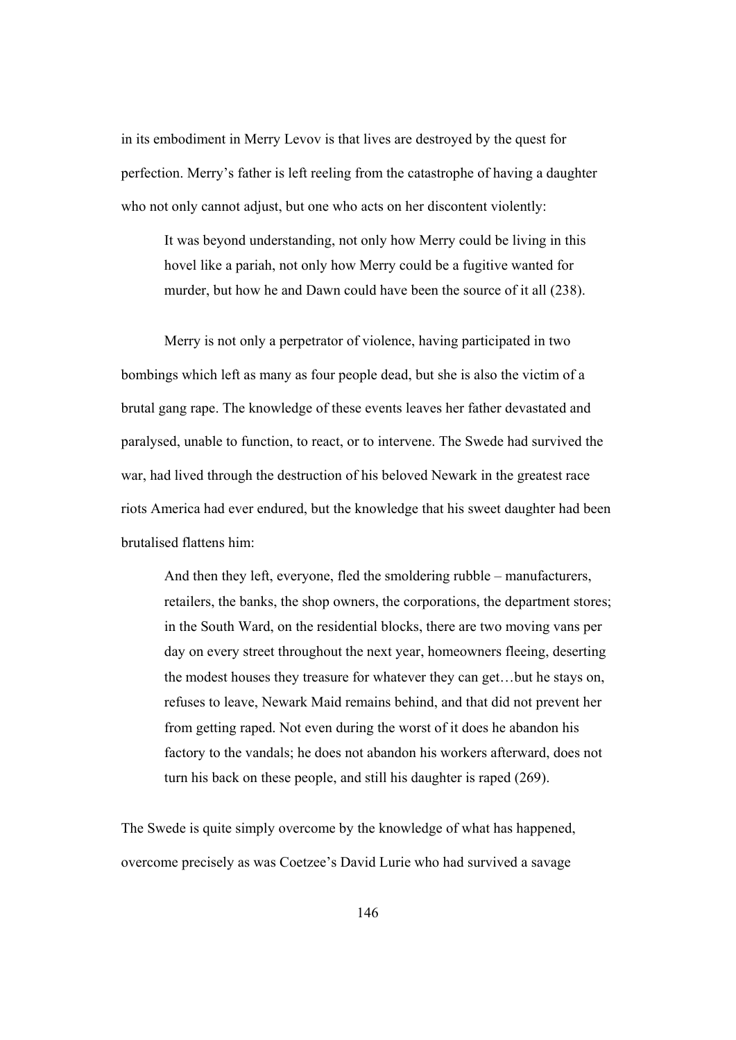in its embodiment in Merry Levov is that lives are destroyed by the quest for perfection. Merry's father is left reeling from the catastrophe of having a daughter who not only cannot adjust, but one who acts on her discontent violently:

> It was beyond understanding, not only how Merry could be living in this hovel like a pariah, not only how Merry could be a fugitive wanted for murder, but how he and Dawn could have been the source of it all (238).

Merry is not only a perpetrator of violence, having participated in two bombings which left as many as four people dead, but she is also the victim of a brutal gang rape. The knowledge of these events leaves her father devastated and paralysed, unable to function, to react, or to intervene. The Swede had survived the war, had lived through the destruction of his beloved Newark in the greatest race riots America had ever endured, but the knowledge that his sweet daughter had been brutalised flattens him:

> And then they left, everyone, fled the smoldering rubble – manufacturers, retailers, the banks, the shop owners, the corporations, the department stores; in the South Ward, on the residential blocks, there are two moving vans per day on every street throughout the next year, homeowners fleeing, deserting the modest houses they treasure for whatever they can get…but he stays on, refuses to leave, Newark Maid remains behind, and that did not prevent her from getting raped. Not even during the worst of it does he abandon his factory to the vandals; he does not abandon his workers afterward, does not turn his back on these people, and still his daughter is raped (269).

The Swede is quite simply overcome by the knowledge of what has happened, overcome precisely as was Coetzee's David Lurie who had survived a savage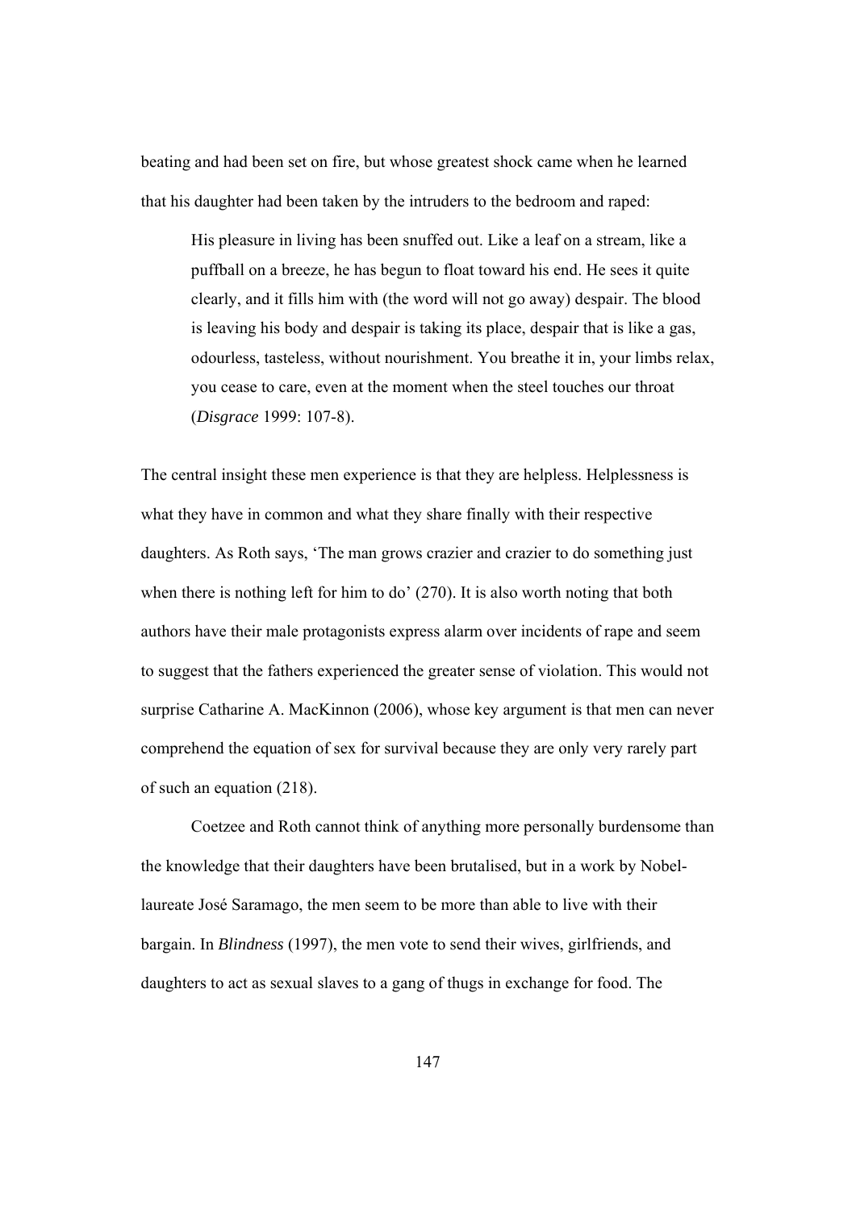beating and had been set on fire, but whose greatest shock came when he learned that his daughter had been taken by the intruders to the bedroom and raped:

> His pleasure in living has been snuffed out. Like a leaf on a stream, like a puffball on a breeze, he has begun to float toward his end. He sees it quite clearly, and it fills him with (the word will not go away) despair. The blood is leaving his body and despair is taking its place, despair that is like a gas, odourless, tasteless, without nourishment. You breathe it in, your limbs relax, you cease to care, even at the moment when the steel touches our throat (*Disgrace* 1999: 107-8).

The central insight these men experience is that they are helpless. Helplessness is what they have in common and what they share finally with their respective daughters. As Roth says, 'The man grows crazier and crazier to do something just when there is nothing left for him to do' (270). It is also worth noting that both authors have their male protagonists express alarm over incidents of rape and seem to suggest that the fathers experienced the greater sense of violation. This would not surprise Catharine A. MacKinnon (2006), whose key argument is that men can never comprehend the equation of sex for survival because they are only very rarely part of such an equation (218).

Coetzee and Roth cannot think of anything more personally burdensome than the knowledge that their daughters have been brutalised, but in a work by Nobel-laureate José Saramago, the men seem to be more than able to live with their bargain. In *Blindness* (1997), the men vote to send their wives, girlfriends, and daughters to act as sexual slaves to a gang of thugs in exchange for food. The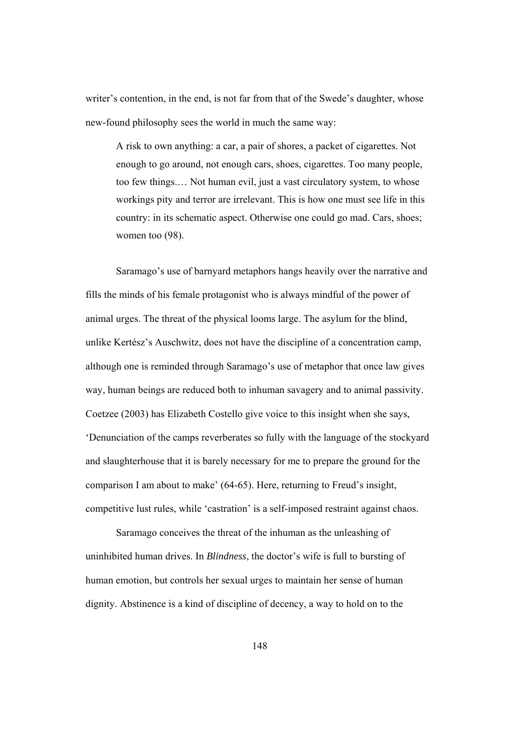writer's contention, in the end, is not far from that of the Swede's daughter, whose new-found philosophy sees the world in much the same way:

> A risk to own anything: a car, a pair of shores, a packet of cigarettes. Not enough to go around, not enough cars, shoes, cigarettes. Too many people, too few things.… Not human evil, just a vast circulatory system, to whose workings pity and terror are irrelevant. This is how one must see life in this country: in its schematic aspect. Otherwise one could go mad. Cars, shoes; women too (98).

Saramago's use of barnyard metaphors hangs heavily over the narrative and fills the minds of his female protagonist who is always mindful of the power of animal urges. The threat of the physical looms large. The asylum for the blind, unlike Kertész's Auschwitz, does not have the discipline of a concentration camp, although one is reminded through Saramago's use of metaphor that once law gives way, human beings are reduced both to inhuman savagery and to animal passivity. Coetzee (2003) has Elizabeth Costello give voice to this insight when she says, 'Denunciation of the camps reverberates so fully with the language of the stockyard and slaughterhouse that it is barely necessary for me to prepare the ground for the comparison I am about to make' (64-65). Here, returning to Freud's insight, competitive lust rules, while 'castration' is a self-imposed restraint against chaos.

Saramago conceives the threat of the inhuman as the unleashing of uninhibited human drives. In *Blindness*, the doctor's wife is full to bursting of human emotion, but controls her sexual urges to maintain her sense of human dignity. Abstinence is a kind of discipline of decency, a way to hold on to the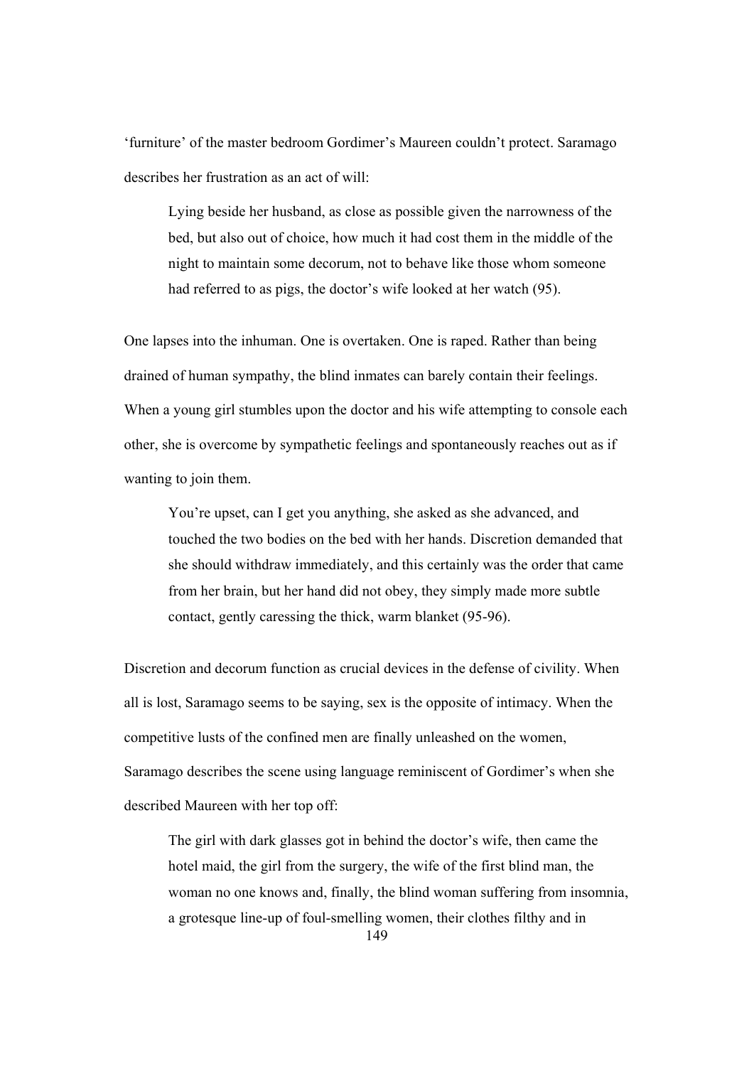'furniture' of the master bedroom Gordimer's Maureen couldn't protect. Saramago describes her frustration as an act of will:

> Lying beside her husband, as close as possible given the narrowness of the bed, but also out of choice, how much it had cost them in the middle of the night to maintain some decorum, not to behave like those whom someone had referred to as pigs, the doctor's wife looked at her watch (95).

One lapses into the inhuman. One is overtaken. One is raped. Rather than being drained of human sympathy, the blind inmates can barely contain their feelings. When a young girl stumbles upon the doctor and his wife attempting to console each other, she is overcome by sympathetic feelings and spontaneously reaches out as if wanting to join them.

> You're upset, can I get you anything, she asked as she advanced, and touched the two bodies on the bed with her hands. Discretion demanded that she should withdraw immediately, and this certainly was the order that came from her brain, but her hand did not obey, they simply made more subtle contact, gently caressing the thick, warm blanket (95-96).

Discretion and decorum function as crucial devices in the defense of civility. When all is lost, Saramago seems to be saying, sex is the opposite of intimacy. When the competitive lusts of the confined men are finally unleashed on the women, Saramago describes the scene using language reminiscent of Gordimer's when she described Maureen with her top off:

> The girl with dark glasses got in behind the doctor's wife, then came the hotel maid, the girl from the surgery, the wife of the first blind man, the woman no one knows and, finally, the blind woman suffering from insomnia, a grotesque line-up of foul-smelling women, their clothes filthy and in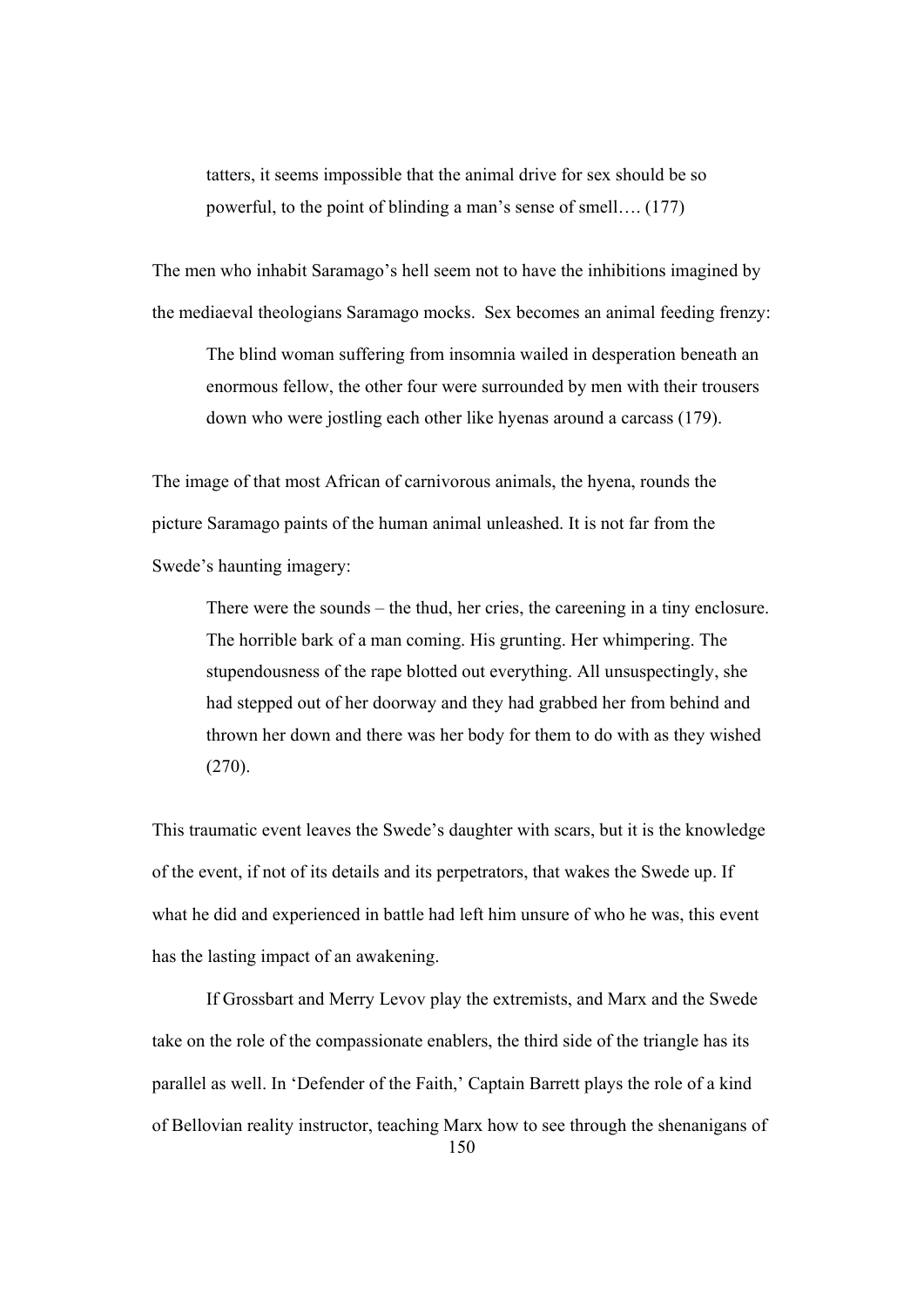> tatters, it seems impossible that the animal drive for sex should be so powerful, to the point of blinding a man's sense of smell…. (177)

The men who inhabit Saramago's hell seem not to have the inhibitions imagined by the mediaeval theologians Saramago mocks. Sex becomes an animal feeding frenzy:

> The blind woman suffering from insomnia wailed in desperation beneath an enormous fellow, the other four were surrounded by men with their trousers down who were jostling each other like hyenas around a carcass (179).

The image of that most African of carnivorous animals, the hyena, rounds the picture Saramago paints of the human animal unleashed. It is not far from the Swede's haunting imagery:

> There were the sounds – the thud, her cries, the careening in a tiny enclosure. The horrible bark of a man coming. His grunting. Her whimpering. The stupendousness of the rape blotted out everything. All unsuspectingly, she had stepped out of her doorway and they had grabbed her from behind and thrown her down and there was her body for them to do with as they wished (270).

This traumatic event leaves the Swede's daughter with scars, but it is the knowledge of the event, if not of its details and its perpetrators, that wakes the Swede up. If what he did and experienced in battle had left him unsure of who he was, this event has the lasting impact of an awakening.

If Grossbart and Merry Levov play the extremists, and Marx and the Swede take on the role of the compassionate enablers, the third side of the triangle has its parallel as well. In 'Defender of the Faith,' Captain Barrett plays the role of a kind of Bellovian reality instructor, teaching Marx how to see through the shenanigans of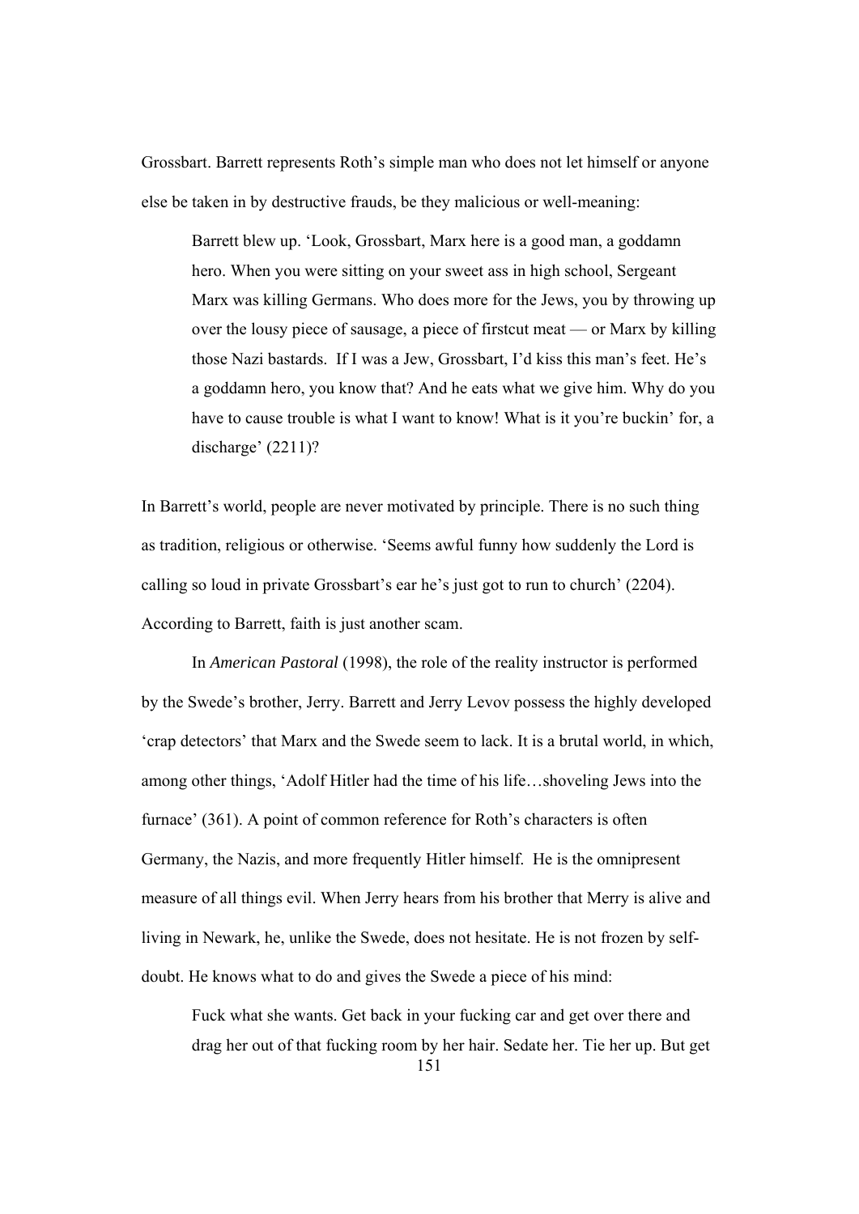Grossbart. Barrett represents Roth's simple man who does not let himself or anyone else be taken in by destructive frauds, be they malicious or well-meaning:

> Barrett blew up. 'Look, Grossbart, Marx here is a good man, a goddamn hero. When you were sitting on your sweet ass in high school, Sergeant Marx was killing Germans. Who does more for the Jews, you by throwing up over the lousy piece of sausage, a piece of firstcut meat — or Marx by killing those Nazi bastards. If I was a Jew, Grossbart, I'd kiss this man's feet. He's a goddamn hero, you know that? And he eats what we give him. Why do you have to cause trouble is what I want to know! What is it you're buckin' for, a discharge' (2211)?

In Barrett's world, people are never motivated by principle. There is no such thing as tradition, religious or otherwise. 'Seems awful funny how suddenly the Lord is calling so loud in private Grossbart's ear he's just got to run to church' (2204). According to Barrett, faith is just another scam.

In *American Pastoral* (1998), the role of the reality instructor is performed by the Swede's brother, Jerry. Barrett and Jerry Levov possess the highly developed 'crap detectors' that Marx and the Swede seem to lack. It is a brutal world, in which, among other things, 'Adolf Hitler had the time of his life…shoveling Jews into the furnace' (361). A point of common reference for Roth's characters is often Germany, the Nazis, and more frequently Hitler himself. He is the omnipresent measure of all things evil. When Jerry hears from his brother that Merry is alive and living in Newark, he, unlike the Swede, does not hesitate. He is not frozen by self-doubt. He knows what to do and gives the Swede a piece of his mind:

> Fuck what she wants. Get back in your fucking car and get over there and drag her out of that fucking room by her hair. Sedate her. Tie her up. But get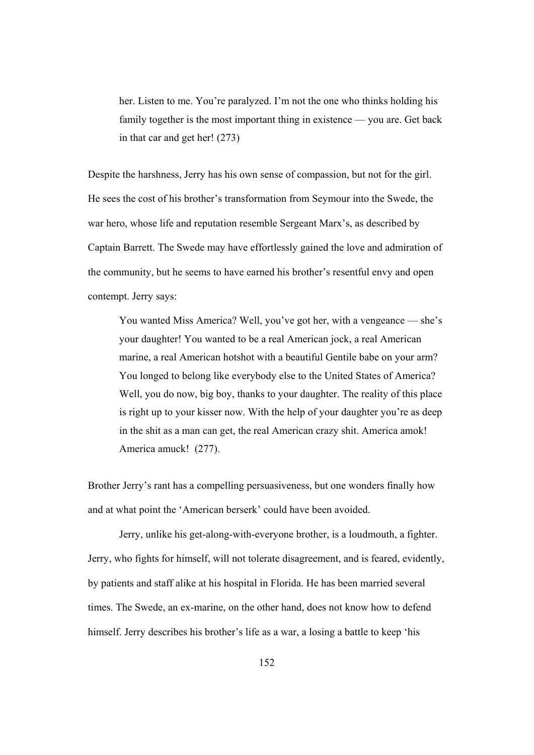> her. Listen to me. You're paralyzed. I'm not the one who thinks holding his family together is the most important thing in existence — you are. Get back in that car and get her! (273)

Despite the harshness, Jerry has his own sense of compassion, but not for the girl. He sees the cost of his brother's transformation from Seymour into the Swede, the war hero, whose life and reputation resemble Sergeant Marx's, as described by Captain Barrett. The Swede may have effortlessly gained the love and admiration of the community, but he seems to have earned his brother's resentful envy and open contempt. Jerry says:

> You wanted Miss America? Well, you've got her, with a vengeance — she's your daughter! You wanted to be a real American jock, a real American marine, a real American hotshot with a beautiful Gentile babe on your arm? You longed to belong like everybody else to the United States of America? Well, you do now, big boy, thanks to your daughter. The reality of this place is right up to your kisser now. With the help of your daughter you're as deep in the shit as a man can get, the real American crazy shit. America amok! America amuck! (277).

Brother Jerry's rant has a compelling persuasiveness, but one wonders finally how and at what point the 'American berserk' could have been avoided.

Jerry, unlike his get-along-with-everyone brother, is a loudmouth, a fighter. Jerry, who fights for himself, will not tolerate disagreement, and is feared, evidently, by patients and staff alike at his hospital in Florida. He has been married several times. The Swede, an ex-marine, on the other hand, does not know how to defend himself. Jerry describes his brother's life as a war, a losing a battle to keep 'his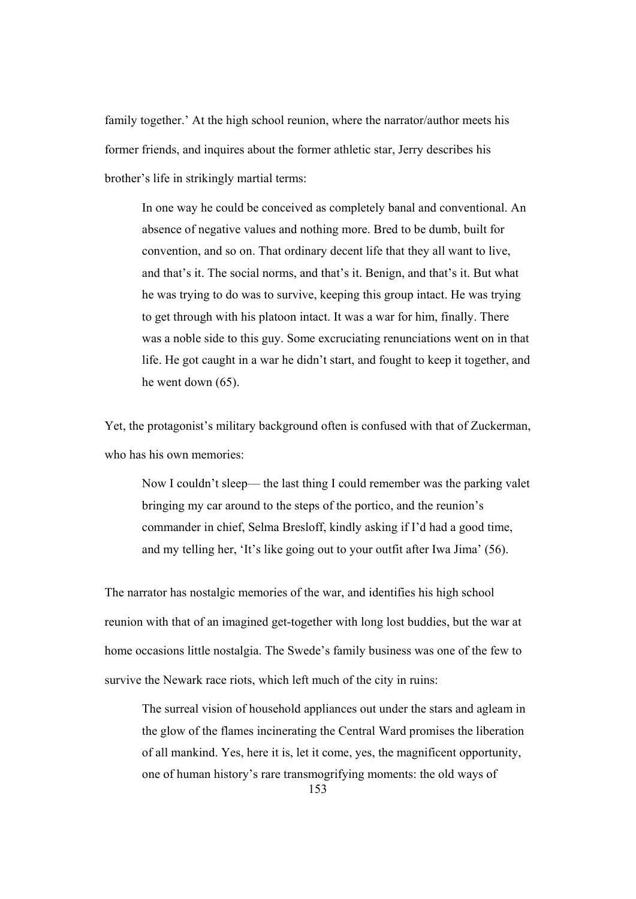family together.' At the high school reunion, where the narrator/author meets his former friends, and inquires about the former athletic star, Jerry describes his brother's life in strikingly martial terms:

> In one way he could be conceived as completely banal and conventional. An absence of negative values and nothing more. Bred to be dumb, built for convention, and so on. That ordinary decent life that they all want to live, and that's it. The social norms, and that's it. Benign, and that's it. But what he was trying to do was to survive, keeping this group intact. He was trying to get through with his platoon intact. It was a war for him, finally. There was a noble side to this guy. Some excruciating renunciations went on in that life. He got caught in a war he didn't start, and fought to keep it together, and he went down (65).

Yet, the protagonist's military background often is confused with that of Zuckerman, who has his own memories:

> Now I couldn't sleep— the last thing I could remember was the parking valet bringing my car around to the steps of the portico, and the reunion's commander in chief, Selma Bresloff, kindly asking if I'd had a good time, and my telling her, 'It's like going out to your outfit after Iwa Jima' (56).

The narrator has nostalgic memories of the war, and identifies his high school reunion with that of an imagined get-together with long lost buddies, but the war at home occasions little nostalgia. The Swede's family business was one of the few to survive the Newark race riots, which left much of the city in ruins:

> The surreal vision of household appliances out under the stars and agleam in the glow of the flames incinerating the Central Ward promises the liberation of all mankind. Yes, here it is, let it come, yes, the magnificent opportunity, one of human history's rare transmogrifying moments: the old ways of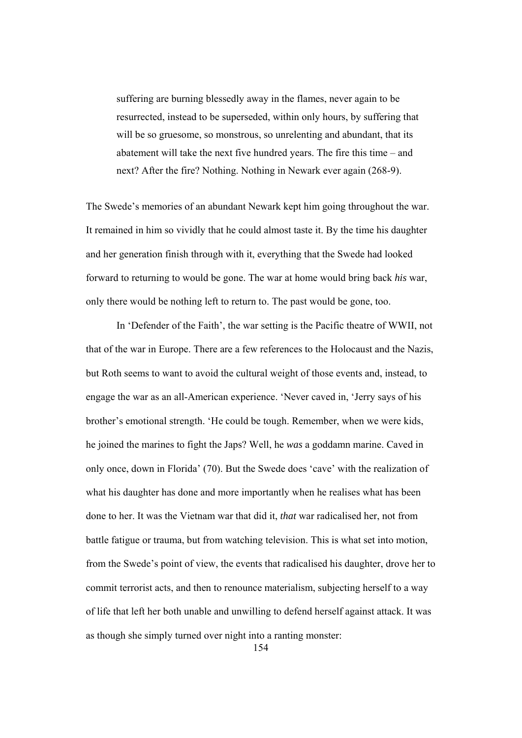> suffering are burning blessedly away in the flames, never again to be resurrected, instead to be superseded, within only hours, by suffering that will be so gruesome, so monstrous, so unrelenting and abundant, that its abatement will take the next five hundred years. The fire this time – and next? After the fire? Nothing. Nothing in Newark ever again (268-9).

The Swede's memories of an abundant Newark kept him going throughout the war. It remained in him so vividly that he could almost taste it. By the time his daughter and her generation finish through with it, everything that the Swede had looked forward to returning to would be gone. The war at home would bring back *his* war, only there would be nothing left to return to. The past would be gone, too.

In 'Defender of the Faith', the war setting is the Pacific theatre of WWII, not that of the war in Europe. There are a few references to the Holocaust and the Nazis, but Roth seems to want to avoid the cultural weight of those events and, instead, to engage the war as an all-American experience. 'Never caved in, 'Jerry says of his brother's emotional strength. 'He could be tough. Remember, when we were kids, he joined the marines to fight the Japs? Well, he *was* a goddamn marine. Caved in only once, down in Florida' (70). But the Swede does 'cave' with the realization of what his daughter has done and more importantly when he realises what has been done to her. It was the Vietnam war that did it, *that* war radicalised her, not from battle fatigue or trauma, but from watching television. This is what set into motion, from the Swede's point of view, the events that radicalised his daughter, drove her to commit terrorist acts, and then to renounce materialism, subjecting herself to a way of life that left her both unable and unwilling to defend herself against attack. It was as though she simply turned over night into a ranting monster: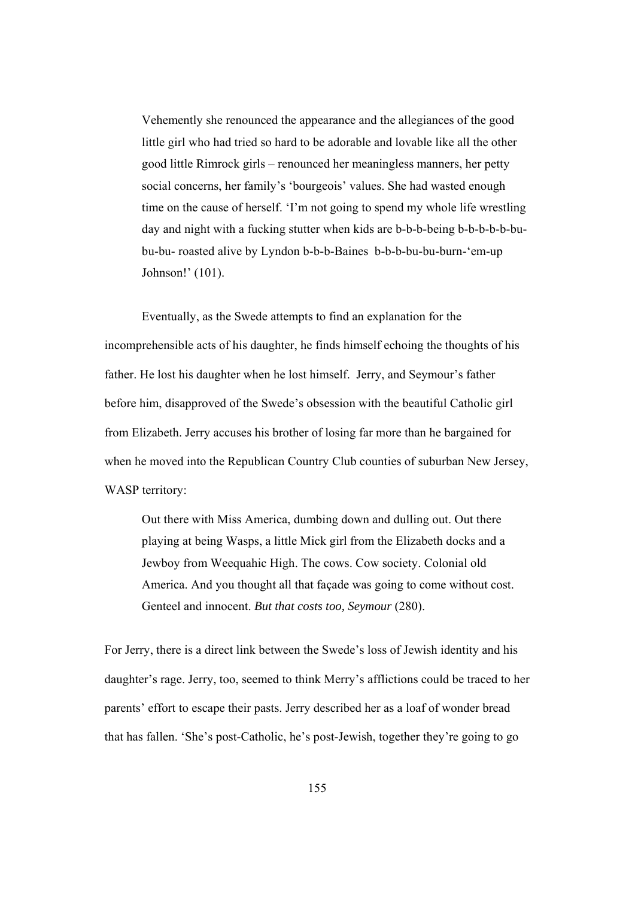> Vehemently she renounced the appearance and the allegiances of the good little girl who had tried so hard to be adorable and lovable like all the other good little Rimrock girls – renounced her meaningless manners, her petty social concerns, her family's 'bourgeois' values. She had wasted enough time on the cause of herself. 'I'm not going to spend my whole life wrestling day and night with a fucking stutter when kids are b-b-b-being b-b-b-b-bu-bu-bu- roasted alive by Lyndon b-b-b-Baines b-b-b-bu-bu-burn-'em-up Johnson!' (101).

Eventually, as the Swede attempts to find an explanation for the incomprehensible acts of his daughter, he finds himself echoing the thoughts of his father. He lost his daughter when he lost himself. Jerry, and Seymour's father before him, disapproved of the Swede's obsession with the beautiful Catholic girl from Elizabeth. Jerry accuses his brother of losing far more than he bargained for when he moved into the Republican Country Club counties of suburban New Jersey, WASP territory:

> Out there with Miss America, dumbing down and dulling out. Out there playing at being Wasps, a little Mick girl from the Elizabeth docks and a Jewboy from Weequahic High. The cows. Cow society. Colonial old America. And you thought all that façade was going to come without cost. Genteel and innocent. *But that costs too, Seymour* (280).

For Jerry, there is a direct link between the Swede's loss of Jewish identity and his daughter's rage. Jerry, too, seemed to think Merry's afflictions could be traced to her parents' effort to escape their pasts. Jerry described her as a loaf of wonder bread that has fallen. 'She's post-Catholic, he's post-Jewish, together they're going to go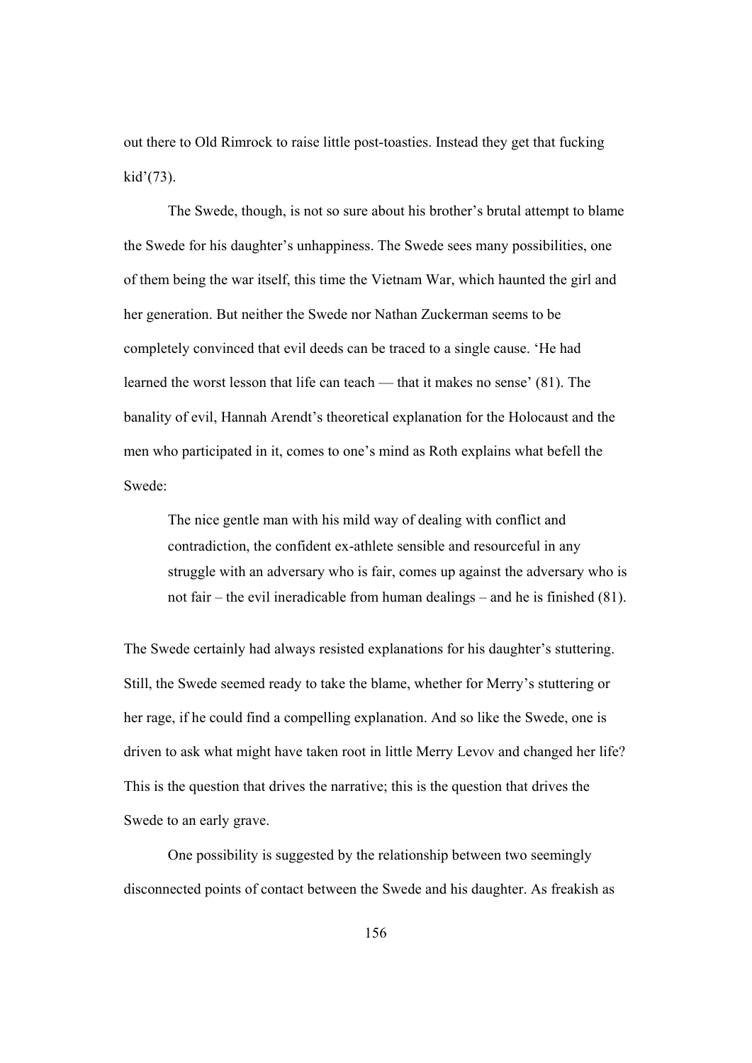out there to Old Rimrock to raise little post-toasties. Instead they get that fucking kid'(73).

The Swede, though, is not so sure about his brother's brutal attempt to blame the Swede for his daughter's unhappiness. The Swede sees many possibilities, one of them being the war itself, this time the Vietnam War, which haunted the girl and her generation. But neither the Swede nor Nathan Zuckerman seems to be completely convinced that evil deeds can be traced to a single cause. 'He had learned the worst lesson that life can teach — that it makes no sense' (81). The banality of evil, Hannah Arendt's theoretical explanation for the Holocaust and the men who participated in it, comes to one's mind as Roth explains what befell the Swede:

> The nice gentle man with his mild way of dealing with conflict and contradiction, the confident ex-athlete sensible and resourceful in any struggle with an adversary who is fair, comes up against the adversary who is not fair – the evil ineradicable from human dealings – and he is finished (81).

The Swede certainly had always resisted explanations for his daughter's stuttering. Still, the Swede seemed ready to take the blame, whether for Merry's stuttering or her rage, if he could find a compelling explanation. And so like the Swede, one is driven to ask what might have taken root in little Merry Levov and changed her life? This is the question that drives the narrative; this is the question that drives the Swede to an early grave.

One possibility is suggested by the relationship between two seemingly disconnected points of contact between the Swede and his daughter. As freakish as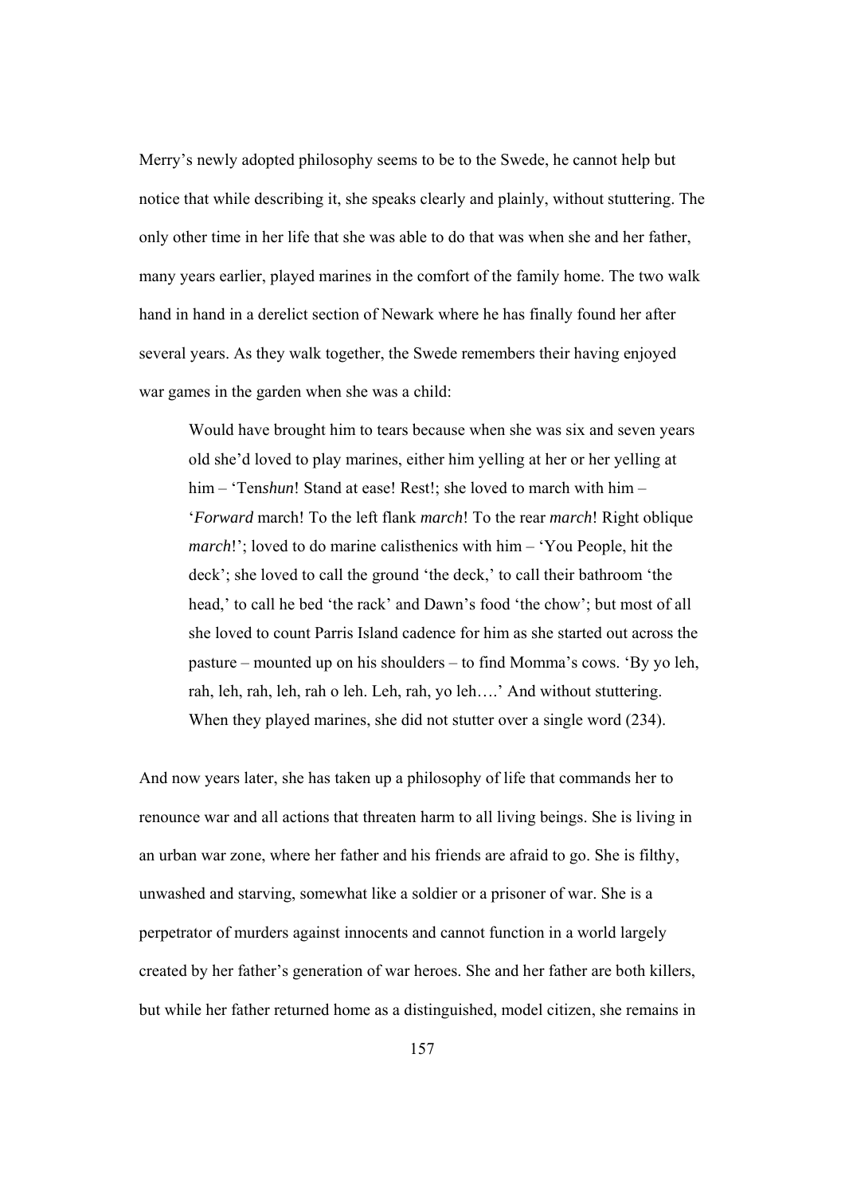Merry's newly adopted philosophy seems to be to the Swede, he cannot help but notice that while describing it, she speaks clearly and plainly, without stuttering. The only other time in her life that she was able to do that was when she and her father, many years earlier, played marines in the comfort of the family home. The two walk hand in hand in a derelict section of Newark where he has finally found her after several years. As they walk together, the Swede remembers their having enjoyed war games in the garden when she was a child:

> Would have brought him to tears because when she was six and seven years old she'd loved to play marines, either him yelling at her or her yelling at him – 'Ten*shun*! Stand at ease! Rest!; she loved to march with him – '*Forward* march! To the left flank *march*! To the rear *march*! Right oblique *march*!'; loved to do marine calisthenics with him – 'You People, hit the deck'; she loved to call the ground 'the deck,' to call their bathroom 'the head,' to call he bed 'the rack' and Dawn's food 'the chow'; but most of all she loved to count Parris Island cadence for him as she started out across the pasture – mounted up on his shoulders – to find Momma's cows. 'By yo leh, rah, leh, rah, leh, rah o leh. Leh, rah, yo leh….' And without stuttering. When they played marines, she did not stutter over a single word (234).

And now years later, she has taken up a philosophy of life that commands her to renounce war and all actions that threaten harm to all living beings. She is living in an urban war zone, where her father and his friends are afraid to go. She is filthy, unwashed and starving, somewhat like a soldier or a prisoner of war. She is a perpetrator of murders against innocents and cannot function in a world largely created by her father's generation of war heroes. She and her father are both killers, but while her father returned home as a distinguished, model citizen, she remains in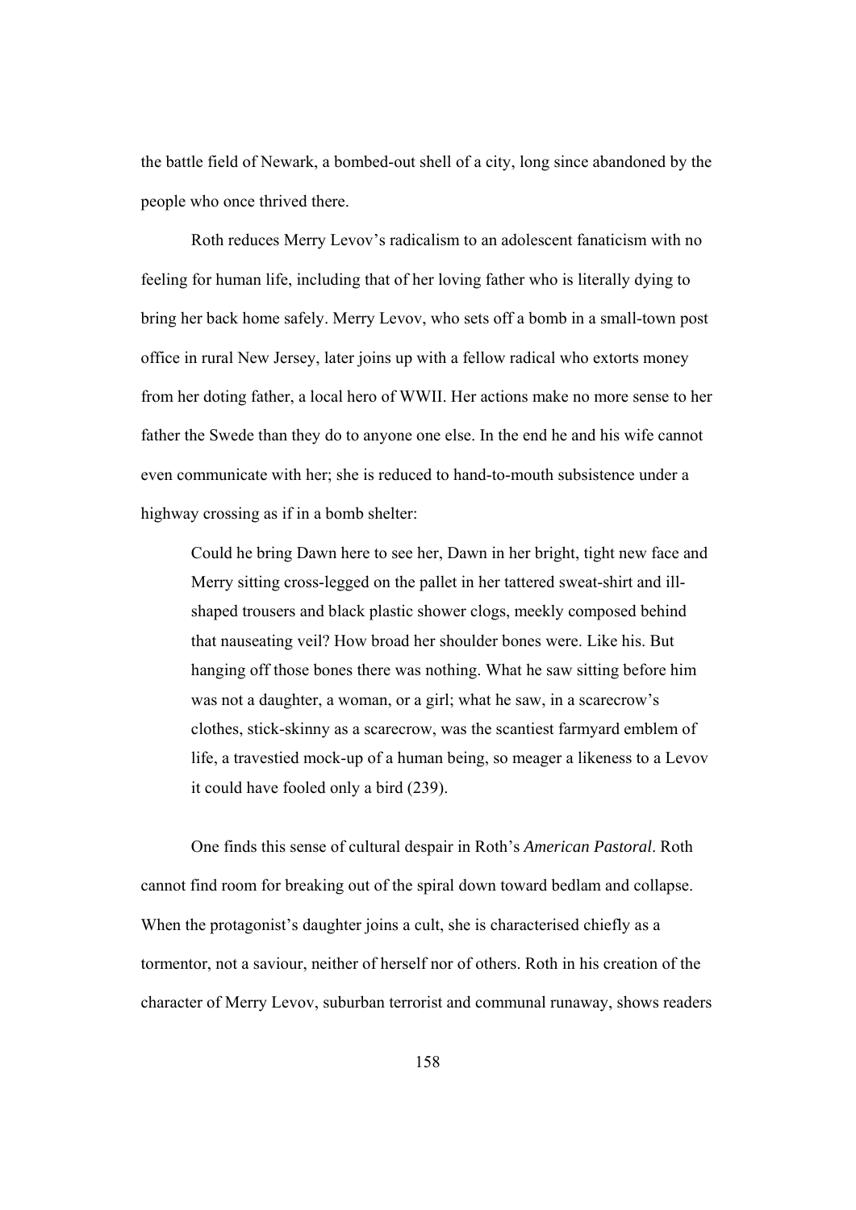the battle field of Newark, a bombed-out shell of a city, long since abandoned by the people who once thrived there.

Roth reduces Merry Levov's radicalism to an adolescent fanaticism with no feeling for human life, including that of her loving father who is literally dying to bring her back home safely. Merry Levov, who sets off a bomb in a small-town post office in rural New Jersey, later joins up with a fellow radical who extorts money from her doting father, a local hero of WWII. Her actions make no more sense to her father the Swede than they do to anyone one else. In the end he and his wife cannot even communicate with her; she is reduced to hand-to-mouth subsistence under a highway crossing as if in a bomb shelter:

> Could he bring Dawn here to see her, Dawn in her bright, tight new face and Merry sitting cross-legged on the pallet in her tattered sweat-shirt and ill-shaped trousers and black plastic shower clogs, meekly composed behind that nauseating veil? How broad her shoulder bones were. Like his. But hanging off those bones there was nothing. What he saw sitting before him was not a daughter, a woman, or a girl; what he saw, in a scarecrow's clothes, stick-skinny as a scarecrow, was the scantiest farmyard emblem of life, a travestied mock-up of a human being, so meager a likeness to a Levov it could have fooled only a bird (239).

One finds this sense of cultural despair in Roth's *American Pastoral*. Roth cannot find room for breaking out of the spiral down toward bedlam and collapse. When the protagonist's daughter joins a cult, she is characterised chiefly as a tormentor, not a saviour, neither of herself nor of others. Roth in his creation of the character of Merry Levov, suburban terrorist and communal runaway, shows readers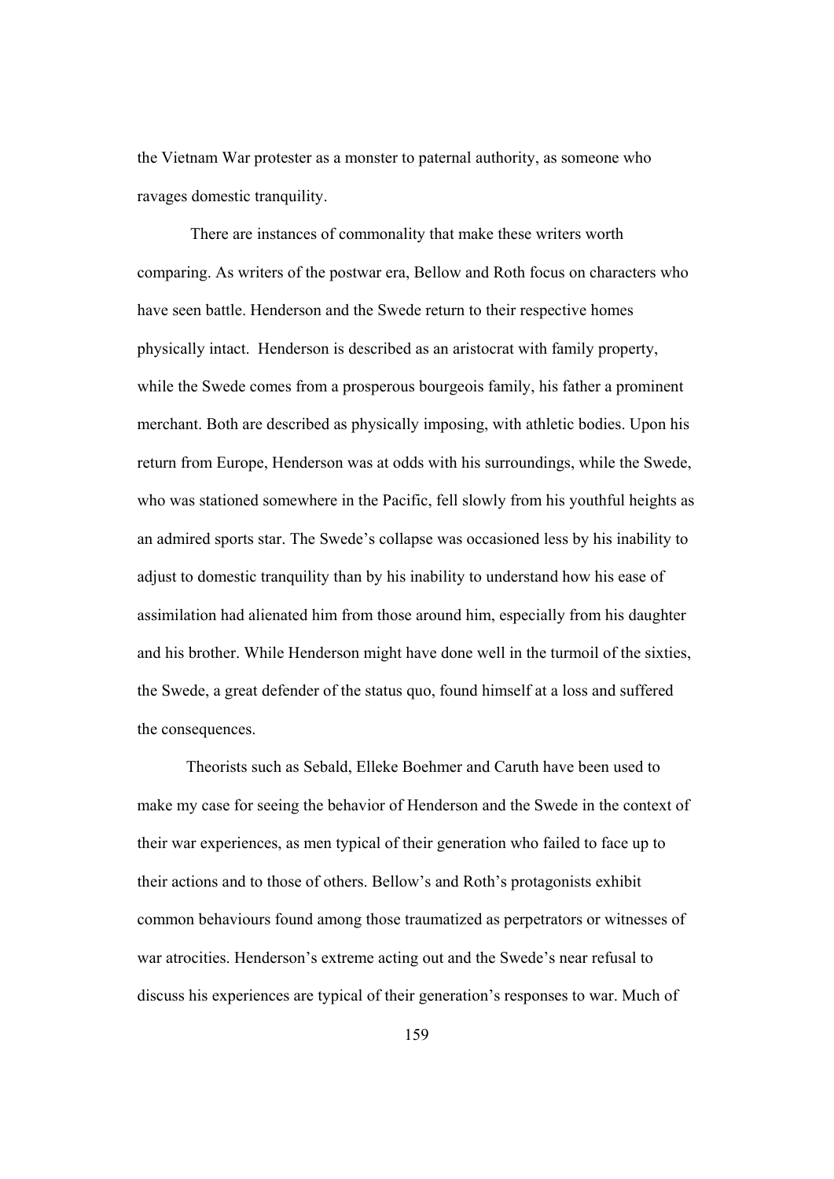the Vietnam War protester as a monster to paternal authority, as someone who ravages domestic tranquility.

There are instances of commonality that make these writers worth comparing. As writers of the postwar era, Bellow and Roth focus on characters who have seen battle. Henderson and the Swede return to their respective homes physically intact. Henderson is described as an aristocrat with family property, while the Swede comes from a prosperous bourgeois family, his father a prominent merchant. Both are described as physically imposing, with athletic bodies. Upon his return from Europe, Henderson was at odds with his surroundings, while the Swede, who was stationed somewhere in the Pacific, fell slowly from his youthful heights as an admired sports star. The Swede's collapse was occasioned less by his inability to adjust to domestic tranquility than by his inability to understand how his ease of assimilation had alienated him from those around him, especially from his daughter and his brother. While Henderson might have done well in the turmoil of the sixties, the Swede, a great defender of the status quo, found himself at a loss and suffered the consequences.

Theorists such as Sebald, Elleke Boehmer and Caruth have been used to make my case for seeing the behavior of Henderson and the Swede in the context of their war experiences, as men typical of their generation who failed to face up to their actions and to those of others. Bellow's and Roth's protagonists exhibit common behaviours found among those traumatized as perpetrators or witnesses of war atrocities. Henderson's extreme acting out and the Swede's near refusal to discuss his experiences are typical of their generation's responses to war. Much of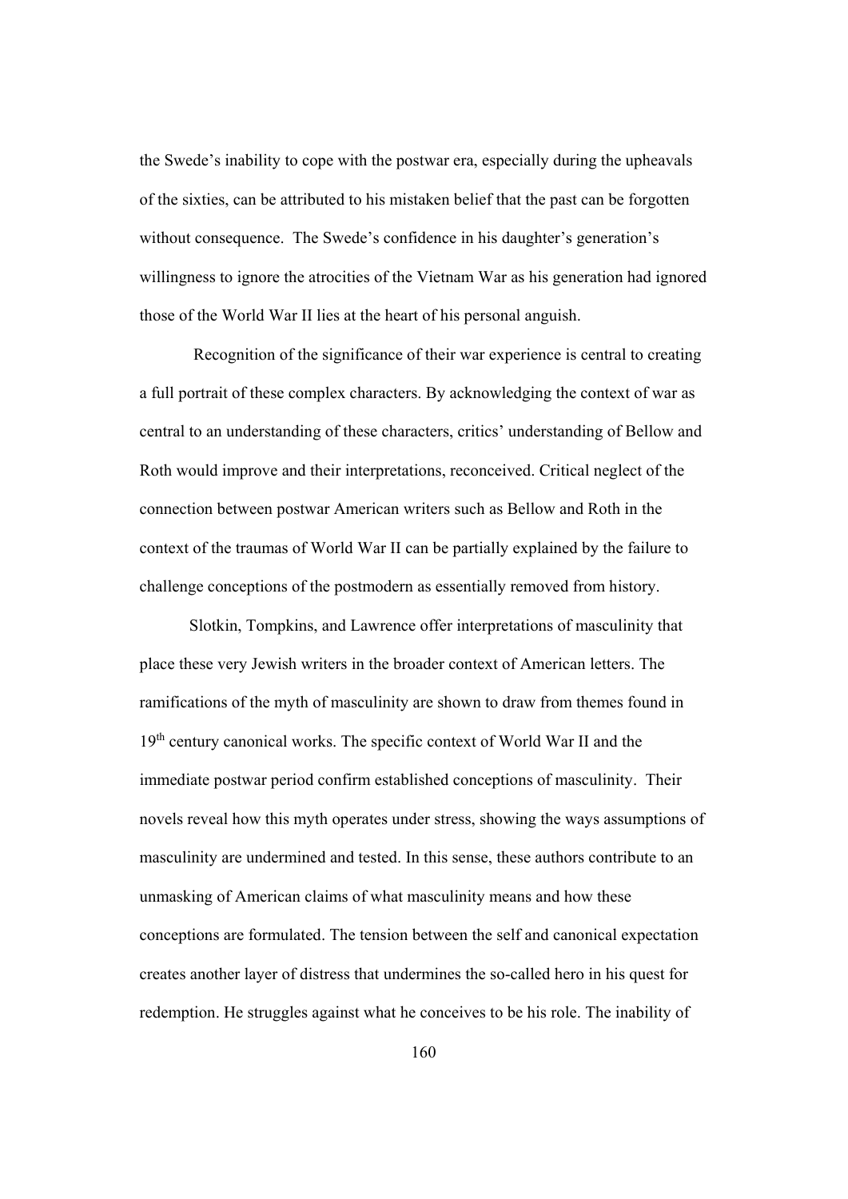the Swede's inability to cope with the postwar era, especially during the upheavals of the sixties, can be attributed to his mistaken belief that the past can be forgotten without consequence. The Swede's confidence in his daughter's generation's willingness to ignore the atrocities of the Vietnam War as his generation had ignored those of the World War II lies at the heart of his personal anguish.

Recognition of the significance of their war experience is central to creating a full portrait of these complex characters. By acknowledging the context of war as central to an understanding of these characters, critics' understanding of Bellow and Roth would improve and their interpretations, reconceived. Critical neglect of the connection between postwar American writers such as Bellow and Roth in the context of the traumas of World War II can be partially explained by the failure to challenge conceptions of the postmodern as essentially removed from history.

Slotkin, Tompkins, and Lawrence offer interpretations of masculinity that place these very Jewish writers in the broader context of American letters. The ramifications of the myth of masculinity are shown to draw from themes found in 19th century canonical works. The specific context of World War II and the immediate postwar period confirm established conceptions of masculinity. Their novels reveal how this myth operates under stress, showing the ways assumptions of masculinity are undermined and tested. In this sense, these authors contribute to an unmasking of American claims of what masculinity means and how these conceptions are formulated. The tension between the self and canonical expectation creates another layer of distress that undermines the so-called hero in his quest for redemption. He struggles against what he conceives to be his role. The inability of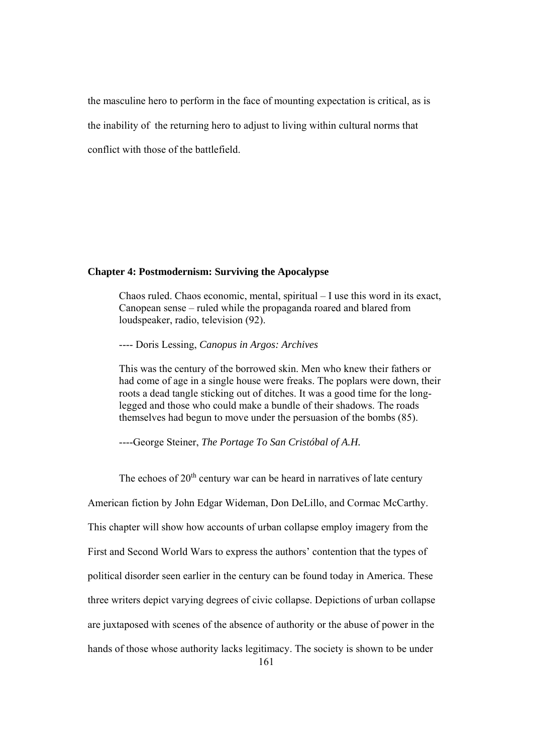the masculine hero to perform in the face of mounting expectation is critical, as is the inability of the returning hero to adjust to living within cultural norms that conflict with those of the battlefield.

## Chapter 4: Postmodernism: Surviving the Apocalypse

> Chaos ruled. Chaos economic, mental, spiritual – I use this word in its exact, Canopean sense – ruled while the propaganda roared and blared from loudspeaker, radio, television (92).
>
> ---- Doris Lessing, *Canopus in Argos: Archives*
>
> This was the century of the borrowed skin. Men who knew their fathers or had come of age in a single house were freaks. The poplars were down, their roots a dead tangle sticking out of ditches. It was a good time for the long-legged and those who could make a bundle of their shadows. The roads themselves had begun to move under the persuasion of the bombs (85).
>
> ----George Steiner, *The Portage To San Cristóbal of A.H.*

The echoes of 20th century war can be heard in narratives of late century American fiction by John Edgar Wideman, Don DeLillo, and Cormac McCarthy. This chapter will show how accounts of urban collapse employ imagery from the First and Second World Wars to express the authors' contention that the types of political disorder seen earlier in the century can be found today in America. These three writers depict varying degrees of civic collapse. Depictions of urban collapse are juxtaposed with scenes of the absence of authority or the abuse of power in the hands of those whose authority lacks legitimacy. The society is shown to be under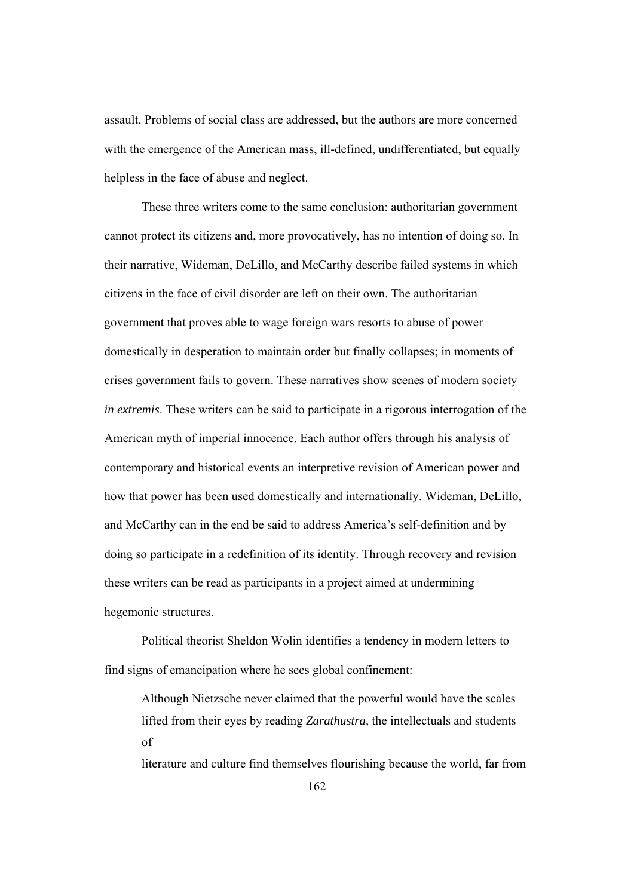assault. Problems of social class are addressed, but the authors are more concerned with the emergence of the American mass, ill-defined, undifferentiated, but equally helpless in the face of abuse and neglect.

These three writers come to the same conclusion: authoritarian government cannot protect its citizens and, more provocatively, has no intention of doing so. In their narrative, Wideman, DeLillo, and McCarthy describe failed systems in which citizens in the face of civil disorder are left on their own. The authoritarian government that proves able to wage foreign wars resorts to abuse of power domestically in desperation to maintain order but finally collapses; in moments of crises government fails to govern. These narratives show scenes of modern society *in extremis*. These writers can be said to participate in a rigorous interrogation of the American myth of imperial innocence. Each author offers through his analysis of contemporary and historical events an interpretive revision of American power and how that power has been used domestically and internationally. Wideman, DeLillo, and McCarthy can in the end be said to address America's self-definition and by doing so participate in a redefinition of its identity. Through recovery and revision these writers can be read as participants in a project aimed at undermining hegemonic structures.

Political theorist Sheldon Wolin identifies a tendency in modern letters to find signs of emancipation where he sees global confinement:

> Although Nietzsche never claimed that the powerful would have the scales lifted from their eyes by reading *Zarathustra,* the intellectuals and students of
> literature and culture find themselves flourishing because the world, far from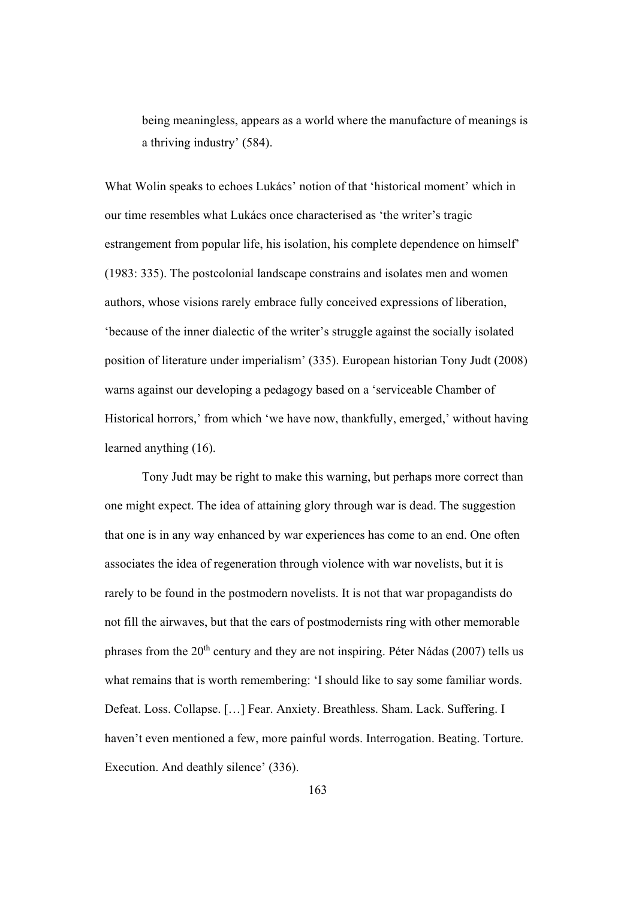> being meaningless, appears as a world where the manufacture of meanings is a thriving industry' (584).

What Wolin speaks to echoes Lukács' notion of that 'historical moment' which in our time resembles what Lukács once characterised as 'the writer's tragic estrangement from popular life, his isolation, his complete dependence on himself' (1983: 335). The postcolonial landscape constrains and isolates men and women authors, whose visions rarely embrace fully conceived expressions of liberation, 'because of the inner dialectic of the writer's struggle against the socially isolated position of literature under imperialism' (335). European historian Tony Judt (2008) warns against our developing a pedagogy based on a 'serviceable Chamber of Historical horrors,' from which 'we have now, thankfully, emerged,' without having learned anything (16).

Tony Judt may be right to make this warning, but perhaps more correct than one might expect. The idea of attaining glory through war is dead. The suggestion that one is in any way enhanced by war experiences has come to an end. One often associates the idea of regeneration through violence with war novelists, but it is rarely to be found in the postmodern novelists. It is not that war propagandists do not fill the airwaves, but that the ears of postmodernists ring with other memorable phrases from the 20th century and they are not inspiring. Péter Nádas (2007) tells us what remains that is worth remembering: 'I should like to say some familiar words. Defeat. Loss. Collapse. […] Fear. Anxiety. Breathless. Sham. Lack. Suffering. I haven't even mentioned a few, more painful words. Interrogation. Beating. Torture. Execution. And deathly silence' (336).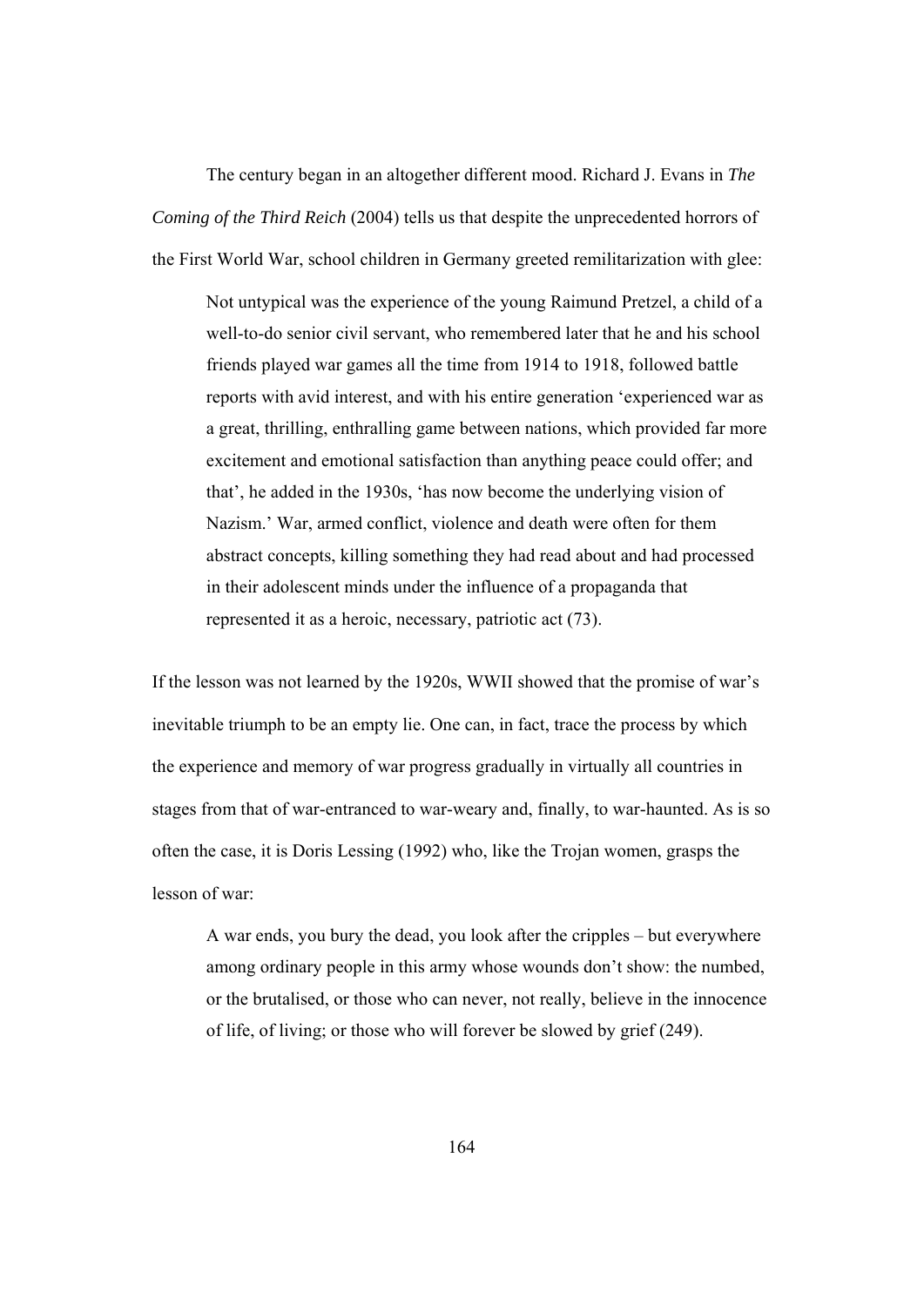The century began in an altogether different mood. Richard J. Evans in *The Coming of the Third Reich* (2004) tells us that despite the unprecedented horrors of the First World War, school children in Germany greeted remilitarization with glee:

> Not untypical was the experience of the young Raimund Pretzel, a child of a well-to-do senior civil servant, who remembered later that he and his school friends played war games all the time from 1914 to 1918, followed battle reports with avid interest, and with his entire generation 'experienced war as a great, thrilling, enthralling game between nations, which provided far more excitement and emotional satisfaction than anything peace could offer; and that', he added in the 1930s, 'has now become the underlying vision of Nazism.' War, armed conflict, violence and death were often for them abstract concepts, killing something they had read about and had processed in their adolescent minds under the influence of a propaganda that represented it as a heroic, necessary, patriotic act (73).

If the lesson was not learned by the 1920s, WWII showed that the promise of war's inevitable triumph to be an empty lie. One can, in fact, trace the process by which the experience and memory of war progress gradually in virtually all countries in stages from that of war-entranced to war-weary and, finally, to war-haunted. As is so often the case, it is Doris Lessing (1992) who, like the Trojan women, grasps the lesson of war:

> A war ends, you bury the dead, you look after the cripples – but everywhere among ordinary people in this army whose wounds don't show: the numbed, or the brutalised, or those who can never, not really, believe in the innocence of life, of living; or those who will forever be slowed by grief (249).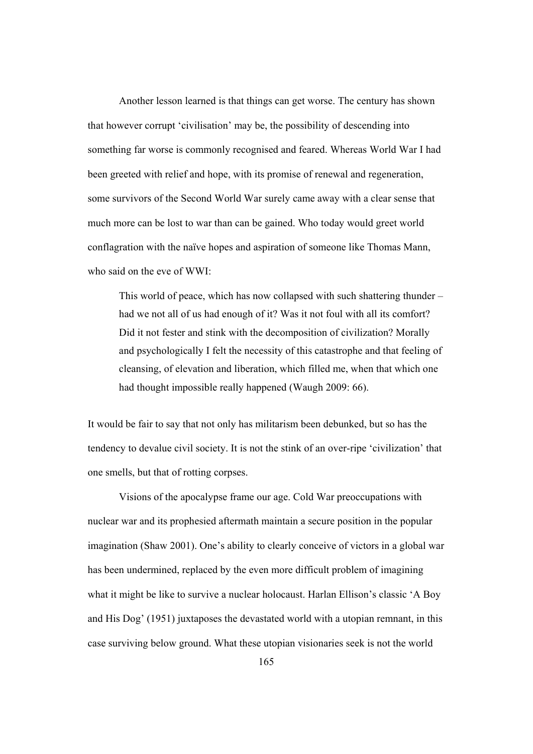Another lesson learned is that things can get worse. The century has shown that however corrupt 'civilisation' may be, the possibility of descending into something far worse is commonly recognised and feared. Whereas World War I had been greeted with relief and hope, with its promise of renewal and regeneration, some survivors of the Second World War surely came away with a clear sense that much more can be lost to war than can be gained. Who today would greet world conflagration with the naïve hopes and aspiration of someone like Thomas Mann, who said on the eve of WWI:

> This world of peace, which has now collapsed with such shattering thunder – had we not all of us had enough of it? Was it not foul with all its comfort? Did it not fester and stink with the decomposition of civilization? Morally and psychologically I felt the necessity of this catastrophe and that feeling of cleansing, of elevation and liberation, which filled me, when that which one had thought impossible really happened (Waugh 2009: 66).

It would be fair to say that not only has militarism been debunked, but so has the tendency to devalue civil society. It is not the stink of an over-ripe 'civilization' that one smells, but that of rotting corpses.

Visions of the apocalypse frame our age. Cold War preoccupations with nuclear war and its prophesied aftermath maintain a secure position in the popular imagination (Shaw 2001). One's ability to clearly conceive of victors in a global war has been undermined, replaced by the even more difficult problem of imagining what it might be like to survive a nuclear holocaust. Harlan Ellison's classic 'A Boy and His Dog' (1951) juxtaposes the devastated world with a utopian remnant, in this case surviving below ground. What these utopian visionaries seek is not the world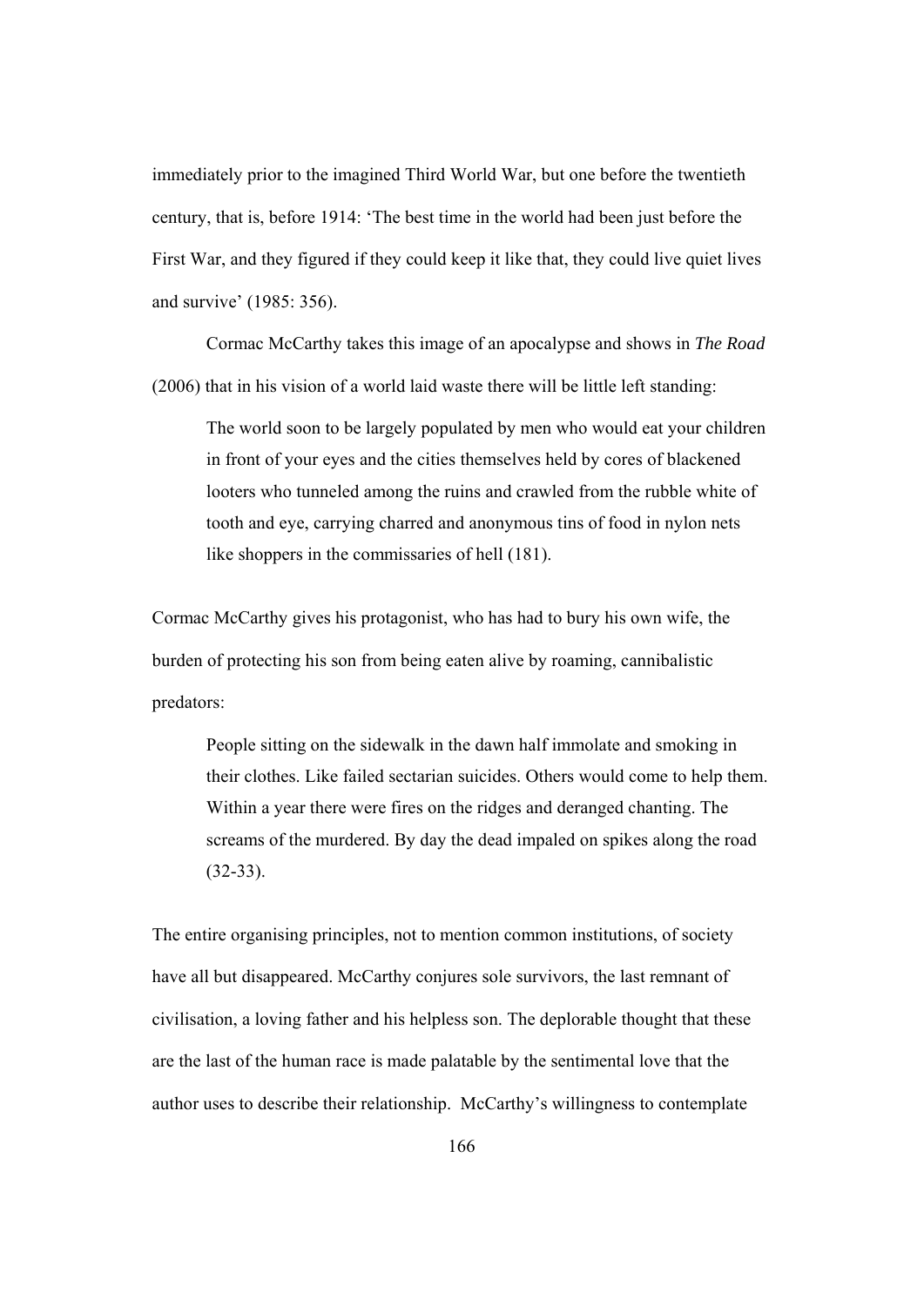immediately prior to the imagined Third World War, but one before the twentieth century, that is, before 1914: 'The best time in the world had been just before the First War, and they figured if they could keep it like that, they could live quiet lives and survive' (1985: 356).

Cormac McCarthy takes this image of an apocalypse and shows in *The Road* (2006) that in his vision of a world laid waste there will be little left standing:

> The world soon to be largely populated by men who would eat your children in front of your eyes and the cities themselves held by cores of blackened looters who tunneled among the ruins and crawled from the rubble white of tooth and eye, carrying charred and anonymous tins of food in nylon nets like shoppers in the commissaries of hell (181).

Cormac McCarthy gives his protagonist, who has had to bury his own wife, the burden of protecting his son from being eaten alive by roaming, cannibalistic predators:

> People sitting on the sidewalk in the dawn half immolate and smoking in their clothes. Like failed sectarian suicides. Others would come to help them. Within a year there were fires on the ridges and deranged chanting. The screams of the murdered. By day the dead impaled on spikes along the road (32-33).

The entire organising principles, not to mention common institutions, of society have all but disappeared. McCarthy conjures sole survivors, the last remnant of civilisation, a loving father and his helpless son. The deplorable thought that these are the last of the human race is made palatable by the sentimental love that the author uses to describe their relationship. McCarthy's willingness to contemplate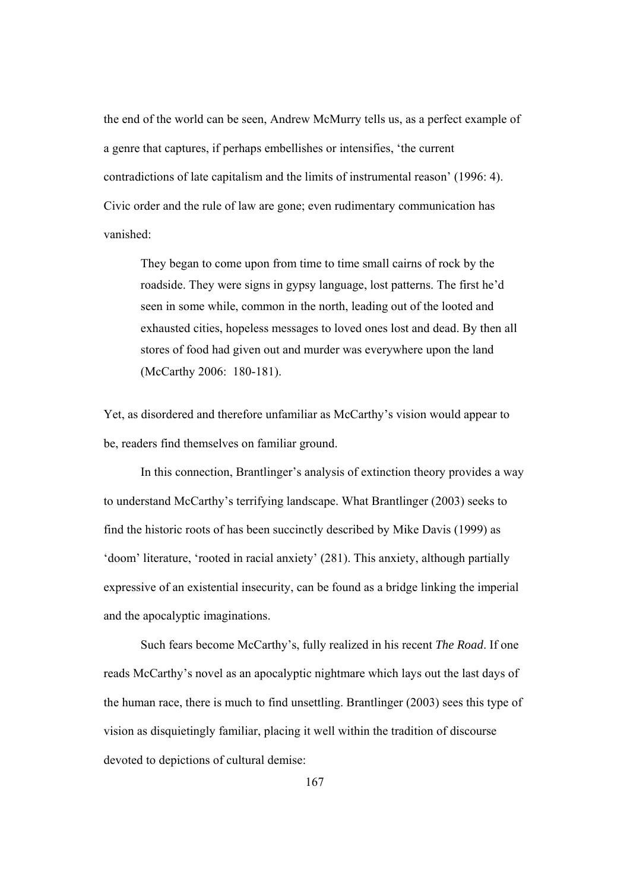the end of the world can be seen, Andrew McMurry tells us, as a perfect example of a genre that captures, if perhaps embellishes or intensifies, 'the current contradictions of late capitalism and the limits of instrumental reason' (1996: 4). Civic order and the rule of law are gone; even rudimentary communication has vanished:

> They began to come upon from time to time small cairns of rock by the roadside. They were signs in gypsy language, lost patterns. The first he'd seen in some while, common in the north, leading out of the looted and exhausted cities, hopeless messages to loved ones lost and dead. By then all stores of food had given out and murder was everywhere upon the land (McCarthy 2006: 180-181).

Yet, as disordered and therefore unfamiliar as McCarthy's vision would appear to be, readers find themselves on familiar ground.

In this connection, Brantlinger's analysis of extinction theory provides a way to understand McCarthy's terrifying landscape. What Brantlinger (2003) seeks to find the historic roots of has been succinctly described by Mike Davis (1999) as 'doom' literature, 'rooted in racial anxiety' (281). This anxiety, although partially expressive of an existential insecurity, can be found as a bridge linking the imperial and the apocalyptic imaginations.

Such fears become McCarthy's, fully realized in his recent *The Road*. If one reads McCarthy's novel as an apocalyptic nightmare which lays out the last days of the human race, there is much to find unsettling. Brantlinger (2003) sees this type of vision as disquietingly familiar, placing it well within the tradition of discourse devoted to depictions of cultural demise: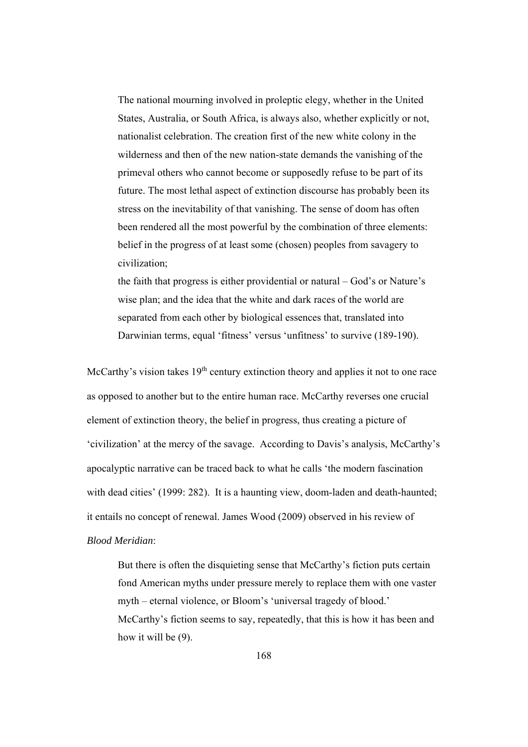> The national mourning involved in proleptic elegy, whether in the United States, Australia, or South Africa, is always also, whether explicitly or not, nationalist celebration. The creation first of the new white colony in the wilderness and then of the new nation-state demands the vanishing of the primeval others who cannot become or supposedly refuse to be part of its future. The most lethal aspect of extinction discourse has probably been its stress on the inevitability of that vanishing. The sense of doom has often been rendered all the most powerful by the combination of three elements: belief in the progress of at least some (chosen) peoples from savagery to civilization;
> the faith that progress is either providential or natural – God's or Nature's wise plan; and the idea that the white and dark races of the world are separated from each other by biological essences that, translated into Darwinian terms, equal 'fitness' versus 'unfitness' to survive (189-190).

McCarthy's vision takes 19th century extinction theory and applies it not to one race as opposed to another but to the entire human race. McCarthy reverses one crucial element of extinction theory, the belief in progress, thus creating a picture of 'civilization' at the mercy of the savage. According to Davis's analysis, McCarthy's apocalyptic narrative can be traced back to what he calls 'the modern fascination with dead cities' (1999: 282). It is a haunting view, doom-laden and death-haunted; it entails no concept of renewal. James Wood (2009) observed in his review of *Blood Meridian*:

> But there is often the disquieting sense that McCarthy's fiction puts certain fond American myths under pressure merely to replace them with one vaster myth – eternal violence, or Bloom's 'universal tragedy of blood.' McCarthy's fiction seems to say, repeatedly, that this is how it has been and how it will be (9).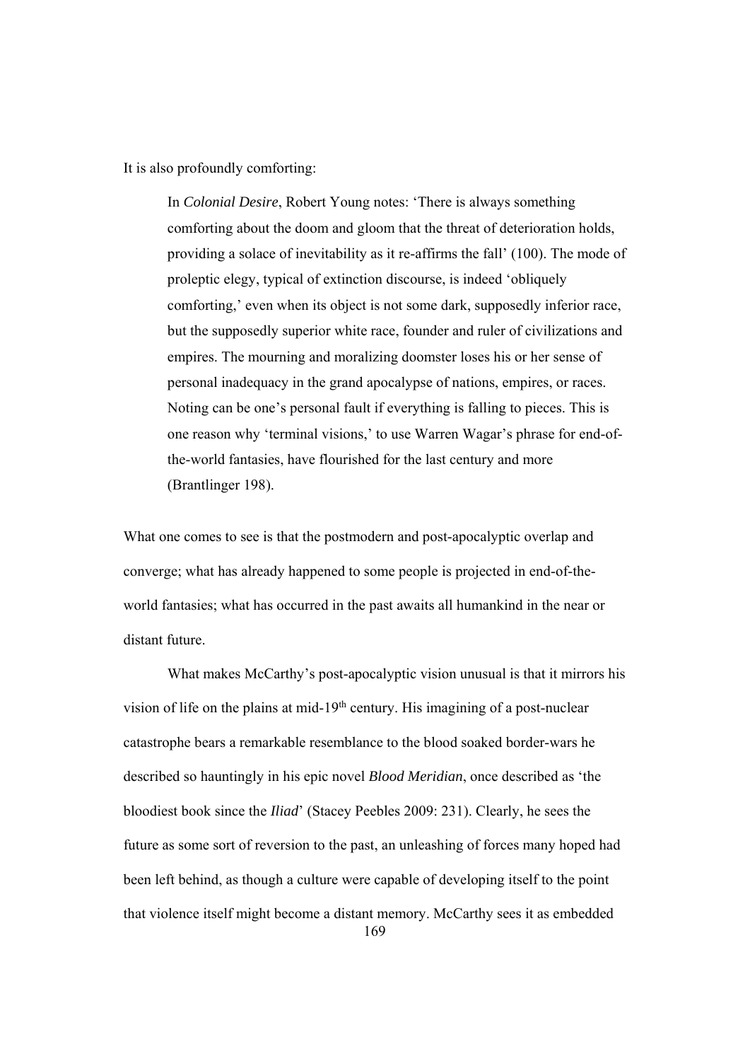It is also profoundly comforting:

> In *Colonial Desire*, Robert Young notes: 'There is always something comforting about the doom and gloom that the threat of deterioration holds, providing a solace of inevitability as it re-affirms the fall' (100). The mode of proleptic elegy, typical of extinction discourse, is indeed 'obliquely comforting,' even when its object is not some dark, supposedly inferior race, but the supposedly superior white race, founder and ruler of civilizations and empires. The mourning and moralizing doomster loses his or her sense of personal inadequacy in the grand apocalypse of nations, empires, or races. Noting can be one's personal fault if everything is falling to pieces. This is one reason why 'terminal visions,' to use Warren Wagar's phrase for end-of-the-world fantasies, have flourished for the last century and more (Brantlinger 198).

What one comes to see is that the postmodern and post-apocalyptic overlap and converge; what has already happened to some people is projected in end-of-the-world fantasies; what has occurred in the past awaits all humankind in the near or distant future.

What makes McCarthy's post-apocalyptic vision unusual is that it mirrors his vision of life on the plains at mid-19th century. His imagining of a post-nuclear catastrophe bears a remarkable resemblance to the blood soaked border-wars he described so hauntingly in his epic novel *Blood Meridian*, once described as 'the bloodiest book since the *Iliad*' (Stacey Peebles 2009: 231). Clearly, he sees the future as some sort of reversion to the past, an unleashing of forces many hoped had been left behind, as though a culture were capable of developing itself to the point that violence itself might become a distant memory. McCarthy sees it as embedded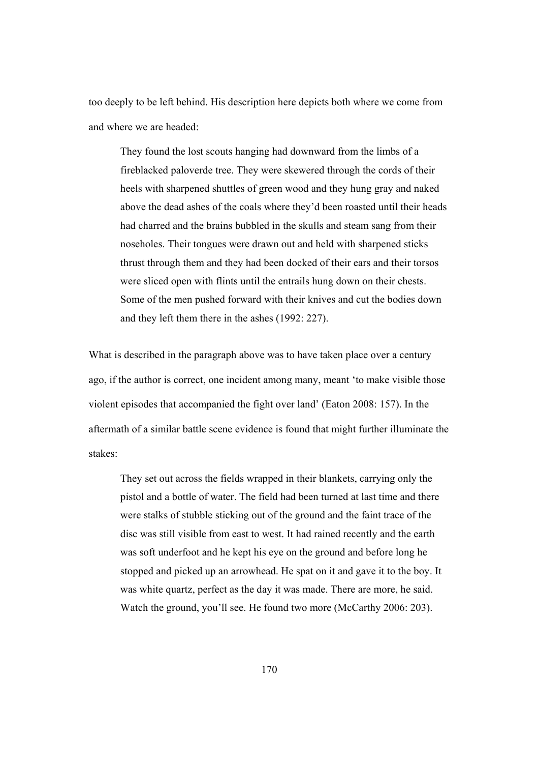too deeply to be left behind. His description here depicts both where we come from and where we are headed:

> They found the lost scouts hanging had downward from the limbs of a fireblacked paloverde tree. They were skewered through the cords of their heels with sharpened shuttles of green wood and they hung gray and naked above the dead ashes of the coals where they'd been roasted until their heads had charred and the brains bubbled in the skulls and steam sang from their noseholes. Their tongues were drawn out and held with sharpened sticks thrust through them and they had been docked of their ears and their torsos were sliced open with flints until the entrails hung down on their chests. Some of the men pushed forward with their knives and cut the bodies down and they left them there in the ashes (1992: 227).

What is described in the paragraph above was to have taken place over a century ago, if the author is correct, one incident among many, meant 'to make visible those violent episodes that accompanied the fight over land' (Eaton 2008: 157). In the aftermath of a similar battle scene evidence is found that might further illuminate the stakes:

> They set out across the fields wrapped in their blankets, carrying only the pistol and a bottle of water. The field had been turned at last time and there were stalks of stubble sticking out of the ground and the faint trace of the disc was still visible from east to west. It had rained recently and the earth was soft underfoot and he kept his eye on the ground and before long he stopped and picked up an arrowhead. He spat on it and gave it to the boy. It was white quartz, perfect as the day it was made. There are more, he said. Watch the ground, you'll see. He found two more (McCarthy 2006: 203).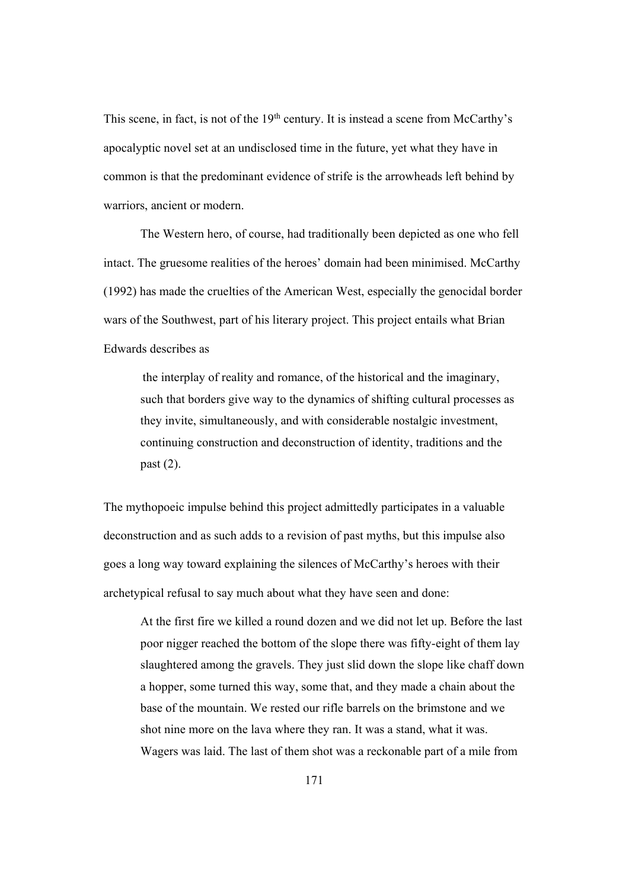This scene, in fact, is not of the 19th century. It is instead a scene from McCarthy's apocalyptic novel set at an undisclosed time in the future, yet what they have in common is that the predominant evidence of strife is the arrowheads left behind by warriors, ancient or modern.

The Western hero, of course, had traditionally been depicted as one who fell intact. The gruesome realities of the heroes' domain had been minimised. McCarthy (1992) has made the cruelties of the American West, especially the genocidal border wars of the Southwest, part of his literary project. This project entails what Brian Edwards describes as

> the interplay of reality and romance, of the historical and the imaginary, such that borders give way to the dynamics of shifting cultural processes as they invite, simultaneously, and with considerable nostalgic investment, continuing construction and deconstruction of identity, traditions and the past (2).

The mythopoeic impulse behind this project admittedly participates in a valuable deconstruction and as such adds to a revision of past myths, but this impulse also goes a long way toward explaining the silences of McCarthy's heroes with their archetypical refusal to say much about what they have seen and done:

> At the first fire we killed a round dozen and we did not let up. Before the last poor nigger reached the bottom of the slope there was fifty-eight of them lay slaughtered among the gravels. They just slid down the slope like chaff down a hopper, some turned this way, some that, and they made a chain about the base of the mountain. We rested our rifle barrels on the brimstone and we shot nine more on the lava where they ran. It was a stand, what it was. Wagers was laid. The last of them shot was a reckonable part of a mile from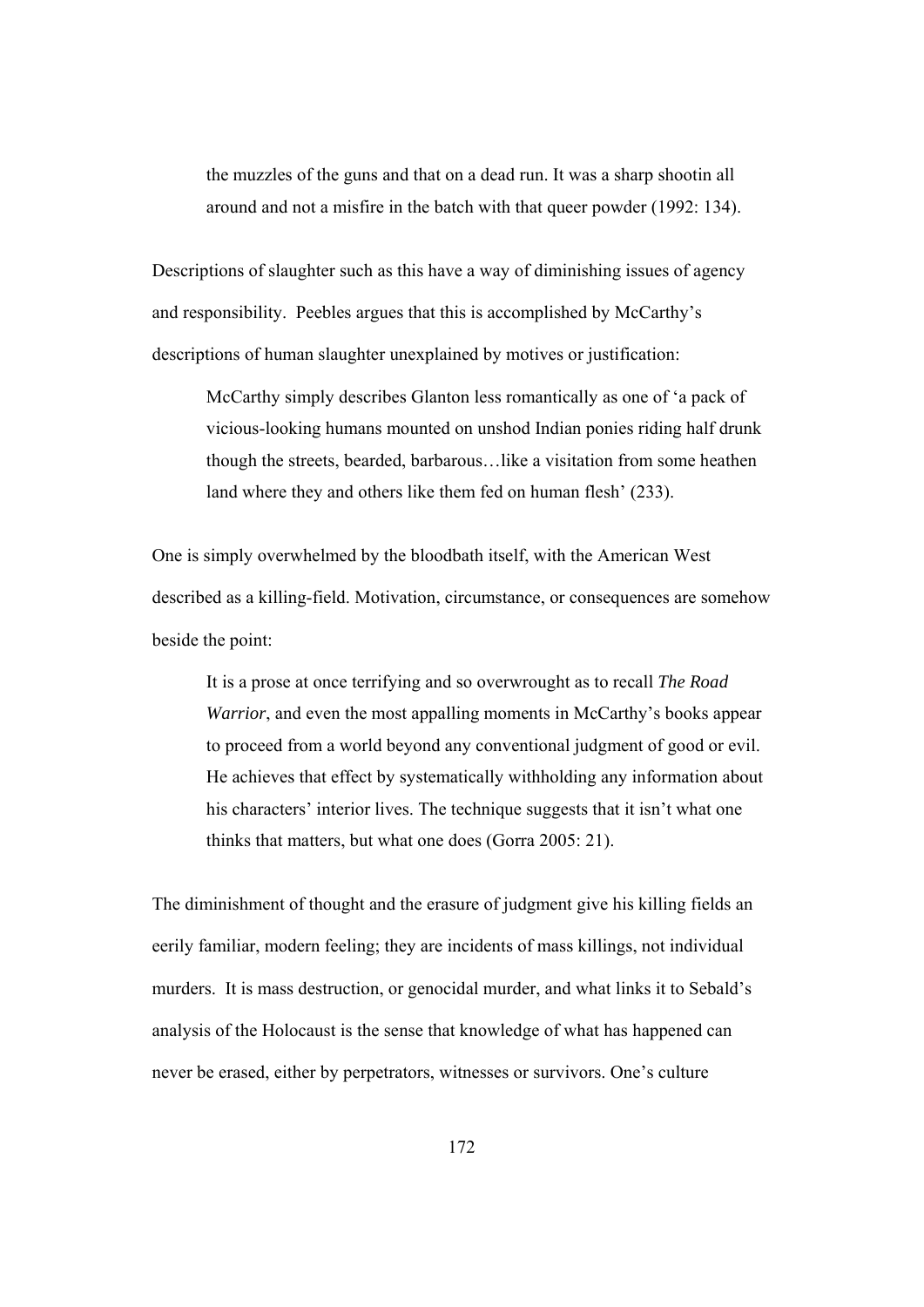> the muzzles of the guns and that on a dead run. It was a sharp shootin all around and not a misfire in the batch with that queer powder (1992: 134).

Descriptions of slaughter such as this have a way of diminishing issues of agency and responsibility. Peebles argues that this is accomplished by McCarthy's descriptions of human slaughter unexplained by motives or justification:

> McCarthy simply describes Glanton less romantically as one of 'a pack of vicious-looking humans mounted on unshod Indian ponies riding half drunk though the streets, bearded, barbarous…like a visitation from some heathen land where they and others like them fed on human flesh' (233).

One is simply overwhelmed by the bloodbath itself, with the American West described as a killing-field. Motivation, circumstance, or consequences are somehow beside the point:

> It is a prose at once terrifying and so overwrought as to recall *The Road Warrior*, and even the most appalling moments in McCarthy's books appear to proceed from a world beyond any conventional judgment of good or evil. He achieves that effect by systematically withholding any information about his characters' interior lives. The technique suggests that it isn't what one thinks that matters, but what one does (Gorra 2005: 21).

The diminishment of thought and the erasure of judgment give his killing fields an eerily familiar, modern feeling; they are incidents of mass killings, not individual murders. It is mass destruction, or genocidal murder, and what links it to Sebald's analysis of the Holocaust is the sense that knowledge of what has happened can never be erased, either by perpetrators, witnesses or survivors. One's culture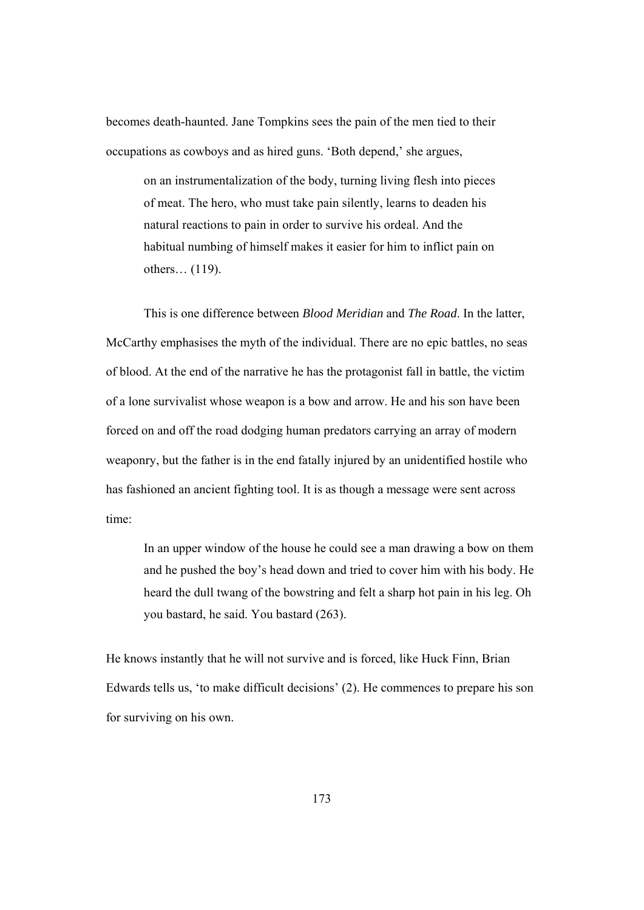becomes death-haunted. Jane Tompkins sees the pain of the men tied to their occupations as cowboys and as hired guns. 'Both depend,' she argues,

> on an instrumentalization of the body, turning living flesh into pieces of meat. The hero, who must take pain silently, learns to deaden his natural reactions to pain in order to survive his ordeal. And the habitual numbing of himself makes it easier for him to inflict pain on others… (119).

This is one difference between *Blood Meridian* and *The Road*. In the latter, McCarthy emphasises the myth of the individual. There are no epic battles, no seas of blood. At the end of the narrative he has the protagonist fall in battle, the victim of a lone survivalist whose weapon is a bow and arrow. He and his son have been forced on and off the road dodging human predators carrying an array of modern weaponry, but the father is in the end fatally injured by an unidentified hostile who has fashioned an ancient fighting tool. It is as though a message were sent across time:

> In an upper window of the house he could see a man drawing a bow on them and he pushed the boy's head down and tried to cover him with his body. He heard the dull twang of the bowstring and felt a sharp hot pain in his leg. Oh you bastard, he said. You bastard (263).

He knows instantly that he will not survive and is forced, like Huck Finn, Brian Edwards tells us, 'to make difficult decisions' (2). He commences to prepare his son for surviving on his own.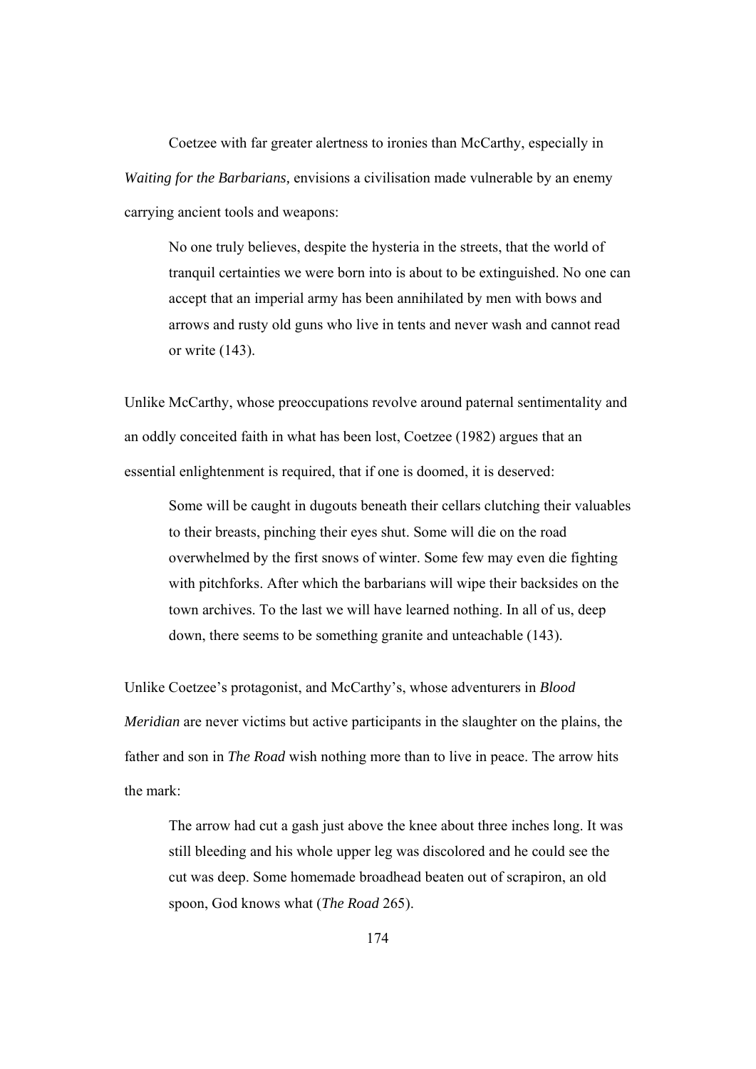Coetzee with far greater alertness to ironies than McCarthy, especially in *Waiting for the Barbarians,* envisions a civilisation made vulnerable by an enemy carrying ancient tools and weapons:

> No one truly believes, despite the hysteria in the streets, that the world of tranquil certainties we were born into is about to be extinguished. No one can accept that an imperial army has been annihilated by men with bows and arrows and rusty old guns who live in tents and never wash and cannot read or write (143).

Unlike McCarthy, whose preoccupations revolve around paternal sentimentality and an oddly conceited faith in what has been lost, Coetzee (1982) argues that an essential enlightenment is required, that if one is doomed, it is deserved:

> Some will be caught in dugouts beneath their cellars clutching their valuables to their breasts, pinching their eyes shut. Some will die on the road overwhelmed by the first snows of winter. Some few may even die fighting with pitchforks. After which the barbarians will wipe their backsides on the town archives. To the last we will have learned nothing. In all of us, deep down, there seems to be something granite and unteachable (143).

Unlike Coetzee's protagonist, and McCarthy's, whose adventurers in *Blood Meridian* are never victims but active participants in the slaughter on the plains, the father and son in *The Road* wish nothing more than to live in peace. The arrow hits the mark:

> The arrow had cut a gash just above the knee about three inches long. It was still bleeding and his whole upper leg was discolored and he could see the cut was deep. Some homemade broadhead beaten out of scrapiron, an old spoon, God knows what (*The Road* 265).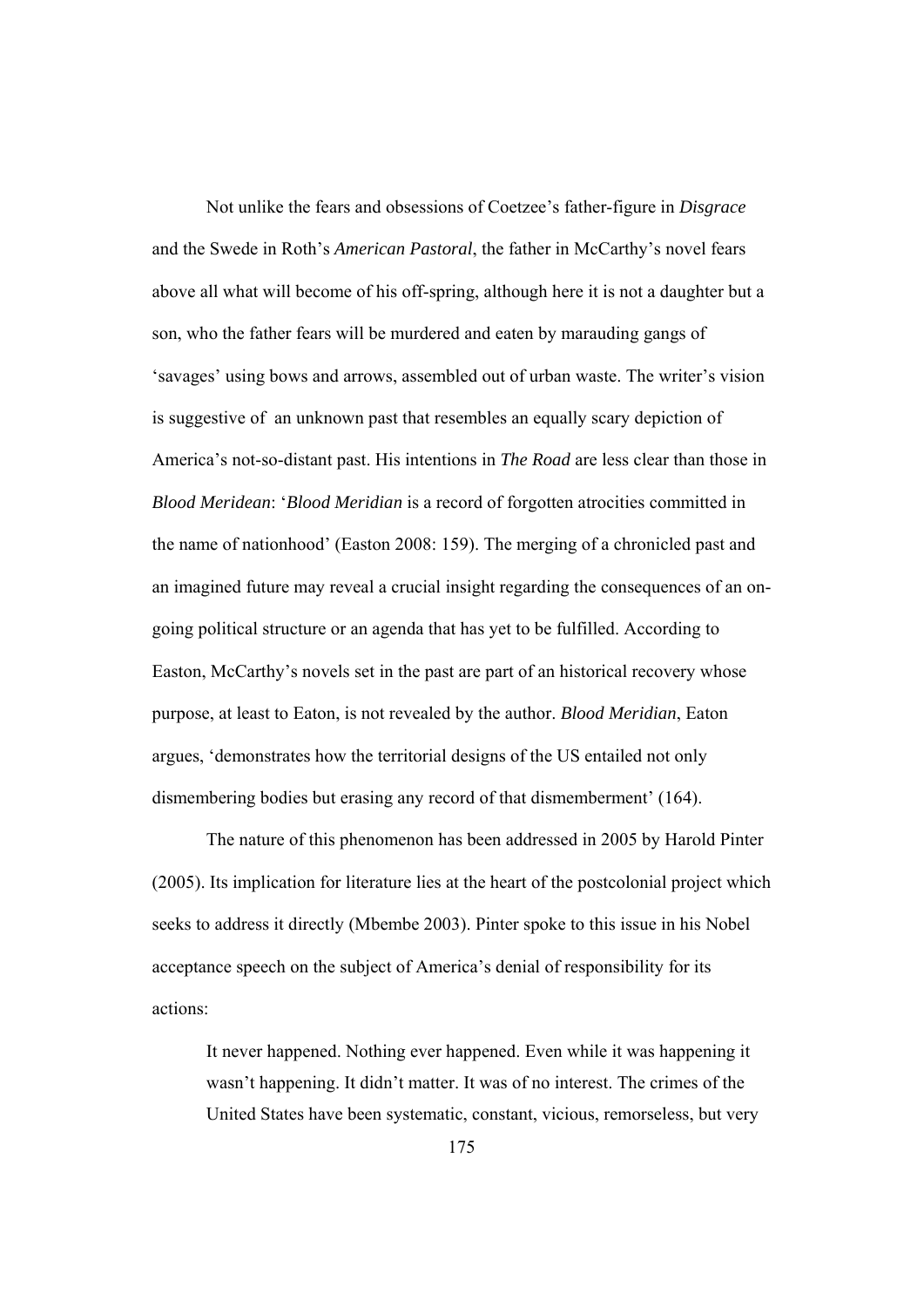Not unlike the fears and obsessions of Coetzee's father-figure in *Disgrace* and the Swede in Roth's *American Pastoral*, the father in McCarthy's novel fears above all what will become of his off-spring, although here it is not a daughter but a son, who the father fears will be murdered and eaten by marauding gangs of 'savages' using bows and arrows, assembled out of urban waste. The writer's vision is suggestive of an unknown past that resembles an equally scary depiction of America's not-so-distant past. His intentions in *The Road* are less clear than those in *Blood Meridean*: '*Blood Meridian* is a record of forgotten atrocities committed in the name of nationhood' (Easton 2008: 159). The merging of a chronicled past and an imagined future may reveal a crucial insight regarding the consequences of an on-going political structure or an agenda that has yet to be fulfilled. According to Easton, McCarthy's novels set in the past are part of an historical recovery whose purpose, at least to Eaton, is not revealed by the author. *Blood Meridian*, Eaton argues, 'demonstrates how the territorial designs of the US entailed not only dismembering bodies but erasing any record of that dismemberment' (164).

The nature of this phenomenon has been addressed in 2005 by Harold Pinter (2005). Its implication for literature lies at the heart of the postcolonial project which seeks to address it directly (Mbembe 2003). Pinter spoke to this issue in his Nobel acceptance speech on the subject of America's denial of responsibility for its actions:

> It never happened. Nothing ever happened. Even while it was happening it wasn't happening. It didn't matter. It was of no interest. The crimes of the United States have been systematic, constant, vicious, remorseless, but very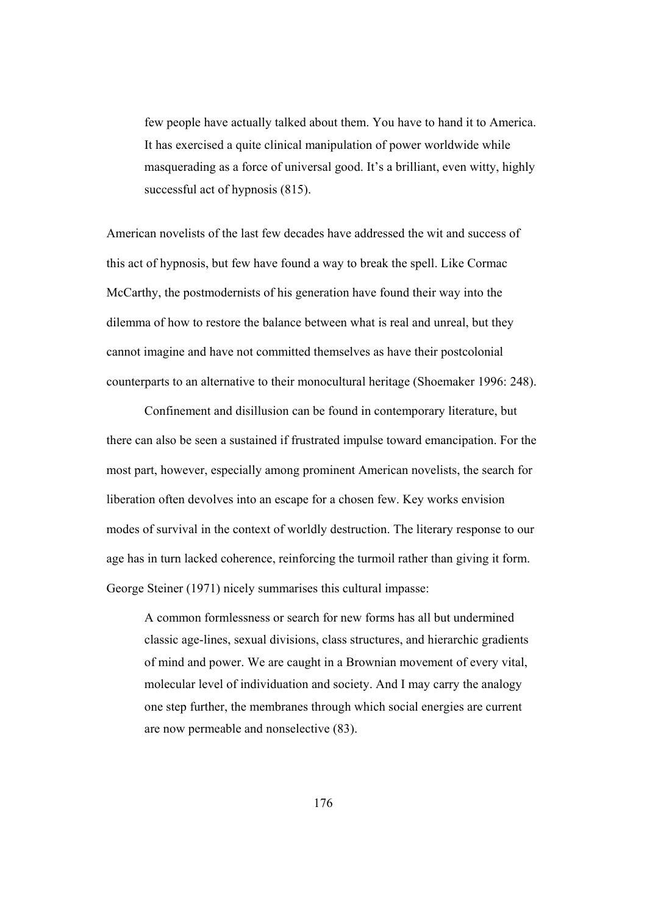> few people have actually talked about them. You have to hand it to America. It has exercised a quite clinical manipulation of power worldwide while masquerading as a force of universal good. It's a brilliant, even witty, highly successful act of hypnosis (815).

American novelists of the last few decades have addressed the wit and success of this act of hypnosis, but few have found a way to break the spell. Like Cormac McCarthy, the postmodernists of his generation have found their way into the dilemma of how to restore the balance between what is real and unreal, but they cannot imagine and have not committed themselves as have their postcolonial counterparts to an alternative to their monocultural heritage (Shoemaker 1996: 248).

Confinement and disillusion can be found in contemporary literature, but there can also be seen a sustained if frustrated impulse toward emancipation. For the most part, however, especially among prominent American novelists, the search for liberation often devolves into an escape for a chosen few. Key works envision modes of survival in the context of worldly destruction. The literary response to our age has in turn lacked coherence, reinforcing the turmoil rather than giving it form. George Steiner (1971) nicely summarises this cultural impasse:

> A common formlessness or search for new forms has all but undermined classic age-lines, sexual divisions, class structures, and hierarchic gradients of mind and power. We are caught in a Brownian movement of every vital, molecular level of individuation and society. And I may carry the analogy one step further, the membranes through which social energies are current are now permeable and nonselective (83).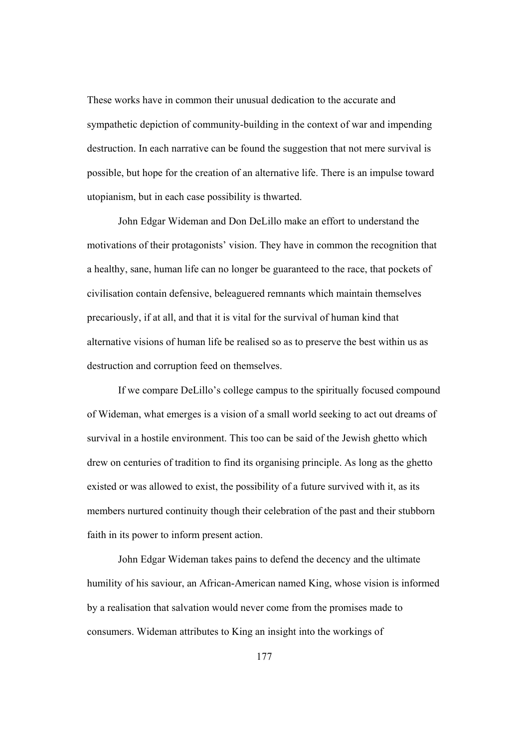These works have in common their unusual dedication to the accurate and sympathetic depiction of community-building in the context of war and impending destruction. In each narrative can be found the suggestion that not mere survival is possible, but hope for the creation of an alternative life. There is an impulse toward utopianism, but in each case possibility is thwarted.

John Edgar Wideman and Don DeLillo make an effort to understand the motivations of their protagonists' vision. They have in common the recognition that a healthy, sane, human life can no longer be guaranteed to the race, that pockets of civilisation contain defensive, beleaguered remnants which maintain themselves precariously, if at all, and that it is vital for the survival of human kind that alternative visions of human life be realised so as to preserve the best within us as destruction and corruption feed on themselves.

If we compare DeLillo's college campus to the spiritually focused compound of Wideman, what emerges is a vision of a small world seeking to act out dreams of survival in a hostile environment. This too can be said of the Jewish ghetto which drew on centuries of tradition to find its organising principle. As long as the ghetto existed or was allowed to exist, the possibility of a future survived with it, as its members nurtured continuity though their celebration of the past and their stubborn faith in its power to inform present action.

John Edgar Wideman takes pains to defend the decency and the ultimate humility of his saviour, an African-American named King, whose vision is informed by a realisation that salvation would never come from the promises made to consumers. Wideman attributes to King an insight into the workings of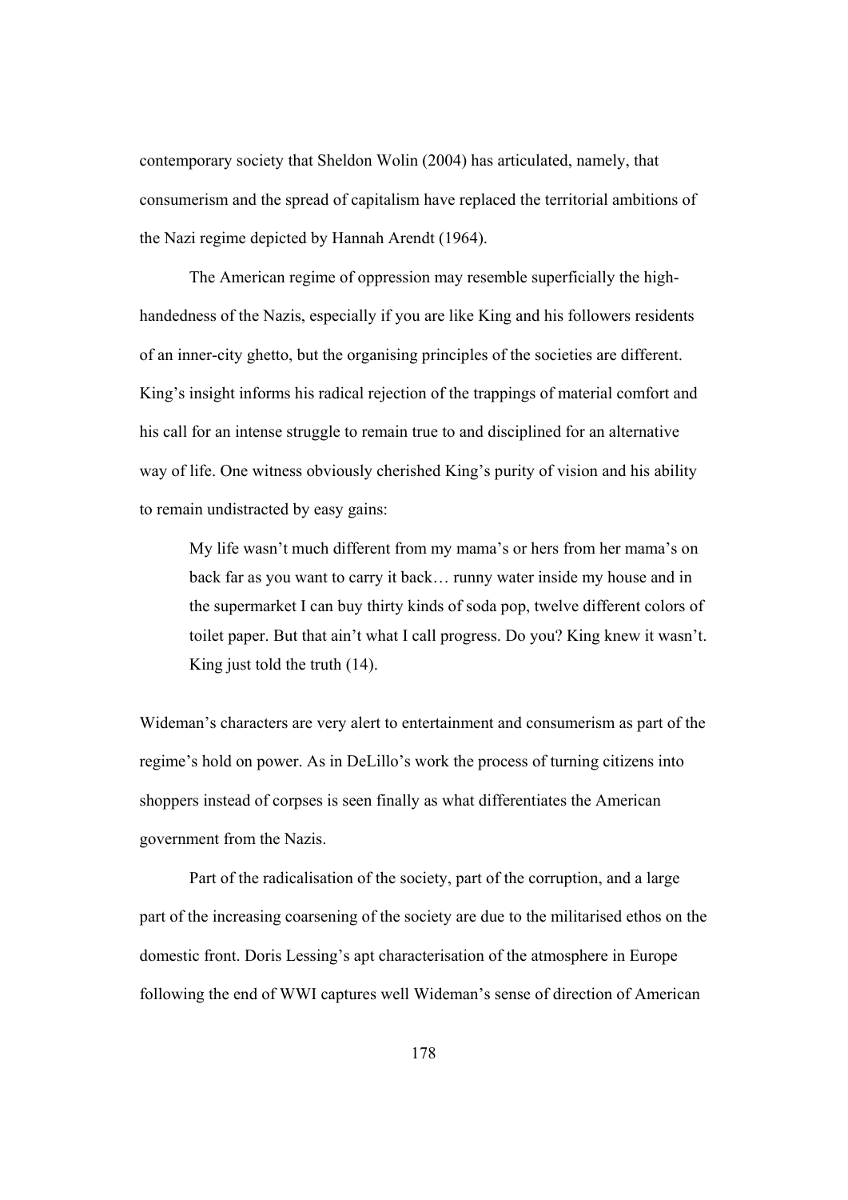contemporary society that Sheldon Wolin (2004) has articulated, namely, that consumerism and the spread of capitalism have replaced the territorial ambitions of the Nazi regime depicted by Hannah Arendt (1964).

The American regime of oppression may resemble superficially the high-handedness of the Nazis, especially if you are like King and his followers residents of an inner-city ghetto, but the organising principles of the societies are different. King's insight informs his radical rejection of the trappings of material comfort and his call for an intense struggle to remain true to and disciplined for an alternative way of life. One witness obviously cherished King's purity of vision and his ability to remain undistracted by easy gains:

> My life wasn't much different from my mama's or hers from her mama's on back far as you want to carry it back… runny water inside my house and in the supermarket I can buy thirty kinds of soda pop, twelve different colors of toilet paper. But that ain't what I call progress. Do you? King knew it wasn't. King just told the truth (14).

Wideman's characters are very alert to entertainment and consumerism as part of the regime's hold on power. As in DeLillo's work the process of turning citizens into shoppers instead of corpses is seen finally as what differentiates the American government from the Nazis.

Part of the radicalisation of the society, part of the corruption, and a large part of the increasing coarsening of the society are due to the militarised ethos on the domestic front. Doris Lessing's apt characterisation of the atmosphere in Europe following the end of WWI captures well Wideman's sense of direction of American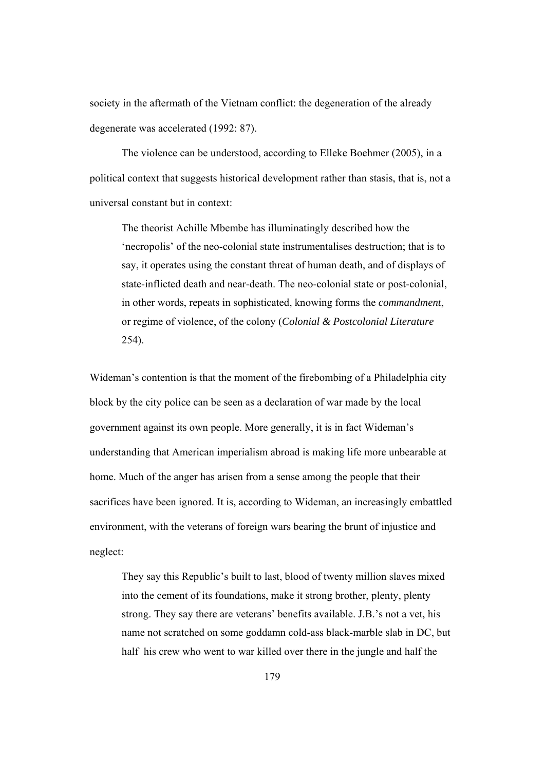society in the aftermath of the Vietnam conflict: the degeneration of the already degenerate was accelerated (1992: 87).

The violence can be understood, according to Elleke Boehmer (2005), in a political context that suggests historical development rather than stasis, that is, not a universal constant but in context:

> The theorist Achille Mbembe has illuminatingly described how the 'necropolis' of the neo-colonial state instrumentalises destruction; that is to say, it operates using the constant threat of human death, and of displays of state-inflicted death and near-death. The neo-colonial state or post-colonial, in other words, repeats in sophisticated, knowing forms the *commandment*, or regime of violence, of the colony (*Colonial & Postcolonial Literature* 254).

Wideman's contention is that the moment of the firebombing of a Philadelphia city block by the city police can be seen as a declaration of war made by the local government against its own people. More generally, it is in fact Wideman's understanding that American imperialism abroad is making life more unbearable at home. Much of the anger has arisen from a sense among the people that their sacrifices have been ignored. It is, according to Wideman, an increasingly embattled environment, with the veterans of foreign wars bearing the brunt of injustice and neglect:

> They say this Republic's built to last, blood of twenty million slaves mixed into the cement of its foundations, make it strong brother, plenty, plenty strong. They say there are veterans' benefits available. J.B.'s not a vet, his name not scratched on some goddamn cold-ass black-marble slab in DC, but half his crew who went to war killed over there in the jungle and half the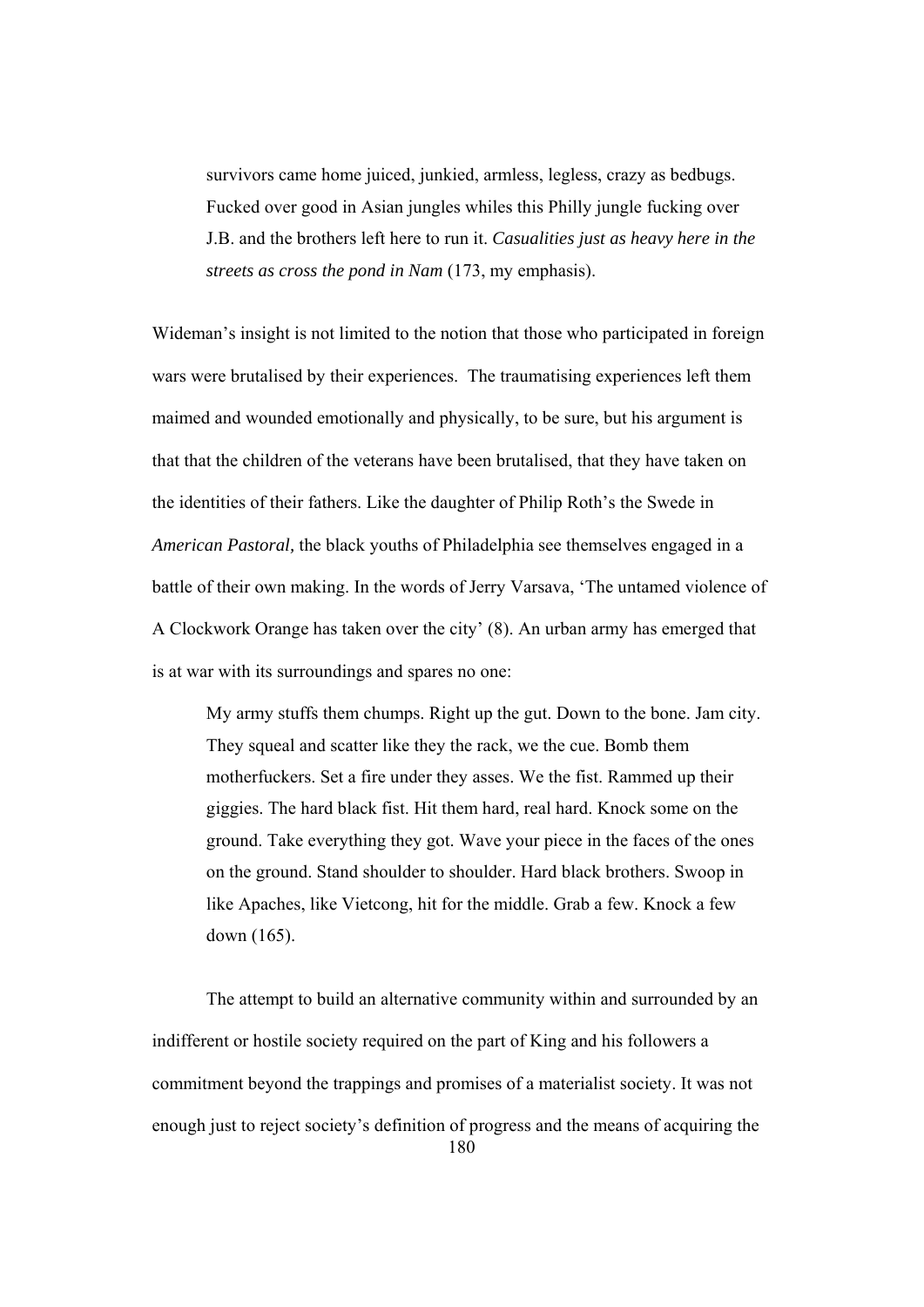> survivors came home juiced, junkied, armless, legless, crazy as bedbugs. Fucked over good in Asian jungles whiles this Philly jungle fucking over J.B. and the brothers left here to run it. *Casualities just as heavy here in the streets as cross the pond in Nam* (173, my emphasis).

Wideman's insight is not limited to the notion that those who participated in foreign wars were brutalised by their experiences. The traumatising experiences left them maimed and wounded emotionally and physically, to be sure, but his argument is that that the children of the veterans have been brutalised, that they have taken on the identities of their fathers. Like the daughter of Philip Roth's the Swede in *American Pastoral,* the black youths of Philadelphia see themselves engaged in a battle of their own making. In the words of Jerry Varsava, 'The untamed violence of A Clockwork Orange has taken over the city' (8). An urban army has emerged that is at war with its surroundings and spares no one:

> My army stuffs them chumps. Right up the gut. Down to the bone. Jam city. They squeal and scatter like they the rack, we the cue. Bomb them motherfuckers. Set a fire under they asses. We the fist. Rammed up their giggies. The hard black fist. Hit them hard, real hard. Knock some on the ground. Take everything they got. Wave your piece in the faces of the ones on the ground. Stand shoulder to shoulder. Hard black brothers. Swoop in like Apaches, like Vietcong, hit for the middle. Grab a few. Knock a few down (165).

The attempt to build an alternative community within and surrounded by an indifferent or hostile society required on the part of King and his followers a commitment beyond the trappings and promises of a materialist society. It was not enough just to reject society's definition of progress and the means of acquiring the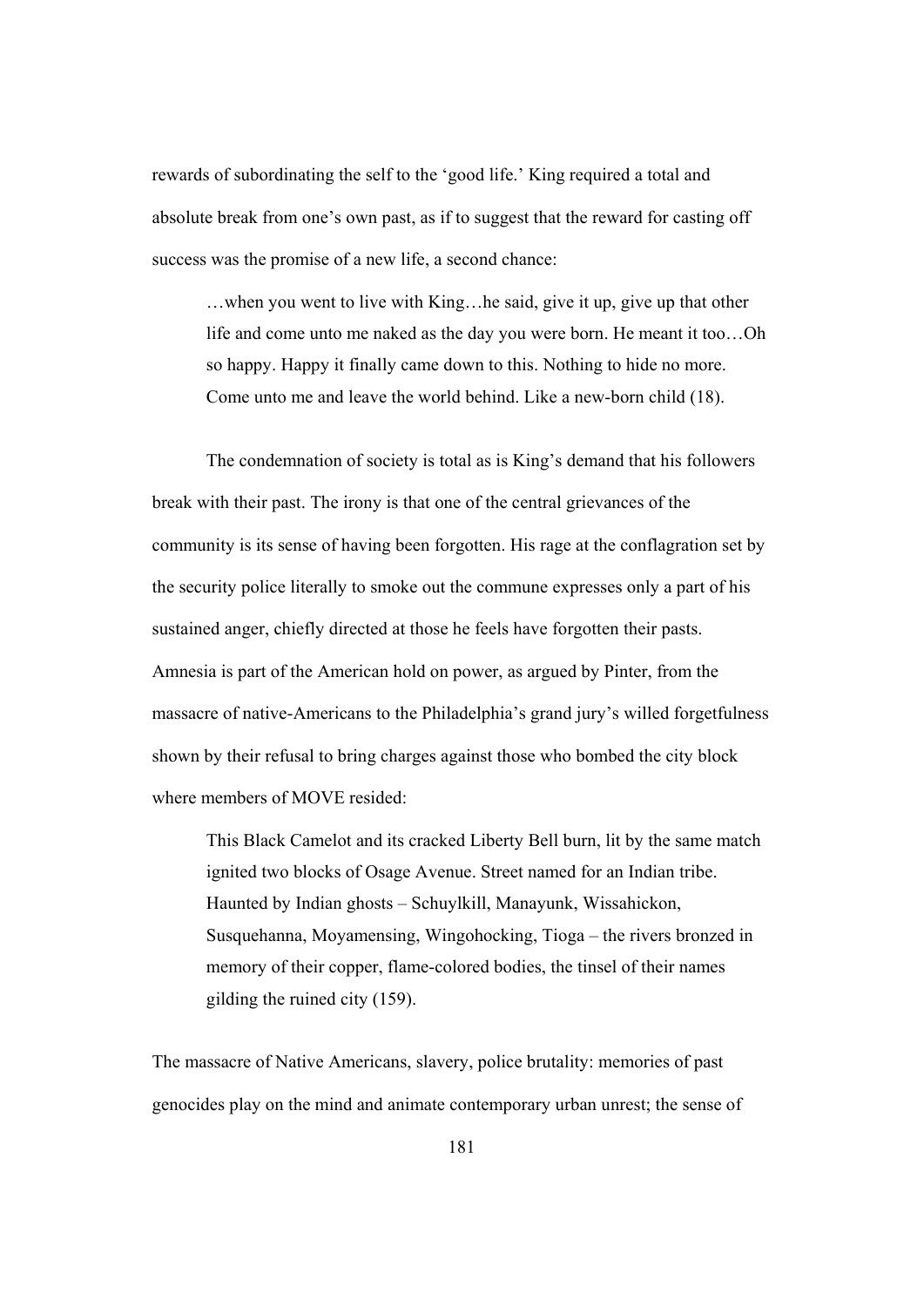rewards of subordinating the self to the 'good life.' King required a total and absolute break from one's own past, as if to suggest that the reward for casting off success was the promise of a new life, a second chance:

> …when you went to live with King…he said, give it up, give up that other life and come unto me naked as the day you were born. He meant it too…Oh so happy. Happy it finally came down to this. Nothing to hide no more. Come unto me and leave the world behind. Like a new-born child (18).

The condemnation of society is total as is King's demand that his followers break with their past. The irony is that one of the central grievances of the community is its sense of having been forgotten. His rage at the conflagration set by the security police literally to smoke out the commune expresses only a part of his sustained anger, chiefly directed at those he feels have forgotten their pasts. Amnesia is part of the American hold on power, as argued by Pinter, from the massacre of native-Americans to the Philadelphia's grand jury's willed forgetfulness shown by their refusal to bring charges against those who bombed the city block where members of MOVE resided:

> This Black Camelot and its cracked Liberty Bell burn, lit by the same match ignited two blocks of Osage Avenue. Street named for an Indian tribe. Haunted by Indian ghosts – Schuylkill, Manayunk, Wissahickon, Susquehanna, Moyamensing, Wingohocking, Tioga – the rivers bronzed in memory of their copper, flame-colored bodies, the tinsel of their names gilding the ruined city (159).

The massacre of Native Americans, slavery, police brutality: memories of past genocides play on the mind and animate contemporary urban unrest; the sense of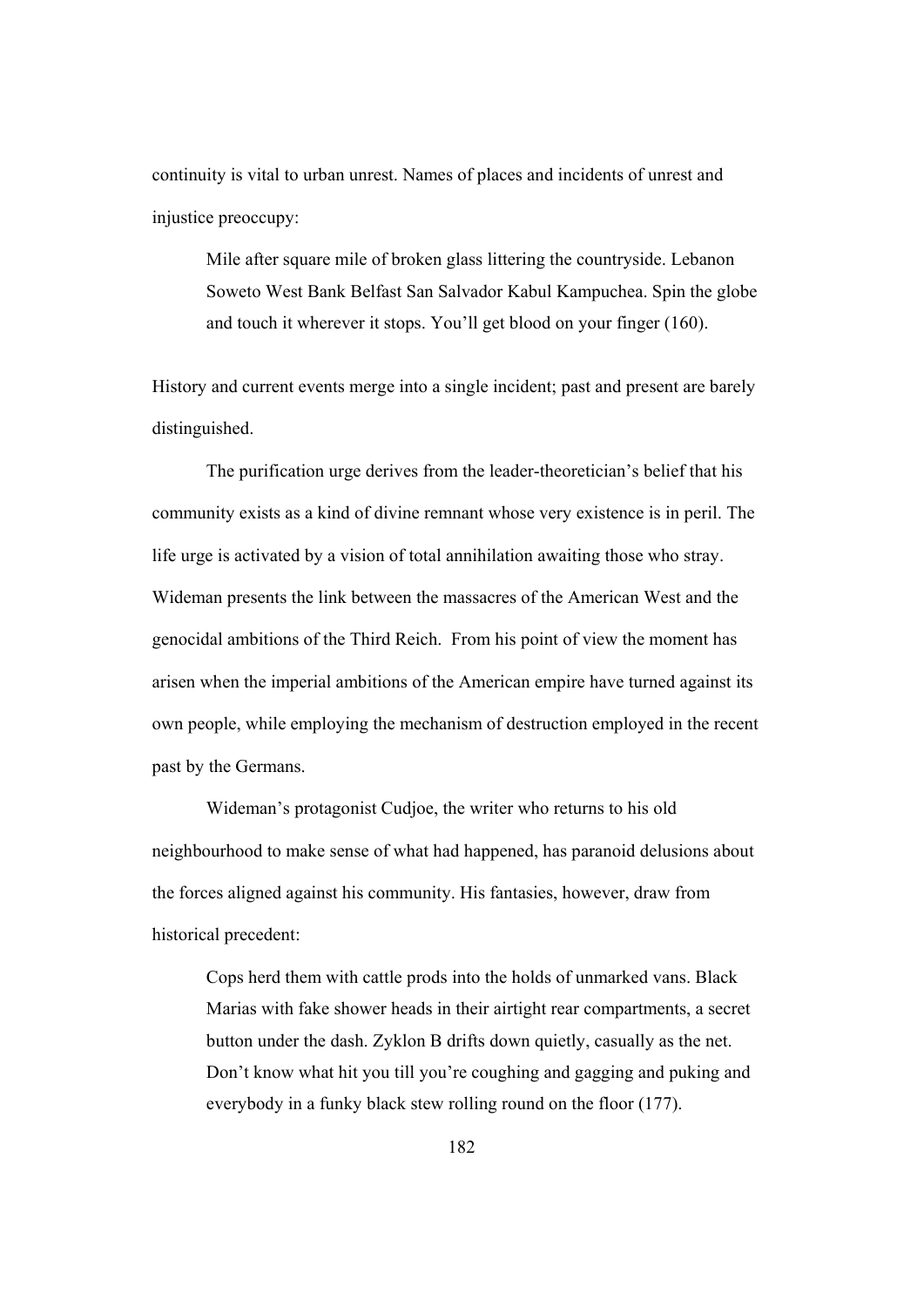continuity is vital to urban unrest. Names of places and incidents of unrest and injustice preoccupy:

> Mile after square mile of broken glass littering the countryside. Lebanon Soweto West Bank Belfast San Salvador Kabul Kampuchea. Spin the globe and touch it wherever it stops. You'll get blood on your finger (160).

History and current events merge into a single incident; past and present are barely distinguished.

The purification urge derives from the leader-theoretician's belief that his community exists as a kind of divine remnant whose very existence is in peril. The life urge is activated by a vision of total annihilation awaiting those who stray. Wideman presents the link between the massacres of the American West and the genocidal ambitions of the Third Reich. From his point of view the moment has arisen when the imperial ambitions of the American empire have turned against its own people, while employing the mechanism of destruction employed in the recent past by the Germans.

Wideman's protagonist Cudjoe, the writer who returns to his old neighbourhood to make sense of what had happened, has paranoid delusions about the forces aligned against his community. His fantasies, however, draw from historical precedent:

> Cops herd them with cattle prods into the holds of unmarked vans. Black Marias with fake shower heads in their airtight rear compartments, a secret button under the dash. Zyklon B drifts down quietly, casually as the net. Don't know what hit you till you're coughing and gagging and puking and everybody in a funky black stew rolling round on the floor (177).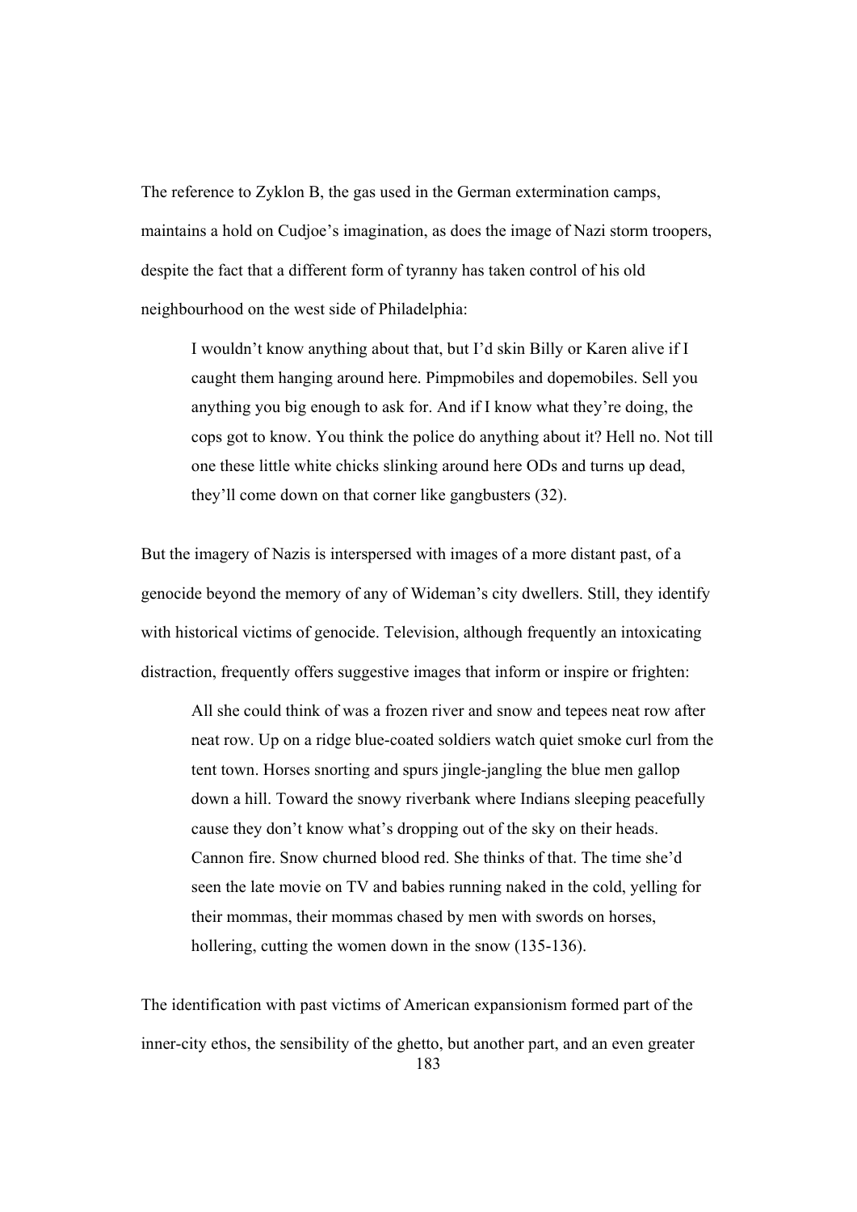The reference to Zyklon B, the gas used in the German extermination camps, maintains a hold on Cudjoe's imagination, as does the image of Nazi storm troopers, despite the fact that a different form of tyranny has taken control of his old neighbourhood on the west side of Philadelphia:

> I wouldn't know anything about that, but I'd skin Billy or Karen alive if I caught them hanging around here. Pimpmobiles and dopemobiles. Sell you anything you big enough to ask for. And if I know what they're doing, the cops got to know. You think the police do anything about it? Hell no. Not till one these little white chicks slinking around here ODs and turns up dead, they'll come down on that corner like gangbusters (32).

But the imagery of Nazis is interspersed with images of a more distant past, of a genocide beyond the memory of any of Wideman's city dwellers. Still, they identify with historical victims of genocide. Television, although frequently an intoxicating distraction, frequently offers suggestive images that inform or inspire or frighten:

> All she could think of was a frozen river and snow and tepees neat row after neat row. Up on a ridge blue-coated soldiers watch quiet smoke curl from the tent town. Horses snorting and spurs jingle-jangling the blue men gallop down a hill. Toward the snowy riverbank where Indians sleeping peacefully cause they don't know what's dropping out of the sky on their heads. Cannon fire. Snow churned blood red. She thinks of that. The time she'd seen the late movie on TV and babies running naked in the cold, yelling for their mommas, their mommas chased by men with swords on horses, hollering, cutting the women down in the snow (135-136).

The identification with past victims of American expansionism formed part of the inner-city ethos, the sensibility of the ghetto, but another part, and an even greater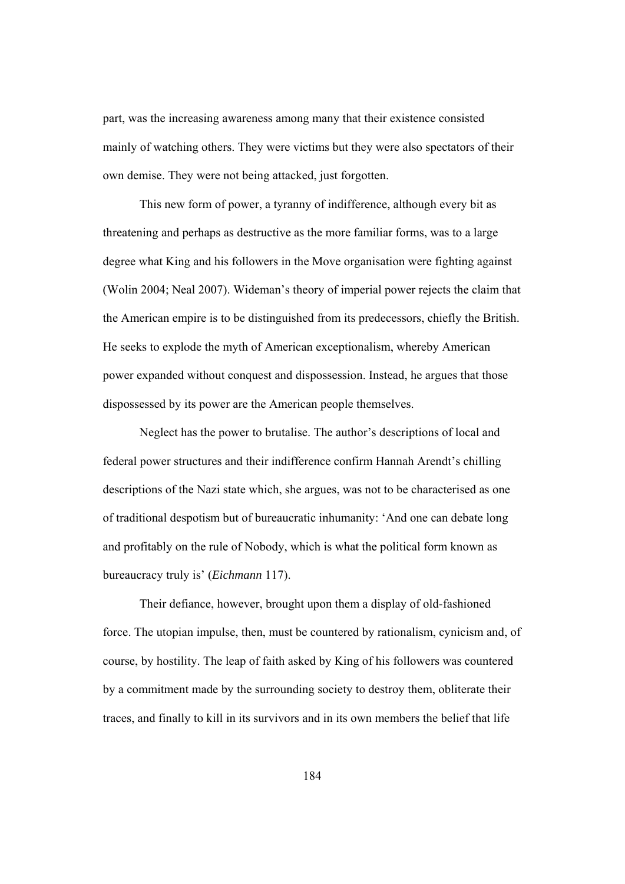part, was the increasing awareness among many that their existence consisted mainly of watching others. They were victims but they were also spectators of their own demise. They were not being attacked, just forgotten.

This new form of power, a tyranny of indifference, although every bit as threatening and perhaps as destructive as the more familiar forms, was to a large degree what King and his followers in the Move organisation were fighting against (Wolin 2004; Neal 2007). Wideman's theory of imperial power rejects the claim that the American empire is to be distinguished from its predecessors, chiefly the British. He seeks to explode the myth of American exceptionalism, whereby American power expanded without conquest and dispossession. Instead, he argues that those dispossessed by its power are the American people themselves.

Neglect has the power to brutalise. The author's descriptions of local and federal power structures and their indifference confirm Hannah Arendt's chilling descriptions of the Nazi state which, she argues, was not to be characterised as one of traditional despotism but of bureaucratic inhumanity: 'And one can debate long and profitably on the rule of Nobody, which is what the political form known as bureaucracy truly is' (*Eichmann* 117).

Their defiance, however, brought upon them a display of old-fashioned force. The utopian impulse, then, must be countered by rationalism, cynicism and, of course, by hostility. The leap of faith asked by King of his followers was countered by a commitment made by the surrounding society to destroy them, obliterate their traces, and finally to kill in its survivors and in its own members the belief that life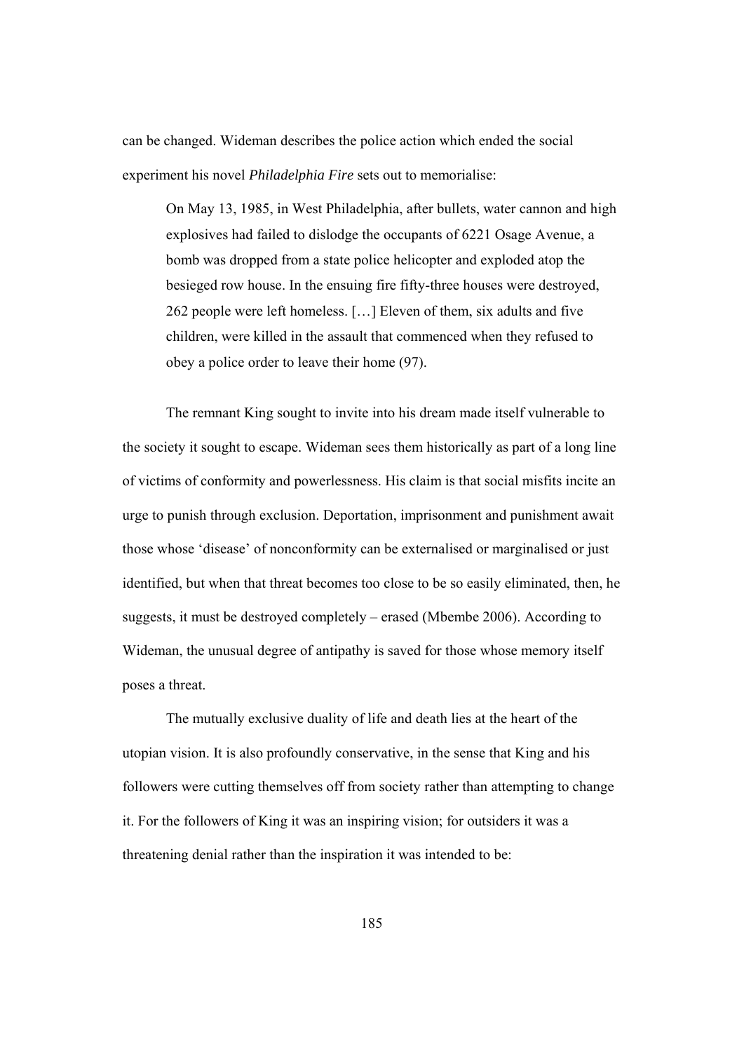can be changed. Wideman describes the police action which ended the social experiment his novel *Philadelphia Fire* sets out to memorialise:

> On May 13, 1985, in West Philadelphia, after bullets, water cannon and high explosives had failed to dislodge the occupants of 6221 Osage Avenue, a bomb was dropped from a state police helicopter and exploded atop the besieged row house. In the ensuing fire fifty-three houses were destroyed, 262 people were left homeless. […] Eleven of them, six adults and five children, were killed in the assault that commenced when they refused to obey a police order to leave their home (97).

The remnant King sought to invite into his dream made itself vulnerable to the society it sought to escape. Wideman sees them historically as part of a long line of victims of conformity and powerlessness. His claim is that social misfits incite an urge to punish through exclusion. Deportation, imprisonment and punishment await those whose 'disease' of nonconformity can be externalised or marginalised or just identified, but when that threat becomes too close to be so easily eliminated, then, he suggests, it must be destroyed completely – erased (Mbembe 2006). According to Wideman, the unusual degree of antipathy is saved for those whose memory itself poses a threat.

The mutually exclusive duality of life and death lies at the heart of the utopian vision. It is also profoundly conservative, in the sense that King and his followers were cutting themselves off from society rather than attempting to change it. For the followers of King it was an inspiring vision; for outsiders it was a threatening denial rather than the inspiration it was intended to be: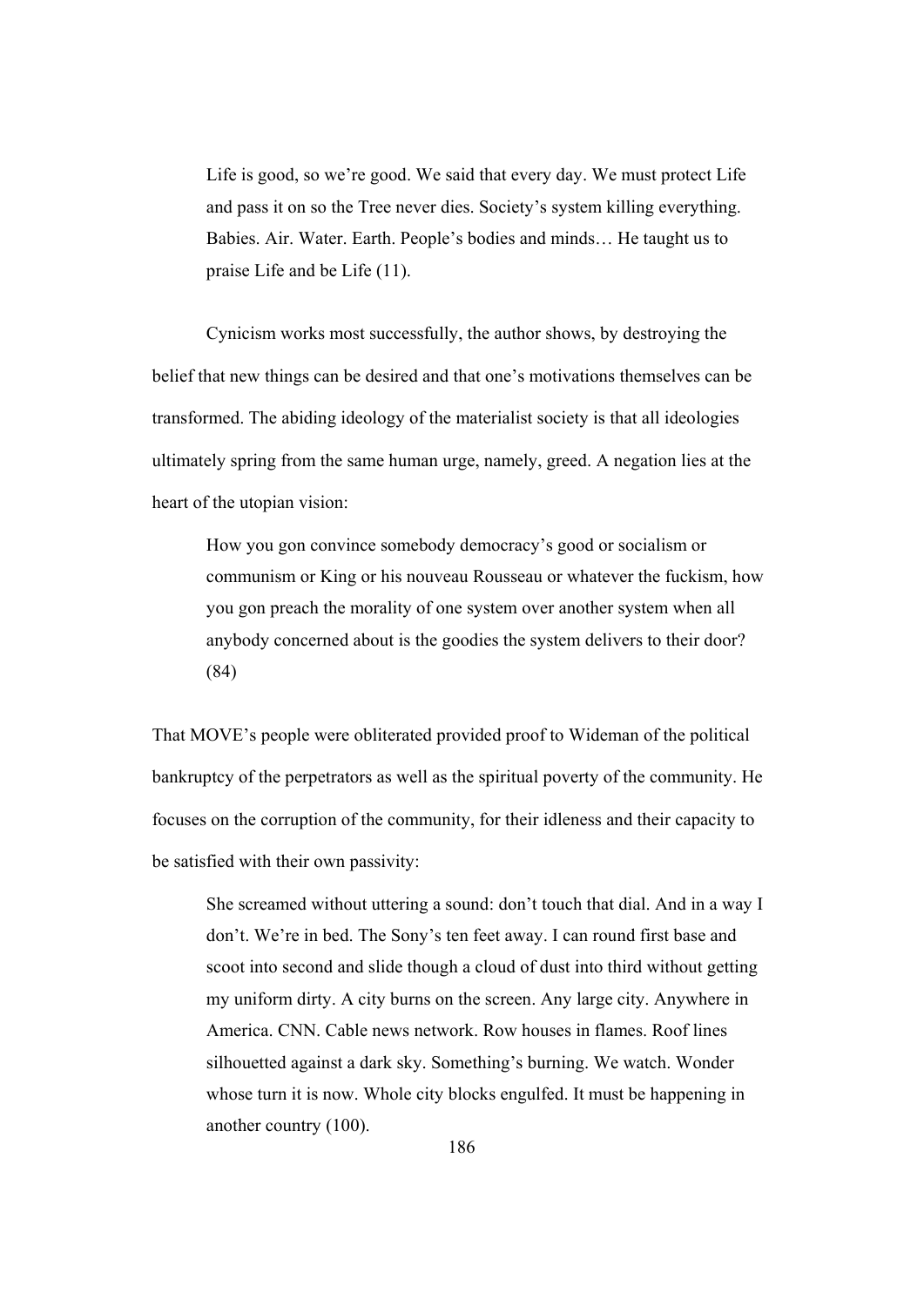> Life is good, so we're good. We said that every day. We must protect Life and pass it on so the Tree never dies. Society's system killing everything. Babies. Air. Water. Earth. People's bodies and minds… He taught us to praise Life and be Life (11).

Cynicism works most successfully, the author shows, by destroying the belief that new things can be desired and that one's motivations themselves can be transformed. The abiding ideology of the materialist society is that all ideologies ultimately spring from the same human urge, namely, greed. A negation lies at the heart of the utopian vision:

> How you gon convince somebody democracy's good or socialism or communism or King or his nouveau Rousseau or whatever the fuckism, how you gon preach the morality of one system over another system when all anybody concerned about is the goodies the system delivers to their door? (84)

That MOVE's people were obliterated provided proof to Wideman of the political bankruptcy of the perpetrators as well as the spiritual poverty of the community. He focuses on the corruption of the community, for their idleness and their capacity to be satisfied with their own passivity:

> She screamed without uttering a sound: don't touch that dial. And in a way I don't. We're in bed. The Sony's ten feet away. I can round first base and scoot into second and slide though a cloud of dust into third without getting my uniform dirty. A city burns on the screen. Any large city. Anywhere in America. CNN. Cable news network. Row houses in flames. Roof lines silhouetted against a dark sky. Something's burning. We watch. Wonder whose turn it is now. Whole city blocks engulfed. It must be happening in another country (100).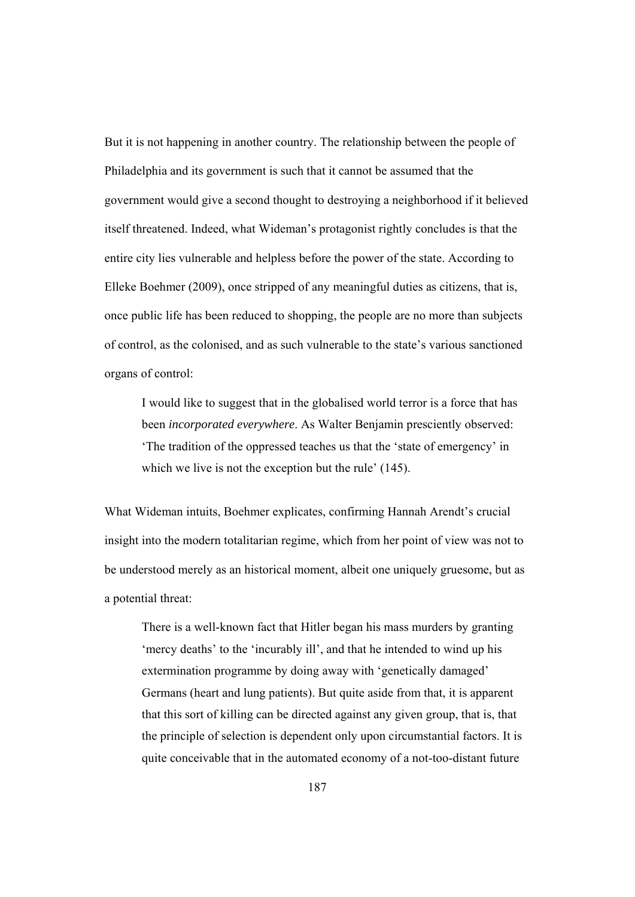But it is not happening in another country. The relationship between the people of Philadelphia and its government is such that it cannot be assumed that the government would give a second thought to destroying a neighborhood if it believed itself threatened. Indeed, what Wideman's protagonist rightly concludes is that the entire city lies vulnerable and helpless before the power of the state. According to Elleke Boehmer (2009), once stripped of any meaningful duties as citizens, that is, once public life has been reduced to shopping, the people are no more than subjects of control, as the colonised, and as such vulnerable to the state's various sanctioned organs of control:

> I would like to suggest that in the globalised world terror is a force that has been *incorporated everywhere*. As Walter Benjamin presciently observed: 'The tradition of the oppressed teaches us that the 'state of emergency' in which we live is not the exception but the rule' (145).

What Wideman intuits, Boehmer explicates, confirming Hannah Arendt's crucial insight into the modern totalitarian regime, which from her point of view was not to be understood merely as an historical moment, albeit one uniquely gruesome, but as a potential threat:

> There is a well-known fact that Hitler began his mass murders by granting 'mercy deaths' to the 'incurably ill', and that he intended to wind up his extermination programme by doing away with 'genetically damaged' Germans (heart and lung patients). But quite aside from that, it is apparent that this sort of killing can be directed against any given group, that is, that the principle of selection is dependent only upon circumstantial factors. It is quite conceivable that in the automated economy of a not-too-distant future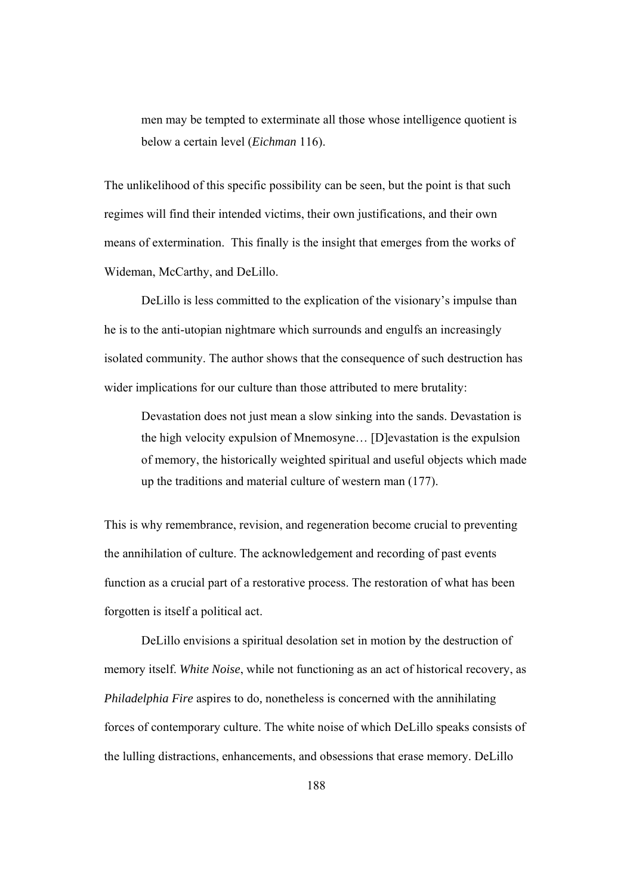> men may be tempted to exterminate all those whose intelligence quotient is below a certain level (*Eichman* 116).

The unlikelihood of this specific possibility can be seen, but the point is that such regimes will find their intended victims, their own justifications, and their own means of extermination. This finally is the insight that emerges from the works of Wideman, McCarthy, and DeLillo.

DeLillo is less committed to the explication of the visionary's impulse than he is to the anti-utopian nightmare which surrounds and engulfs an increasingly isolated community. The author shows that the consequence of such destruction has wider implications for our culture than those attributed to mere brutality:

> Devastation does not just mean a slow sinking into the sands. Devastation is the high velocity expulsion of Mnemosyne… [D]evastation is the expulsion of memory, the historically weighted spiritual and useful objects which made up the traditions and material culture of western man (177).

This is why remembrance, revision, and regeneration become crucial to preventing the annihilation of culture. The acknowledgement and recording of past events function as a crucial part of a restorative process. The restoration of what has been forgotten is itself a political act.

DeLillo envisions a spiritual desolation set in motion by the destruction of memory itself. *White Noise*, while not functioning as an act of historical recovery, as *Philadelphia Fire* aspires to do, nonetheless is concerned with the annihilating forces of contemporary culture. The white noise of which DeLillo speaks consists of the lulling distractions, enhancements, and obsessions that erase memory. DeLillo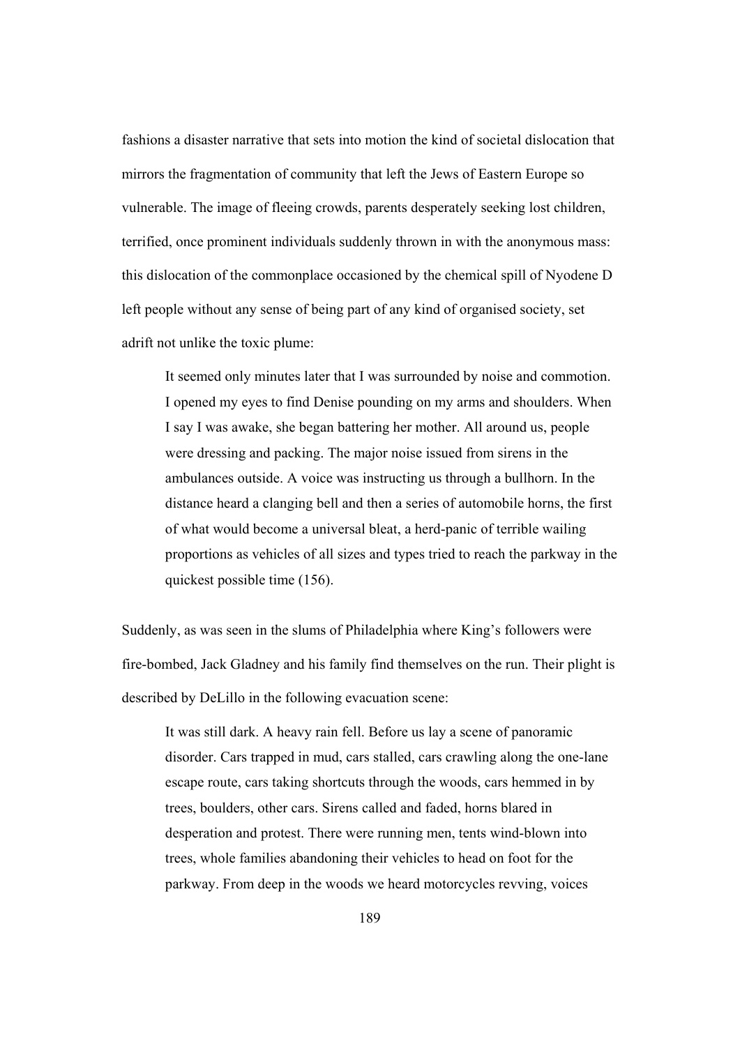fashions a disaster narrative that sets into motion the kind of societal dislocation that mirrors the fragmentation of community that left the Jews of Eastern Europe so vulnerable. The image of fleeing crowds, parents desperately seeking lost children, terrified, once prominent individuals suddenly thrown in with the anonymous mass: this dislocation of the commonplace occasioned by the chemical spill of Nyodene D left people without any sense of being part of any kind of organised society, set adrift not unlike the toxic plume:

> It seemed only minutes later that I was surrounded by noise and commotion. I opened my eyes to find Denise pounding on my arms and shoulders. When I say I was awake, she began battering her mother. All around us, people were dressing and packing. The major noise issued from sirens in the ambulances outside. A voice was instructing us through a bullhorn. In the distance heard a clanging bell and then a series of automobile horns, the first of what would become a universal bleat, a herd-panic of terrible wailing proportions as vehicles of all sizes and types tried to reach the parkway in the quickest possible time (156).

Suddenly, as was seen in the slums of Philadelphia where King's followers were fire-bombed, Jack Gladney and his family find themselves on the run. Their plight is described by DeLillo in the following evacuation scene:

> It was still dark. A heavy rain fell. Before us lay a scene of panoramic disorder. Cars trapped in mud, cars stalled, cars crawling along the one-lane escape route, cars taking shortcuts through the woods, cars hemmed in by trees, boulders, other cars. Sirens called and faded, horns blared in desperation and protest. There were running men, tents wind-blown into trees, whole families abandoning their vehicles to head on foot for the parkway. From deep in the woods we heard motorcycles revving, voices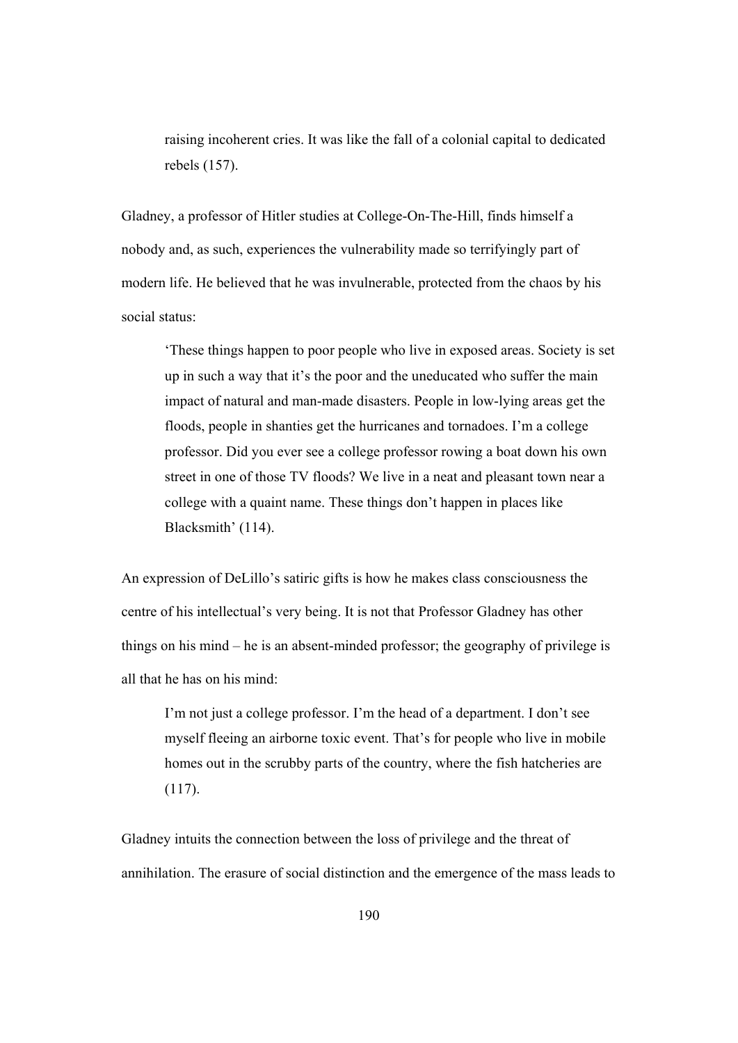> raising incoherent cries. It was like the fall of a colonial capital to dedicated rebels (157).

Gladney, a professor of Hitler studies at College-On-The-Hill, finds himself a nobody and, as such, experiences the vulnerability made so terrifyingly part of modern life. He believed that he was invulnerable, protected from the chaos by his social status:

> 'These things happen to poor people who live in exposed areas. Society is set up in such a way that it's the poor and the uneducated who suffer the main impact of natural and man-made disasters. People in low-lying areas get the floods, people in shanties get the hurricanes and tornadoes. I'm a college professor. Did you ever see a college professor rowing a boat down his own street in one of those TV floods? We live in a neat and pleasant town near a college with a quaint name. These things don't happen in places like Blacksmith' (114).

An expression of DeLillo's satiric gifts is how he makes class consciousness the centre of his intellectual's very being. It is not that Professor Gladney has other things on his mind – he is an absent-minded professor; the geography of privilege is all that he has on his mind:

> I'm not just a college professor. I'm the head of a department. I don't see myself fleeing an airborne toxic event. That's for people who live in mobile homes out in the scrubby parts of the country, where the fish hatcheries are (117).

Gladney intuits the connection between the loss of privilege and the threat of annihilation. The erasure of social distinction and the emergence of the mass leads to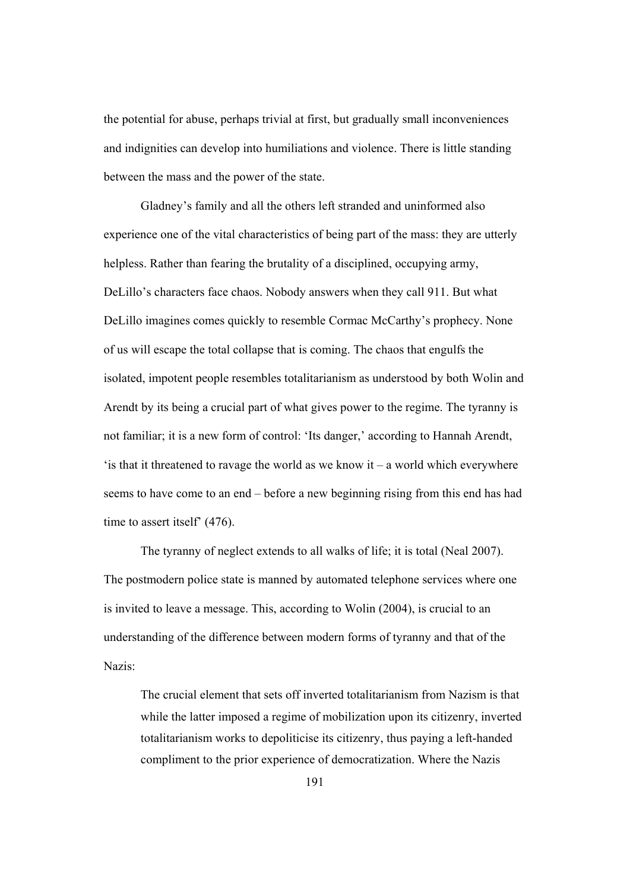the potential for abuse, perhaps trivial at first, but gradually small inconveniences and indignities can develop into humiliations and violence. There is little standing between the mass and the power of the state.

Gladney's family and all the others left stranded and uninformed also experience one of the vital characteristics of being part of the mass: they are utterly helpless. Rather than fearing the brutality of a disciplined, occupying army, DeLillo's characters face chaos. Nobody answers when they call 911. But what DeLillo imagines comes quickly to resemble Cormac McCarthy's prophecy. None of us will escape the total collapse that is coming. The chaos that engulfs the isolated, impotent people resembles totalitarianism as understood by both Wolin and Arendt by its being a crucial part of what gives power to the regime. The tyranny is not familiar; it is a new form of control: 'Its danger,' according to Hannah Arendt, 'is that it threatened to ravage the world as we know it – a world which everywhere seems to have come to an end – before a new beginning rising from this end has had time to assert itself' (476).

The tyranny of neglect extends to all walks of life; it is total (Neal 2007). The postmodern police state is manned by automated telephone services where one is invited to leave a message. This, according to Wolin (2004), is crucial to an understanding of the difference between modern forms of tyranny and that of the Nazis:

> The crucial element that sets off inverted totalitarianism from Nazism is that while the latter imposed a regime of mobilization upon its citizenry, inverted totalitarianism works to depoliticise its citizenry, thus paying a left-handed compliment to the prior experience of democratization. Where the Nazis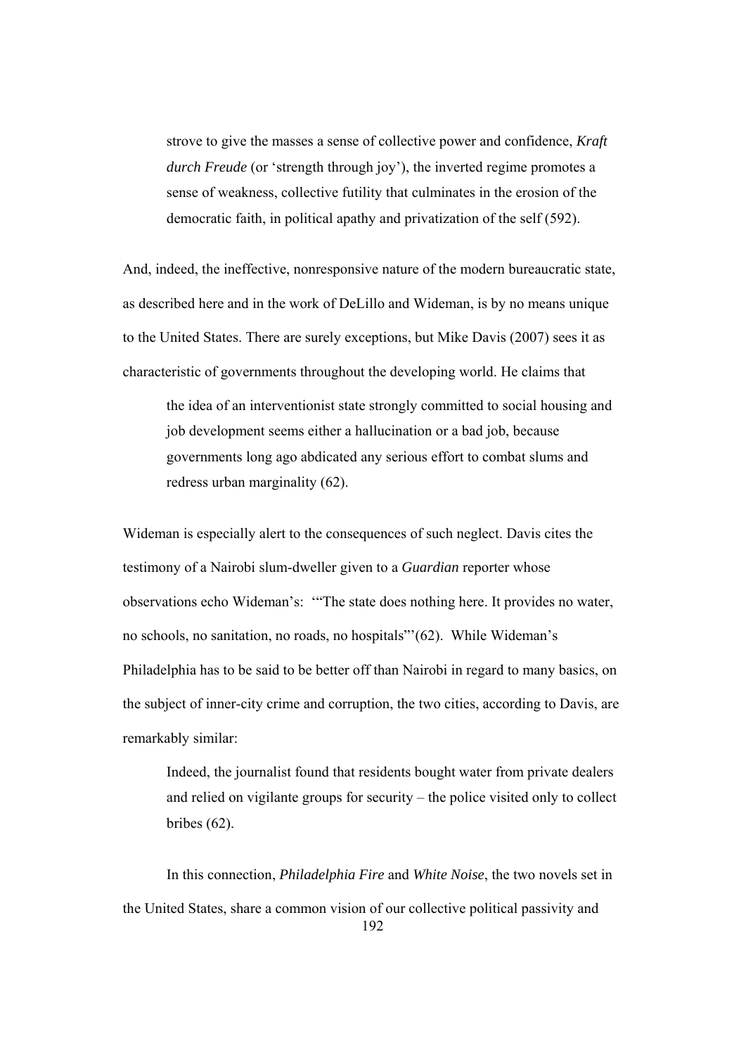> strove to give the masses a sense of collective power and confidence, *Kraft durch Freude* (or 'strength through joy'), the inverted regime promotes a sense of weakness, collective futility that culminates in the erosion of the democratic faith, in political apathy and privatization of the self (592).

And, indeed, the ineffective, nonresponsive nature of the modern bureaucratic state, as described here and in the work of DeLillo and Wideman, is by no means unique to the United States. There are surely exceptions, but Mike Davis (2007) sees it as characteristic of governments throughout the developing world. He claims that

> the idea of an interventionist state strongly committed to social housing and job development seems either a hallucination or a bad job, because governments long ago abdicated any serious effort to combat slums and redress urban marginality (62).

Wideman is especially alert to the consequences of such neglect. Davis cites the testimony of a Nairobi slum-dweller given to a *Guardian* reporter whose observations echo Wideman's: '"The state does nothing here. It provides no water, no schools, no sanitation, no roads, no hospitals"'(62). While Wideman's Philadelphia has to be said to be better off than Nairobi in regard to many basics, on the subject of inner-city crime and corruption, the two cities, according to Davis, are remarkably similar:

> Indeed, the journalist found that residents bought water from private dealers and relied on vigilante groups for security – the police visited only to collect bribes (62).

In this connection, *Philadelphia Fire* and *White Noise*, the two novels set in the United States, share a common vision of our collective political passivity and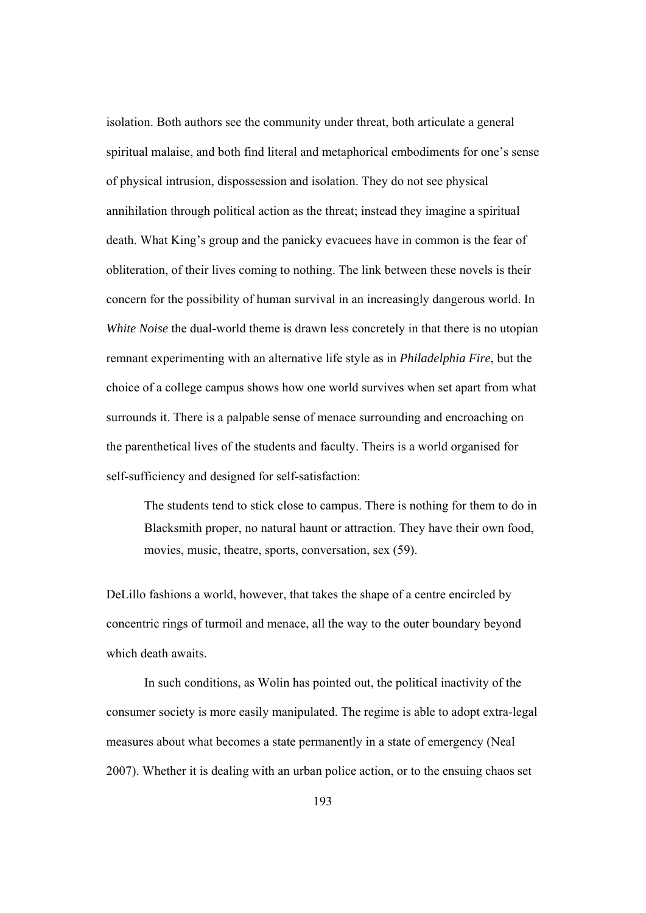isolation. Both authors see the community under threat, both articulate a general spiritual malaise, and both find literal and metaphorical embodiments for one's sense of physical intrusion, dispossession and isolation. They do not see physical annihilation through political action as the threat; instead they imagine a spiritual death. What King's group and the panicky evacuees have in common is the fear of obliteration, of their lives coming to nothing. The link between these novels is their concern for the possibility of human survival in an increasingly dangerous world. In *White Noise* the dual-world theme is drawn less concretely in that there is no utopian remnant experimenting with an alternative life style as in *Philadelphia Fire*, but the choice of a college campus shows how one world survives when set apart from what surrounds it. There is a palpable sense of menace surrounding and encroaching on the parenthetical lives of the students and faculty. Theirs is a world organised for self-sufficiency and designed for self-satisfaction:

> The students tend to stick close to campus. There is nothing for them to do in Blacksmith proper, no natural haunt or attraction. They have their own food, movies, music, theatre, sports, conversation, sex (59).

DeLillo fashions a world, however, that takes the shape of a centre encircled by concentric rings of turmoil and menace, all the way to the outer boundary beyond which death awaits.

In such conditions, as Wolin has pointed out, the political inactivity of the consumer society is more easily manipulated. The regime is able to adopt extra-legal measures about what becomes a state permanently in a state of emergency (Neal 2007). Whether it is dealing with an urban police action, or to the ensuing chaos set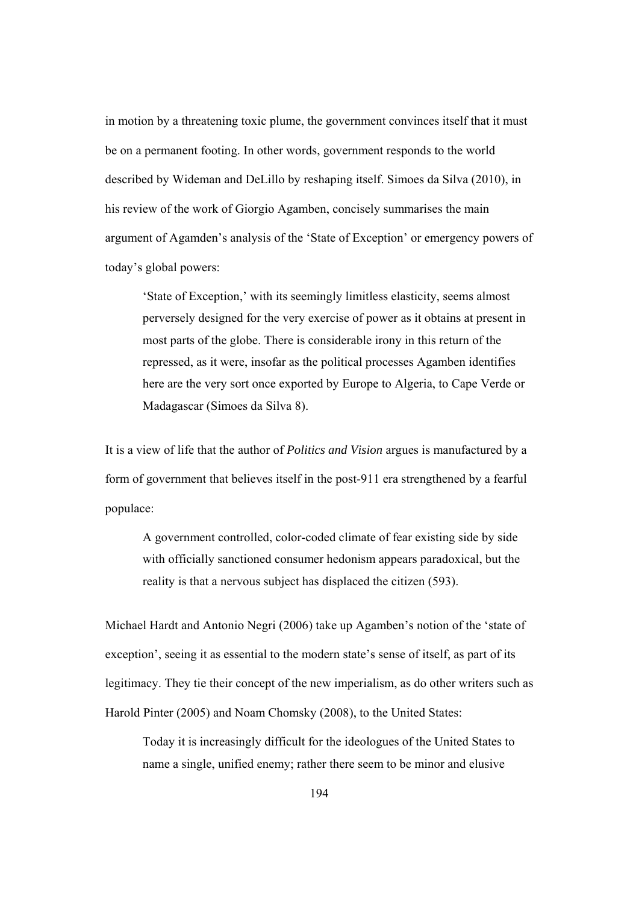in motion by a threatening toxic plume, the government convinces itself that it must be on a permanent footing. In other words, government responds to the world described by Wideman and DeLillo by reshaping itself. Simoes da Silva (2010), in his review of the work of Giorgio Agamben, concisely summarises the main argument of Agamden's analysis of the 'State of Exception' or emergency powers of today's global powers:

> 'State of Exception,' with its seemingly limitless elasticity, seems almost perversely designed for the very exercise of power as it obtains at present in most parts of the globe. There is considerable irony in this return of the repressed, as it were, insofar as the political processes Agamben identifies here are the very sort once exported by Europe to Algeria, to Cape Verde or Madagascar (Simoes da Silva 8).

It is a view of life that the author of *Politics and Vision* argues is manufactured by a form of government that believes itself in the post-911 era strengthened by a fearful populace:

> A government controlled, color-coded climate of fear existing side by side with officially sanctioned consumer hedonism appears paradoxical, but the reality is that a nervous subject has displaced the citizen (593).

Michael Hardt and Antonio Negri (2006) take up Agamben's notion of the 'state of exception', seeing it as essential to the modern state's sense of itself, as part of its legitimacy. They tie their concept of the new imperialism, as do other writers such as Harold Pinter (2005) and Noam Chomsky (2008), to the United States:

> Today it is increasingly difficult for the ideologues of the United States to name a single, unified enemy; rather there seem to be minor and elusive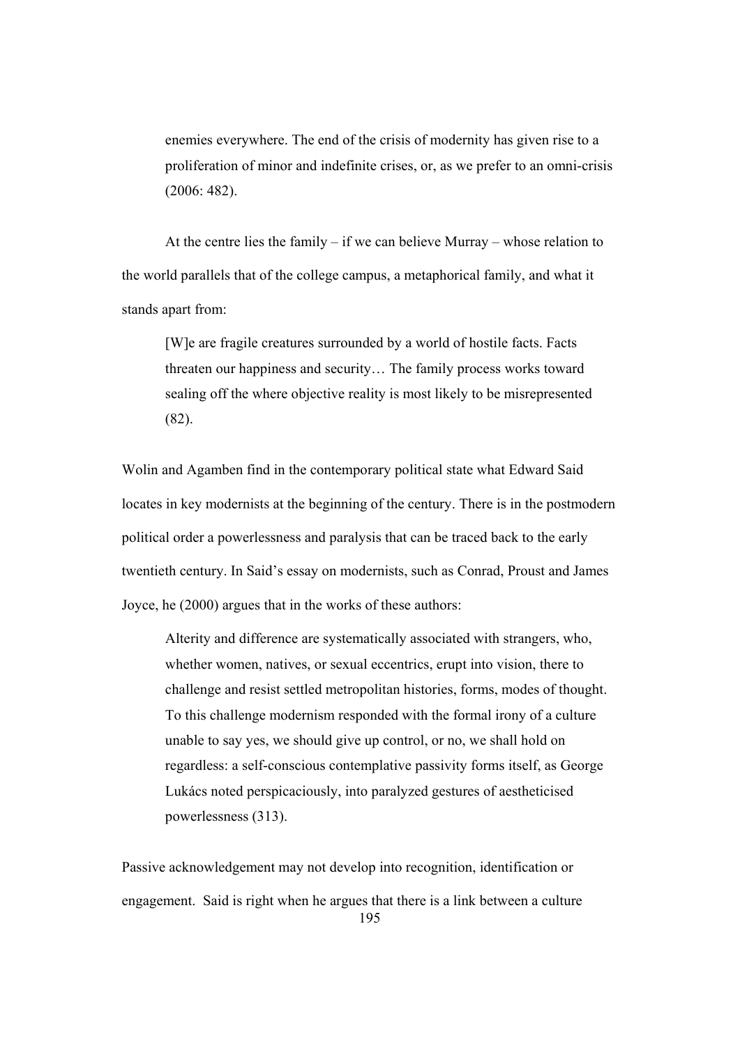> enemies everywhere. The end of the crisis of modernity has given rise to a proliferation of minor and indefinite crises, or, as we prefer to an omni-crisis (2006: 482).

At the centre lies the family – if we can believe Murray – whose relation to the world parallels that of the college campus, a metaphorical family, and what it stands apart from:

> [W]e are fragile creatures surrounded by a world of hostile facts. Facts threaten our happiness and security… The family process works toward sealing off the where objective reality is most likely to be misrepresented (82).

Wolin and Agamben find in the contemporary political state what Edward Said locates in key modernists at the beginning of the century. There is in the postmodern political order a powerlessness and paralysis that can be traced back to the early twentieth century. In Said's essay on modernists, such as Conrad, Proust and James Joyce, he (2000) argues that in the works of these authors:

> Alterity and difference are systematically associated with strangers, who, whether women, natives, or sexual eccentrics, erupt into vision, there to challenge and resist settled metropolitan histories, forms, modes of thought. To this challenge modernism responded with the formal irony of a culture unable to say yes, we should give up control, or no, we shall hold on regardless: a self-conscious contemplative passivity forms itself, as George Lukács noted perspicaciously, into paralyzed gestures of aestheticised powerlessness (313).

Passive acknowledgement may not develop into recognition, identification or engagement. Said is right when he argues that there is a link between a culture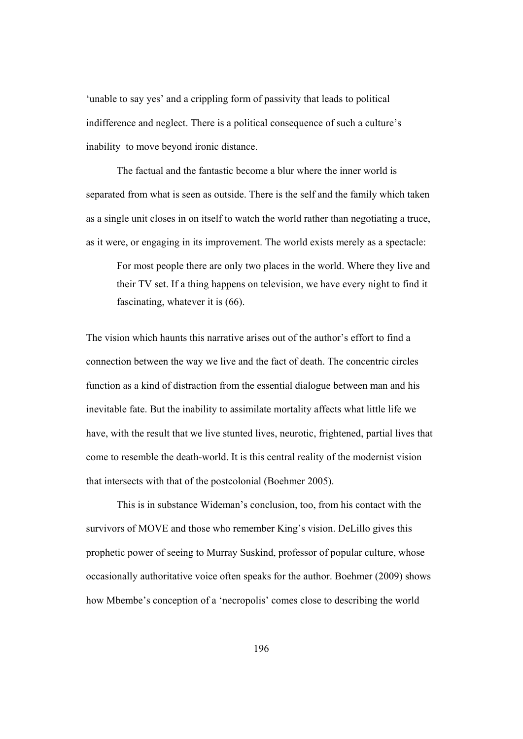'unable to say yes' and a crippling form of passivity that leads to political indifference and neglect. There is a political consequence of such a culture's inability to move beyond ironic distance.

The factual and the fantastic become a blur where the inner world is separated from what is seen as outside. There is the self and the family which taken as a single unit closes in on itself to watch the world rather than negotiating a truce, as it were, or engaging in its improvement. The world exists merely as a spectacle:

> For most people there are only two places in the world. Where they live and their TV set. If a thing happens on television, we have every night to find it fascinating, whatever it is (66).

The vision which haunts this narrative arises out of the author's effort to find a connection between the way we live and the fact of death. The concentric circles function as a kind of distraction from the essential dialogue between man and his inevitable fate. But the inability to assimilate mortality affects what little life we have, with the result that we live stunted lives, neurotic, frightened, partial lives that come to resemble the death-world. It is this central reality of the modernist vision that intersects with that of the postcolonial (Boehmer 2005).

This is in substance Wideman's conclusion, too, from his contact with the survivors of MOVE and those who remember King's vision. DeLillo gives this prophetic power of seeing to Murray Suskind, professor of popular culture, whose occasionally authoritative voice often speaks for the author. Boehmer (2009) shows how Mbembe's conception of a 'necropolis' comes close to describing the world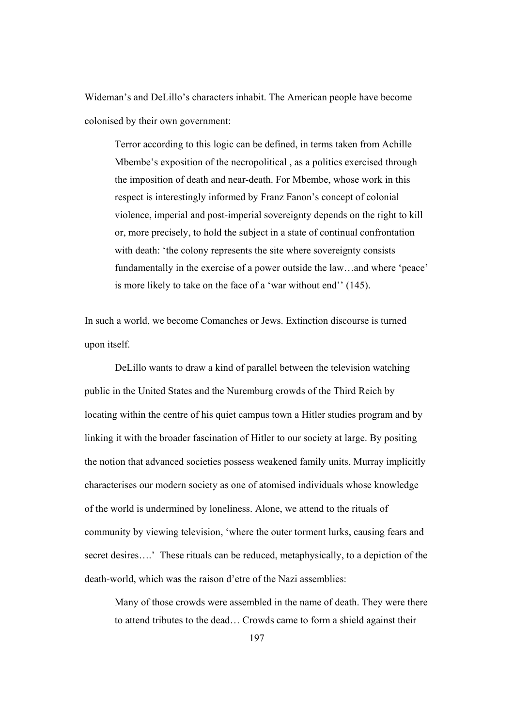Wideman's and DeLillo's characters inhabit. The American people have become colonised by their own government:

> Terror according to this logic can be defined, in terms taken from Achille Mbembe's exposition of the necropolitical , as a politics exercised through the imposition of death and near-death. For Mbembe, whose work in this respect is interestingly informed by Franz Fanon's concept of colonial violence, imperial and post-imperial sovereignty depends on the right to kill or, more precisely, to hold the subject in a state of continual confrontation with death: 'the colony represents the site where sovereignty consists fundamentally in the exercise of a power outside the law…and where 'peace' is more likely to take on the face of a 'war without end'' (145).

In such a world, we become Comanches or Jews. Extinction discourse is turned upon itself.

DeLillo wants to draw a kind of parallel between the television watching public in the United States and the Nuremburg crowds of the Third Reich by locating within the centre of his quiet campus town a Hitler studies program and by linking it with the broader fascination of Hitler to our society at large. By positing the notion that advanced societies possess weakened family units, Murray implicitly characterises our modern society as one of atomised individuals whose knowledge of the world is undermined by loneliness. Alone, we attend to the rituals of community by viewing television, 'where the outer torment lurks, causing fears and secret desires….' These rituals can be reduced, metaphysically, to a depiction of the death-world, which was the raison d'etre of the Nazi assemblies:

> Many of those crowds were assembled in the name of death. They were there to attend tributes to the dead… Crowds came to form a shield against their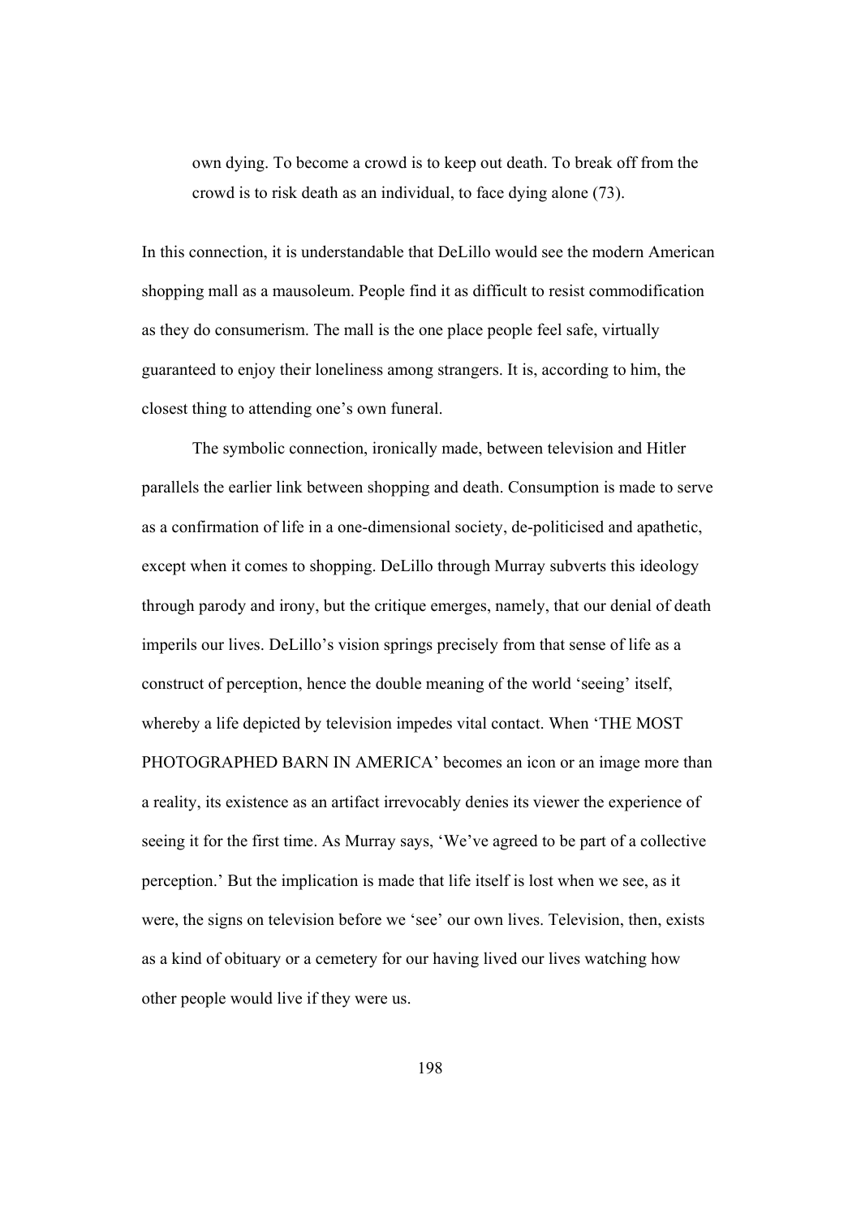> own dying. To become a crowd is to keep out death. To break off from the crowd is to risk death as an individual, to face dying alone (73).

In this connection, it is understandable that DeLillo would see the modern American shopping mall as a mausoleum. People find it as difficult to resist commodification as they do consumerism. The mall is the one place people feel safe, virtually guaranteed to enjoy their loneliness among strangers. It is, according to him, the closest thing to attending one's own funeral.

The symbolic connection, ironically made, between television and Hitler parallels the earlier link between shopping and death. Consumption is made to serve as a confirmation of life in a one-dimensional society, de-politicised and apathetic, except when it comes to shopping. DeLillo through Murray subverts this ideology through parody and irony, but the critique emerges, namely, that our denial of death imperils our lives. DeLillo's vision springs precisely from that sense of life as a construct of perception, hence the double meaning of the world 'seeing' itself, whereby a life depicted by television impedes vital contact. When 'THE MOST PHOTOGRAPHED BARN IN AMERICA' becomes an icon or an image more than a reality, its existence as an artifact irrevocably denies its viewer the experience of seeing it for the first time. As Murray says, 'We've agreed to be part of a collective perception.' But the implication is made that life itself is lost when we see, as it were, the signs on television before we 'see' our own lives. Television, then, exists as a kind of obituary or a cemetery for our having lived our lives watching how other people would live if they were us.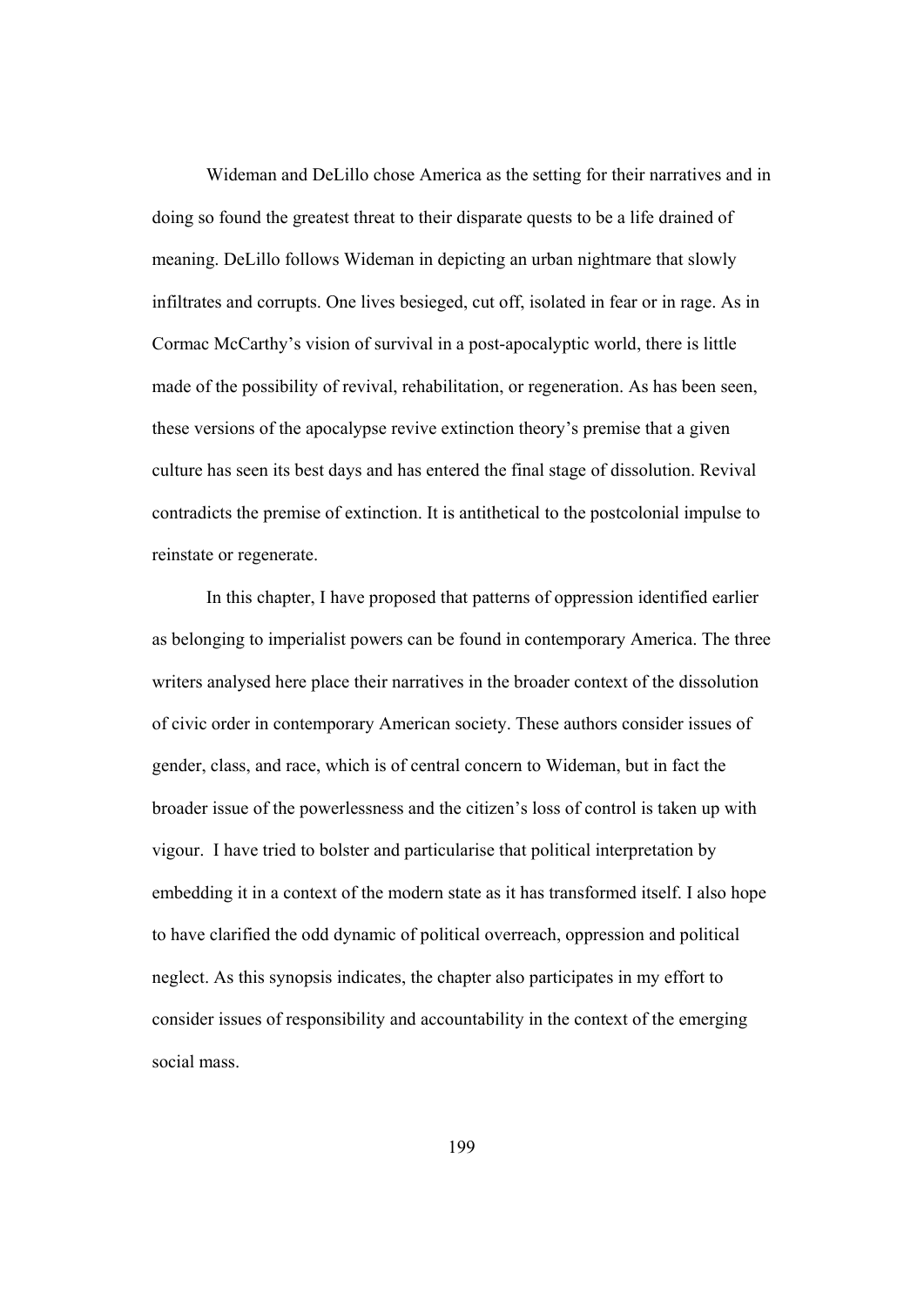Wideman and DeLillo chose America as the setting for their narratives and in doing so found the greatest threat to their disparate quests to be a life drained of meaning. DeLillo follows Wideman in depicting an urban nightmare that slowly infiltrates and corrupts. One lives besieged, cut off, isolated in fear or in rage. As in Cormac McCarthy's vision of survival in a post-apocalyptic world, there is little made of the possibility of revival, rehabilitation, or regeneration. As has been seen, these versions of the apocalypse revive extinction theory's premise that a given culture has seen its best days and has entered the final stage of dissolution. Revival contradicts the premise of extinction. It is antithetical to the postcolonial impulse to reinstate or regenerate.

In this chapter, I have proposed that patterns of oppression identified earlier as belonging to imperialist powers can be found in contemporary America. The three writers analysed here place their narratives in the broader context of the dissolution of civic order in contemporary American society. These authors consider issues of gender, class, and race, which is of central concern to Wideman, but in fact the broader issue of the powerlessness and the citizen's loss of control is taken up with vigour. I have tried to bolster and particularise that political interpretation by embedding it in a context of the modern state as it has transformed itself. I also hope to have clarified the odd dynamic of political overreach, oppression and political neglect. As this synopsis indicates, the chapter also participates in my effort to consider issues of responsibility and accountability in the context of the emerging social mass.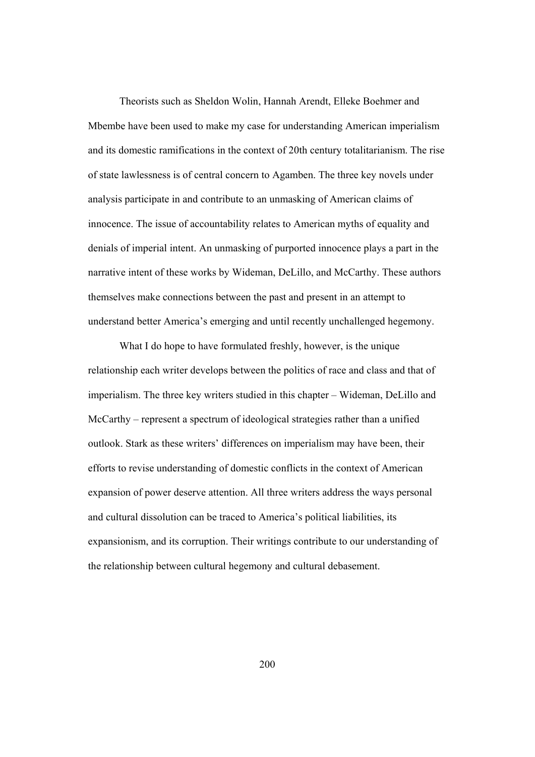Theorists such as Sheldon Wolin, Hannah Arendt, Elleke Boehmer and Mbembe have been used to make my case for understanding American imperialism and its domestic ramifications in the context of 20th century totalitarianism. The rise of state lawlessness is of central concern to Agamben. The three key novels under analysis participate in and contribute to an unmasking of American claims of innocence. The issue of accountability relates to American myths of equality and denials of imperial intent. An unmasking of purported innocence plays a part in the narrative intent of these works by Wideman, DeLillo, and McCarthy. These authors themselves make connections between the past and present in an attempt to understand better America's emerging and until recently unchallenged hegemony.

What I do hope to have formulated freshly, however, is the unique relationship each writer develops between the politics of race and class and that of imperialism. The three key writers studied in this chapter – Wideman, DeLillo and McCarthy – represent a spectrum of ideological strategies rather than a unified outlook. Stark as these writers' differences on imperialism may have been, their efforts to revise understanding of domestic conflicts in the context of American expansion of power deserve attention. All three writers address the ways personal and cultural dissolution can be traced to America's political liabilities, its expansionism, and its corruption. Their writings contribute to our understanding of the relationship between cultural hegemony and cultural debasement.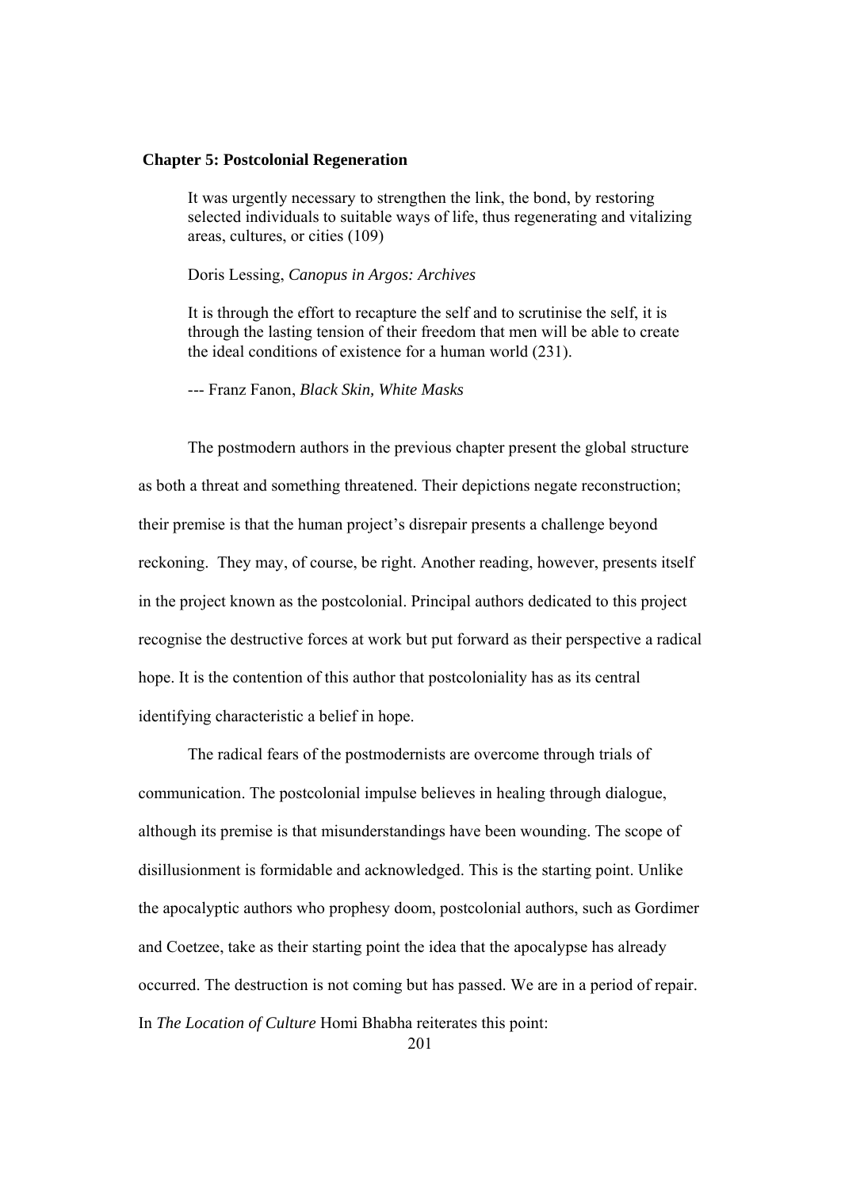## Chapter 5: Postcolonial Regeneration

> It was urgently necessary to strengthen the link, the bond, by restoring selected individuals to suitable ways of life, thus regenerating and vitalizing areas, cultures, or cities (109)
>
> Doris Lessing, *Canopus in Argos: Archives*
>
> It is through the effort to recapture the self and to scrutinise the self, it is through the lasting tension of their freedom that men will be able to create the ideal conditions of existence for a human world (231).
>
> --- Franz Fanon, *Black Skin, White Masks*

The postmodern authors in the previous chapter present the global structure as both a threat and something threatened. Their depictions negate reconstruction; their premise is that the human project's disrepair presents a challenge beyond reckoning. They may, of course, be right. Another reading, however, presents itself in the project known as the postcolonial. Principal authors dedicated to this project recognise the destructive forces at work but put forward as their perspective a radical hope. It is the contention of this author that postcoloniality has as its central identifying characteristic a belief in hope.

The radical fears of the postmodernists are overcome through trials of communication. The postcolonial impulse believes in healing through dialogue, although its premise is that misunderstandings have been wounding. The scope of disillusionment is formidable and acknowledged. This is the starting point. Unlike the apocalyptic authors who prophesy doom, postcolonial authors, such as Gordimer and Coetzee, take as their starting point the idea that the apocalypse has already occurred. The destruction is not coming but has passed. We are in a period of repair. In *The Location of Culture* Homi Bhabha reiterates this point: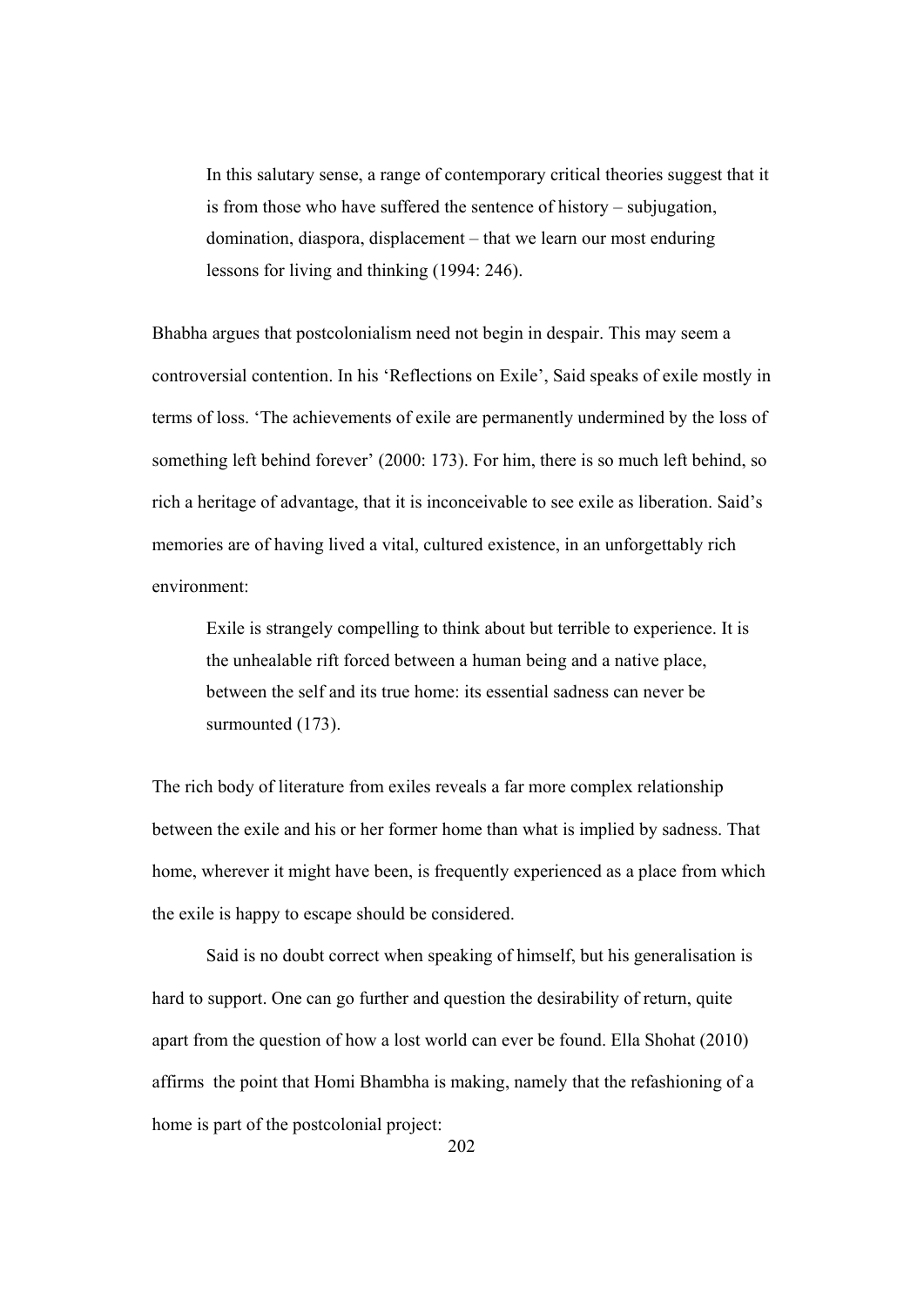> In this salutary sense, a range of contemporary critical theories suggest that it is from those who have suffered the sentence of history – subjugation, domination, diaspora, displacement – that we learn our most enduring lessons for living and thinking (1994: 246).

Bhabha argues that postcolonialism need not begin in despair. This may seem a controversial contention. In his 'Reflections on Exile', Said speaks of exile mostly in terms of loss. 'The achievements of exile are permanently undermined by the loss of something left behind forever' (2000: 173). For him, there is so much left behind, so rich a heritage of advantage, that it is inconceivable to see exile as liberation. Said's memories are of having lived a vital, cultured existence, in an unforgettably rich environment:

> Exile is strangely compelling to think about but terrible to experience. It is the unhealable rift forced between a human being and a native place, between the self and its true home: its essential sadness can never be surmounted (173).

The rich body of literature from exiles reveals a far more complex relationship between the exile and his or her former home than what is implied by sadness. That home, wherever it might have been, is frequently experienced as a place from which the exile is happy to escape should be considered.

Said is no doubt correct when speaking of himself, but his generalisation is hard to support. One can go further and question the desirability of return, quite apart from the question of how a lost world can ever be found. Ella Shohat (2010) affirms the point that Homi Bhambha is making, namely that the refashioning of a home is part of the postcolonial project: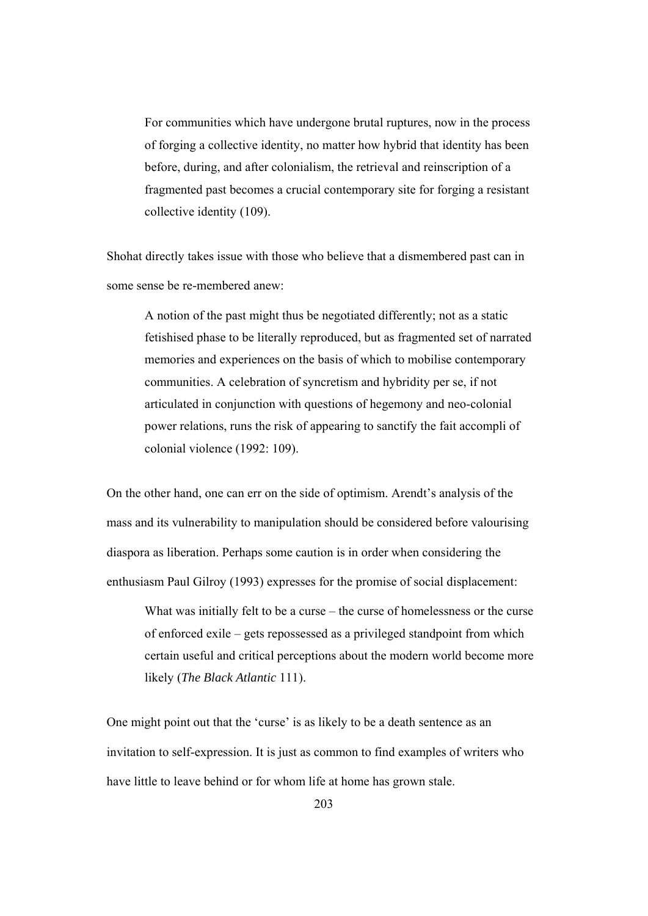> For communities which have undergone brutal ruptures, now in the process of forging a collective identity, no matter how hybrid that identity has been before, during, and after colonialism, the retrieval and reinscription of a fragmented past becomes a crucial contemporary site for forging a resistant collective identity (109).

Shohat directly takes issue with those who believe that a dismembered past can in some sense be re-membered anew:

> A notion of the past might thus be negotiated differently; not as a static fetishised phase to be literally reproduced, but as fragmented set of narrated memories and experiences on the basis of which to mobilise contemporary communities. A celebration of syncretism and hybridity per se, if not articulated in conjunction with questions of hegemony and neo-colonial power relations, runs the risk of appearing to sanctify the fait accompli of colonial violence (1992: 109).

On the other hand, one can err on the side of optimism. Arendt's analysis of the mass and its vulnerability to manipulation should be considered before valourising diaspora as liberation. Perhaps some caution is in order when considering the enthusiasm Paul Gilroy (1993) expresses for the promise of social displacement:

> What was initially felt to be a curse – the curse of homelessness or the curse of enforced exile – gets repossessed as a privileged standpoint from which certain useful and critical perceptions about the modern world become more likely (*The Black Atlantic* 111).

One might point out that the 'curse' is as likely to be a death sentence as an invitation to self-expression. It is just as common to find examples of writers who have little to leave behind or for whom life at home has grown stale.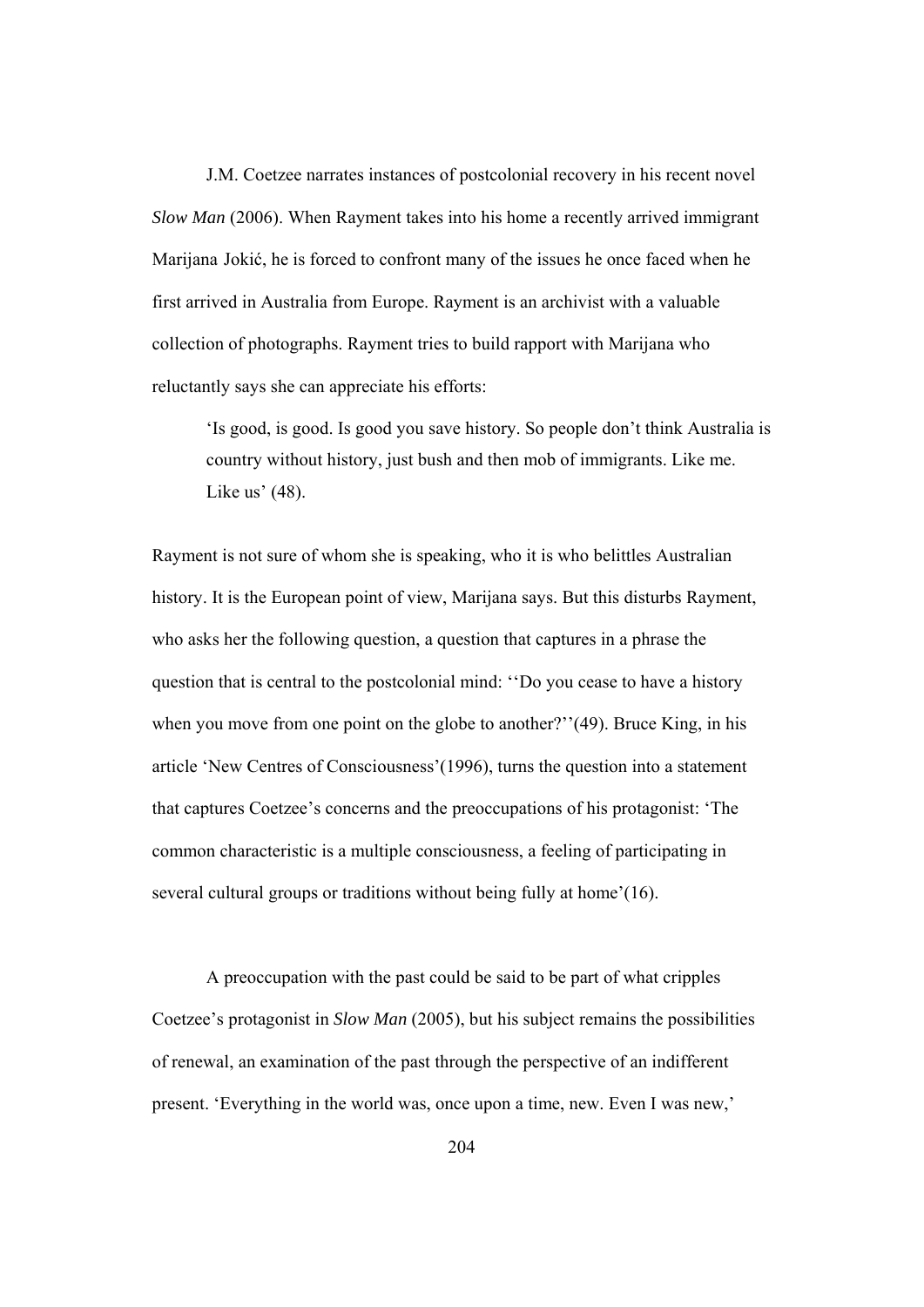J.M. Coetzee narrates instances of postcolonial recovery in his recent novel *Slow Man* (2006). When Rayment takes into his home a recently arrived immigrant Marijana Jokić, he is forced to confront many of the issues he once faced when he first arrived in Australia from Europe. Rayment is an archivist with a valuable collection of photographs. Rayment tries to build rapport with Marijana who reluctantly says she can appreciate his efforts:

> 'Is good, is good. Is good you save history. So people don't think Australia is country without history, just bush and then mob of immigrants. Like me. Like us' (48).

Rayment is not sure of whom she is speaking, who it is who belittles Australian history. It is the European point of view, Marijana says. But this disturbs Rayment, who asks her the following question, a question that captures in a phrase the question that is central to the postcolonial mind: ''Do you cease to have a history when you move from one point on the globe to another?''(49). Bruce King, in his article 'New Centres of Consciousness'(1996), turns the question into a statement that captures Coetzee's concerns and the preoccupations of his protagonist: 'The common characteristic is a multiple consciousness, a feeling of participating in several cultural groups or traditions without being fully at home'(16).

A preoccupation with the past could be said to be part of what cripples Coetzee's protagonist in *Slow Man* (2005), but his subject remains the possibilities of renewal, an examination of the past through the perspective of an indifferent present. 'Everything in the world was, once upon a time, new. Even I was new,'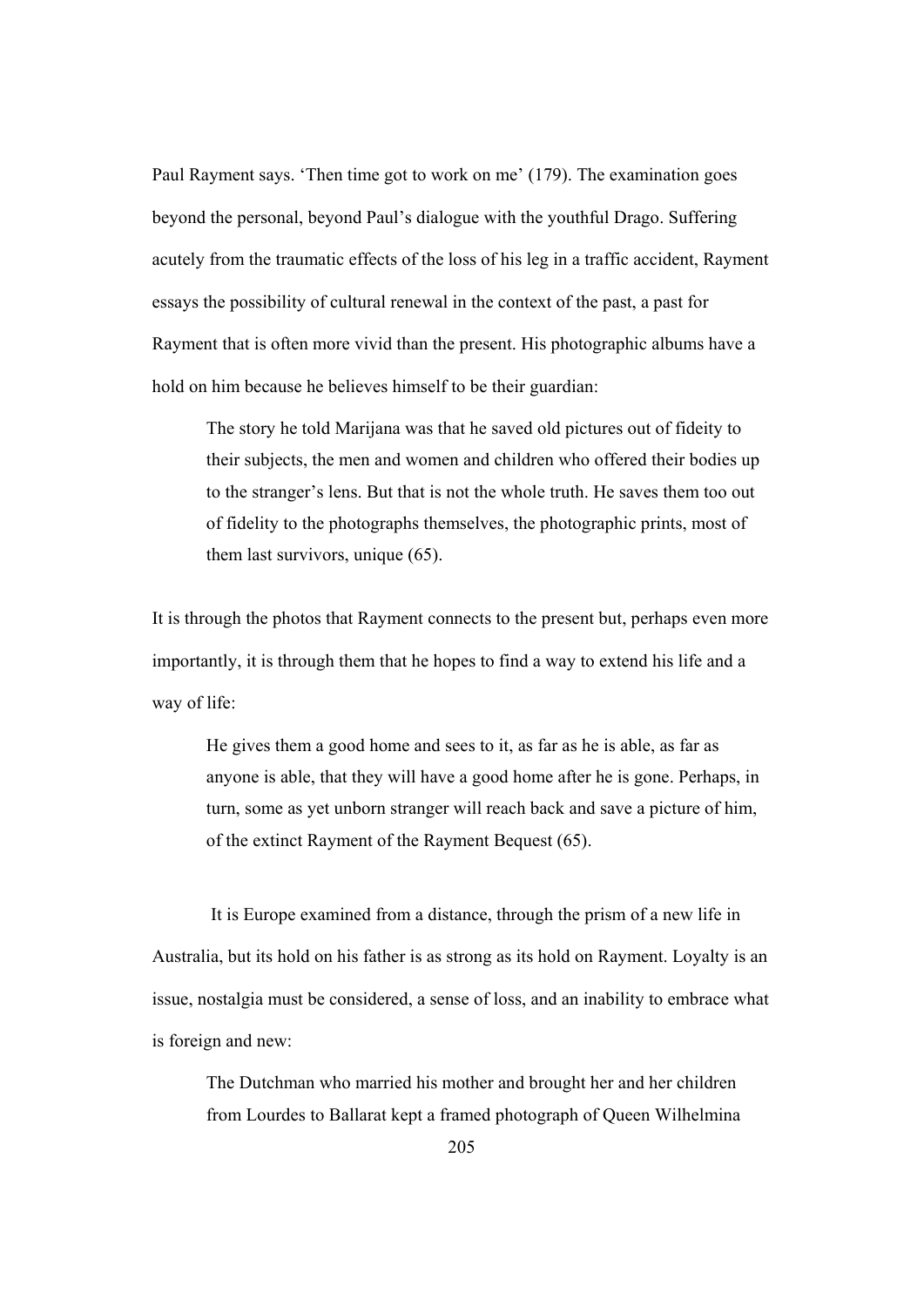Paul Rayment says. 'Then time got to work on me' (179). The examination goes beyond the personal, beyond Paul's dialogue with the youthful Drago. Suffering acutely from the traumatic effects of the loss of his leg in a traffic accident, Rayment essays the possibility of cultural renewal in the context of the past, a past for Rayment that is often more vivid than the present. His photographic albums have a hold on him because he believes himself to be their guardian:

> The story he told Marijana was that he saved old pictures out of fideity to their subjects, the men and women and children who offered their bodies up to the stranger's lens. But that is not the whole truth. He saves them too out of fidelity to the photographs themselves, the photographic prints, most of them last survivors, unique (65).

It is through the photos that Rayment connects to the present but, perhaps even more importantly, it is through them that he hopes to find a way to extend his life and a way of life:

> He gives them a good home and sees to it, as far as he is able, as far as anyone is able, that they will have a good home after he is gone. Perhaps, in turn, some as yet unborn stranger will reach back and save a picture of him, of the extinct Rayment of the Rayment Bequest (65).

It is Europe examined from a distance, through the prism of a new life in Australia, but its hold on his father is as strong as its hold on Rayment. Loyalty is an issue, nostalgia must be considered, a sense of loss, and an inability to embrace what is foreign and new:

> The Dutchman who married his mother and brought her and her children from Lourdes to Ballarat kept a framed photograph of Queen Wilhelmina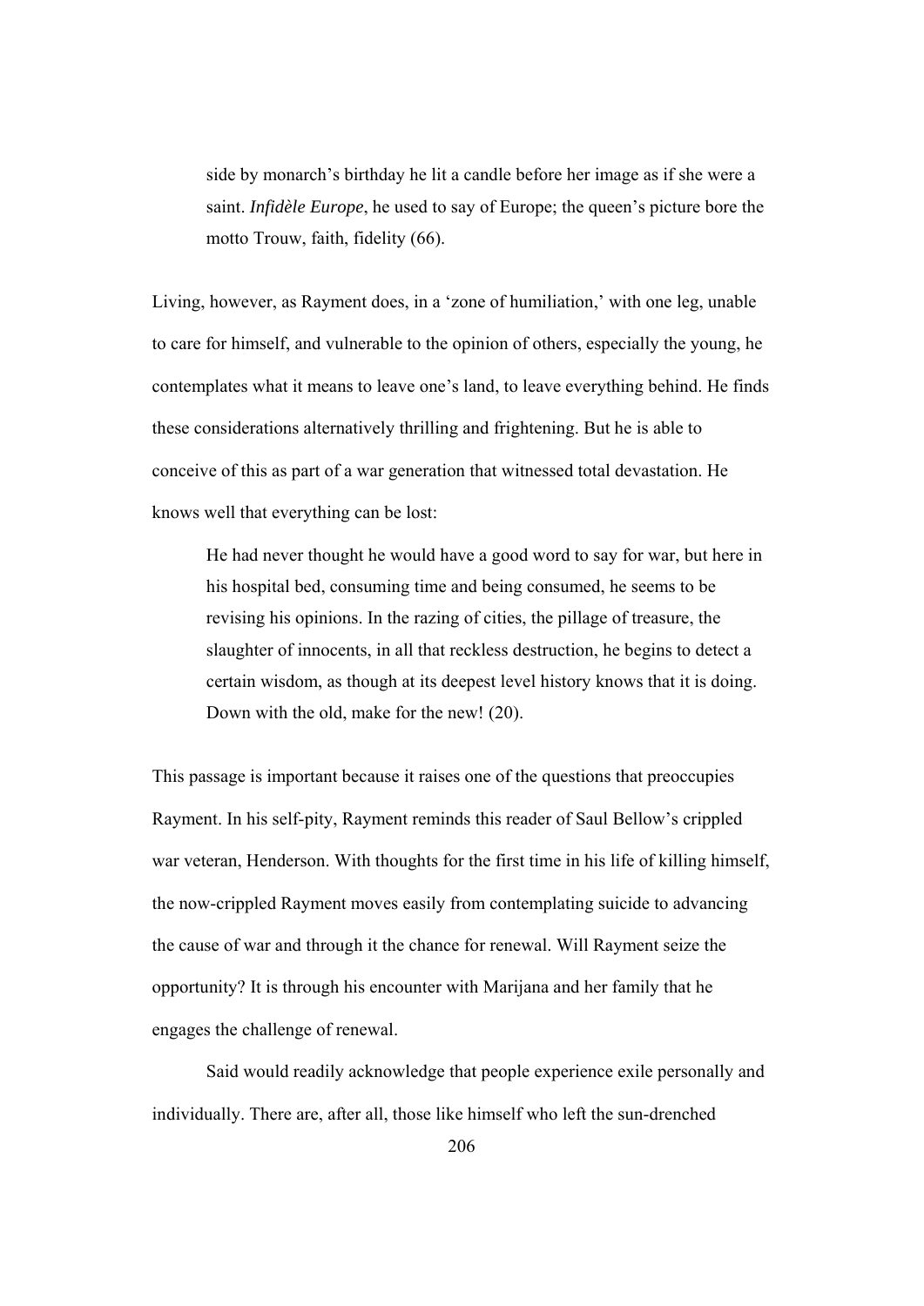> side by monarch's birthday he lit a candle before her image as if she were a saint. *Infidèle Europe*, he used to say of Europe; the queen's picture bore the motto Trouw, faith, fidelity (66).

Living, however, as Rayment does, in a 'zone of humiliation,' with one leg, unable to care for himself, and vulnerable to the opinion of others, especially the young, he contemplates what it means to leave one's land, to leave everything behind. He finds these considerations alternatively thrilling and frightening. But he is able to conceive of this as part of a war generation that witnessed total devastation. He knows well that everything can be lost:

> He had never thought he would have a good word to say for war, but here in his hospital bed, consuming time and being consumed, he seems to be revising his opinions. In the razing of cities, the pillage of treasure, the slaughter of innocents, in all that reckless destruction, he begins to detect a certain wisdom, as though at its deepest level history knows that it is doing. Down with the old, make for the new! (20).

This passage is important because it raises one of the questions that preoccupies Rayment. In his self-pity, Rayment reminds this reader of Saul Bellow's crippled war veteran, Henderson. With thoughts for the first time in his life of killing himself, the now-crippled Rayment moves easily from contemplating suicide to advancing the cause of war and through it the chance for renewal. Will Rayment seize the opportunity? It is through his encounter with Marijana and her family that he engages the challenge of renewal.

Said would readily acknowledge that people experience exile personally and individually. There are, after all, those like himself who left the sun-drenched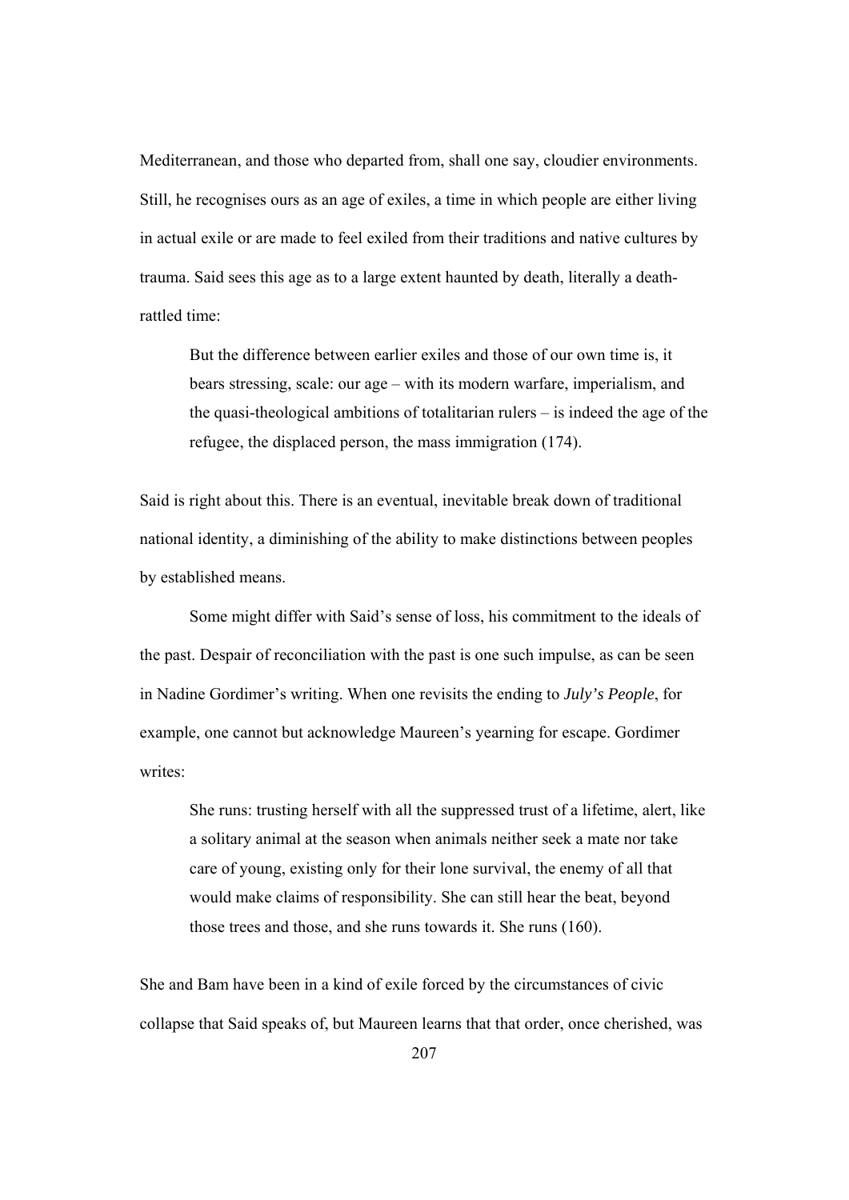Mediterranean, and those who departed from, shall one say, cloudier environments. Still, he recognises ours as an age of exiles, a time in which people are either living in actual exile or are made to feel exiled from their traditions and native cultures by trauma. Said sees this age as to a large extent haunted by death, literally a death-rattled time:

> But the difference between earlier exiles and those of our own time is, it bears stressing, scale: our age – with its modern warfare, imperialism, and the quasi-theological ambitions of totalitarian rulers – is indeed the age of the refugee, the displaced person, the mass immigration (174).

Said is right about this. There is an eventual, inevitable break down of traditional national identity, a diminishing of the ability to make distinctions between peoples by established means.

Some might differ with Said's sense of loss, his commitment to the ideals of the past. Despair of reconciliation with the past is one such impulse, as can be seen in Nadine Gordimer's writing. When one revisits the ending to *July's People*, for example, one cannot but acknowledge Maureen's yearning for escape. Gordimer writes:

> She runs: trusting herself with all the suppressed trust of a lifetime, alert, like a solitary animal at the season when animals neither seek a mate nor take care of young, existing only for their lone survival, the enemy of all that would make claims of responsibility. She can still hear the beat, beyond those trees and those, and she runs towards it. She runs (160).

She and Bam have been in a kind of exile forced by the circumstances of civic collapse that Said speaks of, but Maureen learns that that order, once cherished, was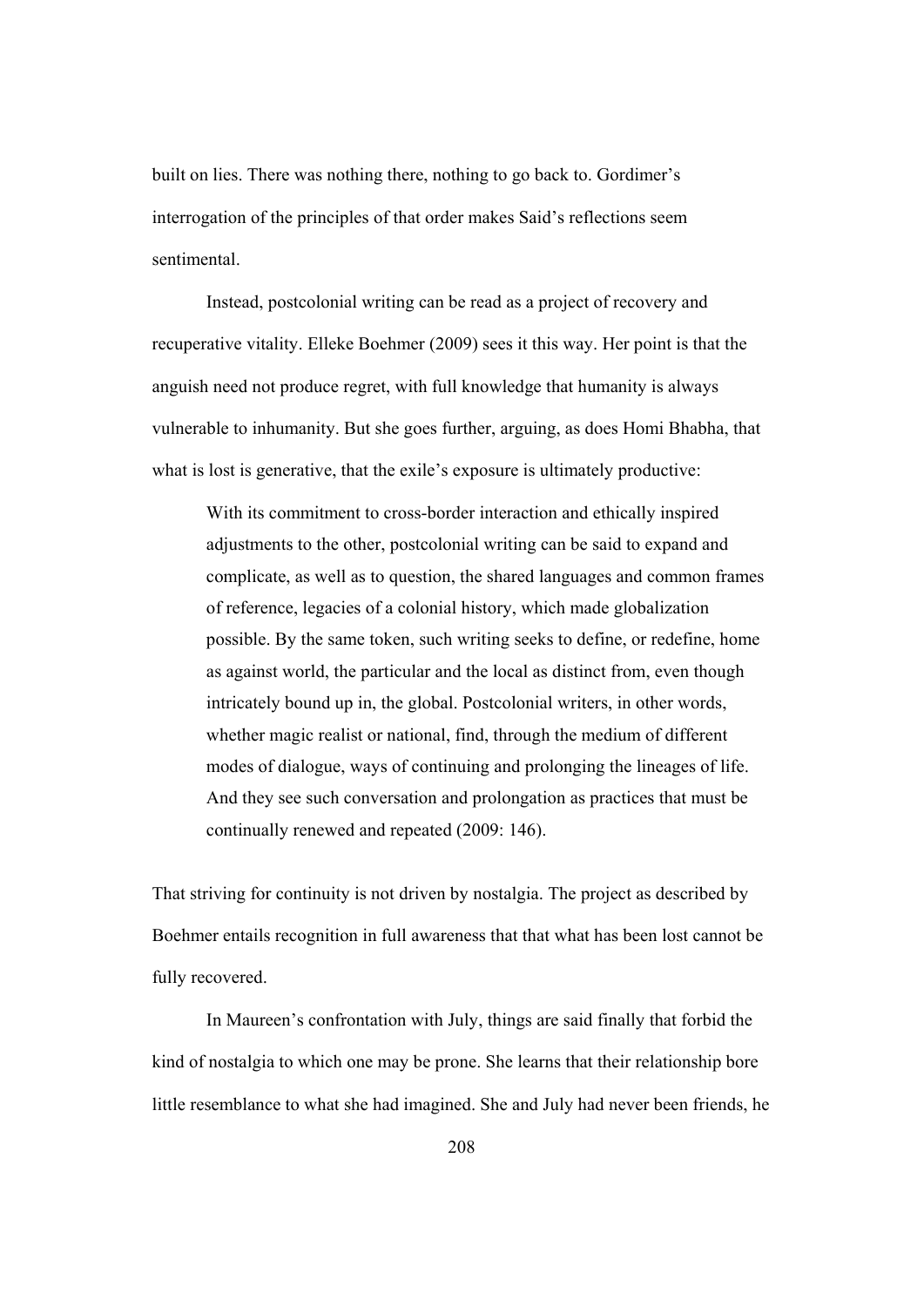built on lies. There was nothing there, nothing to go back to. Gordimer's interrogation of the principles of that order makes Said's reflections seem sentimental.

Instead, postcolonial writing can be read as a project of recovery and recuperative vitality. Elleke Boehmer (2009) sees it this way. Her point is that the anguish need not produce regret, with full knowledge that humanity is always vulnerable to inhumanity. But she goes further, arguing, as does Homi Bhabha, that what is lost is generative, that the exile's exposure is ultimately productive:

> With its commitment to cross-border interaction and ethically inspired adjustments to the other, postcolonial writing can be said to expand and complicate, as well as to question, the shared languages and common frames of reference, legacies of a colonial history, which made globalization possible. By the same token, such writing seeks to define, or redefine, home as against world, the particular and the local as distinct from, even though intricately bound up in, the global. Postcolonial writers, in other words, whether magic realist or national, find, through the medium of different modes of dialogue, ways of continuing and prolonging the lineages of life. And they see such conversation and prolongation as practices that must be continually renewed and repeated (2009: 146).

That striving for continuity is not driven by nostalgia. The project as described by Boehmer entails recognition in full awareness that that what has been lost cannot be fully recovered.

In Maureen's confrontation with July, things are said finally that forbid the kind of nostalgia to which one may be prone. She learns that their relationship bore little resemblance to what she had imagined. She and July had never been friends, he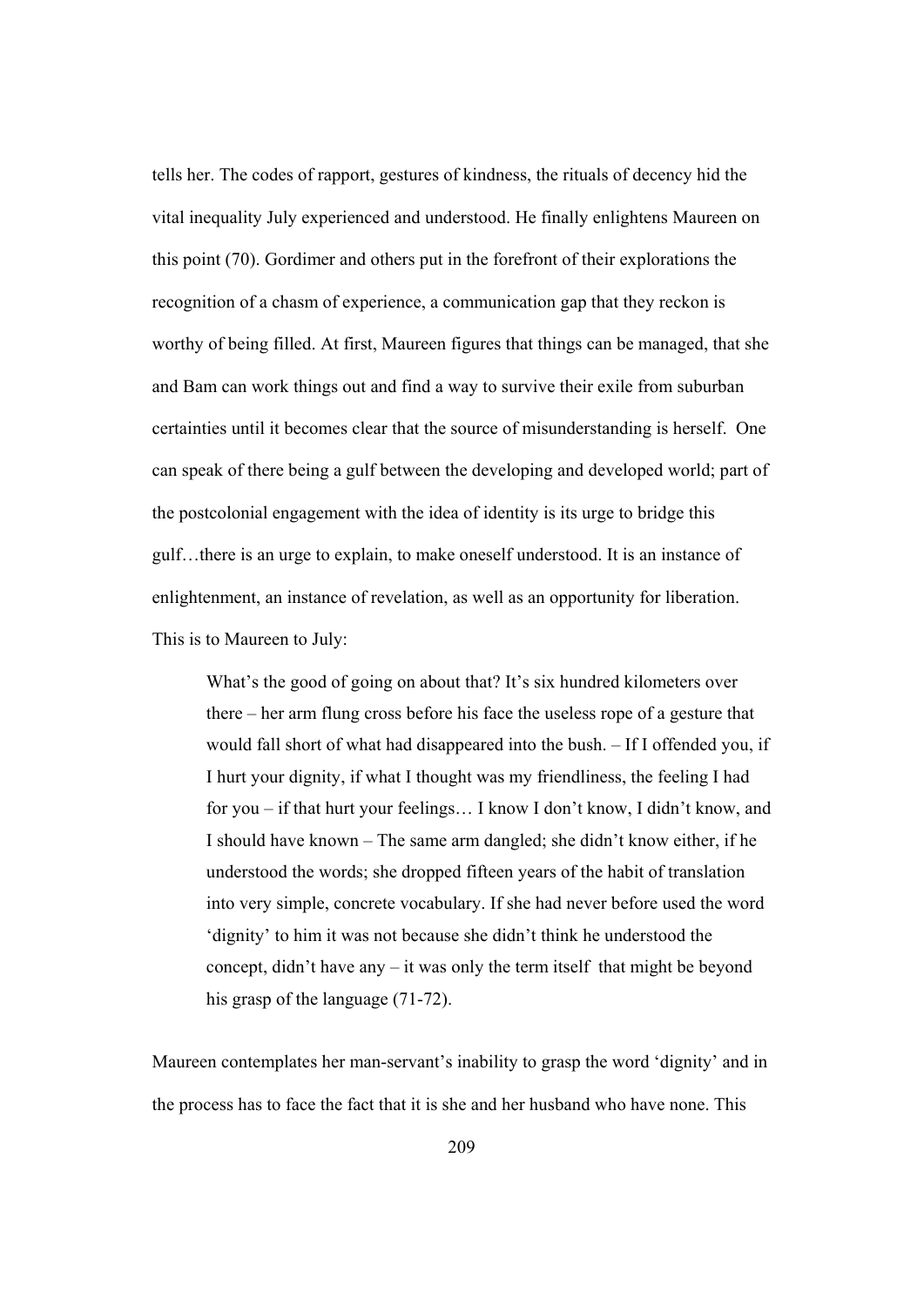tells her. The codes of rapport, gestures of kindness, the rituals of decency hid the vital inequality July experienced and understood. He finally enlightens Maureen on this point (70). Gordimer and others put in the forefront of their explorations the recognition of a chasm of experience, a communication gap that they reckon is worthy of being filled. At first, Maureen figures that things can be managed, that she and Bam can work things out and find a way to survive their exile from suburban certainties until it becomes clear that the source of misunderstanding is herself. One can speak of there being a gulf between the developing and developed world; part of the postcolonial engagement with the idea of identity is its urge to bridge this gulf…there is an urge to explain, to make oneself understood. It is an instance of enlightenment, an instance of revelation, as well as an opportunity for liberation. This is to Maureen to July:

> What's the good of going on about that? It's six hundred kilometers over there – her arm flung cross before his face the useless rope of a gesture that would fall short of what had disappeared into the bush. – If I offended you, if I hurt your dignity, if what I thought was my friendliness, the feeling I had for you – if that hurt your feelings… I know I don't know, I didn't know, and I should have known – The same arm dangled; she didn't know either, if he understood the words; she dropped fifteen years of the habit of translation into very simple, concrete vocabulary. If she had never before used the word 'dignity' to him it was not because she didn't think he understood the concept, didn't have any – it was only the term itself that might be beyond his grasp of the language (71-72).

Maureen contemplates her man-servant's inability to grasp the word 'dignity' and in the process has to face the fact that it is she and her husband who have none. This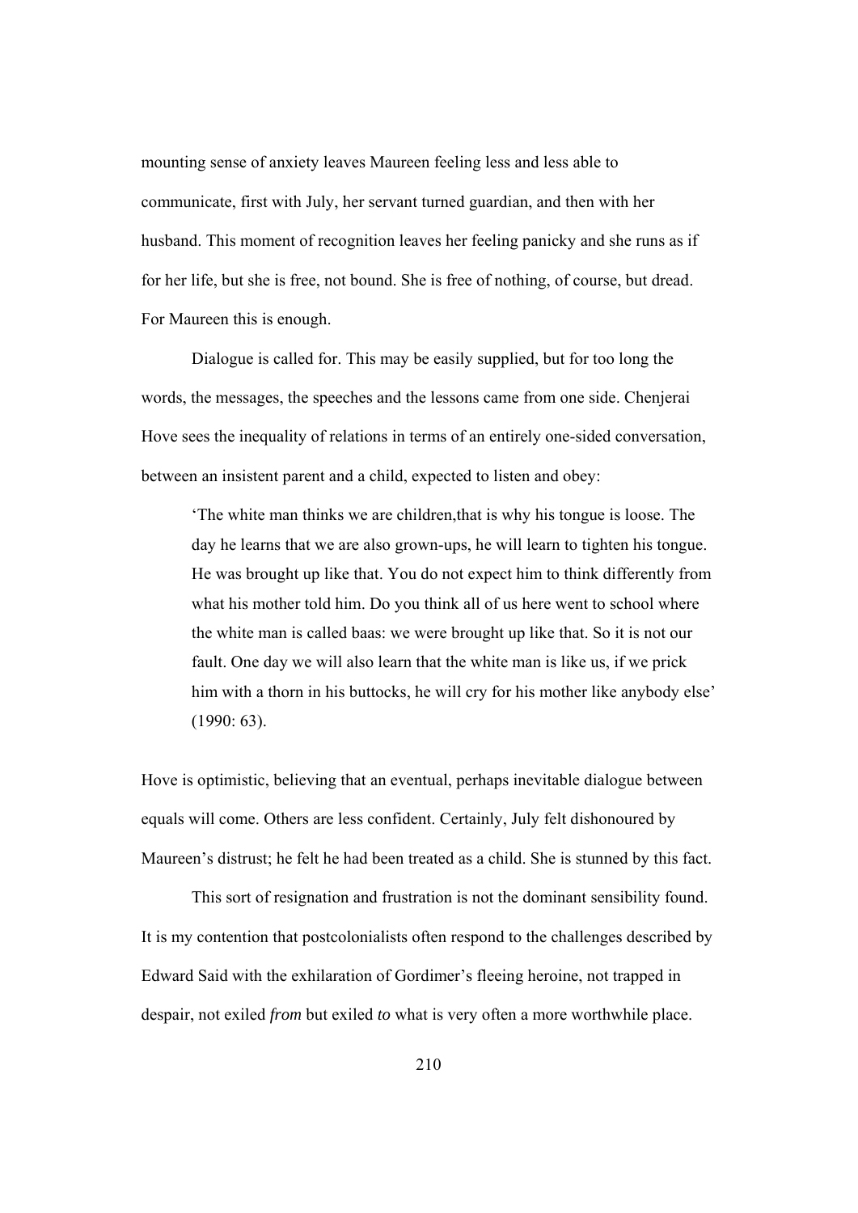mounting sense of anxiety leaves Maureen feeling less and less able to communicate, first with July, her servant turned guardian, and then with her husband. This moment of recognition leaves her feeling panicky and she runs as if for her life, but she is free, not bound. She is free of nothing, of course, but dread. For Maureen this is enough.

Dialogue is called for. This may be easily supplied, but for too long the words, the messages, the speeches and the lessons came from one side. Chenjerai Hove sees the inequality of relations in terms of an entirely one-sided conversation, between an insistent parent and a child, expected to listen and obey:

> 'The white man thinks we are children,that is why his tongue is loose. The day he learns that we are also grown-ups, he will learn to tighten his tongue. He was brought up like that. You do not expect him to think differently from what his mother told him. Do you think all of us here went to school where the white man is called baas: we were brought up like that. So it is not our fault. One day we will also learn that the white man is like us, if we prick him with a thorn in his buttocks, he will cry for his mother like anybody else' (1990: 63).

Hove is optimistic, believing that an eventual, perhaps inevitable dialogue between equals will come. Others are less confident. Certainly, July felt dishonoured by Maureen's distrust; he felt he had been treated as a child. She is stunned by this fact.

This sort of resignation and frustration is not the dominant sensibility found. It is my contention that postcolonialists often respond to the challenges described by Edward Said with the exhilaration of Gordimer's fleeing heroine, not trapped in despair, not exiled *from* but exiled *to* what is very often a more worthwhile place.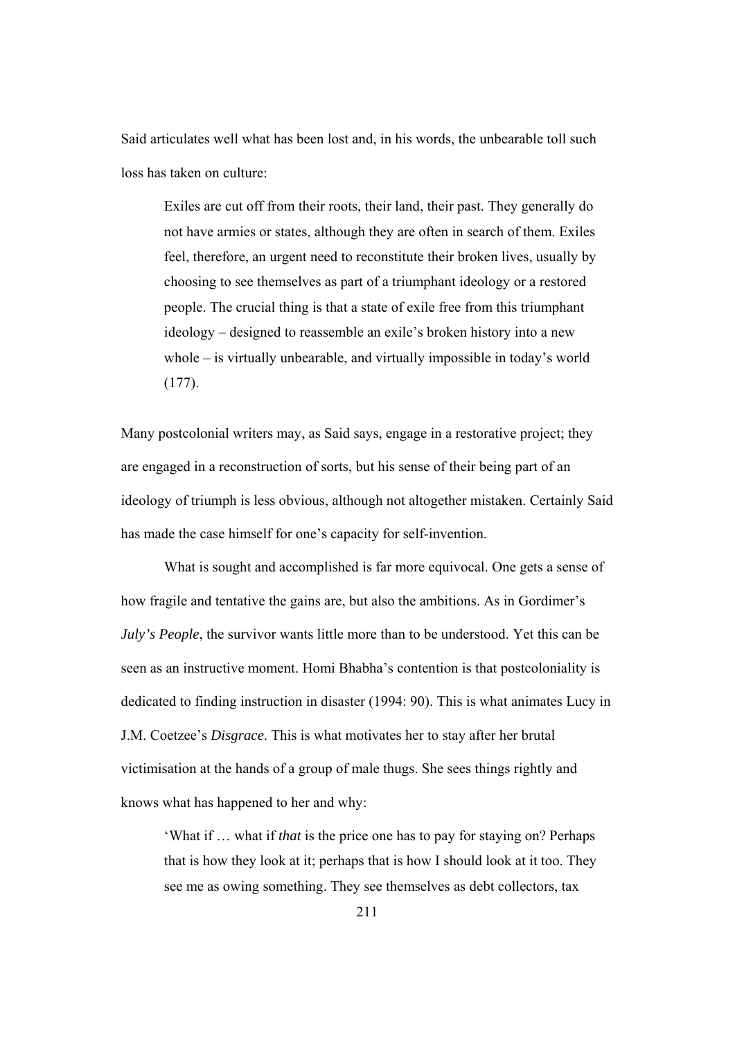Said articulates well what has been lost and, in his words, the unbearable toll such loss has taken on culture:

> Exiles are cut off from their roots, their land, their past. They generally do not have armies or states, although they are often in search of them. Exiles feel, therefore, an urgent need to reconstitute their broken lives, usually by choosing to see themselves as part of a triumphant ideology or a restored people. The crucial thing is that a state of exile free from this triumphant ideology – designed to reassemble an exile's broken history into a new whole – is virtually unbearable, and virtually impossible in today's world (177).

Many postcolonial writers may, as Said says, engage in a restorative project; they are engaged in a reconstruction of sorts, but his sense of their being part of an ideology of triumph is less obvious, although not altogether mistaken. Certainly Said has made the case himself for one's capacity for self-invention.

What is sought and accomplished is far more equivocal. One gets a sense of how fragile and tentative the gains are, but also the ambitions. As in Gordimer's *July's People*, the survivor wants little more than to be understood. Yet this can be seen as an instructive moment. Homi Bhabha's contention is that postcoloniality is dedicated to finding instruction in disaster (1994: 90). This is what animates Lucy in J.M. Coetzee's *Disgrace*. This is what motivates her to stay after her brutal victimisation at the hands of a group of male thugs. She sees things rightly and knows what has happened to her and why:

> 'What if … what if *that* is the price one has to pay for staying on? Perhaps that is how they look at it; perhaps that is how I should look at it too. They see me as owing something. They see themselves as debt collectors, tax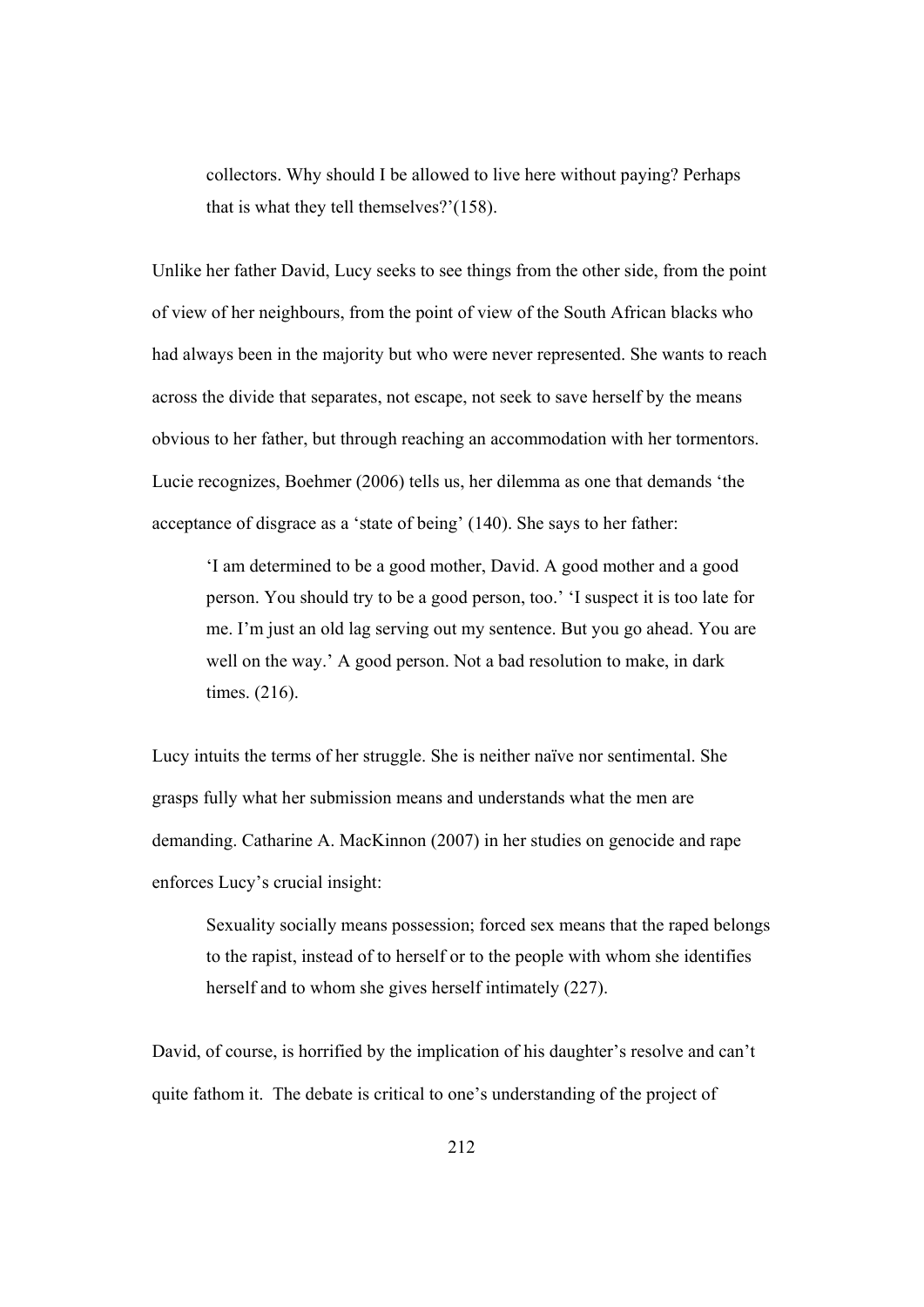> collectors. Why should I be allowed to live here without paying? Perhaps that is what they tell themselves?'(158).

Unlike her father David, Lucy seeks to see things from the other side, from the point of view of her neighbours, from the point of view of the South African blacks who had always been in the majority but who were never represented. She wants to reach across the divide that separates, not escape, not seek to save herself by the means obvious to her father, but through reaching an accommodation with her tormentors. Lucie recognizes, Boehmer (2006) tells us, her dilemma as one that demands 'the acceptance of disgrace as a 'state of being' (140). She says to her father:

> 'I am determined to be a good mother, David. A good mother and a good person. You should try to be a good person, too.' 'I suspect it is too late for me. I'm just an old lag serving out my sentence. But you go ahead. You are well on the way.' A good person. Not a bad resolution to make, in dark times. (216).

Lucy intuits the terms of her struggle. She is neither naïve nor sentimental. She grasps fully what her submission means and understands what the men are demanding. Catharine A. MacKinnon (2007) in her studies on genocide and rape enforces Lucy's crucial insight:

> Sexuality socially means possession; forced sex means that the raped belongs to the rapist, instead of to herself or to the people with whom she identifies herself and to whom she gives herself intimately (227).

David, of course, is horrified by the implication of his daughter's resolve and can't quite fathom it. The debate is critical to one's understanding of the project of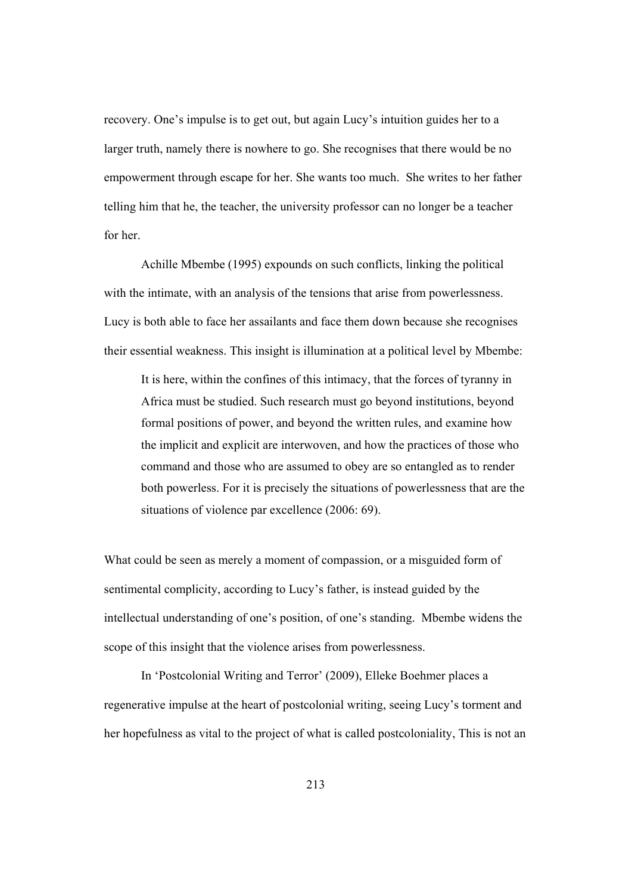recovery. One's impulse is to get out, but again Lucy's intuition guides her to a larger truth, namely there is nowhere to go. She recognises that there would be no empowerment through escape for her. She wants too much. She writes to her father telling him that he, the teacher, the university professor can no longer be a teacher for her.

Achille Mbembe (1995) expounds on such conflicts, linking the political with the intimate, with an analysis of the tensions that arise from powerlessness. Lucy is both able to face her assailants and face them down because she recognises their essential weakness. This insight is illumination at a political level by Mbembe:

> It is here, within the confines of this intimacy, that the forces of tyranny in Africa must be studied. Such research must go beyond institutions, beyond formal positions of power, and beyond the written rules, and examine how the implicit and explicit are interwoven, and how the practices of those who command and those who are assumed to obey are so entangled as to render both powerless. For it is precisely the situations of powerlessness that are the situations of violence par excellence (2006: 69).

What could be seen as merely a moment of compassion, or a misguided form of sentimental complicity, according to Lucy's father, is instead guided by the intellectual understanding of one's position, of one's standing. Mbembe widens the scope of this insight that the violence arises from powerlessness.

In 'Postcolonial Writing and Terror' (2009), Elleke Boehmer places a regenerative impulse at the heart of postcolonial writing, seeing Lucy's torment and her hopefulness as vital to the project of what is called postcoloniality, This is not an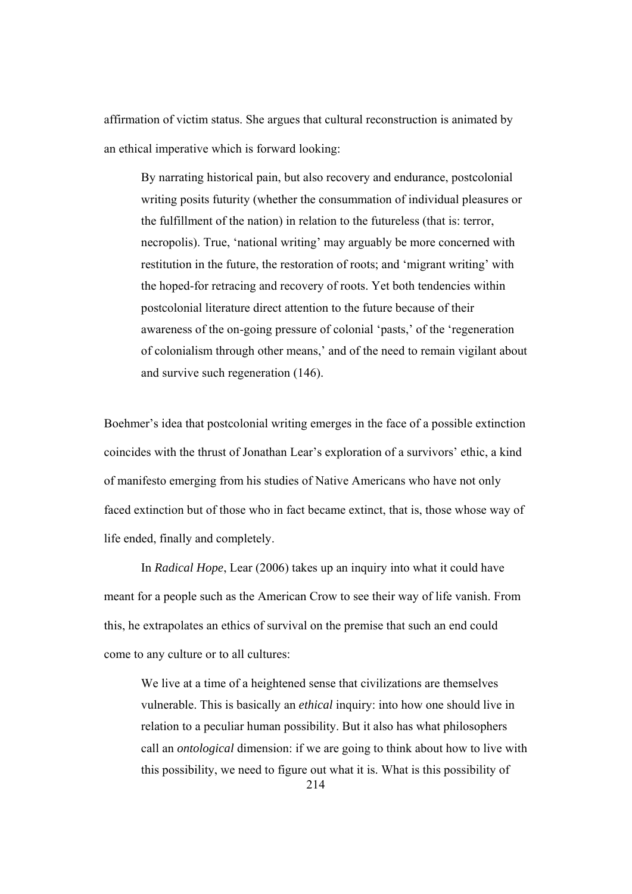affirmation of victim status. She argues that cultural reconstruction is animated by an ethical imperative which is forward looking:

> By narrating historical pain, but also recovery and endurance, postcolonial writing posits futurity (whether the consummation of individual pleasures or the fulfillment of the nation) in relation to the futureless (that is: terror, necropolis). True, 'national writing' may arguably be more concerned with restitution in the future, the restoration of roots; and 'migrant writing' with the hoped-for retracing and recovery of roots. Yet both tendencies within postcolonial literature direct attention to the future because of their awareness of the on-going pressure of colonial 'pasts,' of the 'regeneration of colonialism through other means,' and of the need to remain vigilant about and survive such regeneration (146).

Boehmer's idea that postcolonial writing emerges in the face of a possible extinction coincides with the thrust of Jonathan Lear's exploration of a survivors' ethic, a kind of manifesto emerging from his studies of Native Americans who have not only faced extinction but of those who in fact became extinct, that is, those whose way of life ended, finally and completely.

In *Radical Hope*, Lear (2006) takes up an inquiry into what it could have meant for a people such as the American Crow to see their way of life vanish. From this, he extrapolates an ethics of survival on the premise that such an end could come to any culture or to all cultures:

> We live at a time of a heightened sense that civilizations are themselves vulnerable. This is basically an *ethical* inquiry: into how one should live in relation to a peculiar human possibility. But it also has what philosophers call an *ontological* dimension: if we are going to think about how to live with this possibility, we need to figure out what it is. What is this possibility of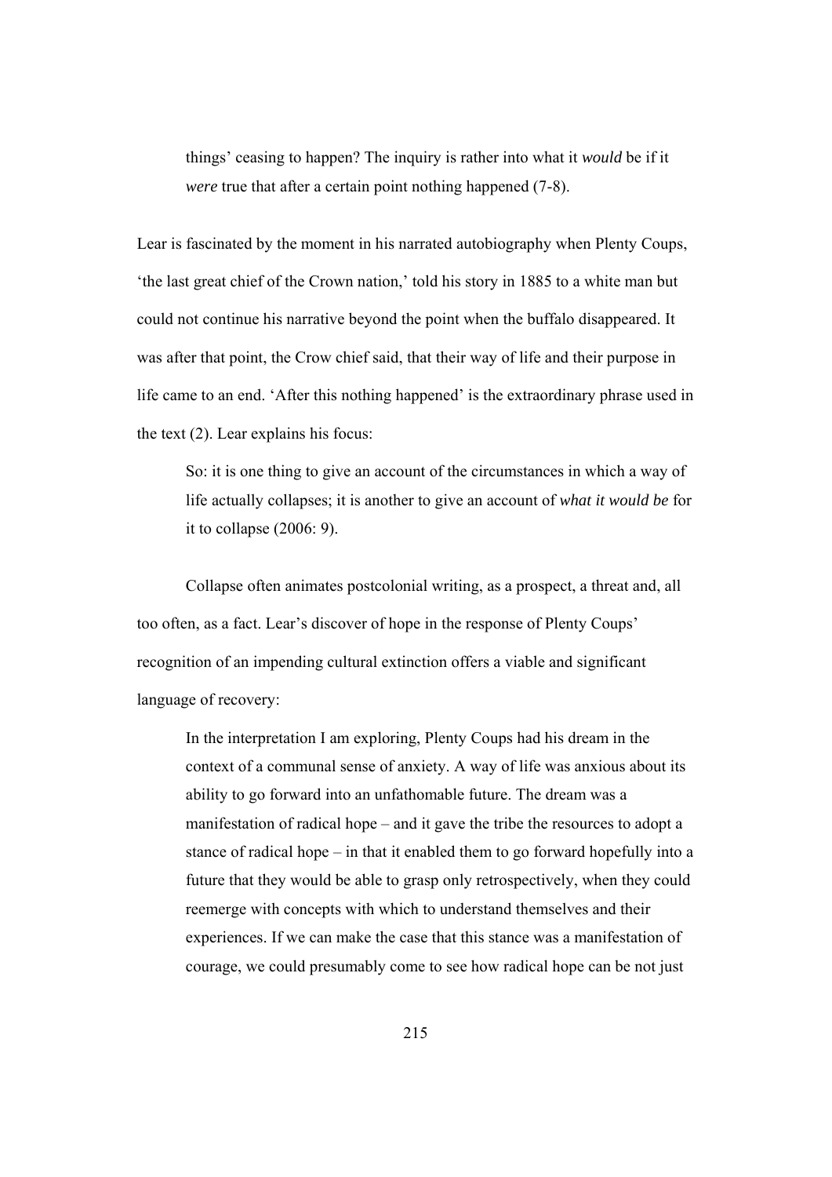> things' ceasing to happen? The inquiry is rather into what it *would* be if it *were* true that after a certain point nothing happened (7-8).

Lear is fascinated by the moment in his narrated autobiography when Plenty Coups, 'the last great chief of the Crown nation,' told his story in 1885 to a white man but could not continue his narrative beyond the point when the buffalo disappeared. It was after that point, the Crow chief said, that their way of life and their purpose in life came to an end. 'After this nothing happened' is the extraordinary phrase used in the text (2). Lear explains his focus:

> So: it is one thing to give an account of the circumstances in which a way of life actually collapses; it is another to give an account of *what it would be* for it to collapse (2006: 9).

Collapse often animates postcolonial writing, as a prospect, a threat and, all too often, as a fact. Lear's discover of hope in the response of Plenty Coups' recognition of an impending cultural extinction offers a viable and significant language of recovery:

> In the interpretation I am exploring, Plenty Coups had his dream in the context of a communal sense of anxiety. A way of life was anxious about its ability to go forward into an unfathomable future. The dream was a manifestation of radical hope – and it gave the tribe the resources to adopt a stance of radical hope – in that it enabled them to go forward hopefully into a future that they would be able to grasp only retrospectively, when they could reemerge with concepts with which to understand themselves and their experiences. If we can make the case that this stance was a manifestation of courage, we could presumably come to see how radical hope can be not just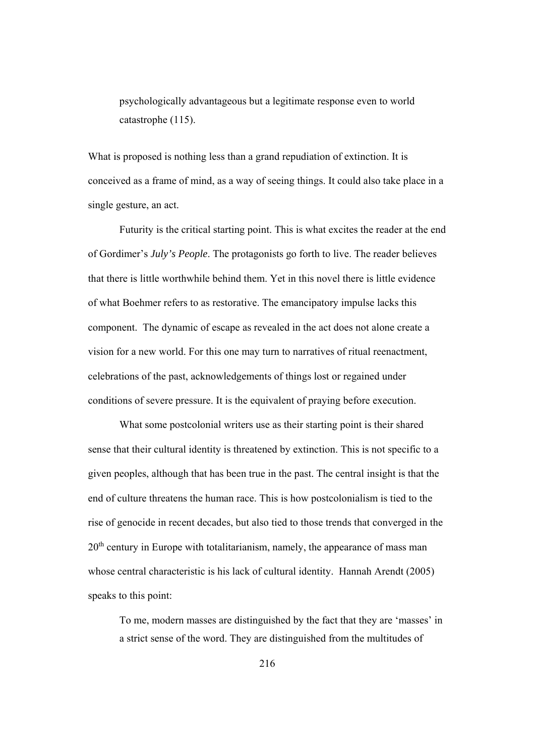> psychologically advantageous but a legitimate response even to world catastrophe (115).

What is proposed is nothing less than a grand repudiation of extinction. It is conceived as a frame of mind, as a way of seeing things. It could also take place in a single gesture, an act.

Futurity is the critical starting point. This is what excites the reader at the end of Gordimer's *July's People*. The protagonists go forth to live. The reader believes that there is little worthwhile behind them. Yet in this novel there is little evidence of what Boehmer refers to as restorative. The emancipatory impulse lacks this component. The dynamic of escape as revealed in the act does not alone create a vision for a new world. For this one may turn to narratives of ritual reenactment, celebrations of the past, acknowledgements of things lost or regained under conditions of severe pressure. It is the equivalent of praying before execution.

What some postcolonial writers use as their starting point is their shared sense that their cultural identity is threatened by extinction. This is not specific to a given peoples, although that has been true in the past. The central insight is that the end of culture threatens the human race. This is how postcolonialism is tied to the rise of genocide in recent decades, but also tied to those trends that converged in the 20th century in Europe with totalitarianism, namely, the appearance of mass man whose central characteristic is his lack of cultural identity. Hannah Arendt (2005) speaks to this point:

> To me, modern masses are distinguished by the fact that they are 'masses' in a strict sense of the word. They are distinguished from the multitudes of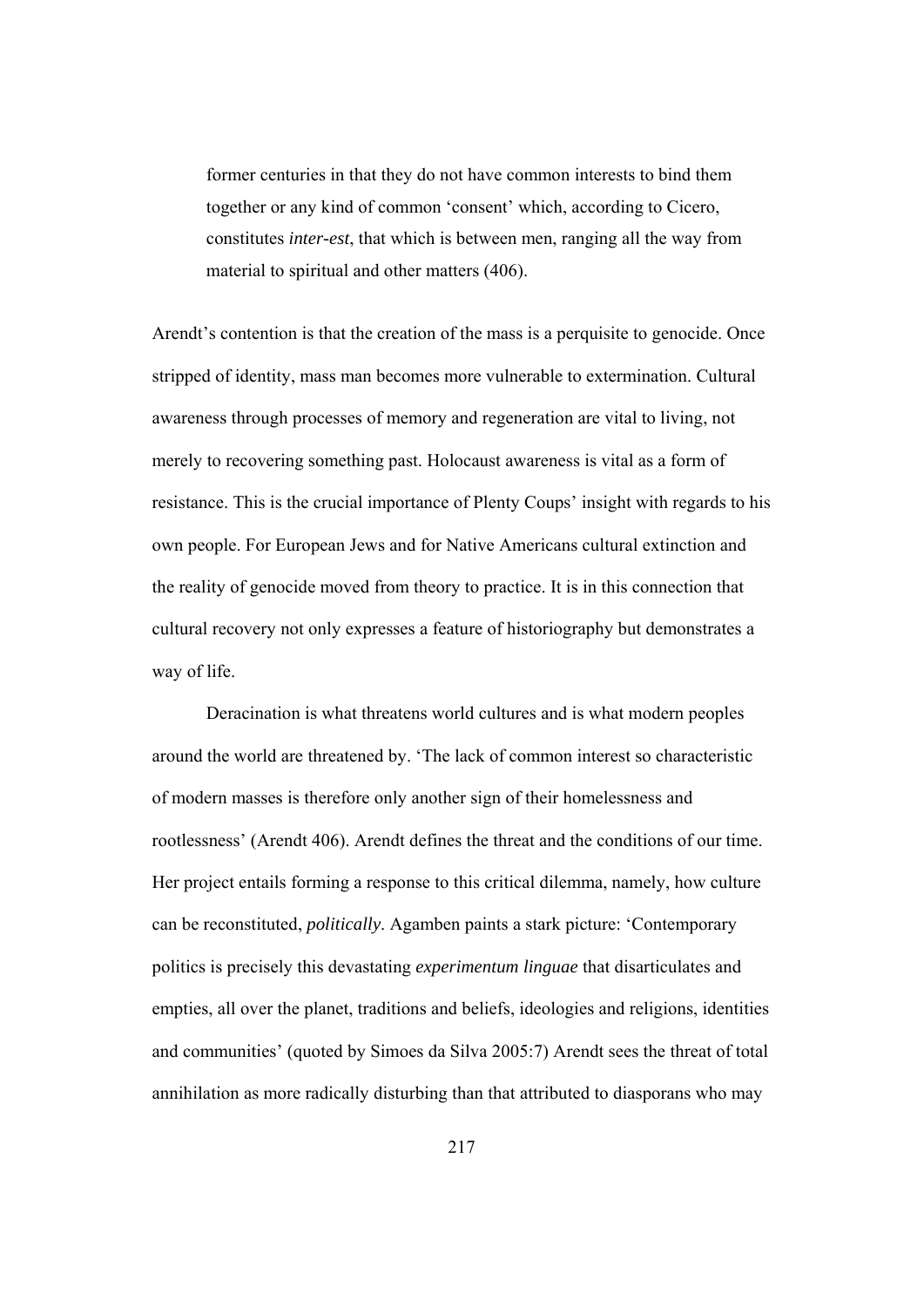> former centuries in that they do not have common interests to bind them together or any kind of common 'consent' which, according to Cicero, constitutes *inter-est*, that which is between men, ranging all the way from material to spiritual and other matters (406).

Arendt's contention is that the creation of the mass is a perquisite to genocide. Once stripped of identity, mass man becomes more vulnerable to extermination. Cultural awareness through processes of memory and regeneration are vital to living, not merely to recovering something past. Holocaust awareness is vital as a form of resistance. This is the crucial importance of Plenty Coups' insight with regards to his own people. For European Jews and for Native Americans cultural extinction and the reality of genocide moved from theory to practice. It is in this connection that cultural recovery not only expresses a feature of historiography but demonstrates a way of life.

Deracination is what threatens world cultures and is what modern peoples around the world are threatened by. 'The lack of common interest so characteristic of modern masses is therefore only another sign of their homelessness and rootlessness' (Arendt 406). Arendt defines the threat and the conditions of our time. Her project entails forming a response to this critical dilemma, namely, how culture can be reconstituted, *politically*. Agamben paints a stark picture: 'Contemporary politics is precisely this devastating *experimentum linguae* that disarticulates and empties, all over the planet, traditions and beliefs, ideologies and religions, identities and communities' (quoted by Simoes da Silva 2005:7) Arendt sees the threat of total annihilation as more radically disturbing than that attributed to diasporans who may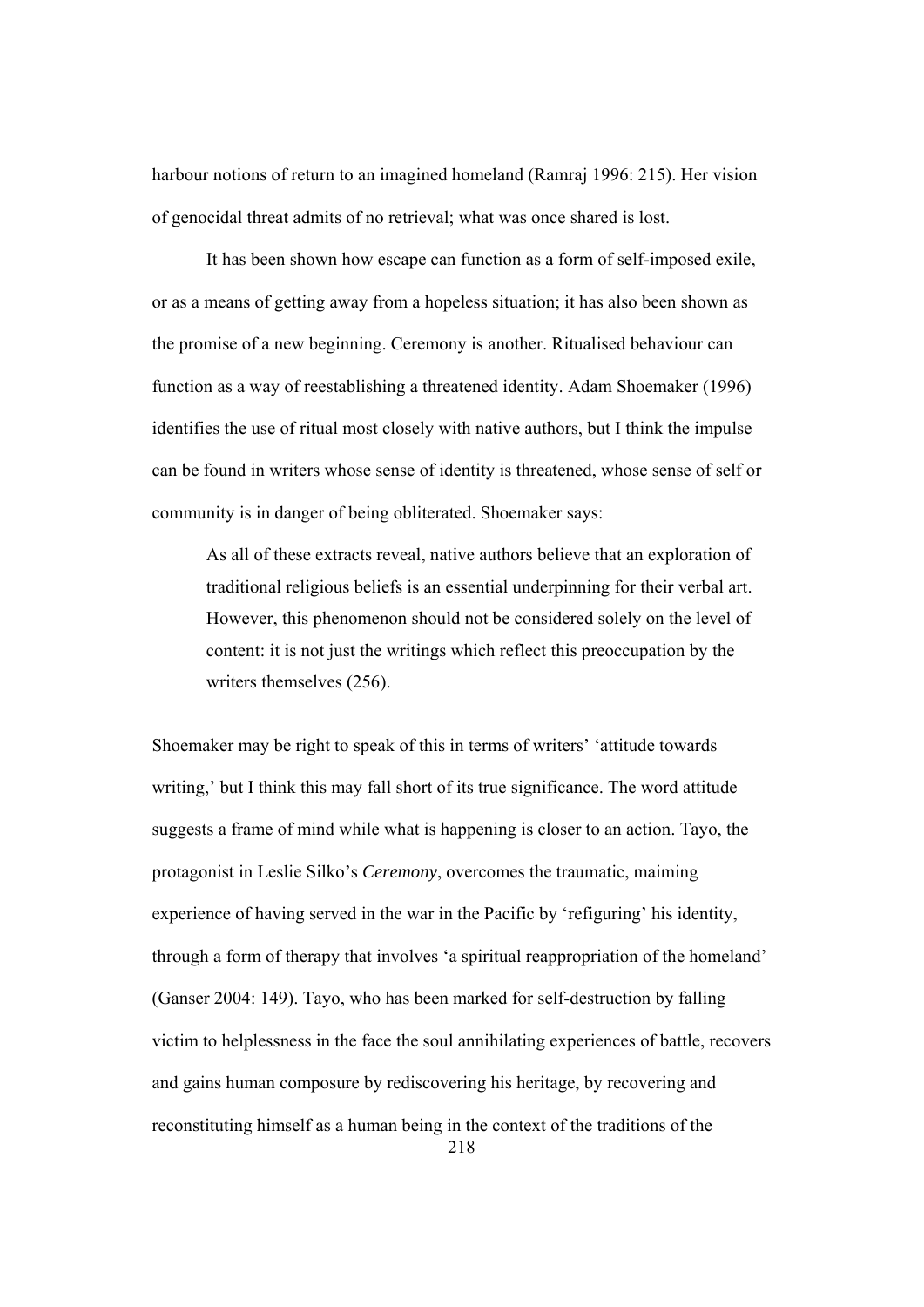harbour notions of return to an imagined homeland (Ramraj 1996: 215). Her vision of genocidal threat admits of no retrieval; what was once shared is lost.

It has been shown how escape can function as a form of self-imposed exile, or as a means of getting away from a hopeless situation; it has also been shown as the promise of a new beginning. Ceremony is another. Ritualised behaviour can function as a way of reestablishing a threatened identity. Adam Shoemaker (1996) identifies the use of ritual most closely with native authors, but I think the impulse can be found in writers whose sense of identity is threatened, whose sense of self or community is in danger of being obliterated. Shoemaker says:

> As all of these extracts reveal, native authors believe that an exploration of traditional religious beliefs is an essential underpinning for their verbal art. However, this phenomenon should not be considered solely on the level of content: it is not just the writings which reflect this preoccupation by the writers themselves (256).

Shoemaker may be right to speak of this in terms of writers' 'attitude towards writing,' but I think this may fall short of its true significance. The word attitude suggests a frame of mind while what is happening is closer to an action. Tayo, the protagonist in Leslie Silko's *Ceremony*, overcomes the traumatic, maiming experience of having served in the war in the Pacific by 'refiguring' his identity, through a form of therapy that involves 'a spiritual reappropriation of the homeland' (Ganser 2004: 149). Tayo, who has been marked for self-destruction by falling victim to helplessness in the face the soul annihilating experiences of battle, recovers and gains human composure by rediscovering his heritage, by recovering and reconstituting himself as a human being in the context of the traditions of the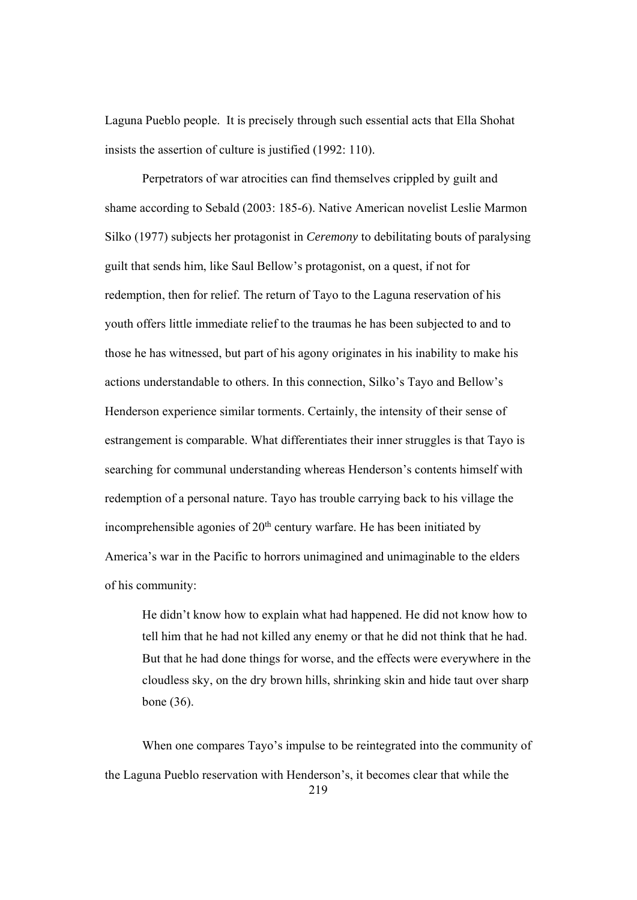Laguna Pueblo people. It is precisely through such essential acts that Ella Shohat insists the assertion of culture is justified (1992: 110).

Perpetrators of war atrocities can find themselves crippled by guilt and shame according to Sebald (2003: 185-6). Native American novelist Leslie Marmon Silko (1977) subjects her protagonist in *Ceremony* to debilitating bouts of paralysing guilt that sends him, like Saul Bellow's protagonist, on a quest, if not for redemption, then for relief. The return of Tayo to the Laguna reservation of his youth offers little immediate relief to the traumas he has been subjected to and to those he has witnessed, but part of his agony originates in his inability to make his actions understandable to others. In this connection, Silko's Tayo and Bellow's Henderson experience similar torments. Certainly, the intensity of their sense of estrangement is comparable. What differentiates their inner struggles is that Tayo is searching for communal understanding whereas Henderson's contents himself with redemption of a personal nature. Tayo has trouble carrying back to his village the incomprehensible agonies of 20th century warfare. He has been initiated by America's war in the Pacific to horrors unimagined and unimaginable to the elders of his community:

> He didn't know how to explain what had happened. He did not know how to tell him that he had not killed any enemy or that he did not think that he had. But that he had done things for worse, and the effects were everywhere in the cloudless sky, on the dry brown hills, shrinking skin and hide taut over sharp bone (36).

When one compares Tayo's impulse to be reintegrated into the community of the Laguna Pueblo reservation with Henderson's, it becomes clear that while the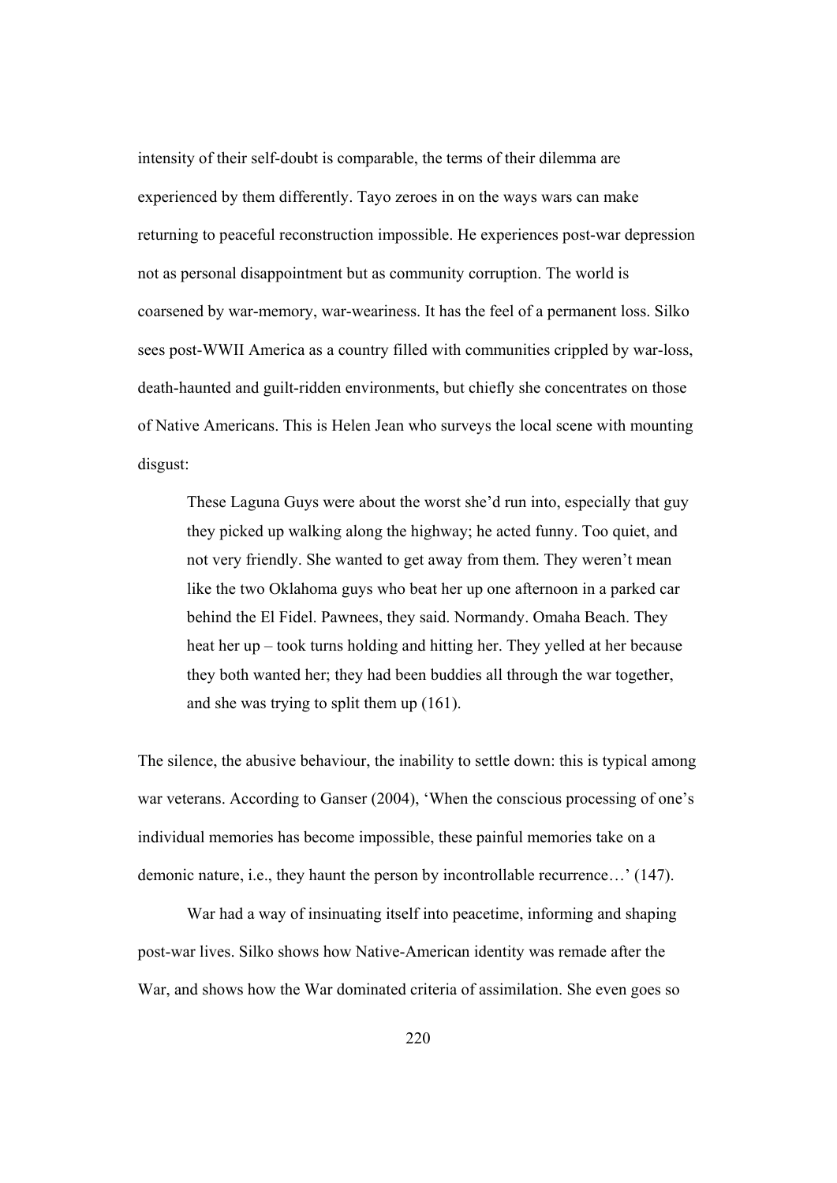intensity of their self-doubt is comparable, the terms of their dilemma are experienced by them differently. Tayo zeroes in on the ways wars can make returning to peaceful reconstruction impossible. He experiences post-war depression not as personal disappointment but as community corruption. The world is coarsened by war-memory, war-weariness. It has the feel of a permanent loss. Silko sees post-WWII America as a country filled with communities crippled by war-loss, death-haunted and guilt-ridden environments, but chiefly she concentrates on those of Native Americans. This is Helen Jean who surveys the local scene with mounting disgust:

> These Laguna Guys were about the worst she'd run into, especially that guy they picked up walking along the highway; he acted funny. Too quiet, and not very friendly. She wanted to get away from them. They weren't mean like the two Oklahoma guys who beat her up one afternoon in a parked car behind the El Fidel. Pawnees, they said. Normandy. Omaha Beach. They heat her up – took turns holding and hitting her. They yelled at her because they both wanted her; they had been buddies all through the war together, and she was trying to split them up (161).

The silence, the abusive behaviour, the inability to settle down: this is typical among war veterans. According to Ganser (2004), 'When the conscious processing of one's individual memories has become impossible, these painful memories take on a demonic nature, i.e., they haunt the person by incontrollable recurrence…' (147).

War had a way of insinuating itself into peacetime, informing and shaping post-war lives. Silko shows how Native-American identity was remade after the War, and shows how the War dominated criteria of assimilation. She even goes so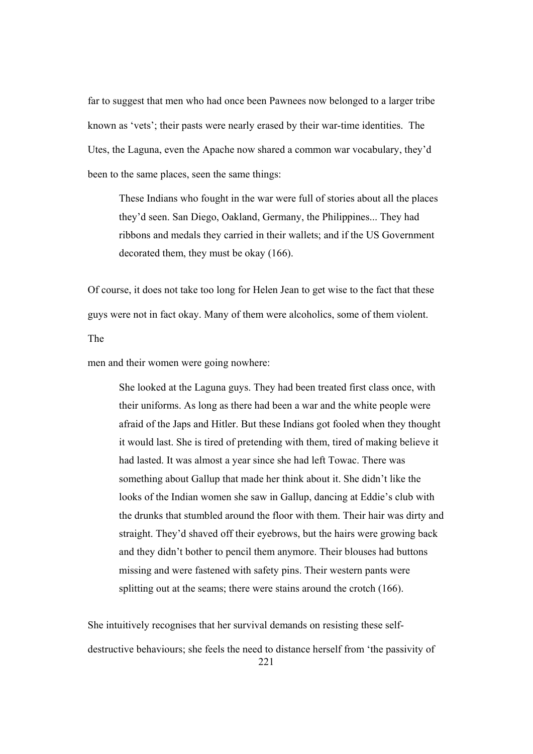far to suggest that men who had once been Pawnees now belonged to a larger tribe known as 'vets'; their pasts were nearly erased by their war-time identities. The Utes, the Laguna, even the Apache now shared a common war vocabulary, they'd been to the same places, seen the same things:

> These Indians who fought in the war were full of stories about all the places they'd seen. San Diego, Oakland, Germany, the Philippines... They had ribbons and medals they carried in their wallets; and if the US Government decorated them, they must be okay (166).

Of course, it does not take too long for Helen Jean to get wise to the fact that these guys were not in fact okay. Many of them were alcoholics, some of them violent. The men and their women were going nowhere:

> She looked at the Laguna guys. They had been treated first class once, with their uniforms. As long as there had been a war and the white people were afraid of the Japs and Hitler. But these Indians got fooled when they thought it would last. She is tired of pretending with them, tired of making believe it had lasted. It was almost a year since she had left Towac. There was something about Gallup that made her think about it. She didn't like the looks of the Indian women she saw in Gallup, dancing at Eddie's club with the drunks that stumbled around the floor with them. Their hair was dirty and straight. They'd shaved off their eyebrows, but the hairs were growing back and they didn't bother to pencil them anymore. Their blouses had buttons missing and were fastened with safety pins. Their western pants were splitting out at the seams; there were stains around the crotch (166).

She intuitively recognises that her survival demands on resisting these self-destructive behaviours; she feels the need to distance herself from 'the passivity of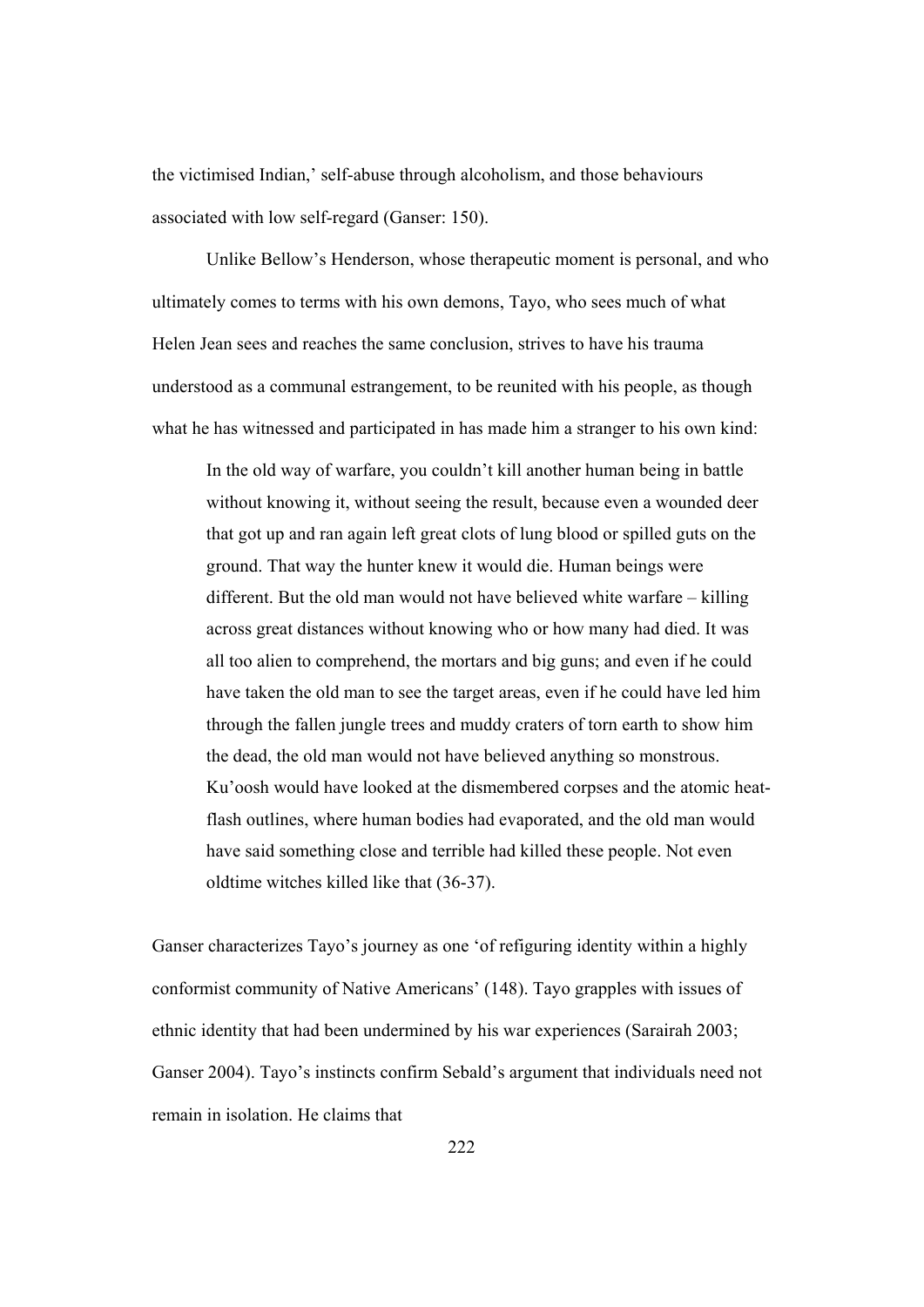the victimised Indian,' self-abuse through alcoholism, and those behaviours associated with low self-regard (Ganser: 150).

Unlike Bellow's Henderson, whose therapeutic moment is personal, and who ultimately comes to terms with his own demons, Tayo, who sees much of what Helen Jean sees and reaches the same conclusion, strives to have his trauma understood as a communal estrangement, to be reunited with his people, as though what he has witnessed and participated in has made him a stranger to his own kind:

> In the old way of warfare, you couldn't kill another human being in battle without knowing it, without seeing the result, because even a wounded deer that got up and ran again left great clots of lung blood or spilled guts on the ground. That way the hunter knew it would die. Human beings were different. But the old man would not have believed white warfare – killing across great distances without knowing who or how many had died. It was all too alien to comprehend, the mortars and big guns; and even if he could have taken the old man to see the target areas, even if he could have led him through the fallen jungle trees and muddy craters of torn earth to show him the dead, the old man would not have believed anything so monstrous. Ku'oosh would have looked at the dismembered corpses and the atomic heat-flash outlines, where human bodies had evaporated, and the old man would have said something close and terrible had killed these people. Not even oldtime witches killed like that (36-37).

Ganser characterizes Tayo's journey as one 'of refiguring identity within a highly conformist community of Native Americans' (148). Tayo grapples with issues of ethnic identity that had been undermined by his war experiences (Sarairah 2003; Ganser 2004). Tayo's instincts confirm Sebald's argument that individuals need not remain in isolation. He claims that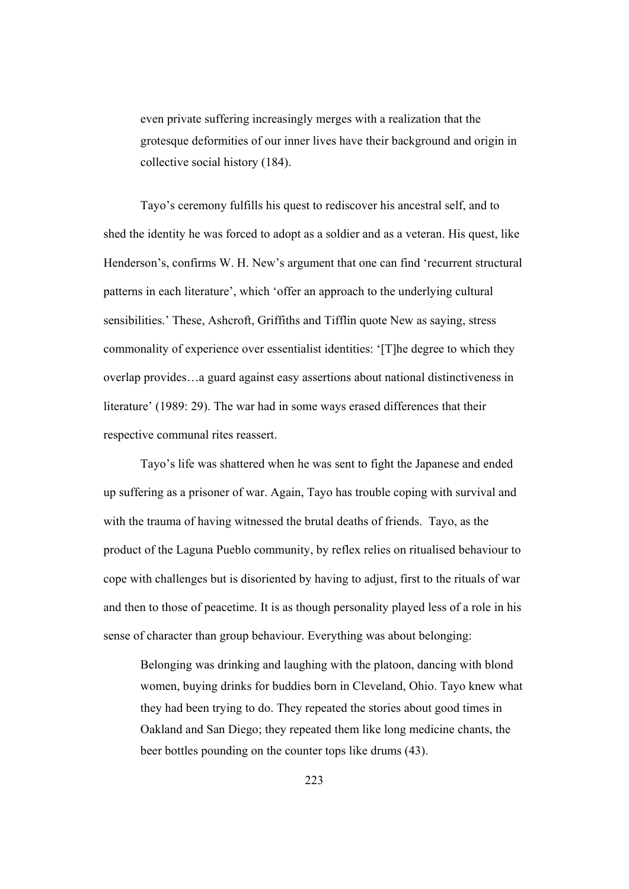> even private suffering increasingly merges with a realization that the grotesque deformities of our inner lives have their background and origin in collective social history (184).

Tayo's ceremony fulfills his quest to rediscover his ancestral self, and to shed the identity he was forced to adopt as a soldier and as a veteran. His quest, like Henderson's, confirms W. H. New's argument that one can find 'recurrent structural patterns in each literature', which 'offer an approach to the underlying cultural sensibilities.' These, Ashcroft, Griffiths and Tifflin quote New as saying, stress commonality of experience over essentialist identities: '[T]he degree to which they overlap provides…a guard against easy assertions about national distinctiveness in literature' (1989: 29). The war had in some ways erased differences that their respective communal rites reassert.

Tayo's life was shattered when he was sent to fight the Japanese and ended up suffering as a prisoner of war. Again, Tayo has trouble coping with survival and with the trauma of having witnessed the brutal deaths of friends. Tayo, as the product of the Laguna Pueblo community, by reflex relies on ritualised behaviour to cope with challenges but is disoriented by having to adjust, first to the rituals of war and then to those of peacetime. It is as though personality played less of a role in his sense of character than group behaviour. Everything was about belonging:

> Belonging was drinking and laughing with the platoon, dancing with blond women, buying drinks for buddies born in Cleveland, Ohio. Tayo knew what they had been trying to do. They repeated the stories about good times in Oakland and San Diego; they repeated them like long medicine chants, the beer bottles pounding on the counter tops like drums (43).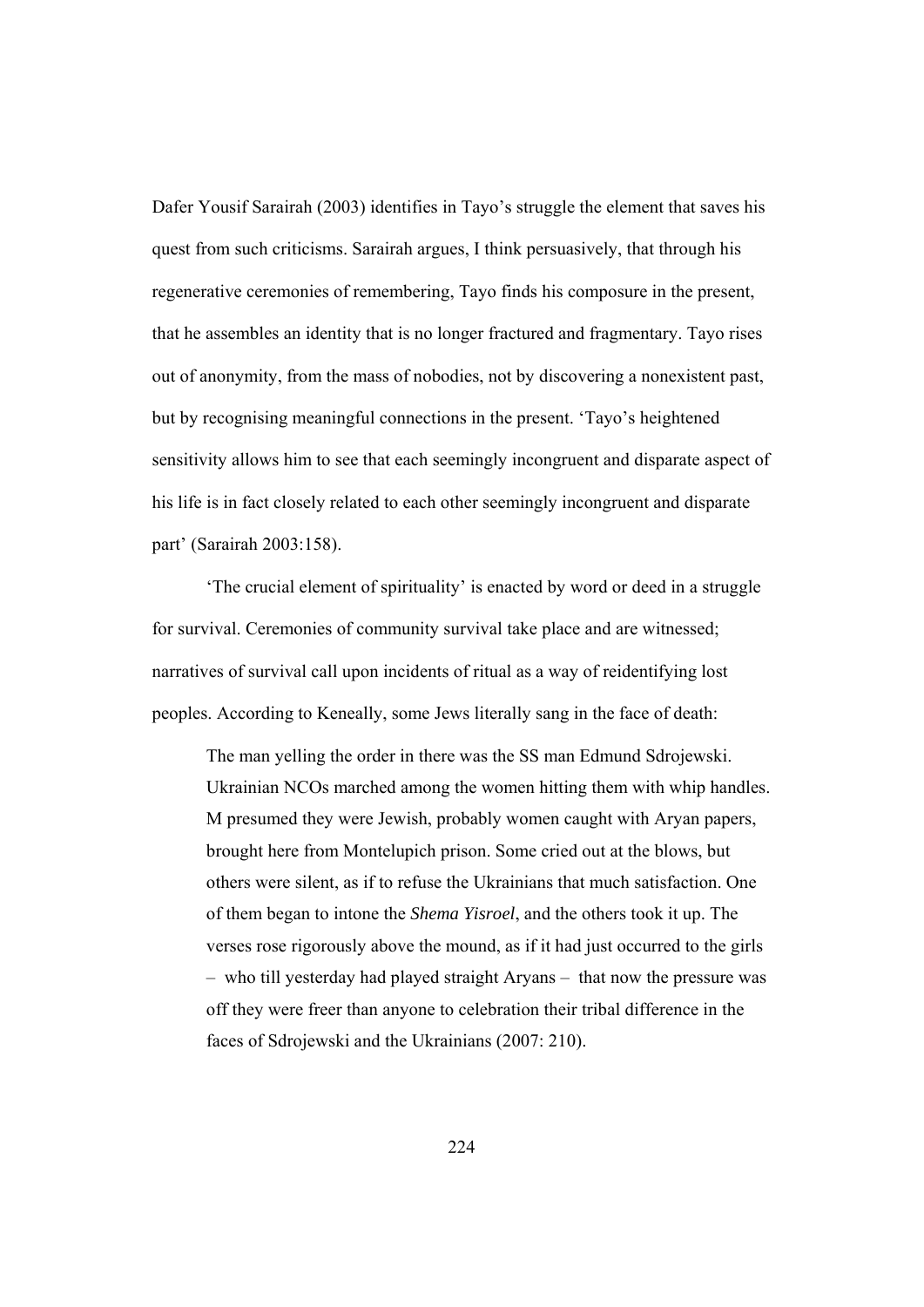Dafer Yousif Sarairah (2003) identifies in Tayo's struggle the element that saves his quest from such criticisms. Sarairah argues, I think persuasively, that through his regenerative ceremonies of remembering, Tayo finds his composure in the present, that he assembles an identity that is no longer fractured and fragmentary. Tayo rises out of anonymity, from the mass of nobodies, not by discovering a nonexistent past, but by recognising meaningful connections in the present. 'Tayo's heightened sensitivity allows him to see that each seemingly incongruent and disparate aspect of his life is in fact closely related to each other seemingly incongruent and disparate part' (Sarairah 2003:158).

'The crucial element of spirituality' is enacted by word or deed in a struggle for survival. Ceremonies of community survival take place and are witnessed; narratives of survival call upon incidents of ritual as a way of reidentifying lost peoples. According to Keneally, some Jews literally sang in the face of death:

> The man yelling the order in there was the SS man Edmund Sdrojewski. Ukrainian NCOs marched among the women hitting them with whip handles. M presumed they were Jewish, probably women caught with Aryan papers, brought here from Montelupich prison. Some cried out at the blows, but others were silent, as if to refuse the Ukrainians that much satisfaction. One of them began to intone the *Shema Yisroel*, and the others took it up. The verses rose rigorously above the mound, as if it had just occurred to the girls – who till yesterday had played straight Aryans – that now the pressure was off they were freer than anyone to celebration their tribal difference in the faces of Sdrojewski and the Ukrainians (2007: 210).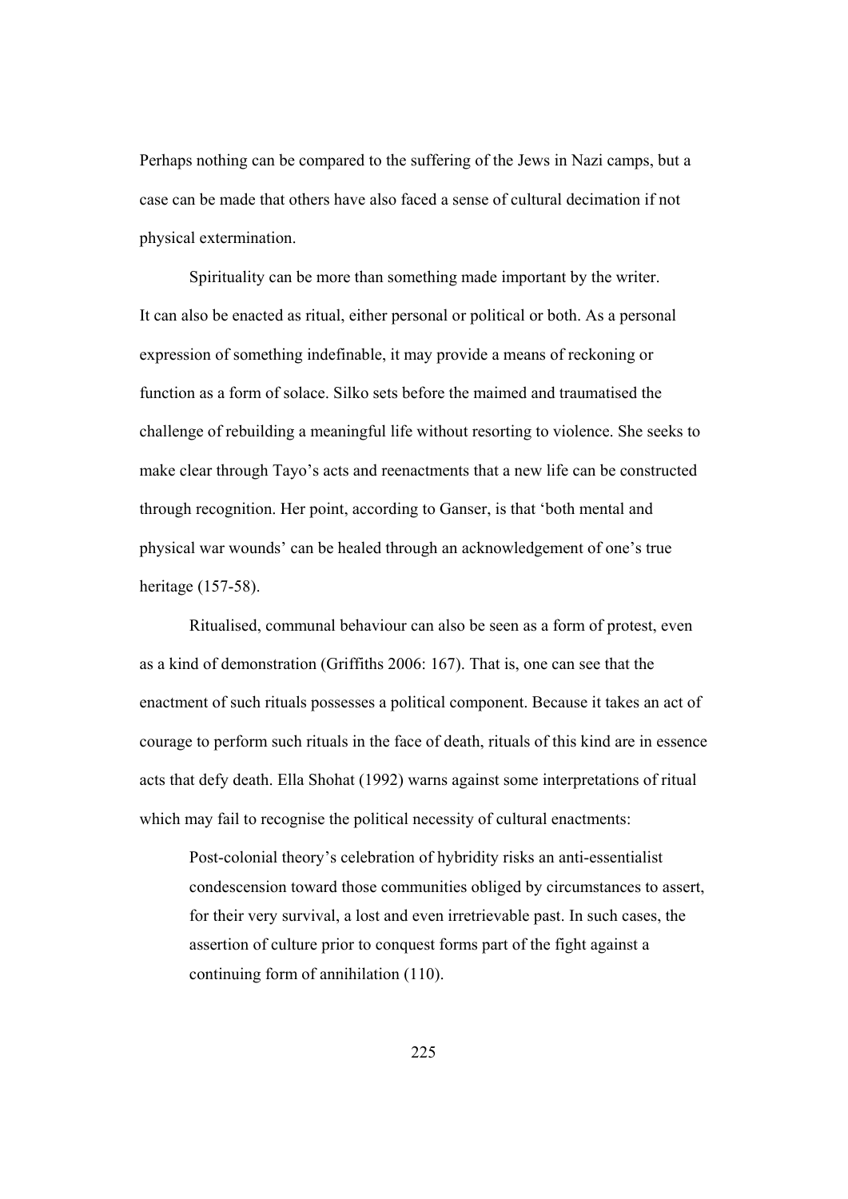Perhaps nothing can be compared to the suffering of the Jews in Nazi camps, but a case can be made that others have also faced a sense of cultural decimation if not physical extermination.

Spirituality can be more than something made important by the writer. It can also be enacted as ritual, either personal or political or both. As a personal expression of something indefinable, it may provide a means of reckoning or function as a form of solace. Silko sets before the maimed and traumatised the challenge of rebuilding a meaningful life without resorting to violence. She seeks to make clear through Tayo's acts and reenactments that a new life can be constructed through recognition. Her point, according to Ganser, is that 'both mental and physical war wounds' can be healed through an acknowledgement of one's true heritage (157-58).

Ritualised, communal behaviour can also be seen as a form of protest, even as a kind of demonstration (Griffiths 2006: 167). That is, one can see that the enactment of such rituals possesses a political component. Because it takes an act of courage to perform such rituals in the face of death, rituals of this kind are in essence acts that defy death. Ella Shohat (1992) warns against some interpretations of ritual which may fail to recognise the political necessity of cultural enactments:

> Post-colonial theory's celebration of hybridity risks an anti-essentialist condescension toward those communities obliged by circumstances to assert, for their very survival, a lost and even irretrievable past. In such cases, the assertion of culture prior to conquest forms part of the fight against a continuing form of annihilation (110).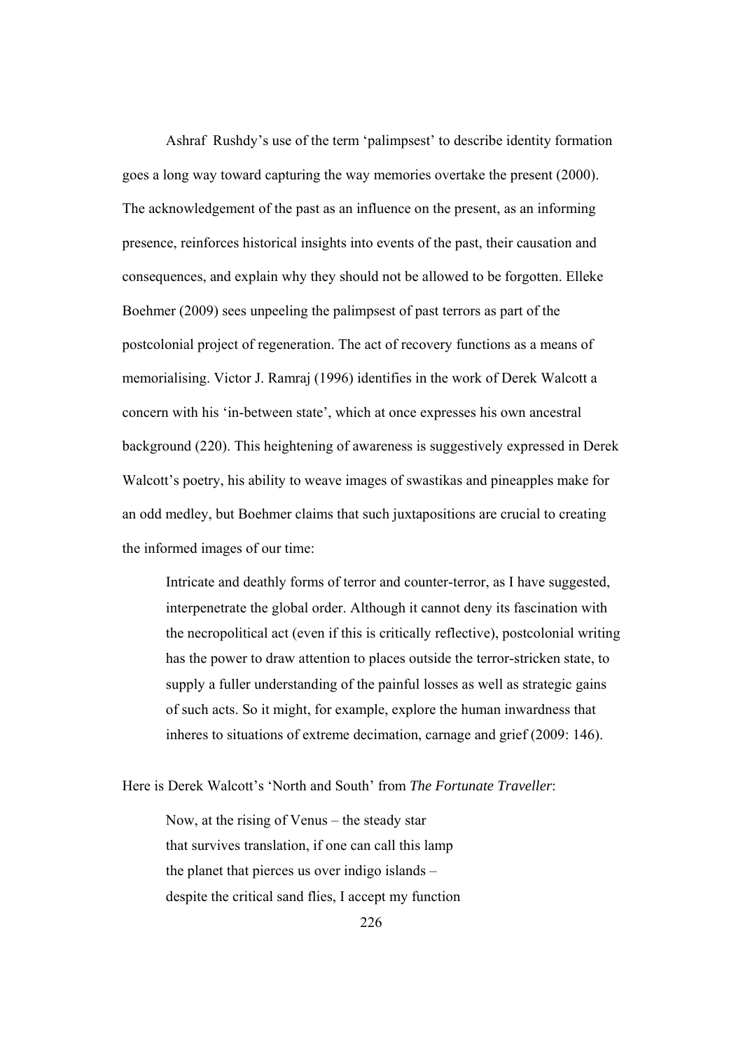Ashraf Rushdy's use of the term 'palimpsest' to describe identity formation goes a long way toward capturing the way memories overtake the present (2000). The acknowledgement of the past as an influence on the present, as an informing presence, reinforces historical insights into events of the past, their causation and consequences, and explain why they should not be allowed to be forgotten. Elleke Boehmer (2009) sees unpeeling the palimpsest of past terrors as part of the postcolonial project of regeneration. The act of recovery functions as a means of memorialising. Victor J. Ramraj (1996) identifies in the work of Derek Walcott a concern with his 'in-between state', which at once expresses his own ancestral background (220). This heightening of awareness is suggestively expressed in Derek Walcott's poetry, his ability to weave images of swastikas and pineapples make for an odd medley, but Boehmer claims that such juxtapositions are crucial to creating the informed images of our time:

> Intricate and deathly forms of terror and counter-terror, as I have suggested, interpenetrate the global order. Although it cannot deny its fascination with the necropolitical act (even if this is critically reflective), postcolonial writing has the power to draw attention to places outside the terror-stricken state, to supply a fuller understanding of the painful losses as well as strategic gains of such acts. So it might, for example, explore the human inwardness that inheres to situations of extreme decimation, carnage and grief (2009: 146).

Here is Derek Walcott's 'North and South' from *The Fortunate Traveller*:

> Now, at the rising of Venus – the steady star
> that survives translation, if one can call this lamp
> the planet that pierces us over indigo islands –
> despite the critical sand flies, I accept my function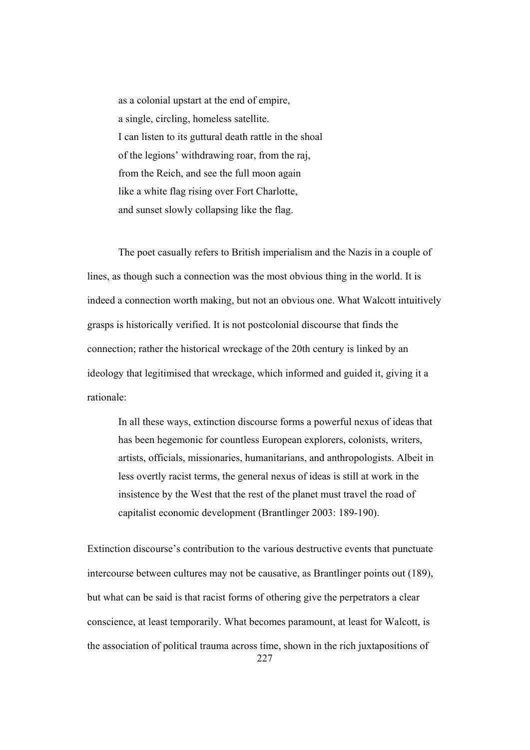> as a colonial upstart at the end of empire,
> a single, circling, homeless satellite.
> I can listen to its guttural death rattle in the shoal
> of the legions' withdrawing roar, from the raj,
> from the Reich, and see the full moon again
> like a white flag rising over Fort Charlotte,
> and sunset slowly collapsing like the flag.

The poet casually refers to British imperialism and the Nazis in a couple of lines, as though such a connection was the most obvious thing in the world. It is indeed a connection worth making, but not an obvious one. What Walcott intuitively grasps is historically verified. It is not postcolonial discourse that finds the connection; rather the historical wreckage of the 20th century is linked by an ideology that legitimised that wreckage, which informed and guided it, giving it a rationale:

> In all these ways, extinction discourse forms a powerful nexus of ideas that has been hegemonic for countless European explorers, colonists, writers, artists, officials, missionaries, humanitarians, and anthropologists. Albeit in less overtly racist terms, the general nexus of ideas is still at work in the insistence by the West that the rest of the planet must travel the road of capitalist economic development (Brantlinger 2003: 189-190).

Extinction discourse's contribution to the various destructive events that punctuate intercourse between cultures may not be causative, as Brantlinger points out (189), but what can be said is that racist forms of othering give the perpetrators a clear conscience, at least temporarily. What becomes paramount, at least for Walcott, is the association of political trauma across time, shown in the rich juxtapositions of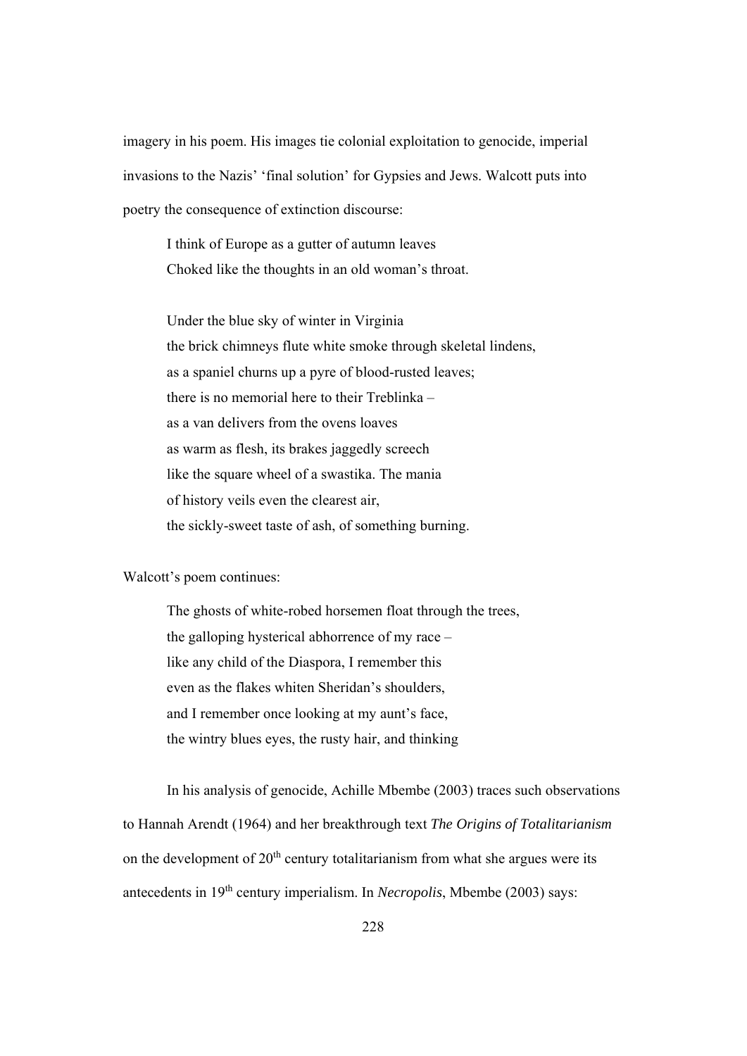imagery in his poem. His images tie colonial exploitation to genocide, imperial invasions to the Nazis' 'final solution' for Gypsies and Jews. Walcott puts into poetry the consequence of extinction discourse:

> I think of Europe as a gutter of autumn leaves  
> Choked like the thoughts in an old woman's throat.
>
> Under the blue sky of winter in Virginia  
> the brick chimneys flute white smoke through skeletal lindens,  
> as a spaniel churns up a pyre of blood-rusted leaves;  
> there is no memorial here to their Treblinka –  
> as a van delivers from the ovens loaves  
> as warm as flesh, its brakes jaggedly screech  
> like the square wheel of a swastika. The mania  
> of history veils even the clearest air,  
> the sickly-sweet taste of ash, of something burning.

Walcott's poem continues:

> The ghosts of white-robed horsemen float through the trees,  
> the galloping hysterical abhorrence of my race –  
> like any child of the Diaspora, I remember this  
> even as the flakes whiten Sheridan's shoulders,  
> and I remember once looking at my aunt's face,  
> the wintry blues eyes, the rusty hair, and thinking

In his analysis of genocide, Achille Mbembe (2003) traces such observations to Hannah Arendt (1964) and her breakthrough text *The Origins of Totalitarianism* on the development of 20th century totalitarianism from what she argues were its antecedents in 19th century imperialism. In *Necropolis*, Mbembe (2003) says: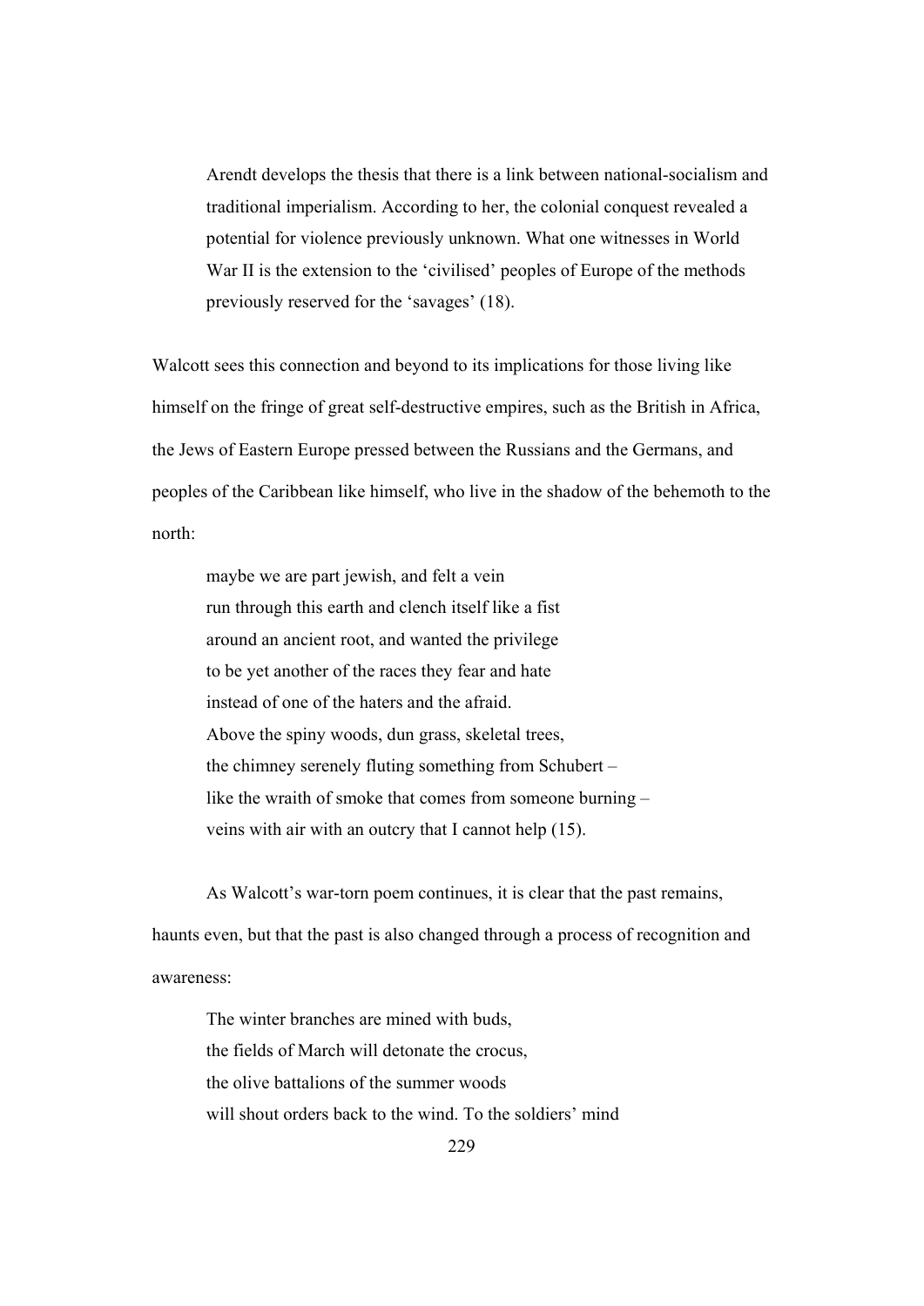> Arendt develops the thesis that there is a link between national-socialism and traditional imperialism. According to her, the colonial conquest revealed a potential for violence previously unknown. What one witnesses in World War II is the extension to the 'civilised' peoples of Europe of the methods previously reserved for the 'savages' (18).

Walcott sees this connection and beyond to its implications for those living like himself on the fringe of great self-destructive empires, such as the British in Africa, the Jews of Eastern Europe pressed between the Russians and the Germans, and peoples of the Caribbean like himself, who live in the shadow of the behemoth to the north:

> maybe we are part jewish, and felt a vein
> run through this earth and clench itself like a fist
> around an ancient root, and wanted the privilege
> to be yet another of the races they fear and hate
> instead of one of the haters and the afraid.
> Above the spiny woods, dun grass, skeletal trees,
> the chimney serenely fluting something from Schubert –
> like the wraith of smoke that comes from someone burning –
> veins with air with an outcry that I cannot help (15).

As Walcott's war-torn poem continues, it is clear that the past remains, haunts even, but that the past is also changed through a process of recognition and awareness:

> The winter branches are mined with buds,
> the fields of March will detonate the crocus,
> the olive battalions of the summer woods
> will shout orders back to the wind. To the soldiers' mind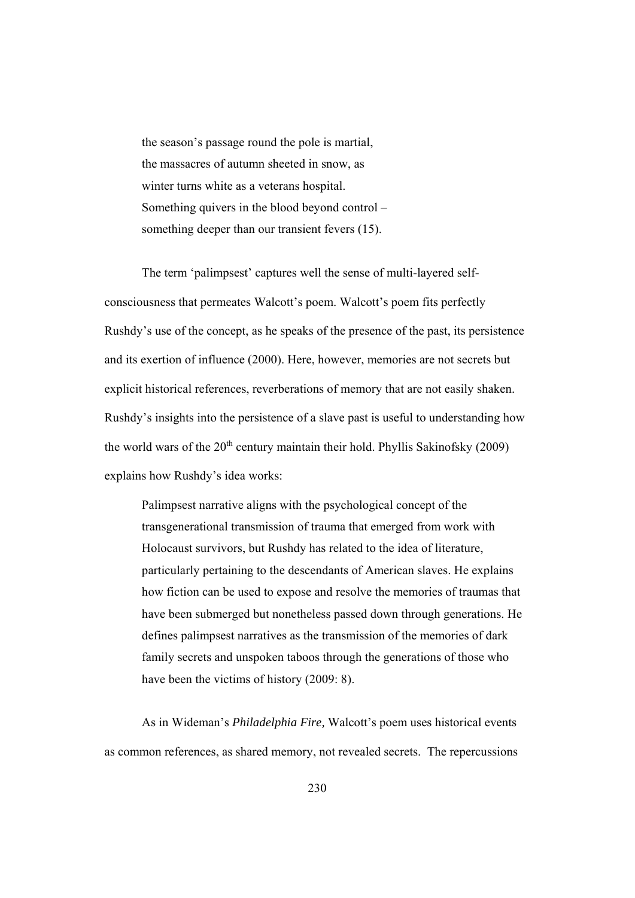> the season's passage round the pole is martial,
> the massacres of autumn sheeted in snow, as
> winter turns white as a veterans hospital.
> Something quivers in the blood beyond control –
> something deeper than our transient fevers (15).

The term 'palimpsest' captures well the sense of multi-layered self-consciousness that permeates Walcott's poem. Walcott's poem fits perfectly Rushdy's use of the concept, as he speaks of the presence of the past, its persistence and its exertion of influence (2000). Here, however, memories are not secrets but explicit historical references, reverberations of memory that are not easily shaken. Rushdy's insights into the persistence of a slave past is useful to understanding how the world wars of the 20th century maintain their hold. Phyllis Sakinofsky (2009) explains how Rushdy's idea works:

> Palimpsest narrative aligns with the psychological concept of the transgenerational transmission of trauma that emerged from work with Holocaust survivors, but Rushdy has related to the idea of literature, particularly pertaining to the descendants of American slaves. He explains how fiction can be used to expose and resolve the memories of traumas that have been submerged but nonetheless passed down through generations. He defines palimpsest narratives as the transmission of the memories of dark family secrets and unspoken taboos through the generations of those who have been the victims of history (2009: 8).

As in Wideman's *Philadelphia Fire,* Walcott's poem uses historical events as common references, as shared memory, not revealed secrets. The repercussions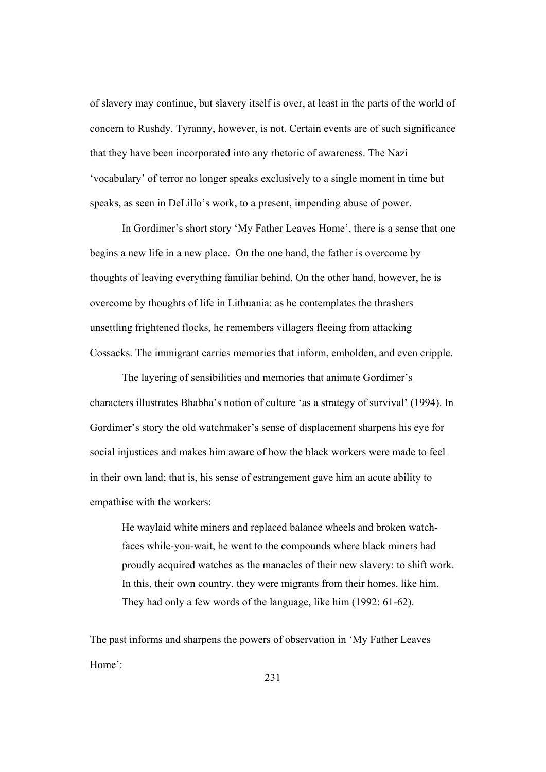of slavery may continue, but slavery itself is over, at least in the parts of the world of concern to Rushdy. Tyranny, however, is not. Certain events are of such significance that they have been incorporated into any rhetoric of awareness. The Nazi 'vocabulary' of terror no longer speaks exclusively to a single moment in time but speaks, as seen in DeLillo's work, to a present, impending abuse of power.

In Gordimer's short story 'My Father Leaves Home', there is a sense that one begins a new life in a new place. On the one hand, the father is overcome by thoughts of leaving everything familiar behind. On the other hand, however, he is overcome by thoughts of life in Lithuania: as he contemplates the thrashers unsettling frightened flocks, he remembers villagers fleeing from attacking Cossacks. The immigrant carries memories that inform, embolden, and even cripple.

The layering of sensibilities and memories that animate Gordimer's characters illustrates Bhabha's notion of culture 'as a strategy of survival' (1994). In Gordimer's story the old watchmaker's sense of displacement sharpens his eye for social injustices and makes him aware of how the black workers were made to feel in their own land; that is, his sense of estrangement gave him an acute ability to empathise with the workers:

> He waylaid white miners and replaced balance wheels and broken watch-faces while-you-wait, he went to the compounds where black miners had proudly acquired watches as the manacles of their new slavery: to shift work. In this, their own country, they were migrants from their homes, like him. They had only a few words of the language, like him (1992: 61-62).

The past informs and sharpens the powers of observation in 'My Father Leaves Home':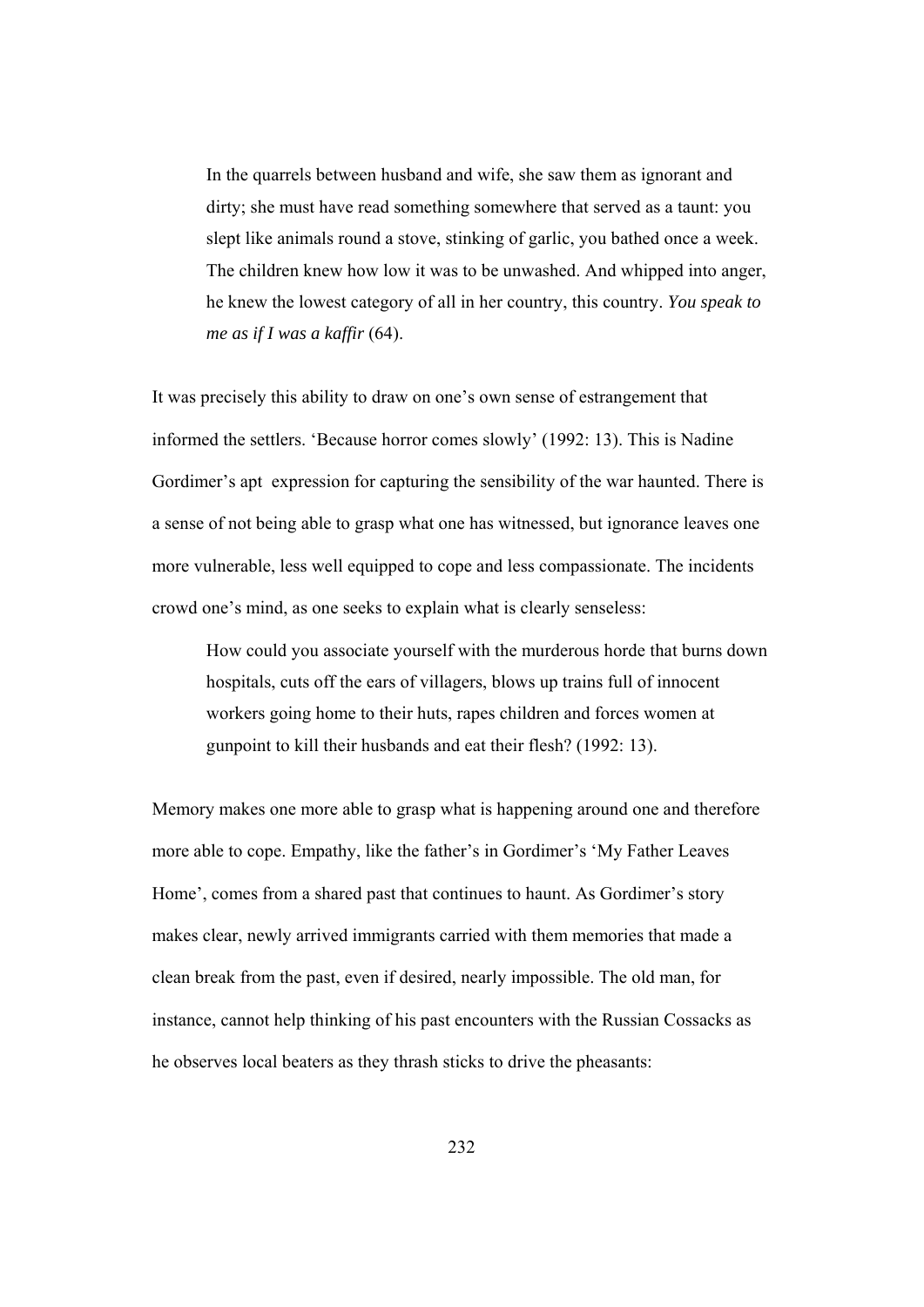> In the quarrels between husband and wife, she saw them as ignorant and dirty; she must have read something somewhere that served as a taunt: you slept like animals round a stove, stinking of garlic, you bathed once a week. The children knew how low it was to be unwashed. And whipped into anger, he knew the lowest category of all in her country, this country. *You speak to me as if I was a kaffir* (64).

It was precisely this ability to draw on one's own sense of estrangement that informed the settlers. 'Because horror comes slowly' (1992: 13). This is Nadine Gordimer's apt expression for capturing the sensibility of the war haunted. There is a sense of not being able to grasp what one has witnessed, but ignorance leaves one more vulnerable, less well equipped to cope and less compassionate. The incidents crowd one's mind, as one seeks to explain what is clearly senseless:

> How could you associate yourself with the murderous horde that burns down hospitals, cuts off the ears of villagers, blows up trains full of innocent workers going home to their huts, rapes children and forces women at gunpoint to kill their husbands and eat their flesh? (1992: 13).

Memory makes one more able to grasp what is happening around one and therefore more able to cope. Empathy, like the father's in Gordimer's 'My Father Leaves Home', comes from a shared past that continues to haunt. As Gordimer's story makes clear, newly arrived immigrants carried with them memories that made a clean break from the past, even if desired, nearly impossible. The old man, for instance, cannot help thinking of his past encounters with the Russian Cossacks as he observes local beaters as they thrash sticks to drive the pheasants: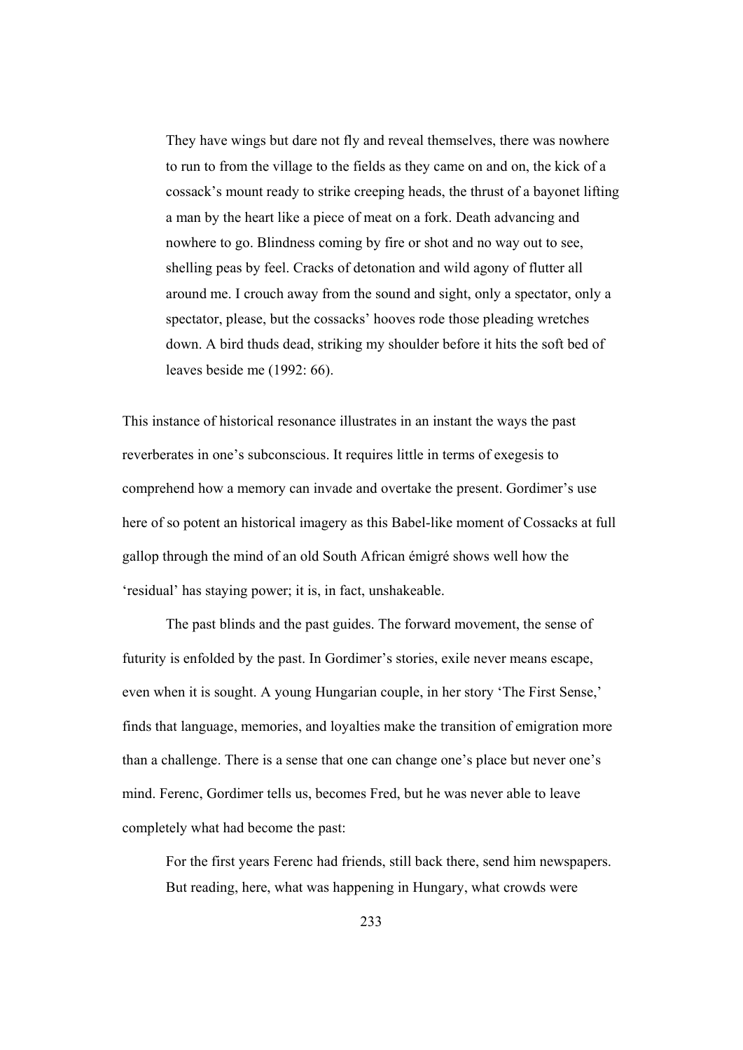> They have wings but dare not fly and reveal themselves, there was nowhere to run to from the village to the fields as they came on and on, the kick of a cossack's mount ready to strike creeping heads, the thrust of a bayonet lifting a man by the heart like a piece of meat on a fork. Death advancing and nowhere to go. Blindness coming by fire or shot and no way out to see, shelling peas by feel. Cracks of detonation and wild agony of flutter all around me. I crouch away from the sound and sight, only a spectator, only a spectator, please, but the cossacks' hooves rode those pleading wretches down. A bird thuds dead, striking my shoulder before it hits the soft bed of leaves beside me (1992: 66).

This instance of historical resonance illustrates in an instant the ways the past reverberates in one's subconscious. It requires little in terms of exegesis to comprehend how a memory can invade and overtake the present. Gordimer's use here of so potent an historical imagery as this Babel-like moment of Cossacks at full gallop through the mind of an old South African émigré shows well how the 'residual' has staying power; it is, in fact, unshakeable.

The past blinds and the past guides. The forward movement, the sense of futurity is enfolded by the past. In Gordimer's stories, exile never means escape, even when it is sought. A young Hungarian couple, in her story 'The First Sense,' finds that language, memories, and loyalties make the transition of emigration more than a challenge. There is a sense that one can change one's place but never one's mind. Ferenc, Gordimer tells us, becomes Fred, but he was never able to leave completely what had become the past:

> For the first years Ferenc had friends, still back there, send him newspapers. But reading, here, what was happening in Hungary, what crowds were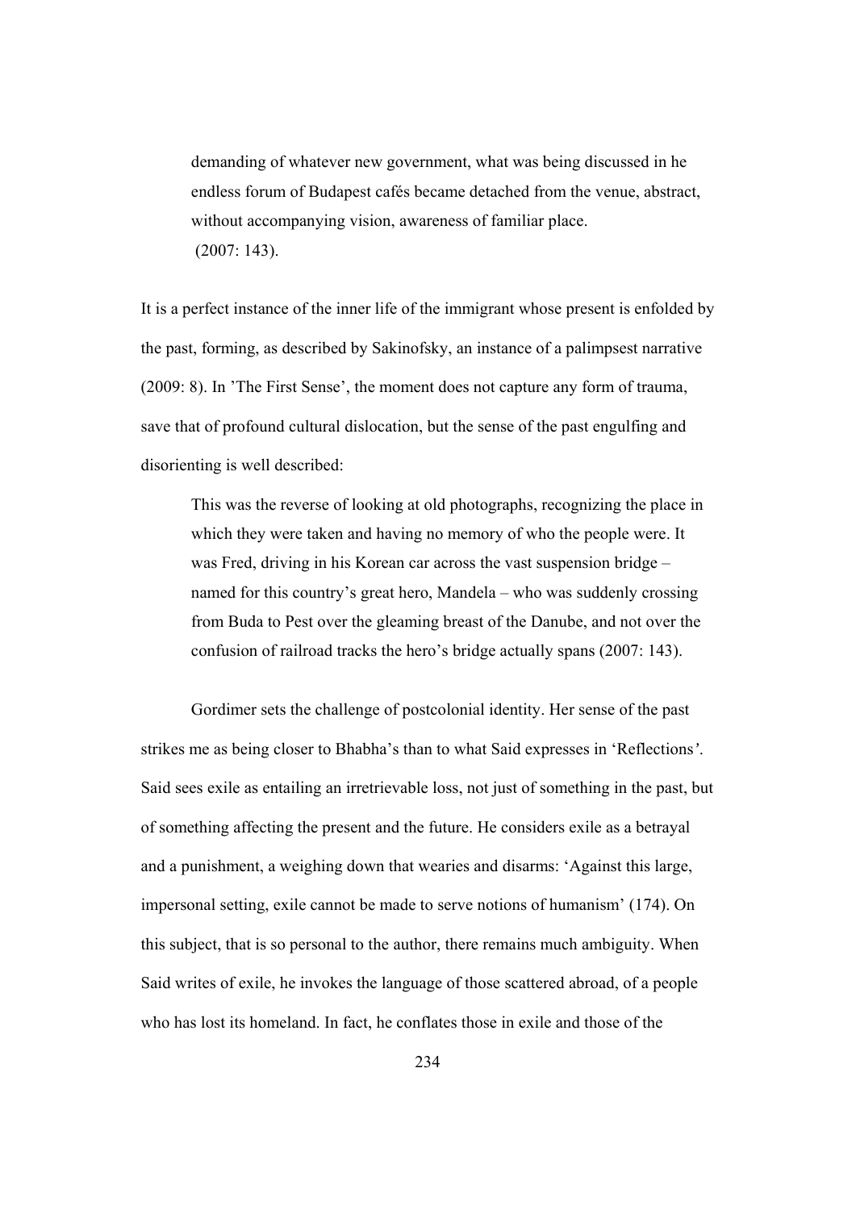> demanding of whatever new government, what was being discussed in he endless forum of Budapest cafés became detached from the venue, abstract, without accompanying vision, awareness of familiar place.
> (2007: 143).

It is a perfect instance of the inner life of the immigrant whose present is enfolded by the past, forming, as described by Sakinofsky, an instance of a palimpsest narrative (2009: 8). In 'The First Sense', the moment does not capture any form of trauma, save that of profound cultural dislocation, but the sense of the past engulfing and disorienting is well described:

> This was the reverse of looking at old photographs, recognizing the place in which they were taken and having no memory of who the people were. It was Fred, driving in his Korean car across the vast suspension bridge – named for this country's great hero, Mandela – who was suddenly crossing from Buda to Pest over the gleaming breast of the Danube, and not over the confusion of railroad tracks the hero's bridge actually spans (2007: 143).

Gordimer sets the challenge of postcolonial identity. Her sense of the past strikes me as being closer to Bhabha's than to what Said expresses in 'Reflections'. Said sees exile as entailing an irretrievable loss, not just of something in the past, but of something affecting the present and the future. He considers exile as a betrayal and a punishment, a weighing down that wearies and disarms: 'Against this large, impersonal setting, exile cannot be made to serve notions of humanism' (174). On this subject, that is so personal to the author, there remains much ambiguity. When Said writes of exile, he invokes the language of those scattered abroad, of a people who has lost its homeland. In fact, he conflates those in exile and those of the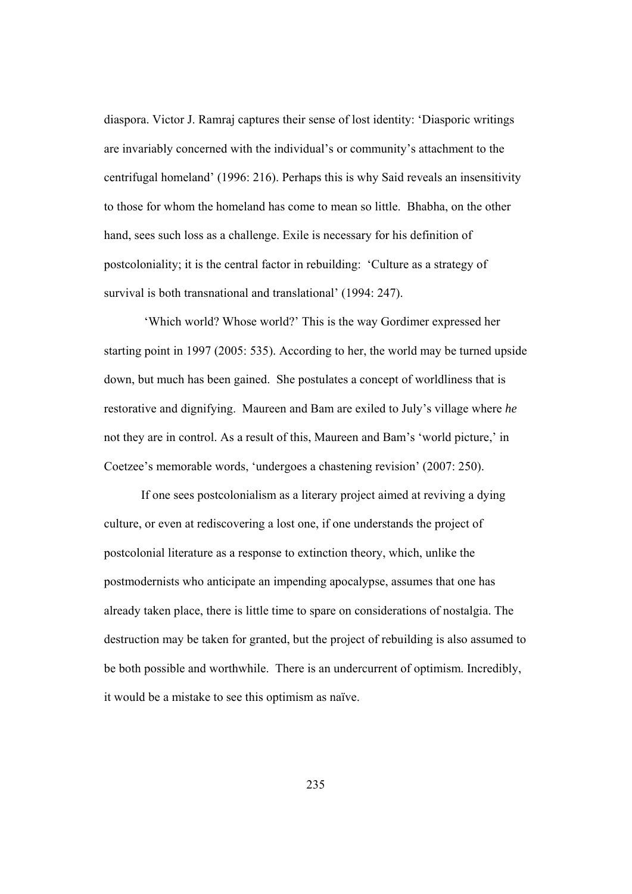diaspora. Victor J. Ramraj captures their sense of lost identity: 'Diasporic writings are invariably concerned with the individual's or community's attachment to the centrifugal homeland' (1996: 216). Perhaps this is why Said reveals an insensitivity to those for whom the homeland has come to mean so little. Bhabha, on the other hand, sees such loss as a challenge. Exile is necessary for his definition of postcoloniality; it is the central factor in rebuilding: 'Culture as a strategy of survival is both transnational and translational' (1994: 247).

'Which world? Whose world?' This is the way Gordimer expressed her starting point in 1997 (2005: 535). According to her, the world may be turned upside down, but much has been gained. She postulates a concept of worldliness that is restorative and dignifying. Maureen and Bam are exiled to July's village where *he* not they are in control. As a result of this, Maureen and Bam's 'world picture,' in Coetzee's memorable words, 'undergoes a chastening revision' (2007: 250).

If one sees postcolonialism as a literary project aimed at reviving a dying culture, or even at rediscovering a lost one, if one understands the project of postcolonial literature as a response to extinction theory, which, unlike the postmodernists who anticipate an impending apocalypse, assumes that one has already taken place, there is little time to spare on considerations of nostalgia. The destruction may be taken for granted, but the project of rebuilding is also assumed to be both possible and worthwhile. There is an undercurrent of optimism. Incredibly, it would be a mistake to see this optimism as naïve.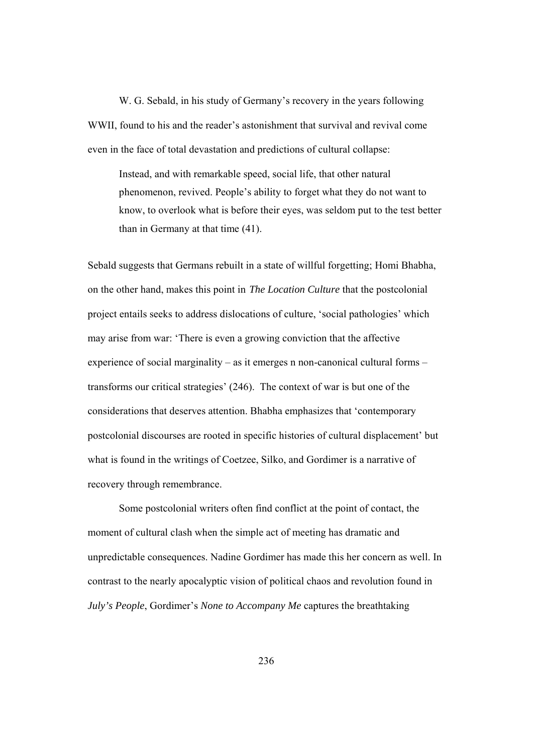W. G. Sebald, in his study of Germany's recovery in the years following WWII, found to his and the reader's astonishment that survival and revival come even in the face of total devastation and predictions of cultural collapse:

> Instead, and with remarkable speed, social life, that other natural phenomenon, revived. People's ability to forget what they do not want to know, to overlook what is before their eyes, was seldom put to the test better than in Germany at that time (41).

Sebald suggests that Germans rebuilt in a state of willful forgetting; Homi Bhabha, on the other hand, makes this point in *The Location Culture* that the postcolonial project entails seeks to address dislocations of culture, 'social pathologies' which may arise from war: 'There is even a growing conviction that the affective experience of social marginality – as it emerges n non-canonical cultural forms – transforms our critical strategies' (246). The context of war is but one of the considerations that deserves attention. Bhabha emphasizes that 'contemporary postcolonial discourses are rooted in specific histories of cultural displacement' but what is found in the writings of Coetzee, Silko, and Gordimer is a narrative of recovery through remembrance.

Some postcolonial writers often find conflict at the point of contact, the moment of cultural clash when the simple act of meeting has dramatic and unpredictable consequences. Nadine Gordimer has made this her concern as well. In contrast to the nearly apocalyptic vision of political chaos and revolution found in *July's People*, Gordimer's *None to Accompany Me* captures the breathtaking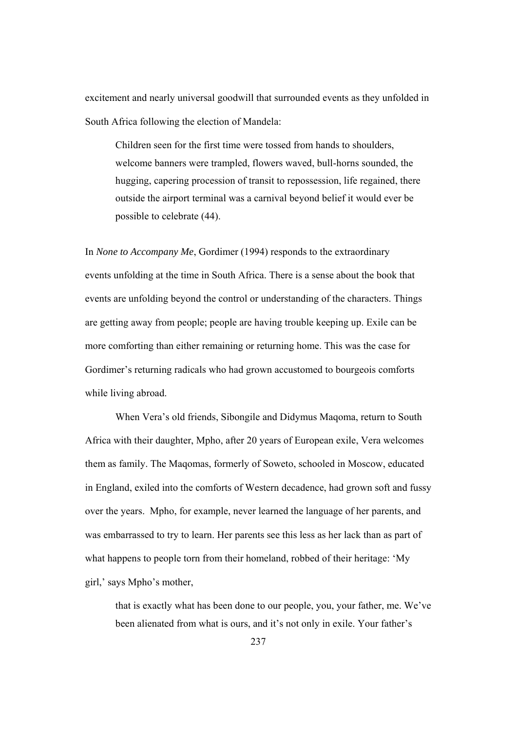excitement and nearly universal goodwill that surrounded events as they unfolded in South Africa following the election of Mandela:

> Children seen for the first time were tossed from hands to shoulders, welcome banners were trampled, flowers waved, bull-horns sounded, the hugging, capering procession of transit to repossession, life regained, there outside the airport terminal was a carnival beyond belief it would ever be possible to celebrate (44).

In *None to Accompany Me*, Gordimer (1994) responds to the extraordinary events unfolding at the time in South Africa. There is a sense about the book that events are unfolding beyond the control or understanding of the characters. Things are getting away from people; people are having trouble keeping up. Exile can be more comforting than either remaining or returning home. This was the case for Gordimer's returning radicals who had grown accustomed to bourgeois comforts while living abroad.

When Vera's old friends, Sibongile and Didymus Maqoma, return to South Africa with their daughter, Mpho, after 20 years of European exile, Vera welcomes them as family. The Maqomas, formerly of Soweto, schooled in Moscow, educated in England, exiled into the comforts of Western decadence, had grown soft and fussy over the years. Mpho, for example, never learned the language of her parents, and was embarrassed to try to learn. Her parents see this less as her lack than as part of what happens to people torn from their homeland, robbed of their heritage: 'My girl,' says Mpho's mother,

> that is exactly what has been done to our people, you, your father, me. We've been alienated from what is ours, and it's not only in exile. Your father's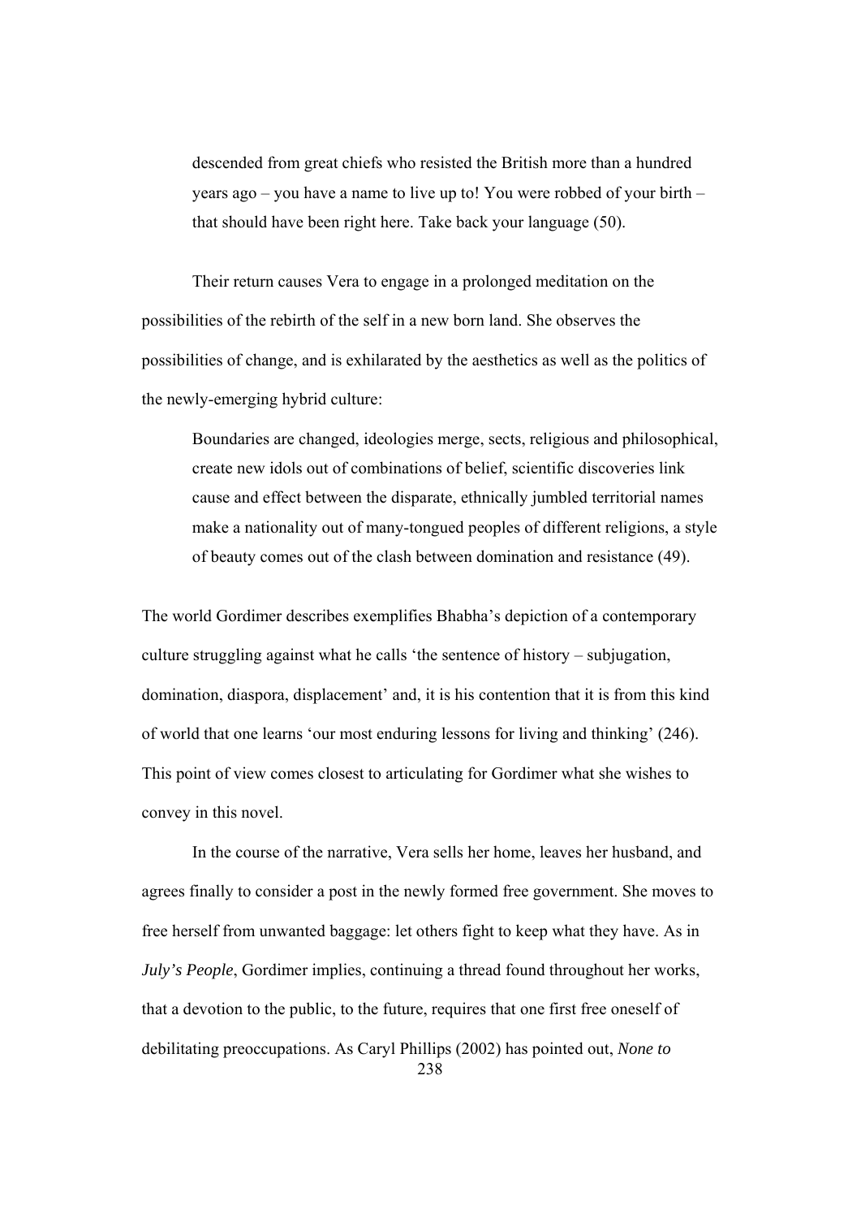> descended from great chiefs who resisted the British more than a hundred years ago – you have a name to live up to! You were robbed of your birth – that should have been right here. Take back your language (50).

Their return causes Vera to engage in a prolonged meditation on the possibilities of the rebirth of the self in a new born land. She observes the possibilities of change, and is exhilarated by the aesthetics as well as the politics of the newly-emerging hybrid culture:

> Boundaries are changed, ideologies merge, sects, religious and philosophical, create new idols out of combinations of belief, scientific discoveries link cause and effect between the disparate, ethnically jumbled territorial names make a nationality out of many-tongued peoples of different religions, a style of beauty comes out of the clash between domination and resistance (49).

The world Gordimer describes exemplifies Bhabha's depiction of a contemporary culture struggling against what he calls 'the sentence of history – subjugation, domination, diaspora, displacement' and, it is his contention that it is from this kind of world that one learns 'our most enduring lessons for living and thinking' (246). This point of view comes closest to articulating for Gordimer what she wishes to convey in this novel.

In the course of the narrative, Vera sells her home, leaves her husband, and agrees finally to consider a post in the newly formed free government. She moves to free herself from unwanted baggage: let others fight to keep what they have. As in *July's People*, Gordimer implies, continuing a thread found throughout her works, that a devotion to the public, to the future, requires that one first free oneself of debilitating preoccupations. As Caryl Phillips (2002) has pointed out, *None to*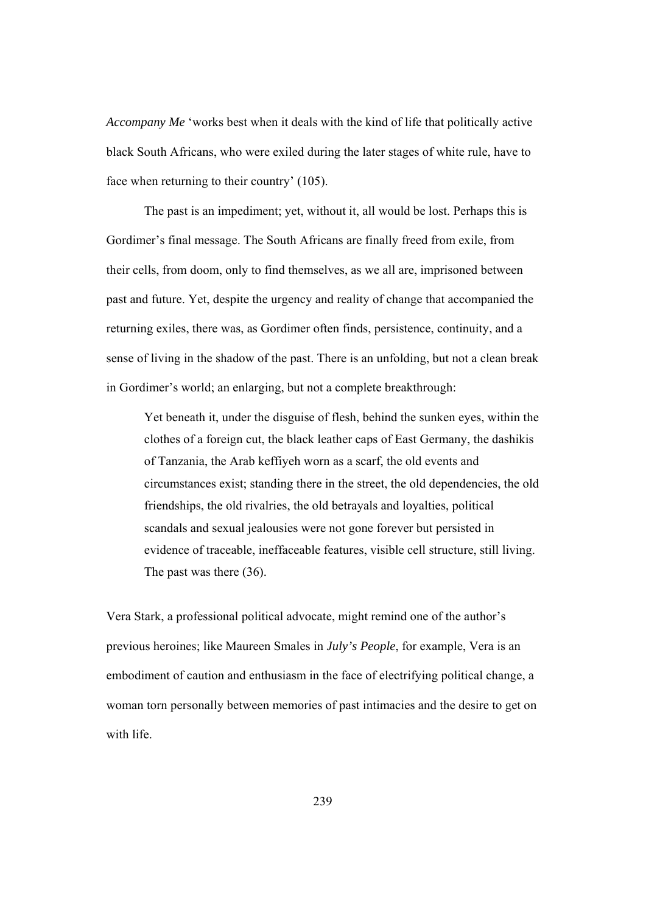*Accompany Me* 'works best when it deals with the kind of life that politically active black South Africans, who were exiled during the later stages of white rule, have to face when returning to their country' (105).

The past is an impediment; yet, without it, all would be lost. Perhaps this is Gordimer's final message. The South Africans are finally freed from exile, from their cells, from doom, only to find themselves, as we all are, imprisoned between past and future. Yet, despite the urgency and reality of change that accompanied the returning exiles, there was, as Gordimer often finds, persistence, continuity, and a sense of living in the shadow of the past. There is an unfolding, but not a clean break in Gordimer's world; an enlarging, but not a complete breakthrough:

> Yet beneath it, under the disguise of flesh, behind the sunken eyes, within the clothes of a foreign cut, the black leather caps of East Germany, the dashikis of Tanzania, the Arab keffiyeh worn as a scarf, the old events and circumstances exist; standing there in the street, the old dependencies, the old friendships, the old rivalries, the old betrayals and loyalties, political scandals and sexual jealousies were not gone forever but persisted in evidence of traceable, ineffaceable features, visible cell structure, still living. The past was there (36).

Vera Stark, a professional political advocate, might remind one of the author's previous heroines; like Maureen Smales in *July's People*, for example, Vera is an embodiment of caution and enthusiasm in the face of electrifying political change, a woman torn personally between memories of past intimacies and the desire to get on with life.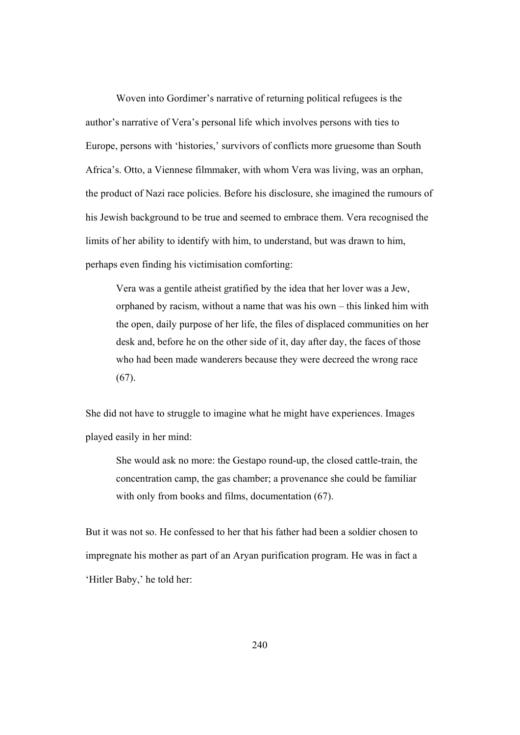Woven into Gordimer's narrative of returning political refugees is the author's narrative of Vera's personal life which involves persons with ties to Europe, persons with 'histories,' survivors of conflicts more gruesome than South Africa's. Otto, a Viennese filmmaker, with whom Vera was living, was an orphan, the product of Nazi race policies. Before his disclosure, she imagined the rumours of his Jewish background to be true and seemed to embrace them. Vera recognised the limits of her ability to identify with him, to understand, but was drawn to him, perhaps even finding his victimisation comforting:

> Vera was a gentile atheist gratified by the idea that her lover was a Jew, orphaned by racism, without a name that was his own – this linked him with the open, daily purpose of her life, the files of displaced communities on her desk and, before he on the other side of it, day after day, the faces of those who had been made wanderers because they were decreed the wrong race (67).

She did not have to struggle to imagine what he might have experiences. Images played easily in her mind:

> She would ask no more: the Gestapo round-up, the closed cattle-train, the concentration camp, the gas chamber; a provenance she could be familiar with only from books and films, documentation (67).

But it was not so. He confessed to her that his father had been a soldier chosen to impregnate his mother as part of an Aryan purification program. He was in fact a 'Hitler Baby,' he told her: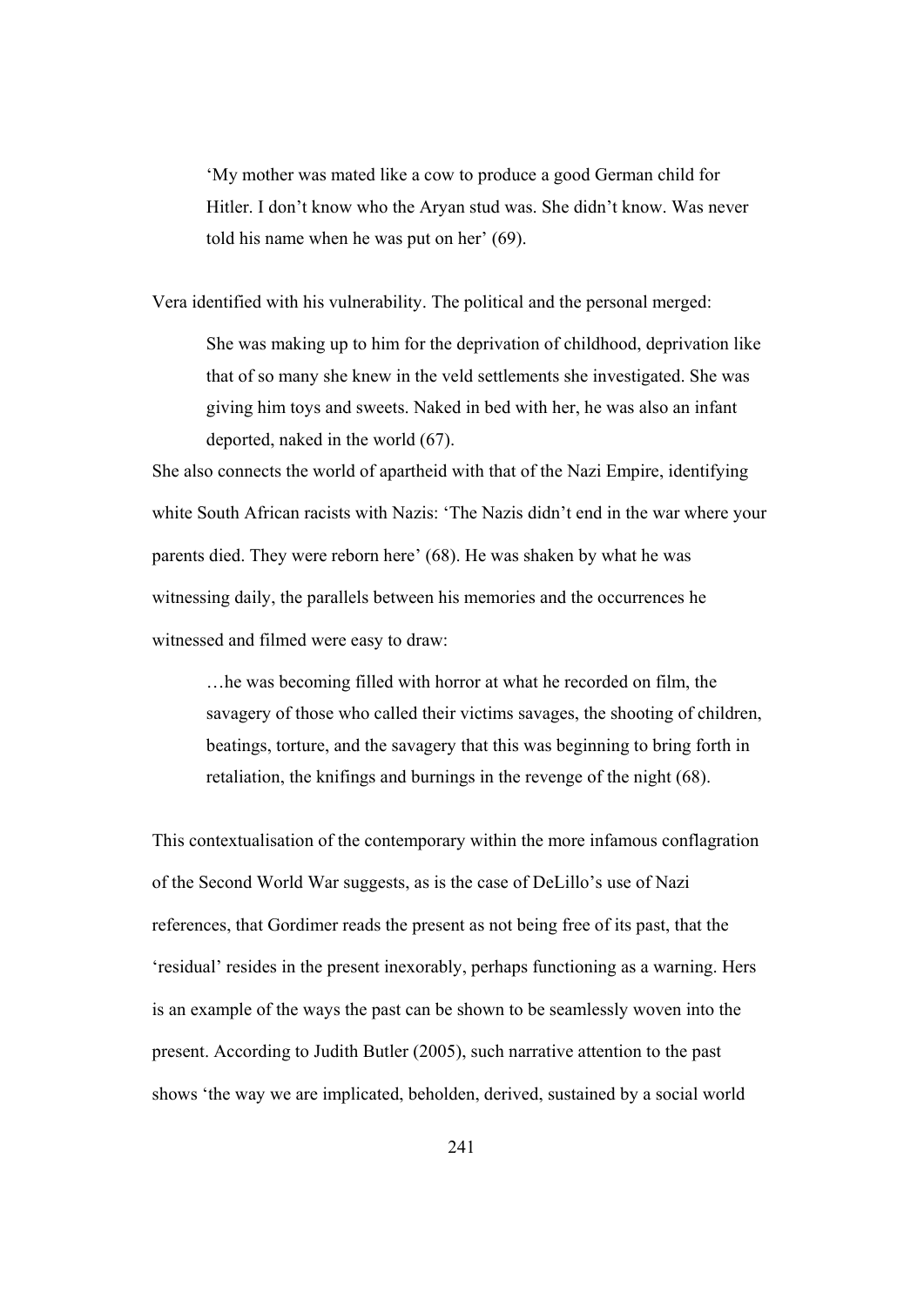> 'My mother was mated like a cow to produce a good German child for Hitler. I don't know who the Aryan stud was. She didn't know. Was never told his name when he was put on her' (69).

Vera identified with his vulnerability. The political and the personal merged:

> She was making up to him for the deprivation of childhood, deprivation like that of so many she knew in the veld settlements she investigated. She was giving him toys and sweets. Naked in bed with her, he was also an infant deported, naked in the world (67).

She also connects the world of apartheid with that of the Nazi Empire, identifying white South African racists with Nazis: 'The Nazis didn't end in the war where your parents died. They were reborn here' (68). He was shaken by what he was witnessing daily, the parallels between his memories and the occurrences he witnessed and filmed were easy to draw:

> …he was becoming filled with horror at what he recorded on film, the savagery of those who called their victims savages, the shooting of children, beatings, torture, and the savagery that this was beginning to bring forth in retaliation, the knifings and burnings in the revenge of the night (68).

This contextualisation of the contemporary within the more infamous conflagration of the Second World War suggests, as is the case of DeLillo's use of Nazi references, that Gordimer reads the present as not being free of its past, that the 'residual' resides in the present inexorably, perhaps functioning as a warning. Hers is an example of the ways the past can be shown to be seamlessly woven into the present. According to Judith Butler (2005), such narrative attention to the past shows 'the way we are implicated, beholden, derived, sustained by a social world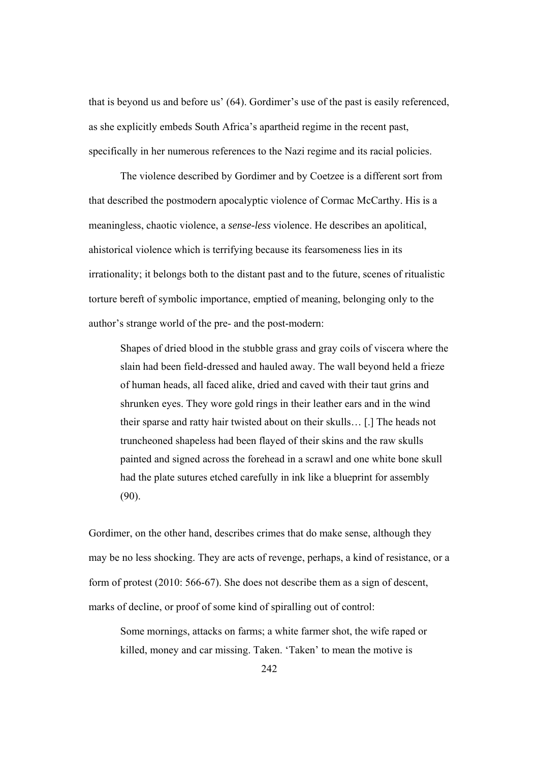that is beyond us and before us' (64). Gordimer's use of the past is easily referenced, as she explicitly embeds South Africa's apartheid regime in the recent past, specifically in her numerous references to the Nazi regime and its racial policies.

The violence described by Gordimer and by Coetzee is a different sort from that described the postmodern apocalyptic violence of Cormac McCarthy. His is a meaningless, chaotic violence, a *sense-less* violence. He describes an apolitical, ahistorical violence which is terrifying because its fearsomeness lies in its irrationality; it belongs both to the distant past and to the future, scenes of ritualistic torture bereft of symbolic importance, emptied of meaning, belonging only to the author's strange world of the pre- and the post-modern:

> Shapes of dried blood in the stubble grass and gray coils of viscera where the slain had been field-dressed and hauled away. The wall beyond held a frieze of human heads, all faced alike, dried and caved with their taut grins and shrunken eyes. They wore gold rings in their leather ears and in the wind their sparse and ratty hair twisted about on their skulls… [.] The heads not truncheoned shapeless had been flayed of their skins and the raw skulls painted and signed across the forehead in a scrawl and one white bone skull had the plate sutures etched carefully in ink like a blueprint for assembly (90).

Gordimer, on the other hand, describes crimes that do make sense, although they may be no less shocking. They are acts of revenge, perhaps, a kind of resistance, or a form of protest (2010: 566-67). She does not describe them as a sign of descent, marks of decline, or proof of some kind of spiralling out of control:

> Some mornings, attacks on farms; a white farmer shot, the wife raped or killed, money and car missing. Taken. 'Taken' to mean the motive is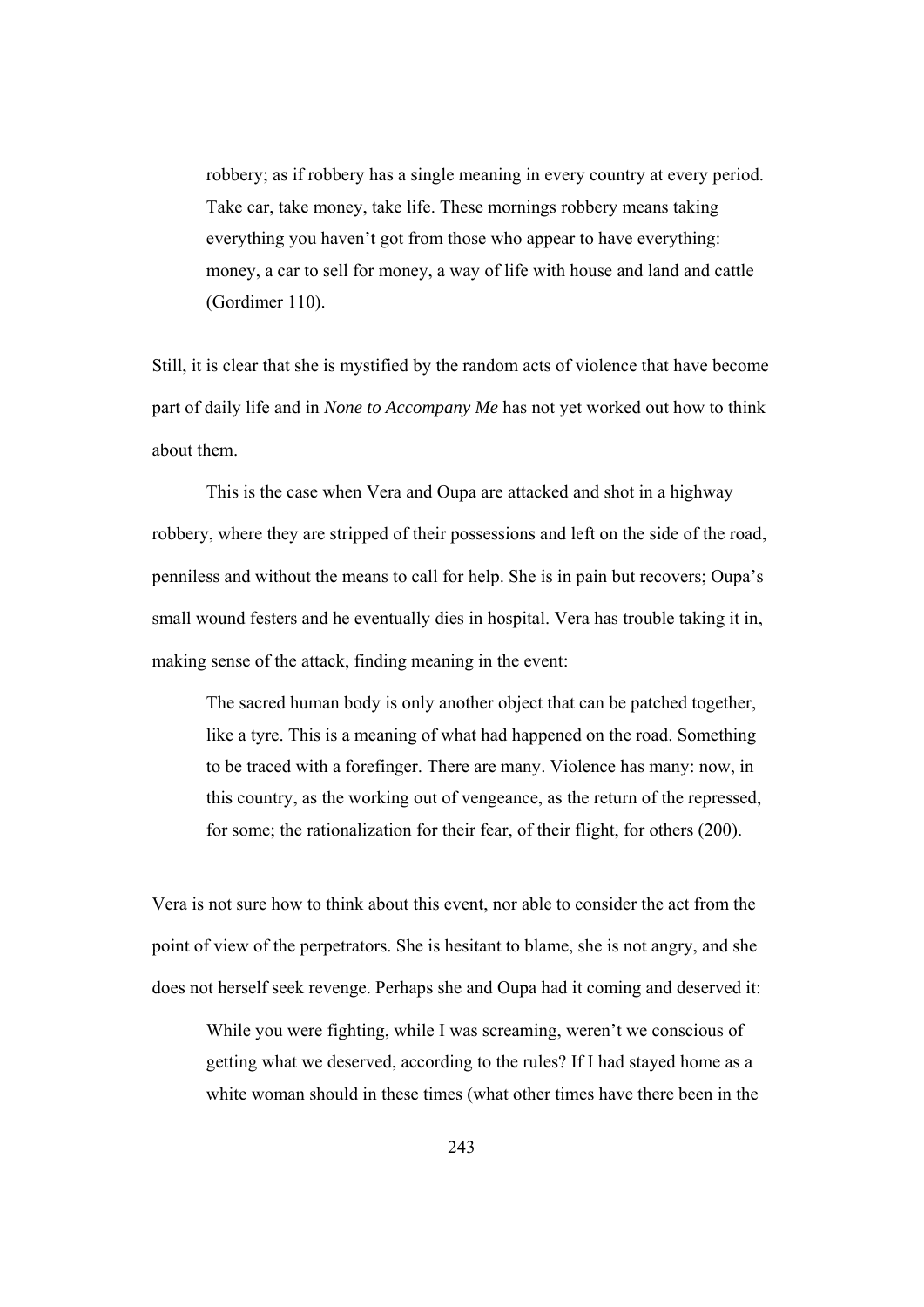> robbery; as if robbery has a single meaning in every country at every period. Take car, take money, take life. These mornings robbery means taking everything you haven't got from those who appear to have everything: money, a car to sell for money, a way of life with house and land and cattle (Gordimer 110).

Still, it is clear that she is mystified by the random acts of violence that have become part of daily life and in *None to Accompany Me* has not yet worked out how to think about them.

This is the case when Vera and Oupa are attacked and shot in a highway robbery, where they are stripped of their possessions and left on the side of the road, penniless and without the means to call for help. She is in pain but recovers; Oupa's small wound festers and he eventually dies in hospital. Vera has trouble taking it in, making sense of the attack, finding meaning in the event:

> The sacred human body is only another object that can be patched together, like a tyre. This is a meaning of what had happened on the road. Something to be traced with a forefinger. There are many. Violence has many: now, in this country, as the working out of vengeance, as the return of the repressed, for some; the rationalization for their fear, of their flight, for others (200).

Vera is not sure how to think about this event, nor able to consider the act from the point of view of the perpetrators. She is hesitant to blame, she is not angry, and she does not herself seek revenge. Perhaps she and Oupa had it coming and deserved it:

> While you were fighting, while I was screaming, weren't we conscious of getting what we deserved, according to the rules? If I had stayed home as a white woman should in these times (what other times have there been in the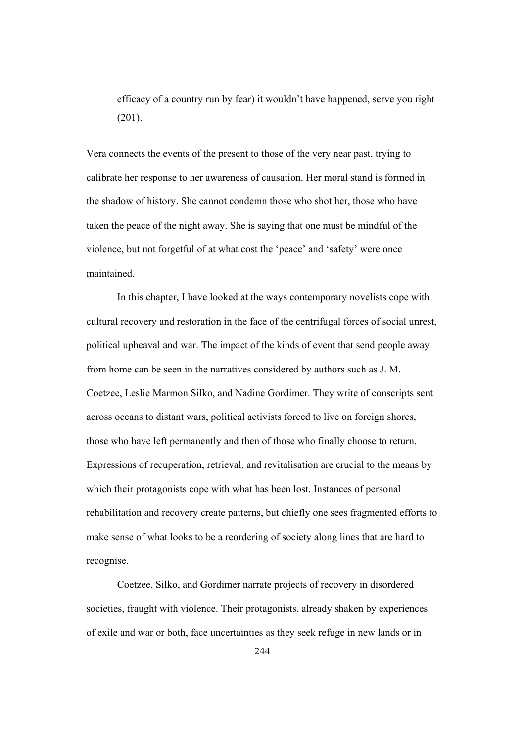> efficacy of a country run by fear) it wouldn't have happened, serve you right (201).

Vera connects the events of the present to those of the very near past, trying to calibrate her response to her awareness of causation. Her moral stand is formed in the shadow of history. She cannot condemn those who shot her, those who have taken the peace of the night away. She is saying that one must be mindful of the violence, but not forgetful of at what cost the 'peace' and 'safety' were once maintained.

In this chapter, I have looked at the ways contemporary novelists cope with cultural recovery and restoration in the face of the centrifugal forces of social unrest, political upheaval and war. The impact of the kinds of event that send people away from home can be seen in the narratives considered by authors such as J. M. Coetzee, Leslie Marmon Silko, and Nadine Gordimer. They write of conscripts sent across oceans to distant wars, political activists forced to live on foreign shores, those who have left permanently and then of those who finally choose to return. Expressions of recuperation, retrieval, and revitalisation are crucial to the means by which their protagonists cope with what has been lost. Instances of personal rehabilitation and recovery create patterns, but chiefly one sees fragmented efforts to make sense of what looks to be a reordering of society along lines that are hard to recognise.

Coetzee, Silko, and Gordimer narrate projects of recovery in disordered societies, fraught with violence. Their protagonists, already shaken by experiences of exile and war or both, face uncertainties as they seek refuge in new lands or in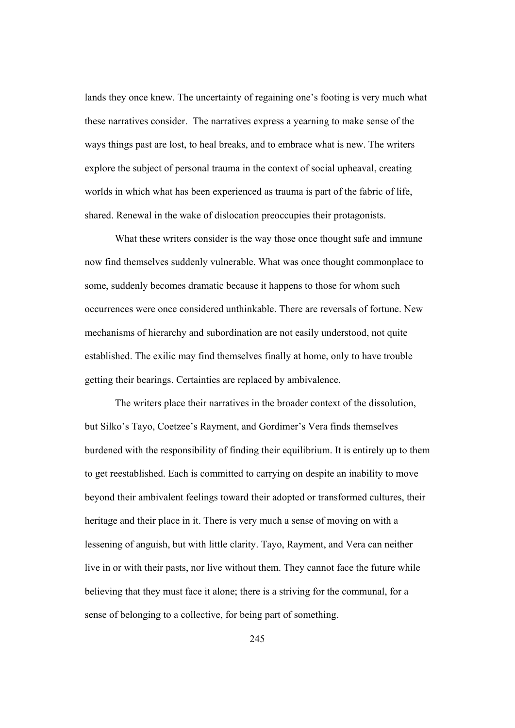lands they once knew. The uncertainty of regaining one's footing is very much what these narratives consider. The narratives express a yearning to make sense of the ways things past are lost, to heal breaks, and to embrace what is new. The writers explore the subject of personal trauma in the context of social upheaval, creating worlds in which what has been experienced as trauma is part of the fabric of life, shared. Renewal in the wake of dislocation preoccupies their protagonists.

What these writers consider is the way those once thought safe and immune now find themselves suddenly vulnerable. What was once thought commonplace to some, suddenly becomes dramatic because it happens to those for whom such occurrences were once considered unthinkable. There are reversals of fortune. New mechanisms of hierarchy and subordination are not easily understood, not quite established. The exilic may find themselves finally at home, only to have trouble getting their bearings. Certainties are replaced by ambivalence.

The writers place their narratives in the broader context of the dissolution, but Silko's Tayo, Coetzee's Rayment, and Gordimer's Vera finds themselves burdened with the responsibility of finding their equilibrium. It is entirely up to them to get reestablished. Each is committed to carrying on despite an inability to move beyond their ambivalent feelings toward their adopted or transformed cultures, their heritage and their place in it. There is very much a sense of moving on with a lessening of anguish, but with little clarity. Tayo, Rayment, and Vera can neither live in or with their pasts, nor live without them. They cannot face the future while believing that they must face it alone; there is a striving for the communal, for a sense of belonging to a collective, for being part of something.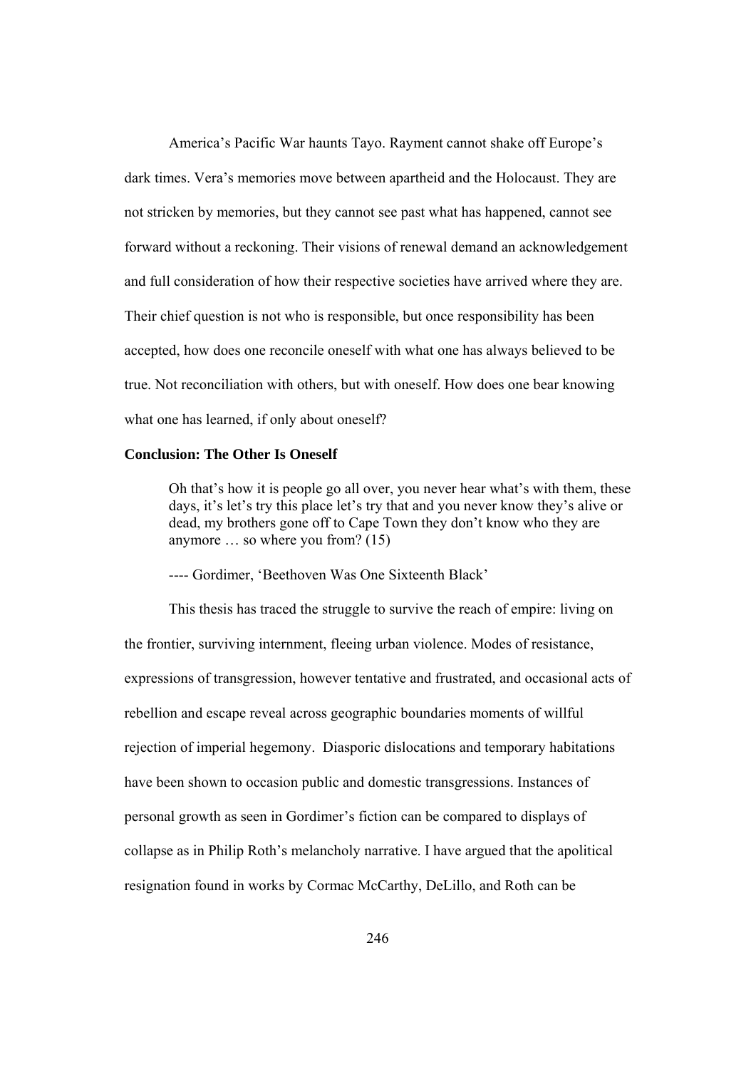America's Pacific War haunts Tayo. Rayment cannot shake off Europe's dark times. Vera's memories move between apartheid and the Holocaust. They are not stricken by memories, but they cannot see past what has happened, cannot see forward without a reckoning. Their visions of renewal demand an acknowledgement and full consideration of how their respective societies have arrived where they are. Their chief question is not who is responsible, but once responsibility has been accepted, how does one reconcile oneself with what one has always believed to be true. Not reconciliation with others, but with oneself. How does one bear knowing what one has learned, if only about oneself?

### Conclusion: The Other Is Oneself

> Oh that's how it is people go all over, you never hear what's with them, these days, it's let's try this place let's try that and you never know they's alive or dead, my brothers gone off to Cape Town they don't know who they are anymore … so where you from? (15)
>
> ---- Gordimer, 'Beethoven Was One Sixteenth Black'

This thesis has traced the struggle to survive the reach of empire: living on the frontier, surviving internment, fleeing urban violence. Modes of resistance, expressions of transgression, however tentative and frustrated, and occasional acts of rebellion and escape reveal across geographic boundaries moments of willful rejection of imperial hegemony. Diasporic dislocations and temporary habitations have been shown to occasion public and domestic transgressions. Instances of personal growth as seen in Gordimer's fiction can be compared to displays of collapse as in Philip Roth's melancholy narrative. I have argued that the apolitical resignation found in works by Cormac McCarthy, DeLillo, and Roth can be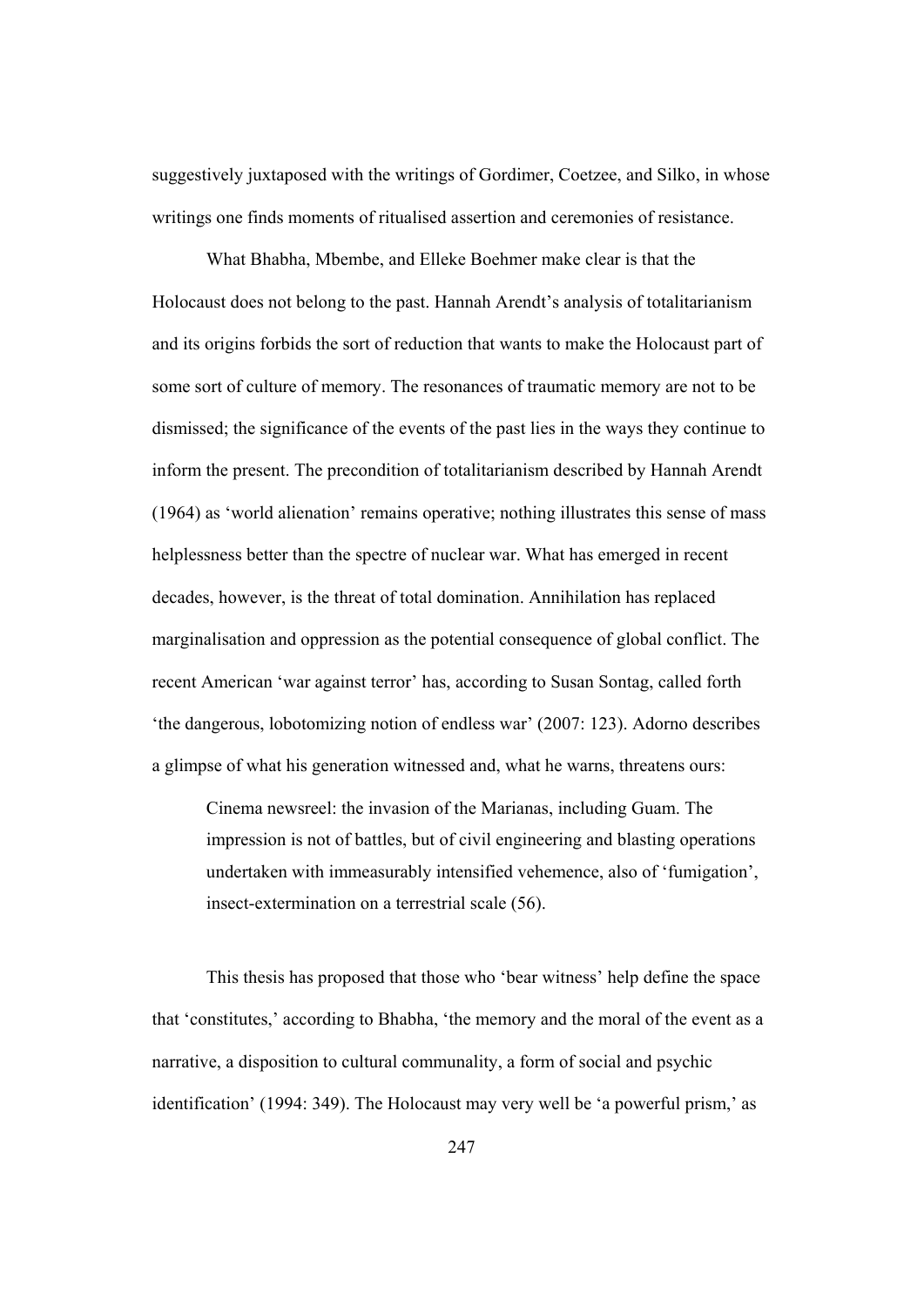suggestively juxtaposed with the writings of Gordimer, Coetzee, and Silko, in whose writings one finds moments of ritualised assertion and ceremonies of resistance.

What Bhabha, Mbembe, and Elleke Boehmer make clear is that the Holocaust does not belong to the past. Hannah Arendt's analysis of totalitarianism and its origins forbids the sort of reduction that wants to make the Holocaust part of some sort of culture of memory. The resonances of traumatic memory are not to be dismissed; the significance of the events of the past lies in the ways they continue to inform the present. The precondition of totalitarianism described by Hannah Arendt (1964) as 'world alienation' remains operative; nothing illustrates this sense of mass helplessness better than the spectre of nuclear war. What has emerged in recent decades, however, is the threat of total domination. Annihilation has replaced marginalisation and oppression as the potential consequence of global conflict. The recent American 'war against terror' has, according to Susan Sontag, called forth 'the dangerous, lobotomizing notion of endless war' (2007: 123). Adorno describes a glimpse of what his generation witnessed and, what he warns, threatens ours:

> Cinema newsreel: the invasion of the Marianas, including Guam. The impression is not of battles, but of civil engineering and blasting operations undertaken with immeasurably intensified vehemence, also of 'fumigation', insect-extermination on a terrestrial scale (56).

This thesis has proposed that those who 'bear witness' help define the space that 'constitutes,' according to Bhabha, 'the memory and the moral of the event as a narrative, a disposition to cultural communality, a form of social and psychic identification' (1994: 349). The Holocaust may very well be 'a powerful prism,' as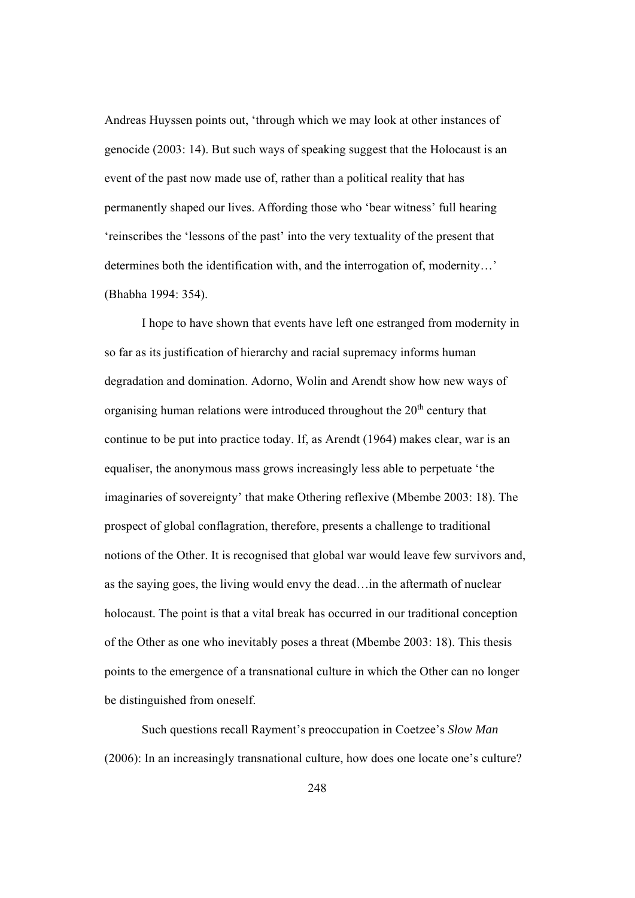Andreas Huyssen points out, 'through which we may look at other instances of genocide (2003: 14). But such ways of speaking suggest that the Holocaust is an event of the past now made use of, rather than a political reality that has permanently shaped our lives. Affording those who 'bear witness' full hearing 'reinscribes the 'lessons of the past' into the very textuality of the present that determines both the identification with, and the interrogation of, modernity…' (Bhabha 1994: 354).

I hope to have shown that events have left one estranged from modernity in so far as its justification of hierarchy and racial supremacy informs human degradation and domination. Adorno, Wolin and Arendt show how new ways of organising human relations were introduced throughout the 20th century that continue to be put into practice today. If, as Arendt (1964) makes clear, war is an equaliser, the anonymous mass grows increasingly less able to perpetuate 'the imaginaries of sovereignty' that make Othering reflexive (Mbembe 2003: 18). The prospect of global conflagration, therefore, presents a challenge to traditional notions of the Other. It is recognised that global war would leave few survivors and, as the saying goes, the living would envy the dead…in the aftermath of nuclear holocaust. The point is that a vital break has occurred in our traditional conception of the Other as one who inevitably poses a threat (Mbembe 2003: 18). This thesis points to the emergence of a transnational culture in which the Other can no longer be distinguished from oneself.

Such questions recall Rayment's preoccupation in Coetzee's *Slow Man* (2006): In an increasingly transnational culture, how does one locate one's culture?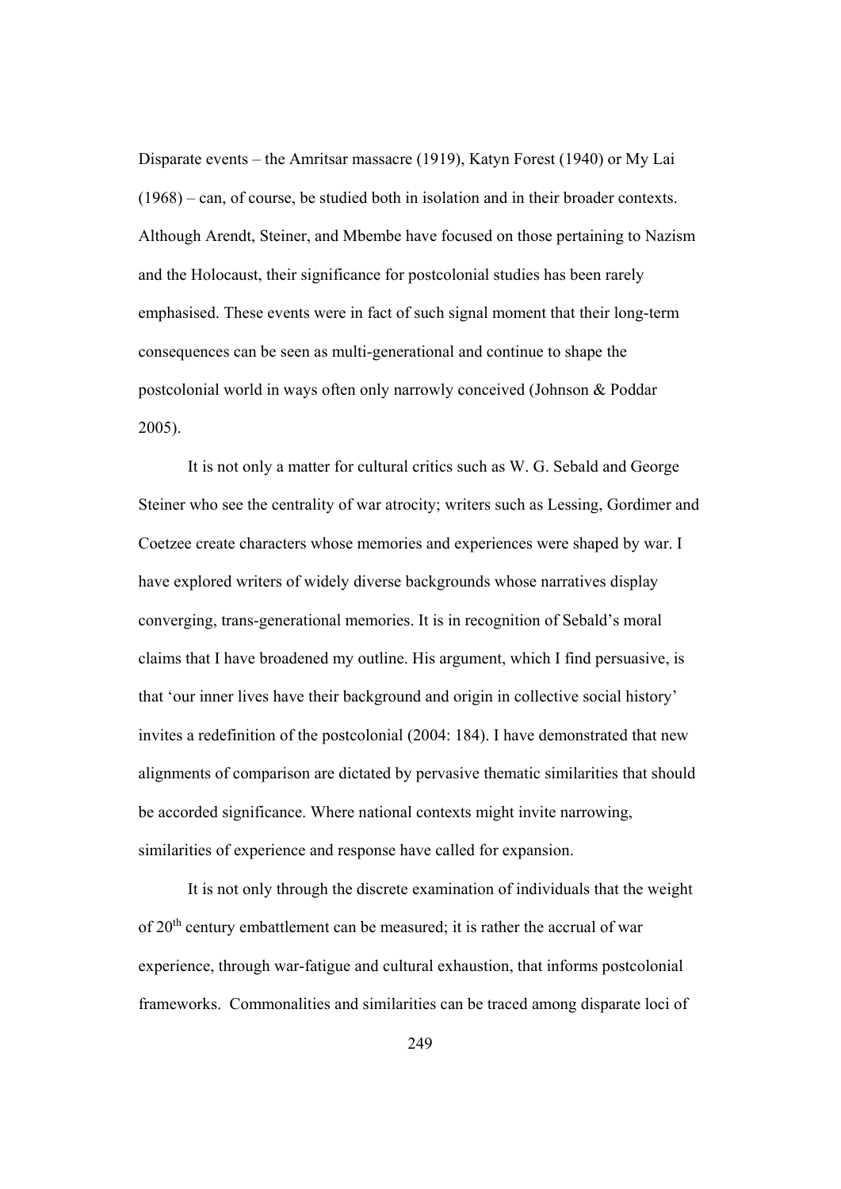Disparate events – the Amritsar massacre (1919), Katyn Forest (1940) or My Lai (1968) – can, of course, be studied both in isolation and in their broader contexts. Although Arendt, Steiner, and Mbembe have focused on those pertaining to Nazism and the Holocaust, their significance for postcolonial studies has been rarely emphasised. These events were in fact of such signal moment that their long-term consequences can be seen as multi-generational and continue to shape the postcolonial world in ways often only narrowly conceived (Johnson & Poddar 2005).

It is not only a matter for cultural critics such as W. G. Sebald and George Steiner who see the centrality of war atrocity; writers such as Lessing, Gordimer and Coetzee create characters whose memories and experiences were shaped by war. I have explored writers of widely diverse backgrounds whose narratives display converging, trans-generational memories. It is in recognition of Sebald's moral claims that I have broadened my outline. His argument, which I find persuasive, is that 'our inner lives have their background and origin in collective social history' invites a redefinition of the postcolonial (2004: 184). I have demonstrated that new alignments of comparison are dictated by pervasive thematic similarities that should be accorded significance. Where national contexts might invite narrowing, similarities of experience and response have called for expansion.

It is not only through the discrete examination of individuals that the weight of 20th century embattlement can be measured; it is rather the accrual of war experience, through war-fatigue and cultural exhaustion, that informs postcolonial frameworks. Commonalities and similarities can be traced among disparate loci of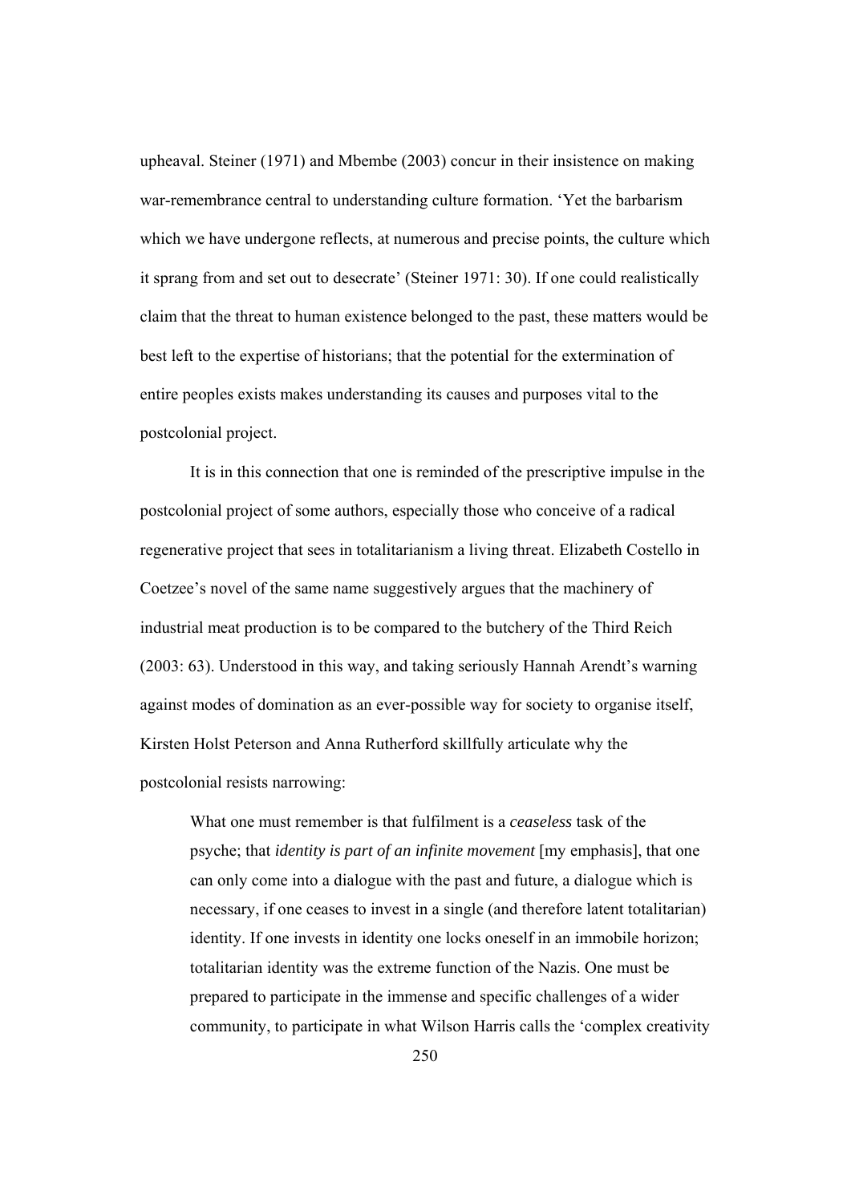upheaval. Steiner (1971) and Mbembe (2003) concur in their insistence on making war-remembrance central to understanding culture formation. 'Yet the barbarism which we have undergone reflects, at numerous and precise points, the culture which it sprang from and set out to desecrate' (Steiner 1971: 30). If one could realistically claim that the threat to human existence belonged to the past, these matters would be best left to the expertise of historians; that the potential for the extermination of entire peoples exists makes understanding its causes and purposes vital to the postcolonial project.

It is in this connection that one is reminded of the prescriptive impulse in the postcolonial project of some authors, especially those who conceive of a radical regenerative project that sees in totalitarianism a living threat. Elizabeth Costello in Coetzee's novel of the same name suggestively argues that the machinery of industrial meat production is to be compared to the butchery of the Third Reich (2003: 63). Understood in this way, and taking seriously Hannah Arendt's warning against modes of domination as an ever-possible way for society to organise itself, Kirsten Holst Peterson and Anna Rutherford skillfully articulate why the postcolonial resists narrowing:

> What one must remember is that fulfilment is a *ceaseless* task of the psyche; that *identity is part of an infinite movement* [my emphasis], that one can only come into a dialogue with the past and future, a dialogue which is necessary, if one ceases to invest in a single (and therefore latent totalitarian) identity. If one invests in identity one locks oneself in an immobile horizon; totalitarian identity was the extreme function of the Nazis. One must be prepared to participate in the immense and specific challenges of a wider community, to participate in what Wilson Harris calls the 'complex creativity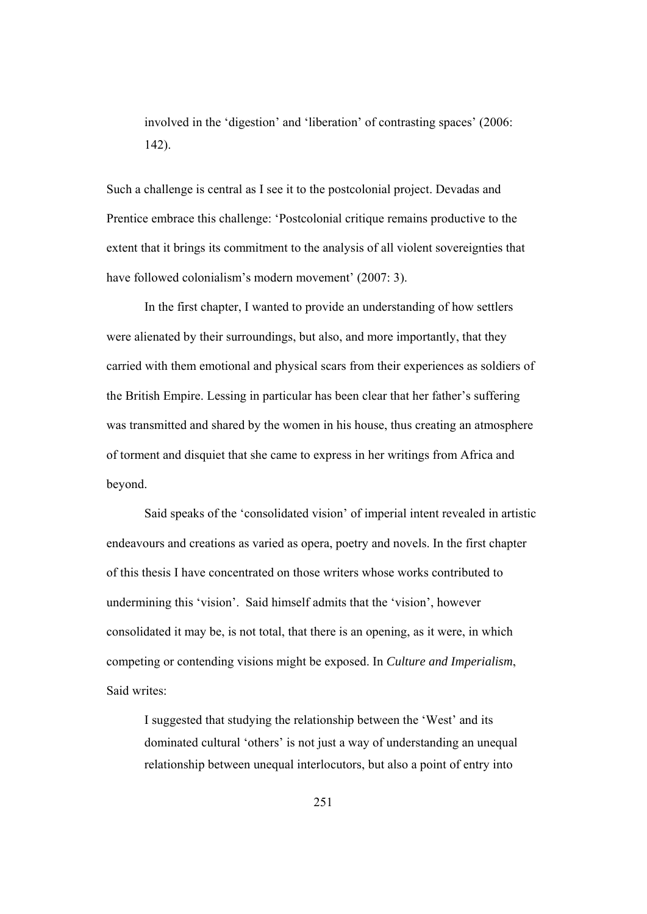> involved in the 'digestion' and 'liberation' of contrasting spaces' (2006: 142).

Such a challenge is central as I see it to the postcolonial project. Devadas and Prentice embrace this challenge: 'Postcolonial critique remains productive to the extent that it brings its commitment to the analysis of all violent sovereignties that have followed colonialism's modern movement' (2007: 3).

In the first chapter, I wanted to provide an understanding of how settlers were alienated by their surroundings, but also, and more importantly, that they carried with them emotional and physical scars from their experiences as soldiers of the British Empire. Lessing in particular has been clear that her father's suffering was transmitted and shared by the women in his house, thus creating an atmosphere of torment and disquiet that she came to express in her writings from Africa and beyond.

Said speaks of the 'consolidated vision' of imperial intent revealed in artistic endeavours and creations as varied as opera, poetry and novels. In the first chapter of this thesis I have concentrated on those writers whose works contributed to undermining this 'vision'. Said himself admits that the 'vision', however consolidated it may be, is not total, that there is an opening, as it were, in which competing or contending visions might be exposed. In *Culture and Imperialism*, Said writes:

> I suggested that studying the relationship between the 'West' and its dominated cultural 'others' is not just a way of understanding an unequal relationship between unequal interlocutors, but also a point of entry into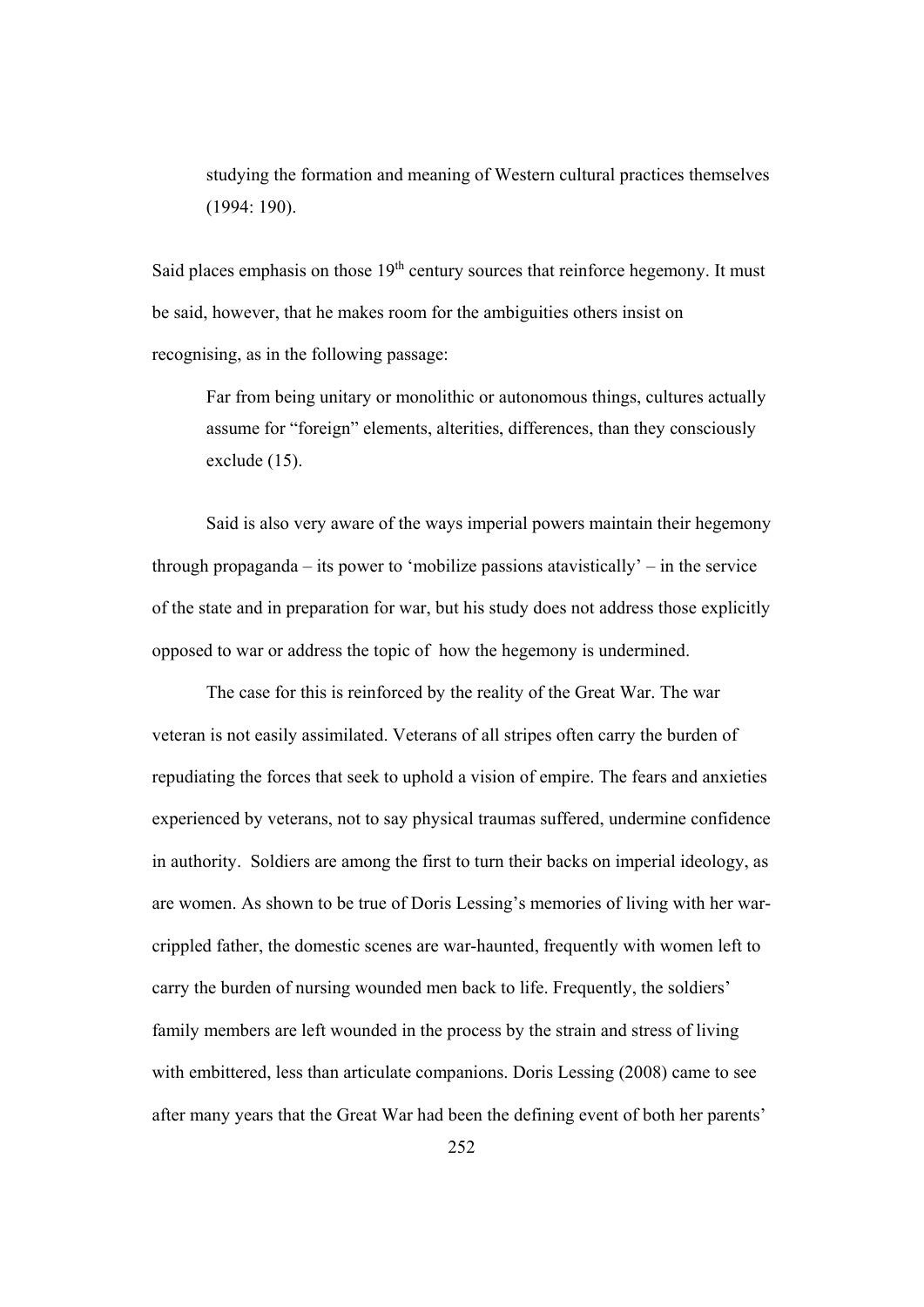> studying the formation and meaning of Western cultural practices themselves (1994: 190).

Said places emphasis on those 19th century sources that reinforce hegemony. It must be said, however, that he makes room for the ambiguities others insist on recognising, as in the following passage:

> Far from being unitary or monolithic or autonomous things, cultures actually assume for "foreign" elements, alterities, differences, than they consciously exclude (15).

Said is also very aware of the ways imperial powers maintain their hegemony through propaganda – its power to 'mobilize passions atavistically' – in the service of the state and in preparation for war, but his study does not address those explicitly opposed to war or address the topic of how the hegemony is undermined.

The case for this is reinforced by the reality of the Great War. The war veteran is not easily assimilated. Veterans of all stripes often carry the burden of repudiating the forces that seek to uphold a vision of empire. The fears and anxieties experienced by veterans, not to say physical traumas suffered, undermine confidence in authority. Soldiers are among the first to turn their backs on imperial ideology, as are women. As shown to be true of Doris Lessing's memories of living with her war-crippled father, the domestic scenes are war-haunted, frequently with women left to carry the burden of nursing wounded men back to life. Frequently, the soldiers' family members are left wounded in the process by the strain and stress of living with embittered, less than articulate companions. Doris Lessing (2008) came to see after many years that the Great War had been the defining event of both her parents'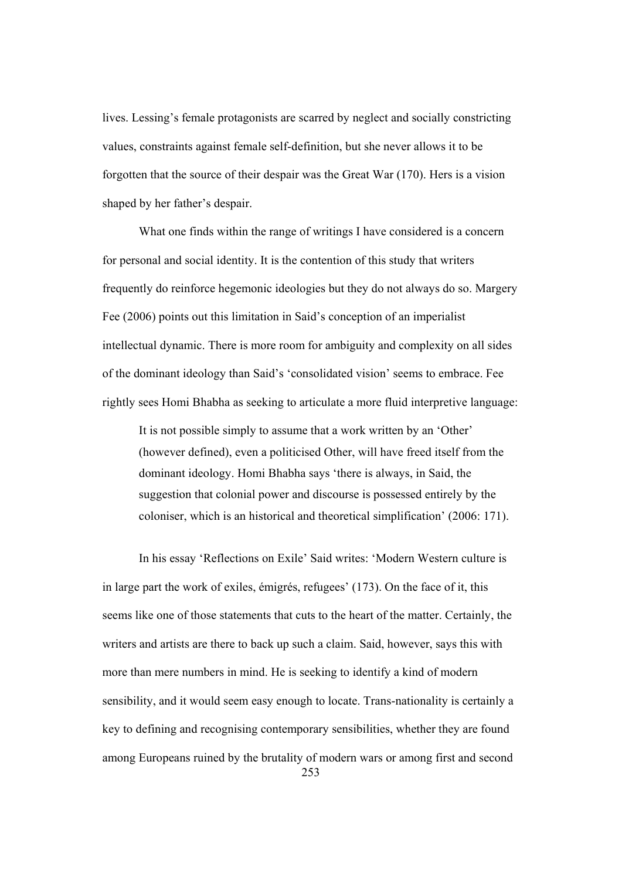lives. Lessing's female protagonists are scarred by neglect and socially constricting values, constraints against female self-definition, but she never allows it to be forgotten that the source of their despair was the Great War (170). Hers is a vision shaped by her father's despair.

What one finds within the range of writings I have considered is a concern for personal and social identity. It is the contention of this study that writers frequently do reinforce hegemonic ideologies but they do not always do so. Margery Fee (2006) points out this limitation in Said's conception of an imperialist intellectual dynamic. There is more room for ambiguity and complexity on all sides of the dominant ideology than Said's 'consolidated vision' seems to embrace. Fee rightly sees Homi Bhabha as seeking to articulate a more fluid interpretive language:

> It is not possible simply to assume that a work written by an 'Other' (however defined), even a politicised Other, will have freed itself from the dominant ideology. Homi Bhabha says 'there is always, in Said, the suggestion that colonial power and discourse is possessed entirely by the coloniser, which is an historical and theoretical simplification' (2006: 171).

In his essay 'Reflections on Exile' Said writes: 'Modern Western culture is in large part the work of exiles, émigrés, refugees' (173). On the face of it, this seems like one of those statements that cuts to the heart of the matter. Certainly, the writers and artists are there to back up such a claim. Said, however, says this with more than mere numbers in mind. He is seeking to identify a kind of modern sensibility, and it would seem easy enough to locate. Trans-nationality is certainly a key to defining and recognising contemporary sensibilities, whether they are found among Europeans ruined by the brutality of modern wars or among first and second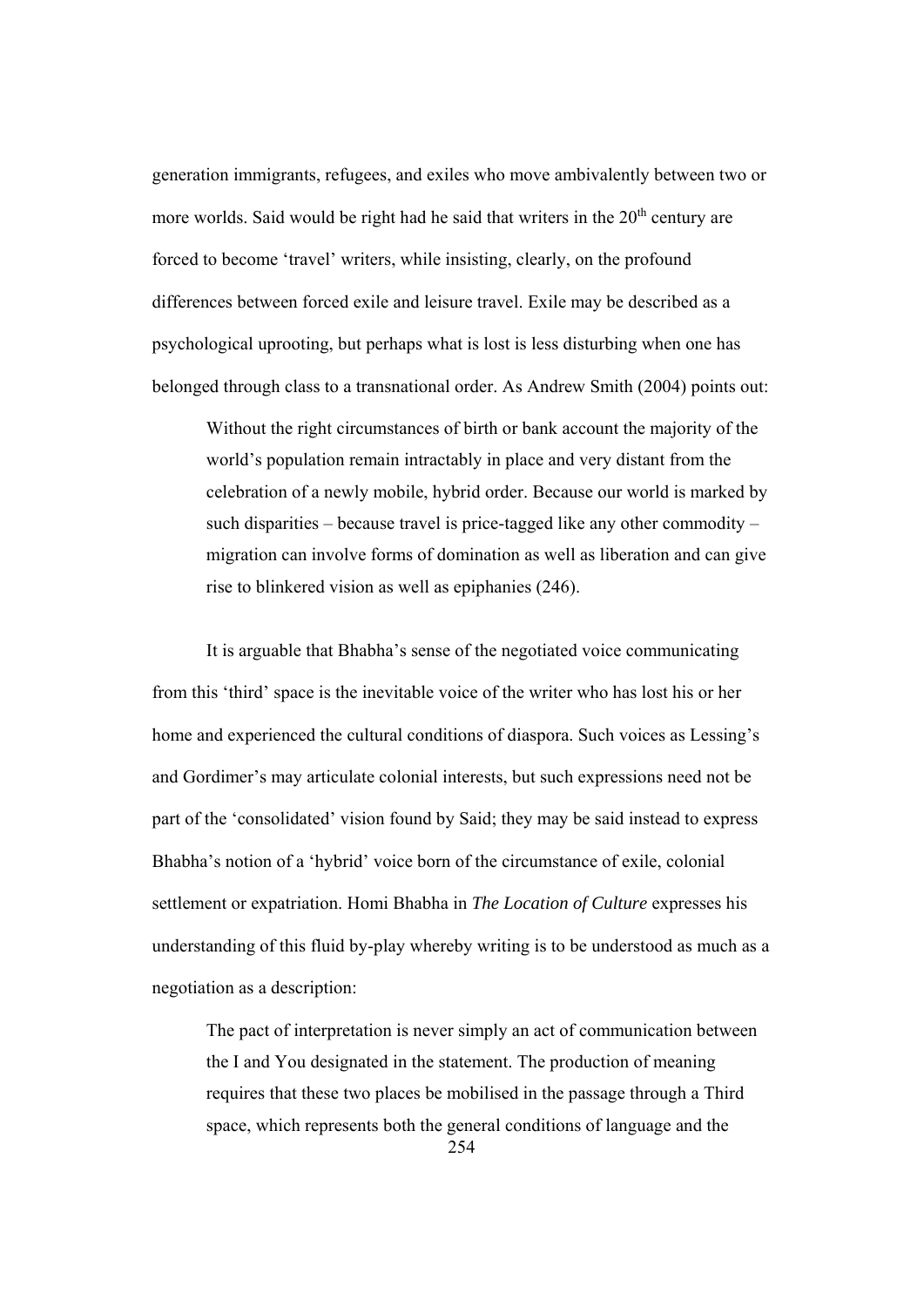generation immigrants, refugees, and exiles who move ambivalently between two or more worlds. Said would be right had he said that writers in the 20th century are forced to become 'travel' writers, while insisting, clearly, on the profound differences between forced exile and leisure travel. Exile may be described as a psychological uprooting, but perhaps what is lost is less disturbing when one has belonged through class to a transnational order. As Andrew Smith (2004) points out:

> Without the right circumstances of birth or bank account the majority of the world's population remain intractably in place and very distant from the celebration of a newly mobile, hybrid order. Because our world is marked by such disparities – because travel is price-tagged like any other commodity – migration can involve forms of domination as well as liberation and can give rise to blinkered vision as well as epiphanies (246).

It is arguable that Bhabha's sense of the negotiated voice communicating from this 'third' space is the inevitable voice of the writer who has lost his or her home and experienced the cultural conditions of diaspora. Such voices as Lessing's and Gordimer's may articulate colonial interests, but such expressions need not be part of the 'consolidated' vision found by Said; they may be said instead to express Bhabha's notion of a 'hybrid' voice born of the circumstance of exile, colonial settlement or expatriation. Homi Bhabha in *The Location of Culture* expresses his understanding of this fluid by-play whereby writing is to be understood as much as a negotiation as a description:

> The pact of interpretation is never simply an act of communication between the I and You designated in the statement. The production of meaning requires that these two places be mobilised in the passage through a Third space, which represents both the general conditions of language and the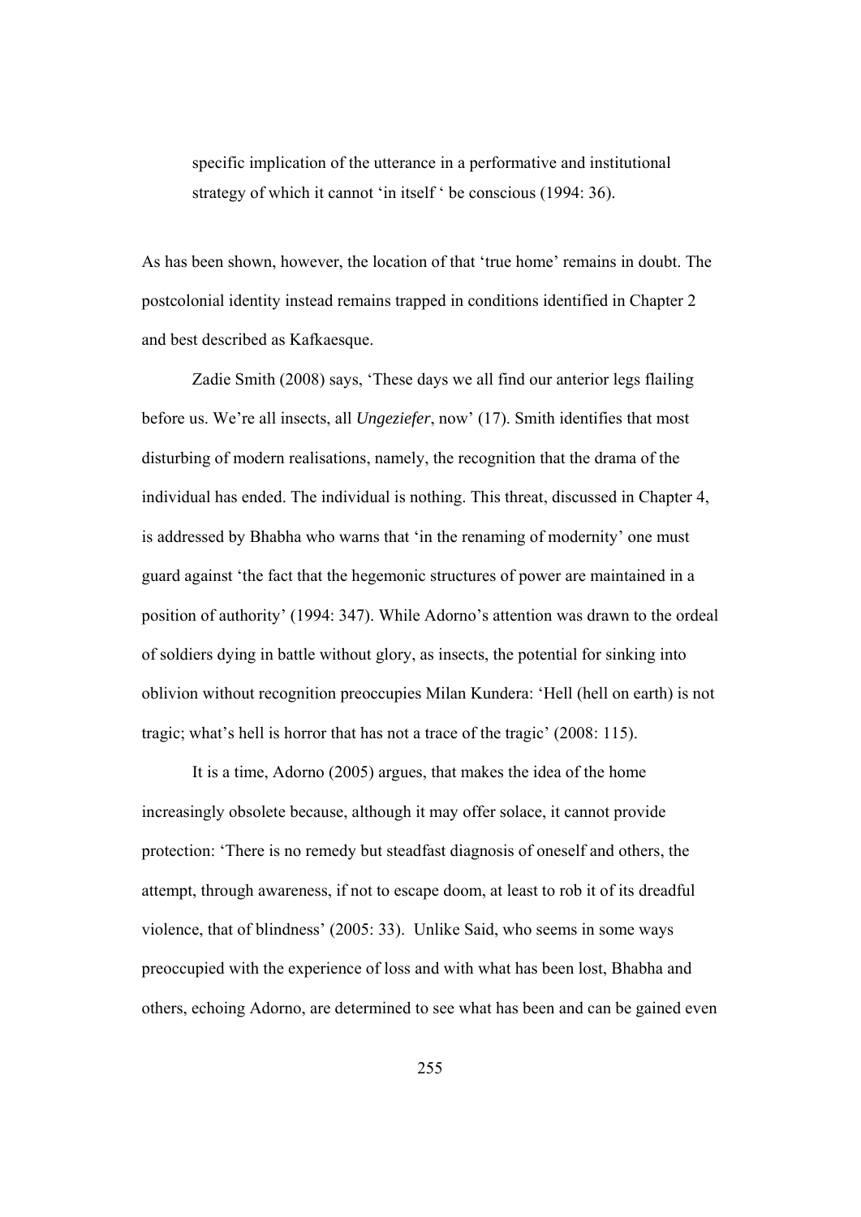> specific implication of the utterance in a performative and institutional strategy of which it cannot 'in itself ' be conscious (1994: 36).

As has been shown, however, the location of that 'true home' remains in doubt. The postcolonial identity instead remains trapped in conditions identified in Chapter 2 and best described as Kafkaesque.

Zadie Smith (2008) says, 'These days we all find our anterior legs flailing before us. We're all insects, all *Ungeziefer*, now' (17). Smith identifies that most disturbing of modern realisations, namely, the recognition that the drama of the individual has ended. The individual is nothing. This threat, discussed in Chapter 4, is addressed by Bhabha who warns that 'in the renaming of modernity' one must guard against 'the fact that the hegemonic structures of power are maintained in a position of authority' (1994: 347). While Adorno's attention was drawn to the ordeal of soldiers dying in battle without glory, as insects, the potential for sinking into oblivion without recognition preoccupies Milan Kundera: 'Hell (hell on earth) is not tragic; what's hell is horror that has not a trace of the tragic' (2008: 115).

It is a time, Adorno (2005) argues, that makes the idea of the home increasingly obsolete because, although it may offer solace, it cannot provide protection: 'There is no remedy but steadfast diagnosis of oneself and others, the attempt, through awareness, if not to escape doom, at least to rob it of its dreadful violence, that of blindness' (2005: 33). Unlike Said, who seems in some ways preoccupied with the experience of loss and with what has been lost, Bhabha and others, echoing Adorno, are determined to see what has been and can be gained even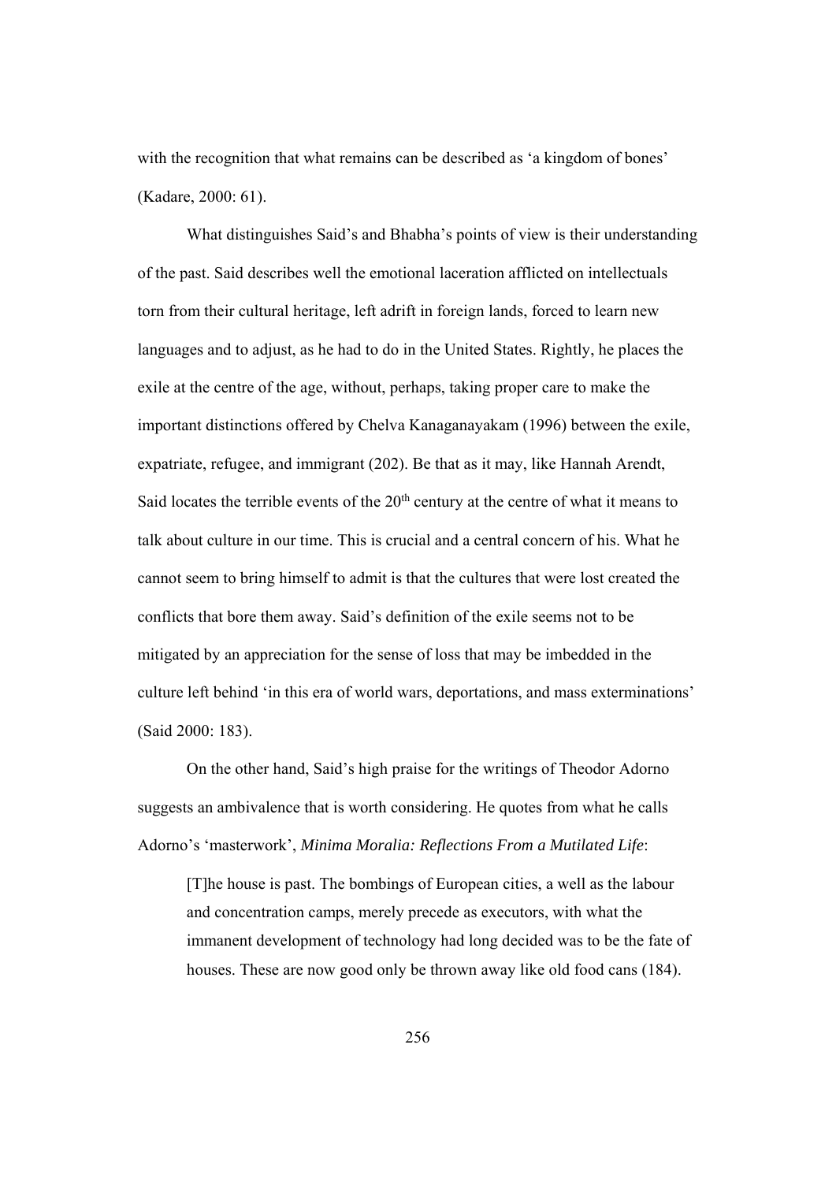with the recognition that what remains can be described as 'a kingdom of bones' (Kadare, 2000: 61).

What distinguishes Said's and Bhabha's points of view is their understanding of the past. Said describes well the emotional laceration afflicted on intellectuals torn from their cultural heritage, left adrift in foreign lands, forced to learn new languages and to adjust, as he had to do in the United States. Rightly, he places the exile at the centre of the age, without, perhaps, taking proper care to make the important distinctions offered by Chelva Kanaganayakam (1996) between the exile, expatriate, refugee, and immigrant (202). Be that as it may, like Hannah Arendt, Said locates the terrible events of the 20th century at the centre of what it means to talk about culture in our time. This is crucial and a central concern of his. What he cannot seem to bring himself to admit is that the cultures that were lost created the conflicts that bore them away. Said's definition of the exile seems not to be mitigated by an appreciation for the sense of loss that may be imbedded in the culture left behind 'in this era of world wars, deportations, and mass exterminations' (Said 2000: 183).

On the other hand, Said's high praise for the writings of Theodor Adorno suggests an ambivalence that is worth considering. He quotes from what he calls Adorno's 'masterwork', *Minima Moralia: Reflections From a Mutilated Life*:

> [T]he house is past. The bombings of European cities, a well as the labour and concentration camps, merely precede as executors, with what the immanent development of technology had long decided was to be the fate of houses. These are now good only be thrown away like old food cans (184).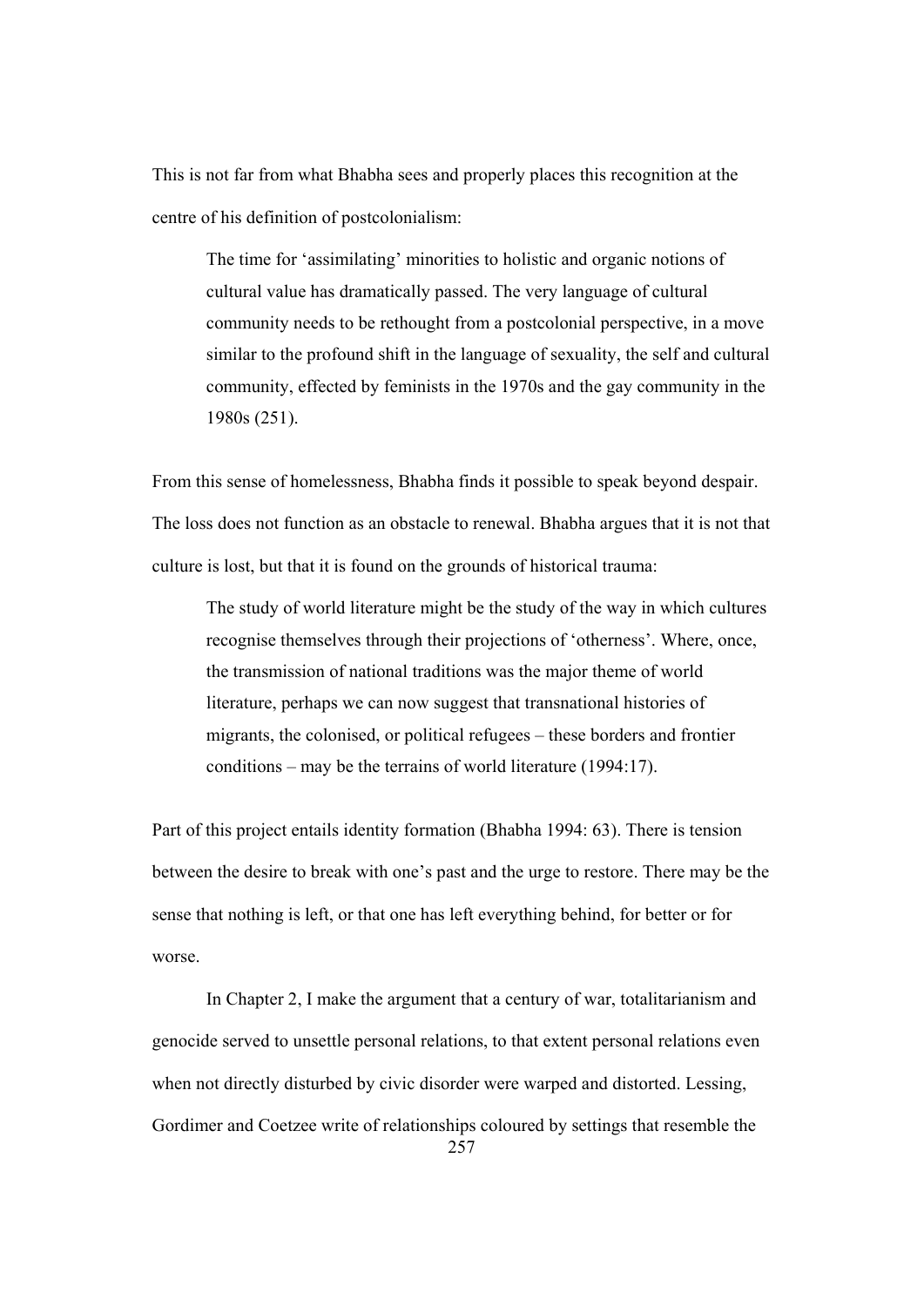This is not far from what Bhabha sees and properly places this recognition at the centre of his definition of postcolonialism:

> The time for 'assimilating' minorities to holistic and organic notions of cultural value has dramatically passed. The very language of cultural community needs to be rethought from a postcolonial perspective, in a move similar to the profound shift in the language of sexuality, the self and cultural community, effected by feminists in the 1970s and the gay community in the 1980s (251).

From this sense of homelessness, Bhabha finds it possible to speak beyond despair. The loss does not function as an obstacle to renewal. Bhabha argues that it is not that culture is lost, but that it is found on the grounds of historical trauma:

> The study of world literature might be the study of the way in which cultures recognise themselves through their projections of 'otherness'. Where, once, the transmission of national traditions was the major theme of world literature, perhaps we can now suggest that transnational histories of migrants, the colonised, or political refugees – these borders and frontier conditions – may be the terrains of world literature (1994:17).

Part of this project entails identity formation (Bhabha 1994: 63). There is tension between the desire to break with one's past and the urge to restore. There may be the sense that nothing is left, or that one has left everything behind, for better or for worse.

In Chapter 2, I make the argument that a century of war, totalitarianism and genocide served to unsettle personal relations, to that extent personal relations even when not directly disturbed by civic disorder were warped and distorted. Lessing, Gordimer and Coetzee write of relationships coloured by settings that resemble the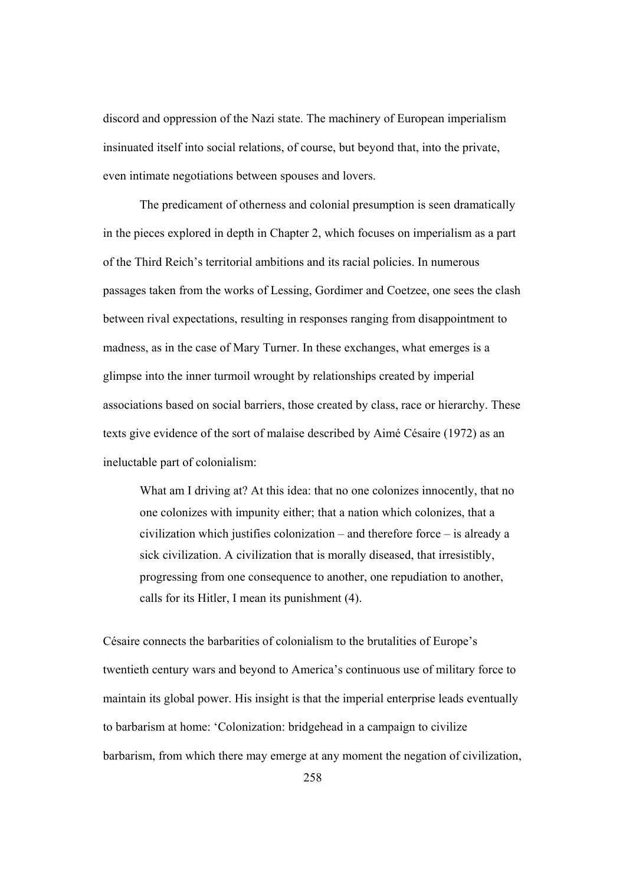discord and oppression of the Nazi state. The machinery of European imperialism insinuated itself into social relations, of course, but beyond that, into the private, even intimate negotiations between spouses and lovers.

The predicament of otherness and colonial presumption is seen dramatically in the pieces explored in depth in Chapter 2, which focuses on imperialism as a part of the Third Reich's territorial ambitions and its racial policies. In numerous passages taken from the works of Lessing, Gordimer and Coetzee, one sees the clash between rival expectations, resulting in responses ranging from disappointment to madness, as in the case of Mary Turner. In these exchanges, what emerges is a glimpse into the inner turmoil wrought by relationships created by imperial associations based on social barriers, those created by class, race or hierarchy. These texts give evidence of the sort of malaise described by Aimé Césaire (1972) as an ineluctable part of colonialism:

> What am I driving at? At this idea: that no one colonizes innocently, that no one colonizes with impunity either; that a nation which colonizes, that a civilization which justifies colonization – and therefore force – is already a sick civilization. A civilization that is morally diseased, that irresistibly, progressing from one consequence to another, one repudiation to another, calls for its Hitler, I mean its punishment (4).

Césaire connects the barbarities of colonialism to the brutalities of Europe's twentieth century wars and beyond to America's continuous use of military force to maintain its global power. His insight is that the imperial enterprise leads eventually to barbarism at home: 'Colonization: bridgehead in a campaign to civilize barbarism, from which there may emerge at any moment the negation of civilization,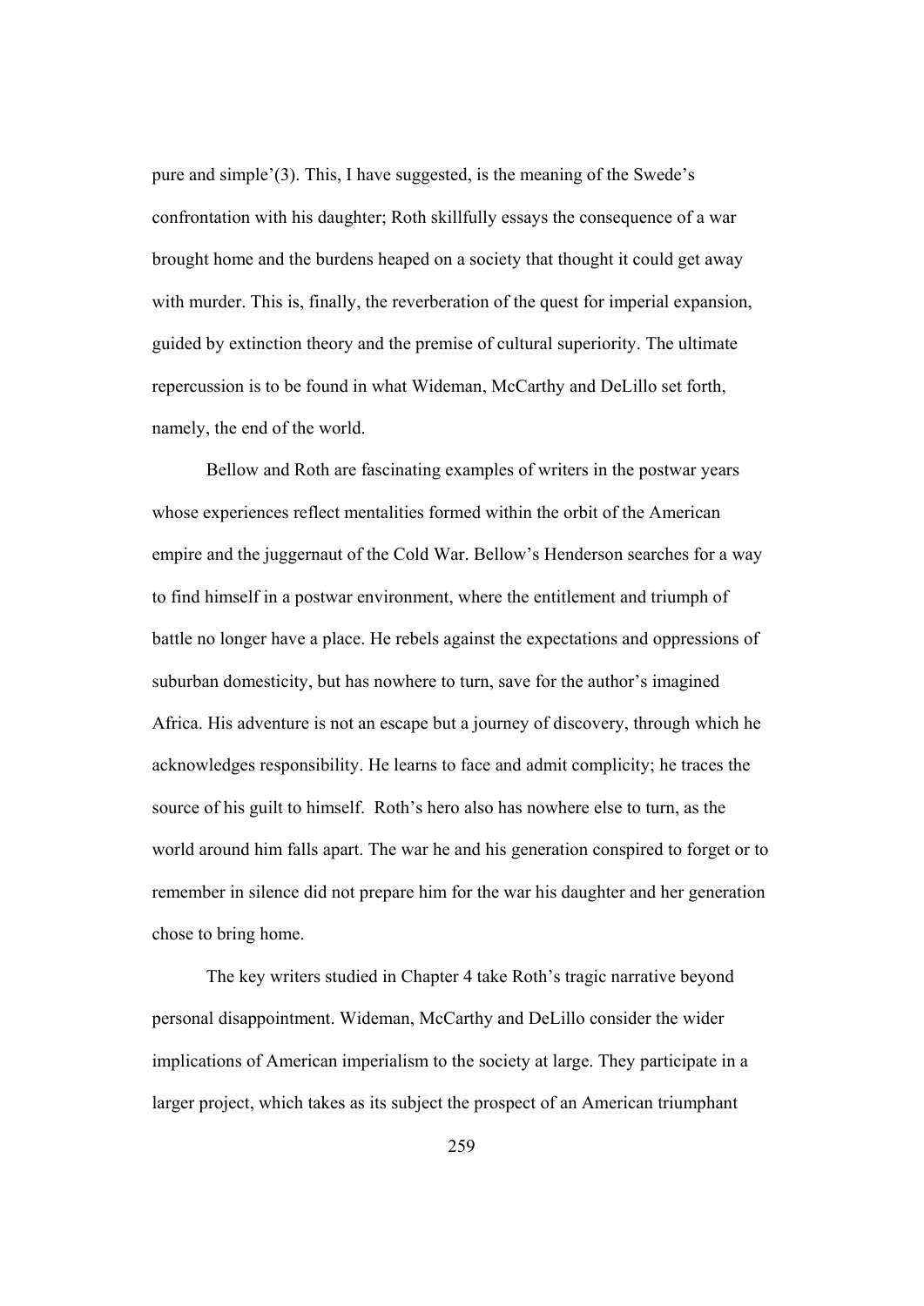pure and simple'(3). This, I have suggested, is the meaning of the Swede's confrontation with his daughter; Roth skillfully essays the consequence of a war brought home and the burdens heaped on a society that thought it could get away with murder. This is, finally, the reverberation of the quest for imperial expansion, guided by extinction theory and the premise of cultural superiority. The ultimate repercussion is to be found in what Wideman, McCarthy and DeLillo set forth, namely, the end of the world.

Bellow and Roth are fascinating examples of writers in the postwar years whose experiences reflect mentalities formed within the orbit of the American empire and the juggernaut of the Cold War. Bellow's Henderson searches for a way to find himself in a postwar environment, where the entitlement and triumph of battle no longer have a place. He rebels against the expectations and oppressions of suburban domesticity, but has nowhere to turn, save for the author's imagined Africa. His adventure is not an escape but a journey of discovery, through which he acknowledges responsibility. He learns to face and admit complicity; he traces the source of his guilt to himself. Roth's hero also has nowhere else to turn, as the world around him falls apart. The war he and his generation conspired to forget or to remember in silence did not prepare him for the war his daughter and her generation chose to bring home.

The key writers studied in Chapter 4 take Roth's tragic narrative beyond personal disappointment. Wideman, McCarthy and DeLillo consider the wider implications of American imperialism to the society at large. They participate in a larger project, which takes as its subject the prospect of an American triumphant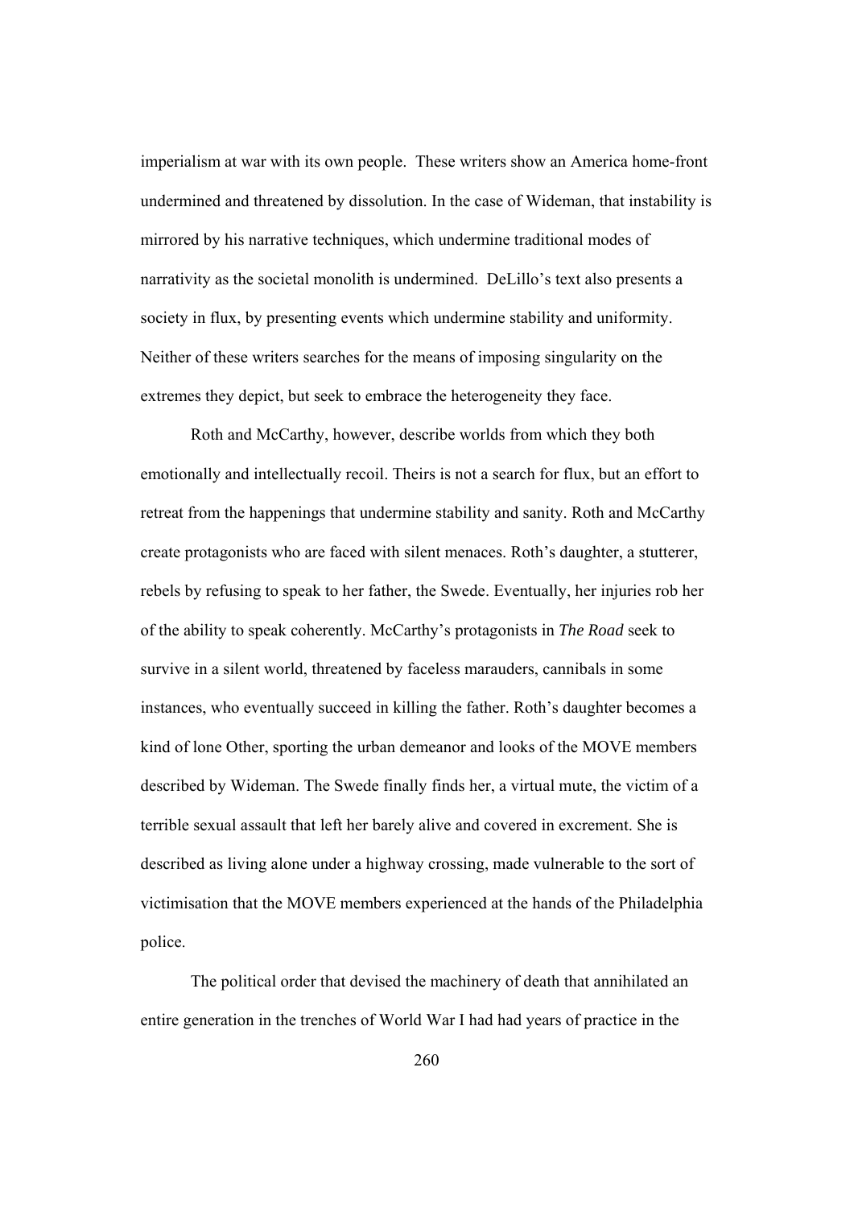imperialism at war with its own people. These writers show an America home-front undermined and threatened by dissolution. In the case of Wideman, that instability is mirrored by his narrative techniques, which undermine traditional modes of narrativity as the societal monolith is undermined. DeLillo's text also presents a society in flux, by presenting events which undermine stability and uniformity. Neither of these writers searches for the means of imposing singularity on the extremes they depict, but seek to embrace the heterogeneity they face.

Roth and McCarthy, however, describe worlds from which they both emotionally and intellectually recoil. Theirs is not a search for flux, but an effort to retreat from the happenings that undermine stability and sanity. Roth and McCarthy create protagonists who are faced with silent menaces. Roth's daughter, a stutterer, rebels by refusing to speak to her father, the Swede. Eventually, her injuries rob her of the ability to speak coherently. McCarthy's protagonists in *The Road* seek to survive in a silent world, threatened by faceless marauders, cannibals in some instances, who eventually succeed in killing the father. Roth's daughter becomes a kind of lone Other, sporting the urban demeanor and looks of the MOVE members described by Wideman. The Swede finally finds her, a virtual mute, the victim of a terrible sexual assault that left her barely alive and covered in excrement. She is described as living alone under a highway crossing, made vulnerable to the sort of victimisation that the MOVE members experienced at the hands of the Philadelphia police.

The political order that devised the machinery of death that annihilated an entire generation in the trenches of World War I had had years of practice in the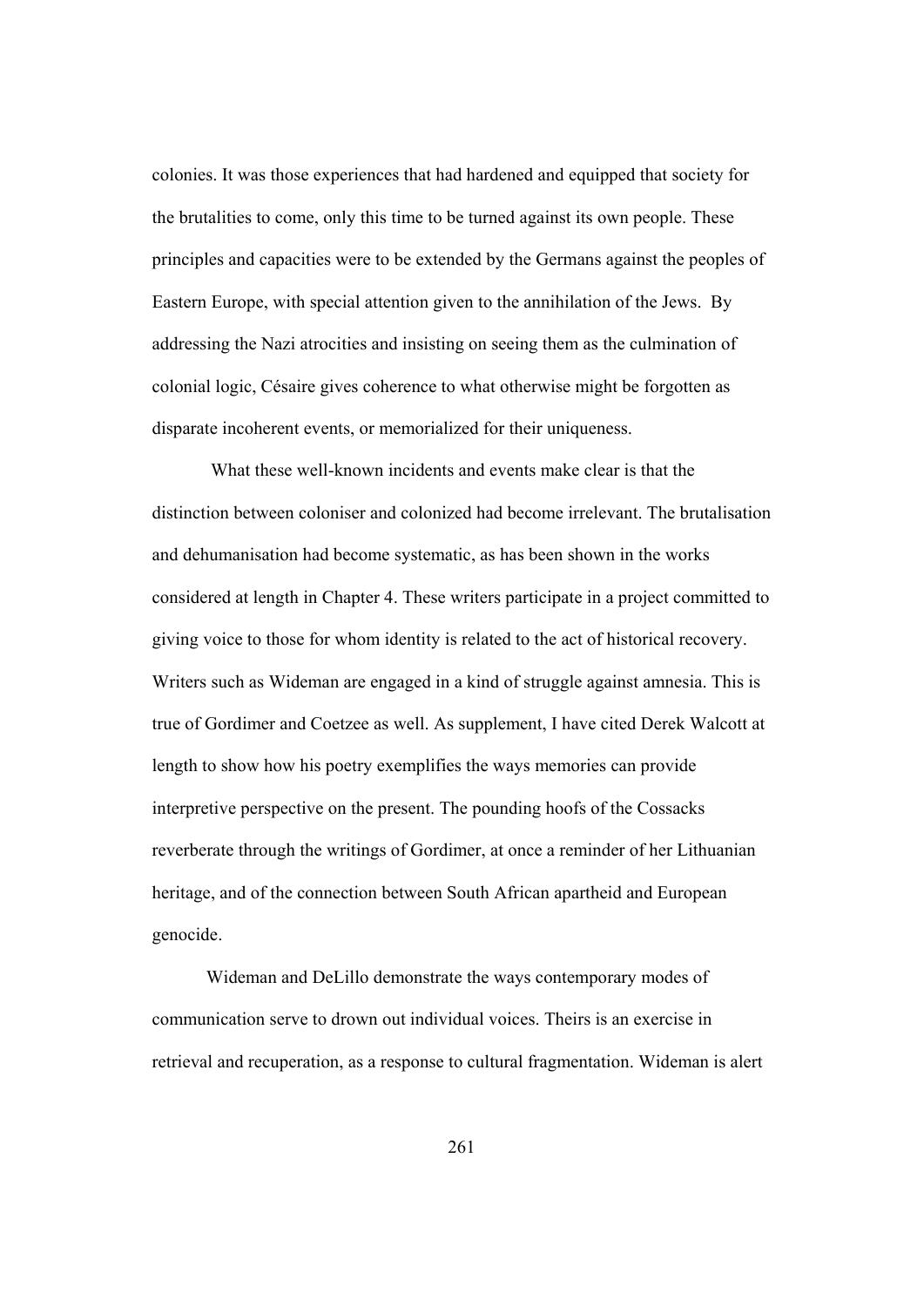colonies. It was those experiences that had hardened and equipped that society for the brutalities to come, only this time to be turned against its own people. These principles and capacities were to be extended by the Germans against the peoples of Eastern Europe, with special attention given to the annihilation of the Jews. By addressing the Nazi atrocities and insisting on seeing them as the culmination of colonial logic, Césaire gives coherence to what otherwise might be forgotten as disparate incoherent events, or memorialized for their uniqueness.

What these well-known incidents and events make clear is that the distinction between coloniser and colonized had become irrelevant. The brutalisation and dehumanisation had become systematic, as has been shown in the works considered at length in Chapter 4. These writers participate in a project committed to giving voice to those for whom identity is related to the act of historical recovery. Writers such as Wideman are engaged in a kind of struggle against amnesia. This is true of Gordimer and Coetzee as well. As supplement, I have cited Derek Walcott at length to show how his poetry exemplifies the ways memories can provide interpretive perspective on the present. The pounding hoofs of the Cossacks reverberate through the writings of Gordimer, at once a reminder of her Lithuanian heritage, and of the connection between South African apartheid and European genocide.

Wideman and DeLillo demonstrate the ways contemporary modes of communication serve to drown out individual voices. Theirs is an exercise in retrieval and recuperation, as a response to cultural fragmentation. Wideman is alert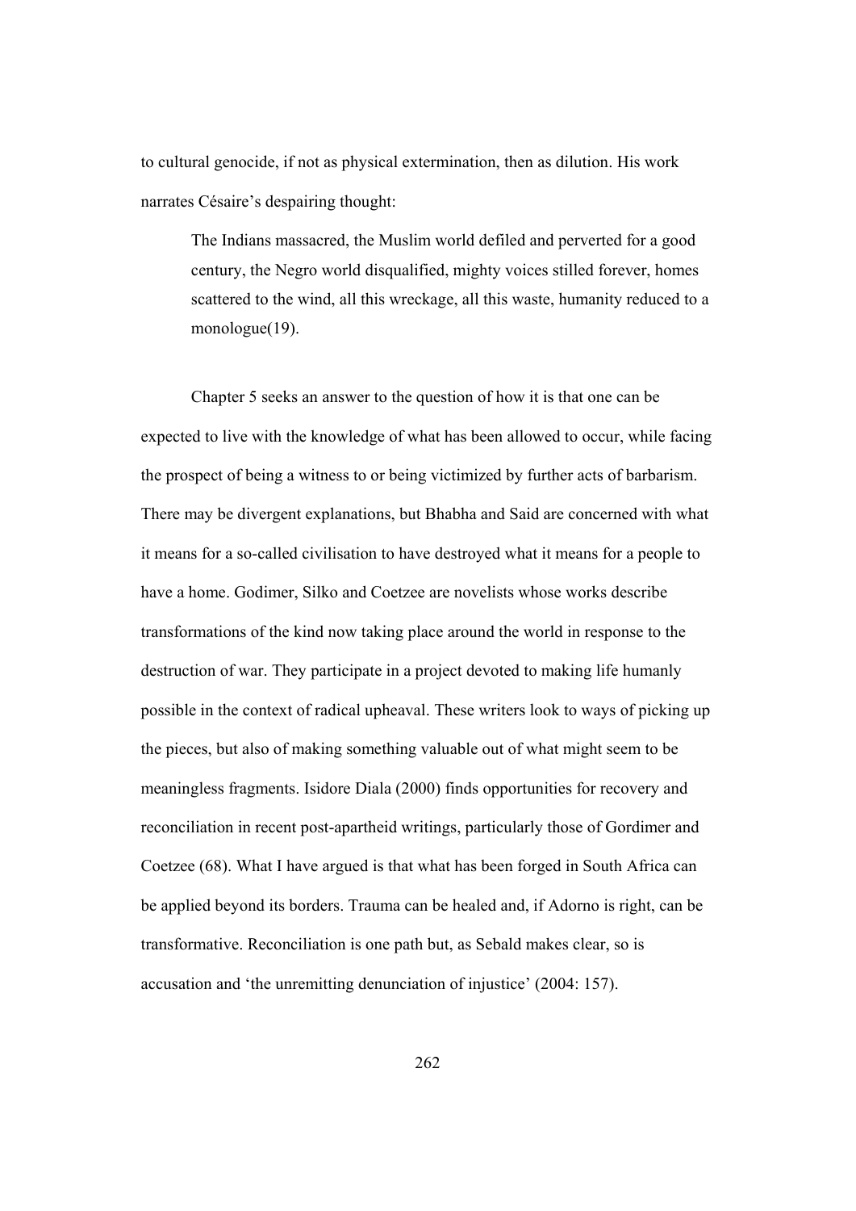to cultural genocide, if not as physical extermination, then as dilution. His work narrates Césaire's despairing thought:

> The Indians massacred, the Muslim world defiled and perverted for a good century, the Negro world disqualified, mighty voices stilled forever, homes scattered to the wind, all this wreckage, all this waste, humanity reduced to a monologue(19).

Chapter 5 seeks an answer to the question of how it is that one can be expected to live with the knowledge of what has been allowed to occur, while facing the prospect of being a witness to or being victimized by further acts of barbarism. There may be divergent explanations, but Bhabha and Said are concerned with what it means for a so-called civilisation to have destroyed what it means for a people to have a home. Godimer, Silko and Coetzee are novelists whose works describe transformations of the kind now taking place around the world in response to the destruction of war. They participate in a project devoted to making life humanly possible in the context of radical upheaval. These writers look to ways of picking up the pieces, but also of making something valuable out of what might seem to be meaningless fragments. Isidore Diala (2000) finds opportunities for recovery and reconciliation in recent post-apartheid writings, particularly those of Gordimer and Coetzee (68). What I have argued is that what has been forged in South Africa can be applied beyond its borders. Trauma can be healed and, if Adorno is right, can be transformative. Reconciliation is one path but, as Sebald makes clear, so is accusation and 'the unremitting denunciation of injustice' (2004: 157).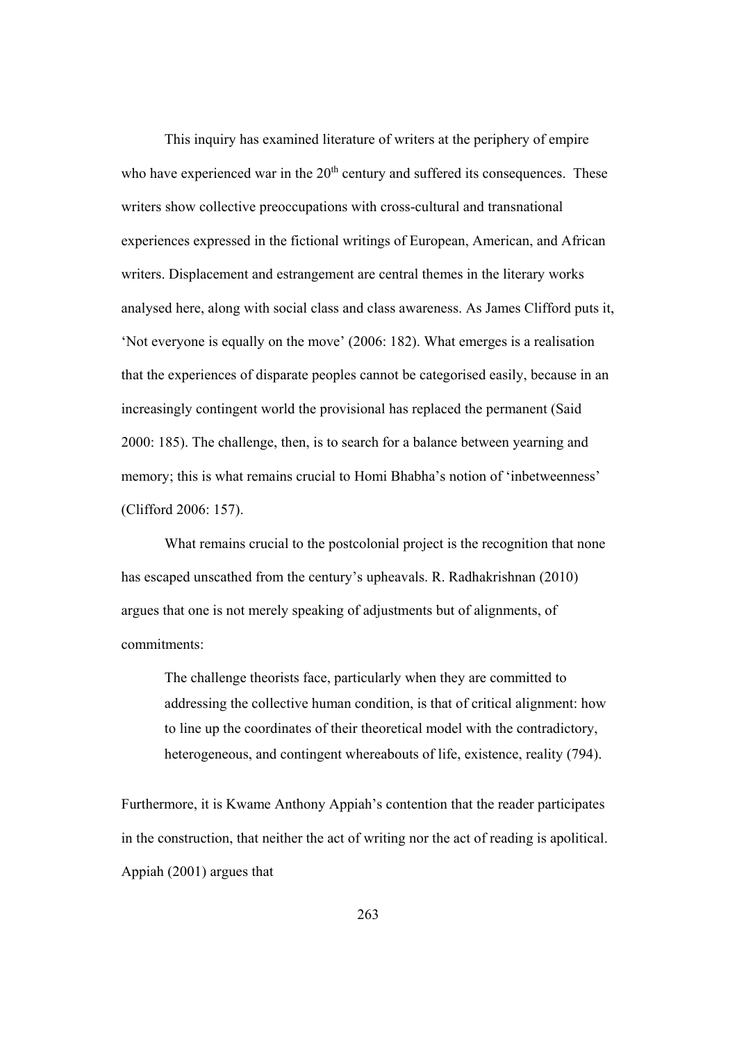This inquiry has examined literature of writers at the periphery of empire who have experienced war in the 20th century and suffered its consequences. These writers show collective preoccupations with cross-cultural and transnational experiences expressed in the fictional writings of European, American, and African writers. Displacement and estrangement are central themes in the literary works analysed here, along with social class and class awareness. As James Clifford puts it, 'Not everyone is equally on the move' (2006: 182). What emerges is a realisation that the experiences of disparate peoples cannot be categorised easily, because in an increasingly contingent world the provisional has replaced the permanent (Said 2000: 185). The challenge, then, is to search for a balance between yearning and memory; this is what remains crucial to Homi Bhabha's notion of 'inbetweenness' (Clifford 2006: 157).

What remains crucial to the postcolonial project is the recognition that none has escaped unscathed from the century's upheavals. R. Radhakrishnan (2010) argues that one is not merely speaking of adjustments but of alignments, of commitments:

> The challenge theorists face, particularly when they are committed to addressing the collective human condition, is that of critical alignment: how to line up the coordinates of their theoretical model with the contradictory, heterogeneous, and contingent whereabouts of life, existence, reality (794).

Furthermore, it is Kwame Anthony Appiah's contention that the reader participates in the construction, that neither the act of writing nor the act of reading is apolitical. Appiah (2001) argues that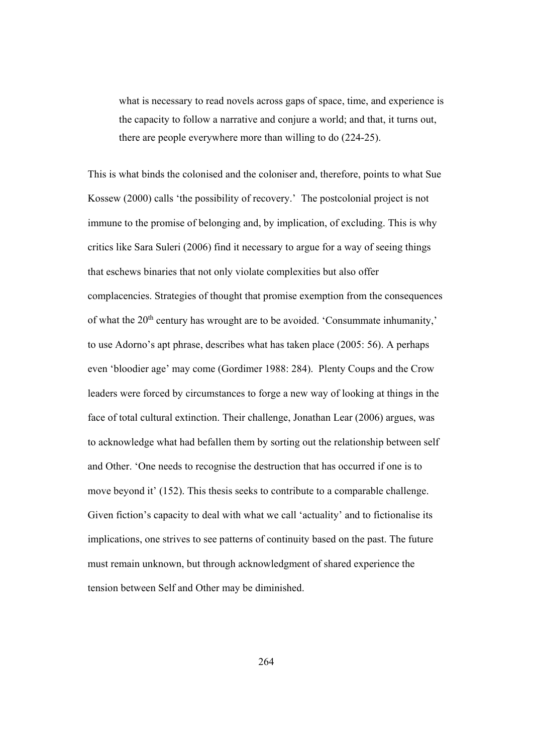> what is necessary to read novels across gaps of space, time, and experience is the capacity to follow a narrative and conjure a world; and that, it turns out, there are people everywhere more than willing to do (224-25).

This is what binds the colonised and the coloniser and, therefore, points to what Sue Kossew (2000) calls 'the possibility of recovery.' The postcolonial project is not immune to the promise of belonging and, by implication, of excluding. This is why critics like Sara Suleri (2006) find it necessary to argue for a way of seeing things that eschews binaries that not only violate complexities but also offer complacencies. Strategies of thought that promise exemption from the consequences of what the 20th century has wrought are to be avoided. 'Consummate inhumanity,' to use Adorno's apt phrase, describes what has taken place (2005: 56). A perhaps even 'bloodier age' may come (Gordimer 1988: 284). Plenty Coups and the Crow leaders were forced by circumstances to forge a new way of looking at things in the face of total cultural extinction. Their challenge, Jonathan Lear (2006) argues, was to acknowledge what had befallen them by sorting out the relationship between self and Other. 'One needs to recognise the destruction that has occurred if one is to move beyond it' (152). This thesis seeks to contribute to a comparable challenge. Given fiction's capacity to deal with what we call 'actuality' and to fictionalise its implications, one strives to see patterns of continuity based on the past. The future must remain unknown, but through acknowledgment of shared experience the tension between Self and Other may be diminished.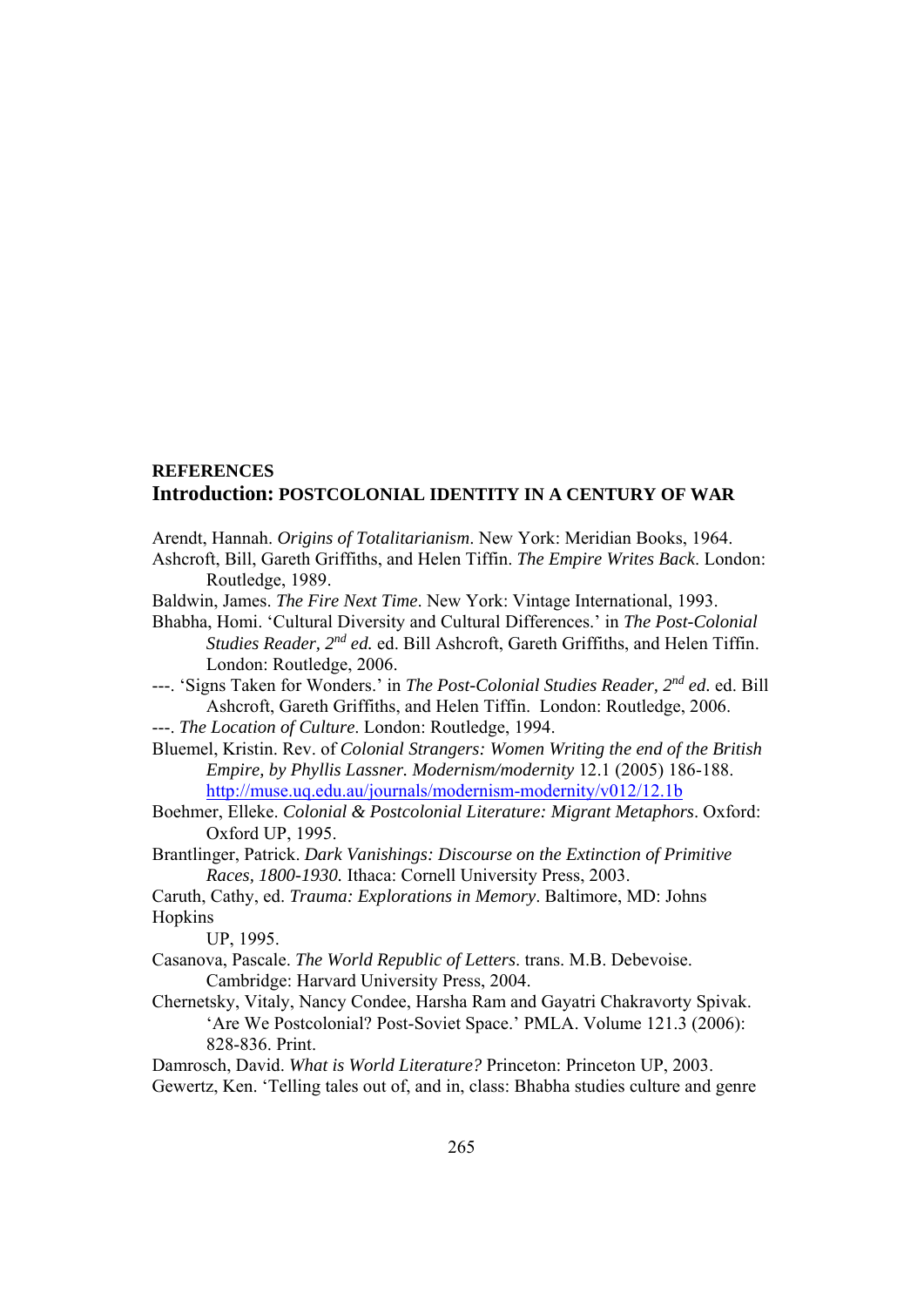**REFERENCES**

## Introduction: POSTCOLONIAL IDENTITY IN A CENTURY OF WAR

Arendt, Hannah. *Origins of Totalitarianism*. New York: Meridian Books, 1964.

Ashcroft, Bill, Gareth Griffiths, and Helen Tiffin. *The Empire Writes Back*. London: Routledge, 1989.

Baldwin, James. *The Fire Next Time*. New York: Vintage International, 1993.

Bhabha, Homi. 'Cultural Diversity and Cultural Differences.' in *The Post-Colonial Studies Reader, 2nd ed.* ed. Bill Ashcroft, Gareth Griffiths, and Helen Tiffin. London: Routledge, 2006.

---. 'Signs Taken for Wonders.' in *The Post-Colonial Studies Reader, 2nd ed*. ed. Bill Ashcroft, Gareth Griffiths, and Helen Tiffin. London: Routledge, 2006.

---. *The Location of Culture*. London: Routledge, 1994.

Bluemel, Kristin. Rev. of *Colonial Strangers: Women Writing the end of the British Empire, by Phyllis Lassner. Modernism/modernity* 12.1 (2005) 186-188. http://muse.uq.edu.au/journals/modernism-modernity/v012/12.1b

Boehmer, Elleke. *Colonial & Postcolonial Literature: Migrant Metaphors*. Oxford: Oxford UP, 1995.

Brantlinger, Patrick. *Dark Vanishings: Discourse on the Extinction of Primitive Races, 1800-1930.* Ithaca: Cornell University Press, 2003.

Caruth, Cathy, ed. *Trauma: Explorations in Memory*. Baltimore, MD: Johns Hopkins UP, 1995.

Casanova, Pascale. *The World Republic of Letters*. trans. M.B. Debevoise. Cambridge: Harvard University Press, 2004.

Chernetsky, Vitaly, Nancy Condee, Harsha Ram and Gayatri Chakravorty Spivak. 'Are We Postcolonial? Post-Soviet Space.' PMLA. Volume 121.3 (2006): 828-836. Print.

Damrosch, David. *What is World Literature?* Princeton: Princeton UP, 2003.

Gewertz, Ken. 'Telling tales out of, and in, class: Bhabha studies culture and genre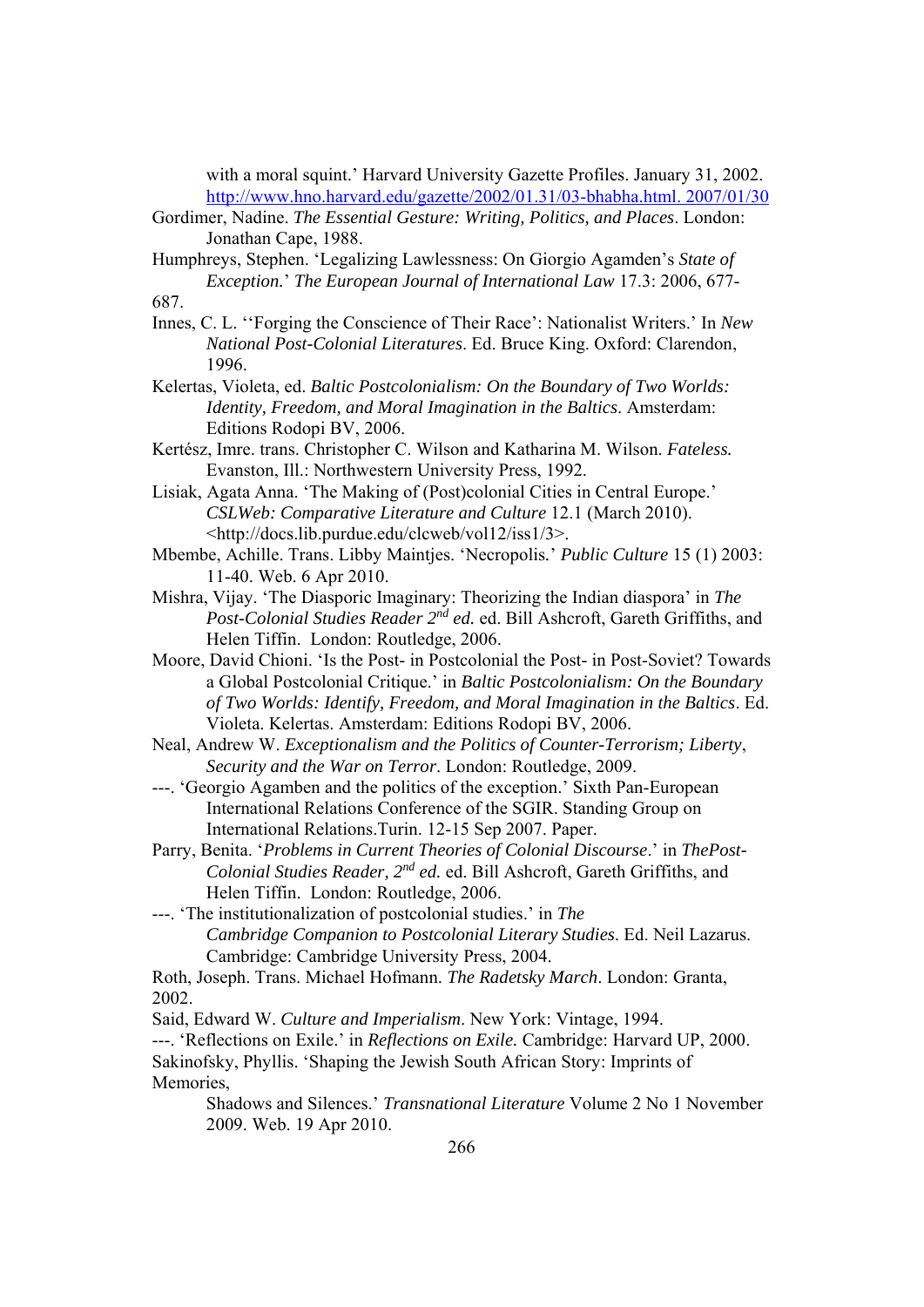with a moral squint.' Harvard University Gazette Profiles. January 31, 2002. http://www.hno.harvard.edu/gazette/2002/01.31/03-bhabha.html. 2007/01/30

Gordimer, Nadine. *The Essential Gesture: Writing, Politics, and Places*. London: Jonathan Cape, 1988.

Humphreys, Stephen. 'Legalizing Lawlessness: On Giorgio Agamden's *State of Exception.*' *The European Journal of International Law* 17.3: 2006, 677-687.

Innes, C. L. ''Forging the Conscience of Their Race': Nationalist Writers.' In *New National Post-Colonial Literatures*. Ed. Bruce King. Oxford: Clarendon, 1996.

Kelertas, Violeta, ed. *Baltic Postcolonialism: On the Boundary of Two Worlds: Identity, Freedom, and Moral Imagination in the Baltics*. Amsterdam: Editions Rodopi BV, 2006.

Kertész, Imre. trans. Christopher C. Wilson and Katharina M. Wilson. *Fateless.* Evanston, Ill.: Northwestern University Press, 1992.

Lisiak, Agata Anna. 'The Making of (Post)colonial Cities in Central Europe.' *CSLWeb: Comparative Literature and Culture* 12.1 (March 2010). <http://docs.lib.purdue.edu/clcweb/vol12/iss1/3>.

Mbembe, Achille. Trans. Libby Maintjes. 'Necropolis.' *Public Culture* 15 (1) 2003: 11-40. Web. 6 Apr 2010.

Mishra, Vijay. 'The Diasporic Imaginary: Theorizing the Indian diaspora' in *The Post-Colonial Studies Reader 2nd ed.* ed. Bill Ashcroft, Gareth Griffiths, and Helen Tiffin. London: Routledge, 2006.

Moore, David Chioni. 'Is the Post- in Postcolonial the Post- in Post-Soviet? Towards a Global Postcolonial Critique.' in *Baltic Postcolonialism: On the Boundary of Two Worlds: Identify, Freedom, and Moral Imagination in the Baltics*. Ed. Violeta. Kelertas. Amsterdam: Editions Rodopi BV, 2006.

Neal, Andrew W. *Exceptionalism and the Politics of Counter-Terrorism; Liberty, Security and the War on Terror*. London: Routledge, 2009.

---. 'Georgio Agamben and the politics of the exception.' Sixth Pan-European International Relations Conference of the SGIR. Standing Group on International Relations.Turin. 12-15 Sep 2007. Paper.

Parry, Benita. '*Problems in Current Theories of Colonial Discourse*.' in *ThePost-Colonial Studies Reader, 2nd ed.* ed. Bill Ashcroft, Gareth Griffiths, and Helen Tiffin. London: Routledge, 2006.

---. 'The institutionalization of postcolonial studies.' in *The Cambridge Companion to Postcolonial Literary Studies*. Ed. Neil Lazarus. Cambridge: Cambridge University Press, 2004.

Roth, Joseph. Trans. Michael Hofmann. *The Radetsky March*. London: Granta, 2002.

Said, Edward W. *Culture and Imperialism*. New York: Vintage, 1994.

---. 'Reflections on Exile.' in *Reflections on Exile.* Cambridge: Harvard UP, 2000.

Sakinofsky, Phyllis. 'Shaping the Jewish South African Story: Imprints of Memories, Shadows and Silences.' *Transnational Literature* Volume 2 No 1 November 2009. Web. 19 Apr 2010.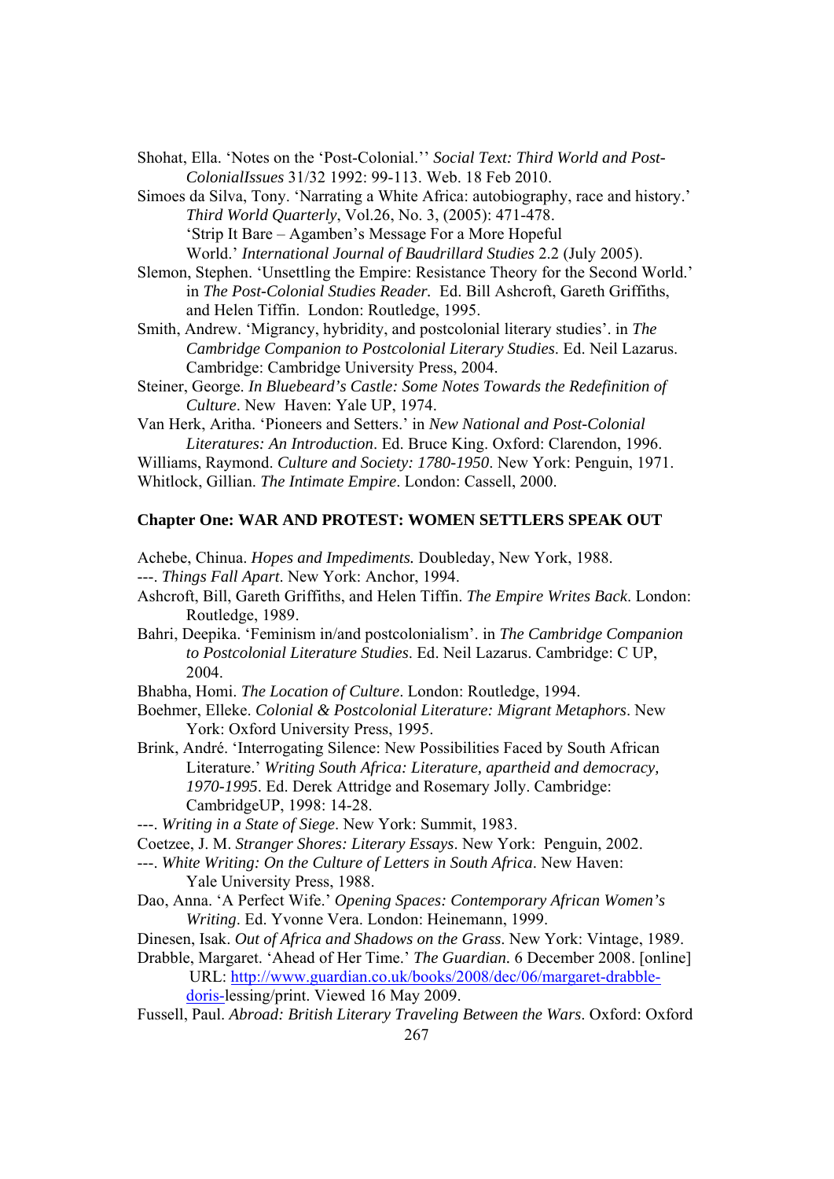Shohat, Ella. 'Notes on the 'Post-Colonial.'' *Social Text: Third World and Post-ColonialIssues* 31/32 1992: 99-113. Web. 18 Feb 2010.

Simoes da Silva, Tony. 'Narrating a White Africa: autobiography, race and history.' *Third World Quarterly*, Vol.26, No. 3, (2005): 471-478.
'Strip It Bare – Agamben's Message For a More Hopeful World.' *International Journal of Baudrillard Studies* 2.2 (July 2005).

Slemon, Stephen. 'Unsettling the Empire: Resistance Theory for the Second World.' in *The Post-Colonial Studies Reader.* Ed. Bill Ashcroft, Gareth Griffiths, and Helen Tiffin. London: Routledge, 1995.

Smith, Andrew. 'Migrancy, hybridity, and postcolonial literary studies'. in *The Cambridge Companion to Postcolonial Literary Studies*. Ed. Neil Lazarus. Cambridge: Cambridge University Press, 2004.

Steiner, George. *In Bluebeard's Castle: Some Notes Towards the Redefinition of Culture*. New Haven: Yale UP, 1974.

Van Herk, Aritha. 'Pioneers and Setters.' in *New National and Post-Colonial Literatures: An Introduction*. Ed. Bruce King. Oxford: Clarendon, 1996.

Williams, Raymond. *Culture and Society: 1780-1950*. New York: Penguin, 1971.

Whitlock, Gillian. *The Intimate Empire*. London: Cassell, 2000.

**Chapter One: WAR AND PROTEST: WOMEN SETTLERS SPEAK OUT**

Achebe, Chinua. *Hopes and Impediments.* Doubleday, New York, 1988.

---. *Things Fall Apart*. New York: Anchor, 1994.

Ashcroft, Bill, Gareth Griffiths, and Helen Tiffin. *The Empire Writes Back*. London: Routledge, 1989.

Bahri, Deepika. 'Feminism in/and postcolonialism'. in *The Cambridge Companion to Postcolonial Literature Studies*. Ed. Neil Lazarus. Cambridge: C UP, 2004.

Bhabha, Homi. *The Location of Culture*. London: Routledge, 1994.

Boehmer, Elleke. *Colonial & Postcolonial Literature: Migrant Metaphors*. New York: Oxford University Press, 1995.

Brink, André. 'Interrogating Silence: New Possibilities Faced by South African Literature.' *Writing South Africa: Literature, apartheid and democracy, 1970-1995*. Ed. Derek Attridge and Rosemary Jolly. Cambridge: CambridgeUP, 1998: 14-28.

---. *Writing in a State of Siege*. New York: Summit, 1983.

Coetzee, J. M. *Stranger Shores: Literary Essays*. New York: Penguin, 2002.

---. *White Writing: On the Culture of Letters in South Africa*. New Haven: Yale University Press, 1988.

Dao, Anna. 'A Perfect Wife.' *Opening Spaces: Contemporary African Women's Writing*. Ed. Yvonne Vera. London: Heinemann, 1999.

Dinesen, Isak. *Out of Africa and Shadows on the Grass*. New York: Vintage, 1989.

Drabble, Margaret. 'Ahead of Her Time.' *The Guardian.* 6 December 2008. [online] URL: http://www.guardian.co.uk/books/2008/dec/06/margaret-drabble-doris-lessing/print. Viewed 16 May 2009.

Fussell, Paul. *Abroad: British Literary Traveling Between the Wars*. Oxford: Oxford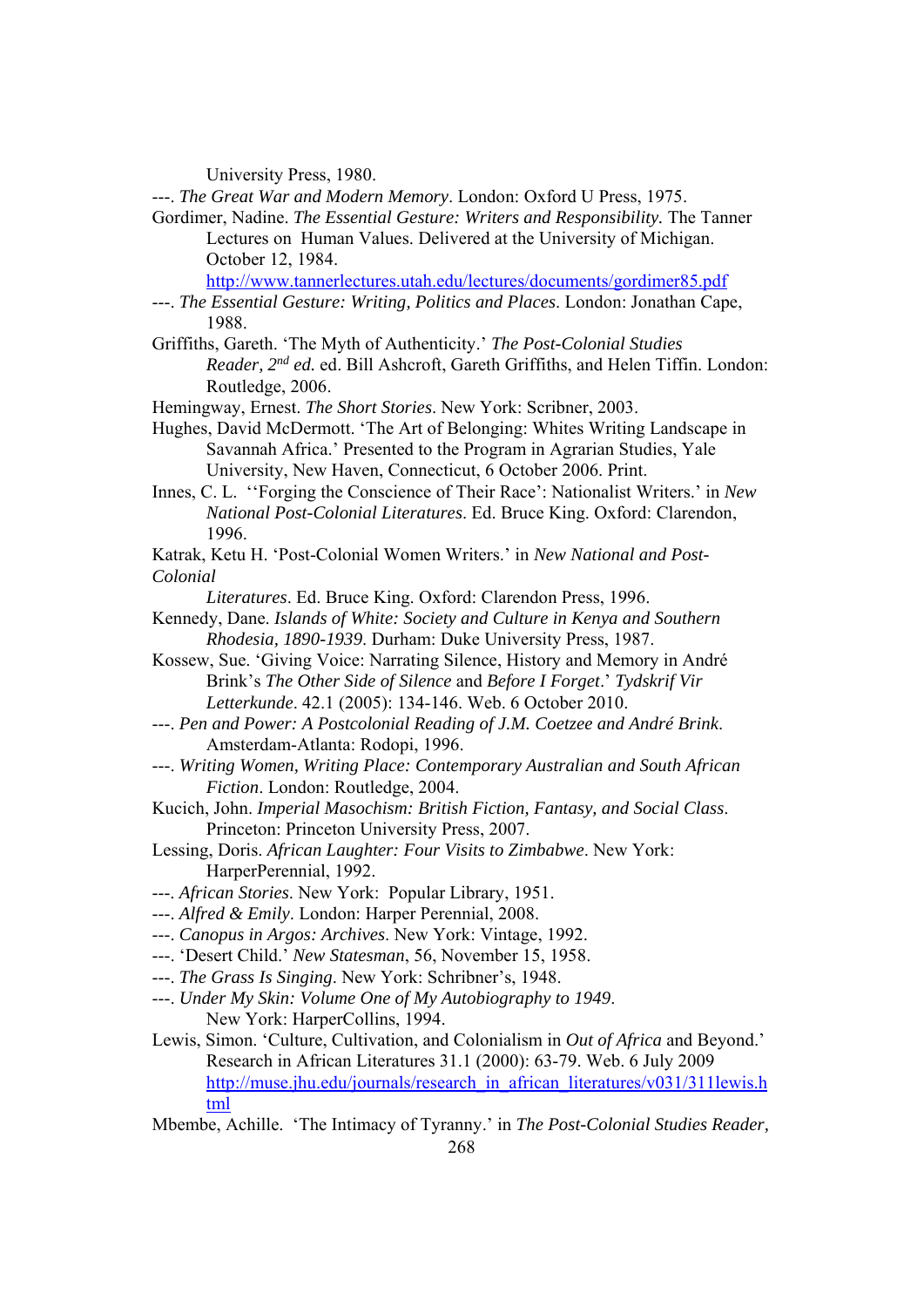University Press, 1980.

---. *The Great War and Modern Memory*. London: Oxford U Press, 1975.

Gordimer, Nadine. *The Essential Gesture: Writers and Responsibility.* The Tanner Lectures on Human Values. Delivered at the University of Michigan. October 12, 1984. http://www.tannerlectures.utah.edu/lectures/documents/gordimer85.pdf

---. *The Essential Gesture: Writing, Politics and Places*. London: Jonathan Cape, 1988.

Griffiths, Gareth. 'The Myth of Authenticity.' *The Post-Colonial Studies Reader, 2nd ed.* ed. Bill Ashcroft, Gareth Griffiths, and Helen Tiffin. London: Routledge, 2006.

Hemingway, Ernest. *The Short Stories*. New York: Scribner, 2003.

Hughes, David McDermott. 'The Art of Belonging: Whites Writing Landscape in Savannah Africa.' Presented to the Program in Agrarian Studies, Yale University, New Haven, Connecticut, 6 October 2006. Print.

Innes, C. L. ''Forging the Conscience of Their Race': Nationalist Writers.' in *New National Post-Colonial Literatures*. Ed. Bruce King. Oxford: Clarendon, 1996.

Katrak, Ketu H. 'Post-Colonial Women Writers.' in *New National and Post-Colonial Literatures*. Ed. Bruce King. Oxford: Clarendon Press, 1996.

Kennedy, Dane. *Islands of White: Society and Culture in Kenya and Southern Rhodesia, 1890-1939*. Durham: Duke University Press, 1987.

Kossew, Sue. 'Giving Voice: Narrating Silence, History and Memory in André Brink's *The Other Side of Silence* and *Before I Forget*.' *Tydskrif Vir Letterkunde*. 42.1 (2005): 134-146. Web. 6 October 2010.

---. *Pen and Power: A Postcolonial Reading of J.M. Coetzee and André Brink*. Amsterdam-Atlanta: Rodopi, 1996.

---. *Writing Women, Writing Place: Contemporary Australian and South African Fiction*. London: Routledge, 2004.

Kucich, John. *Imperial Masochism: British Fiction, Fantasy, and Social Class*. Princeton: Princeton University Press, 2007.

Lessing, Doris. *African Laughter: Four Visits to Zimbabwe*. New York: HarperPerennial, 1992.

---. *African Stories*. New York: Popular Library, 1951.

---. *Alfred & Emily*. London: Harper Perennial, 2008.

---. *Canopus in Argos: Archives*. New York: Vintage, 1992.

---. 'Desert Child.' *New Statesman*, 56, November 15, 1958.

---. *The Grass Is Singing*. New York: Schribner's, 1948.

---. *Under My Skin: Volume One of My Autobiography to 1949*. New York: HarperCollins, 1994.

Lewis, Simon. 'Culture, Cultivation, and Colonialism in *Out of Africa* and Beyond.' Research in African Literatures 31.1 (2000): 63-79. Web. 6 July 2009 http://muse.jhu.edu/journals/research_in_african_literatures/v031/311lewis.html

Mbembe, Achille. 'The Intimacy of Tyranny.' in *The Post-Colonial Studies Reader,*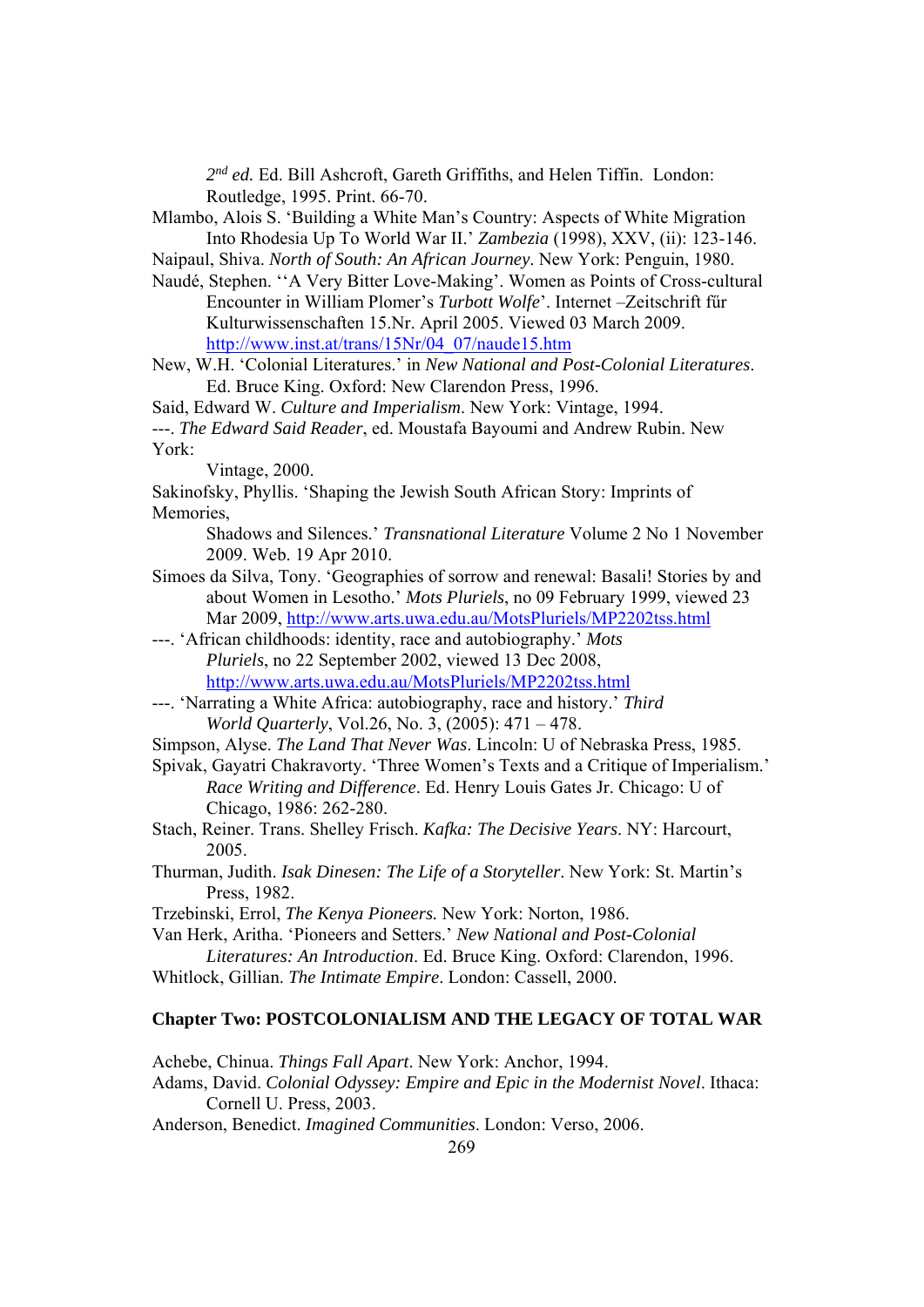2[nd] *ed.* Ed. Bill Ashcroft, Gareth Griffiths, and Helen Tiffin. London: Routledge, 1995. Print. 66-70.

Mlambo, Alois S. 'Building a White Man's Country: Aspects of White Migration Into Rhodesia Up To World War II.' *Zambezia* (1998), XXV, (ii): 123-146.

Naipaul, Shiva. *North of South: An African Journey*. New York: Penguin, 1980.

Naudé, Stephen. ''A Very Bitter Love-Making'. Women as Points of Cross-cultural Encounter in William Plomer's *Turbott Wolfe*'. Internet –Zeitschrift für Kulturwissenschaften 15.Nr. April 2005. Viewed 03 March 2009. http://www.inst.at/trans/15Nr/04_07/naude15.htm

New, W.H. 'Colonial Literatures.' in *New National and Post-Colonial Literatures*. Ed. Bruce King. Oxford: New Clarendon Press, 1996.

Said, Edward W. *Culture and Imperialism*. New York: Vintage, 1994.

---. *The Edward Said Reader*, ed. Moustafa Bayoumi and Andrew Rubin. New York: Vintage, 2000.

Sakinofsky, Phyllis. 'Shaping the Jewish South African Story: Imprints of Memories, Shadows and Silences.' *Transnational Literature* Volume 2 No 1 November 2009. Web. 19 Apr 2010.

Simoes da Silva, Tony. 'Geographies of sorrow and renewal: Basali! Stories by and about Women in Lesotho.' *Mots Pluriels*, no 09 February 1999, viewed 23 Mar 2009, http://www.arts.uwa.edu.au/MotsPluriels/MP2202tss.html

---. 'African childhoods: identity, race and autobiography.' *Mots Pluriels*, no 22 September 2002, viewed 13 Dec 2008, http://www.arts.uwa.edu.au/MotsPluriels/MP2202tss.html

---. 'Narrating a White Africa: autobiography, race and history.' *Third World Quarterly*, Vol.26, No. 3, (2005): 471 – 478.

Simpson, Alyse. *The Land That Never Was*. Lincoln: U of Nebraska Press, 1985.

Spivak, Gayatri Chakravorty. 'Three Women's Texts and a Critique of Imperialism.' *Race Writing and Difference*. Ed. Henry Louis Gates Jr. Chicago: U of Chicago, 1986: 262-280.

Stach, Reiner. Trans. Shelley Frisch. *Kafka: The Decisive Years*. NY: Harcourt, 2005.

Thurman, Judith. *Isak Dinesen: The Life of a Storyteller*. New York: St. Martin's Press, 1982.

Trzebinski, Errol, *The Kenya Pioneers.* New York: Norton, 1986.

Van Herk, Aritha. 'Pioneers and Setters.' *New National and Post-Colonial Literatures: An Introduction*. Ed. Bruce King. Oxford: Clarendon, 1996.

Whitlock, Gillian. *The Intimate Empire*. London: Cassell, 2000.

### Chapter Two: POSTCOLONIALISM AND THE LEGACY OF TOTAL WAR

Achebe, Chinua. *Things Fall Apart*. New York: Anchor, 1994.

Adams, David. *Colonial Odyssey: Empire and Epic in the Modernist Novel*. Ithaca: Cornell U. Press, 2003.

Anderson, Benedict. *Imagined Communities*. London: Verso, 2006.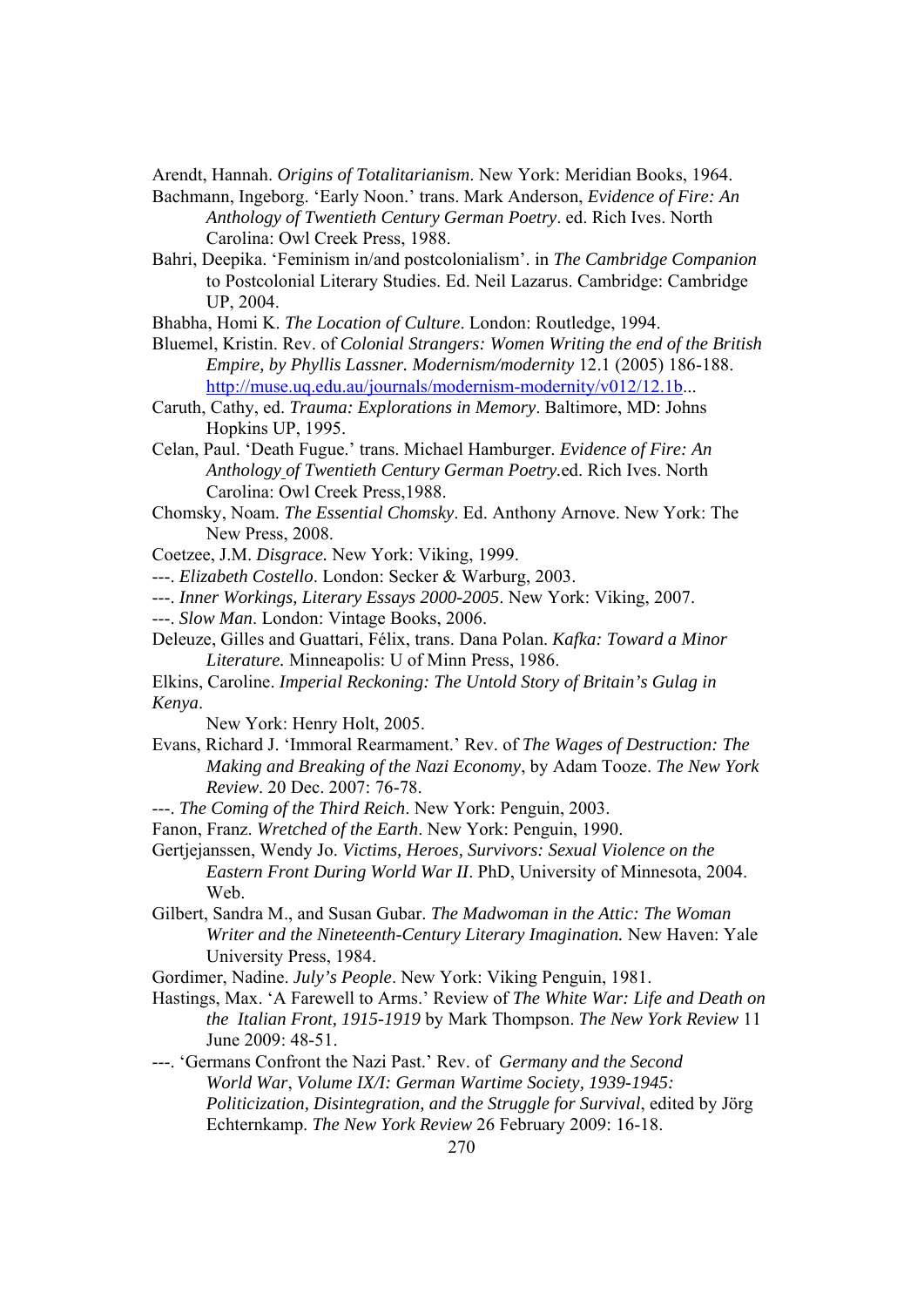Arendt, Hannah. *Origins of Totalitarianism*. New York: Meridian Books, 1964.

Bachmann, Ingeborg. 'Early Noon.' trans. Mark Anderson, *Evidence of Fire: An Anthology of Twentieth Century German Poetry*. ed. Rich Ives. North Carolina: Owl Creek Press, 1988.

Bahri, Deepika. 'Feminism in/and postcolonialism'. in *The Cambridge Companion* to Postcolonial Literary Studies. Ed. Neil Lazarus. Cambridge: Cambridge UP, 2004.

Bhabha, Homi K. *The Location of Culture*. London: Routledge, 1994.

Bluemel, Kristin. Rev. of *Colonial Strangers: Women Writing the end of the British Empire, by Phyllis Lassner. Modernism/modernity* 12.1 (2005) 186-188. http://muse.uq.edu.au/journals/modernism-modernity/v012/12.1b...

Caruth, Cathy, ed. *Trauma: Explorations in Memory*. Baltimore, MD: Johns Hopkins UP, 1995.

Celan, Paul. 'Death Fugue.' trans. Michael Hamburger. *Evidence of Fire: An Anthology of Twentieth Century German Poetry*.ed. Rich Ives. North Carolina: Owl Creek Press,1988.

Chomsky, Noam. *The Essential Chomsky*. Ed. Anthony Arnove. New York: The New Press, 2008.

Coetzee, J.M. *Disgrace.* New York: Viking, 1999.

---. *Elizabeth Costello*. London: Secker & Warburg, 2003.

---. *Inner Workings, Literary Essays 2000-2005*. New York: Viking, 2007.

---. *Slow Man*. London: Vintage Books, 2006.

Deleuze, Gilles and Guattari, Félix, trans. Dana Polan. *Kafka: Toward a Minor Literature.* Minneapolis: U of Minn Press, 1986.

Elkins, Caroline. *Imperial Reckoning: The Untold Story of Britain's Gulag in Kenya*. New York: Henry Holt, 2005.

Evans, Richard J. 'Immoral Rearmament.' Rev. of *The Wages of Destruction: The Making and Breaking of the Nazi Economy*, by Adam Tooze. *The New York Review*. 20 Dec. 2007: 76-78.

---. *The Coming of the Third Reich*. New York: Penguin, 2003.

Fanon, Franz. *Wretched of the Earth*. New York: Penguin, 1990.

Gertjejanssen, Wendy Jo. *Victims, Heroes, Survivors: Sexual Violence on the Eastern Front During World War II*. PhD, University of Minnesota, 2004. Web.

Gilbert, Sandra M., and Susan Gubar. *The Madwoman in the Attic: The Woman Writer and the Nineteenth-Century Literary Imagination.* New Haven: Yale University Press, 1984.

Gordimer, Nadine. *July's People*. New York: Viking Penguin, 1981.

Hastings, Max. 'A Farewell to Arms.' Review of *The White War: Life and Death on the Italian Front, 1915-1919* by Mark Thompson. *The New York Review* 11 June 2009: 48-51.

---. 'Germans Confront the Nazi Past.' Rev. of *Germany and the Second World War*, *Volume IX/I: German Wartime Society, 1939-1945: Politicization, Disintegration, and the Struggle for Survival*, edited by Jörg Echternkamp. *The New York Review* 26 February 2009: 16-18.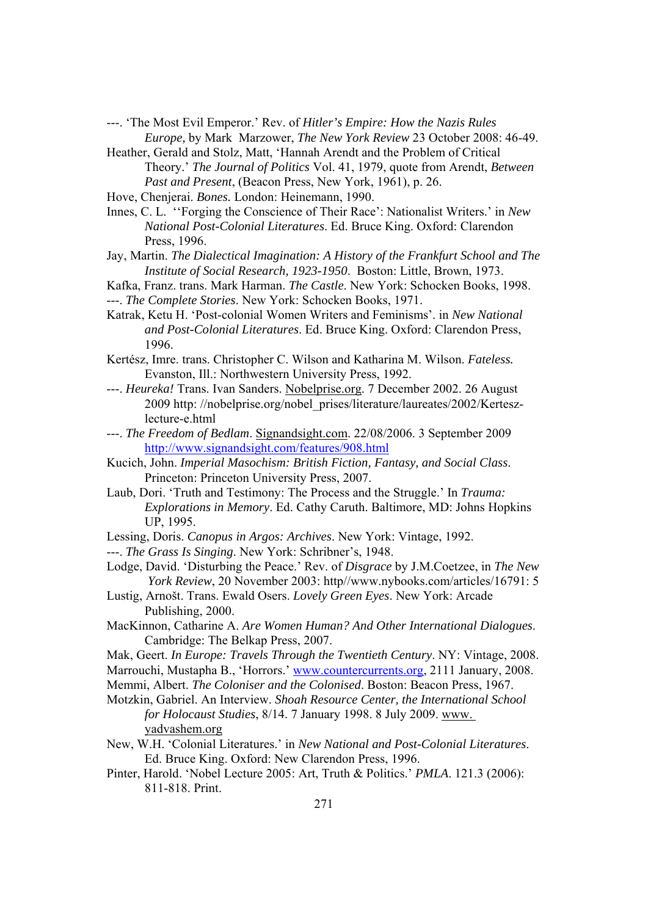---. 'The Most Evil Emperor.' Rev. of *Hitler's Empire: How the Nazis Rules Europe,* by Mark Marzower, *The New York Review* 23 October 2008: 46-49.

Heather, Gerald and Stolz, Matt, 'Hannah Arendt and the Problem of Critical Theory.' *The Journal of Politics* Vol. 41, 1979, quote from Arendt, *Between Past and Present*, (Beacon Press, New York, 1961), p. 26.

Hove, Chenjerai. *Bones.* London: Heinemann, 1990.

Innes, C. L. ''Forging the Conscience of Their Race': Nationalist Writers.' in *New National Post-Colonial Literatures*. Ed. Bruce King. Oxford: Clarendon Press, 1996.

Jay, Martin. *The Dialectical Imagination: A History of the Frankfurt School and The Institute of Social Research, 1923-1950*. Boston: Little, Brown, 1973.

Kafka, Franz. trans. Mark Harman. *The Castle*. New York: Schocken Books, 1998.

---. *The Complete Stories*. New York: Schocken Books, 1971.

Katrak, Ketu H. 'Post-colonial Women Writers and Feminisms'. in *New National and Post-Colonial Literatures*. Ed. Bruce King. Oxford: Clarendon Press, 1996.

Kertész, Imre. trans. Christopher C. Wilson and Katharina M. Wilson. *Fateless.* Evanston, Ill.: Northwestern University Press, 1992.

---. *Heureka!* Trans. Ivan Sanders. Nobelprise.org. 7 December 2002. 26 August 2009 http: //nobelprise.org/nobel_prises/literature/laureates/2002/Kertesz-lecture-e.html

---. *The Freedom of Bedlam*. Signandsight.com. 22/08/2006. 3 September 2009 http://www.signandsight.com/features/908.html

Kucich, John. *Imperial Masochism: British Fiction, Fantasy, and Social Class*. Princeton: Princeton University Press, 2007.

Laub, Dori. 'Truth and Testimony: The Process and the Struggle.' In *Trauma: Explorations in Memory*. Ed. Cathy Caruth. Baltimore, MD: Johns Hopkins UP, 1995.

Lessing, Doris. *Canopus in Argos: Archives*. New York: Vintage, 1992.

---. *The Grass Is Singing*. New York: Schribner's, 1948.

Lodge, David. 'Disturbing the Peace.' Rev. of *Disgrace* by J.M.Coetzee, in *The New York Review*, 20 November 2003: http//www.nybooks.com/articles/16791: 5

Lustig, Arnošt. Trans. Ewald Osers. *Lovely Green Eyes*. New York: Arcade Publishing, 2000.

MacKinnon, Catharine A. *Are Women Human? And Other International Dialogues*. Cambridge: The Belkap Press, 2007.

Mak, Geert. *In Europe: Travels Through the Twentieth Century*. NY: Vintage, 2008.

Marrouchi, Mustapha B., 'Horrors.' www.countercurrents.org, 2111 January, 2008.

Memmi, Albert. *The Coloniser and the Colonised*. Boston: Beacon Press, 1967.

Motzkin, Gabriel. An Interview. *Shoah Resource Center, the International School for Holocaust Studies*, 8/14. 7 January 1998. 8 July 2009. www. yadvashem.org

New, W.H. 'Colonial Literatures.' in *New National and Post-Colonial Literatures*. Ed. Bruce King. Oxford: New Clarendon Press, 1996.

Pinter, Harold. 'Nobel Lecture 2005: Art, Truth & Politics.' *PMLA*. 121.3 (2006): 811-818. Print.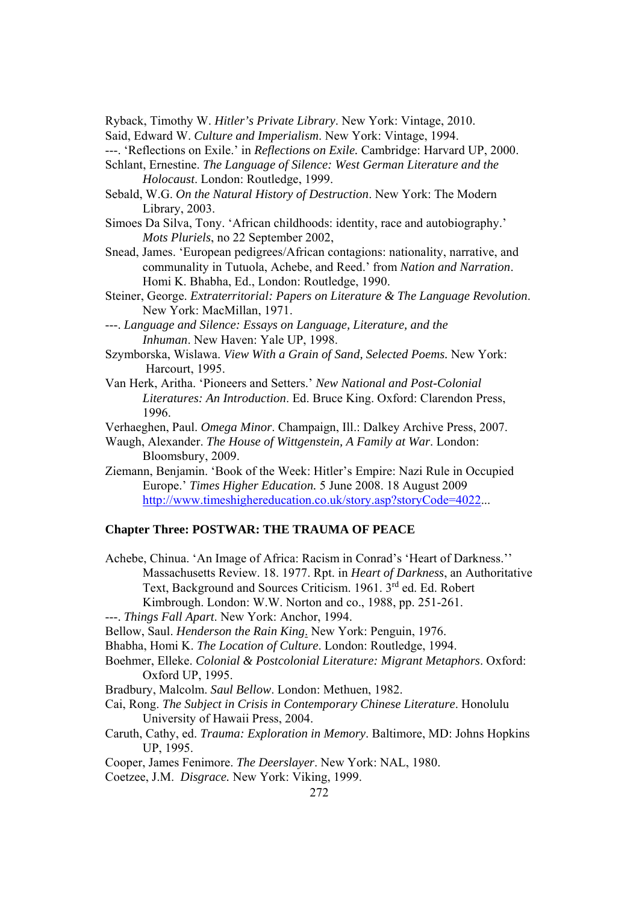Ryback, Timothy W. *Hitler's Private Library*. New York: Vintage, 2010.

Said, Edward W. *Culture and Imperialism*. New York: Vintage, 1994.

---. 'Reflections on Exile.' in *Reflections on Exile.* Cambridge: Harvard UP, 2000.

Schlant, Ernestine. *The Language of Silence: West German Literature and the Holocaust*. London: Routledge, 1999.

Sebald, W.G. *On the Natural History of Destruction*. New York: The Modern Library, 2003.

Simoes Da Silva, Tony. 'African childhoods: identity, race and autobiography.' *Mots Pluriels*, no 22 September 2002,

Snead, James. 'European pedigrees/African contagions: nationality, narrative, and communality in Tutuola, Achebe, and Reed.' from *Nation and Narration*. Homi K. Bhabha, Ed., London: Routledge, 1990.

Steiner, George. *Extraterritorial: Papers on Literature & The Language Revolution*. New York: MacMillan, 1971.

---. *Language and Silence: Essays on Language, Literature, and the Inhuman*. New Haven: Yale UP, 1998.

Szymborska, Wislawa. *View With a Grain of Sand, Selected Poems.* New York: Harcourt, 1995.

Van Herk, Aritha. 'Pioneers and Setters.' *New National and Post-Colonial Literatures: An Introduction*. Ed. Bruce King. Oxford: Clarendon Press, 1996.

Verhaeghen, Paul. *Omega Minor*. Champaign, Ill.: Dalkey Archive Press, 2007.

Waugh, Alexander. *The House of Wittgenstein, A Family at War*. London: Bloomsbury, 2009.

Ziemann, Benjamin. 'Book of the Week: Hitler's Empire: Nazi Rule in Occupied Europe.' *Times Higher Education.* 5 June 2008. 18 August 2009 http://www.timeshighereducation.co.uk/story.asp?storyCode=4022...

**Chapter Three: POSTWAR: THE TRAUMA OF PEACE**

Achebe, Chinua. 'An Image of Africa: Racism in Conrad's 'Heart of Darkness.'' Massachusetts Review. 18. 1977. Rpt. in *Heart of Darkness*, an Authoritative Text, Background and Sources Criticism. 1961. 3rd ed. Ed. Robert Kimbrough. London: W.W. Norton and co., 1988, pp. 251-261.

---. *Things Fall Apart*. New York: Anchor, 1994.

Bellow, Saul. *Henderson the Rain King*. New York: Penguin, 1976.

Bhabha, Homi K. *The Location of Culture*. London: Routledge, 1994.

Boehmer, Elleke. *Colonial & Postcolonial Literature: Migrant Metaphors*. Oxford: Oxford UP, 1995.

Bradbury, Malcolm. *Saul Bellow*. London: Methuen, 1982.

Cai, Rong. *The Subject in Crisis in Contemporary Chinese Literature*. Honolulu University of Hawaii Press, 2004.

Caruth, Cathy, ed. *Trauma: Exploration in Memory*. Baltimore, MD: Johns Hopkins UP, 1995.

Cooper, James Fenimore. *The Deerslayer*. New York: NAL, 1980.

Coetzee, J.M. *Disgrace.* New York: Viking, 1999.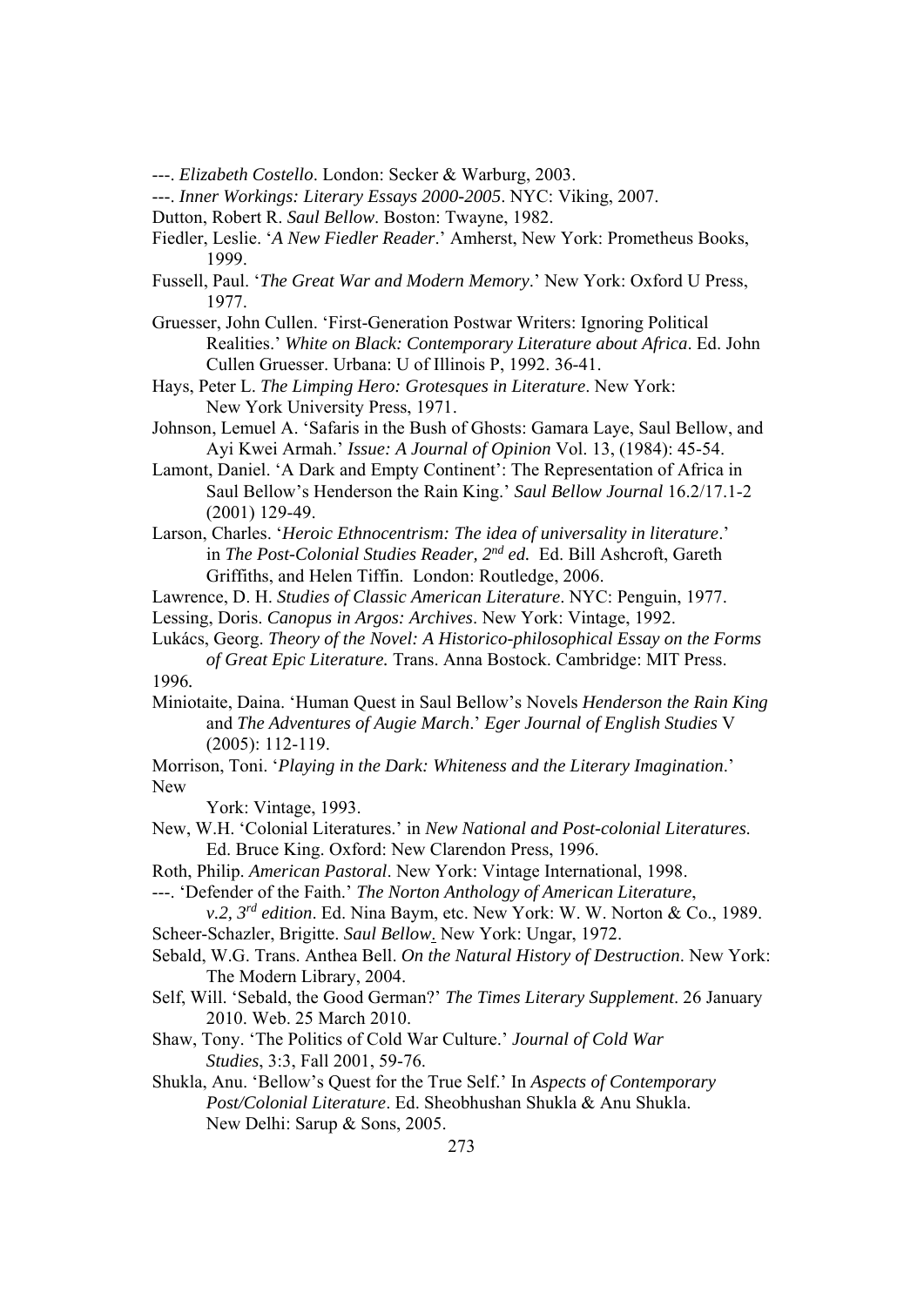---. *Elizabeth Costello*. London: Secker & Warburg, 2003.

---. *Inner Workings: Literary Essays 2000-2005*. NYC: Viking, 2007.

Dutton, Robert R. *Saul Bellow*. Boston: Twayne, 1982.

Fiedler, Leslie. '*A New Fiedler Reader*.' Amherst, New York: Prometheus Books, 1999.

Fussell, Paul. '*The Great War and Modern Memory*.' New York: Oxford U Press, 1977.

Gruesser, John Cullen. 'First-Generation Postwar Writers: Ignoring Political Realities.' *White on Black: Contemporary Literature about Africa*. Ed. John Cullen Gruesser. Urbana: U of Illinois P, 1992. 36-41.

Hays, Peter L. *The Limping Hero: Grotesques in Literature*. New York: New York University Press, 1971.

Johnson, Lemuel A. 'Safaris in the Bush of Ghosts: Gamara Laye, Saul Bellow, and Ayi Kwei Armah.' *Issue: A Journal of Opinion* Vol. 13, (1984): 45-54.

Lamont, Daniel. 'A Dark and Empty Continent': The Representation of Africa in Saul Bellow's Henderson the Rain King.' *Saul Bellow Journal* 16.2/17.1-2 (2001) 129-49.

Larson, Charles. '*Heroic Ethnocentrism: The idea of universality in literature*.' in *The Post-Colonial Studies Reader, 2nd ed.* Ed. Bill Ashcroft, Gareth Griffiths, and Helen Tiffin. London: Routledge, 2006.

Lawrence, D. H. *Studies of Classic American Literature*. NYC: Penguin, 1977.

Lessing, Doris. *Canopus in Argos: Archives*. New York: Vintage, 1992.

Lukács, Georg. *Theory of the Novel: A Historico-philosophical Essay on the Forms of Great Epic Literature.* Trans. Anna Bostock. Cambridge: MIT Press. 1996.

Miniotaite, Daina. 'Human Quest in Saul Bellow's Novels *Henderson the Rain King* and *The Adventures of Augie March*.' *Eger Journal of English Studies* V (2005): 112-119.

Morrison, Toni. '*Playing in the Dark: Whiteness and the Literary Imagination*.' New York: Vintage, 1993.

New, W.H. 'Colonial Literatures.' in *New National and Post-colonial Literatures.* Ed. Bruce King. Oxford: New Clarendon Press, 1996.

Roth, Philip. *American Pastoral*. New York: Vintage International, 1998.

---. 'Defender of the Faith.' *The Norton Anthology of American Literature*, *v.2, 3rd edition*. Ed. Nina Baym, etc. New York: W. W. Norton & Co., 1989.

Scheer-Schazler, Brigitte. *Saul Bellow*. New York: Ungar, 1972.

Sebald, W.G. Trans. Anthea Bell. *On the Natural History of Destruction*. New York: The Modern Library, 2004.

Self, Will. 'Sebald, the Good German?' *The Times Literary Supplement*. 26 January 2010. Web. 25 March 2010.

Shaw, Tony. 'The Politics of Cold War Culture.' *Journal of Cold War Studies*, 3:3, Fall 2001, 59-76.

Shukla, Anu. 'Bellow's Quest for the True Self.' In *Aspects of Contemporary Post/Colonial Literature*. Ed. Sheobhushan Shukla & Anu Shukla. New Delhi: Sarup & Sons, 2005.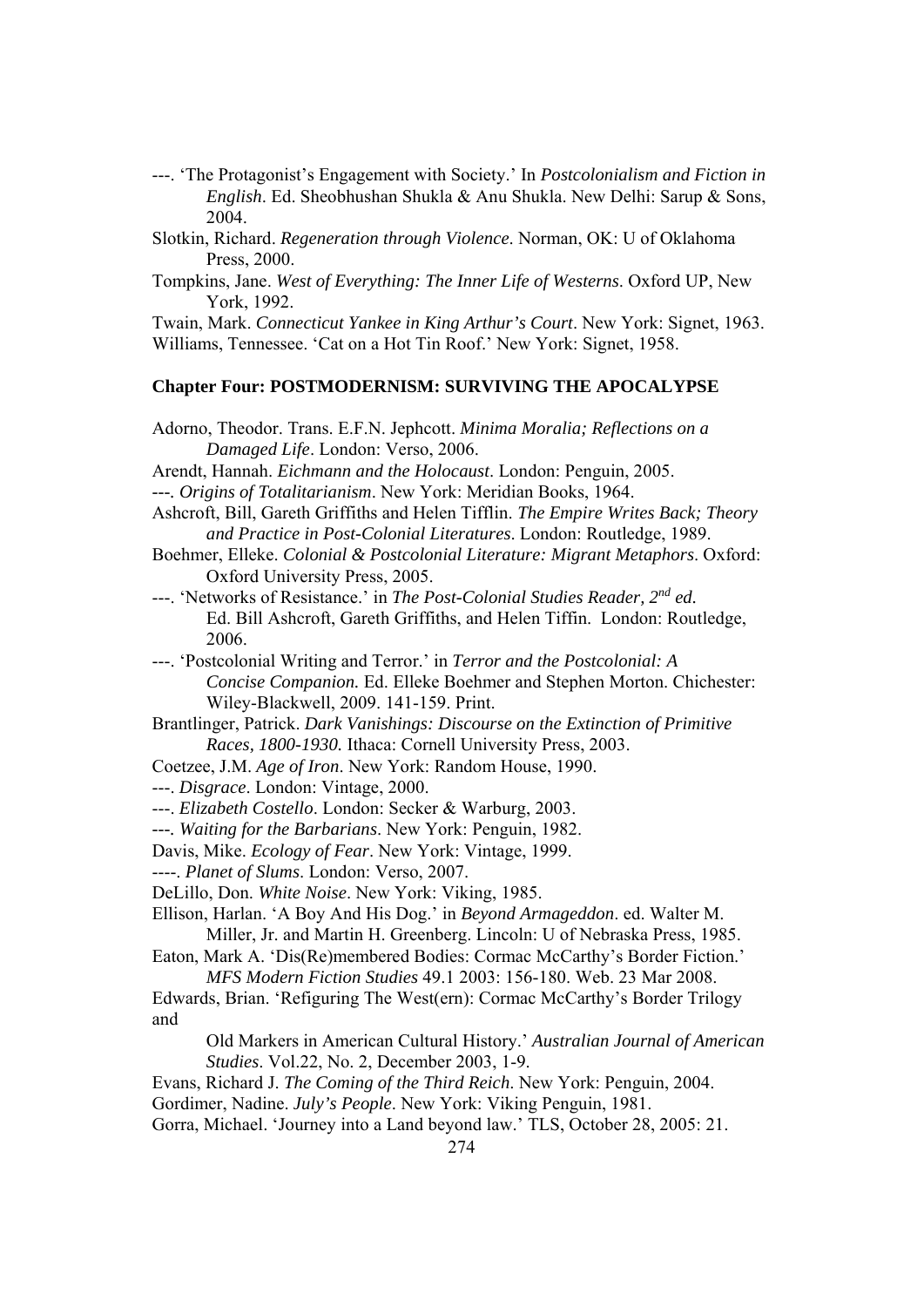---. 'The Protagonist's Engagement with Society.' In *Postcolonialism and Fiction in English*. Ed. Sheobhushan Shukla & Anu Shukla. New Delhi: Sarup & Sons, 2004.

Slotkin, Richard. *Regeneration through Violence*. Norman, OK: U of Oklahoma Press, 2000.

Tompkins, Jane. *West of Everything: The Inner Life of Westerns*. Oxford UP, New York, 1992.

Twain, Mark. *Connecticut Yankee in King Arthur's Court*. New York: Signet, 1963.

Williams, Tennessee. 'Cat on a Hot Tin Roof.' New York: Signet, 1958.

**Chapter Four: POSTMODERNISM: SURVIVING THE APOCALYPSE**

Adorno, Theodor. Trans. E.F.N. Jephcott. *Minima Moralia; Reflections on a Damaged Life*. London: Verso, 2006.

Arendt, Hannah. *Eichmann and the Holocaust*. London: Penguin, 2005.

---. *Origins of Totalitarianism*. New York: Meridian Books, 1964.

Ashcroft, Bill, Gareth Griffiths and Helen Tifflin. *The Empire Writes Back; Theory and Practice in Post-Colonial Literatures*. London: Routledge, 1989.

Boehmer, Elleke. *Colonial & Postcolonial Literature: Migrant Metaphors*. Oxford: Oxford University Press, 2005.

---. 'Networks of Resistance.' in *The Post-Colonial Studies Reader, 2nd ed.* Ed. Bill Ashcroft, Gareth Griffiths, and Helen Tiffin. London: Routledge, 2006.

---. 'Postcolonial Writing and Terror.' in *Terror and the Postcolonial: A Concise Companion.* Ed. Elleke Boehmer and Stephen Morton. Chichester: Wiley-Blackwell, 2009. 141-159. Print.

Brantlinger, Patrick. *Dark Vanishings: Discourse on the Extinction of Primitive Races, 1800-1930.* Ithaca: Cornell University Press, 2003.

Coetzee, J.M. *Age of Iron*. New York: Random House, 1990.

---. *Disgrace*. London: Vintage, 2000.

---. *Elizabeth Costello*. London: Secker & Warburg, 2003.

---. *Waiting for the Barbarians*. New York: Penguin, 1982.

Davis, Mike. *Ecology of Fear*. New York: Vintage, 1999.

----. *Planet of Slums*. London: Verso, 2007.

DeLillo, Don. *White Noise*. New York: Viking, 1985.

Ellison, Harlan. 'A Boy And His Dog.' in *Beyond Armageddon*. ed. Walter M. Miller, Jr. and Martin H. Greenberg. Lincoln: U of Nebraska Press, 1985.

Eaton, Mark A. 'Dis(Re)membered Bodies: Cormac McCarthy's Border Fiction.' *MFS Modern Fiction Studies* 49.1 2003: 156-180. Web. 23 Mar 2008.

Edwards, Brian. 'Refiguring The West(ern): Cormac McCarthy's Border Trilogy and Old Markers in American Cultural History.' *Australian Journal of American Studies*. Vol.22, No. 2, December 2003, 1-9.

Evans, Richard J. *The Coming of the Third Reich*. New York: Penguin, 2004.

Gordimer, Nadine. *July's People*. New York: Viking Penguin, 1981.

Gorra, Michael. 'Journey into a Land beyond law.' TLS, October 28, 2005: 21.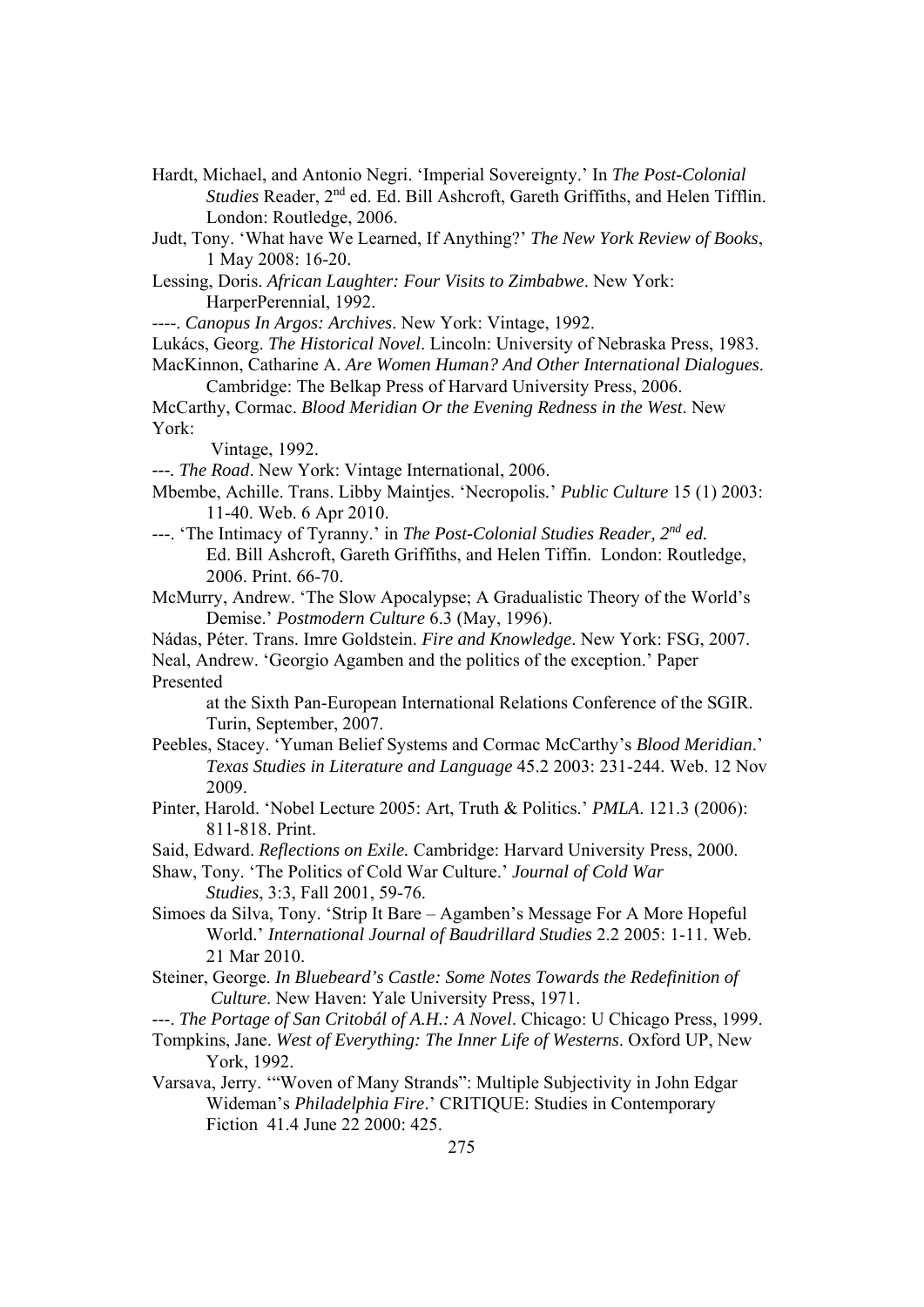Hardt, Michael, and Antonio Negri. 'Imperial Sovereignty.' In *The Post-Colonial Studies* Reader, 2nd ed. Ed. Bill Ashcroft, Gareth Griffiths, and Helen Tifflin. London: Routledge, 2006.

Judt, Tony. 'What have We Learned, If Anything?' *The New York Review of Books*, 1 May 2008: 16-20.

Lessing, Doris. *African Laughter: Four Visits to Zimbabwe*. New York: HarperPerennial, 1992.

----. *Canopus In Argos: Archives*. New York: Vintage, 1992.

Lukács, Georg. *The Historical Novel*. Lincoln: University of Nebraska Press, 1983.

MacKinnon, Catharine A. *Are Women Human? And Other International Dialogues*. Cambridge: The Belkap Press of Harvard University Press, 2006.

McCarthy, Cormac. *Blood Meridian Or the Evening Redness in the West*. New York:
Vintage, 1992.

---. *The Road*. New York: Vintage International, 2006.

Mbembe, Achille. Trans. Libby Maintjes. 'Necropolis.' *Public Culture* 15 (1) 2003: 11-40. Web. 6 Apr 2010.

---. 'The Intimacy of Tyranny.' in *The Post-Colonial Studies Reader, 2nd ed.* Ed. Bill Ashcroft, Gareth Griffiths, and Helen Tiffin. London: Routledge, 2006. Print. 66-70.

McMurry, Andrew. 'The Slow Apocalypse; A Gradualistic Theory of the World's Demise.' *Postmodern Culture* 6.3 (May, 1996).

Nádas, Péter. Trans. Imre Goldstein. *Fire and Knowledge*. New York: FSG, 2007.

Neal, Andrew. 'Georgio Agamben and the politics of the exception.' Paper Presented
at the Sixth Pan-European International Relations Conference of the SGIR. Turin, September, 2007.

Peebles, Stacey. 'Yuman Belief Systems and Cormac McCarthy's *Blood Meridian*.' *Texas Studies in Literature and Language* 45.2 2003: 231-244. Web. 12 Nov 2009.

Pinter, Harold. 'Nobel Lecture 2005: Art, Truth & Politics.' *PMLA*. 121.3 (2006): 811-818. Print.

Said, Edward. *Reflections on Exile.* Cambridge: Harvard University Press, 2000.

Shaw, Tony. 'The Politics of Cold War Culture.' *Journal of Cold War Studies*, 3:3, Fall 2001, 59-76.

Simoes da Silva, Tony. 'Strip It Bare – Agamben's Message For A More Hopeful World.' *International Journal of Baudrillard Studies* 2.2 2005: 1-11. Web. 21 Mar 2010.

Steiner, George. *In Bluebeard's Castle: Some Notes Towards the Redefinition of Culture*. New Haven: Yale University Press, 1971.

---. *The Portage of San Critobál of A.H.: A Novel*. Chicago: U Chicago Press, 1999.

Tompkins, Jane. *West of Everything: The Inner Life of Westerns*. Oxford UP, New York, 1992.

Varsava, Jerry. '"Woven of Many Strands": Multiple Subjectivity in John Edgar Wideman's *Philadelphia Fire*.' CRITIQUE: Studies in Contemporary Fiction 41.4 June 22 2000: 425.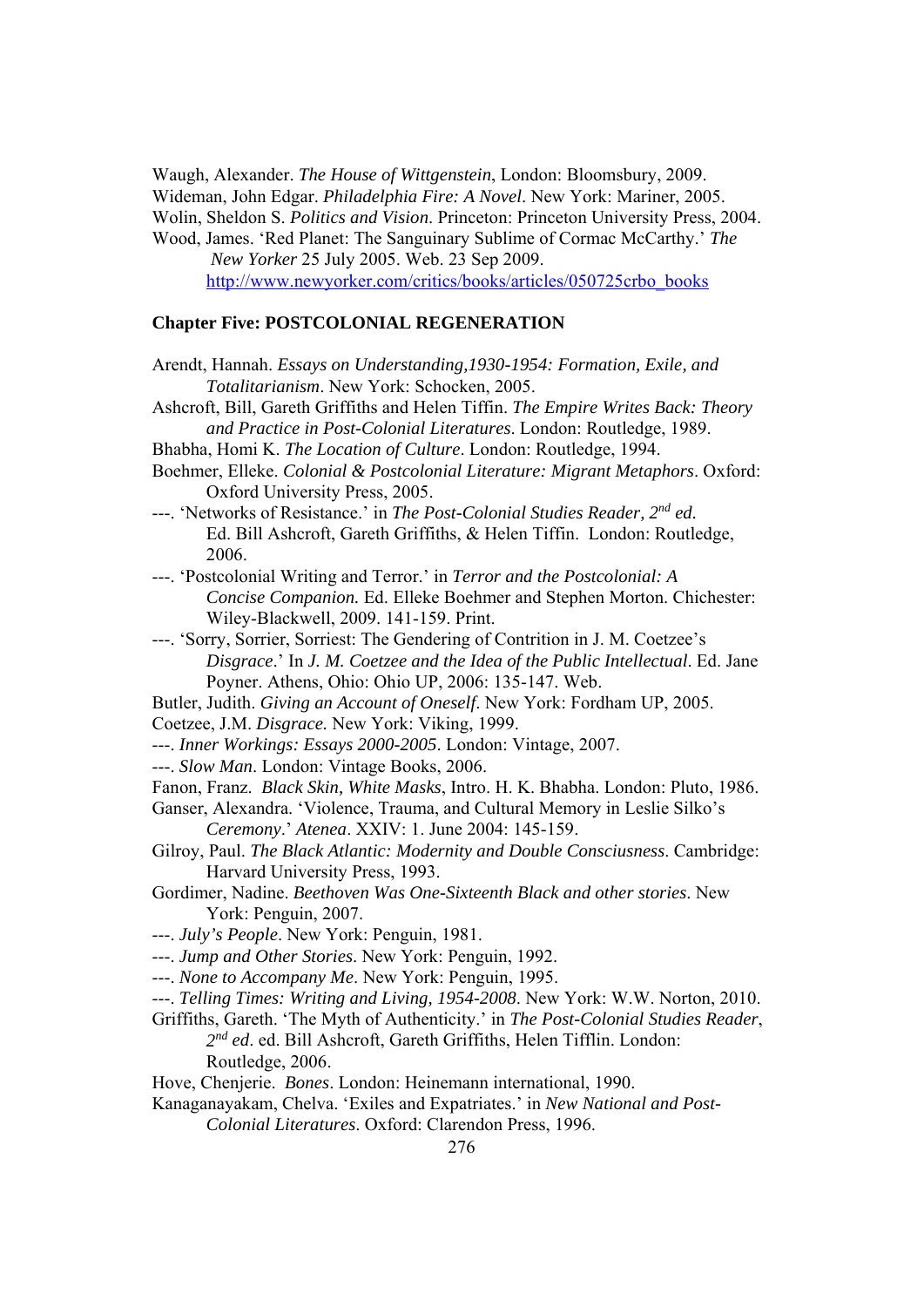Waugh, Alexander. *The House of Wittgenstein*, London: Bloomsbury, 2009.

Wideman, John Edgar. *Philadelphia Fire: A Novel*. New York: Mariner, 2005.

Wolin, Sheldon S. *Politics and Vision*. Princeton: Princeton University Press, 2004.

Wood, James. 'Red Planet: The Sanguinary Sublime of Cormac McCarthy.' *The New Yorker* 25 July 2005. Web. 23 Sep 2009. http://www.newyorker.com/critics/books/articles/050725crbo_books

**Chapter Five: POSTCOLONIAL REGENERATION**

Arendt, Hannah. *Essays on Understanding,1930-1954: Formation, Exile, and Totalitarianism*. New York: Schocken, 2005.

Ashcroft, Bill, Gareth Griffiths and Helen Tiffin. *The Empire Writes Back: Theory and Practice in Post-Colonial Literatures*. London: Routledge, 1989.

Bhabha, Homi K. *The Location of Culture*. London: Routledge, 1994.

Boehmer, Elleke. *Colonial & Postcolonial Literature: Migrant Metaphors*. Oxford: Oxford University Press, 2005.

---. 'Networks of Resistance.' in *The Post-Colonial Studies Reader, 2nd ed.* Ed. Bill Ashcroft, Gareth Griffiths, & Helen Tiffin. London: Routledge, 2006.

---. 'Postcolonial Writing and Terror.' in *Terror and the Postcolonial: A Concise Companion.* Ed. Elleke Boehmer and Stephen Morton. Chichester: Wiley-Blackwell, 2009. 141-159. Print.

---. 'Sorry, Sorrier, Sorriest: The Gendering of Contrition in J. M. Coetzee's *Disgrace*.' In *J. M. Coetzee and the Idea of the Public Intellectual*. Ed. Jane Poyner. Athens, Ohio: Ohio UP, 2006: 135-147. Web.

Butler, Judith. *Giving an Account of Oneself*. New York: Fordham UP, 2005.

Coetzee, J.M. *Disgrace.* New York: Viking, 1999.

---. *Inner Workings: Essays 2000-2005*. London: Vintage, 2007.

---. *Slow Man*. London: Vintage Books, 2006.

Fanon, Franz. *Black Skin, White Masks*, Intro. H. K. Bhabha. London: Pluto, 1986.

Ganser, Alexandra. 'Violence, Trauma, and Cultural Memory in Leslie Silko's *Ceremony*.' *Atenea*. XXIV: 1. June 2004: 145-159.

Gilroy, Paul. *The Black Atlantic: Modernity and Double Consciusness*. Cambridge: Harvard University Press, 1993.

Gordimer, Nadine. *Beethoven Was One-Sixteenth Black and other stories*. New York: Penguin, 2007.

---. *July's People*. New York: Penguin, 1981.

---. *Jump and Other Stories*. New York: Penguin, 1992.

---. *None to Accompany Me*. New York: Penguin, 1995.

---. *Telling Times: Writing and Living, 1954-2008*. New York: W.W. Norton, 2010.

Griffiths, Gareth. 'The Myth of Authenticity.' in *The Post-Colonial Studies Reader*, *2nd ed*. ed. Bill Ashcroft, Gareth Griffiths, Helen Tifflin. London: Routledge, 2006.

Hove, Chenjerie. *Bones*. London: Heinemann international, 1990.

Kanaganayakam, Chelva. 'Exiles and Expatriates.' in *New National and Post-Colonial Literatures*. Oxford: Clarendon Press, 1996.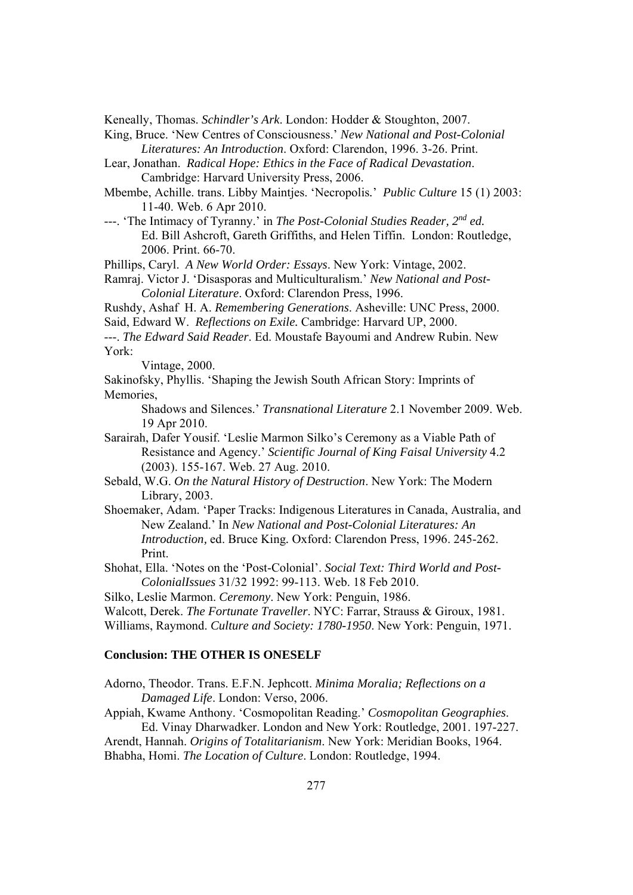Keneally, Thomas. *Schindler's Ark*. London: Hodder & Stoughton, 2007.

King, Bruce. 'New Centres of Consciousness.' *New National and Post-Colonial Literatures: An Introduction*. Oxford: Clarendon, 1996. 3-26. Print.

Lear, Jonathan. *Radical Hope: Ethics in the Face of Radical Devastation*. Cambridge: Harvard University Press, 2006.

Mbembe, Achille. trans. Libby Maintjes. 'Necropolis.' *Public Culture* 15 (1) 2003: 11-40. Web. 6 Apr 2010.

---. 'The Intimacy of Tyranny.' in *The Post-Colonial Studies Reader, 2nd ed.* Ed. Bill Ashcroft, Gareth Griffiths, and Helen Tiffin. London: Routledge, 2006. Print. 66-70.

Phillips, Caryl. *A New World Order: Essays*. New York: Vintage, 2002.

Ramraj. Victor J. 'Disasporas and Multiculturalism.' *New National and Post-Colonial Literature*. Oxford: Clarendon Press, 1996.

Rushdy, Ashaf H. A. *Remembering Generations*. Asheville: UNC Press, 2000.

Said, Edward W. *Reflections on Exile*. Cambridge: Harvard UP, 2000.

---. *The Edward Said Reader*. Ed. Moustafe Bayoumi and Andrew Rubin. New York:
Vintage, 2000.

Sakinofsky, Phyllis. 'Shaping the Jewish South African Story: Imprints of Memories,
Shadows and Silences.' *Transnational Literature* 2.1 November 2009. Web. 19 Apr 2010.

Sarairah, Dafer Yousif. 'Leslie Marmon Silko's Ceremony as a Viable Path of Resistance and Agency.' *Scientific Journal of King Faisal University* 4.2 (2003). 155-167. Web. 27 Aug. 2010.

Sebald, W.G. *On the Natural History of Destruction*. New York: The Modern Library, 2003.

Shoemaker, Adam. 'Paper Tracks: Indigenous Literatures in Canada, Australia, and New Zealand.' In *New National and Post-Colonial Literatures: An Introduction,* ed. Bruce King. Oxford: Clarendon Press, 1996. 245-262. Print.

Shohat, Ella. 'Notes on the 'Post-Colonial'. *Social Text: Third World and Post-ColonialIssues* 31/32 1992: 99-113. Web. 18 Feb 2010.

Silko, Leslie Marmon. *Ceremony*. New York: Penguin, 1986.

Walcott, Derek. *The Fortunate Traveller*. NYC: Farrar, Strauss & Giroux, 1981.

Williams, Raymond. *Culture and Society: 1780-1950*. New York: Penguin, 1971.

**Conclusion: THE OTHER IS ONESELF**

Adorno, Theodor. Trans. E.F.N. Jephcott. *Minima Moralia; Reflections on a Damaged Life*. London: Verso, 2006.

Appiah, Kwame Anthony. 'Cosmopolitan Reading.' *Cosmopolitan Geographies*. Ed. Vinay Dharwadker. London and New York: Routledge, 2001. 197-227.

Arendt, Hannah. *Origins of Totalitarianism*. New York: Meridian Books, 1964.

Bhabha, Homi. *The Location of Culture*. London: Routledge, 1994.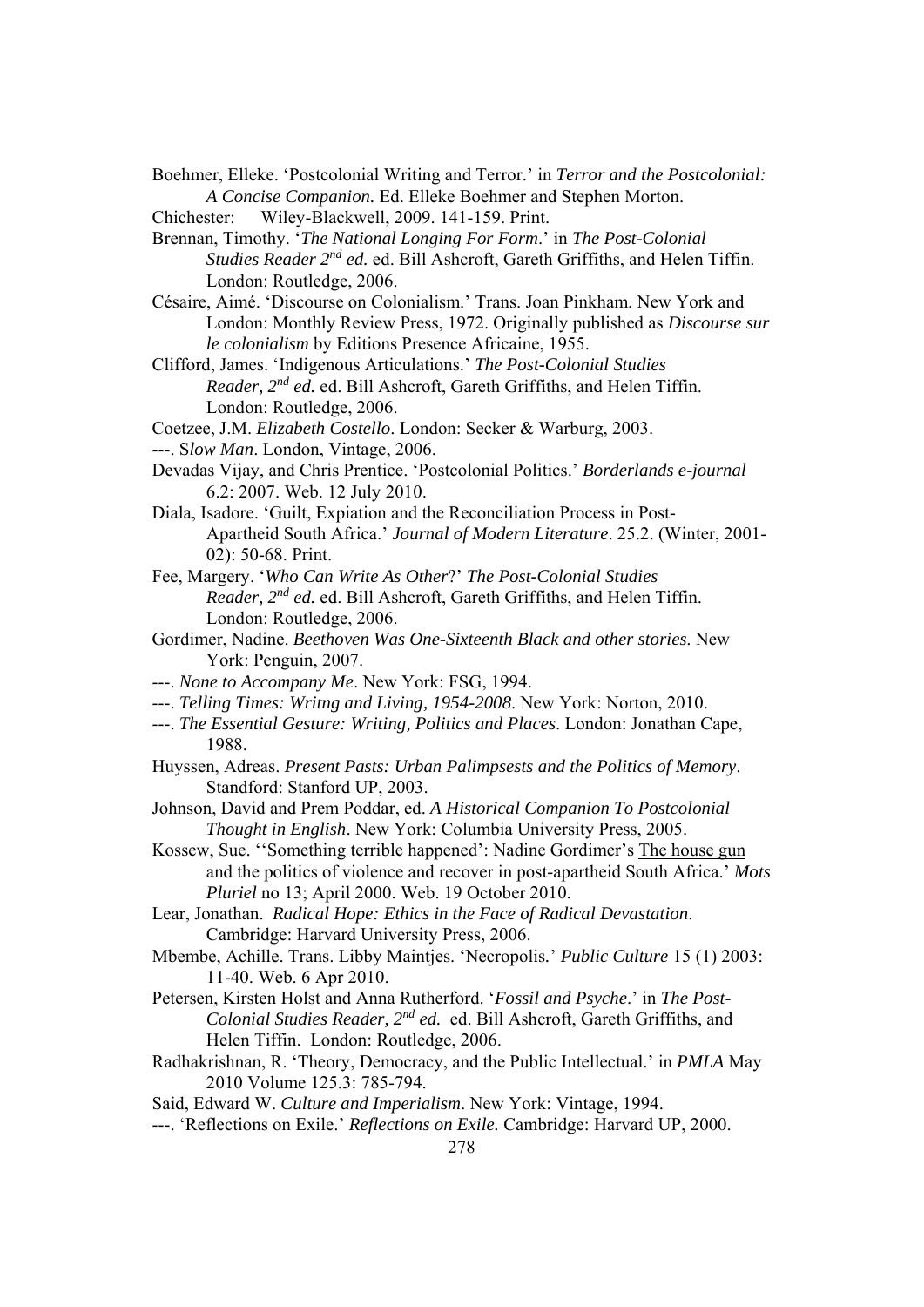Boehmer, Elleke. 'Postcolonial Writing and Terror.' in *Terror and the Postcolonial: A Concise Companion.* Ed. Elleke Boehmer and Stephen Morton.

Chichester: Wiley-Blackwell, 2009. 141-159. Print.

Brennan, Timothy. '*The National Longing For Form*.' in *The Post-Colonial Studies Reader 2nd ed.* ed. Bill Ashcroft, Gareth Griffiths, and Helen Tiffin. London: Routledge, 2006.

Césaire, Aimé. 'Discourse on Colonialism.' Trans. Joan Pinkham. New York and London: Monthly Review Press, 1972. Originally published as *Discourse sur le colonialism* by Editions Presence Africaine, 1955.

Clifford, James. 'Indigenous Articulations.' *The Post-Colonial Studies Reader, 2nd ed.* ed. Bill Ashcroft, Gareth Griffiths, and Helen Tiffin. London: Routledge, 2006.

Coetzee, J.M. *Elizabeth Costello*. London: Secker & Warburg, 2003.

---. S*low Man*. London, Vintage, 2006.

Devadas Vijay, and Chris Prentice. 'Postcolonial Politics.' *Borderlands e-journal* 6.2: 2007. Web. 12 July 2010.

Diala, Isadore. 'Guilt, Expiation and the Reconciliation Process in Post-Apartheid South Africa.' *Journal of Modern Literature*. 25.2. (Winter, 2001-02): 50-68. Print.

Fee, Margery. '*Who Can Write As Other*?' *The Post-Colonial Studies Reader, 2nd ed.* ed. Bill Ashcroft, Gareth Griffiths, and Helen Tiffin. London: Routledge, 2006.

Gordimer, Nadine. *Beethoven Was One-Sixteenth Black and other stories*. New York: Penguin, 2007.

---. *None to Accompany Me*. New York: FSG, 1994.

---. *Telling Times: Writng and Living, 1954-2008*. New York: Norton, 2010.

---. *The Essential Gesture: Writing, Politics and Places*. London: Jonathan Cape, 1988.

Huyssen, Adreas. *Present Pasts: Urban Palimpsests and the Politics of Memory*. Standford: Stanford UP, 2003.

Johnson, David and Prem Poddar, ed. *A Historical Companion To Postcolonial Thought in English*. New York: Columbia University Press, 2005.

Kossew, Sue. ''Something terrible happened': Nadine Gordimer's The house gun and the politics of violence and recover in post-apartheid South Africa.' *Mots Pluriel* no 13; April 2000. Web. 19 October 2010.

Lear, Jonathan. *Radical Hope: Ethics in the Face of Radical Devastation*. Cambridge: Harvard University Press, 2006.

Mbembe, Achille. Trans. Libby Maintjes. 'Necropolis.' *Public Culture* 15 (1) 2003: 11-40. Web. 6 Apr 2010.

Petersen, Kirsten Holst and Anna Rutherford. '*Fossil and Psyche*.' in *The Post-Colonial Studies Reader, 2nd ed.* ed. Bill Ashcroft, Gareth Griffiths, and Helen Tiffin. London: Routledge, 2006.

Radhakrishnan, R. 'Theory, Democracy, and the Public Intellectual.' in *PMLA* May 2010 Volume 125.3: 785-794.

Said, Edward W. *Culture and Imperialism*. New York: Vintage, 1994.

---. 'Reflections on Exile.' *Reflections on Exile.* Cambridge: Harvard UP, 2000.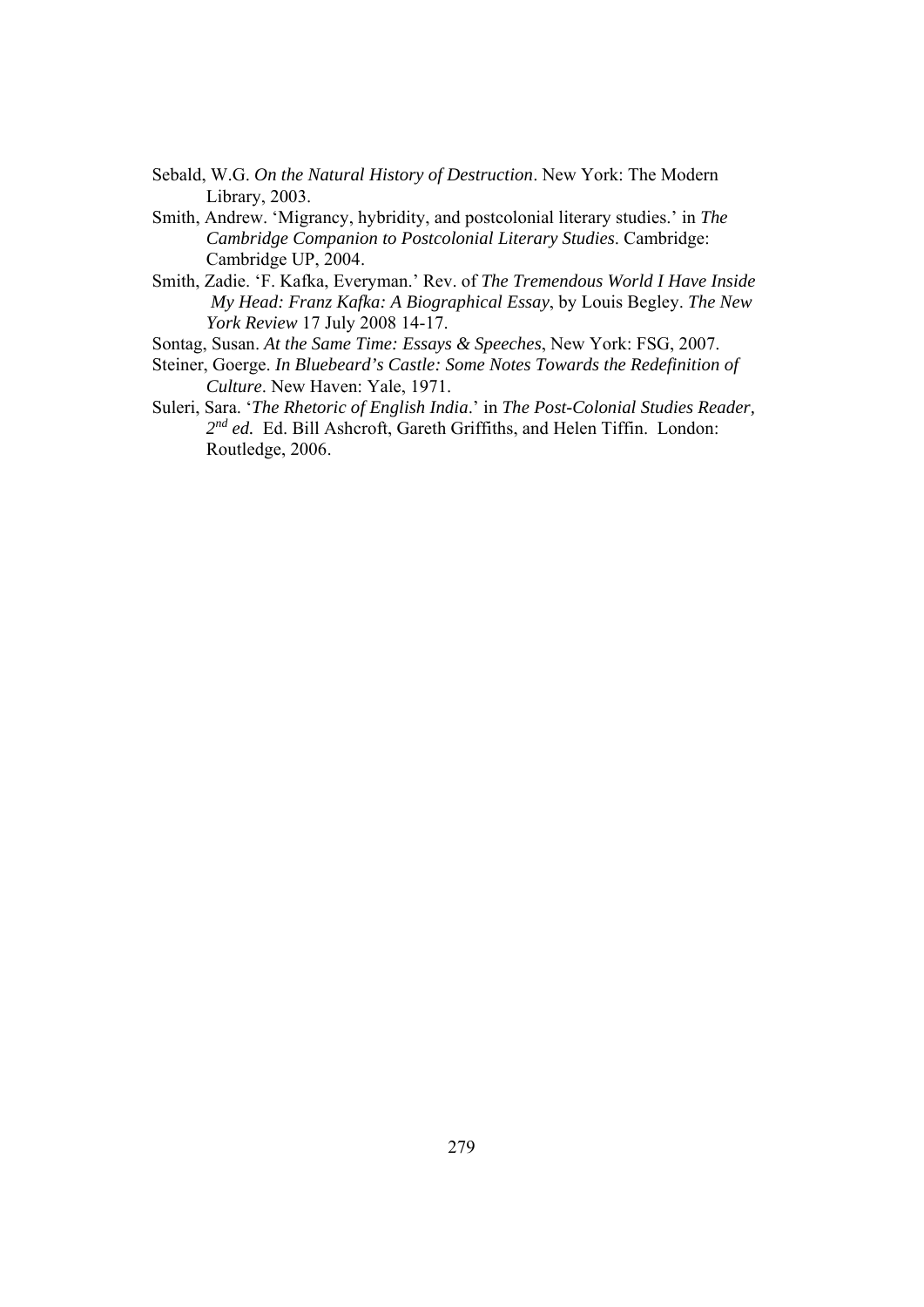Sebald, W.G. *On the Natural History of Destruction*. New York: The Modern Library, 2003.

Smith, Andrew. 'Migrancy, hybridity, and postcolonial literary studies.' in *The Cambridge Companion to Postcolonial Literary Studies*. Cambridge: Cambridge UP, 2004.

Smith, Zadie. 'F. Kafka, Everyman.' Rev. of *The Tremendous World I Have Inside My Head: Franz Kafka: A Biographical Essay*, by Louis Begley. *The New York Review* 17 July 2008 14-17.

Sontag, Susan. *At the Same Time: Essays & Speeches*, New York: FSG, 2007.

Steiner, Goerge. *In Bluebeard's Castle: Some Notes Towards the Redefinition of Culture*. New Haven: Yale, 1971.

Suleri, Sara. '*The Rhetoric of English India*.' in *The Post-Colonial Studies Reader, 2nd ed.* Ed. Bill Ashcroft, Gareth Griffiths, and Helen Tiffin. London: Routledge, 2006.